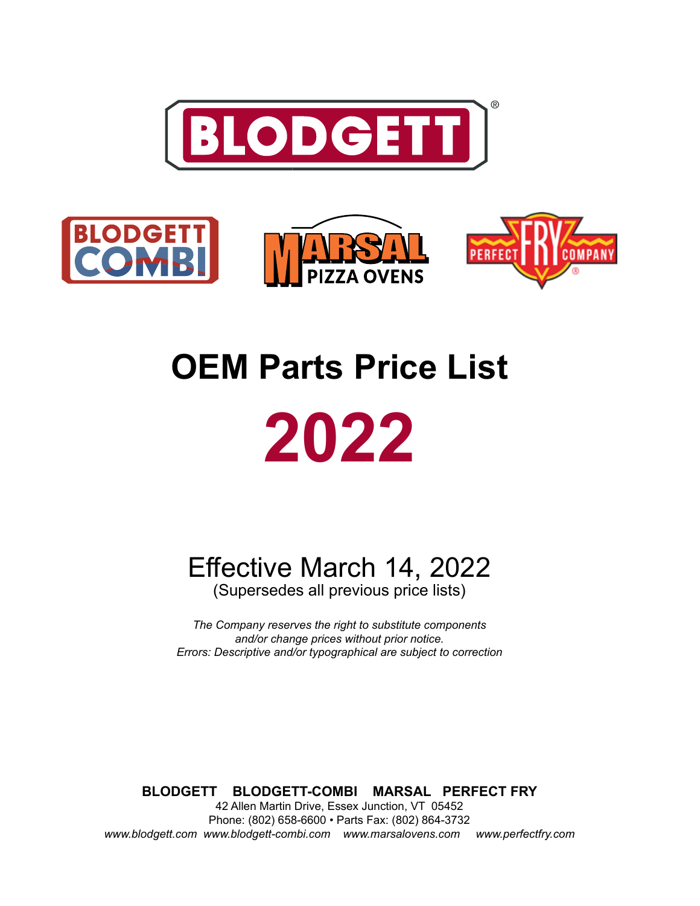# OEM Parts Price List

# 2022

## Effective March 14, 2022

(Supersedes all previous price lists)

*The Company reserves the right to substitute components and/or change prices without prior notice.*
*Errors: Descriptive and/or typographical are subject to correction*

**BLODGETT BLODGETT-COMBI MARSAL PERFECT FRY**
42 Allen Martin Drive, Essex Junction, VT 05452
Phone: (802) 658-6600 • Parts Fax: (802) 864-3732
*www.blodgett.com www.blodgett-combi.com www.marsalovens.com www.perfectfry.com*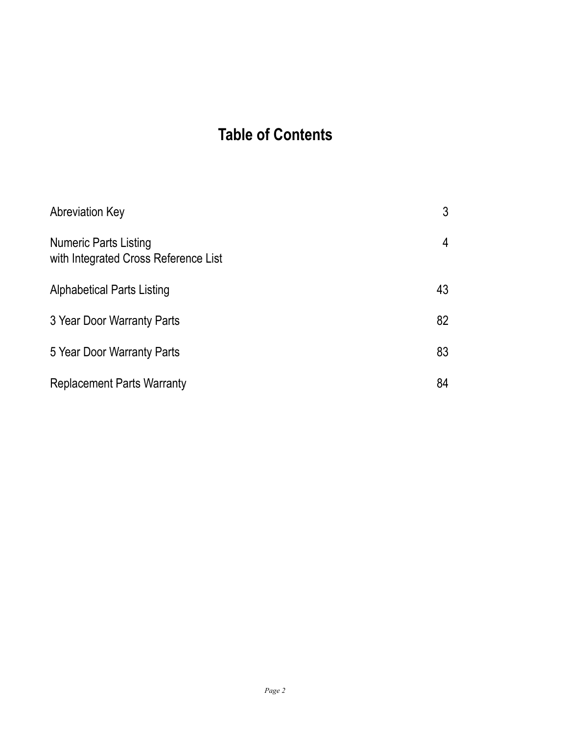# Table of Contents

| | |
|---|---|
| Abreviation Key | 3 |
| Numeric Parts Listing with Integrated Cross Reference List | 4 |
| Alphabetical Parts Listing | 43 |
| 3 Year Door Warranty Parts | 82 |
| 5 Year Door Warranty Parts | 83 |
| Replacement Parts Warranty | 84 |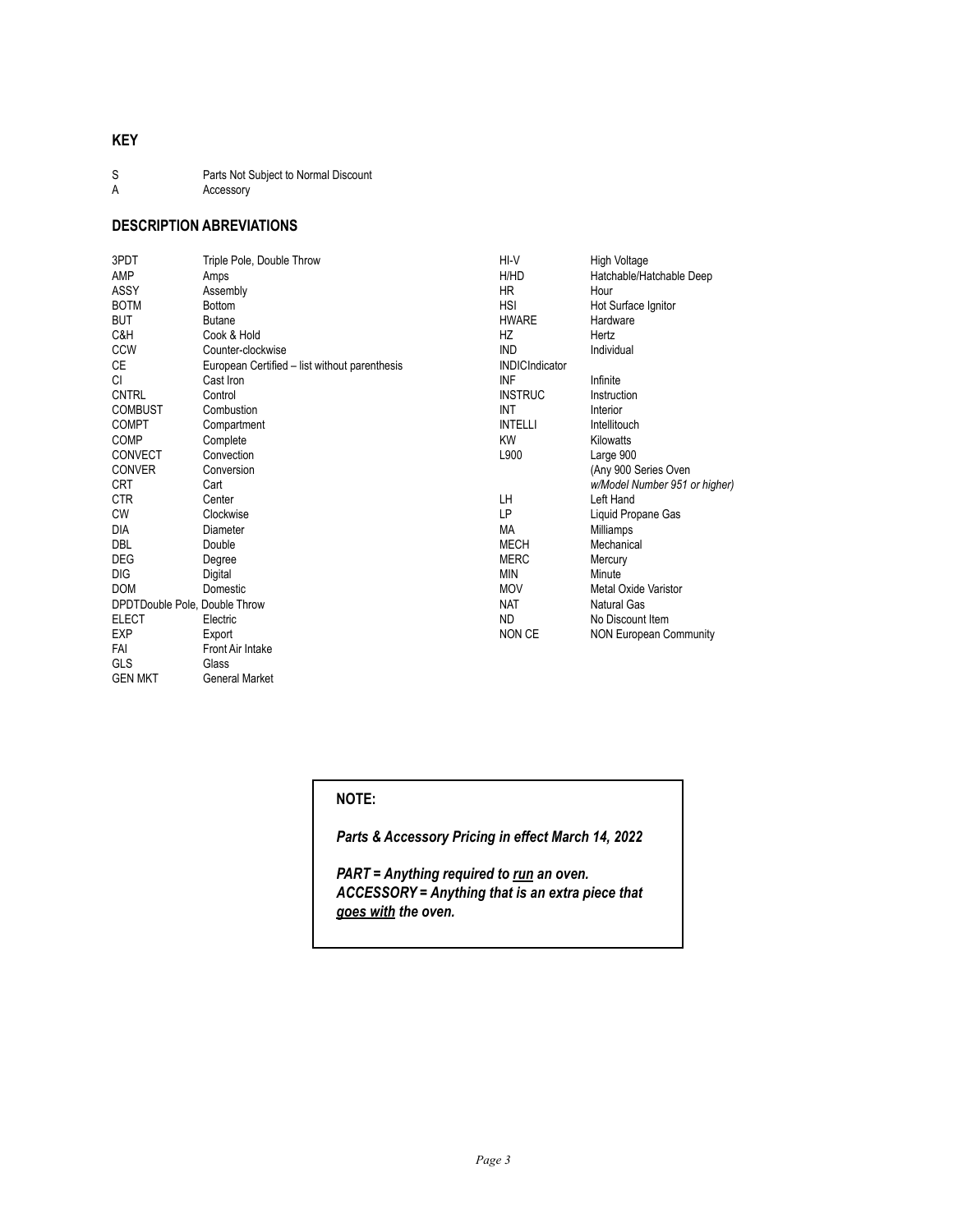## KEY

| | |
|---|---|
| S | Parts Not Subject to Normal Discount |
| A | Accessory |

## DESCRIPTION ABREVIATIONS

| Abbreviation | Description |
|---|---|
| 3PDT | Triple Pole, Double Throw |
| AMP | Amps |
| ASSY | Assembly |
| BOTM | Bottom |
| BUT | Butane |
| C&H | Cook & Hold |
| CCW | Counter-clockwise |
| CE | European Certified – list without parenthesis |
| CI | Cast Iron |
| CNTRL | Control |
| COMBUST | Combustion |
| COMPT | Compartment |
| COMP | Complete |
| CONVECT | Convection |
| CONVER | Conversion |
| CRT | Cart |
| CTR | Center |
| CW | Clockwise |
| DIA | Diameter |
| DBL | Double |
| DEG | Degree |
| DIG | Digital |
| DOM | Domestic |
| DPDT | Double Pole, Double Throw |
| ELECT | Electric |
| EXP | Export |
| FAI | Front Air Intake |
| GLS | Glass |
| GEN MKT | General Market |
| HI-V | High Voltage |
| H/HD | Hatchable/Hatchable Deep |
| HR | Hour |
| HSI | Hot Surface Ignitor |
| HWARE | Hardware |
| HZ | Hertz |
| IND | Individual |
| INDIC | Indicator |
| INF | Infinite |
| INSTRUC | Instruction |
| INT | Interior |
| INTELLI | Intellitouch |
| KW | Kilowatts |
| L900 | Large 900 (Any 900 Series Oven *w/Model Number 951 or higher)* |
| LH | Left Hand |
| LP | Liquid Propane Gas |
| MA | Milliamps |
| MECH | Mechanical |
| MERC | Mercury |
| MIN | Minute |
| MOV | Metal Oxide Varistor |
| NAT | Natural Gas |
| ND | No Discount Item |
| NON CE | NON European Community |

**NOTE:**

***Parts & Accessory Pricing in effect March 14, 2022***

***PART = Anything required to <u>run</u> an oven.***
***ACCESSORY = Anything that is an extra piece that <u>goes with</u> the oven.***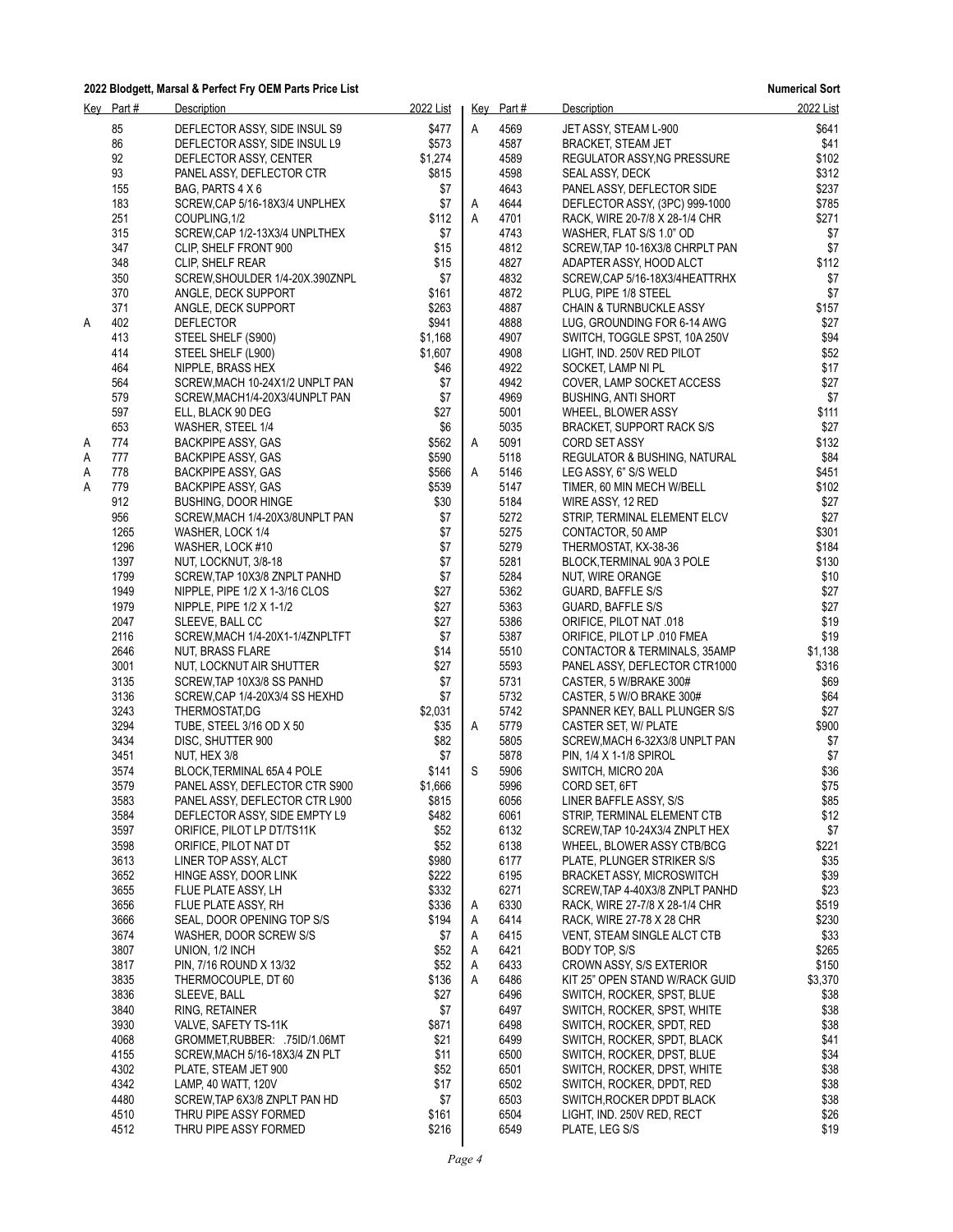**2022 Blodgett, Marsal & Perfect Fry OEM Parts Price List** — **Numerical Sort**

| Key | Part # | Description | 2022 List |
|---|---|---|---|
| | 85 | DEFLECTOR ASSY, SIDE INSUL S9 | $477 |
| | 86 | DEFLECTOR ASSY, SIDE INSUL L9 | $573 |
| | 92 | DEFLECTOR ASSY, CENTER | $1,274 |
| | 93 | PANEL ASSY, DEFLECTOR CTR | $815 |
| | 155 | BAG, PARTS 4 X 6 | $7 |
| | 183 | SCREW,CAP 5/16-18X3/4 UNPLHEX | $7 |
| | 251 | COUPLING,1/2 | $112 |
| | 315 | SCREW,CAP 1/2-13X3/4 UNPLTHEX | $7 |
| | 347 | CLIP, SHELF FRONT 900 | $15 |
| | 348 | CLIP, SHELF REAR | $15 |
| | 350 | SCREW,SHOULDER 1/4-20X.390ZNPL | $7 |
| | 370 | ANGLE, DECK SUPPORT | $161 |
| | 371 | ANGLE, DECK SUPPORT | $263 |
| A | 402 | DEFLECTOR | $941 |
| | 413 | STEEL SHELF (S900) | $1,168 |
| | 414 | STEEL SHELF (L900) | $1,607 |
| | 464 | NIPPLE, BRASS HEX | $46 |
| | 564 | SCREW,MACH 10-24X1/2 UNPLT PAN | $7 |
| | 579 | SCREW,MACH1/4-20X3/4UNPLT PAN | $7 |
| | 597 | ELL, BLACK 90 DEG | $27 |
| | 653 | WASHER, STEEL 1/4 | $6 |
| A | 774 | BACKPIPE ASSY, GAS | $562 |
| A | 777 | BACKPIPE ASSY, GAS | $590 |
| A | 778 | BACKPIPE ASSY, GAS | $566 |
| A | 779 | BACKPIPE ASSY, GAS | $539 |
| | 912 | BUSHING, DOOR HINGE | $30 |
| | 956 | SCREW,MACH 1/4-20X3/8UNPLT PAN | $7 |
| | 1265 | WASHER, LOCK 1/4 | $7 |
| | 1296 | WASHER, LOCK #10 | $7 |
| | 1397 | NUT, LOCKNUT, 3/8-18 | $7 |
| | 1799 | SCREW,TAP 10X3/8 ZNPLT PANHD | $7 |
| | 1949 | NIPPLE, PIPE 1/2 X 1-3/16 CLOS | $27 |
| | 1979 | NIPPLE, PIPE 1/2 X 1-1/2 | $27 |
| | 2047 | SLEEVE, BALL CC | $27 |
| | 2116 | SCREW,MACH 1/4-20X1-1/4ZNPLTFT | $7 |
| | 2646 | NUT, BRASS FLARE | $14 |
| | 3001 | NUT, LOCKNUT AIR SHUTTER | $27 |
| | 3135 | SCREW,TAP 10X3/8 SS PANHD | $7 |
| | 3136 | SCREW,CAP 1/4-20X3/4 SS HEXHD | $7 |
| | 3243 | THERMOSTAT,DG | $2,031 |
| | 3294 | TUBE, STEEL 3/16 OD X 50 | $35 |
| | 3434 | DISC, SHUTTER 900 | $82 |
| | 3451 | NUT, HEX 3/8 | $7 |
| | 3574 | BLOCK,TERMINAL 65A 4 POLE | $141 |
| | 3579 | PANEL ASSY, DEFLECTOR CTR S900 | $1,666 |
| | 3583 | PANEL ASSY, DEFLECTOR CTR L900 | $815 |
| | 3584 | DEFLECTOR ASSY, SIDE EMPTY L9 | $482 |
| | 3597 | ORIFICE, PILOT LP DT/TS11K | $52 |
| | 3598 | ORIFICE, PILOT NAT DT | $52 |
| | 3613 | LINER TOP ASSY, ALCT | $980 |
| | 3652 | HINGE ASSY, DOOR LINK | $222 |
| | 3655 | FLUE PLATE ASSY, LH | $332 |
| | 3656 | FLUE PLATE ASSY, RH | $336 |
| | 3666 | SEAL, DOOR OPENING TOP S/S | $194 |
| | 3674 | WASHER, DOOR SCREW S/S | $7 |
| | 3807 | UNION, 1/2 INCH | $52 |
| | 3817 | PIN, 7/16 ROUND X 13/32 | $52 |
| | 3835 | THERMOCOUPLE, DT 60 | $136 |
| | 3836 | SLEEVE, BALL | $27 |
| | 3840 | RING, RETAINER | $7 |
| | 3930 | VALVE, SAFETY TS-11K | $871 |
| | 4068 | GROMMET,RUBBER: .75ID/1.06MT | $21 |
| | 4155 | SCREW,MACH 5/16-18X3/4 ZN PLT | $11 |
| | 4302 | PLATE, STEAM JET 900 | $52 |
| | 4342 | LAMP, 40 WATT, 120V | $17 |
| | 4480 | SCREW,TAP 6X3/8 ZNPLT PAN HD | $7 |
| | 4510 | THRU PIPE ASSY FORMED | $161 |
| | 4512 | THRU PIPE ASSY FORMED | $216 |
| A | 4569 | JET ASSY, STEAM L-900 | $641 |
| | 4587 | BRACKET, STEAM JET | $41 |
| | 4589 | REGULATOR ASSY,NG PRESSURE | $102 |
| | 4598 | SEAL ASSY, DECK | $312 |
| | 4643 | PANEL ASSY, DEFLECTOR SIDE | $237 |
| A | 4644 | DEFLECTOR ASSY, (3PC) 999-1000 | $785 |
| A | 4701 | RACK, WIRE 20-7/8 X 28-1/4 CHR | $271 |
| | 4743 | WASHER, FLAT S/S 1.0" OD | $7 |
| | 4812 | SCREW,TAP 10-16X3/8 CHRPLT PAN | $7 |
| | 4827 | ADAPTER ASSY, HOOD ALCT | $112 |
| | 4832 | SCREW,CAP 5/16-18X3/4HEATTRHX | $7 |
| | 4872 | PLUG, PIPE 1/8 STEEL | $7 |
| | 4887 | CHAIN & TURNBUCKLE ASSY | $157 |
| | 4888 | LUG, GROUNDING FOR 6-14 AWG | $27 |
| | 4907 | SWITCH, TOGGLE SPST, 10A 250V | $94 |
| | 4908 | LIGHT, IND. 250V RED PILOT | $52 |
| | 4922 | SOCKET, LAMP NI PL | $17 |
| | 4942 | COVER, LAMP SOCKET ACCESS | $27 |
| | 4969 | BUSHING, ANTI SHORT | $7 |
| | 5001 | WHEEL, BLOWER ASSY | $111 |
| | 5035 | BRACKET, SUPPORT RACK S/S | $27 |
| A | 5091 | CORD SET ASSY | $132 |
| | 5118 | REGULATOR & BUSHING, NATURAL | $84 |
| A | 5146 | LEG ASSY, 6" S/S WELD | $451 |
| | 5147 | TIMER, 60 MIN MECH W/BELL | $102 |
| | 5184 | WIRE ASSY, 12 RED | $27 |
| | 5272 | STRIP, TERMINAL ELEMENT ELCV | $27 |
| | 5275 | CONTACTOR, 50 AMP | $301 |
| | 5279 | THERMOSTAT, KX-38-36 | $184 |
| | 5281 | BLOCK,TERMINAL 90A 3 POLE | $130 |
| | 5284 | NUT, WIRE ORANGE | $10 |
| | 5362 | GUARD, BAFFLE S/S | $27 |
| | 5363 | GUARD, BAFFLE S/S | $27 |
| | 5386 | ORIFICE, PILOT NAT .018 | $19 |
| | 5387 | ORIFICE, PILOT LP .010 FMEA | $19 |
| | 5510 | CONTACTOR & TERMINALS, 35AMP | $1,138 |
| | 5593 | PANEL ASSY, DEFLECTOR CTR1000 | $316 |
| | 5731 | CASTER, 5 W/BRAKE 300# | $69 |
| | 5732 | CASTER, 5 W/O BRAKE 300# | $64 |
| | 5742 | SPANNER KEY, BALL PLUNGER S/S | $27 |
| A | 5779 | CASTER SET, W/ PLATE | $900 |
| | 5805 | SCREW,MACH 6-32X3/8 UNPLT PAN | $7 |
| | 5878 | PIN, 1/4 X 1-1/8 SPIROL | $7 |
| S | 5906 | SWITCH, MICRO 20A | $36 |
| | 5996 | CORD SET, 6FT | $75 |
| | 6056 | LINER BAFFLE ASSY, S/S | $85 |
| | 6061 | STRIP, TERMINAL ELEMENT CTB | $12 |
| | 6132 | SCREW,TAP 10-24X3/4 ZNPLT HEX | $7 |
| | 6138 | WHEEL, BLOWER ASSY CTB/BCG | $221 |
| | 6177 | PLATE, PLUNGER STRIKER S/S | $35 |
| | 6195 | BRACKET ASSY, MICROSWITCH | $39 |
| | 6271 | SCREW,TAP 4-40X3/8 ZNPLT PANHD | $23 |
| A | 6330 | RACK, WIRE 27-7/8 X 28-1/4 CHR | $519 |
| A | 6414 | RACK, WIRE 27-78 X 28 CHR | $230 |
| A | 6415 | VENT, STEAM SINGLE ALCT CTB | $33 |
| A | 6421 | BODY TOP, S/S | $265 |
| A | 6433 | CROWN ASSY, S/S EXTERIOR | $150 |
| A | 6486 | KIT 25" OPEN STAND W/RACK GUID | $3,370 |
| | 6496 | SWITCH, ROCKER, SPST, BLUE | $38 |
| | 6497 | SWITCH, ROCKER, SPST, WHITE | $38 |
| | 6498 | SWITCH, ROCKER, SPDT, RED | $38 |
| | 6499 | SWITCH, ROCKER, SPDT, BLACK | $41 |
| | 6500 | SWITCH, ROCKER, DPST, BLUE | $34 |
| | 6501 | SWITCH, ROCKER, DPST, WHITE | $38 |
| | 6502 | SWITCH, ROCKER, DPDT, RED | $38 |
| | 6503 | SWITCH,ROCKER DPDT BLACK | $38 |
| | 6504 | LIGHT, IND. 250V RED, RECT | $26 |
| | 6549 | PLATE, LEG S/S | $19 |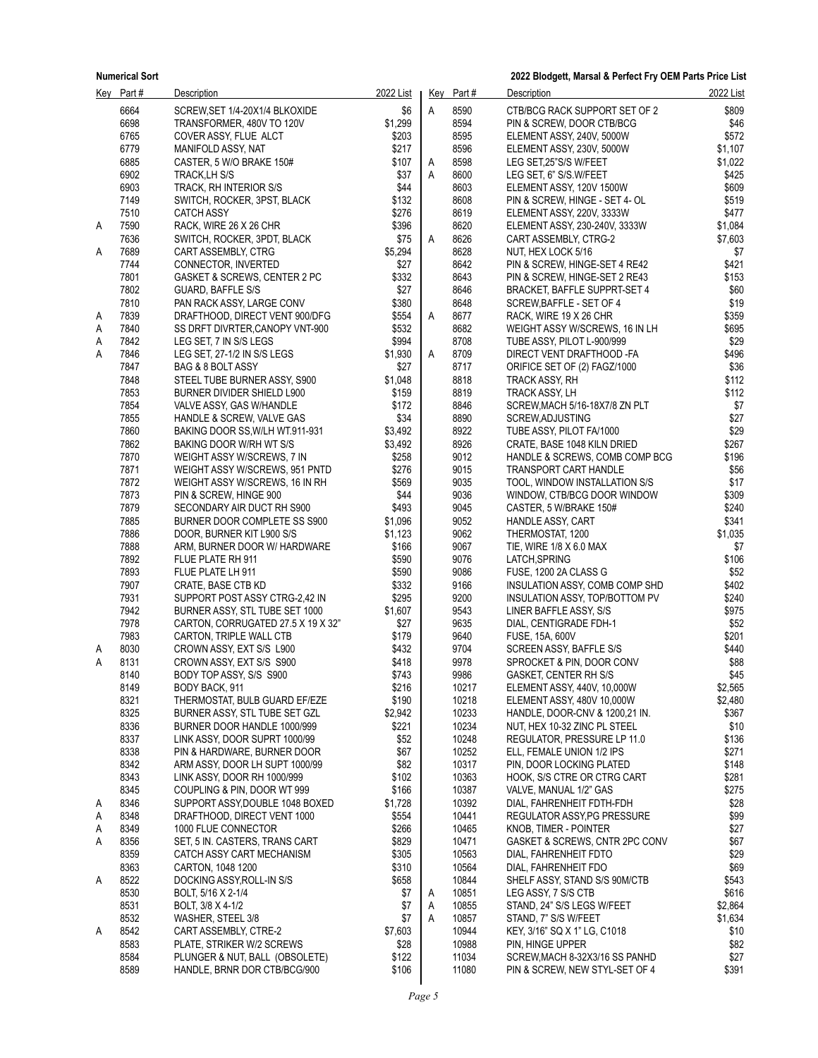| Key | Part # | Description | 2022 List |
|---|---|---|---|
| | 6664 | SCREW,SET 1/4-20X1/4 BLKOXIDE | $6 |
| | 6698 | TRANSFORMER, 480V TO 120V | $1,299 |
| | 6765 | COVER ASSY, FLUE ALCT | $203 |
| | 6779 | MANIFOLD ASSY, NAT | $217 |
| | 6885 | CASTER, 5 W/O BRAKE 150# | $107 |
| | 6902 | TRACK,LH S/S | $37 |
| | 6903 | TRACK, RH INTERIOR S/S | $44 |
| | 7149 | SWITCH, ROCKER, 3PST, BLACK | $132 |
| | 7510 | CATCH ASSY | $276 |
| A | 7590 | RACK, WIRE 26 X 26 CHR | $396 |
| | 7636 | SWITCH, ROCKER, 3PDT, BLACK | $75 |
| A | 7689 | CART ASSEMBLY, CTRG | $5,294 |
| | 7744 | CONNECTOR, INVERTED | $27 |
| | 7801 | GASKET & SCREWS, CENTER 2 PC | $332 |
| | 7802 | GUARD, BAFFLE S/S | $27 |
| | 7810 | PAN RACK ASSY, LARGE CONV | $380 |
| A | 7839 | DRAFTHOOD, DIRECT VENT 900/DFG | $554 |
| A | 7840 | SS DRFT DIVRTER,CANOPY VNT-900 | $532 |
| A | 7842 | LEG SET, 7 IN S/S LEGS | $994 |
| A | 7846 | LEG SET, 27-1/2 IN S/S LEGS | $1,930 |
| | 7847 | BAG & 8 BOLT ASSY | $27 |
| | 7848 | STEEL TUBE BURNER ASSY, S900 | $1,048 |
| | 7853 | BURNER DIVIDER SHIELD L900 | $159 |
| | 7854 | VALVE ASSY, GAS W/HANDLE | $172 |
| | 7855 | HANDLE & SCREW, VALVE GAS | $34 |
| | 7860 | BAKING DOOR SS,W/LH WT.911-931 | $3,492 |
| | 7862 | BAKING DOOR W/RH WT S/S | $3,492 |
| | 7870 | WEIGHT ASSY W/SCREWS, 7 IN | $258 |
| | 7871 | WEIGHT ASSY W/SCREWS, 951 PNTD | $276 |
| | 7872 | WEIGHT ASSY W/SCREWS, 16 IN RH | $569 |
| | 7873 | PIN & SCREW, HINGE 900 | $44 |
| | 7879 | SECONDARY AIR DUCT RH S900 | $493 |
| | 7885 | BURNER DOOR COMPLETE SS S900 | $1,096 |
| | 7886 | DOOR, BURNER KIT L900 S/S | $1,123 |
| | 7888 | ARM, BURNER DOOR W/ HARDWARE | $166 |
| | 7892 | FLUE PLATE RH 911 | $590 |
| | 7893 | FLUE PLATE LH 911 | $590 |
| | 7907 | CRATE, BASE CTB KD | $332 |
| | 7931 | SUPPORT POST ASSY CTRG-2,42 IN | $295 |
| | 7942 | BURNER ASSY, STL TUBE SET 1000 | $1,607 |
| | 7978 | CARTON, CORRUGATED 27.5 X 19 X 32" | $27 |
| | 7983 | CARTON, TRIPLE WALL CTB | $179 |
| A | 8030 | CROWN ASSY, EXT S/S L900 | $432 |
| A | 8131 | CROWN ASSY, EXT S/S S900 | $418 |
| | 8140 | BODY TOP ASSY, S/S S900 | $743 |
| | 8149 | BODY BACK, 911 | $216 |
| | 8321 | THERMOSTAT, BULB GUARD EF/EZE | $190 |
| | 8325 | BURNER ASSY, STL TUBE SET GZL | $2,942 |
| | 8336 | BURNER DOOR HANDLE 1000/999 | $221 |
| | 8337 | LINK ASSY, DOOR SUPRT 1000/99 | $52 |
| | 8338 | PIN & HARDWARE, BURNER DOOR | $67 |
| | 8342 | ARM ASSY, DOOR LH SUPT 1000/99 | $82 |
| | 8343 | LINK ASSY, DOOR RH 1000/999 | $102 |
| | 8345 | COUPLING & PIN, DOOR WT 999 | $166 |
| A | 8346 | SUPPORT ASSY,DOUBLE 1048 BOXED | $1,728 |
| A | 8348 | DRAFTHOOD, DIRECT VENT 1000 | $554 |
| A | 8349 | 1000 FLUE CONNECTOR | $266 |
| A | 8356 | SET, 5 IN. CASTERS, TRANS CART | $829 |
| | 8359 | CATCH ASSY CART MECHANISM | $305 |
| | 8363 | CARTON, 1048 1200 | $310 |
| A | 8522 | DOCKING ASSY,ROLL-IN S/S | $658 |
| | 8530 | BOLT, 5/16 X 2-1/4 | $7 |
| | 8531 | BOLT, 3/8 X 4-1/2 | $7 |
| | 8532 | WASHER, STEEL 3/8 | $7 |
| A | 8542 | CART ASSEMBLY, CTRE-2 | $7,603 |
| | 8583 | PLATE, STRIKER W/2 SCREWS | $28 |
| | 8584 | PLUNGER & NUT, BALL (OBSOLETE) | $122 |
| | 8589 | HANDLE, BRNR DOR CTB/BCG/900 | $106 |
| A | 8590 | CTB/BCG RACK SUPPORT SET OF 2 | $809 |
| | 8594 | PIN & SCREW, DOOR CTB/BCG | $46 |
| | 8595 | ELEMENT ASSY, 240V, 5000W | $572 |
| | 8596 | ELEMENT ASSY, 230V, 5000W | $1,107 |
| A | 8598 | LEG SET,25"S/S W/FEET | $1,022 |
| A | 8600 | LEG SET, 6" S/S.W/FEET | $425 |
| | 8603 | ELEMENT ASSY, 120V 1500W | $609 |
| | 8608 | PIN & SCREW, HINGE - SET 4- OL | $519 |
| | 8619 | ELEMENT ASSY, 220V, 3333W | $477 |
| | 8620 | ELEMENT ASSY, 230-240V, 3333W | $1,084 |
| A | 8626 | CART ASSEMBLY, CTRG-2 | $7,603 |
| | 8628 | NUT, HEX LOCK 5/16 | $7 |
| | 8642 | PIN & SCREW, HINGE-SET 4 RE42 | $421 |
| | 8643 | PIN & SCREW, HINGE-SET 2 RE43 | $153 |
| | 8646 | BRACKET, BAFFLE SUPPRT-SET 4 | $60 |
| | 8648 | SCREW,BAFFLE - SET OF 4 | $19 |
| A | 8677 | RACK, WIRE 19 X 26 CHR | $359 |
| | 8682 | WEIGHT ASSY W/SCREWS, 16 IN LH | $695 |
| | 8708 | TUBE ASSY, PILOT L-900/999 | $29 |
| A | 8709 | DIRECT VENT DRAFTHOOD -FA | $496 |
| | 8717 | ORIFICE SET OF (2) FAGZ/1000 | $36 |
| | 8818 | TRACK ASSY, RH | $112 |
| | 8819 | TRACK ASSY, LH | $112 |
| | 8846 | SCREW,MACH 5/16-18X7/8 ZN PLT | $7 |
| | 8890 | SCREW,ADJUSTING | $27 |
| | 8922 | TUBE ASSY, PILOT FA/1000 | $29 |
| | 8926 | CRATE, BASE 1048 KILN DRIED | $267 |
| | 9012 | HANDLE & SCREWS, COMB COMP BCG | $196 |
| | 9015 | TRANSPORT CART HANDLE | $56 |
| | 9035 | TOOL, WINDOW INSTALLATION S/S | $17 |
| | 9036 | WINDOW, CTB/BCG DOOR WINDOW | $309 |
| | 9045 | CASTER, 5 W/BRAKE 150# | $240 |
| | 9052 | HANDLE ASSY, CART | $341 |
| | 9062 | THERMOSTAT, 1200 | $1,035 |
| | 9067 | TIE, WIRE 1/8 X 6.0 MAX | $7 |
| | 9076 | LATCH,SPRING | $106 |
| | 9086 | FUSE, 1200 2A CLASS G | $52 |
| | 9166 | INSULATION ASSY, COMB COMP SHD | $402 |
| | 9200 | INSULATION ASSY, TOP/BOTTOM PV | $240 |
| | 9543 | LINER BAFFLE ASSY, S/S | $975 |
| | 9635 | DIAL, CENTIGRADE FDH-1 | $52 |
| | 9640 | FUSE, 15A, 600V | $201 |
| | 9704 | SCREEN ASSY, BAFFLE S/S | $440 |
| | 9978 | SPROCKET & PIN, DOOR CONV | $88 |
| | 9986 | GASKET, CENTER RH S/S | $45 |
| | 10217 | ELEMENT ASSY, 440V, 10,000W | $2,565 |
| | 10218 | ELEMENT ASSY, 480V 10,000W | $2,480 |
| | 10233 | HANDLE, DOOR-CNV & 1200,21 IN. | $367 |
| | 10234 | NUT, HEX 10-32 ZINC PL STEEL | $10 |
| | 10248 | REGULATOR, PRESSURE LP 11.0 | $136 |
| | 10252 | ELL, FEMALE UNION 1/2 IPS | $271 |
| | 10317 | PIN, DOOR LOCKING PLATED | $148 |
| | 10363 | HOOK, S/S CTRE OR CTRG CART | $281 |
| | 10387 | VALVE, MANUAL 1/2" GAS | $275 |
| | 10392 | DIAL, FAHRENHEIT FDTH-FDH | $28 |
| | 10441 | REGULATOR ASSY,PG PRESSURE | $99 |
| | 10465 | KNOB, TIMER - POINTER | $27 |
| | 10471 | GASKET & SCREWS, CNTR 2PC CONV | $67 |
| | 10563 | DIAL, FAHRENHEIT FDTO | $29 |
| | 10564 | DIAL, FAHRENHEIT FDO | $69 |
| | 10844 | SHELF ASSY, STAND S/S 90M/CTB | $543 |
| A | 10851 | LEG ASSY, 7 S/S CTB | $616 |
| A | 10855 | STAND, 24" S/S LEGS W/FEET | $2,864 |
| A | 10857 | STAND, 7" S/S W/FEET | $1,634 |
| | 10944 | KEY, 3/16" SQ X 1" LG, C1018 | $10 |
| | 10988 | PIN, HINGE UPPER | $82 |
| | 11034 | SCREW,MACH 8-32X3/16 SS PANHD | $27 |
| | 11080 | PIN & SCREW, NEW STYL-SET OF 4 | $391 |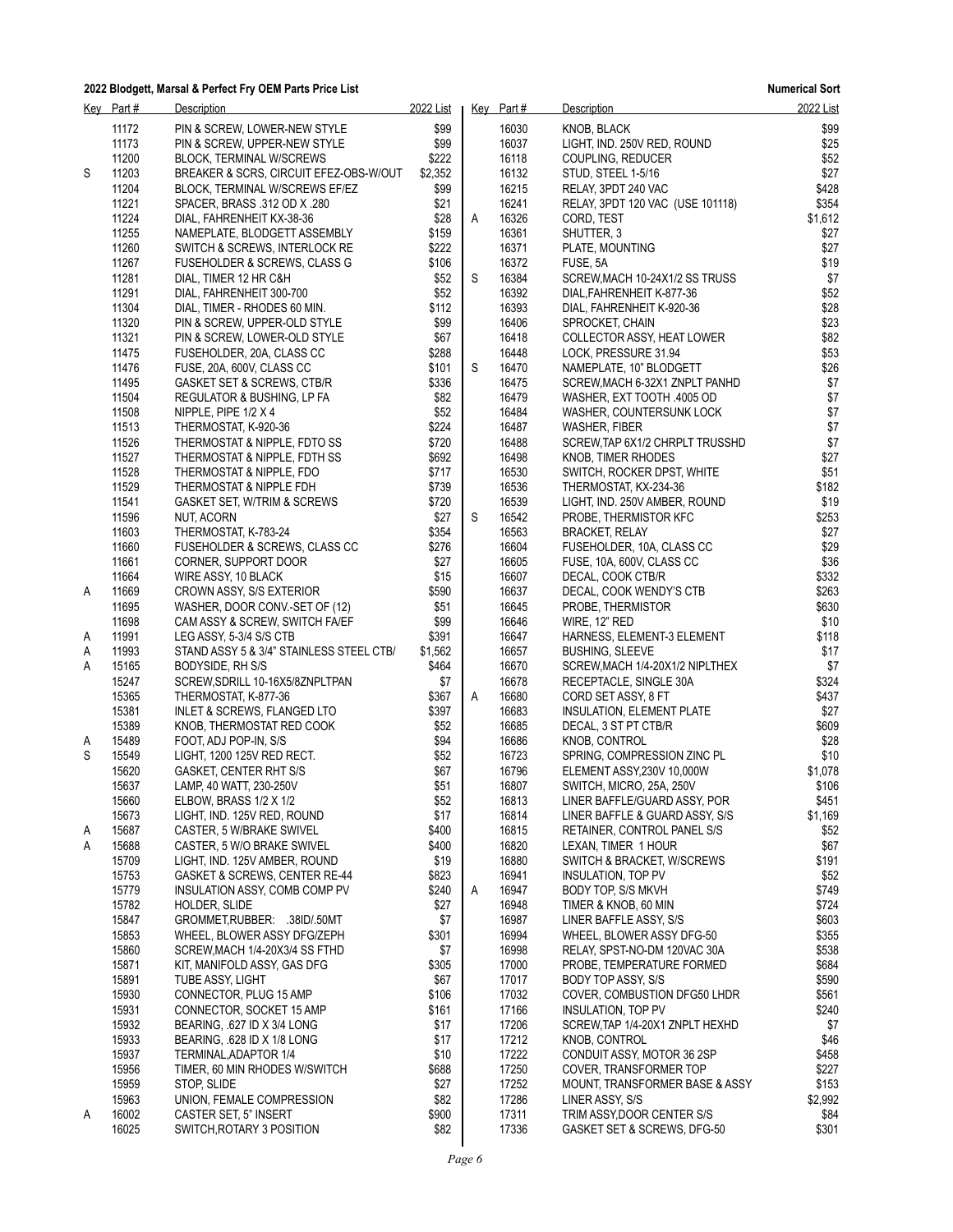## 2022 Blodgett, Marsal & Perfect Fry OEM Parts Price List

**Numerical Sort**

| Key | Part # | Description | 2022 List |
|---|---|---|---|
| | 11172 | PIN & SCREW, LOWER-NEW STYLE | $99 |
| | 11173 | PIN & SCREW, UPPER-NEW STYLE | $99 |
| | 11200 | BLOCK, TERMINAL W/SCREWS | $222 |
| S | 11203 | BREAKER & SCRS, CIRCUIT EFEZ-OBS-W/OUT | $2,352 |
| | 11204 | BLOCK, TERMINAL W/SCREWS EF/EZ | $99 |
| | 11221 | SPACER, BRASS .312 OD X .280 | $21 |
| | 11224 | DIAL, FAHRENHEIT KX-38-36 | $28 |
| | 11255 | NAMEPLATE, BLODGETT ASSEMBLY | $159 |
| | 11260 | SWITCH & SCREWS, INTERLOCK RE | $222 |
| | 11267 | FUSEHOLDER & SCREWS, CLASS G | $106 |
| | 11281 | DIAL, TIMER 12 HR C&H | $52 |
| | 11291 | DIAL, FAHRENHEIT 300-700 | $52 |
| | 11304 | DIAL, TIMER - RHODES 60 MIN. | $112 |
| | 11320 | PIN & SCREW, UPPER-OLD STYLE | $99 |
| | 11321 | PIN & SCREW, LOWER-OLD STYLE | $67 |
| | 11475 | FUSEHOLDER, 20A, CLASS CC | $288 |
| | 11476 | FUSE, 20A, 600V, CLASS CC | $101 |
| | 11495 | GASKET SET & SCREWS, CTB/R | $336 |
| | 11504 | REGULATOR & BUSHING, LP FA | $82 |
| | 11508 | NIPPLE, PIPE 1/2 X 4 | $52 |
| | 11513 | THERMOSTAT, K-920-36 | $224 |
| | 11526 | THERMOSTAT & NIPPLE, FDTO SS | $720 |
| | 11527 | THERMOSTAT & NIPPLE, FDTH SS | $692 |
| | 11528 | THERMOSTAT & NIPPLE, FDO | $717 |
| | 11529 | THERMOSTAT & NIPPLE FDH | $739 |
| | 11541 | GASKET SET, W/TRIM & SCREWS | $720 |
| | 11596 | NUT, ACORN | $27 |
| | 11603 | THERMOSTAT, K-783-24 | $354 |
| | 11660 | FUSEHOLDER & SCREWS, CLASS CC | $276 |
| | 11661 | CORNER, SUPPORT DOOR | $27 |
| | 11664 | WIRE ASSY, 10 BLACK | $15 |
| A | 11669 | CROWN ASSY, S/S EXTERIOR | $590 |
| | 11695 | WASHER, DOOR CONV.-SET OF (12) | $51 |
| | 11698 | CAM ASSY & SCREW, SWITCH FA/EF | $99 |
| A | 11991 | LEG ASSY, 5-3/4 S/S CTB | $391 |
| A | 11993 | STAND ASSY 5 & 3/4" STAINLESS STEEL CTB/ | $1,562 |
| A | 15165 | BODYSIDE, RH S/S | $464 |
| | 15247 | SCREW,SDRILL 10-16X5/8ZNPLTPAN | $7 |
| | 15365 | THERMOSTAT, K-877-36 | $367 |
| | 15381 | INLET & SCREWS, FLANGED LTO | $397 |
| | 15389 | KNOB, THERMOSTAT RED COOK | $52 |
| A | 15489 | FOOT, ADJ POP-IN, S/S | $94 |
| S | 15549 | LIGHT, 1200 125V RED RECT. | $52 |
| | 15620 | GASKET, CENTER RHT S/S | $67 |
| | 15637 | LAMP, 40 WATT, 230-250V | $51 |
| | 15660 | ELBOW, BRASS 1/2 X 1/2 | $52 |
| | 15673 | LIGHT, IND. 125V RED, ROUND | $17 |
| A | 15687 | CASTER, 5 W/BRAKE SWIVEL | $400 |
| A | 15688 | CASTER, 5 W/O BRAKE SWIVEL | $400 |
| | 15709 | LIGHT, IND. 125V AMBER, ROUND | $19 |
| | 15753 | GASKET & SCREWS, CENTER RE-44 | $823 |
| | 15779 | INSULATION ASSY, COMB COMP PV | $240 |
| | 15782 | HOLDER, SLIDE | $27 |
| | 15847 | GROMMET,RUBBER: .38ID/.50MT | $7 |
| | 15853 | WHEEL, BLOWER ASSY DFG/ZEPH | $301 |
| | 15860 | SCREW,MACH 1/4-20X3/4 SS FTHD | $7 |
| | 15871 | KIT, MANIFOLD ASSY, GAS DFG | $305 |
| | 15891 | TUBE ASSY, LIGHT | $67 |
| | 15930 | CONNECTOR, PLUG 15 AMP | $106 |
| | 15931 | CONNECTOR, SOCKET 15 AMP | $161 |
| | 15932 | BEARING, .627 ID X 3/4 LONG | $17 |
| | 15933 | BEARING, .628 ID X 1/8 LONG | $17 |
| | 15937 | TERMINAL,ADAPTOR 1/4 | $10 |
| | 15956 | TIMER, 60 MIN RHODES W/SWITCH | $688 |
| | 15959 | STOP, SLIDE | $27 |
| | 15963 | UNION, FEMALE COMPRESSION | $82 |
| A | 16002 | CASTER SET, 5" INSERT | $900 |
| | 16025 | SWITCH,ROTARY 3 POSITION | $82 |
| | 16030 | KNOB, BLACK | $99 |
| | 16037 | LIGHT, IND. 250V RED, ROUND | $25 |
| | 16118 | COUPLING, REDUCER | $52 |
| | 16132 | STUD, STEEL 1-5/16 | $27 |
| | 16215 | RELAY, 3PDT 240 VAC | $428 |
| | 16241 | RELAY, 3PDT 120 VAC (USE 101118) | $354 |
| A | 16326 | CORD, TEST | $1,612 |
| | 16361 | SHUTTER, 3 | $27 |
| | 16371 | PLATE, MOUNTING | $27 |
| | 16372 | FUSE, 5A | $19 |
| S | 16384 | SCREW,MACH 10-24X1/2 SS TRUSS | $7 |
| | 16392 | DIAL,FAHRENHEIT K-877-36 | $52 |
| | 16393 | DIAL, FAHRENHEIT K-920-36 | $28 |
| | 16406 | SPROCKET, CHAIN | $23 |
| | 16418 | COLLECTOR ASSY, HEAT LOWER | $82 |
| | 16448 | LOCK, PRESSURE 31.94 | $53 |
| S | 16470 | NAMEPLATE, 10" BLODGETT | $26 |
| | 16475 | SCREW,MACH 6-32X1 ZNPLT PANHD | $7 |
| | 16479 | WASHER, EXT TOOTH .4005 OD | $7 |
| | 16484 | WASHER, COUNTERSUNK LOCK | $7 |
| | 16487 | WASHER, FIBER | $7 |
| | 16488 | SCREW,TAP 6X1/2 CHRPLT TRUSSHD | $7 |
| | 16498 | KNOB, TIMER RHODES | $27 |
| | 16530 | SWITCH, ROCKER DPST, WHITE | $51 |
| | 16536 | THERMOSTAT, KX-234-36 | $182 |
| | 16539 | LIGHT, IND. 250V AMBER, ROUND | $19 |
| S | 16542 | PROBE, THERMISTOR KFC | $253 |
| | 16563 | BRACKET, RELAY | $27 |
| | 16604 | FUSEHOLDER, 10A, CLASS CC | $29 |
| | 16605 | FUSE, 10A, 600V, CLASS CC | $36 |
| | 16607 | DECAL, COOK CTB/R | $332 |
| | 16637 | DECAL, COOK WENDY'S CTB | $263 |
| | 16645 | PROBE, THERMISTOR | $630 |
| | 16646 | WIRE, 12" RED | $10 |
| | 16647 | HARNESS, ELEMENT-3 ELEMENT | $118 |
| | 16657 | BUSHING, SLEEVE | $17 |
| | 16670 | SCREW,MACH 1/4-20X1/2 NIPLTHEX | $7 |
| | 16678 | RECEPTACLE, SINGLE 30A | $324 |
| A | 16680 | CORD SET ASSY, 8 FT | $437 |
| | 16683 | INSULATION, ELEMENT PLATE | $27 |
| | 16685 | DECAL, 3 ST PT CTB/R | $609 |
| | 16686 | KNOB, CONTROL | $28 |
| | 16723 | SPRING, COMPRESSION ZINC PL | $10 |
| | 16796 | ELEMENT ASSY,230V 10,000W | $1,078 |
| | 16807 | SWITCH, MICRO, 25A, 250V | $106 |
| | 16813 | LINER BAFFLE/GUARD ASSY, POR | $451 |
| | 16814 | LINER BAFFLE & GUARD ASSY, S/S | $1,169 |
| | 16815 | RETAINER, CONTROL PANEL S/S | $52 |
| | 16820 | LEXAN, TIMER 1 HOUR | $67 |
| | 16880 | SWITCH & BRACKET, W/SCREWS | $191 |
| | 16941 | INSULATION, TOP PV | $52 |
| A | 16947 | BODY TOP, S/S MKVH | $749 |
| | 16948 | TIMER & KNOB, 60 MIN | $724 |
| | 16987 | LINER BAFFLE ASSY, S/S | $603 |
| | 16994 | WHEEL, BLOWER ASSY DFG-50 | $355 |
| | 16998 | RELAY, SPST-NO-DM 120VAC 30A | $538 |
| | 17000 | PROBE, TEMPERATURE FORMED | $684 |
| | 17017 | BODY TOP ASSY, S/S | $590 |
| | 17032 | COVER, COMBUSTION DFG50 LHDR | $561 |
| | 17166 | INSULATION, TOP PV | $240 |
| | 17206 | SCREW,TAP 1/4-20X1 ZNPLT HEXHD | $7 |
| | 17212 | KNOB, CONTROL | $46 |
| | 17222 | CONDUIT ASSY, MOTOR 36 2SP | $458 |
| | 17250 | COVER, TRANSFORMER TOP | $227 |
| | 17252 | MOUNT, TRANSFORMER BASE & ASSY | $153 |
| | 17286 | LINER ASSY, S/S | $2,992 |
| | 17311 | TRIM ASSY,DOOR CENTER S/S | $84 |
| | 17336 | GASKET SET & SCREWS, DFG-50 | $301 |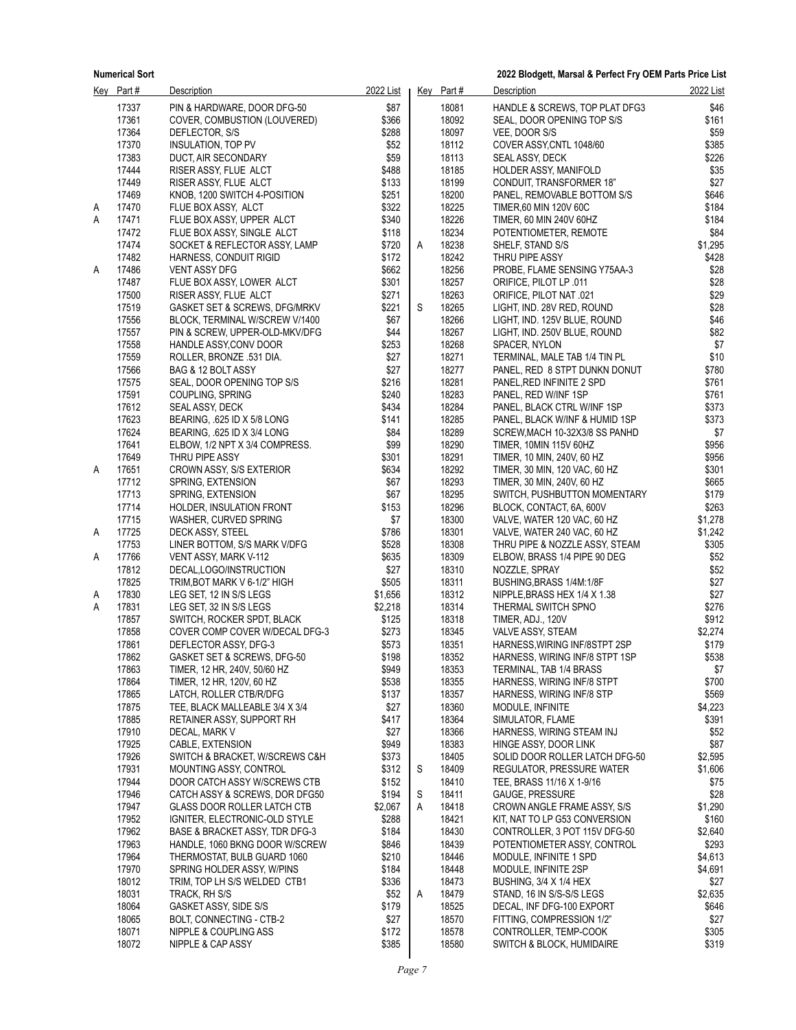| Key | Part # | Description | 2022 List |
|---|---|---|---|
| | 17337 | PIN & HARDWARE, DOOR DFG-50 | $87 |
| | 17361 | COVER, COMBUSTION (LOUVERED) | $366 |
| | 17364 | DEFLECTOR, S/S | $288 |
| | 17370 | INSULATION, TOP PV | $52 |
| | 17383 | DUCT, AIR SECONDARY | $59 |
| | 17444 | RISER ASSY, FLUE ALCT | $488 |
| | 17449 | RISER ASSY, FLUE ALCT | $133 |
| | 17469 | KNOB, 1200 SWITCH 4-POSITION | $251 |
| A | 17470 | FLUE BOX ASSY, ALCT | $322 |
| A | 17471 | FLUE BOX ASSY, UPPER ALCT | $340 |
| | 17472 | FLUE BOX ASSY, SINGLE ALCT | $118 |
| | 17474 | SOCKET & REFLECTOR ASSY, LAMP | $720 |
| | 17482 | HARNESS, CONDUIT RIGID | $172 |
| A | 17486 | VENT ASSY DFG | $662 |
| | 17487 | FLUE BOX ASSY, LOWER ALCT | $301 |
| | 17500 | RISER ASSY, FLUE ALCT | $271 |
| | 17519 | GASKET SET & SCREWS, DFG/MRKV | $221 |
| | 17556 | BLOCK, TERMINAL W/SCREW V/1400 | $67 |
| | 17557 | PIN & SCREW, UPPER-OLD-MKV/DFG | $44 |
| | 17558 | HANDLE ASSY,CONV DOOR | $253 |
| | 17559 | ROLLER, BRONZE .531 DIA. | $27 |
| | 17566 | BAG & 12 BOLT ASSY | $27 |
| | 17575 | SEAL, DOOR OPENING TOP S/S | $216 |
| | 17591 | COUPLING, SPRING | $240 |
| | 17612 | SEAL ASSY, DECK | $434 |
| | 17623 | BEARING, .625 ID X 5/8 LONG | $141 |
| | 17624 | BEARING, .625 ID X 3/4 LONG | $84 |
| | 17641 | ELBOW, 1/2 NPT X 3/4 COMPRESS. | $99 |
| | 17649 | THRU PIPE ASSY | $301 |
| A | 17651 | CROWN ASSY, S/S EXTERIOR | $634 |
| | 17712 | SPRING, EXTENSION | $67 |
| | 17713 | SPRING, EXTENSION | $67 |
| | 17714 | HOLDER, INSULATION FRONT | $153 |
| | 17715 | WASHER, CURVED SPRING | $7 |
| A | 17725 | DECK ASSY, STEEL | $786 |
| | 17753 | LINER BOTTOM, S/S MARK V/DFG | $528 |
| A | 17766 | VENT ASSY, MARK V-112 | $635 |
| | 17812 | DECAL,LOGO/INSTRUCTION | $27 |
| | 17825 | TRIM,BOT MARK V 6-1/2" HIGH | $505 |
| A | 17830 | LEG SET, 12 IN S/S LEGS | $1,656 |
| A | 17831 | LEG SET, 32 IN S/S LEGS | $2,218 |
| | 17857 | SWITCH, ROCKER SPDT, BLACK | $125 |
| | 17858 | COVER COMP COVER W/DECAL DFG-3 | $273 |
| | 17861 | DEFLECTOR ASSY, DFG-3 | $573 |
| | 17862 | GASKET SET & SCREWS, DFG-50 | $198 |
| | 17863 | TIMER, 12 HR, 240V, 50/60 HZ | $949 |
| | 17864 | TIMER, 12 HR, 120V, 60 HZ | $538 |
| | 17865 | LATCH, ROLLER CTB/R/DFG | $137 |
| | 17875 | TEE, BLACK MALLEABLE 3/4 X 3/4 | $27 |
| | 17885 | RETAINER ASSY, SUPPORT RH | $417 |
| | 17910 | DECAL, MARK V | $27 |
| | 17925 | CABLE, EXTENSION | $949 |
| | 17926 | SWITCH & BRACKET, W/SCREWS C&H | $373 |
| | 17931 | MOUNTING ASSY, CONTROL | $312 |
| | 17944 | DOOR CATCH ASSY W/SCREWS CTB | $152 |
| | 17946 | CATCH ASSY & SCREWS, DOR DFG50 | $194 |
| | 17947 | GLASS DOOR ROLLER LATCH CTB | $2,067 |
| | 17952 | IGNITER, ELECTRONIC-OLD STYLE | $288 |
| | 17962 | BASE & BRACKET ASSY, TDR DFG-3 | $184 |
| | 17963 | HANDLE, 1060 BKNG DOOR W/SCREW | $846 |
| | 17964 | THERMOSTAT, BULB GUARD 1060 | $210 |
| | 17970 | SPRING HOLDER ASSY, W/PINS | $184 |
| | 18012 | TRIM, TOP LH S/S WELDED CTB1 | $336 |
| | 18031 | TRACK, RH S/S | $52 |
| | 18064 | GASKET ASSY, SIDE S/S | $179 |
| | 18065 | BOLT, CONNECTING - CTB-2 | $27 |
| | 18071 | NIPPLE & COUPLING ASS | $172 |
| | 18072 | NIPPLE & CAP ASSY | $385 |
| | 18081 | HANDLE & SCREWS, TOP PLAT DFG3 | $46 |
| | 18092 | SEAL, DOOR OPENING TOP S/S | $161 |
| | 18097 | VEE, DOOR S/S | $59 |
| | 18112 | COVER ASSY,CNTL 1048/60 | $385 |
| | 18113 | SEAL ASSY, DECK | $226 |
| | 18185 | HOLDER ASSY, MANIFOLD | $35 |
| | 18199 | CONDUIT, TRANSFORMER 18" | $27 |
| | 18200 | PANEL, REMOVABLE BOTTOM S/S | $646 |
| | 18225 | TIMER,60 MIN 120V 60C | $184 |
| | 18226 | TIMER, 60 MIN 240V 60HZ | $184 |
| | 18234 | POTENTIOMETER, REMOTE | $84 |
| A | 18238 | SHELF, STAND S/S | $1,295 |
| | 18242 | THRU PIPE ASSY | $428 |
| | 18256 | PROBE, FLAME SENSING Y75AA-3 | $28 |
| | 18257 | ORIFICE, PILOT LP .011 | $28 |
| | 18263 | ORIFICE, PILOT NAT .021 | $29 |
| S | 18265 | LIGHT, IND. 28V RED, ROUND | $28 |
| | 18266 | LIGHT, IND. 125V BLUE, ROUND | $46 |
| | 18267 | LIGHT, IND. 250V BLUE, ROUND | $82 |
| | 18268 | SPACER, NYLON | $7 |
| | 18271 | TERMINAL, MALE TAB 1/4 TIN PL | $10 |
| | 18277 | PANEL, RED 8 STPT DUNKN DONUT | $780 |
| | 18281 | PANEL,RED INFINITE 2 SPD | $761 |
| | 18283 | PANEL, RED W/INF 1SP | $761 |
| | 18284 | PANEL, BLACK CTRL W/INF 1SP | $373 |
| | 18285 | PANEL, BLACK W/INF & HUMID 1SP | $373 |
| | 18289 | SCREW,MACH 10-32X3/8 SS PANHD | $7 |
| | 18290 | TIMER, 10MIN 115V 60HZ | $956 |
| | 18291 | TIMER, 10 MIN, 240V, 60 HZ | $956 |
| | 18292 | TIMER, 30 MIN, 120 VAC, 60 HZ | $301 |
| | 18293 | TIMER, 30 MIN, 240V, 60 HZ | $665 |
| | 18295 | SWITCH, PUSHBUTTON MOMENTARY | $179 |
| | 18296 | BLOCK, CONTACT, 6A, 600V | $263 |
| | 18300 | VALVE, WATER 120 VAC, 60 HZ | $1,278 |
| | 18301 | VALVE, WATER 240 VAC, 60 HZ | $1,242 |
| | 18308 | THRU PIPE & NOZZLE ASSY, STEAM | $305 |
| | 18309 | ELBOW, BRASS 1/4 PIPE 90 DEG | $52 |
| | 18310 | NOZZLE, SPRAY | $52 |
| | 18311 | BUSHING,BRASS 1/4M:1/8F | $27 |
| | 18312 | NIPPLE,BRASS HEX 1/4 X 1.38 | $27 |
| | 18314 | THERMAL SWITCH SPNO | $276 |
| | 18318 | TIMER, ADJ., 120V | $912 |
| | 18345 | VALVE ASSY, STEAM | $2,274 |
| | 18351 | HARNESS,WIRING INF/8STPT 2SP | $179 |
| | 18352 | HARNESS, WIRING INF/8 STPT 1SP | $538 |
| | 18353 | TERMINAL, TAB 1/4 BRASS | $7 |
| | 18355 | HARNESS, WIRING INF/8 STPT | $700 |
| | 18357 | HARNESS, WIRING INF/8 STP | $569 |
| | 18360 | MODULE, INFINITE | $4,223 |
| | 18364 | SIMULATOR, FLAME | $391 |
| | 18366 | HARNESS, WIRING STEAM INJ | $52 |
| | 18383 | HINGE ASSY, DOOR LINK | $87 |
| | 18405 | SOLID DOOR ROLLER LATCH DFG-50 | $2,595 |
| S | 18409 | REGULATOR, PRESSURE WATER | $1,606 |
| | 18410 | TEE, BRASS 11/16 X 1-9/16 | $75 |
| S | 18411 | GAUGE, PRESSURE | $28 |
| A | 18418 | CROWN ANGLE FRAME ASSY, S/S | $1,290 |
| | 18421 | KIT, NAT TO LP G53 CONVERSION | $160 |
| | 18430 | CONTROLLER, 3 POT 115V DFG-50 | $2,640 |
| | 18439 | POTENTIOMETER ASSY, CONTROL | $293 |
| | 18446 | MODULE, INFINITE 1 SPD | $4,613 |
| | 18448 | MODULE, INFINITE 2SP | $4,691 |
| | 18473 | BUSHING, 3/4 X 1/4 HEX | $27 |
| A | 18479 | STAND, 16 IN S/S-S/S LEGS | $2,635 |
| | 18525 | DECAL, INF DFG-100 EXPORT | $646 |
| | 18570 | FITTING, COMPRESSION 1/2" | $27 |
| | 18578 | CONTROLLER, TEMP-COOK | $305 |
| | 18580 | SWITCH & BLOCK, HUMIDAIRE | $319 |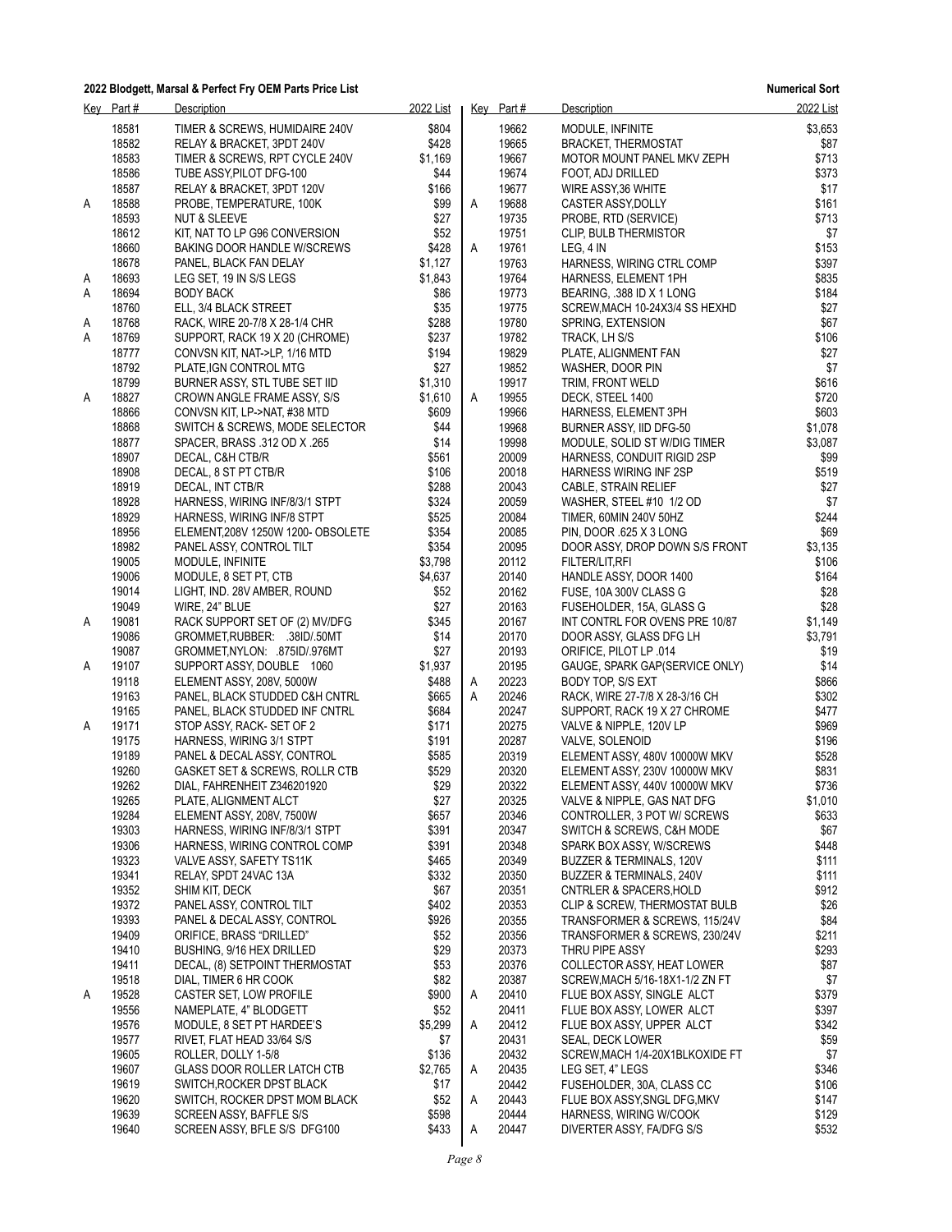**2022 Blodgett, Marsal & Perfect Fry OEM Parts Price List** — **Numerical Sort**

| Key | Part # | Description | 2022 List |
|---|---|---|---|
| | 18581 | TIMER & SCREWS, HUMIDAIRE 240V | $804 |
| | 18582 | RELAY & BRACKET, 3PDT 240V | $428 |
| | 18583 | TIMER & SCREWS, RPT CYCLE 240V | $1,169 |
| | 18586 | TUBE ASSY,PILOT DFG-100 | $44 |
| | 18587 | RELAY & BRACKET, 3PDT 120V | $166 |
| A | 18588 | PROBE, TEMPERATURE, 100K | $99 |
| | 18593 | NUT & SLEEVE | $27 |
| | 18612 | KIT, NAT TO LP G96 CONVERSION | $52 |
| | 18660 | BAKING DOOR HANDLE W/SCREWS | $428 |
| | 18678 | PANEL, BLACK FAN DELAY | $1,127 |
| A | 18693 | LEG SET, 19 IN S/S LEGS | $1,843 |
| A | 18694 | BODY BACK | $86 |
| | 18760 | ELL, 3/4 BLACK STREET | $35 |
| A | 18768 | RACK, WIRE 20-7/8 X 28-1/4 CHR | $288 |
| A | 18769 | SUPPORT, RACK 19 X 20 (CHROME) | $237 |
| | 18777 | CONVSN KIT, NAT->LP, 1/16 MTD | $194 |
| | 18792 | PLATE,IGN CONTROL MTG | $27 |
| | 18799 | BURNER ASSY, STL TUBE SET IID | $1,310 |
| A | 18827 | CROWN ANGLE FRAME ASSY, S/S | $1,610 |
| | 18866 | CONVSN KIT, LP->NAT, #38 MTD | $609 |
| | 18868 | SWITCH & SCREWS, MODE SELECTOR | $44 |
| | 18877 | SPACER, BRASS .312 OD X .265 | $14 |
| | 18907 | DECAL, C&H CTB/R | $561 |
| | 18908 | DECAL, 8 ST PT CTB/R | $106 |
| | 18919 | DECAL, INT CTB/R | $288 |
| | 18928 | HARNESS, WIRING INF/8/3/1 STPT | $324 |
| | 18929 | HARNESS, WIRING INF/8 STPT | $525 |
| | 18956 | ELEMENT,208V 1250W 1200- OBSOLETE | $354 |
| | 18982 | PANEL ASSY, CONTROL TILT | $354 |
| | 19005 | MODULE, INFINITE | $3,798 |
| | 19006 | MODULE, 8 SET PT, CTB | $4,637 |
| | 19014 | LIGHT, IND. 28V AMBER, ROUND | $52 |
| | 19049 | WIRE, 24" BLUE | $27 |
| A | 19081 | RACK SUPPORT SET OF (2) MV/DFG | $345 |
| | 19086 | GROMMET,RUBBER: .38ID/.50MT | $14 |
| | 19087 | GROMMET,NYLON: .875ID/.976MT | $27 |
| A | 19107 | SUPPORT ASSY, DOUBLE 1060 | $1,937 |
| | 19118 | ELEMENT ASSY, 208V, 5000W | $488 |
| | 19163 | PANEL, BLACK STUDDED C&H CNTRL | $665 |
| | 19165 | PANEL, BLACK STUDDED INF CNTRL | $684 |
| A | 19171 | STOP ASSY, RACK- SET OF 2 | $171 |
| | 19175 | HARNESS, WIRING 3/1 STPT | $191 |
| | 19189 | PANEL & DECAL ASSY, CONTROL | $585 |
| | 19260 | GASKET SET & SCREWS, ROLLR CTB | $529 |
| | 19262 | DIAL, FAHRENHEIT Z346201920 | $29 |
| | 19265 | PLATE, ALIGNMENT ALCT | $27 |
| | 19284 | ELEMENT ASSY, 208V, 7500W | $657 |
| | 19303 | HARNESS, WIRING INF/8/3/1 STPT | $391 |
| | 19306 | HARNESS, WIRING CONTROL COMP | $391 |
| | 19323 | VALVE ASSY, SAFETY TS11K | $465 |
| | 19341 | RELAY, SPDT 24VAC 13A | $332 |
| | 19352 | SHIM KIT, DECK | $67 |
| | 19372 | PANEL ASSY, CONTROL TILT | $402 |
| | 19393 | PANEL & DECAL ASSY, CONTROL | $926 |
| | 19409 | ORIFICE, BRASS "DRILLED" | $52 |
| | 19410 | BUSHING, 9/16 HEX DRILLED | $29 |
| | 19411 | DECAL, (8) SETPOINT THERMOSTAT | $53 |
| | 19518 | DIAL, TIMER 6 HR COOK | $82 |
| A | 19528 | CASTER SET, LOW PROFILE | $900 |
| | 19556 | NAMEPLATE, 4" BLODGETT | $52 |
| | 19576 | MODULE, 8 SET PT HARDEE'S | $5,299 |
| | 19577 | RIVET, FLAT HEAD 33/64 S/S | $7 |
| | 19605 | ROLLER, DOLLY 1-5/8 | $136 |
| | 19607 | GLASS DOOR ROLLER LATCH CTB | $2,765 |
| | 19619 | SWITCH,ROCKER DPST BLACK | $17 |
| | 19620 | SWITCH, ROCKER DPST MOM BLACK | $52 |
| | 19639 | SCREEN ASSY, BAFFLE S/S | $598 |
| | 19640 | SCREEN ASSY, BFLE S/S DFG100 | $433 |
| | 19662 | MODULE, INFINITE | $3,653 |
| | 19665 | BRACKET, THERMOSTAT | $87 |
| | 19667 | MOTOR MOUNT PANEL MKV ZEPH | $713 |
| | 19674 | FOOT, ADJ DRILLED | $373 |
| | 19677 | WIRE ASSY,36 WHITE | $17 |
| A | 19688 | CASTER ASSY,DOLLY | $161 |
| | 19735 | PROBE, RTD (SERVICE) | $713 |
| | 19751 | CLIP, BULB THERMISTOR | $7 |
| A | 19761 | LEG, 4 IN | $153 |
| | 19763 | HARNESS, WIRING CTRL COMP | $397 |
| | 19764 | HARNESS, ELEMENT 1PH | $835 |
| | 19773 | BEARING, .388 ID X 1 LONG | $184 |
| | 19775 | SCREW,MACH 10-24X3/4 SS HEXHD | $27 |
| | 19780 | SPRING, EXTENSION | $67 |
| | 19782 | TRACK, LH S/S | $106 |
| | 19829 | PLATE, ALIGNMENT FAN | $27 |
| | 19852 | WASHER, DOOR PIN | $7 |
| | 19917 | TRIM, FRONT WELD | $616 |
| A | 19955 | DECK, STEEL 1400 | $720 |
| | 19966 | HARNESS, ELEMENT 3PH | $603 |
| | 19968 | BURNER ASSY, IID DFG-50 | $1,078 |
| | 19998 | MODULE, SOLID ST W/DIG TIMER | $3,087 |
| | 20009 | HARNESS, CONDUIT RIGID 2SP | $99 |
| | 20018 | HARNESS WIRING INF 2SP | $519 |
| | 20043 | CABLE, STRAIN RELIEF | $27 |
| | 20059 | WASHER, STEEL #10 1/2 OD | $7 |
| | 20084 | TIMER, 60MIN 240V 50HZ | $244 |
| | 20085 | PIN, DOOR .625 X 3 LONG | $69 |
| | 20095 | DOOR ASSY, DROP DOWN S/S FRONT | $3,135 |
| | 20112 | FILTER/LIT,RFI | $106 |
| | 20140 | HANDLE ASSY, DOOR 1400 | $164 |
| | 20162 | FUSE, 10A 300V CLASS G | $28 |
| | 20163 | FUSEHOLDER, 15A, GLASS G | $28 |
| | 20167 | INT CONTRL FOR OVENS PRE 10/87 | $1,149 |
| | 20170 | DOOR ASSY, GLASS DFG LH | $3,791 |
| | 20193 | ORIFICE, PILOT LP .014 | $19 |
| | 20195 | GAUGE, SPARK GAP(SERVICE ONLY) | $14 |
| A | 20223 | BODY TOP, S/S EXT | $866 |
| A | 20246 | RACK, WIRE 27-7/8 X 28-3/16 CH | $302 |
| | 20247 | SUPPORT, RACK 19 X 27 CHROME | $477 |
| | 20275 | VALVE & NIPPLE, 120V LP | $969 |
| | 20287 | VALVE, SOLENOID | $196 |
| | 20319 | ELEMENT ASSY, 480V 10000W MKV | $528 |
| | 20320 | ELEMENT ASSY, 230V 10000W MKV | $831 |
| | 20322 | ELEMENT ASSY, 440V 10000W MKV | $736 |
| | 20325 | VALVE & NIPPLE, GAS NAT DFG | $1,010 |
| | 20346 | CONTROLLER, 3 POT W/ SCREWS | $633 |
| | 20347 | SWITCH & SCREWS, C&H MODE | $67 |
| | 20348 | SPARK BOX ASSY, W/SCREWS | $448 |
| | 20349 | BUZZER & TERMINALS, 120V | $111 |
| | 20350 | BUZZER & TERMINALS, 240V | $111 |
| | 20351 | CNTRLER & SPACERS,HOLD | $912 |
| | 20353 | CLIP & SCREW, THERMOSTAT BULB | $26 |
| | 20355 | TRANSFORMER & SCREWS, 115/24V | $84 |
| | 20356 | TRANSFORMER & SCREWS, 230/24V | $211 |
| | 20373 | THRU PIPE ASSY | $293 |
| | 20376 | COLLECTOR ASSY, HEAT LOWER | $87 |
| | 20387 | SCREW,MACH 5/16-18X1-1/2 ZN FT | $7 |
| A | 20410 | FLUE BOX ASSY, SINGLE ALCT | $379 |
| | 20411 | FLUE BOX ASSY, LOWER ALCT | $397 |
| A | 20412 | FLUE BOX ASSY, UPPER ALCT | $342 |
| | 20431 | SEAL, DECK LOWER | $59 |
| | 20432 | SCREW,MACH 1/4-20X1BLKOXIDE FT | $7 |
| A | 20435 | LEG SET, 4" LEGS | $346 |
| | 20442 | FUSEHOLDER, 30A, CLASS CC | $106 |
| A | 20443 | FLUE BOX ASSY,SNGL DFG,MKV | $147 |
| | 20444 | HARNESS, WIRING W/COOK | $129 |
| A | 20447 | DIVERTER ASSY, FA/DFG S/S | $532 |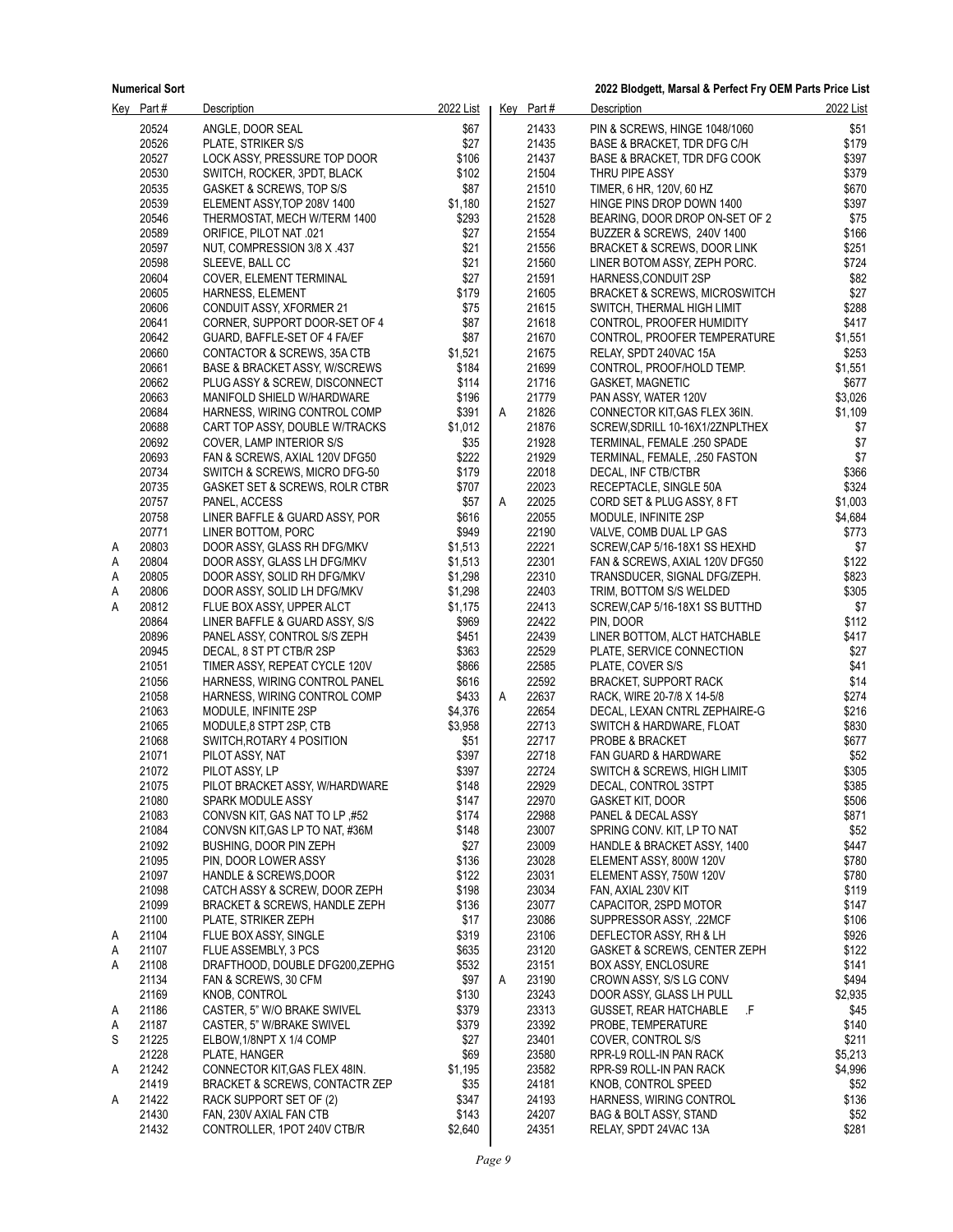| Key | Part # | Description | 2022 List |
|---|---|---|---|
| | 20524 | ANGLE, DOOR SEAL | $67 |
| | 20526 | PLATE, STRIKER S/S | $27 |
| | 20527 | LOCK ASSY, PRESSURE TOP DOOR | $106 |
| | 20530 | SWITCH, ROCKER, 3PDT, BLACK | $102 |
| | 20535 | GASKET & SCREWS, TOP S/S | $87 |
| | 20539 | ELEMENT ASSY,TOP 208V 1400 | $1,180 |
| | 20546 | THERMOSTAT, MECH W/TERM 1400 | $293 |
| | 20589 | ORIFICE, PILOT NAT .021 | $27 |
| | 20597 | NUT, COMPRESSION 3/8 X .437 | $21 |
| | 20598 | SLEEVE, BALL CC | $21 |
| | 20604 | COVER, ELEMENT TERMINAL | $27 |
| | 20605 | HARNESS, ELEMENT | $179 |
| | 20606 | CONDUIT ASSY, XFORMER 21 | $75 |
| | 20641 | CORNER, SUPPORT DOOR-SET OF 4 | $87 |
| | 20642 | GUARD, BAFFLE-SET OF 4 FA/EF | $87 |
| | 20660 | CONTACTOR & SCREWS, 35A CTB | $1,521 |
| | 20661 | BASE & BRACKET ASSY, W/SCREWS | $184 |
| | 20662 | PLUG ASSY & SCREW, DISCONNECT | $114 |
| | 20663 | MANIFOLD SHIELD W/HARDWARE | $196 |
| | 20684 | HARNESS, WIRING CONTROL COMP | $391 |
| | 20688 | CART TOP ASSY, DOUBLE W/TRACKS | $1,012 |
| | 20692 | COVER, LAMP INTERIOR S/S | $35 |
| | 20693 | FAN & SCREWS, AXIAL 120V DFG50 | $222 |
| | 20734 | SWITCH & SCREWS, MICRO DFG-50 | $179 |
| | 20735 | GASKET SET & SCREWS, ROLR CTBR | $707 |
| | 20757 | PANEL, ACCESS | $57 |
| | 20758 | LINER BAFFLE & GUARD ASSY, POR | $616 |
| | 20771 | LINER BOTTOM, PORC | $949 |
| A | 20803 | DOOR ASSY, GLASS RH DFG/MKV | $1,513 |
| A | 20804 | DOOR ASSY, GLASS LH DFG/MKV | $1,513 |
| A | 20805 | DOOR ASSY, SOLID RH DFG/MKV | $1,298 |
| A | 20806 | DOOR ASSY, SOLID LH DFG/MKV | $1,298 |
| A | 20812 | FLUE BOX ASSY, UPPER ALCT | $1,175 |
| | 20864 | LINER BAFFLE & GUARD ASSY, S/S | $969 |
| | 20896 | PANEL ASSY, CONTROL S/S ZEPH | $451 |
| | 20945 | DECAL, 8 ST PT CTB/R 2SP | $363 |
| | 21051 | TIMER ASSY, REPEAT CYCLE 120V | $866 |
| | 21056 | HARNESS, WIRING CONTROL PANEL | $616 |
| | 21058 | HARNESS, WIRING CONTROL COMP | $433 |
| | 21063 | MODULE, INFINITE 2SP | $4,376 |
| | 21065 | MODULE,8 STPT 2SP, CTB | $3,958 |
| | 21068 | SWITCH,ROTARY 4 POSITION | $51 |
| | 21071 | PILOT ASSY, NAT | $397 |
| | 21072 | PILOT ASSY, LP | $397 |
| | 21075 | PILOT BRACKET ASSY, W/HARDWARE | $148 |
| | 21080 | SPARK MODULE ASSY | $147 |
| | 21083 | CONVSN KIT, GAS NAT TO LP ,#52 | $174 |
| | 21084 | CONVSN KIT,GAS LP TO NAT, #36M | $148 |
| | 21092 | BUSHING, DOOR PIN ZEPH | $27 |
| | 21095 | PIN, DOOR LOWER ASSY | $136 |
| | 21097 | HANDLE & SCREWS,DOOR | $122 |
| | 21098 | CATCH ASSY & SCREW, DOOR ZEPH | $198 |
| | 21099 | BRACKET & SCREWS, HANDLE ZEPH | $136 |
| | 21100 | PLATE, STRIKER ZEPH | $17 |
| A | 21104 | FLUE BOX ASSY, SINGLE | $319 |
| A | 21107 | FLUE ASSEMBLY, 3 PCS | $635 |
| A | 21108 | DRAFTHOOD, DOUBLE DFG200,ZEPHG | $532 |
| | 21134 | FAN & SCREWS, 30 CFM | $97 |
| | 21169 | KNOB, CONTROL | $130 |
| A | 21186 | CASTER, 5" W/O BRAKE SWIVEL | $379 |
| A | 21187 | CASTER, 5" W/BRAKE SWIVEL | $379 |
| S | 21225 | ELBOW,1/8NPT X 1/4 COMP | $27 |
| | 21228 | PLATE, HANGER | $69 |
| A | 21242 | CONNECTOR KIT,GAS FLEX 48IN. | $1,195 |
| | 21419 | BRACKET & SCREWS, CONTACTR ZEP | $35 |
| A | 21422 | RACK SUPPORT SET OF (2) | $347 |
| | 21430 | FAN, 230V AXIAL FAN CTB | $143 |
| | 21432 | CONTROLLER, 1POT 240V CTB/R | $2,640 |
| | 21433 | PIN & SCREWS, HINGE 1048/1060 | $51 |
| | 21435 | BASE & BRACKET, TDR DFG C/H | $179 |
| | 21437 | BASE & BRACKET, TDR DFG COOK | $397 |
| | 21504 | THRU PIPE ASSY | $379 |
| | 21510 | TIMER, 6 HR, 120V, 60 HZ | $670 |
| | 21527 | HINGE PINS DROP DOWN 1400 | $397 |
| | 21528 | BEARING, DOOR DROP ON-SET OF 2 | $75 |
| | 21554 | BUZZER & SCREWS, 240V 1400 | $166 |
| | 21556 | BRACKET & SCREWS, DOOR LINK | $251 |
| | 21560 | LINER BOTOM ASSY, ZEPH PORC. | $724 |
| | 21591 | HARNESS,CONDUIT 2SP | $82 |
| | 21605 | BRACKET & SCREWS, MICROSWITCH | $27 |
| | 21615 | SWITCH, THERMAL HIGH LIMIT | $288 |
| | 21618 | CONTROL, PROOFER HUMIDITY | $417 |
| | 21670 | CONTROL, PROOFER TEMPERATURE | $1,551 |
| | 21675 | RELAY, SPDT 240VAC 15A | $253 |
| | 21699 | CONTROL, PROOF/HOLD TEMP. | $1,551 |
| | 21716 | GASKET, MAGNETIC | $677 |
| | 21779 | PAN ASSY, WATER 120V | $3,026 |
| A | 21826 | CONNECTOR KIT,GAS FLEX 36IN. | $1,109 |
| | 21876 | SCREW,SDRILL 10-16X1/2ZNPLTHEX | $7 |
| | 21928 | TERMINAL, FEMALE .250 SPADE | $7 |
| | 21929 | TERMINAL, FEMALE, .250 FASTON | $7 |
| | 22018 | DECAL, INF CTB/CTBR | $366 |
| | 22023 | RECEPTACLE, SINGLE 50A | $324 |
| A | 22025 | CORD SET & PLUG ASSY, 8 FT | $1,003 |
| | 22055 | MODULE, INFINITE 2SP | $4,684 |
| | 22190 | VALVE, COMB DUAL LP GAS | $773 |
| | 22221 | SCREW,CAP 5/16-18X1 SS HEXHD | $7 |
| | 22301 | FAN & SCREWS, AXIAL 120V DFG50 | $122 |
| | 22310 | TRANSDUCER, SIGNAL DFG/ZEPH. | $823 |
| | 22403 | TRIM, BOTTOM S/S WELDED | $305 |
| | 22413 | SCREW,CAP 5/16-18X1 SS BUTTHD | $7 |
| | 22422 | PIN, DOOR | $112 |
| | 22439 | LINER BOTTOM, ALCT HATCHABLE | $417 |
| | 22529 | PLATE, SERVICE CONNECTION | $27 |
| | 22585 | PLATE, COVER S/S | $41 |
| | 22592 | BRACKET, SUPPORT RACK | $14 |
| A | 22637 | RACK, WIRE 20-7/8 X 14-5/8 | $274 |
| | 22654 | DECAL, LEXAN CNTRL ZEPHAIRE-G | $216 |
| | 22713 | SWITCH & HARDWARE, FLOAT | $830 |
| | 22717 | PROBE & BRACKET | $677 |
| | 22718 | FAN GUARD & HARDWARE | $52 |
| | 22724 | SWITCH & SCREWS, HIGH LIMIT | $305 |
| | 22929 | DECAL, CONTROL 3STPT | $385 |
| | 22970 | GASKET KIT, DOOR | $506 |
| | 22988 | PANEL & DECAL ASSY | $871 |
| | 23007 | SPRING CONV. KIT, LP TO NAT | $52 |
| | 23009 | HANDLE & BRACKET ASSY, 1400 | $447 |
| | 23028 | ELEMENT ASSY, 800W 120V | $780 |
| | 23031 | ELEMENT ASSY, 750W 120V | $780 |
| | 23034 | FAN, AXIAL 230V KIT | $119 |
| | 23077 | CAPACITOR, 2SPD MOTOR | $147 |
| | 23086 | SUPPRESSOR ASSY, .22MCF | $106 |
| | 23106 | DEFLECTOR ASSY, RH & LH | $926 |
| | 23120 | GASKET & SCREWS, CENTER ZEPH | $122 |
| | 23151 | BOX ASSY, ENCLOSURE | $141 |
| A | 23190 | CROWN ASSY, S/S LG CONV | $494 |
| | 23243 | DOOR ASSY, GLASS LH PULL | $2,935 |
| | 23313 | GUSSET, REAR HATCHABLE .F | $45 |
| | 23392 | PROBE, TEMPERATURE | $140 |
| | 23401 | COVER, CONTROL S/S | $211 |
| | 23580 | RPR-L9 ROLL-IN PAN RACK | $5,213 |
| | 23582 | RPR-S9 ROLL-IN PAN RACK | $4,996 |
| | 24181 | KNOB, CONTROL SPEED | $52 |
| | 24193 | HARNESS, WIRING CONTROL | $136 |
| | 24207 | BAG & BOLT ASSY, STAND | $52 |
| | 24351 | RELAY, SPDT 24VAC 13A | $281 |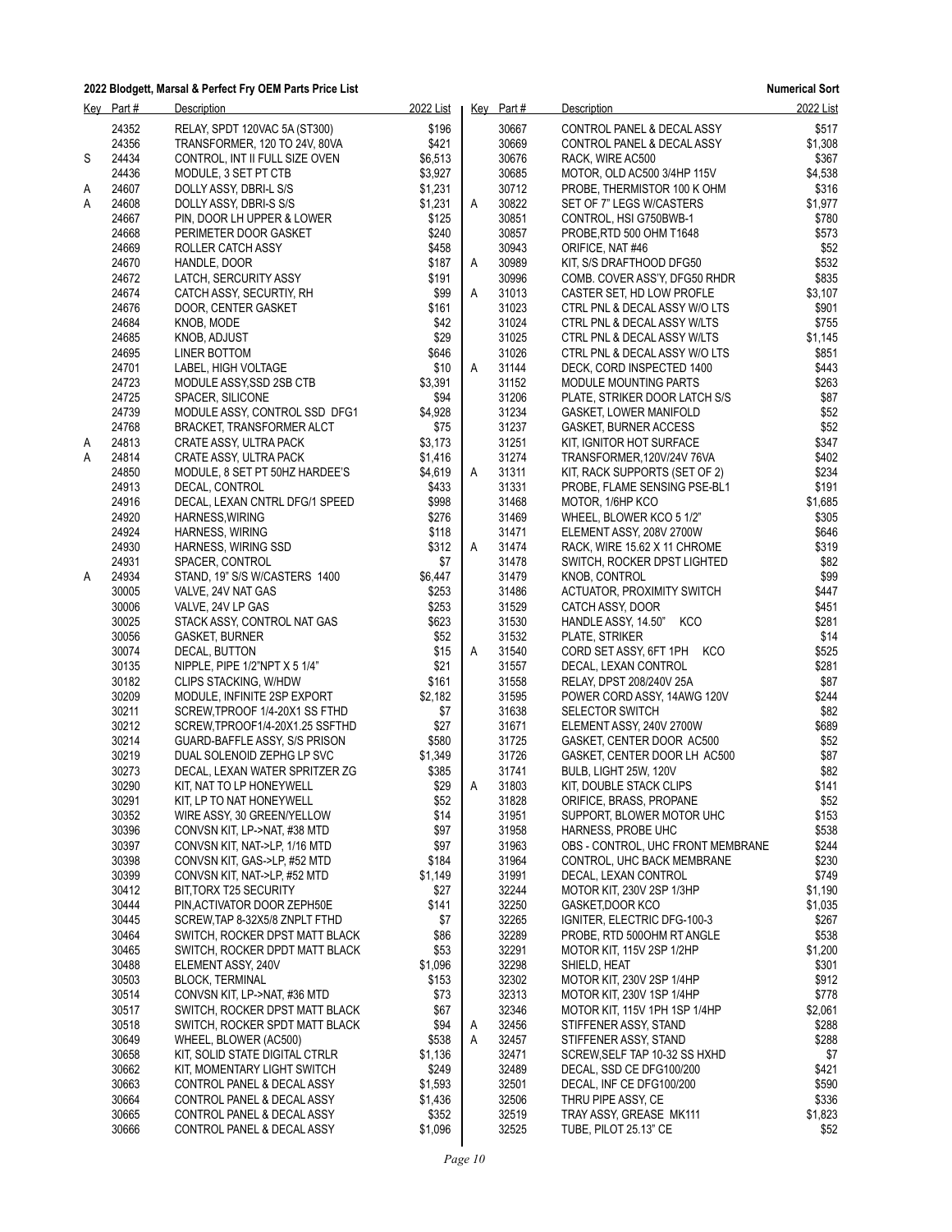| Key | Part # | Description | 2022 List |
|---|---|---|---|
| | 24352 | RELAY, SPDT 120VAC 5A (ST300) | $196 |
| | 24356 | TRANSFORMER, 120 TO 24V, 80VA | $421 |
| S | 24434 | CONTROL, INT II FULL SIZE OVEN | $6,513 |
| | 24436 | MODULE, 3 SET PT CTB | $3,927 |
| A | 24607 | DOLLY ASSY, DBRI-L S/S | $1,231 |
| A | 24608 | DOLLY ASSY, DBRI-S S/S | $1,231 |
| | 24667 | PIN, DOOR LH UPPER & LOWER | $125 |
| | 24668 | PERIMETER DOOR GASKET | $240 |
| | 24669 | ROLLER CATCH ASSY | $458 |
| | 24670 | HANDLE, DOOR | $187 |
| | 24672 | LATCH, SERCURITY ASSY | $191 |
| | 24674 | CATCH ASSY, SECURTIY, RH | $99 |
| | 24676 | DOOR, CENTER GASKET | $161 |
| | 24684 | KNOB, MODE | $42 |
| | 24685 | KNOB, ADJUST | $29 |
| | 24695 | LINER BOTTOM | $646 |
| | 24701 | LABEL, HIGH VOLTAGE | $10 |
| | 24723 | MODULE ASSY,SSD 2SB CTB | $3,391 |
| | 24725 | SPACER, SILICONE | $94 |
| | 24739 | MODULE ASSY, CONTROL SSD DFG1 | $4,928 |
| | 24768 | BRACKET, TRANSFORMER ALCT | $75 |
| A | 24813 | CRATE ASSY, ULTRA PACK | $3,173 |
| A | 24814 | CRATE ASSY, ULTRA PACK | $1,416 |
| | 24850 | MODULE, 8 SET PT 50HZ HARDEE'S | $4,619 |
| | 24913 | DECAL, CONTROL | $433 |
| | 24916 | DECAL, LEXAN CNTRL DFG/1 SPEED | $998 |
| | 24920 | HARNESS,WIRING | $276 |
| | 24924 | HARNESS, WIRING | $118 |
| | 24930 | HARNESS, WIRING SSD | $312 |
| | 24931 | SPACER, CONTROL | $7 |
| A | 24934 | STAND, 19" S/S W/CASTERS 1400 | $6,447 |
| | 30005 | VALVE, 24V NAT GAS | $253 |
| | 30006 | VALVE, 24V LP GAS | $253 |
| | 30025 | STACK ASSY, CONTROL NAT GAS | $623 |
| | 30056 | GASKET, BURNER | $52 |
| | 30074 | DECAL, BUTTON | $15 |
| | 30135 | NIPPLE, PIPE 1/2"NPT X 5 1/4" | $21 |
| | 30182 | CLIPS STACKING, W/HDW | $161 |
| | 30209 | MODULE, INFINITE 2SP EXPORT | $2,182 |
| | 30211 | SCREW,TPROOF 1/4-20X1 SS FTHD | $7 |
| | 30212 | SCREW,TPROOF1/4-20X1.25 SSFTHD | $27 |
| | 30214 | GUARD-BAFFLE ASSY, S/S PRISON | $580 |
| | 30219 | DUAL SOLENOID ZEPHG LP SVC | $1,349 |
| | 30273 | DECAL, LEXAN WATER SPRITZER ZG | $385 |
| | 30290 | KIT, NAT TO LP HONEYWELL | $29 |
| | 30291 | KIT, LP TO NAT HONEYWELL | $52 |
| | 30352 | WIRE ASSY, 30 GREEN/YELLOW | $14 |
| | 30396 | CONVSN KIT, LP->NAT, #38 MTD | $97 |
| | 30397 | CONVSN KIT, NAT->LP, 1/16 MTD | $97 |
| | 30398 | CONVSN KIT, GAS->LP, #52 MTD | $184 |
| | 30399 | CONVSN KIT, NAT->LP, #52 MTD | $1,149 |
| | 30412 | BIT,TORX T25 SECURITY | $27 |
| | 30444 | PIN,ACTIVATOR DOOR ZEPH50E | $141 |
| | 30445 | SCREW,TAP 8-32X5/8 ZNPLT FTHD | $7 |
| | 30464 | SWITCH, ROCKER DPST MATT BLACK | $86 |
| | 30465 | SWITCH, ROCKER DPDT MATT BLACK | $53 |
| | 30488 | ELEMENT ASSY, 240V | $1,096 |
| | 30503 | BLOCK, TERMINAL | $153 |
| | 30514 | CONVSN KIT, LP->NAT, #36 MTD | $73 |
| | 30517 | SWITCH, ROCKER DPST MATT BLACK | $67 |
| | 30518 | SWITCH, ROCKER SPDT MATT BLACK | $94 |
| | 30649 | WHEEL, BLOWER (AC500) | $538 |
| | 30658 | KIT, SOLID STATE DIGITAL CTRLR | $1,136 |
| | 30662 | KIT, MOMENTARY LIGHT SWITCH | $249 |
| | 30663 | CONTROL PANEL & DECAL ASSY | $1,593 |
| | 30664 | CONTROL PANEL & DECAL ASSY | $1,436 |
| | 30665 | CONTROL PANEL & DECAL ASSY | $352 |
| | 30666 | CONTROL PANEL & DECAL ASSY | $1,096 |
| | 30667 | CONTROL PANEL & DECAL ASSY | $517 |
| | 30669 | CONTROL PANEL & DECAL ASSY | $1,308 |
| | 30676 | RACK, WIRE AC500 | $367 |
| | 30685 | MOTOR, OLD AC500 3/4HP 115V | $4,538 |
| | 30712 | PROBE, THERMISTOR 100 K OHM | $316 |
| A | 30822 | SET OF 7" LEGS W/CASTERS | $1,977 |
| | 30851 | CONTROL, HSI G750BWB-1 | $780 |
| | 30857 | PROBE,RTD 500 OHM T1648 | $573 |
| | 30943 | ORIFICE, NAT #46 | $52 |
| A | 30989 | KIT, S/S DRAFTHOOD DFG50 | $532 |
| | 30996 | COMB. COVER ASS'Y, DFG50 RHDR | $835 |
| A | 31013 | CASTER SET, HD LOW PROFLE | $3,107 |
| | 31023 | CTRL PNL & DECAL ASSY W/O LTS | $901 |
| | 31024 | CTRL PNL & DECAL ASSY W/LTS | $755 |
| | 31025 | CTRL PNL & DECAL ASSY W/LTS | $1,145 |
| | 31026 | CTRL PNL & DECAL ASSY W/O LTS | $851 |
| A | 31144 | DECK, CORD INSPECTED 1400 | $443 |
| | 31152 | MODULE MOUNTING PARTS | $263 |
| | 31206 | PLATE, STRIKER DOOR LATCH S/S | $87 |
| | 31234 | GASKET, LOWER MANIFOLD | $52 |
| | 31237 | GASKET, BURNER ACCESS | $52 |
| | 31251 | KIT, IGNITOR HOT SURFACE | $347 |
| | 31274 | TRANSFORMER,120V/24V 76VA | $402 |
| A | 31311 | KIT, RACK SUPPORTS (SET OF 2) | $234 |
| | 31331 | PROBE, FLAME SENSING PSE-BL1 | $191 |
| | 31468 | MOTOR, 1/6HP KCO | $1,685 |
| | 31469 | WHEEL, BLOWER KCO 5 1/2" | $305 |
| | 31471 | ELEMENT ASSY, 208V 2700W | $646 |
| A | 31474 | RACK, WIRE 15.62 X 11 CHROME | $319 |
| | 31478 | SWITCH, ROCKER DPST LIGHTED | $82 |
| | 31479 | KNOB, CONTROL | $99 |
| | 31486 | ACTUATOR, PROXIMITY SWITCH | $447 |
| | 31529 | CATCH ASSY, DOOR | $451 |
| | 31530 | HANDLE ASSY, 14.50" KCO | $281 |
| | 31532 | PLATE, STRIKER | $14 |
| A | 31540 | CORD SET ASSY, 6FT 1PH KCO | $525 |
| | 31557 | DECAL, LEXAN CONTROL | $281 |
| | 31558 | RELAY, DPST 208/240V 25A | $87 |
| | 31595 | POWER CORD ASSY, 14AWG 120V | $244 |
| | 31638 | SELECTOR SWITCH | $82 |
| | 31671 | ELEMENT ASSY, 240V 2700W | $689 |
| | 31725 | GASKET, CENTER DOOR AC500 | $52 |
| | 31726 | GASKET, CENTER DOOR LH AC500 | $87 |
| | 31741 | BULB, LIGHT 25W, 120V | $82 |
| A | 31803 | KIT, DOUBLE STACK CLIPS | $141 |
| | 31828 | ORIFICE, BRASS, PROPANE | $52 |
| | 31951 | SUPPORT, BLOWER MOTOR UHC | $153 |
| | 31958 | HARNESS, PROBE UHC | $538 |
| | 31963 | OBS - CONTROL, UHC FRONT MEMBRANE | $244 |
| | 31964 | CONTROL, UHC BACK MEMBRANE | $230 |
| | 31991 | DECAL, LEXAN CONTROL | $749 |
| | 32244 | MOTOR KIT, 230V 2SP 1/3HP | $1,190 |
| | 32250 | GASKET,DOOR KCO | $1,035 |
| | 32265 | IGNITER, ELECTRIC DFG-100-3 | $267 |
| | 32289 | PROBE, RTD 500OHM RT ANGLE | $538 |
| | 32291 | MOTOR KIT, 115V 2SP 1/2HP | $1,200 |
| | 32298 | SHIELD, HEAT | $301 |
| | 32302 | MOTOR KIT, 230V 2SP 1/4HP | $912 |
| | 32313 | MOTOR KIT, 230V 1SP 1/4HP | $778 |
| | 32346 | MOTOR KIT, 115V 1PH 1SP 1/4HP | $2,061 |
| A | 32456 | STIFFENER ASSY, STAND | $288 |
| A | 32457 | STIFFENER ASSY, STAND | $288 |
| | 32471 | SCREW,SELF TAP 10-32 SS HXHD | $7 |
| | 32489 | DECAL, SSD CE DFG100/200 | $421 |
| | 32501 | DECAL, INF CE DFG100/200 | $590 |
| | 32506 | THRU PIPE ASSY, CE | $336 |
| | 32519 | TRAY ASSY, GREASE MK111 | $1,823 |
| | 32525 | TUBE, PILOT 25.13" CE | $52 |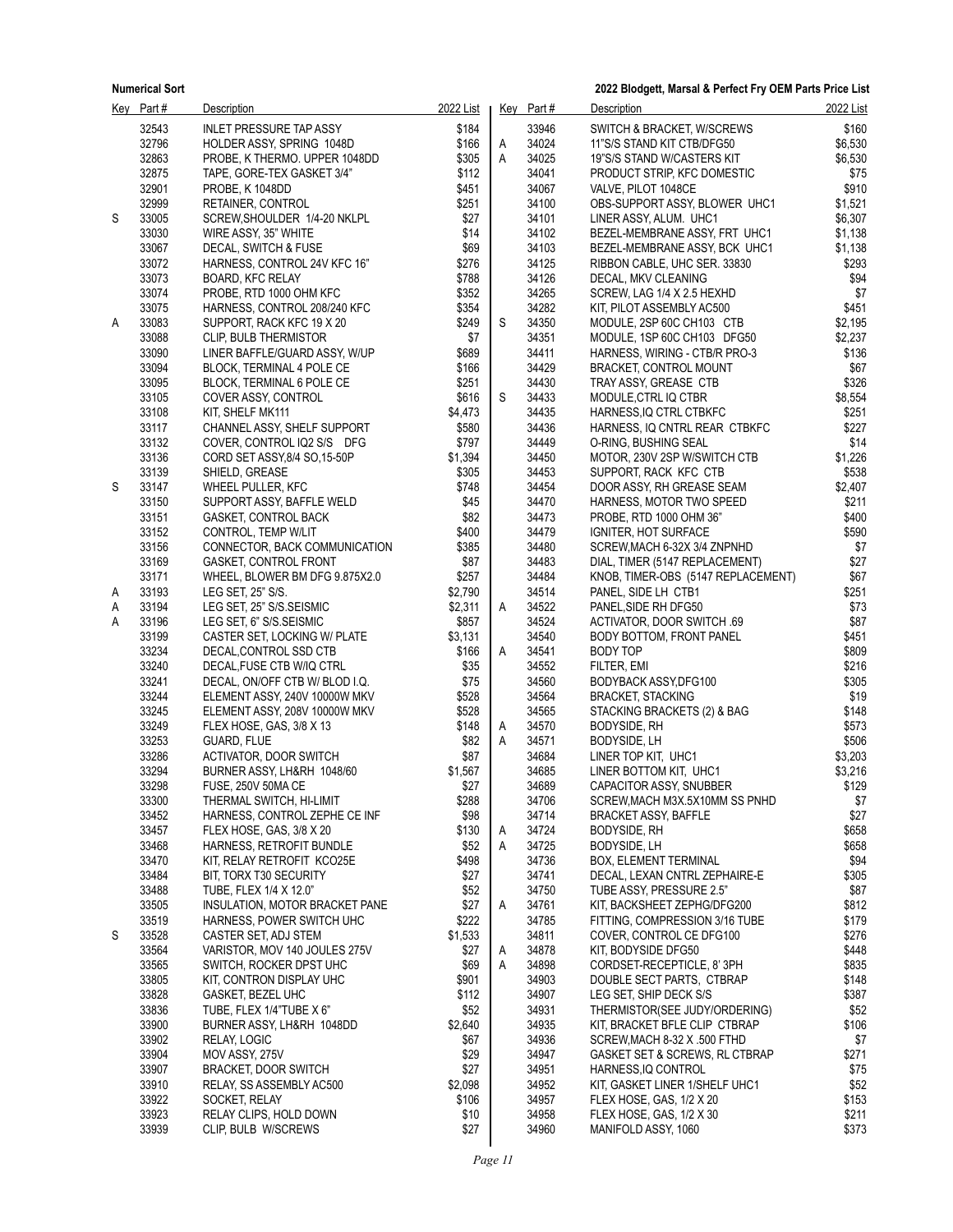| Key | Part # | Description | 2022 List |
|---|---|---|---|
| | 32543 | INLET PRESSURE TAP ASSY | $184 |
| | 32796 | HOLDER ASSY, SPRING 1048D | $166 |
| | 32863 | PROBE, K THERMO. UPPER 1048DD | $305 |
| | 32875 | TAPE, GORE-TEX GASKET 3/4" | $112 |
| | 32901 | PROBE, K 1048DD | $451 |
| | 32999 | RETAINER, CONTROL | $251 |
| S | 33005 | SCREW,SHOULDER 1/4-20 NKLPL | $27 |
| | 33030 | WIRE ASSY, 35" WHITE | $14 |
| | 33067 | DECAL, SWITCH & FUSE | $69 |
| | 33072 | HARNESS, CONTROL 24V KFC 16" | $276 |
| | 33073 | BOARD, KFC RELAY | $788 |
| | 33074 | PROBE, RTD 1000 OHM KFC | $352 |
| | 33075 | HARNESS, CONTROL 208/240 KFC | $354 |
| A | 33083 | SUPPORT, RACK KFC 19 X 20 | $249 |
| | 33088 | CLIP, BULB THERMISTOR | $7 |
| | 33090 | LINER BAFFLE/GUARD ASSY, W/UP | $689 |
| | 33094 | BLOCK, TERMINAL 4 POLE CE | $166 |
| | 33095 | BLOCK, TERMINAL 6 POLE CE | $251 |
| | 33105 | COVER ASSY, CONTROL | $616 |
| | 33108 | KIT, SHELF MK111 | $4,473 |
| | 33117 | CHANNEL ASSY, SHELF SUPPORT | $580 |
| | 33132 | COVER, CONTROL IQ2 S/S DFG | $797 |
| | 33136 | CORD SET ASSY,8/4 SO,15-50P | $1,394 |
| | 33139 | SHIELD, GREASE | $305 |
| S | 33147 | WHEEL PULLER, KFC | $748 |
| | 33150 | SUPPORT ASSY, BAFFLE WELD | $45 |
| | 33151 | GASKET, CONTROL BACK | $82 |
| | 33152 | CONTROL, TEMP W/LIT | $400 |
| | 33156 | CONNECTOR, BACK COMMUNICATION | $385 |
| | 33169 | GASKET, CONTROL FRONT | $87 |
| | 33171 | WHEEL, BLOWER BM DFG 9.875X2.0 | $257 |
| A | 33193 | LEG SET, 25" S/S. | $2,790 |
| A | 33194 | LEG SET, 25" S/S.SEISMIC | $2,311 |
| A | 33196 | LEG SET, 6" S/S.SEISMIC | $857 |
| | 33199 | CASTER SET, LOCKING W/ PLATE | $3,131 |
| | 33234 | DECAL,CONTROL SSD CTB | $166 |
| | 33240 | DECAL,FUSE CTB W/IQ CTRL | $35 |
| | 33241 | DECAL, ON/OFF CTB W/ BLOD I.Q. | $75 |
| | 33244 | ELEMENT ASSY, 240V 10000W MKV | $528 |
| | 33245 | ELEMENT ASSY, 208V 10000W MKV | $528 |
| | 33249 | FLEX HOSE, GAS, 3/8 X 13 | $148 |
| | 33253 | GUARD, FLUE | $82 |
| | 33286 | ACTIVATOR, DOOR SWITCH | $87 |
| | 33294 | BURNER ASSY, LH&RH 1048/60 | $1,567 |
| | 33298 | FUSE, 250V 50MA CE | $27 |
| | 33300 | THERMAL SWITCH, HI-LIMIT | $288 |
| | 33452 | HARNESS, CONTROL ZEPHE CE INF | $98 |
| | 33457 | FLEX HOSE, GAS, 3/8 X 20 | $130 |
| | 33468 | HARNESS, RETROFIT BUNDLE | $52 |
| | 33470 | KIT, RELAY RETROFIT KCO25E | $498 |
| | 33484 | BIT, TORX T30 SECURITY | $27 |
| | 33488 | TUBE, FLEX 1/4 X 12.0" | $52 |
| | 33505 | INSULATION, MOTOR BRACKET PANE | $27 |
| | 33519 | HARNESS, POWER SWITCH UHC | $222 |
| S | 33528 | CASTER SET, ADJ STEM | $1,533 |
| | 33564 | VARISTOR, MOV 140 JOULES 275V | $27 |
| | 33565 | SWITCH, ROCKER DPST UHC | $69 |
| | 33805 | KIT, CONTRON DISPLAY UHC | $901 |
| | 33828 | GASKET, BEZEL UHC | $112 |
| | 33836 | TUBE, FLEX 1/4"TUBE X 6" | $52 |
| | 33900 | BURNER ASSY, LH&RH 1048DD | $2,640 |
| | 33902 | RELAY, LOGIC | $67 |
| | 33904 | MOV ASSY, 275V | $29 |
| | 33907 | BRACKET, DOOR SWITCH | $27 |
| | 33910 | RELAY, SS ASSEMBLY AC500 | $2,098 |
| | 33922 | SOCKET, RELAY | $106 |
| | 33923 | RELAY CLIPS, HOLD DOWN | $10 |
| | 33939 | CLIP, BULB W/SCREWS | $27 |
| | 33946 | SWITCH & BRACKET, W/SCREWS | $160 |
| A | 34024 | 11"S/S STAND KIT CTB/DFG50 | $6,530 |
| A | 34025 | 19"S/S STAND W/CASTERS KIT | $6,530 |
| | 34041 | PRODUCT STRIP, KFC DOMESTIC | $75 |
| | 34067 | VALVE, PILOT 1048CE | $910 |
| | 34100 | OBS-SUPPORT ASSY, BLOWER UHC1 | $1,521 |
| | 34101 | LINER ASSY, ALUM. UHC1 | $6,307 |
| | 34102 | BEZEL-MEMBRANE ASSY, FRT UHC1 | $1,138 |
| | 34103 | BEZEL-MEMBRANE ASSY, BCK UHC1 | $1,138 |
| | 34125 | RIBBON CABLE, UHC SER. 33830 | $293 |
| | 34126 | DECAL, MKV CLEANING | $94 |
| | 34265 | SCREW, LAG 1/4 X 2.5 HEXHD | $7 |
| | 34282 | KIT, PILOT ASSEMBLY AC500 | $451 |
| S | 34350 | MODULE, 2SP 60C CH103 CTB | $2,195 |
| | 34351 | MODULE, 1SP 60C CH103 DFG50 | $2,237 |
| | 34411 | HARNESS, WIRING - CTB/R PRO-3 | $136 |
| | 34429 | BRACKET, CONTROL MOUNT | $67 |
| | 34430 | TRAY ASSY, GREASE CTB | $326 |
| S | 34433 | MODULE,CTRL IQ CTBR | $8,554 |
| | 34435 | HARNESS,IQ CTRL CTBKFC | $251 |
| | 34436 | HARNESS, IQ CNTRL REAR CTBKFC | $227 |
| | 34449 | O-RING, BUSHING SEAL | $14 |
| | 34450 | MOTOR, 230V 2SP W/SWITCH CTB | $1,226 |
| | 34453 | SUPPORT, RACK KFC CTB | $538 |
| | 34454 | DOOR ASSY, RH GREASE SEAM | $2,407 |
| | 34470 | HARNESS, MOTOR TWO SPEED | $211 |
| | 34473 | PROBE, RTD 1000 OHM 36" | $400 |
| | 34479 | IGNITER, HOT SURFACE | $590 |
| | 34480 | SCREW,MACH 6-32X 3/4 ZNPNHD | $7 |
| | 34483 | DIAL, TIMER (5147 REPLACEMENT) | $27 |
| | 34484 | KNOB, TIMER-OBS (5147 REPLACEMENT) | $67 |
| | 34514 | PANEL, SIDE LH CTB1 | $251 |
| A | 34522 | PANEL,SIDE RH DFG50 | $73 |
| | 34524 | ACTIVATOR, DOOR SWITCH .69 | $87 |
| | 34540 | BODY BOTTOM, FRONT PANEL | $451 |
| A | 34541 | BODY TOP | $809 |
| | 34552 | FILTER, EMI | $216 |
| | 34560 | BODYBACK ASSY,DFG100 | $305 |
| | 34564 | BRACKET, STACKING | $19 |
| | 34565 | STACKING BRACKETS (2) & BAG | $148 |
| A | 34570 | BODYSIDE, RH | $573 |
| A | 34571 | BODYSIDE, LH | $506 |
| | 34684 | LINER TOP KIT, UHC1 | $3,203 |
| | 34685 | LINER BOTTOM KIT, UHC1 | $3,216 |
| | 34689 | CAPACITOR ASSY, SNUBBER | $129 |
| | 34706 | SCREW,MACH M3X.5X10MM SS PNHD | $7 |
| | 34714 | BRACKET ASSY, BAFFLE | $27 |
| A | 34724 | BODYSIDE, RH | $658 |
| A | 34725 | BODYSIDE, LH | $658 |
| | 34736 | BOX, ELEMENT TERMINAL | $94 |
| | 34741 | DECAL, LEXAN CNTRL ZEPHAIRE-E | $305 |
| | 34750 | TUBE ASSY, PRESSURE 2.5" | $87 |
| A | 34761 | KIT, BACKSHEET ZEPHG/DFG200 | $812 |
| | 34785 | FITTING, COMPRESSION 3/16 TUBE | $179 |
| | 34811 | COVER, CONTROL CE DFG100 | $276 |
| A | 34878 | KIT, BODYSIDE DFG50 | $448 |
| A | 34898 | CORDSET-RECEPTICLE, 8' 3PH | $835 |
| | 34903 | DOUBLE SECT PARTS, CTBRAP | $148 |
| | 34907 | LEG SET, SHIP DECK S/S | $387 |
| | 34931 | THERMISTOR(SEE JUDY/ORDERING) | $52 |
| | 34935 | KIT, BRACKET BFLE CLIP CTBRAP | $106 |
| | 34936 | SCREW,MACH 8-32 X .500 FTHD | $7 |
| | 34947 | GASKET SET & SCREWS, RL CTBRAP | $271 |
| | 34951 | HARNESS,IQ CONTROL | $75 |
| | 34952 | KIT, GASKET LINER 1/SHELF UHC1 | $52 |
| | 34957 | FLEX HOSE, GAS, 1/2 X 20 | $153 |
| | 34958 | FLEX HOSE, GAS, 1/2 X 30 | $211 |
| | 34960 | MANIFOLD ASSY, 1060 | $373 |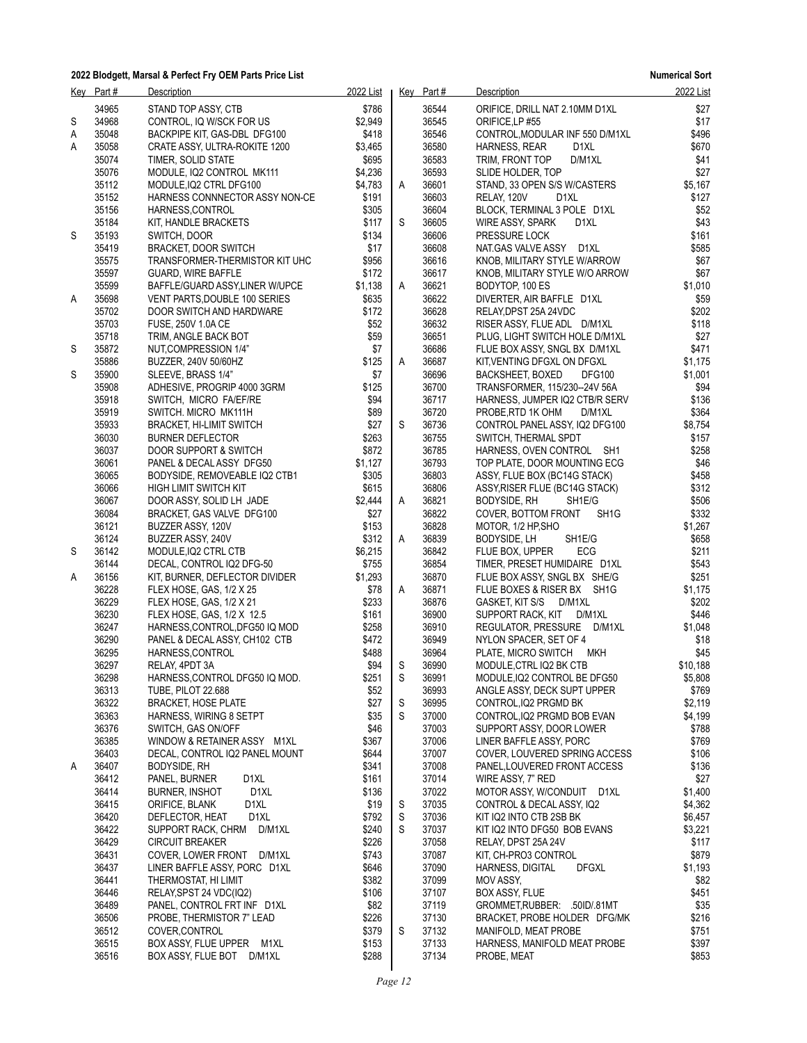**2022 Blodgett, Marsal & Perfect Fry OEM Parts Price List** — **Numerical Sort**

| Key | Part # | Description | 2022 List |
|---|---|---|---|
| | 34965 | STAND TOP ASSY, CTB | $786 |
| S | 34968 | CONTROL, IQ W/SCK FOR US | $2,949 |
| A | 35048 | BACKPIPE KIT, GAS-DBL DFG100 | $418 |
| A | 35058 | CRATE ASSY, ULTRA-ROKITE 1200 | $3,465 |
| | 35074 | TIMER, SOLID STATE | $695 |
| | 35076 | MODULE, IQ2 CONTROL MK111 | $4,236 |
| | 35112 | MODULE,IQ2 CTRL DFG100 | $4,783 |
| | 35152 | HARNESS CONNNECTOR ASSY NON-CE | $191 |
| | 35156 | HARNESS,CONTROL | $305 |
| | 35184 | KIT, HANDLE BRACKETS | $117 |
| S | 35193 | SWITCH, DOOR | $134 |
| | 35419 | BRACKET, DOOR SWITCH | $17 |
| | 35575 | TRANSFORMER-THERMISTOR KIT UHC | $956 |
| | 35597 | GUARD, WIRE BAFFLE | $172 |
| | 35599 | BAFFLE/GUARD ASSY,LINER W/UPCE | $1,138 |
| A | 35698 | VENT PARTS,DOUBLE 100 SERIES | $635 |
| | 35702 | DOOR SWITCH AND HARDWARE | $172 |
| | 35703 | FUSE, 250V 1.0A CE | $52 |
| | 35718 | TRIM, ANGLE BACK BOT | $59 |
| S | 35872 | NUT,COMPRESSION 1/4" | $7 |
| | 35886 | BUZZER, 240V 50/60HZ | $125 |
| S | 35900 | SLEEVE, BRASS 1/4" | $7 |
| | 35908 | ADHESIVE, PROGRIP 4000 3GRM | $125 |
| | 35918 | SWITCH, MICRO FA/EF/RE | $94 |
| | 35919 | SWITCH. MICRO MK111H | $89 |
| | 35933 | BRACKET, HI-LIMIT SWITCH | $27 |
| | 36030 | BURNER DEFLECTOR | $263 |
| | 36037 | DOOR SUPPORT & SWITCH | $872 |
| | 36061 | PANEL & DECAL ASSY DFG50 | $1,127 |
| | 36065 | BODYSIDE, REMOVEABLE IQ2 CTB1 | $305 |
| | 36066 | HIGH LIMIT SWITCH KIT | $615 |
| | 36067 | DOOR ASSY, SOLID LH JADE | $2,444 |
| | 36084 | BRACKET, GAS VALVE DFG100 | $27 |
| | 36121 | BUZZER ASSY, 120V | $153 |
| | 36124 | BUZZER ASSY, 240V | $312 |
| S | 36142 | MODULE,IQ2 CTRL CTB | $6,215 |
| | 36144 | DECAL, CONTROL IQ2 DFG-50 | $755 |
| A | 36156 | KIT, BURNER, DEFLECTOR DIVIDER | $1,293 |
| | 36228 | FLEX HOSE, GAS, 1/2 X 25 | $78 |
| | 36229 | FLEX HOSE, GAS, 1/2 X 21 | $233 |
| | 36230 | FLEX HOSE, GAS, 1/2 X 12.5 | $161 |
| | 36247 | HARNESS,CONTROL,DFG50 IQ MOD | $258 |
| | 36290 | PANEL & DECAL ASSY, CH102 CTB | $472 |
| | 36295 | HARNESS,CONTROL | $488 |
| | 36297 | RELAY, 4PDT 3A | $94 |
| | 36298 | HARNESS,CONTROL DFG50 IQ MOD. | $251 |
| | 36313 | TUBE, PILOT 22.688 | $52 |
| | 36322 | BRACKET, HOSE PLATE | $27 |
| | 36363 | HARNESS, WIRING 8 SETPT | $35 |
| | 36376 | SWITCH, GAS ON/OFF | $46 |
| | 36385 | WINDOW & RETAINER ASSY M1XL | $367 |
| | 36403 | DECAL, CONTROL IQ2 PANEL MOUNT | $644 |
| A | 36407 | BODYSIDE, RH | $341 |
| | 36412 | PANEL, BURNER D1XL | $161 |
| | 36414 | BURNER, INSHOT D1XL | $136 |
| | 36415 | ORIFICE, BLANK D1XL | $19 |
| | 36420 | DEFLECTOR, HEAT D1XL | $792 |
| | 36422 | SUPPORT RACK, CHRM D/M1XL | $240 |
| | 36429 | CIRCUIT BREAKER | $226 |
| | 36431 | COVER, LOWER FRONT D/M1XL | $743 |
| | 36437 | LINER BAFFLE ASSY, PORC D1XL | $646 |
| | 36441 | THERMOSTAT, HI LIMIT | $382 |
| | 36446 | RELAY,SPST 24 VDC(IQ2) | $106 |
| | 36489 | PANEL, CONTROL FRT INF D1XL | $82 |
| | 36506 | PROBE, THERMISTOR 7" LEAD | $226 |
| | 36512 | COVER,CONTROL | $379 |
| | 36515 | BOX ASSY, FLUE UPPER M1XL | $153 |
| | 36516 | BOX ASSY, FLUE BOT D/M1XL | $288 |
| | 36544 | ORIFICE, DRILL NAT 2.10MM D1XL | $27 |
| | 36545 | ORIFICE,LP #55 | $17 |
| | 36546 | CONTROL,MODULAR INF 550 D/M1XL | $496 |
| | 36580 | HARNESS, REAR D1XL | $670 |
| | 36583 | TRIM, FRONT TOP D/M1XL | $41 |
| | 36593 | SLIDE HOLDER, TOP | $27 |
| A | 36601 | STAND, 33 OPEN S/S W/CASTERS | $5,167 |
| | 36603 | RELAY, 120V D1XL | $127 |
| | 36604 | BLOCK, TERMINAL 3 POLE D1XL | $52 |
| S | 36605 | WIRE ASSY, SPARK D1XL | $43 |
| | 36606 | PRESSURE LOCK | $161 |
| | 36608 | NAT.GAS VALVE ASSY D1XL | $585 |
| | 36616 | KNOB, MILITARY STYLE W/ARROW | $67 |
| | 36617 | KNOB, MILITARY STYLE W/O ARROW | $67 |
| A | 36621 | BODYTOP, 100 ES | $1,010 |
| | 36622 | DIVERTER, AIR BAFFLE D1XL | $59 |
| | 36628 | RELAY,DPST 25A 24VDC | $202 |
| | 36632 | RISER ASSY, FLUE ADL D/M1XL | $118 |
| | 36651 | PLUG, LIGHT SWITCH HOLE D/M1XL | $27 |
| | 36686 | FLUE BOX ASSY, SNGL BX D/M1XL | $471 |
| A | 36687 | KIT,VENTING DFGXL ON DFGXL | $1,175 |
| | 36696 | BACKSHEET, BOXED DFG100 | $1,001 |
| | 36700 | TRANSFORMER, 115/230--24V 56A | $94 |
| | 36717 | HARNESS, JUMPER IQ2 CTB/R SERV | $136 |
| | 36720 | PROBE,RTD 1K OHM D/M1XL | $364 |
| S | 36736 | CONTROL PANEL ASSY, IQ2 DFG100 | $8,754 |
| | 36755 | SWITCH, THERMAL SPDT | $157 |
| | 36785 | HARNESS, OVEN CONTROL SH1 | $258 |
| | 36793 | TOP PLATE, DOOR MOUNTING ECG | $46 |
| | 36803 | ASSY, FLUE BOX (BC14G STACK) | $458 |
| | 36806 | ASSY,RISER FLUE (BC14G STACK) | $312 |
| A | 36821 | BODYSIDE, RH SH1E/G | $506 |
| | 36822 | COVER, BOTTOM FRONT SH1G | $332 |
| | 36828 | MOTOR, 1/2 HP,SHO | $1,267 |
| A | 36839 | BODYSIDE, LH SH1E/G | $658 |
| | 36842 | FLUE BOX, UPPER ECG | $211 |
| | 36854 | TIMER, PRESET HUMIDAIRE D1XL | $543 |
| | 36870 | FLUE BOX ASSY, SNGL BX SHE/G | $251 |
| A | 36871 | FLUE BOXES & RISER BX SH1G | $1,175 |
| | 36876 | GASKET, KIT S/S D/M1XL | $202 |
| | 36900 | SUPPORT RACK, KIT D/M1XL | $446 |
| | 36910 | REGULATOR, PRESSURE D/M1XL | $1,048 |
| | 36949 | NYLON SPACER, SET OF 4 | $18 |
| | 36964 | PLATE, MICRO SWITCH MKH | $45 |
| S | 36990 | MODULE,CTRL IQ2 BK CTB | $10,188 |
| S | 36991 | MODULE,IQ2 CONTROL BE DFG50 | $5,808 |
| | 36993 | ANGLE ASSY, DECK SUPT UPPER | $769 |
| S | 36995 | CONTROL,IQ2 PRGMD BK | $2,119 |
| S | 37000 | CONTROL,IQ2 PRGMD BOB EVAN | $4,199 |
| | 37003 | SUPPORT ASSY, DOOR LOWER | $788 |
| | 37006 | LINER BAFFLE ASSY, PORC | $769 |
| | 37007 | COVER, LOUVERED SPRING ACCESS | $106 |
| | 37008 | PANEL,LOUVERED FRONT ACCESS | $136 |
| | 37014 | WIRE ASSY, 7" RED | $27 |
| | 37022 | MOTOR ASSY, W/CONDUIT D1XL | $1,400 |
| S | 37035 | CONTROL & DECAL ASSY, IQ2 | $4,362 |
| S | 37036 | KIT IQ2 INTO CTB 2SB BK | $6,457 |
| S | 37037 | KIT IQ2 INTO DFG50 BOB EVANS | $3,221 |
| | 37058 | RELAY, DPST 25A 24V | $117 |
| | 37087 | KIT, CH-PRO3 CONTROL | $879 |
| | 37090 | HARNESS, DIGITAL DFGXL | $1,193 |
| | 37099 | MOV ASSY, | $82 |
| | 37107 | BOX ASSY, FLUE | $451 |
| | 37119 | GROMMET,RUBBER: .50ID/.81MT | $35 |
| | 37130 | BRACKET, PROBE HOLDER DFG/MK | $216 |
| S | 37132 | MANIFOLD, MEAT PROBE | $751 |
| | 37133 | HARNESS, MANIFOLD MEAT PROBE | $397 |
| | 37134 | PROBE, MEAT | $853 |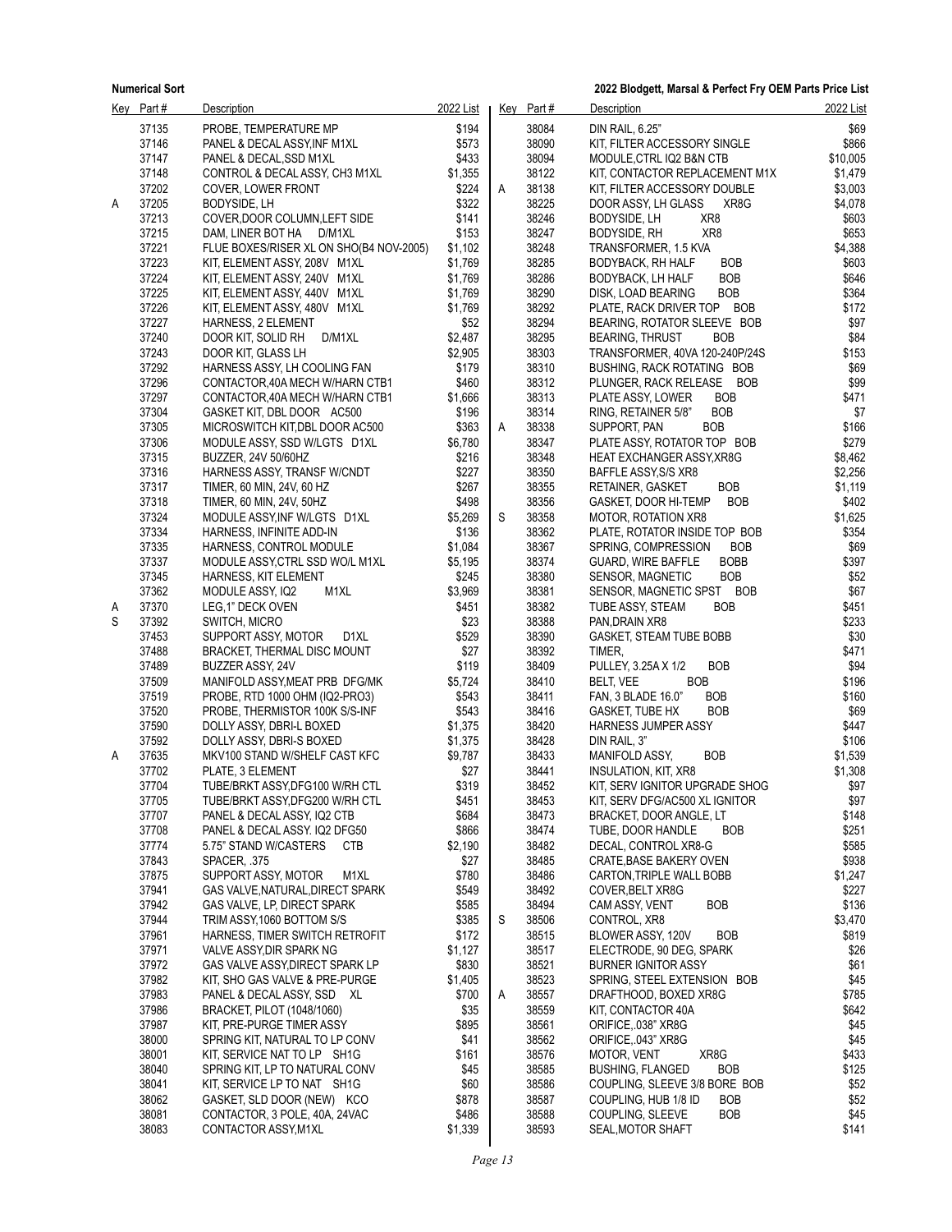| Key | Part # | Description | 2022 List |
|---|---|---|---|
| | 37135 | PROBE, TEMPERATURE MP | $194 |
| | 37146 | PANEL & DECAL ASSY,INF M1XL | $573 |
| | 37147 | PANEL & DECAL,SSD M1XL | $433 |
| | 37148 | CONTROL & DECAL ASSY, CH3 M1XL | $1,355 |
| | 37202 | COVER, LOWER FRONT | $224 |
| A | 37205 | BODYSIDE, LH | $322 |
| | 37213 | COVER,DOOR COLUMN,LEFT SIDE | $141 |
| | 37215 | DAM, LINER BOT HA D/M1XL | $153 |
| | 37221 | FLUE BOXES/RISER XL ON SHO(B4 NOV-2005) | $1,102 |
| | 37223 | KIT, ELEMENT ASSY, 208V M1XL | $1,769 |
| | 37224 | KIT, ELEMENT ASSY, 240V M1XL | $1,769 |
| | 37225 | KIT, ELEMENT ASSY, 440V M1XL | $1,769 |
| | 37226 | KIT, ELEMENT ASSY, 480V M1XL | $1,769 |
| | 37227 | HARNESS, 2 ELEMENT | $52 |
| | 37240 | DOOR KIT, SOLID RH D/M1XL | $2,487 |
| | 37243 | DOOR KIT, GLASS LH | $2,905 |
| | 37292 | HARNESS ASSY, LH COOLING FAN | $179 |
| | 37296 | CONTACTOR,40A MECH W/HARN CTB1 | $460 |
| | 37297 | CONTACTOR,40A MECH W/HARN CTB1 | $1,666 |
| | 37304 | GASKET KIT, DBL DOOR AC500 | $196 |
| | 37305 | MICROSWITCH KIT,DBL DOOR AC500 | $363 |
| | 37306 | MODULE ASSY, SSD W/LGTS D1XL | $6,780 |
| | 37315 | BUZZER, 24V 50/60HZ | $216 |
| | 37316 | HARNESS ASSY, TRANSF W/CNDT | $227 |
| | 37317 | TIMER, 60 MIN, 24V, 60 HZ | $267 |
| | 37318 | TIMER, 60 MIN, 24V, 50HZ | $498 |
| | 37324 | MODULE ASSY,INF W/LGTS D1XL | $5,269 |
| | 37334 | HARNESS, INFINITE ADD-IN | $136 |
| | 37335 | HARNESS, CONTROL MODULE | $1,084 |
| | 37337 | MODULE ASSY,CTRL SSD WO/L M1XL | $5,195 |
| | 37345 | HARNESS, KIT ELEMENT | $245 |
| | 37362 | MODULE ASSY, IQ2 M1XL | $3,969 |
| A | 37370 | LEG,1" DECK OVEN | $451 |
| S | 37392 | SWITCH, MICRO | $23 |
| | 37453 | SUPPORT ASSY, MOTOR D1XL | $529 |
| | 37488 | BRACKET, THERMAL DISC MOUNT | $27 |
| | 37489 | BUZZER ASSY, 24V | $119 |
| | 37509 | MANIFOLD ASSY,MEAT PRB DFG/MK | $5,724 |
| | 37519 | PROBE, RTD 1000 OHM (IQ2-PRO3) | $543 |
| | 37520 | PROBE, THERMISTOR 100K S/S-INF | $543 |
| | 37590 | DOLLY ASSY, DBRI-L BOXED | $1,375 |
| | 37592 | DOLLY ASSY, DBRI-S BOXED | $1,375 |
| A | 37635 | MKV100 STAND W/SHELF CAST KFC | $9,787 |
| | 37702 | PLATE, 3 ELEMENT | $27 |
| | 37704 | TUBE/BRKT ASSY,DFG100 W/RH CTL | $319 |
| | 37705 | TUBE/BRKT ASSY,DFG200 W/RH CTL | $451 |
| | 37707 | PANEL & DECAL ASSY, IQ2 CTB | $684 |
| | 37708 | PANEL & DECAL ASSY. IQ2 DFG50 | $866 |
| | 37774 | 5.75" STAND W/CASTERS CTB | $2,190 |
| | 37843 | SPACER, .375 | $27 |
| | 37875 | SUPPORT ASSY, MOTOR M1XL | $780 |
| | 37941 | GAS VALVE,NATURAL,DIRECT SPARK | $549 |
| | 37942 | GAS VALVE, LP, DIRECT SPARK | $585 |
| | 37944 | TRIM ASSY,1060 BOTTOM S/S | $385 |
| | 37961 | HARNESS, TIMER SWITCH RETROFIT | $172 |
| | 37971 | VALVE ASSY,DIR SPARK NG | $1,127 |
| | 37972 | GAS VALVE ASSY,DIRECT SPARK LP | $830 |
| | 37982 | KIT, SHO GAS VALVE & PRE-PURGE | $1,405 |
| | 37983 | PANEL & DECAL ASSY, SSD XL | $700 |
| | 37986 | BRACKET, PILOT (1048/1060) | $35 |
| | 37987 | KIT, PRE-PURGE TIMER ASSY | $895 |
| | 38000 | SPRING KIT, NATURAL TO LP CONV | $41 |
| | 38001 | KIT, SERVICE NAT TO LP SH1G | $161 |
| | 38040 | SPRING KIT, LP TO NATURAL CONV | $45 |
| | 38041 | KIT, SERVICE LP TO NAT SH1G | $60 |
| | 38062 | GASKET, SLD DOOR (NEW) KCO | $878 |
| | 38081 | CONTACTOR, 3 POLE, 40A, 24VAC | $486 |
| | 38083 | CONTACTOR ASSY,M1XL | $1,339 |
| | 38084 | DIN RAIL, 6.25" | $69 |
| | 38090 | KIT, FILTER ACCESSORY SINGLE | $866 |
| | 38094 | MODULE,CTRL IQ2 B&N CTB | $10,005 |
| | 38122 | KIT, CONTACTOR REPLACEMENT M1X | $1,479 |
| A | 38138 | KIT, FILTER ACCESSORY DOUBLE | $3,003 |
| | 38225 | DOOR ASSY, LH GLASS XR8G | $4,078 |
| | 38246 | BODYSIDE, LH XR8 | $603 |
| | 38247 | BODYSIDE, RH XR8 | $653 |
| | 38248 | TRANSFORMER, 1.5 KVA | $4,388 |
| | 38285 | BODYBACK, RH HALF BOB | $603 |
| | 38286 | BODYBACK, LH HALF BOB | $646 |
| | 38290 | DISK, LOAD BEARING BOB | $364 |
| | 38292 | PLATE, RACK DRIVER TOP BOB | $172 |
| | 38294 | BEARING, ROTATOR SLEEVE BOB | $97 |
| | 38295 | BEARING, THRUST BOB | $84 |
| | 38303 | TRANSFORMER, 40VA 120-240P/24S | $153 |
| | 38310 | BUSHING, RACK ROTATING BOB | $69 |
| | 38312 | PLUNGER, RACK RELEASE BOB | $99 |
| | 38313 | PLATE ASSY, LOWER BOB | $471 |
| | 38314 | RING, RETAINER 5/8" BOB | $7 |
| A | 38338 | SUPPORT, PAN BOB | $166 |
| | 38347 | PLATE ASSY, ROTATOR TOP BOB | $279 |
| | 38348 | HEAT EXCHANGER ASSY,XR8G | $8,462 |
| | 38350 | BAFFLE ASSY,S/S XR8 | $2,256 |
| | 38355 | RETAINER, GASKET BOB | $1,119 |
| | 38356 | GASKET, DOOR HI-TEMP BOB | $402 |
| S | 38358 | MOTOR, ROTATION XR8 | $1,625 |
| | 38362 | PLATE, ROTATOR INSIDE TOP BOB | $354 |
| | 38367 | SPRING, COMPRESSION BOB | $69 |
| | 38374 | GUARD, WIRE BAFFLE BOBB | $397 |
| | 38380 | SENSOR, MAGNETIC BOB | $52 |
| | 38381 | SENSOR, MAGNETIC SPST BOB | $67 |
| | 38382 | TUBE ASSY, STEAM BOB | $451 |
| | 38388 | PAN,DRAIN XR8 | $233 |
| | 38390 | GASKET, STEAM TUBE BOBB | $30 |
| | 38392 | TIMER, | $471 |
| | 38409 | PULLEY, 3.25A X 1/2 BOB | $94 |
| | 38410 | BELT, VEE BOB | $196 |
| | 38411 | FAN, 3 BLADE 16.0" BOB | $160 |
| | 38416 | GASKET, TUBE HX BOB | $69 |
| | 38420 | HARNESS JUMPER ASSY | $447 |
| | 38428 | DIN RAIL, 3" | $106 |
| | 38433 | MANIFOLD ASSY, BOB | $1,539 |
| | 38441 | INSULATION, KIT, XR8 | $1,308 |
| | 38452 | KIT, SERV IGNITOR UPGRADE SHOG | $97 |
| | 38453 | KIT, SERV DFG/AC500 XL IGNITOR | $97 |
| | 38473 | BRACKET, DOOR ANGLE, LT | $148 |
| | 38474 | TUBE, DOOR HANDLE BOB | $251 |
| | 38482 | DECAL, CONTROL XR8-G | $585 |
| | 38485 | CRATE,BASE BAKERY OVEN | $938 |
| | 38486 | CARTON,TRIPLE WALL BOBB | $1,247 |
| | 38492 | COVER,BELT XR8G | $227 |
| | 38494 | CAM ASSY, VENT BOB | $136 |
| S | 38506 | CONTROL, XR8 | $3,470 |
| | 38515 | BLOWER ASSY, 120V BOB | $819 |
| | 38517 | ELECTRODE, 90 DEG, SPARK | $26 |
| | 38521 | BURNER IGNITOR ASSY | $61 |
| | 38523 | SPRING, STEEL EXTENSION BOB | $45 |
| A | 38557 | DRAFTHOOD, BOXED XR8G | $785 |
| | 38559 | KIT, CONTACTOR 40A | $642 |
| | 38561 | ORIFICE,.038" XR8G | $45 |
| | 38562 | ORIFICE,.043" XR8G | $45 |
| | 38576 | MOTOR, VENT XR8G | $433 |
| | 38585 | BUSHING, FLANGED BOB | $125 |
| | 38586 | COUPLING, SLEEVE 3/8 BORE BOB | $52 |
| | 38587 | COUPLING, HUB 1/8 ID BOB | $52 |
| | 38588 | COUPLING, SLEEVE BOB | $45 |
| | 38593 | SEAL,MOTOR SHAFT | $141 |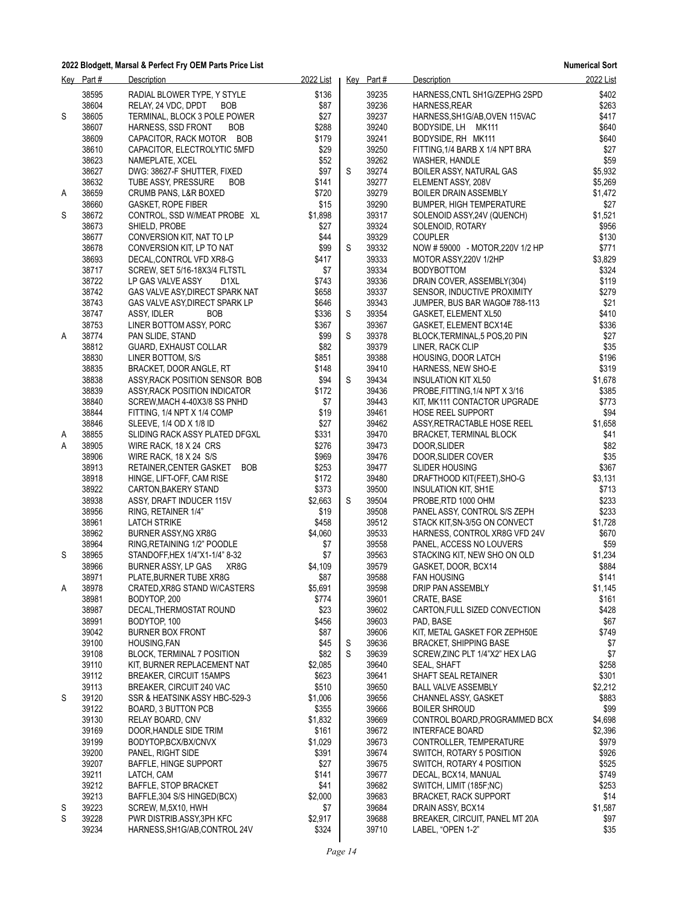**2022 Blodgett, Marsal & Perfect Fry OEM Parts Price List** — **Numerical Sort**

| Key | Part # | Description | 2022 List |
|---|---|---|---|
| | 38595 | RADIAL BLOWER TYPE, Y STYLE | $136 |
| | 38604 | RELAY, 24 VDC, DPDT BOB | $87 |
| S | 38605 | TERMINAL, BLOCK 3 POLE POWER | $27 |
| | 38607 | HARNESS, SSD FRONT BOB | $288 |
| | 38609 | CAPACITOR, RACK MOTOR BOB | $179 |
| | 38610 | CAPACITOR, ELECTROLYTIC 5MFD | $29 |
| | 38623 | NAMEPLATE, XCEL | $52 |
| | 38627 | DWG: 38627-F SHUTTER, FIXED | $97 |
| | 38632 | TUBE ASSY, PRESSURE BOB | $141 |
| A | 38659 | CRUMB PANS, L&R BOXED | $720 |
| | 38660 | GASKET, ROPE FIBER | $15 |
| S | 38672 | CONTROL, SSD W/MEAT PROBE XL | $1,898 |
| | 38673 | SHIELD, PROBE | $27 |
| | 38677 | CONVERSION KIT, NAT TO LP | $44 |
| | 38678 | CONVERSION KIT, LP TO NAT | $99 |
| | 38693 | DECAL,CONTROL VFD XR8-G | $417 |
| | 38717 | SCREW, SET 5/16-18X3/4 FLTSTL | $7 |
| | 38722 | LP GAS VALVE ASSY D1XL | $743 |
| | 38742 | GAS VALVE ASY,DIRECT SPARK NAT | $658 |
| | 38743 | GAS VALVE ASY,DIRECT SPARK LP | $646 |
| | 38747 | ASSY, IDLER BOB | $336 |
| | 38753 | LINER BOTTOM ASSY, PORC | $367 |
| A | 38774 | PAN SLIDE, STAND | $99 |
| | 38812 | GUARD, EXHAUST COLLAR | $82 |
| | 38830 | LINER BOTTOM, S/S | $851 |
| | 38835 | BRACKET, DOOR ANGLE, RT | $148 |
| | 38838 | ASSY,RACK POSITION SENSOR BOB | $94 |
| | 38839 | ASSY,RACK POSITION INDICATOR | $172 |
| | 38840 | SCREW,MACH 4-40X3/8 SS PNHD | $7 |
| | 38844 | FITTING, 1/4 NPT X 1/4 COMP | $19 |
| | 38846 | SLEEVE, 1/4 OD X 1/8 ID | $27 |
| A | 38855 | SLIDING RACK ASSY PLATED DFGXL | $331 |
| A | 38905 | WIRE RACK, 18 X 24 CRS | $276 |
| | 38906 | WIRE RACK, 18 X 24 S/S | $969 |
| | 38913 | RETAINER,CENTER GASKET BOB | $253 |
| | 38918 | HINGE, LIFT-OFF, CAM RISE | $172 |
| | 38922 | CARTON,BAKERY STAND | $373 |
| | 38938 | ASSY, DRAFT INDUCER 115V | $2,663 |
| | 38956 | RING, RETAINER 1/4" | $19 |
| | 38961 | LATCH STRIKE | $458 |
| | 38962 | BURNER ASSY,NG XR8G | $4,060 |
| | 38964 | RING,RETAINING 1/2" POODLE | $7 |
| S | 38965 | STANDOFF,HEX 1/4"X1-1/4" 8-32 | $7 |
| | 38966 | BURNER ASSY, LP GAS XR8G | $4,109 |
| | 38971 | PLATE,BURNER TUBE XR8G | $87 |
| A | 38978 | CRATED,XR8G STAND W/CASTERS | $5,691 |
| | 38981 | BODYTOP, 200 | $774 |
| | 38987 | DECAL,THERMOSTAT ROUND | $23 |
| | 38991 | BODYTOP, 100 | $456 |
| | 39042 | BURNER BOX FRONT | $87 |
| | 39100 | HOUSING,FAN | $45 |
| | 39108 | BLOCK, TERMINAL 7 POSITION | $82 |
| | 39110 | KIT, BURNER REPLACEMENT NAT | $2,085 |
| | 39112 | BREAKER, CIRCUIT 15AMPS | $623 |
| | 39113 | BREAKER, CIRCUIT 240 VAC | $510 |
| S | 39120 | SSR & HEATSINK ASSY HBC-529-3 | $1,006 |
| | 39122 | BOARD, 3 BUTTON PCB | $355 |
| | 39130 | RELAY BOARD, CNV | $1,832 |
| | 39169 | DOOR,HANDLE SIDE TRIM | $161 |
| | 39199 | BODYTOP,BCX/BX/CNVX | $1,029 |
| | 39200 | PANEL, RIGHT SIDE | $391 |
| | 39207 | BAFFLE, HINGE SUPPORT | $27 |
| | 39211 | LATCH, CAM | $141 |
| | 39212 | BAFFLE, STOP BRACKET | $41 |
| | 39213 | BAFFLE,304 S/S HINGED(BCX) | $2,000 |
| S | 39223 | SCREW, M,5X10, HWH | $7 |
| S | 39228 | PWR DISTRIB.ASSY,3PH KFC | $2,917 |
| | 39234 | HARNESS,SH1G/AB,CONTROL 24V | $324 |
| | 39235 | HARNESS,CNTL SH1G/ZEPHG 2SPD | $402 |
| | 39236 | HARNESS,REAR | $263 |
| | 39237 | HARNESS,SH1G/AB,OVEN 115VAC | $417 |
| | 39240 | BODYSIDE, LH MK111 | $640 |
| | 39241 | BODYSIDE, RH MK111 | $640 |
| | 39250 | FITTING,1/4 BARB X 1/4 NPT BRA | $27 |
| | 39262 | WASHER, HANDLE | $59 |
| S | 39274 | BOILER ASSY, NATURAL GAS | $5,932 |
| | 39277 | ELEMENT ASSY, 208V | $5,269 |
| | 39279 | BOILER DRAIN ASSEMBLY | $1,472 |
| | 39290 | BUMPER, HIGH TEMPERATURE | $27 |
| | 39317 | SOLENOID ASSY,24V (QUENCH) | $1,521 |
| | 39324 | SOLENOID, ROTARY | $956 |
| | 39329 | COUPLER | $130 |
| S | 39332 | NOW # 59000 - MOTOR,220V 1/2 HP | $771 |
| | 39333 | MOTOR ASSY,220V 1/2HP | $3,829 |
| | 39334 | BODYBOTTOM | $324 |
| | 39336 | DRAIN COVER, ASSEMBLY(304) | $119 |
| | 39337 | SENSOR, INDUCTIVE PROXIMITY | $279 |
| | 39343 | JUMPER, BUS BAR WAGO# 788-113 | $21 |
| S | 39354 | GASKET, ELEMENT XL50 | $410 |
| | 39367 | GASKET, ELEMENT BCX14E | $336 |
| S | 39378 | BLOCK,TERMINAL,5 POS,20 PIN | $27 |
| | 39379 | LINER, RACK CLIP | $35 |
| | 39388 | HOUSING, DOOR LATCH | $196 |
| | 39410 | HARNESS, NEW SHO-E | $319 |
| S | 39434 | INSULATION KIT XL50 | $1,678 |
| | 39436 | PROBE,FITTING,1/4 NPT X 3/16 | $385 |
| | 39443 | KIT, MK111 CONTACTOR UPGRADE | $773 |
| | 39461 | HOSE REEL SUPPORT | $94 |
| | 39462 | ASSY,RETRACTABLE HOSE REEL | $1,658 |
| | 39470 | BRACKET, TERMINAL BLOCK | $41 |
| | 39473 | DOOR,SLIDER | $82 |
| | 39476 | DOOR,SLIDER COVER | $35 |
| | 39477 | SLIDER HOUSING | $367 |
| | 39480 | DRAFTHOOD KIT(FEET),SHO-G | $3,131 |
| | 39500 | INSULATION KIT, SH1E | $713 |
| S | 39504 | PROBE,RTD 1000 OHM | $233 |
| | 39508 | PANEL ASSY, CONTROL S/S ZEPH | $233 |
| | 39512 | STACK KIT,SN-3/5G ON CONVECT | $1,728 |
| | 39533 | HARNESS, CONTROL XR8G VFD 24V | $670 |
| | 39558 | PANEL, ACCESS NO LOUVERS | $59 |
| | 39563 | STACKING KIT, NEW SHO ON OLD | $1,234 |
| | 39579 | GASKET, DOOR, BCX14 | $884 |
| | 39588 | FAN HOUSING | $141 |
| | 39598 | DRIP PAN ASSEMBLY | $1,145 |
| | 39601 | CRATE, BASE | $161 |
| | 39602 | CARTON,FULL SIZED CONVECTION | $428 |
| | 39603 | PAD, BASE | $67 |
| | 39606 | KIT, METAL GASKET FOR ZEPH50E | $749 |
| S | 39636 | BRACKET, SHIPPING BASE | $7 |
| S | 39639 | SCREW,ZINC PLT 1/4"X2" HEX LAG | $7 |
| | 39640 | SEAL, SHAFT | $258 |
| | 39641 | SHAFT SEAL RETAINER | $301 |
| | 39650 | BALL VALVE ASSEMBLY | $2,212 |
| | 39656 | CHANNEL ASSY, GASKET | $883 |
| | 39666 | BOILER SHROUD | $99 |
| | 39669 | CONTROL BOARD,PROGRAMMED BCX | $4,698 |
| | 39672 | INTERFACE BOARD | $2,396 |
| | 39673 | CONTROLLER, TEMPERATURE | $979 |
| | 39674 | SWITCH, ROTARY 5 POSITION | $926 |
| | 39675 | SWITCH, ROTARY 4 POSITION | $525 |
| | 39677 | DECAL, BCX14, MANUAL | $749 |
| | 39682 | SWITCH, LIMIT (185F;NC) | $253 |
| | 39683 | BRACKET, RACK SUPPORT | $14 |
| | 39684 | DRAIN ASSY, BCX14 | $1,587 |
| | 39688 | BREAKER, CIRCUIT, PANEL MT 20A | $97 |
| | 39710 | LABEL, "OPEN 1-2" | $35 |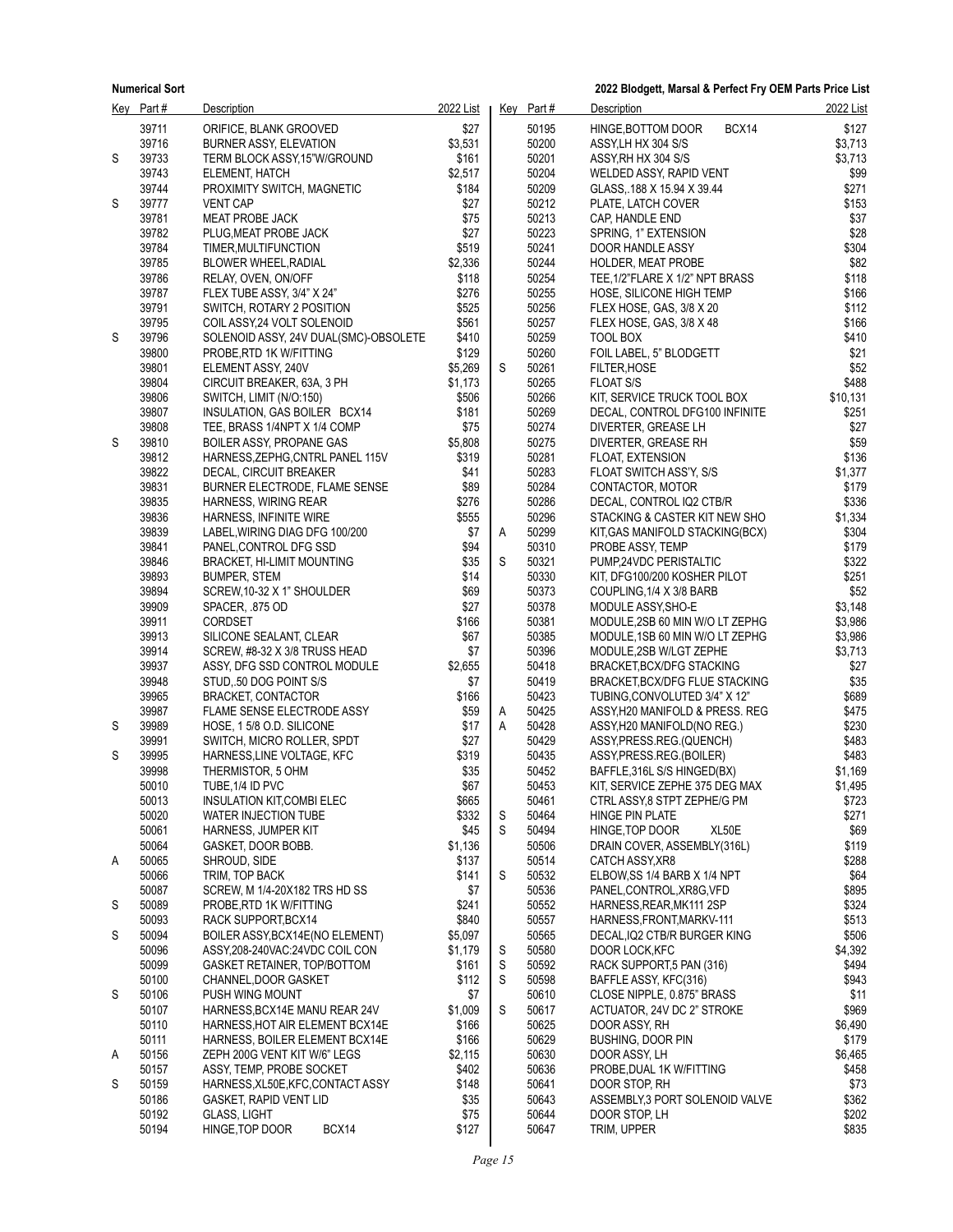| Key | Part # | Description | 2022 List |
|---|---|---|---|
| | 39711 | ORIFICE, BLANK GROOVED | $27 |
| | 39716 | BURNER ASSY, ELEVATION | $3,531 |
| S | 39733 | TERM BLOCK ASSY,15"W/GROUND | $161 |
| | 39743 | ELEMENT, HATCH | $2,517 |
| | 39744 | PROXIMITY SWITCH, MAGNETIC | $184 |
| S | 39777 | VENT CAP | $27 |
| | 39781 | MEAT PROBE JACK | $75 |
| | 39782 | PLUG,MEAT PROBE JACK | $27 |
| | 39784 | TIMER,MULTIFUNCTION | $519 |
| | 39785 | BLOWER WHEEL,RADIAL | $2,336 |
| | 39786 | RELAY, OVEN, ON/OFF | $118 |
| | 39787 | FLEX TUBE ASSY, 3/4" X 24" | $276 |
| | 39791 | SWITCH, ROTARY 2 POSITION | $525 |
| | 39795 | COIL ASSY,24 VOLT SOLENOID | $561 |
| S | 39796 | SOLENOID ASSY, 24V DUAL(SMC)-OBSOLETE | $410 |
| | 39800 | PROBE,RTD 1K W/FITTING | $129 |
| | 39801 | ELEMENT ASSY, 240V | $5,269 |
| | 39804 | CIRCUIT BREAKER, 63A, 3 PH | $1,173 |
| | 39806 | SWITCH, LIMIT (N/O:150) | $506 |
| | 39807 | INSULATION, GAS BOILER BCX14 | $181 |
| | 39808 | TEE, BRASS 1/4NPT X 1/4 COMP | $75 |
| S | 39810 | BOILER ASSY, PROPANE GAS | $5,808 |
| | 39812 | HARNESS,ZEPHG,CNTRL PANEL 115V | $319 |
| | 39822 | DECAL, CIRCUIT BREAKER | $41 |
| | 39831 | BURNER ELECTRODE, FLAME SENSE | $89 |
| | 39835 | HARNESS, WIRING REAR | $276 |
| | 39836 | HARNESS, INFINITE WIRE | $555 |
| | 39839 | LABEL,WIRING DIAG DFG 100/200 | $7 |
| | 39841 | PANEL,CONTROL DFG SSD | $94 |
| | 39846 | BRACKET, HI-LIMIT MOUNTING | $35 |
| | 39893 | BUMPER, STEM | $14 |
| | 39894 | SCREW,10-32 X 1" SHOULDER | $69 |
| | 39909 | SPACER, .875 OD | $27 |
| | 39911 | CORDSET | $166 |
| | 39913 | SILICONE SEALANT, CLEAR | $67 |
| | 39914 | SCREW, #8-32 X 3/8 TRUSS HEAD | $7 |
| | 39937 | ASSY, DFG SSD CONTROL MODULE | $2,655 |
| | 39948 | STUD,.50 DOG POINT S/S | $7 |
| | 39965 | BRACKET, CONTACTOR | $166 |
| | 39987 | FLAME SENSE ELECTRODE ASSY | $59 |
| S | 39989 | HOSE, 1 5/8 O.D. SILICONE | $17 |
| | 39991 | SWITCH, MICRO ROLLER, SPDT | $27 |
| S | 39995 | HARNESS,LINE VOLTAGE, KFC | $319 |
| | 39998 | THERMISTOR, 5 OHM | $35 |
| | 50010 | TUBE,1/4 ID PVC | $67 |
| | 50013 | INSULATION KIT,COMBI ELEC | $665 |
| | 50020 | WATER INJECTION TUBE | $332 |
| | 50061 | HARNESS, JUMPER KIT | $45 |
| | 50064 | GASKET, DOOR BOBB. | $1,136 |
| A | 50065 | SHROUD, SIDE | $137 |
| | 50066 | TRIM, TOP BACK | $141 |
| | 50087 | SCREW, M 1/4-20X182 TRS HD SS | $7 |
| S | 50089 | PROBE,RTD 1K W/FITTING | $241 |
| | 50093 | RACK SUPPORT,BCX14 | $840 |
| S | 50094 | BOILER ASSY,BCX14E(NO ELEMENT) | $5,097 |
| | 50096 | ASSY,208-240VAC:24VDC COIL CON | $1,179 |
| | 50099 | GASKET RETAINER, TOP/BOTTOM | $161 |
| | 50100 | CHANNEL,DOOR GASKET | $112 |
| S | 50106 | PUSH WING MOUNT | $7 |
| | 50107 | HARNESS,BCX14E MANU REAR 24V | $1,009 |
| | 50110 | HARNESS,HOT AIR ELEMENT BCX14E | $166 |
| | 50111 | HARNESS, BOILER ELEMENT BCX14E | $166 |
| A | 50156 | ZEPH 200G VENT KIT W/6" LEGS | $2,115 |
| | 50157 | ASSY, TEMP, PROBE SOCKET | $402 |
| S | 50159 | HARNESS,XL50E,KFC,CONTACT ASSY | $148 |
| | 50186 | GASKET, RAPID VENT LID | $35 |
| | 50192 | GLASS, LIGHT | $75 |
| | 50194 | HINGE,TOP DOOR BCX14 | $127 |
| | 50195 | HINGE,BOTTOM DOOR BCX14 | $127 |
| | 50200 | ASSY,LH HX 304 S/S | $3,713 |
| | 50201 | ASSY,RH HX 304 S/S | $3,713 |
| | 50204 | WELDED ASSY, RAPID VENT | $99 |
| | 50209 | GLASS,.188 X 15.94 X 39.44 | $271 |
| | 50212 | PLATE, LATCH COVER | $153 |
| | 50213 | CAP, HANDLE END | $37 |
| | 50223 | SPRING, 1" EXTENSION | $28 |
| | 50241 | DOOR HANDLE ASSY | $304 |
| | 50244 | HOLDER, MEAT PROBE | $82 |
| | 50254 | TEE,1/2"FLARE X 1/2" NPT BRASS | $118 |
| | 50255 | HOSE, SILICONE HIGH TEMP | $166 |
| | 50256 | FLEX HOSE, GAS, 3/8 X 20 | $112 |
| | 50257 | FLEX HOSE, GAS, 3/8 X 48 | $166 |
| | 50259 | TOOL BOX | $410 |
| | 50260 | FOIL LABEL, 5" BLODGETT | $21 |
| S | 50261 | FILTER,HOSE | $52 |
| | 50265 | FLOAT S/S | $488 |
| | 50266 | KIT, SERVICE TRUCK TOOL BOX | $10,131 |
| | 50269 | DECAL, CONTROL DFG100 INFINITE | $251 |
| | 50274 | DIVERTER, GREASE LH | $27 |
| | 50275 | DIVERTER, GREASE RH | $59 |
| | 50281 | FLOAT, EXTENSION | $136 |
| | 50283 | FLOAT SWITCH ASS'Y, S/S | $1,377 |
| | 50284 | CONTACTOR, MOTOR | $179 |
| | 50286 | DECAL, CONTROL IQ2 CTB/R | $336 |
| | 50296 | STACKING & CASTER KIT NEW SHO | $1,334 |
| A | 50299 | KIT,GAS MANIFOLD STACKING(BCX) | $304 |
| | 50310 | PROBE ASSY, TEMP | $179 |
| S | 50321 | PUMP,24VDC PERISTALTIC | $322 |
| | 50330 | KIT, DFG100/200 KOSHER PILOT | $251 |
| | 50373 | COUPLING,1/4 X 3/8 BARB | $52 |
| | 50378 | MODULE ASSY,SHO-E | $3,148 |
| | 50381 | MODULE,2SB 60 MIN W/O LT ZEPHG | $3,986 |
| | 50385 | MODULE,1SB 60 MIN W/O LT ZEPHG | $3,986 |
| | 50396 | MODULE,2SB W/LGT ZEPHE | $3,713 |
| | 50418 | BRACKET,BCX/DFG STACKING | $27 |
| | 50419 | BRACKET,BCX/DFG FLUE STACKING | $35 |
| | 50423 | TUBING,CONVOLUTED 3/4" X 12" | $689 |
| A | 50425 | ASSY,H20 MANIFOLD & PRESS. REG | $475 |
| A | 50428 | ASSY,H20 MANIFOLD(NO REG.) | $230 |
| | 50429 | ASSY,PRESS.REG.(QUENCH) | $483 |
| | 50435 | ASSY,PRESS.REG.(BOILER) | $483 |
| | 50452 | BAFFLE,316L S/S HINGED(BX) | $1,169 |
| | 50453 | KIT, SERVICE ZEPHE 375 DEG MAX | $1,495 |
| | 50461 | CTRL ASSY,8 STPT ZEPHE/G PM | $723 |
| S | 50464 | HINGE PIN PLATE | $271 |
| S | 50494 | HINGE,TOP DOOR XL50E | $69 |
| | 50506 | DRAIN COVER, ASSEMBLY(316L) | $119 |
| | 50514 | CATCH ASSY,XR8 | $288 |
| S | 50532 | ELBOW,SS 1/4 BARB X 1/4 NPT | $64 |
| | 50536 | PANEL,CONTROL,XR8G,VFD | $895 |
| | 50552 | HARNESS,REAR,MK111 2SP | $324 |
| | 50557 | HARNESS,FRONT,MARKV-111 | $513 |
| | 50565 | DECAL,IQ2 CTB/R BURGER KING | $506 |
| S | 50580 | DOOR LOCK,KFC | $4,392 |
| S | 50592 | RACK SUPPORT,5 PAN (316) | $494 |
| S | 50598 | BAFFLE ASSY, KFC(316) | $943 |
| | 50610 | CLOSE NIPPLE, 0.875" BRASS | $11 |
| S | 50617 | ACTUATOR, 24V DC 2" STROKE | $969 |
| | 50625 | DOOR ASSY, RH | $6,490 |
| | 50629 | BUSHING, DOOR PIN | $179 |
| | 50630 | DOOR ASSY, LH | $6,465 |
| | 50636 | PROBE,DUAL 1K W/FITTING | $458 |
| | 50641 | DOOR STOP, RH | $73 |
| | 50643 | ASSEMBLY,3 PORT SOLENOID VALVE | $362 |
| | 50644 | DOOR STOP, LH | $202 |
| | 50647 | TRIM, UPPER | $835 |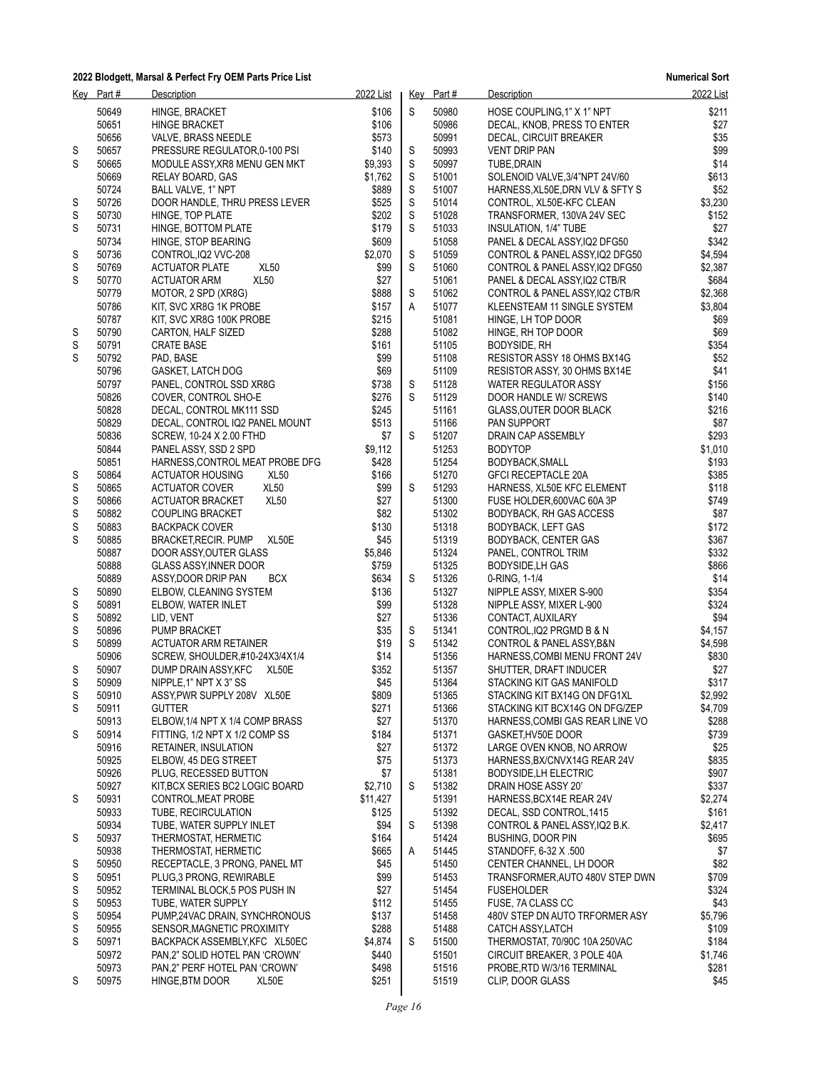**2022 Blodgett, Marsal & Perfect Fry OEM Parts Price List** — **Numerical Sort**

| Key | Part # | Description | 2022 List |
|---|---|---|---|
| | 50649 | HINGE, BRACKET | $106 |
| | 50651 | HINGE BRACKET | $106 |
| | 50656 | VALVE, BRASS NEEDLE | $573 |
| S | 50657 | PRESSURE REGULATOR,0-100 PSI | $140 |
| S | 50665 | MODULE ASSY,XR8 MENU GEN MKT | $9,393 |
| | 50669 | RELAY BOARD, GAS | $1,762 |
| | 50724 | BALL VALVE, 1" NPT | $889 |
| S | 50726 | DOOR HANDLE, THRU PRESS LEVER | $525 |
| S | 50730 | HINGE, TOP PLATE | $202 |
| S | 50731 | HINGE, BOTTOM PLATE | $179 |
| | 50734 | HINGE, STOP BEARING | $609 |
| S | 50736 | CONTROL,IQ2 VVC-208 | $2,070 |
| S | 50769 | ACTUATOR PLATE XL50 | $99 |
| S | 50770 | ACTUATOR ARM XL50 | $27 |
| | 50779 | MOTOR, 2 SPD (XR8G) | $888 |
| | 50786 | KIT, SVC XR8G 1K PROBE | $157 |
| | 50787 | KIT, SVC XR8G 100K PROBE | $215 |
| S | 50790 | CARTON, HALF SIZED | $288 |
| S | 50791 | CRATE BASE | $161 |
| S | 50792 | PAD, BASE | $99 |
| | 50796 | GASKET, LATCH DOG | $69 |
| | 50797 | PANEL, CONTROL SSD XR8G | $738 |
| | 50826 | COVER, CONTROL SHO-E | $276 |
| | 50828 | DECAL, CONTROL MK111 SSD | $245 |
| | 50829 | DECAL, CONTROL IQ2 PANEL MOUNT | $513 |
| | 50836 | SCREW, 10-24 X 2.00 FTHD | $7 |
| | 50844 | PANEL ASSY, SSD 2 SPD | $9,112 |
| | 50851 | HARNESS,CONTROL MEAT PROBE DFG | $428 |
| S | 50864 | ACTUATOR HOUSING XL50 | $166 |
| S | 50865 | ACTUATOR COVER XL50 | $99 |
| S | 50866 | ACTUATOR BRACKET XL50 | $27 |
| S | 50882 | COUPLING BRACKET | $82 |
| S | 50883 | BACKPACK COVER | $130 |
| S | 50885 | BRACKET,RECIR. PUMP XL50E | $45 |
| | 50887 | DOOR ASSY,OUTER GLASS | $5,846 |
| | 50888 | GLASS ASSY,INNER DOOR | $759 |
| | 50889 | ASSY,DOOR DRIP PAN BCX | $634 |
| S | 50890 | ELBOW, CLEANING SYSTEM | $136 |
| S | 50891 | ELBOW, WATER INLET | $99 |
| S | 50892 | LID, VENT | $27 |
| S | 50896 | PUMP BRACKET | $35 |
| S | 50899 | ACTUATOR ARM RETAINER | $19 |
| | 50906 | SCREW, SHOULDER,#10-24X3/4X1/4 | $14 |
| S | 50907 | DUMP DRAIN ASSY,KFC XL50E | $352 |
| S | 50909 | NIPPLE,1" NPT X 3" SS | $45 |
| S | 50910 | ASSY,PWR SUPPLY 208V XL50E | $809 |
| S | 50911 | GUTTER | $271 |
| | 50913 | ELBOW,1/4 NPT X 1/4 COMP BRASS | $27 |
| S | 50914 | FITTING, 1/2 NPT X 1/2 COMP SS | $184 |
| | 50916 | RETAINER, INSULATION | $27 |
| | 50925 | ELBOW, 45 DEG STREET | $75 |
| | 50926 | PLUG, RECESSED BUTTON | $7 |
| | 50927 | KIT,BCX SERIES BC2 LOGIC BOARD | $2,710 |
| S | 50931 | CONTROL,MEAT PROBE | $11,427 |
| | 50933 | TUBE, RECIRCULATION | $125 |
| | 50934 | TUBE, WATER SUPPLY INLET | $94 |
| S | 50937 | THERMOSTAT, HERMETIC | $164 |
| | 50938 | THERMOSTAT, HERMETIC | $665 |
| S | 50950 | RECEPTACLE, 3 PRONG, PANEL MT | $45 |
| S | 50951 | PLUG,3 PRONG, REWIRABLE | $99 |
| S | 50952 | TERMINAL BLOCK,5 POS PUSH IN | $27 |
| S | 50953 | TUBE, WATER SUPPLY | $112 |
| S | 50954 | PUMP,24VAC DRAIN, SYNCHRONOUS | $137 |
| S | 50955 | SENSOR,MAGNETIC PROXIMITY | $288 |
| S | 50971 | BACKPACK ASSEMBLY,KFC XL50EC | $4,874 |
| | 50972 | PAN,2" SOLID HOTEL PAN 'CROWN' | $440 |
| | 50973 | PAN,2" PERF HOTEL PAN 'CROWN' | $498 |
| S | 50975 | HINGE,BTM DOOR XL50E | $251 |
| S | 50980 | HOSE COUPLING,1" X 1" NPT | $211 |
| | 50986 | DECAL, KNOB, PRESS TO ENTER | $27 |
| | 50991 | DECAL, CIRCUIT BREAKER | $35 |
| S | 50993 | VENT DRIP PAN | $99 |
| S | 50997 | TUBE,DRAIN | $14 |
| S | 51001 | SOLENOID VALVE,3/4"NPT 24V/60 | $613 |
| S | 51007 | HARNESS,XL50E,DRN VLV & SFTY S | $52 |
| S | 51014 | CONTROL, XL50E-KFC CLEAN | $3,230 |
| S | 51028 | TRANSFORMER, 130VA 24V SEC | $152 |
| S | 51033 | INSULATION, 1/4" TUBE | $27 |
| | 51058 | PANEL & DECAL ASSY,IQ2 DFG50 | $342 |
| S | 51059 | CONTROL & PANEL ASSY,IQ2 DFG50 | $4,594 |
| S | 51060 | CONTROL & PANEL ASSY,IQ2 DFG50 | $2,387 |
| | 51061 | PANEL & DECAL ASSY,IQ2 CTB/R | $684 |
| S | 51062 | CONTROL & PANEL ASSY,IQ2 CTB/R | $2,368 |
| A | 51077 | KLEENSTEAM 11 SINGLE SYSTEM | $3,804 |
| | 51081 | HINGE, LH TOP DOOR | $69 |
| | 51082 | HINGE, RH TOP DOOR | $69 |
| | 51105 | BODYSIDE, RH | $354 |
| | 51108 | RESISTOR ASSY 18 OHMS BX14G | $52 |
| | 51109 | RESISTOR ASSY, 30 OHMS BX14E | $41 |
| S | 51128 | WATER REGULATOR ASSY | $156 |
| S | 51129 | DOOR HANDLE W/ SCREWS | $140 |
| | 51161 | GLASS,OUTER DOOR BLACK | $216 |
| | 51166 | PAN SUPPORT | $87 |
| S | 51207 | DRAIN CAP ASSEMBLY | $293 |
| | 51253 | BODYTOP | $1,010 |
| | 51254 | BODYBACK,SMALL | $193 |
| | 51270 | GFCI RECEPTACLE 20A | $385 |
| S | 51293 | HARNESS, XL50E KFC ELEMENT | $118 |
| | 51300 | FUSE HOLDER,600VAC 60A 3P | $749 |
| | 51302 | BODYBACK, RH GAS ACCESS | $87 |
| | 51318 | BODYBACK, LEFT GAS | $172 |
| | 51319 | BODYBACK, CENTER GAS | $367 |
| | 51324 | PANEL, CONTROL TRIM | $332 |
| | 51325 | BODYSIDE,LH GAS | $866 |
| S | 51326 | 0-RING, 1-1/4 | $14 |
| | 51327 | NIPPLE ASSY, MIXER S-900 | $354 |
| | 51328 | NIPPLE ASSY, MIXER L-900 | $324 |
| | 51336 | CONTACT, AUXILARY | $94 |
| S | 51341 | CONTROL,IQ2 PRGMD B & N | $4,157 |
| S | 51342 | CONTROL & PANEL ASSY,B&N | $4,598 |
| | 51356 | HARNESS,COMBI MENU FRONT 24V | $830 |
| | 51357 | SHUTTER, DRAFT INDUCER | $27 |
| | 51364 | STACKING KIT GAS MANIFOLD | $317 |
| | 51365 | STACKING KIT BX14G ON DFG1XL | $2,992 |
| | 51366 | STACKING KIT BCX14G ON DFG/ZEP | $4,709 |
| | 51370 | HARNESS,COMBI GAS REAR LINE VO | $288 |
| | 51371 | GASKET,HV50E DOOR | $739 |
| | 51372 | LARGE OVEN KNOB, NO ARROW | $25 |
| | 51373 | HARNESS,BX/CNVX14G REAR 24V | $835 |
| | 51381 | BODYSIDE,LH ELECTRIC | $907 |
| S | 51382 | DRAIN HOSE ASSY 20' | $337 |
| | 51391 | HARNESS,BCX14E REAR 24V | $2,274 |
| | 51392 | DECAL, SSD CONTROL,1415 | $161 |
| S | 51398 | CONTROL & PANEL ASSY,IQ2 B.K. | $2,417 |
| | 51424 | BUSHING, DOOR PIN | $695 |
| A | 51445 | STANDOFF, 6-32 X .500 | $7 |
| | 51450 | CENTER CHANNEL, LH DOOR | $82 |
| | 51453 | TRANSFORMER,AUTO 480V STEP DWN | $709 |
| | 51454 | FUSEHOLDER | $324 |
| | 51455 | FUSE, 7A CLASS CC | $43 |
| | 51458 | 480V STEP DN AUTO TRFORMER ASY | $5,796 |
| | 51488 | CATCH ASSY,LATCH | $109 |
| S | 51500 | THERMOSTAT, 70/90C 10A 250VAC | $184 |
| | 51501 | CIRCUIT BREAKER, 3 POLE 40A | $1,746 |
| | 51516 | PROBE,RTD W/3/16 TERMINAL | $281 |
| | 51519 | CLIP, DOOR GLASS | $45 |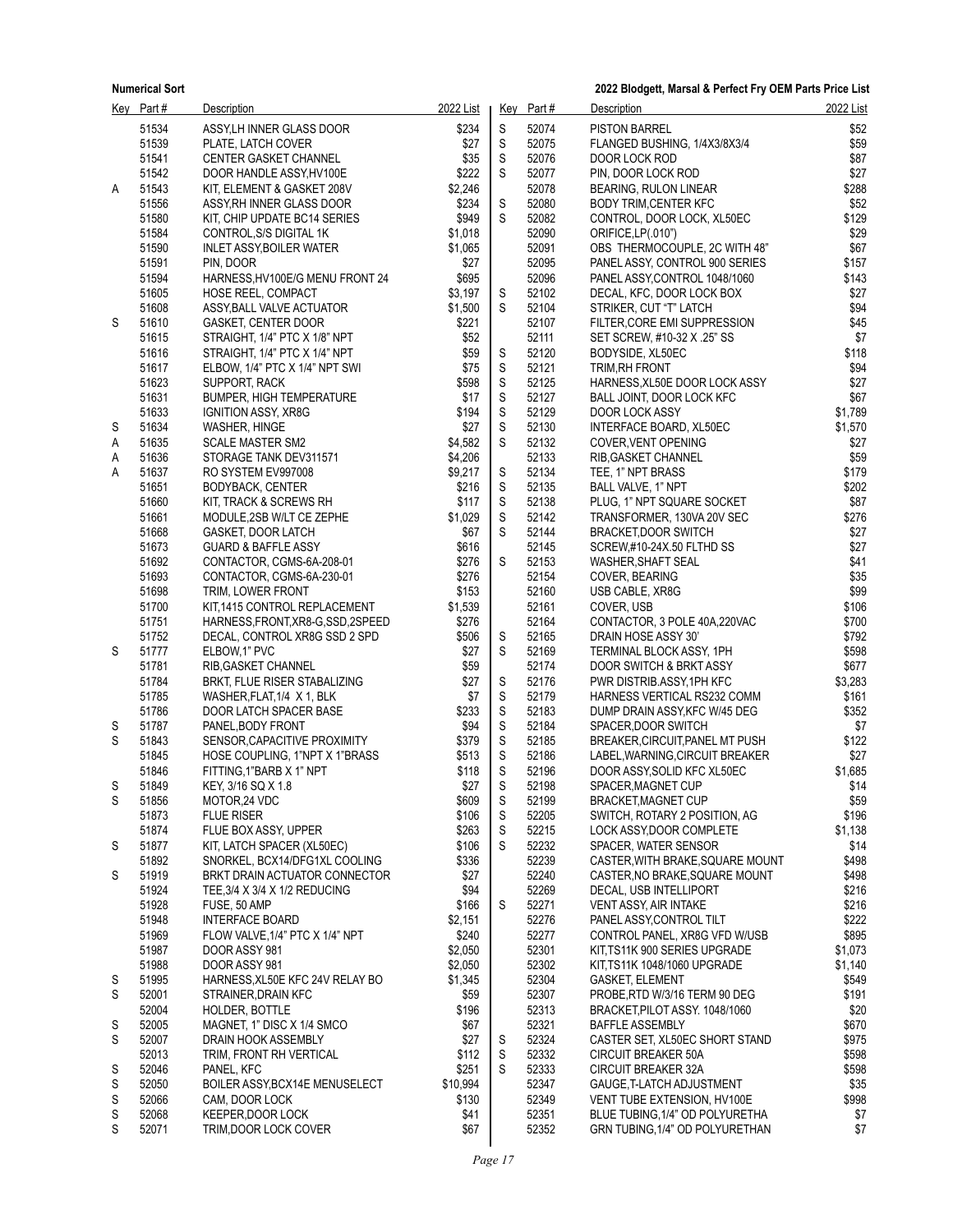| Key | Part # | Description | 2022 List |
|---|---|---|---|
| | 51534 | ASSY,LH INNER GLASS DOOR | $234 |
| | 51539 | PLATE, LATCH COVER | $27 |
| | 51541 | CENTER GASKET CHANNEL | $35 |
| | 51542 | DOOR HANDLE ASSY,HV100E | $222 |
| A | 51543 | KIT, ELEMENT & GASKET 208V | $2,246 |
| | 51556 | ASSY,RH INNER GLASS DOOR | $234 |
| | 51580 | KIT, CHIP UPDATE BC14 SERIES | $949 |
| | 51584 | CONTROL,S/S DIGITAL 1K | $1,018 |
| | 51590 | INLET ASSY,BOILER WATER | $1,065 |
| | 51591 | PIN, DOOR | $27 |
| | 51594 | HARNESS,HV100E/G MENU FRONT 24 | $695 |
| | 51605 | HOSE REEL, COMPACT | $3,197 |
| | 51608 | ASSY,BALL VALVE ACTUATOR | $1,500 |
| S | 51610 | GASKET, CENTER DOOR | $221 |
| | 51615 | STRAIGHT, 1/4" PTC X 1/8" NPT | $52 |
| | 51616 | STRAIGHT, 1/4" PTC X 1/4" NPT | $59 |
| | 51617 | ELBOW, 1/4" PTC X 1/4" NPT SWI | $75 |
| | 51623 | SUPPORT, RACK | $598 |
| | 51631 | BUMPER, HIGH TEMPERATURE | $17 |
| | 51633 | IGNITION ASSY, XR8G | $194 |
| S | 51634 | WASHER, HINGE | $27 |
| A | 51635 | SCALE MASTER SM2 | $4,582 |
| A | 51636 | STORAGE TANK DEV311571 | $4,206 |
| A | 51637 | RO SYSTEM EV997008 | $9,217 |
| | 51651 | BODYBACK, CENTER | $216 |
| | 51660 | KIT, TRACK & SCREWS RH | $117 |
| | 51661 | MODULE,2SB W/LT CE ZEPHE | $1,029 |
| | 51668 | GASKET, DOOR LATCH | $67 |
| | 51673 | GUARD & BAFFLE ASSY | $616 |
| | 51692 | CONTACTOR, CGMS-6A-208-01 | $276 |
| | 51693 | CONTACTOR, CGMS-6A-230-01 | $276 |
| | 51698 | TRIM, LOWER FRONT | $153 |
| | 51700 | KIT,1415 CONTROL REPLACEMENT | $1,539 |
| | 51751 | HARNESS,FRONT,XR8-G,SSD,2SPEED | $276 |
| | 51752 | DECAL, CONTROL XR8G SSD 2 SPD | $506 |
| S | 51777 | ELBOW,1" PVC | $27 |
| | 51781 | RIB,GASKET CHANNEL | $59 |
| | 51784 | BRKT, FLUE RISER STABALIZING | $27 |
| | 51785 | WASHER,FLAT,1/4 X 1, BLK | $7 |
| | 51786 | DOOR LATCH SPACER BASE | $233 |
| S | 51787 | PANEL,BODY FRONT | $94 |
| S | 51843 | SENSOR,CAPACITIVE PROXIMITY | $379 |
| | 51845 | HOSE COUPLING, 1"NPT X 1"BRASS | $513 |
| | 51846 | FITTING,1"BARB X 1" NPT | $118 |
| S | 51849 | KEY, 3/16 SQ X 1.8 | $27 |
| S | 51856 | MOTOR,24 VDC | $609 |
| | 51873 | FLUE RISER | $106 |
| | 51874 | FLUE BOX ASSY, UPPER | $263 |
| S | 51877 | KIT, LATCH SPACER (XL50EC) | $106 |
| | 51892 | SNORKEL, BCX14/DFG1XL COOLING | $336 |
| S | 51919 | BRKT DRAIN ACTUATOR CONNECTOR | $27 |
| | 51924 | TEE,3/4 X 3/4 X 1/2 REDUCING | $94 |
| | 51928 | FUSE, 50 AMP | $166 |
| | 51948 | INTERFACE BOARD | $2,151 |
| | 51969 | FLOW VALVE,1/4" PTC X 1/4" NPT | $240 |
| | 51987 | DOOR ASSY 981 | $2,050 |
| | 51988 | DOOR ASSY 981 | $2,050 |
| S | 51995 | HARNESS,XL50E KFC 24V RELAY BO | $1,345 |
| S | 52001 | STRAINER,DRAIN KFC | $59 |
| | 52004 | HOLDER, BOTTLE | $196 |
| S | 52005 | MAGNET, 1" DISC X 1/4 SMCO | $67 |
| S | 52007 | DRAIN HOOK ASSEMBLY | $27 |
| | 52013 | TRIM, FRONT RH VERTICAL | $112 |
| S | 52046 | PANEL, KFC | $251 |
| S | 52050 | BOILER ASSY,BCX14E MENUSELECT | $10,994 |
| S | 52066 | CAM, DOOR LOCK | $130 |
| S | 52068 | KEEPER,DOOR LOCK | $41 |
| S | 52071 | TRIM,DOOR LOCK COVER | $67 |
| S | 52074 | PISTON BARREL | $52 |
| S | 52075 | FLANGED BUSHING, 1/4X3/8X3/4 | $59 |
| S | 52076 | DOOR LOCK ROD | $87 |
| S | 52077 | PIN, DOOR LOCK ROD | $27 |
| | 52078 | BEARING, RULON LINEAR | $288 |
| S | 52080 | BODY TRIM,CENTER KFC | $52 |
| S | 52082 | CONTROL, DOOR LOCK, XL50EC | $129 |
| | 52090 | ORIFICE,LP(.010") | $29 |
| | 52091 | OBS THERMOCOUPLE, 2C WITH 48" | $67 |
| | 52095 | PANEL ASSY, CONTROL 900 SERIES | $157 |
| | 52096 | PANEL ASSY,CONTROL 1048/1060 | $143 |
| S | 52102 | DECAL, KFC, DOOR LOCK BOX | $27 |
| S | 52104 | STRIKER, CUT "T" LATCH | $94 |
| | 52107 | FILTER,CORE EMI SUPPRESSION | $45 |
| | 52111 | SET SCREW, #10-32 X .25" SS | $7 |
| S | 52120 | BODYSIDE, XL50EC | $118 |
| S | 52121 | TRIM,RH FRONT | $94 |
| S | 52125 | HARNESS,XL50E DOOR LOCK ASSY | $27 |
| S | 52127 | BALL JOINT, DOOR LOCK KFC | $67 |
| S | 52129 | DOOR LOCK ASSY | $1,789 |
| S | 52130 | INTERFACE BOARD, XL50EC | $1,570 |
| S | 52132 | COVER,VENT OPENING | $27 |
| | 52133 | RIB,GASKET CHANNEL | $59 |
| S | 52134 | TEE, 1" NPT BRASS | $179 |
| S | 52135 | BALL VALVE, 1" NPT | $202 |
| S | 52138 | PLUG, 1" NPT SQUARE SOCKET | $87 |
| S | 52142 | TRANSFORMER, 130VA 20V SEC | $276 |
| S | 52144 | BRACKET,DOOR SWITCH | $27 |
| | 52145 | SCREW,#10-24X.50 FLTHD SS | $27 |
| S | 52153 | WASHER,SHAFT SEAL | $41 |
| | 52154 | COVER, BEARING | $35 |
| | 52160 | USB CABLE, XR8G | $99 |
| | 52161 | COVER, USB | $106 |
| | 52164 | CONTACTOR, 3 POLE 40A,220VAC | $700 |
| S | 52165 | DRAIN HOSE ASSY 30' | $792 |
| S | 52169 | TERMINAL BLOCK ASSY, 1PH | $598 |
| | 52174 | DOOR SWITCH & BRKT ASSY | $677 |
| S | 52176 | PWR DISTRIB.ASSY,1PH KFC | $3,283 |
| S | 52179 | HARNESS VERTICAL RS232 COMM | $161 |
| S | 52183 | DUMP DRAIN ASSY,KFC W/45 DEG | $352 |
| S | 52184 | SPACER,DOOR SWITCH | $7 |
| S | 52185 | BREAKER,CIRCUIT,PANEL MT PUSH | $122 |
| S | 52186 | LABEL,WARNING,CIRCUIT BREAKER | $27 |
| S | 52196 | DOOR ASSY,SOLID KFC XL50EC | $1,685 |
| S | 52198 | SPACER,MAGNET CUP | $14 |
| S | 52199 | BRACKET,MAGNET CUP | $59 |
| S | 52205 | SWITCH, ROTARY 2 POSITION, AG | $196 |
| S | 52215 | LOCK ASSY,DOOR COMPLETE | $1,138 |
| S | 52232 | SPACER, WATER SENSOR | $14 |
| | 52239 | CASTER,WITH BRAKE,SQUARE MOUNT | $498 |
| | 52240 | CASTER,NO BRAKE,SQUARE MOUNT | $498 |
| | 52269 | DECAL, USB INTELLIPORT | $216 |
| S | 52271 | VENT ASSY, AIR INTAKE | $216 |
| | 52276 | PANEL ASSY,CONTROL TILT | $222 |
| | 52277 | CONTROL PANEL, XR8G VFD W/USB | $895 |
| | 52301 | KIT,TS11K 900 SERIES UPGRADE | $1,073 |
| | 52302 | KIT,TS11K 1048/1060 UPGRADE | $1,140 |
| | 52304 | GASKET, ELEMENT | $549 |
| | 52307 | PROBE,RTD W/3/16 TERM 90 DEG | $191 |
| | 52313 | BRACKET,PILOT ASSY. 1048/1060 | $20 |
| | 52321 | BAFFLE ASSEMBLY | $670 |
| S | 52324 | CASTER SET, XL50EC SHORT STAND | $975 |
| S | 52332 | CIRCUIT BREAKER 50A | $598 |
| S | 52333 | CIRCUIT BREAKER 32A | $598 |
| | 52347 | GAUGE,T-LATCH ADJUSTMENT | $35 |
| | 52349 | VENT TUBE EXTENSION, HV100E | $998 |
| | 52351 | BLUE TUBING,1/4" OD POLYURETHA | $7 |
| | 52352 | GRN TUBING,1/4" OD POLYURETHAN | $7 |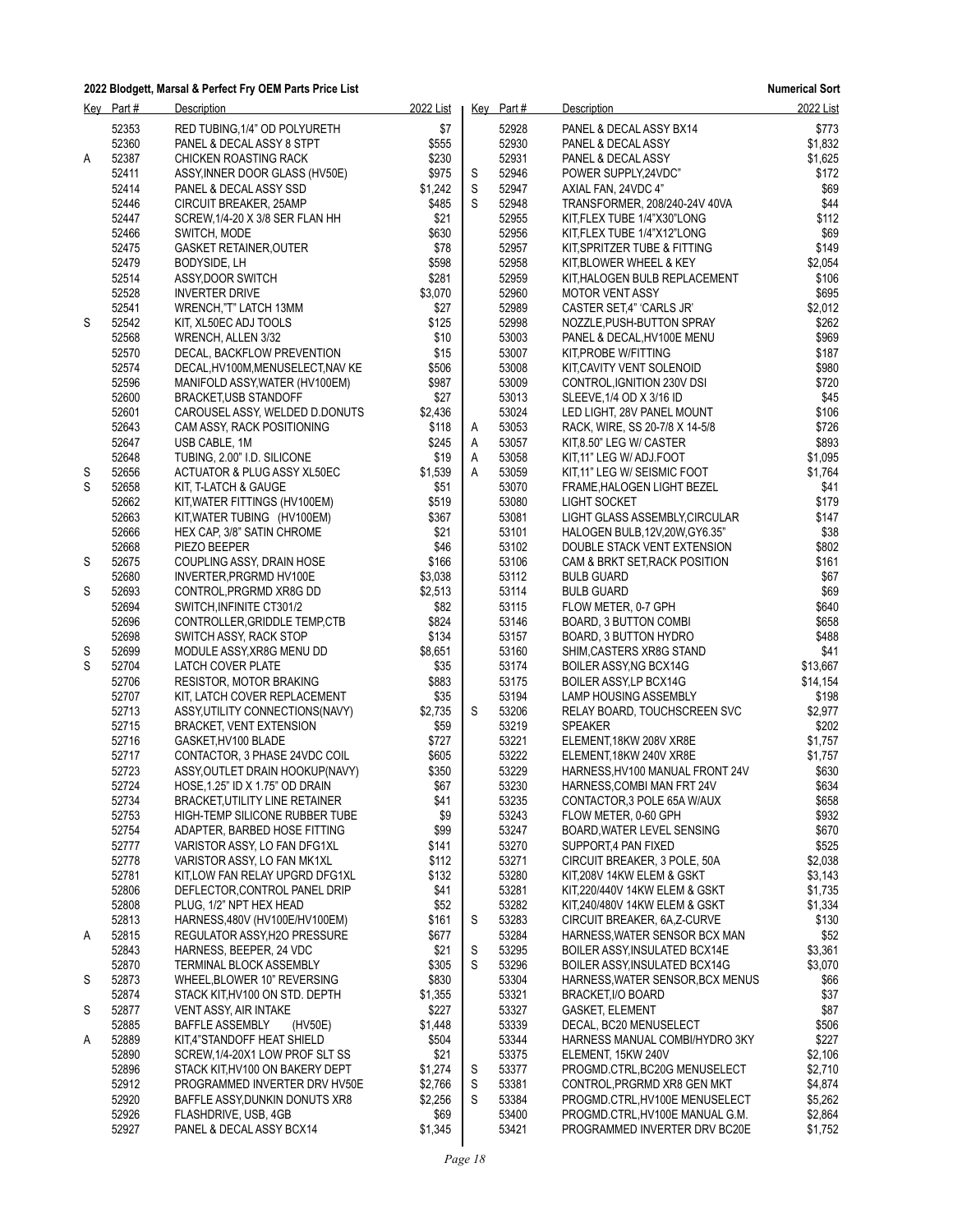**2022 Blodgett, Marsal & Perfect Fry OEM Parts Price List** — **Numerical Sort**

| Key | Part # | Description | 2022 List |
|---|---|---|---|
| | 52353 | RED TUBING,1/4" OD POLYURETH | $7 |
| | 52360 | PANEL & DECAL ASSY 8 STPT | $555 |
| A | 52387 | CHICKEN ROASTING RACK | $230 |
| | 52411 | ASSY,INNER DOOR GLASS (HV50E) | $975 |
| | 52414 | PANEL & DECAL ASSY SSD | $1,242 |
| | 52446 | CIRCUIT BREAKER, 25AMP | $485 |
| | 52447 | SCREW,1/4-20 X 3/8 SER FLAN HH | $21 |
| | 52466 | SWITCH, MODE | $630 |
| | 52475 | GASKET RETAINER,OUTER | $78 |
| | 52479 | BODYSIDE, LH | $598 |
| | 52514 | ASSY,DOOR SWITCH | $281 |
| | 52528 | INVERTER DRIVE | $3,070 |
| | 52541 | WRENCH,"T" LATCH 13MM | $27 |
| S | 52542 | KIT, XL50EC ADJ TOOLS | $125 |
| | 52568 | WRENCH, ALLEN 3/32 | $10 |
| | 52570 | DECAL, BACKFLOW PREVENTION | $15 |
| | 52574 | DECAL,HV100M,MENUSELECT,NAV KE | $506 |
| | 52596 | MANIFOLD ASSY,WATER (HV100EM) | $987 |
| | 52600 | BRACKET,USB STANDOFF | $27 |
| | 52601 | CAROUSEL ASSY, WELDED D.DONUTS | $2,436 |
| | 52643 | CAM ASSY, RACK POSITIONING | $118 |
| | 52647 | USB CABLE, 1M | $245 |
| | 52648 | TUBING, 2.00" I.D. SILICONE | $19 |
| S | 52656 | ACTUATOR & PLUG ASSY XL50EC | $1,539 |
| S | 52658 | KIT, T-LATCH & GAUGE | $51 |
| | 52662 | KIT,WATER FITTINGS (HV100EM) | $519 |
| | 52663 | KIT,WATER TUBING (HV100EM) | $367 |
| | 52666 | HEX CAP, 3/8" SATIN CHROME | $21 |
| | 52668 | PIEZO BEEPER | $46 |
| S | 52675 | COUPLING ASSY, DRAIN HOSE | $166 |
| | 52680 | INVERTER,PRGRMD HV100E | $3,038 |
| S | 52693 | CONTROL,PRGRMD XR8G DD | $2,513 |
| | 52694 | SWITCH,INFINITE CT301/2 | $82 |
| | 52696 | CONTROLLER,GRIDDLE TEMP,CTB | $824 |
| | 52698 | SWITCH ASSY, RACK STOP | $134 |
| S | 52699 | MODULE ASSY,XR8G MENU DD | $8,651 |
| S | 52704 | LATCH COVER PLATE | $35 |
| | 52706 | RESISTOR, MOTOR BRAKING | $883 |
| | 52707 | KIT, LATCH COVER REPLACEMENT | $35 |
| | 52713 | ASSY,UTILITY CONNECTIONS(NAVY) | $2,735 |
| | 52715 | BRACKET, VENT EXTENSION | $59 |
| | 52716 | GASKET,HV100 BLADE | $727 |
| | 52717 | CONTACTOR, 3 PHASE 24VDC COIL | $605 |
| | 52723 | ASSY,OUTLET DRAIN HOOKUP(NAVY) | $350 |
| | 52724 | HOSE,1.25" ID X 1.75" OD DRAIN | $67 |
| | 52734 | BRACKET,UTILITY LINE RETAINER | $41 |
| | 52753 | HIGH-TEMP SILICONE RUBBER TUBE | $9 |
| | 52754 | ADAPTER, BARBED HOSE FITTING | $99 |
| | 52777 | VARISTOR ASSY, LO FAN DFG1XL | $141 |
| | 52778 | VARISTOR ASSY, LO FAN MK1XL | $112 |
| | 52781 | KIT,LOW FAN RELAY UPGRD DFG1XL | $132 |
| | 52806 | DEFLECTOR,CONTROL PANEL DRIP | $41 |
| | 52808 | PLUG, 1/2" NPT HEX HEAD | $52 |
| | 52813 | HARNESS,480V (HV100E/HV100EM) | $161 |
| A | 52815 | REGULATOR ASSY,H2O PRESSURE | $677 |
| | 52843 | HARNESS, BEEPER, 24 VDC | $21 |
| | 52870 | TERMINAL BLOCK ASSEMBLY | $305 |
| S | 52873 | WHEEL,BLOWER 10" REVERSING | $830 |
| | 52874 | STACK KIT,HV100 ON STD. DEPTH | $1,355 |
| S | 52877 | VENT ASSY, AIR INTAKE | $227 |
| | 52885 | BAFFLE ASSEMBLY (HV50E) | $1,448 |
| A | 52889 | KIT,4"STANDOFF HEAT SHIELD | $504 |
| | 52890 | SCREW,1/4-20X1 LOW PROF SLT SS | $21 |
| | 52896 | STACK KIT,HV100 ON BAKERY DEPT | $1,274 |
| | 52912 | PROGRAMMED INVERTER DRV HV50E | $2,766 |
| | 52920 | BAFFLE ASSY,DUNKIN DONUTS XR8 | $2,256 |
| | 52926 | FLASHDRIVE, USB, 4GB | $69 |
| | 52927 | PANEL & DECAL ASSY BCX14 | $1,345 |
| | 52928 | PANEL & DECAL ASSY BX14 | $773 |
| | 52930 | PANEL & DECAL ASSY | $1,832 |
| | 52931 | PANEL & DECAL ASSY | $1,625 |
| S | 52946 | POWER SUPPLY,24VDC" | $172 |
| S | 52947 | AXIAL FAN, 24VDC 4" | $69 |
| S | 52948 | TRANSFORMER, 208/240-24V 40VA | $44 |
| | 52955 | KIT,FLEX TUBE 1/4"X30"LONG | $112 |
| | 52956 | KIT,FLEX TUBE 1/4"X12"LONG | $69 |
| | 52957 | KIT,SPRITZER TUBE & FITTING | $149 |
| | 52958 | KIT,BLOWER WHEEL & KEY | $2,054 |
| | 52959 | KIT,HALOGEN BULB REPLACEMENT | $106 |
| | 52960 | MOTOR VENT ASSY | $695 |
| | 52989 | CASTER SET,4" 'CARLS JR' | $2,012 |
| | 52998 | NOZZLE,PUSH-BUTTON SPRAY | $262 |
| | 53003 | PANEL & DECAL,HV100E MENU | $969 |
| | 53007 | KIT,PROBE W/FITTING | $187 |
| | 53008 | KIT,CAVITY VENT SOLENOID | $980 |
| | 53009 | CONTROL,IGNITION 230V DSI | $720 |
| | 53013 | SLEEVE,1/4 OD X 3/16 ID | $45 |
| | 53024 | LED LIGHT, 28V PANEL MOUNT | $106 |
| A | 53053 | RACK, WIRE, SS 20-7/8 X 14-5/8 | $726 |
| A | 53057 | KIT,8.50" LEG W/ CASTER | $893 |
| A | 53058 | KIT,11" LEG W/ ADJ.FOOT | $1,095 |
| A | 53059 | KIT,11" LEG W/ SEISMIC FOOT | $1,764 |
| | 53070 | FRAME,HALOGEN LIGHT BEZEL | $41 |
| | 53080 | LIGHT SOCKET | $179 |
| | 53081 | LIGHT GLASS ASSEMBLY,CIRCULAR | $147 |
| | 53101 | HALOGEN BULB,12V,20W,GY6.35" | $38 |
| | 53102 | DOUBLE STACK VENT EXTENSION | $802 |
| | 53106 | CAM & BRKT SET,RACK POSITION | $161 |
| | 53112 | BULB GUARD | $67 |
| | 53114 | BULB GUARD | $69 |
| | 53115 | FLOW METER, 0-7 GPH | $640 |
| | 53146 | BOARD, 3 BUTTON COMBI | $658 |
| | 53157 | BOARD, 3 BUTTON HYDRO | $488 |
| | 53160 | SHIM,CASTERS XR8G STAND | $41 |
| | 53174 | BOILER ASSY,NG BCX14G | $13,667 |
| | 53175 | BOILER ASSY,LP BCX14G | $14,154 |
| | 53194 | LAMP HOUSING ASSEMBLY | $198 |
| S | 53206 | RELAY BOARD, TOUCHSCREEN SVC | $2,977 |
| | 53219 | SPEAKER | $202 |
| | 53221 | ELEMENT,18KW 208V XR8E | $1,757 |
| | 53222 | ELEMENT,18KW 240V XR8E | $1,757 |
| | 53229 | HARNESS,HV100 MANUAL FRONT 24V | $630 |
| | 53230 | HARNESS,COMBI MAN FRT 24V | $634 |
| | 53235 | CONTACTOR,3 POLE 65A W/AUX | $658 |
| | 53243 | FLOW METER, 0-60 GPH | $932 |
| | 53247 | BOARD,WATER LEVEL SENSING | $670 |
| | 53270 | SUPPORT,4 PAN FIXED | $525 |
| | 53271 | CIRCUIT BREAKER, 3 POLE, 50A | $2,038 |
| | 53280 | KIT,208V 14KW ELEM & GSKT | $3,143 |
| | 53281 | KIT,220/440V 14KW ELEM & GSKT | $1,735 |
| | 53282 | KIT,240/480V 14KW ELEM & GSKT | $1,334 |
| S | 53283 | CIRCUIT BREAKER, 6A,Z-CURVE | $130 |
| | 53284 | HARNESS,WATER SENSOR BCX MAN | $52 |
| S | 53295 | BOILER ASSY,INSULATED BCX14E | $3,361 |
| S | 53296 | BOILER ASSY,INSULATED BCX14G | $3,070 |
| | 53304 | HARNESS,WATER SENSOR,BCX MENUS | $66 |
| | 53321 | BRACKET,I/O BOARD | $37 |
| | 53327 | GASKET, ELEMENT | $87 |
| | 53339 | DECAL, BC20 MENUSELECT | $506 |
| | 53344 | HARNESS MANUAL COMBI/HYDRO 3KY | $227 |
| | 53375 | ELEMENT, 15KW 240V | $2,106 |
| S | 53377 | PROGMD.CTRL,BC20G MENUSELECT | $2,710 |
| S | 53381 | CONTROL,PRGRMD XR8 GEN MKT | $4,874 |
| S | 53384 | PROGMD.CTRL,HV100E MENUSELECT | $5,262 |
| | 53400 | PROGMD.CTRL,HV100E MANUAL G.M. | $2,864 |
| | 53421 | PROGRAMMED INVERTER DRV BC20E | $1,752 |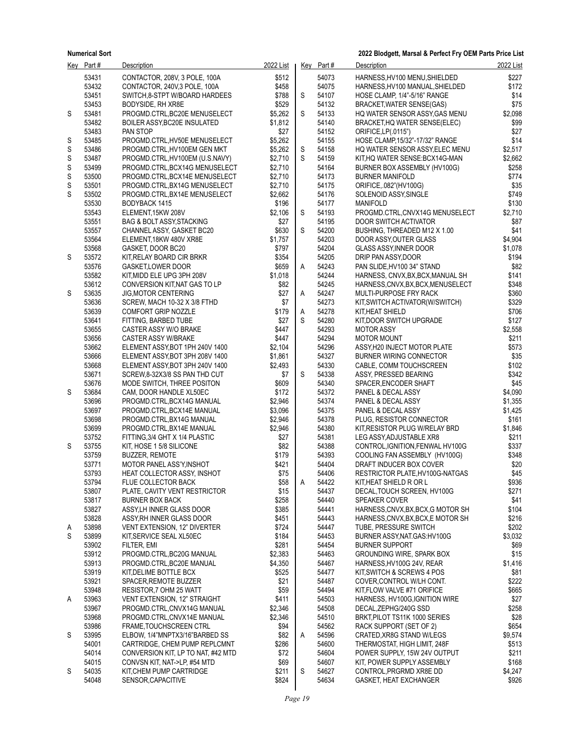| Key | Part # | Description | 2022 List |
|---|---|---|---|
| | 53431 | CONTACTOR, 208V, 3 POLE, 100A | $512 |
| | 53432 | CONTACTOR, 240V,3 POLE, 100A | $458 |
| | 53451 | SWITCH,8-STPT W/BOARD HARDEES | $788 |
| | 53453 | BODYSIDE, RH XR8E | $529 |
| S | 53481 | PROGMD.CTRL,BC20E MENUSELECT | $5,262 |
| | 53482 | BOILER ASSY,BC20E INSULATED | $1,812 |
| | 53483 | PAN STOP | $27 |
| S | 53485 | PROGMD.CTRL,HV50E MENUSELECT | $5,262 |
| S | 53486 | PROGMD.CTRL,HV100EM GEN MKT | $5,262 |
| S | 53487 | PROGMD.CTRL,HV100EM (U.S.NAVY) | $2,710 |
| S | 53499 | PROGMD.CTRL,BCX14G MENUSELECT | $2,710 |
| S | 53500 | PROGMD.CTRL,BCX14E MENUSELECT | $2,710 |
| S | 53501 | PROGMD.CTRL,BX14G MENUSELECT | $2,710 |
| S | 53502 | PROGMD.CTRL,BX14E MENUSELECT | $2,662 |
| | 53530 | BODYBACK 1415 | $196 |
| | 53543 | ELEMENT,15KW 208V | $2,106 |
| | 53551 | BAG & BOLT ASSY,STACKING | $27 |
| | 53557 | CHANNEL ASSY, GASKET BC20 | $630 |
| | 53564 | ELEMENT,18KW 480V XR8E | $1,757 |
| | 53568 | GASKET, DOOR BC20 | $797 |
| S | 53572 | KIT,RELAY BOARD CIR BRKR | $354 |
| | 53576 | GASKET,LOWER DOOR | $659 |
| | 53582 | KIT,MIDD ELE UPG 3PH 208V | $1,018 |
| | 53612 | CONVERSION KIT,NAT GAS TO LP | $82 |
| S | 53635 | JIG,MOTOR CENTERING | $27 |
| | 53636 | SCREW, MACH 10-32 X 3/8 FTHD | $7 |
| | 53639 | COMFORT GRIP NOZZLE | $179 |
| | 53641 | FITTING, BARBED TUBE | $27 |
| | 53655 | CASTER ASSY W/O BRAKE | $447 |
| | 53656 | CASTER ASSY W/BRAKE | $447 |
| | 53662 | ELEMENT ASSY,BOT 1PH 240V 1400 | $2,104 |
| | 53666 | ELEMENT ASSY,BOT 3PH 208V 1400 | $1,861 |
| | 53668 | ELEMENT ASSY,BOT 3PH 240V 1400 | $2,493 |
| | 53671 | SCREW,8-32X3/8 SS PAN THD CUT | $7 |
| | 53676 | MODE SWITCH, THREE POSITON | $609 |
| S | 53684 | CAM, DOOR HANDLE XL50EC | $172 |
| | 53696 | PROGMD.CTRL,BCX14G MANUAL | $2,946 |
| | 53697 | PROGMD.CTRL,BCX14E MANUAL | $3,096 |
| | 53698 | PROGMD.CTRL,BX14G MANUAL | $2,946 |
| | 53699 | PROGMD.CTRL,BX14E MANUAL | $2,946 |
| | 53752 | FITTING,3/4 GHT X 1/4 PLASTIC | $27 |
| S | 53755 | KIT, HOSE 1 5/8 SILICONE | $82 |
| | 53759 | BUZZER, REMOTE | $179 |
| | 53771 | MOTOR PANEL ASS'Y,INSHOT | $421 |
| | 53793 | HEAT COLLECTOR ASSY, INSHOT | $75 |
| | 53794 | FLUE COLLECTOR BACK | $58 |
| | 53807 | PLATE, CAVITY VENT RESTRICTOR | $15 |
| | 53817 | BURNER BOX BACK | $258 |
| | 53827 | ASSY,LH INNER GLASS DOOR | $385 |
| | 53828 | ASSY,RH INNER GLASS DOOR | $451 |
| A | 53898 | VENT EXTENSION, 12" DIVERTER | $724 |
| S | 53899 | KIT,SERVICE SEAL XL50EC | $184 |
| | 53902 | FILTER, EMI | $281 |
| | 53912 | PROGMD.CTRL,BC20G MANUAL | $2,383 |
| | 53913 | PROGMD.CTRL,BC20E MANUAL | $4,350 |
| | 53919 | KIT,DELIME BOTTLE BCX | $525 |
| | 53921 | SPACER,REMOTE BUZZER | $21 |
| | 53948 | RESISTOR,7 OHM 25 WATT | $59 |
| A | 53963 | VENT EXTENSION, 12" STRAIGHT | $411 |
| | 53967 | PROGMD.CTRL,CNVX14G MANUAL | $2,346 |
| | 53968 | PROGMD.CTRL,CNVX14E MANUAL | $2,346 |
| | 53986 | FRAME,TOUCHSCREEN CTRL | $94 |
| S | 53995 | ELBOW, 1/4"MNPTX3/16"BARBED SS | $82 |
| | 54001 | CARTRIDGE, CHEM PUMP REPLCMNT | $286 |
| | 54014 | CONVERSION KIT, LP TO NAT, #42 MTD | $72 |
| | 54015 | CONVSN KIT, NAT->LP, #54 MTD | $69 |
| S | 54035 | KIT,CHEM PUMP CARTRIDGE | $211 |
| | 54048 | SENSOR,CAPACITIVE | $824 |
| | 54073 | HARNESS,HV100 MENU,SHIELDED | $227 |
| | 54075 | HARNESS,HV100 MANUAL,SHIELDED | $172 |
| S | 54107 | HOSE CLAMP, 1/4"-5/16" RANGE | $14 |
| | 54132 | BRACKET,WATER SENSE(GAS) | $75 |
| S | 54133 | HQ WATER SENSOR ASSY,GAS MENU | $2,098 |
| | 54140 | BRACKET,HQ WATER SENSE(ELEC) | $99 |
| | 54152 | ORIFICE,LP(.0115") | $27 |
| | 54155 | HOSE CLAMP,15/32"-17/32" RANGE | $14 |
| S | 54158 | HQ WATER SENSOR ASSY,ELEC MENU | $2,517 |
| S | 54159 | KIT,HQ WATER SENSE:BCX14G-MAN | $2,662 |
| | 54164 | BURNER BOX ASSEMBLY (HV100G) | $258 |
| | 54173 | BURNER MANIFOLD | $774 |
| | 54175 | ORIFICE,.082"(HV100G) | $35 |
| | 54176 | SOLENOID ASSY,SINGLE | $749 |
| | 54177 | MANIFOLD | $130 |
| S | 54193 | PROGMD.CTRL,CNVX14G MENUSELECT | $2,710 |
| | 54195 | DOOR SWITCH ACTIVATOR | $87 |
| S | 54200 | BUSHING, THREADED M12 X 1.00 | $41 |
| | 54203 | DOOR ASSY,OUTER GLASS | $4,904 |
| | 54204 | GLASS ASSY,INNER DOOR | $1,078 |
| | 54205 | DRIP PAN ASSY,DOOR | $194 |
| A | 54243 | PAN SLIDE,HV100 34" STAND | $82 |
| | 54244 | HARNESS, CNVX,BX,BCX,MANUAL SH | $141 |
| | 54245 | HARNESS,CNVX,BX,BCX,MENUSELECT | $348 |
| A | 54247 | MULTI-PURPOSE FRY RACK | $360 |
| | 54273 | KIT,SWITCH ACTIVATOR(W/SWITCH) | $329 |
| A | 54278 | KIT,HEAT SHIELD | $706 |
| S | 54280 | KIT,DOOR SWITCH UPGRADE | $127 |
| | 54293 | MOTOR ASSY | $2,558 |
| | 54294 | MOTOR MOUNT | $211 |
| | 54296 | ASSY,H20 INJECT MOTOR PLATE | $573 |
| | 54327 | BURNER WIRING CONNECTOR | $35 |
| | 54330 | CABLE, COMM TOUCHSCREEN | $102 |
| S | 54338 | ASSY, PRESSED BEARING | $342 |
| | 54340 | SPACER,ENCODER SHAFT | $45 |
| | 54372 | PANEL & DECAL ASSY | $4,090 |
| | 54374 | PANEL & DECAL ASSY | $1,355 |
| | 54375 | PANEL & DECAL ASSY | $1,425 |
| | 54378 | PLUG, RESISTOR CONNECTOR | $161 |
| | 54380 | KIT,RESISTOR PLUG W/RELAY BRD | $1,846 |
| | 54381 | LEG ASSY,ADJUSTABLE XR8 | $211 |
| | 54388 | CONTROL,IGNITION,FENWAL HV100G | $337 |
| | 54393 | COOLING FAN ASSEMBLY (HV100G) | $348 |
| | 54404 | DRAFT INDUCER BOX COVER | $20 |
| | 54406 | RESTRICTOR PLATE,HV100G-NATGAS | $45 |
| A | 54422 | KIT,HEAT SHIELD R OR L | $936 |
| | 54437 | DECAL,TOUCH SCREEN, HV100G | $271 |
| | 54440 | SPEAKER COVER | $41 |
| | 54441 | HARNESS,CNVX,BX,BCX,G MOTOR SH | $104 |
| | 54443 | HARNESS,CNVX,BX,BCX,E MOTOR SH | $216 |
| | 54447 | TUBE, PRESSURE SWITCH | $202 |
| | 54453 | BURNER ASSY,NAT.GAS:HV100G | $3,032 |
| | 54454 | BURNER SUPPORT | $69 |
| | 54463 | GROUNDING WIRE, SPARK BOX | $15 |
| | 54467 | HARNESS,HV100G 24V, REAR | $1,416 |
| | 54477 | KIT,SWITCH & SCREWS 4 POS | $81 |
| | 54487 | COVER,CONTROL W/LH CONT. | $222 |
| | 54494 | KIT,FLOW VALVE #71 ORIFICE | $665 |
| | 54503 | HARNESS, HV100G,IGNITION WIRE | $27 |
| | 54508 | DECAL,ZEPHG/240G SSD | $258 |
| | 54510 | BRKT,PILOT TS11K 1000 SERIES | $28 |
| | 54562 | RACK SUPPORT (SET OF 2) | $654 |
| A | 54596 | CRATED,XR8G STAND W/LEGS | $9,574 |
| | 54600 | THERMOSTAT, HIGH LIMIT, 248F | $513 |
| | 54604 | POWER SUPPLY, 15W 24V OUTPUT | $211 |
| | 54607 | KIT, POWER SUPPLY ASSEMBLY | $168 |
| S | 54627 | CONTROL,PRGRMD XR8E DD | $4,247 |
| | 54634 | GASKET, HEAT EXCHANGER | $926 |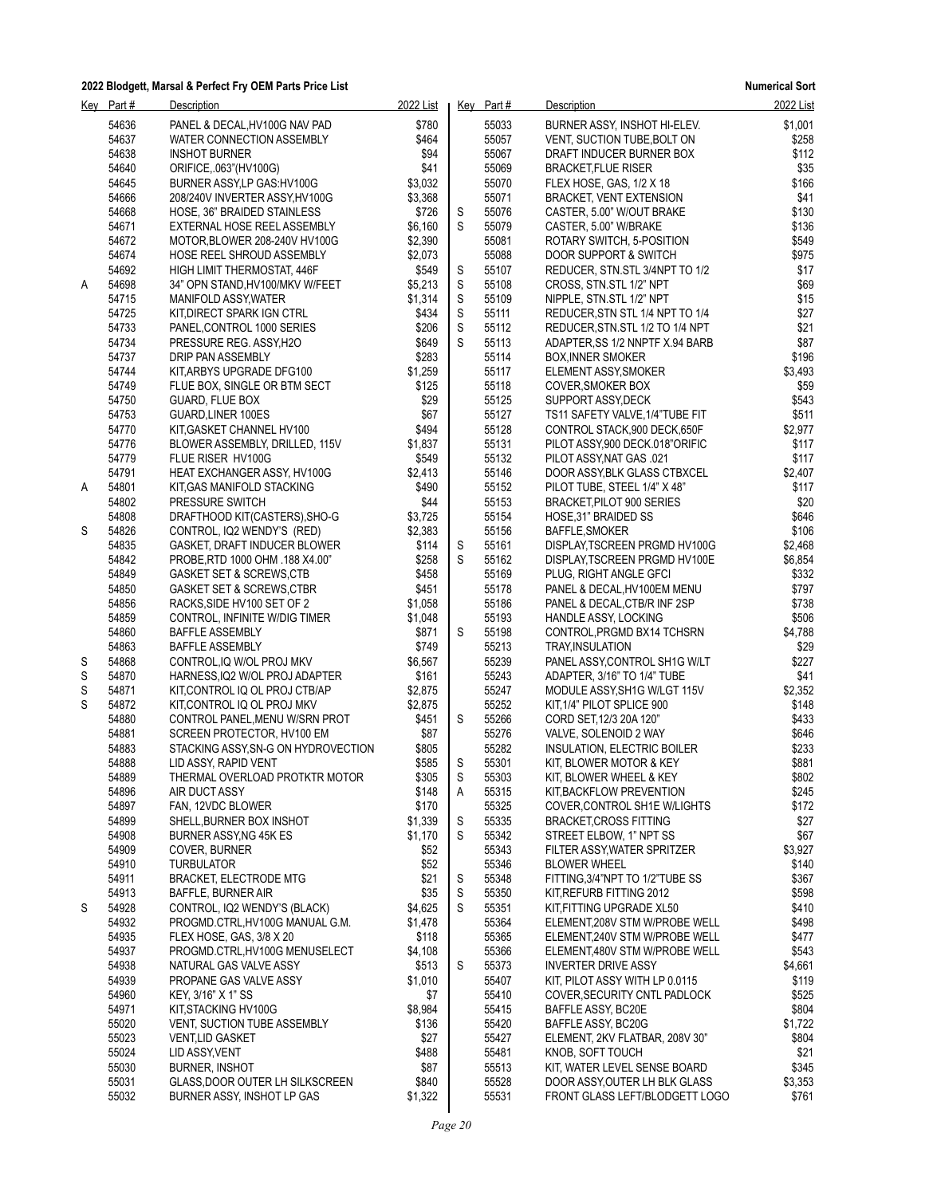**2022 Blodgett, Marsal & Perfect Fry OEM Parts Price List** — **Numerical Sort**

| Key | Part # | Description | 2022 List |
|---|---|---|---|
| | 54636 | PANEL & DECAL,HV100G NAV PAD | $780 |
| | 54637 | WATER CONNECTION ASSEMBLY | $464 |
| | 54638 | INSHOT BURNER | $94 |
| | 54640 | ORIFICE,.063"(HV100G) | $41 |
| | 54645 | BURNER ASSY,LP GAS:HV100G | $3,032 |
| | 54666 | 208/240V INVERTER ASSY,HV100G | $3,368 |
| | 54668 | HOSE, 36" BRAIDED STAINLESS | $726 |
| | 54671 | EXTERNAL HOSE REEL ASSEMBLY | $6,160 |
| | 54672 | MOTOR,BLOWER 208-240V HV100G | $2,390 |
| | 54674 | HOSE REEL SHROUD ASSEMBLY | $2,073 |
| | 54692 | HIGH LIMIT THERMOSTAT, 446F | $549 |
| A | 54698 | 34" OPN STAND,HV100/MKV W/FEET | $5,213 |
| | 54715 | MANIFOLD ASSY,WATER | $1,314 |
| | 54725 | KIT,DIRECT SPARK IGN CTRL | $434 |
| | 54733 | PANEL,CONTROL 1000 SERIES | $206 |
| | 54734 | PRESSURE REG. ASSY,H2O | $649 |
| | 54737 | DRIP PAN ASSEMBLY | $283 |
| | 54744 | KIT,ARBYS UPGRADE DFG100 | $1,259 |
| | 54749 | FLUE BOX, SINGLE OR BTM SECT | $125 |
| | 54750 | GUARD, FLUE BOX | $29 |
| | 54753 | GUARD,LINER 100ES | $67 |
| | 54770 | KIT,GASKET CHANNEL HV100 | $494 |
| | 54776 | BLOWER ASSEMBLY, DRILLED, 115V | $1,837 |
| | 54779 | FLUE RISER HV100G | $549 |
| | 54791 | HEAT EXCHANGER ASSY, HV100G | $2,413 |
| A | 54801 | KIT,GAS MANIFOLD STACKING | $490 |
| | 54802 | PRESSURE SWITCH | $44 |
| | 54808 | DRAFTHOOD KIT(CASTERS),SHO-G | $3,725 |
| S | 54826 | CONTROL, IQ2 WENDY'S (RED) | $2,383 |
| | 54835 | GASKET, DRAFT INDUCER BLOWER | $114 |
| | 54842 | PROBE,RTD 1000 OHM .188 X4.00" | $258 |
| | 54849 | GASKET SET & SCREWS,CTB | $458 |
| | 54850 | GASKET SET & SCREWS,CTBR | $451 |
| | 54856 | RACKS,SIDE HV100 SET OF 2 | $1,058 |
| | 54859 | CONTROL, INFINITE W/DIG TIMER | $1,048 |
| | 54860 | BAFFLE ASSEMBLY | $871 |
| | 54863 | BAFFLE ASSEMBLY | $749 |
| S | 54868 | CONTROL,IQ W/OL PROJ MKV | $6,567 |
| S | 54870 | HARNESS,IQ2 W/OL PROJ ADAPTER | $161 |
| S | 54871 | KIT,CONTROL IQ OL PROJ CTB/AP | $2,875 |
| S | 54872 | KIT,CONTROL IQ OL PROJ MKV | $2,875 |
| | 54880 | CONTROL PANEL,MENU W/SRN PROT | $451 |
| | 54881 | SCREEN PROTECTOR, HV100 EM | $87 |
| | 54883 | STACKING ASSY,SN-G ON HYDROVECTION | $805 |
| | 54888 | LID ASSY, RAPID VENT | $585 |
| | 54889 | THERMAL OVERLOAD PROTKTR MOTOR | $305 |
| | 54896 | AIR DUCT ASSY | $148 |
| | 54897 | FAN, 12VDC BLOWER | $170 |
| | 54899 | SHELL,BURNER BOX INSHOT | $1,339 |
| | 54908 | BURNER ASSY,NG 45K ES | $1,170 |
| | 54909 | COVER, BURNER | $52 |
| | 54910 | TURBULATOR | $52 |
| | 54911 | BRACKET, ELECTRODE MTG | $21 |
| | 54913 | BAFFLE, BURNER AIR | $35 |
| S | 54928 | CONTROL, IQ2 WENDY'S (BLACK) | $4,625 |
| | 54932 | PROGMD.CTRL,HV100G MANUAL G.M. | $1,478 |
| | 54935 | FLEX HOSE, GAS, 3/8 X 20 | $118 |
| | 54937 | PROGMD.CTRL,HV100G MENUSELECT | $4,108 |
| | 54938 | NATURAL GAS VALVE ASSY | $513 |
| | 54939 | PROPANE GAS VALVE ASSY | $1,010 |
| | 54960 | KEY, 3/16" X 1" SS | $7 |
| | 54971 | KIT,STACKING HV100G | $8,984 |
| | 55020 | VENT, SUCTION TUBE ASSEMBLY | $136 |
| | 55023 | VENT,LID GASKET | $27 |
| | 55024 | LID ASSY,VENT | $488 |
| | 55030 | BURNER, INSHOT | $87 |
| | 55031 | GLASS,DOOR OUTER LH SILKSCREEN | $840 |
| | 55032 | BURNER ASSY, INSHOT LP GAS | $1,322 |
| | 55033 | BURNER ASSY, INSHOT HI-ELEV. | $1,001 |
| | 55057 | VENT, SUCTION TUBE,BOLT ON | $258 |
| | 55067 | DRAFT INDUCER BURNER BOX | $112 |
| | 55069 | BRACKET,FLUE RISER | $35 |
| | 55070 | FLEX HOSE, GAS, 1/2 X 18 | $166 |
| | 55071 | BRACKET, VENT EXTENSION | $41 |
| S | 55076 | CASTER, 5.00" W/OUT BRAKE | $130 |
| S | 55079 | CASTER, 5.00" W/BRAKE | $136 |
| | 55081 | ROTARY SWITCH, 5-POSITION | $549 |
| | 55088 | DOOR SUPPORT & SWITCH | $975 |
| S | 55107 | REDUCER, STN.STL 3/4NPT TO 1/2 | $17 |
| S | 55108 | CROSS, STN.STL 1/2" NPT | $69 |
| S | 55109 | NIPPLE, STN.STL 1/2" NPT | $15 |
| S | 55111 | REDUCER,STN STL 1/4 NPT TO 1/4 | $27 |
| S | 55112 | REDUCER,STN.STL 1/2 TO 1/4 NPT | $21 |
| S | 55113 | ADAPTER,SS 1/2 NNPTF X.94 BARB | $87 |
| | 55114 | BOX,INNER SMOKER | $196 |
| | 55117 | ELEMENT ASSY,SMOKER | $3,493 |
| | 55118 | COVER,SMOKER BOX | $59 |
| | 55125 | SUPPORT ASSY,DECK | $543 |
| | 55127 | TS11 SAFETY VALVE,1/4"TUBE FIT | $511 |
| | 55128 | CONTROL STACK,900 DECK,650F | $2,977 |
| | 55131 | PILOT ASSY,900 DECK.018"ORIFIC | $117 |
| | 55132 | PILOT ASSY,NAT GAS .021 | $117 |
| | 55146 | DOOR ASSY,BLK GLASS CTBXCEL | $2,407 |
| | 55152 | PILOT TUBE, STEEL 1/4" X 48" | $117 |
| | 55153 | BRACKET,PILOT 900 SERIES | $20 |
| | 55154 | HOSE,31" BRAIDED SS | $646 |
| | 55156 | BAFFLE,SMOKER | $106 |
| S | 55161 | DISPLAY,TSCREEN PRGMD HV100G | $2,468 |
| S | 55162 | DISPLAY,TSCREEN PRGMD HV100E | $6,854 |
| | 55169 | PLUG, RIGHT ANGLE GFCI | $332 |
| | 55178 | PANEL & DECAL,HV100EM MENU | $797 |
| | 55186 | PANEL & DECAL,CTB/R INF 2SP | $738 |
| | 55193 | HANDLE ASSY, LOCKING | $506 |
| S | 55198 | CONTROL,PRGMD BX14 TCHSRN | $4,788 |
| | 55213 | TRAY,INSULATION | $29 |
| | 55239 | PANEL ASSY,CONTROL SH1G W/LT | $227 |
| | 55243 | ADAPTER, 3/16" TO 1/4" TUBE | $41 |
| | 55247 | MODULE ASSY,SH1G W/LGT 115V | $2,352 |
| | 55252 | KIT,1/4" PILOT SPLICE 900 | $148 |
| S | 55266 | CORD SET,12/3 20A 120" | $433 |
| | 55276 | VALVE, SOLENOID 2 WAY | $646 |
| | 55282 | INSULATION, ELECTRIC BOILER | $233 |
| S | 55301 | KIT, BLOWER MOTOR & KEY | $881 |
| S | 55303 | KIT, BLOWER WHEEL & KEY | $802 |
| A | 55315 | KIT,BACKFLOW PREVENTION | $245 |
| | 55325 | COVER,CONTROL SH1E W/LIGHTS | $172 |
| S | 55335 | BRACKET,CROSS FITTING | $27 |
| S | 55342 | STREET ELBOW, 1" NPT SS | $67 |
| | 55343 | FILTER ASSY,WATER SPRITZER | $3,927 |
| | 55346 | BLOWER WHEEL | $140 |
| S | 55348 | FITTING,3/4"NPT TO 1/2"TUBE SS | $367 |
| S | 55350 | KIT,REFURB FITTING 2012 | $598 |
| S | 55351 | KIT,FITTING UPGRADE XL50 | $410 |
| | 55364 | ELEMENT,208V STM W/PROBE WELL | $498 |
| | 55365 | ELEMENT,240V STM W/PROBE WELL | $477 |
| | 55366 | ELEMENT,480V STM W/PROBE WELL | $543 |
| S | 55373 | INVERTER DRIVE ASSY | $4,661 |
| | 55407 | KIT, PILOT ASSY WITH LP 0.0115 | $119 |
| | 55410 | COVER,SECURITY CNTL PADLOCK | $525 |
| | 55415 | BAFFLE ASSY, BC20E | $804 |
| | 55420 | BAFFLE ASSY, BC20G | $1,722 |
| | 55427 | ELEMENT, 2KV FLATBAR, 208V 30" | $804 |
| | 55481 | KNOB, SOFT TOUCH | $21 |
| | 55513 | KIT, WATER LEVEL SENSE BOARD | $345 |
| | 55528 | DOOR ASSY,OUTER LH BLK GLASS | $3,353 |
| | 55531 | FRONT GLASS LEFT/BLODGETT LOGO | $761 |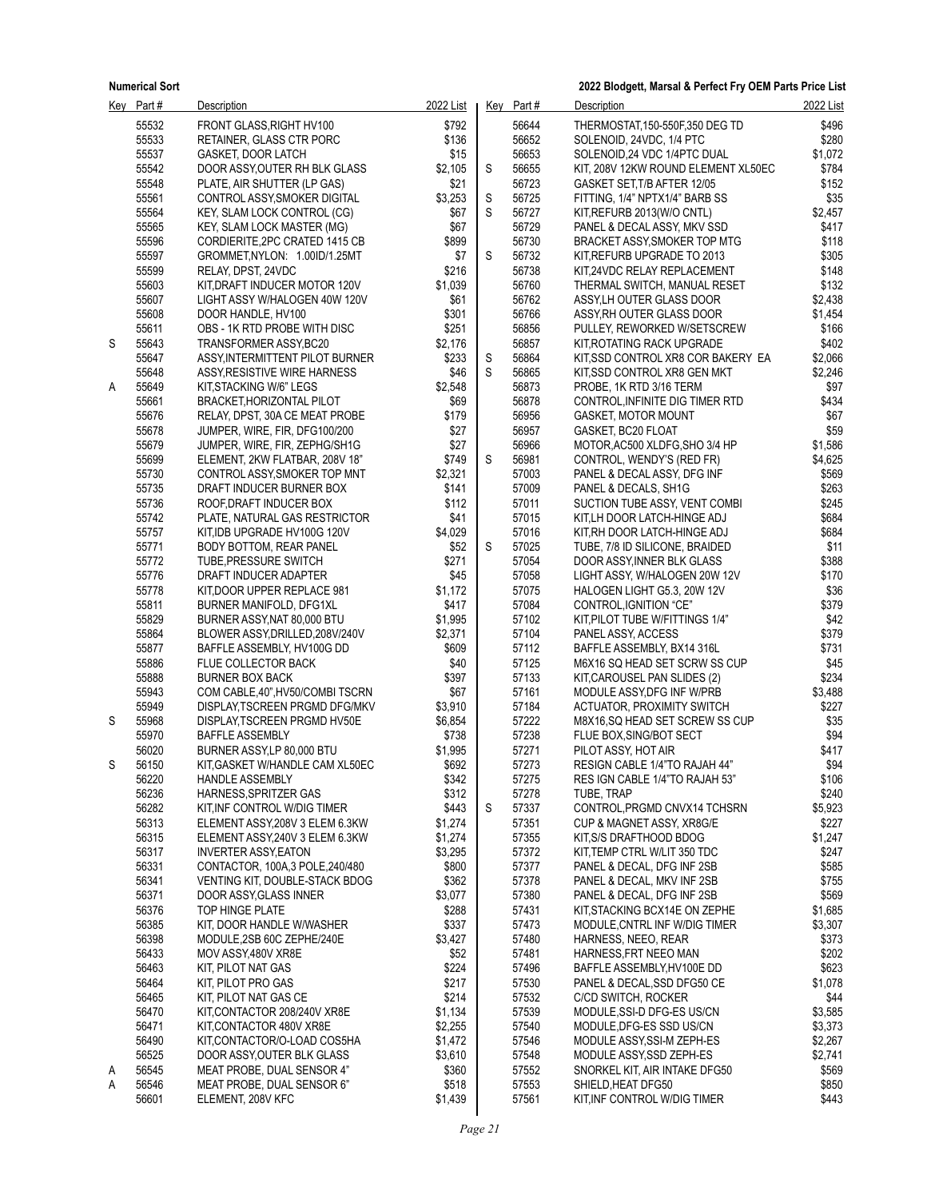| Key | Part # | Description | 2022 List |
|---|---|---|---|
| | 55532 | FRONT GLASS,RIGHT HV100 | $792 |
| | 55533 | RETAINER, GLASS CTR PORC | $136 |
| | 55537 | GASKET, DOOR LATCH | $15 |
| | 55542 | DOOR ASSY,OUTER RH BLK GLASS | $2,105 |
| | 55548 | PLATE, AIR SHUTTER (LP GAS) | $21 |
| | 55561 | CONTROL ASSY,SMOKER DIGITAL | $3,253 |
| | 55564 | KEY, SLAM LOCK CONTROL (CG) | $67 |
| | 55565 | KEY, SLAM LOCK MASTER (MG) | $67 |
| | 55596 | CORDIERITE,2PC CRATED 1415 CB | $899 |
| | 55597 | GROMMET,NYLON: 1.00ID/1.25MT | $7 |
| | 55599 | RELAY, DPST, 24VDC | $216 |
| | 55603 | KIT,DRAFT INDUCER MOTOR 120V | $1,039 |
| | 55607 | LIGHT ASSY W/HALOGEN 40W 120V | $61 |
| | 55608 | DOOR HANDLE, HV100 | $301 |
| | 55611 | OBS - 1K RTD PROBE WITH DISC | $251 |
| S | 55643 | TRANSFORMER ASSY,BC20 | $2,176 |
| | 55647 | ASSY,INTERMITTENT PILOT BURNER | $233 |
| | 55648 | ASSY,RESISTIVE WIRE HARNESS | $46 |
| A | 55649 | KIT,STACKING W/6" LEGS | $2,548 |
| | 55661 | BRACKET,HORIZONTAL PILOT | $69 |
| | 55676 | RELAY, DPST, 30A CE MEAT PROBE | $179 |
| | 55678 | JUMPER, WIRE, FIR, DFG100/200 | $27 |
| | 55679 | JUMPER, WIRE, FIR, ZEPHG/SH1G | $27 |
| | 55699 | ELEMENT, 2KW FLATBAR, 208V 18" | $749 |
| | 55730 | CONTROL ASSY,SMOKER TOP MNT | $2,321 |
| | 55735 | DRAFT INDUCER BURNER BOX | $141 |
| | 55736 | ROOF,DRAFT INDUCER BOX | $112 |
| | 55742 | PLATE, NATURAL GAS RESTRICTOR | $41 |
| | 55757 | KIT,IDB UPGRADE HV100G 120V | $4,029 |
| | 55771 | BODY BOTTOM, REAR PANEL | $52 |
| | 55772 | TUBE,PRESSURE SWITCH | $271 |
| | 55776 | DRAFT INDUCER ADAPTER | $45 |
| | 55778 | KIT,DOOR UPPER REPLACE 981 | $1,172 |
| | 55811 | BURNER MANIFOLD, DFG1XL | $417 |
| | 55829 | BURNER ASSY,NAT 80,000 BTU | $1,995 |
| | 55864 | BLOWER ASSY,DRILLED,208V/240V | $2,371 |
| | 55877 | BAFFLE ASSEMBLY, HV100G DD | $609 |
| | 55886 | FLUE COLLECTOR BACK | $40 |
| | 55888 | BURNER BOX BACK | $397 |
| | 55943 | COM CABLE,40",HV50/COMBI TSCRN | $67 |
| | 55949 | DISPLAY,TSCREEN PRGMD DFG/MKV | $3,910 |
| S | 55968 | DISPLAY,TSCREEN PRGMD HV50E | $6,854 |
| | 55970 | BAFFLE ASSEMBLY | $738 |
| | 56020 | BURNER ASSY,LP 80,000 BTU | $1,995 |
| S | 56150 | KIT,GASKET W/HANDLE CAM XL50EC | $692 |
| | 56220 | HANDLE ASSEMBLY | $342 |
| | 56236 | HARNESS,SPRITZER GAS | $312 |
| | 56282 | KIT,INF CONTROL W/DIG TIMER | $443 |
| | 56313 | ELEMENT ASSY,208V 3 ELEM 6.3KW | $1,274 |
| | 56315 | ELEMENT ASSY,240V 3 ELEM 6.3KW | $1,274 |
| | 56317 | INVERTER ASSY,EATON | $3,295 |
| | 56331 | CONTACTOR, 100A,3 POLE,240/480 | $800 |
| | 56341 | VENTING KIT, DOUBLE-STACK BDOG | $362 |
| | 56371 | DOOR ASSY,GLASS INNER | $3,077 |
| | 56376 | TOP HINGE PLATE | $288 |
| | 56385 | KIT, DOOR HANDLE W/WASHER | $337 |
| | 56398 | MODULE,2SB 60C ZEPHE/240E | $3,427 |
| | 56433 | MOV ASSY,480V XR8E | $52 |
| | 56463 | KIT, PILOT NAT GAS | $224 |
| | 56464 | KIT, PILOT PRO GAS | $217 |
| | 56465 | KIT, PILOT NAT GAS CE | $214 |
| | 56470 | KIT,CONTACTOR 208/240V XR8E | $1,134 |
| | 56471 | KIT,CONTACTOR 480V XR8E | $2,255 |
| | 56490 | KIT,CONTACTOR/O-LOAD COS5HA | $1,472 |
| | 56525 | DOOR ASSY,OUTER BLK GLASS | $3,610 |
| A | 56545 | MEAT PROBE, DUAL SENSOR 4" | $360 |
| A | 56546 | MEAT PROBE, DUAL SENSOR 6" | $518 |
| | 56601 | ELEMENT, 208V KFC | $1,439 |
| | 56644 | THERMOSTAT,150-550F,350 DEG TD | $496 |
| | 56652 | SOLENOID, 24VDC, 1/4 PTC | $280 |
| | 56653 | SOLENOID,24 VDC 1/4PTC DUAL | $1,072 |
| S | 56655 | KIT, 208V 12KW ROUND ELEMENT XL50EC | $784 |
| | 56723 | GASKET SET,T/B AFTER 12/05 | $152 |
| S | 56725 | FITTING, 1/4" NPTX1/4" BARB SS | $35 |
| S | 56727 | KIT,REFURB 2013(W/O CNTL) | $2,457 |
| | 56729 | PANEL & DECAL ASSY, MKV SSD | $417 |
| | 56730 | BRACKET ASSY,SMOKER TOP MTG | $118 |
| S | 56732 | KIT,REFURB UPGRADE TO 2013 | $305 |
| | 56738 | KIT,24VDC RELAY REPLACEMENT | $148 |
| | 56760 | THERMAL SWITCH, MANUAL RESET | $132 |
| | 56762 | ASSY,LH OUTER GLASS DOOR | $2,438 |
| | 56766 | ASSY,RH OUTER GLASS DOOR | $1,454 |
| | 56856 | PULLEY, REWORKED W/SETSCREW | $166 |
| | 56857 | KIT,ROTATING RACK UPGRADE | $402 |
| S | 56864 | KIT,SSD CONTROL XR8 COR BAKERY EA | $2,066 |
| S | 56865 | KIT,SSD CONTROL XR8 GEN MKT | $2,246 |
| | 56873 | PROBE, 1K RTD 3/16 TERM | $97 |
| | 56878 | CONTROL,INFINITE DIG TIMER RTD | $434 |
| | 56956 | GASKET, MOTOR MOUNT | $67 |
| | 56957 | GASKET, BC20 FLOAT | $59 |
| | 56966 | MOTOR,AC500 XLDFG,SHO 3/4 HP | $1,586 |
| S | 56981 | CONTROL, WENDY'S (RED FR) | $4,625 |
| | 57003 | PANEL & DECAL ASSY, DFG INF | $569 |
| | 57009 | PANEL & DECALS, SH1G | $263 |
| | 57011 | SUCTION TUBE ASSY, VENT COMBI | $245 |
| | 57015 | KIT,LH DOOR LATCH-HINGE ADJ | $684 |
| | 57016 | KIT,RH DOOR LATCH-HINGE ADJ | $684 |
| S | 57025 | TUBE, 7/8 ID SILICONE, BRAIDED | $11 |
| | 57054 | DOOR ASSY,INNER BLK GLASS | $388 |
| | 57058 | LIGHT ASSY, W/HALOGEN 20W 12V | $170 |
| | 57075 | HALOGEN LIGHT G5.3, 20W 12V | $36 |
| | 57084 | CONTROL,IGNITION "CE" | $379 |
| | 57102 | KIT,PILOT TUBE W/FITTINGS 1/4" | $42 |
| | 57104 | PANEL ASSY, ACCESS | $379 |
| | 57112 | BAFFLE ASSEMBLY, BX14 316L | $731 |
| | 57125 | M6X16 SQ HEAD SET SCRW SS CUP | $45 |
| | 57133 | KIT,CAROUSEL PAN SLIDES (2) | $234 |
| | 57161 | MODULE ASSY,DFG INF W/PRB | $3,488 |
| | 57184 | ACTUATOR, PROXIMITY SWITCH | $227 |
| | 57222 | M8X16,SQ HEAD SET SCREW SS CUP | $35 |
| | 57238 | FLUE BOX,SING/BOT SECT | $94 |
| | 57271 | PILOT ASSY, HOT AIR | $417 |
| | 57273 | RESIGN CABLE 1/4"TO RAJAH 44" | $94 |
| | 57275 | RES IGN CABLE 1/4"TO RAJAH 53" | $106 |
| | 57278 | TUBE, TRAP | $240 |
| S | 57337 | CONTROL,PRGMD CNVX14 TCHSRN | $5,923 |
| | 57351 | CUP & MAGNET ASSY, XR8G/E | $227 |
| | 57355 | KIT,S/S DRAFTHOOD BDOG | $1,247 |
| | 57372 | KIT,TEMP CTRL W/LIT 350 TDC | $247 |
| | 57377 | PANEL & DECAL, DFG INF 2SB | $585 |
| | 57378 | PANEL & DECAL, MKV INF 2SB | $755 |
| | 57380 | PANEL & DECAL, DFG INF 2SB | $569 |
| | 57431 | KIT,STACKING BCX14E ON ZEPHE | $1,685 |
| | 57473 | MODULE,CNTRL INF W/DIG TIMER | $3,307 |
| | 57480 | HARNESS, NEEO, REAR | $373 |
| | 57481 | HARNESS,FRT NEEO MAN | $202 |
| | 57496 | BAFFLE ASSEMBLY,HV100E DD | $623 |
| | 57530 | PANEL & DECAL,SSD DFG50 CE | $1,078 |
| | 57532 | C/CD SWITCH, ROCKER | $44 |
| | 57539 | MODULE,SSI-D DFG-ES US/CN | $3,585 |
| | 57540 | MODULE,DFG-ES SSD US/CN | $3,373 |
| | 57546 | MODULE ASSY,SSI-M ZEPH-ES | $2,267 |
| | 57548 | MODULE ASSY,SSD ZEPH-ES | $2,741 |
| | 57552 | SNORKEL KIT, AIR INTAKE DFG50 | $569 |
| | 57553 | SHIELD,HEAT DFG50 | $850 |
| | 57561 | KIT,INF CONTROL W/DIG TIMER | $443 |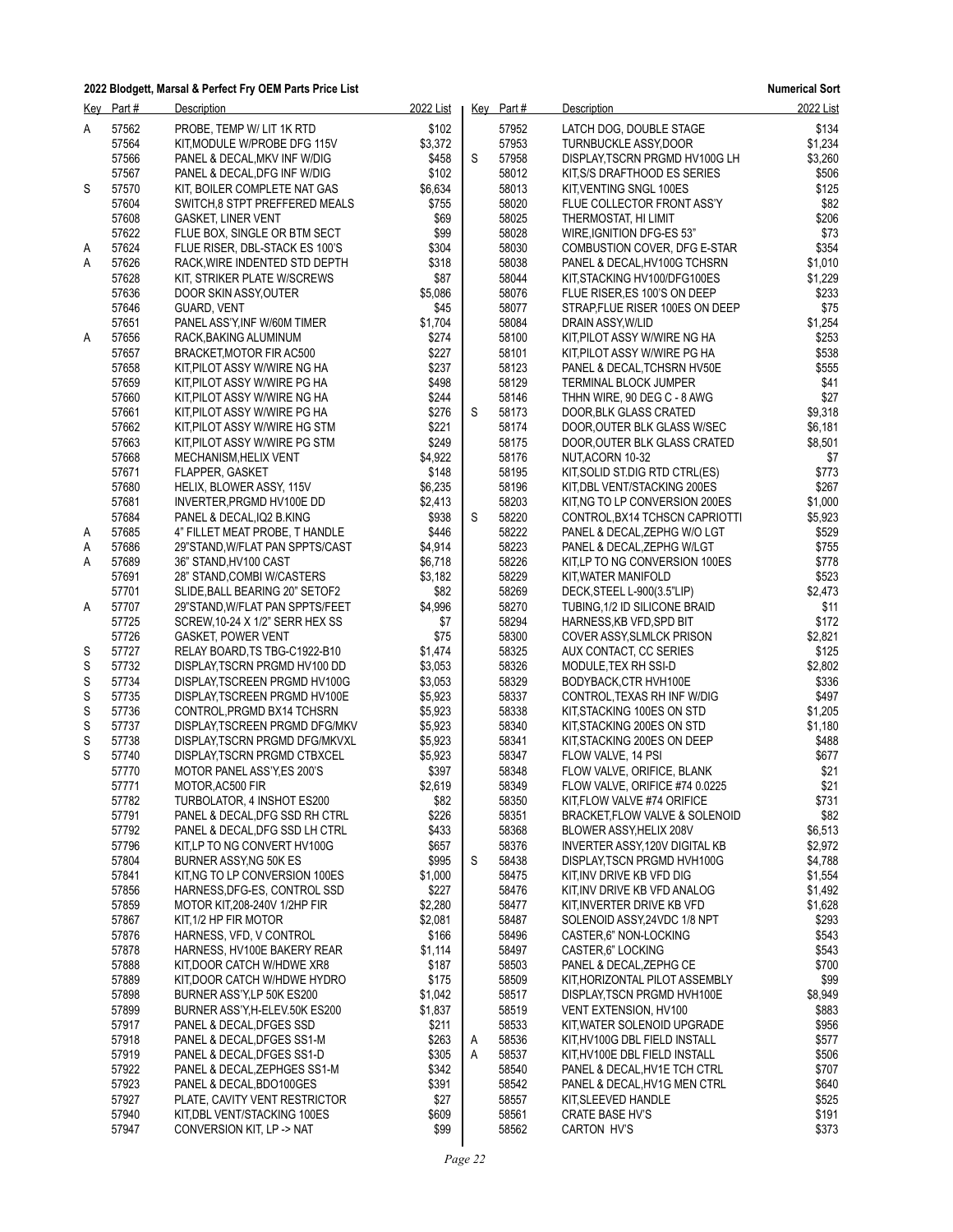**2022 Blodgett, Marsal & Perfect Fry OEM Parts Price List** — **Numerical Sort**

| Key | Part # | Description | 2022 List |
|---|---|---|---|
| A | 57562 | PROBE, TEMP W/ LIT 1K RTD | $102 |
| | 57564 | KIT,MODULE W/PROBE DFG 115V | $3,372 |
| | 57566 | PANEL & DECAL,MKV INF W/DIG | $458 |
| | 57567 | PANEL & DECAL,DFG INF W/DIG | $102 |
| S | 57570 | KIT, BOILER COMPLETE NAT GAS | $6,634 |
| | 57604 | SWITCH,8 STPT PREFFERED MEALS | $755 |
| | 57608 | GASKET, LINER VENT | $69 |
| | 57622 | FLUE BOX, SINGLE OR BTM SECT | $99 |
| A | 57624 | FLUE RISER, DBL-STACK ES 100'S | $304 |
| A | 57626 | RACK,WIRE INDENTED STD DEPTH | $318 |
| | 57628 | KIT, STRIKER PLATE W/SCREWS | $87 |
| | 57636 | DOOR SKIN ASSY,OUTER | $5,086 |
| | 57646 | GUARD, VENT | $45 |
| | 57651 | PANEL ASS'Y,INF W/60M TIMER | $1,704 |
| A | 57656 | RACK,BAKING ALUMINUM | $274 |
| | 57657 | BRACKET,MOTOR FIR AC500 | $227 |
| | 57658 | KIT,PILOT ASSY W/WIRE NG HA | $237 |
| | 57659 | KIT,PILOT ASSY W/WIRE PG HA | $498 |
| | 57660 | KIT,PILOT ASSY W/WIRE NG HA | $244 |
| | 57661 | KIT,PILOT ASSY W/WIRE PG HA | $276 |
| | 57662 | KIT,PILOT ASSY W/WIRE HG STM | $221 |
| | 57663 | KIT,PILOT ASSY W/WIRE PG STM | $249 |
| | 57668 | MECHANISM,HELIX VENT | $4,922 |
| | 57671 | FLAPPER, GASKET | $148 |
| | 57680 | HELIX, BLOWER ASSY, 115V | $6,235 |
| | 57681 | INVERTER,PRGMD HV100E DD | $2,413 |
| | 57684 | PANEL & DECAL,IQ2 B.KING | $938 |
| A | 57685 | 4" FILLET MEAT PROBE, T HANDLE | $446 |
| A | 57686 | 29"STAND,W/FLAT PAN SPPTS/CAST | $4,914 |
| A | 57689 | 36" STAND,HV100 CAST | $6,718 |
| | 57691 | 28" STAND,COMBI W/CASTERS | $3,182 |
| | 57701 | SLIDE,BALL BEARING 20" SETOF2 | $82 |
| A | 57707 | 29"STAND,W/FLAT PAN SPPTS/FEET | $4,996 |
| | 57725 | SCREW,10-24 X 1/2" SERR HEX SS | $7 |
| | 57726 | GASKET, POWER VENT | $75 |
| S | 57727 | RELAY BOARD,TS TBG-C1922-B10 | $1,474 |
| S | 57732 | DISPLAY,TSCRN PRGMD HV100 DD | $3,053 |
| S | 57734 | DISPLAY,TSCREEN PRGMD HV100G | $3,053 |
| S | 57735 | DISPLAY,TSCREEN PRGMD HV100E | $5,923 |
| S | 57736 | CONTROL,PRGMD BX14 TCHSRN | $5,923 |
| S | 57737 | DISPLAY,TSCREEN PRGMD DFG/MKV | $5,923 |
| S | 57738 | DISPLAY,TSCRN PRGMD DFG/MKVXL | $5,923 |
| S | 57740 | DISPLAY,TSCRN PRGMD CTBXCEL | $5,923 |
| | 57770 | MOTOR PANEL ASS'Y,ES 200'S | $397 |
| | 57771 | MOTOR,AC500 FIR | $2,619 |
| | 57782 | TURBOLATOR, 4 INSHOT ES200 | $82 |
| | 57791 | PANEL & DECAL,DFG SSD RH CTRL | $226 |
| | 57792 | PANEL & DECAL,DFG SSD LH CTRL | $433 |
| | 57796 | KIT,LP TO NG CONVERT HV100G | $657 |
| | 57804 | BURNER ASSY,NG 50K ES | $995 |
| | 57841 | KIT,NG TO LP CONVERSION 100ES | $1,000 |
| | 57856 | HARNESS,DFG-ES, CONTROL SSD | $227 |
| | 57859 | MOTOR KIT,208-240V 1/2HP FIR | $2,280 |
| | 57867 | KIT,1/2 HP FIR MOTOR | $2,081 |
| | 57876 | HARNESS, VFD, V CONTROL | $166 |
| | 57878 | HARNESS, HV100E BAKERY REAR | $1,114 |
| | 57888 | KIT,DOOR CATCH W/HDWE XR8 | $187 |
| | 57889 | KIT,DOOR CATCH W/HDWE HYDRO | $175 |
| | 57898 | BURNER ASS'Y,LP 50K ES200 | $1,042 |
| | 57899 | BURNER ASS'Y,H-ELEV.50K ES200 | $1,837 |
| | 57917 | PANEL & DECAL,DFGES SSD | $211 |
| | 57918 | PANEL & DECAL,DFGES SS1-M | $263 |
| | 57919 | PANEL & DECAL,DFGES SS1-D | $305 |
| | 57922 | PANEL & DECAL,ZEPHGES SS1-M | $342 |
| | 57923 | PANEL & DECAL,BDO100GES | $391 |
| | 57927 | PLATE, CAVITY VENT RESTRICTOR | $27 |
| | 57940 | KIT,DBL VENT/STACKING 100ES | $609 |
| | 57947 | CONVERSION KIT, LP -> NAT | $99 |
| | 57952 | LATCH DOG, DOUBLE STAGE | $134 |
| | 57953 | TURNBUCKLE ASSY,DOOR | $1,234 |
| S | 57958 | DISPLAY,TSCRN PRGMD HV100G LH | $3,260 |
| | 58012 | KIT,S/S DRAFTHOOD ES SERIES | $506 |
| | 58013 | KIT,VENTING SNGL 100ES | $125 |
| | 58020 | FLUE COLLECTOR FRONT ASS'Y | $82 |
| | 58025 | THERMOSTAT, HI LIMIT | $206 |
| | 58028 | WIRE,IGNITION DFG-ES 53" | $73 |
| | 58030 | COMBUSTION COVER, DFG E-STAR | $354 |
| | 58038 | PANEL & DECAL,HV100G TCHSRN | $1,010 |
| | 58044 | KIT,STACKING HV100/DFG100ES | $1,229 |
| | 58076 | FLUE RISER,ES 100'S ON DEEP | $233 |
| | 58077 | STRAP,FLUE RISER 100ES ON DEEP | $75 |
| | 58084 | DRAIN ASSY,W/LID | $1,254 |
| | 58100 | KIT,PILOT ASSY W/WIRE NG HA | $253 |
| | 58101 | KIT,PILOT ASSY W/WIRE PG HA | $538 |
| | 58123 | PANEL & DECAL,TCHSRN HV50E | $555 |
| | 58129 | TERMINAL BLOCK JUMPER | $41 |
| | 58146 | THHN WIRE, 90 DEG C - 8 AWG | $27 |
| S | 58173 | DOOR,BLK GLASS CRATED | $9,318 |
| | 58174 | DOOR,OUTER BLK GLASS W/SEC | $6,181 |
| | 58175 | DOOR,OUTER BLK GLASS CRATED | $8,501 |
| | 58176 | NUT,ACORN 10-32 | $7 |
| | 58195 | KIT,SOLID ST.DIG RTD CTRL(ES) | $773 |
| | 58196 | KIT,DBL VENT/STACKING 200ES | $267 |
| | 58203 | KIT,NG TO LP CONVERSION 200ES | $1,000 |
| S | 58220 | CONTROL,BX14 TCHSCN CAPRIOTTI | $5,923 |
| | 58222 | PANEL & DECAL,ZEPHG W/O LGT | $529 |
| | 58223 | PANEL & DECAL,ZEPHG W/LGT | $755 |
| | 58226 | KIT,LP TO NG CONVERSION 100ES | $778 |
| | 58229 | KIT,WATER MANIFOLD | $523 |
| | 58269 | DECK,STEEL L-900(3.5"LIP) | $2,473 |
| | 58270 | TUBING,1/2 ID SILICONE BRAID | $11 |
| | 58294 | HARNESS,KB VFD,SPD BIT | $172 |
| | 58300 | COVER ASSY,SLMLCK PRISON | $2,821 |
| | 58325 | AUX CONTACT, CC SERIES | $125 |
| | 58326 | MODULE,TEX RH SSI-D | $2,802 |
| | 58329 | BODYBACK,CTR HVH100E | $336 |
| | 58337 | CONTROL,TEXAS RH INF W/DIG | $497 |
| | 58338 | KIT,STACKING 100ES ON STD | $1,205 |
| | 58340 | KIT,STACKING 200ES ON STD | $1,180 |
| | 58341 | KIT,STACKING 200ES ON DEEP | $488 |
| | 58347 | FLOW VALVE, 14 PSI | $677 |
| | 58348 | FLOW VALVE, ORIFICE, BLANK | $21 |
| | 58349 | FLOW VALVE, ORIFICE #74 0.0225 | $21 |
| | 58350 | KIT,FLOW VALVE #74 ORIFICE | $731 |
| | 58351 | BRACKET,FLOW VALVE & SOLENOID | $82 |
| | 58368 | BLOWER ASSY,HELIX 208V | $6,513 |
| | 58376 | INVERTER ASSY,120V DIGITAL KB | $2,972 |
| S | 58438 | DISPLAY,TSCN PRGMD HVH100G | $4,788 |
| | 58475 | KIT,INV DRIVE KB VFD DIG | $1,554 |
| | 58476 | KIT,INV DRIVE KB VFD ANALOG | $1,492 |
| | 58477 | KIT,INVERTER DRIVE KB VFD | $1,628 |
| | 58487 | SOLENOID ASSY,24VDC 1/8 NPT | $293 |
| | 58496 | CASTER,6" NON-LOCKING | $543 |
| | 58497 | CASTER,6" LOCKING | $543 |
| | 58503 | PANEL & DECAL,ZEPHG CE | $700 |
| | 58509 | KIT,HORIZONTAL PILOT ASSEMBLY | $99 |
| | 58517 | DISPLAY,TSCN PRGMD HVH100E | $8,949 |
| | 58519 | VENT EXTENSION, HV100 | $883 |
| | 58533 | KIT,WATER SOLENOID UPGRADE | $956 |
| A | 58536 | KIT,HV100G DBL FIELD INSTALL | $577 |
| A | 58537 | KIT,HV100E DBL FIELD INSTALL | $506 |
| | 58540 | PANEL & DECAL,HV1E TCH CTRL | $707 |
| | 58542 | PANEL & DECAL,HV1G MEN CTRL | $640 |
| | 58557 | KIT,SLEEVED HANDLE | $525 |
| | 58561 | CRATE BASE HV'S | $191 |
| | 58562 | CARTON HV'S | $373 |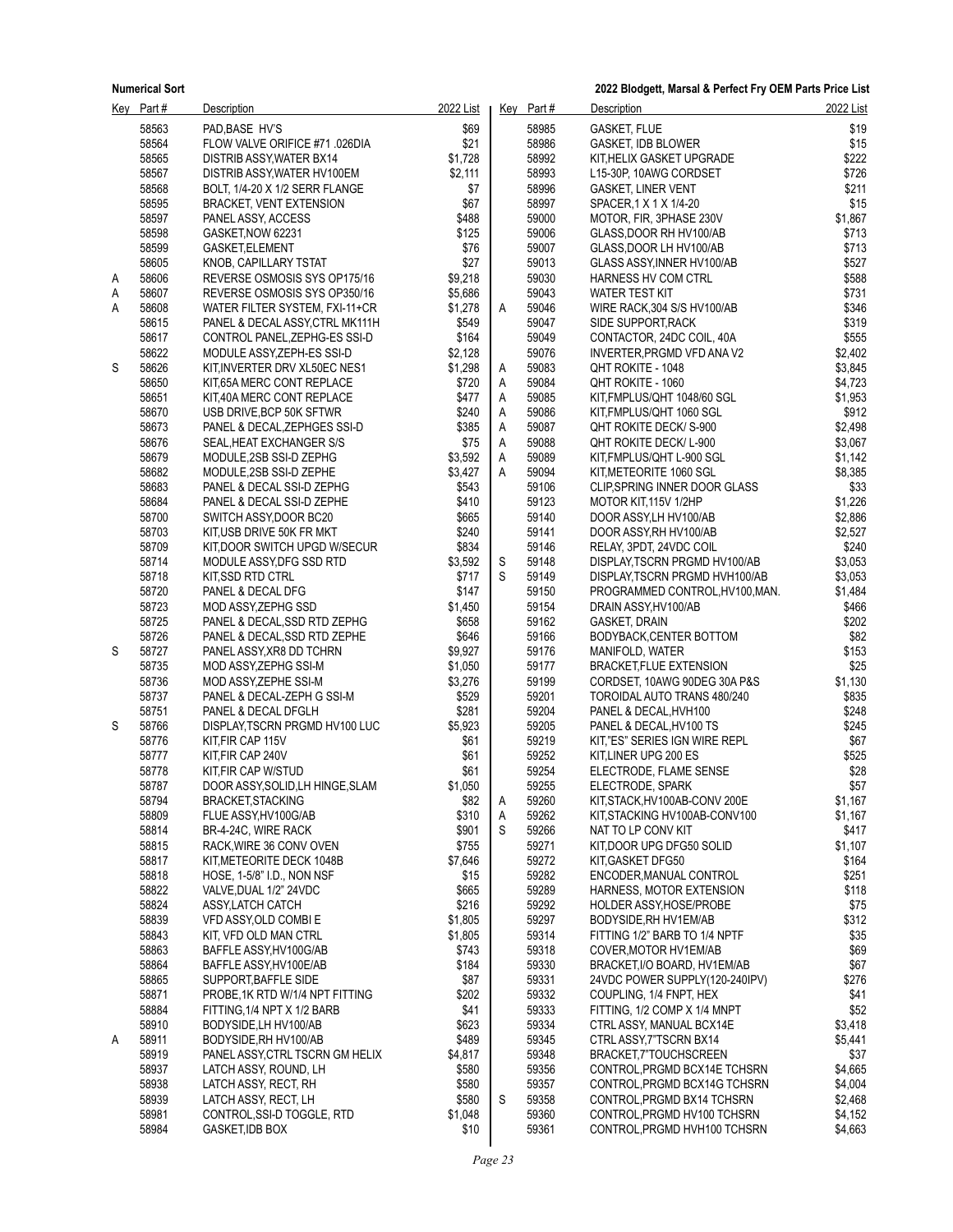| Key | Part # | Description | 2022 List |
|---|---|---|---|
| | 58563 | PAD,BASE HV'S | $69 |
| | 58564 | FLOW VALVE ORIFICE #71 .026DIA | $21 |
| | 58565 | DISTRIB ASSY,WATER BX14 | $1,728 |
| | 58567 | DISTRIB ASSY,WATER HV100EM | $2,111 |
| | 58568 | BOLT, 1/4-20 X 1/2 SERR FLANGE | $7 |
| | 58595 | BRACKET, VENT EXTENSION | $67 |
| | 58597 | PANEL ASSY, ACCESS | $488 |
| | 58598 | GASKET,NOW 62231 | $125 |
| | 58599 | GASKET,ELEMENT | $76 |
| | 58605 | KNOB, CAPILLARY TSTAT | $27 |
| A | 58606 | REVERSE OSMOSIS SYS OP175/16 | $9,218 |
| A | 58607 | REVERSE OSMOSIS SYS OP350/16 | $5,686 |
| A | 58608 | WATER FILTER SYSTEM, FXI-11+CR | $1,278 |
| | 58615 | PANEL & DECAL ASSY,CTRL MK111H | $549 |
| | 58617 | CONTROL PANEL,ZEPHG-ES SSI-D | $164 |
| | 58622 | MODULE ASSY,ZEPH-ES SSI-D | $2,128 |
| S | 58626 | KIT,INVERTER DRV XL50EC NES1 | $1,298 |
| | 58650 | KIT,65A MERC CONT REPLACE | $720 |
| | 58651 | KIT,40A MERC CONT REPLACE | $477 |
| | 58670 | USB DRIVE,BCP 50K SFTWR | $240 |
| | 58673 | PANEL & DECAL,ZEPHGES SSI-D | $385 |
| | 58676 | SEAL,HEAT EXCHANGER S/S | $75 |
| | 58679 | MODULE,2SB SSI-D ZEPHG | $3,592 |
| | 58682 | MODULE,2SB SSI-D ZEPHE | $3,427 |
| | 58683 | PANEL & DECAL SSI-D ZEPHG | $543 |
| | 58684 | PANEL & DECAL SSI-D ZEPHE | $410 |
| | 58700 | SWITCH ASSY,DOOR BC20 | $665 |
| | 58703 | KIT,USB DRIVE 50K FR MKT | $240 |
| | 58709 | KIT,DOOR SWITCH UPGD W/SECUR | $834 |
| | 58714 | MODULE ASSY,DFG SSD RTD | $3,592 |
| | 58718 | KIT,SSD RTD CTRL | $717 |
| | 58720 | PANEL & DECAL DFG | $147 |
| | 58723 | MOD ASSY,ZEPHG SSD | $1,450 |
| | 58725 | PANEL & DECAL,SSD RTD ZEPHG | $658 |
| | 58726 | PANEL & DECAL,SSD RTD ZEPHE | $646 |
| S | 58727 | PANEL ASSY,XR8 DD TCHRN | $9,927 |
| | 58735 | MOD ASSY,ZEPHG SSI-M | $1,050 |
| | 58736 | MOD ASSY,ZEPHE SSI-M | $3,276 |
| | 58737 | PANEL & DECAL-ZEPH G SSI-M | $529 |
| | 58751 | PANEL & DECAL DFGLH | $281 |
| S | 58766 | DISPLAY,TSCRN PRGMD HV100 LUC | $5,923 |
| | 58776 | KIT,FIR CAP 115V | $61 |
| | 58777 | KIT,FIR CAP 240V | $61 |
| | 58778 | KIT,FIR CAP W/STUD | $61 |
| | 58787 | DOOR ASSY,SOLID,LH HINGE,SLAM | $1,050 |
| | 58794 | BRACKET,STACKING | $82 |
| | 58809 | FLUE ASSY,HV100G/AB | $310 |
| | 58814 | BR-4-24C, WIRE RACK | $901 |
| | 58815 | RACK,WIRE 36 CONV OVEN | $755 |
| | 58817 | KIT,METEORITE DECK 1048B | $7,646 |
| | 58818 | HOSE, 1-5/8" I.D., NON NSF | $15 |
| | 58822 | VALVE,DUAL 1/2" 24VDC | $665 |
| | 58824 | ASSY,LATCH CATCH | $216 |
| | 58839 | VFD ASSY,OLD COMBI E | $1,805 |
| | 58843 | KIT, VFD OLD MAN CTRL | $1,805 |
| | 58863 | BAFFLE ASSY,HV100G/AB | $743 |
| | 58864 | BAFFLE ASSY,HV100E/AB | $184 |
| | 58865 | SUPPORT,BAFFLE SIDE | $87 |
| | 58871 | PROBE,1K RTD W/1/4 NPT FITTING | $202 |
| | 58884 | FITTING,1/4 NPT X 1/2 BARB | $41 |
| | 58910 | BODYSIDE,LH HV100/AB | $623 |
| A | 58911 | BODYSIDE,RH HV100/AB | $489 |
| | 58919 | PANEL ASSY,CTRL TSCRN GM HELIX | $4,817 |
| | 58937 | LATCH ASSY, ROUND, LH | $580 |
| | 58938 | LATCH ASSY, RECT, RH | $580 |
| | 58939 | LATCH ASSY, RECT, LH | $580 |
| | 58981 | CONTROL,SSI-D TOGGLE, RTD | $1,048 |
| | 58984 | GASKET,IDB BOX | $10 |
| | 58985 | GASKET, FLUE | $19 |
| | 58986 | GASKET, IDB BLOWER | $15 |
| | 58992 | KIT,HELIX GASKET UPGRADE | $222 |
| | 58993 | L15-30P, 10AWG CORDSET | $726 |
| | 58996 | GASKET, LINER VENT | $211 |
| | 58997 | SPACER,1 X 1 X 1/4-20 | $15 |
| | 59000 | MOTOR, FIR, 3PHASE 230V | $1,867 |
| | 59006 | GLASS,DOOR RH HV100/AB | $713 |
| | 59007 | GLASS,DOOR LH HV100/AB | $713 |
| | 59013 | GLASS ASSY,INNER HV100/AB | $527 |
| | 59030 | HARNESS HV COM CTRL | $588 |
| | 59043 | WATER TEST KIT | $731 |
| A | 59046 | WIRE RACK,304 S/S HV100/AB | $346 |
| | 59047 | SIDE SUPPORT,RACK | $319 |
| | 59049 | CONTACTOR, 24DC COIL, 40A | $555 |
| | 59076 | INVERTER,PRGMD VFD ANA V2 | $2,402 |
| A | 59083 | QHT ROKITE - 1048 | $3,845 |
| A | 59084 | QHT ROKITE - 1060 | $4,723 |
| A | 59085 | KIT,FMPLUS/QHT 1048/60 SGL | $1,953 |
| A | 59086 | KIT,FMPLUS/QHT 1060 SGL | $912 |
| A | 59087 | QHT ROKITE DECK/ S-900 | $2,498 |
| A | 59088 | QHT ROKITE DECK/ L-900 | $3,067 |
| A | 59089 | KIT,FMPLUS/QHT L-900 SGL | $1,142 |
| A | 59094 | KIT,METEORITE 1060 SGL | $8,385 |
| | 59106 | CLIP,SPRING INNER DOOR GLASS | $33 |
| | 59123 | MOTOR KIT,115V 1/2HP | $1,226 |
| | 59140 | DOOR ASSY,LH HV100/AB | $2,886 |
| | 59141 | DOOR ASSY,RH HV100/AB | $2,527 |
| | 59146 | RELAY, 3PDT, 24VDC COIL | $240 |
| S | 59148 | DISPLAY,TSCRN PRGMD HV100/AB | $3,053 |
| S | 59149 | DISPLAY,TSCRN PRGMD HVH100/AB | $3,053 |
| | 59150 | PROGRAMMED CONTROL,HV100,MAN. | $1,484 |
| | 59154 | DRAIN ASSY,HV100/AB | $466 |
| | 59162 | GASKET, DRAIN | $202 |
| | 59166 | BODYBACK,CENTER BOTTOM | $82 |
| | 59176 | MANIFOLD, WATER | $153 |
| | 59177 | BRACKET,FLUE EXTENSION | $25 |
| | 59199 | CORDSET, 10AWG 90DEG 30A P&S | $1,130 |
| | 59201 | TOROIDAL AUTO TRANS 480/240 | $835 |
| | 59204 | PANEL & DECAL,HVH100 | $248 |
| | 59205 | PANEL & DECAL,HV100 TS | $245 |
| | 59219 | KIT,"ES" SERIES IGN WIRE REPL | $67 |
| | 59252 | KIT,LINER UPG 200 ES | $525 |
| | 59254 | ELECTRODE, FLAME SENSE | $28 |
| | 59255 | ELECTRODE, SPARK | $57 |
| A | 59260 | KIT,STACK,HV100AB-CONV 200E | $1,167 |
| A | 59262 | KIT,STACKING HV100AB-CONV100 | $1,167 |
| S | 59266 | NAT TO LP CONV KIT | $417 |
| | 59271 | KIT,DOOR UPG DFG50 SOLID | $1,107 |
| | 59272 | KIT,GASKET DFG50 | $164 |
| | 59282 | ENCODER,MANUAL CONTROL | $251 |
| | 59289 | HARNESS, MOTOR EXTENSION | $118 |
| | 59292 | HOLDER ASSY,HOSE/PROBE | $75 |
| | 59297 | BODYSIDE,RH HV1EM/AB | $312 |
| | 59314 | FITTING 1/2" BARB TO 1/4 NPTF | $35 |
| | 59318 | COVER,MOTOR HV1EM/AB | $69 |
| | 59330 | BRACKET,I/O BOARD, HV1EM/AB | $67 |
| | 59331 | 24VDC POWER SUPPLY(120-240IPV) | $276 |
| | 59332 | COUPLING, 1/4 FNPT, HEX | $41 |
| | 59333 | FITTING, 1/2 COMP X 1/4 MNPT | $52 |
| | 59334 | CTRL ASSY, MANUAL BCX14E | $3,418 |
| | 59345 | CTRL ASSY,7"TSCRN BX14 | $5,441 |
| | 59348 | BRACKET,7"TOUCHSCREEN | $37 |
| | 59356 | CONTROL,PRGMD BCX14E TCHSRN | $4,665 |
| | 59357 | CONTROL,PRGMD BCX14G TCHSRN | $4,004 |
| S | 59358 | CONTROL,PRGMD BX14 TCHSRN | $2,468 |
| | 59360 | CONTROL,PRGMD HV100 TCHSRN | $4,152 |
| | 59361 | CONTROL,PRGMD HVH100 TCHSRN | $4,663 |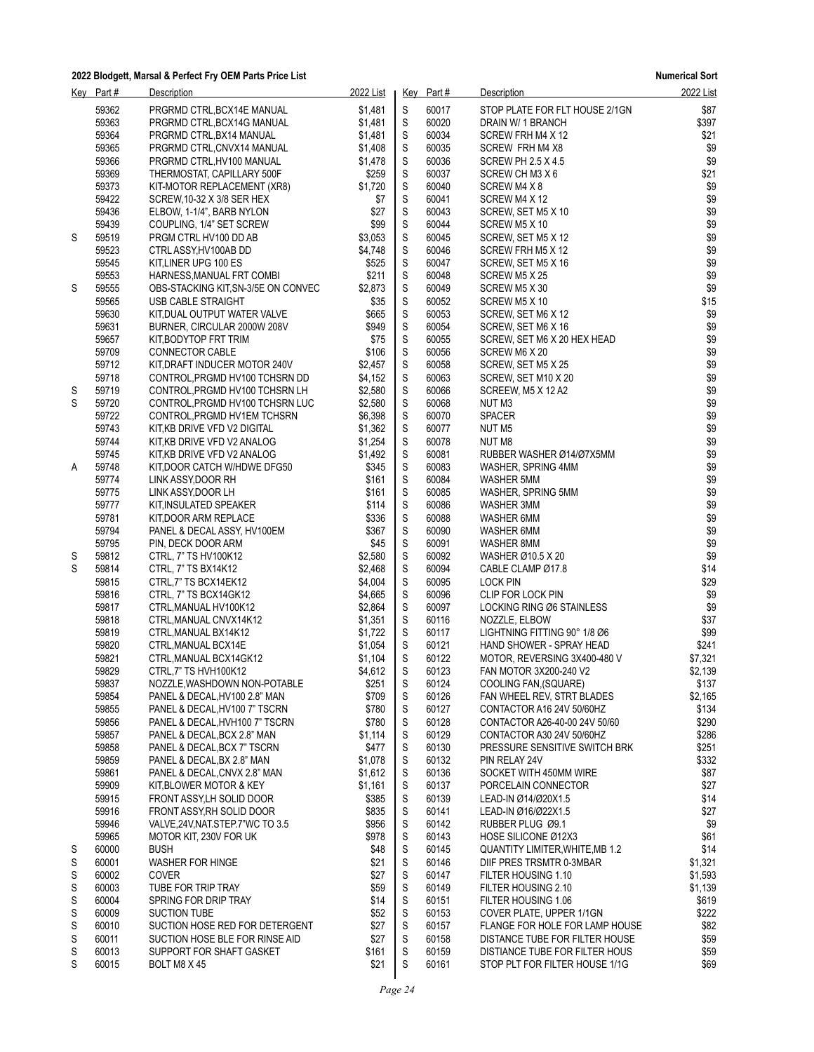## 2022 Blodgett, Marsal & Perfect Fry OEM Parts Price List

**Numerical Sort**

| Key | Part # | Description | 2022 List |
|---|---|---|---|
| | 59362 | PRGRMD CTRL,BCX14E MANUAL | $1,481 |
| | 59363 | PRGRMD CTRL,BCX14G MANUAL | $1,481 |
| | 59364 | PRGRMD CTRL,BX14 MANUAL | $1,481 |
| | 59365 | PRGRMD CTRL,CNVX14 MANUAL | $1,408 |
| | 59366 | PRGRMD CTRL,HV100 MANUAL | $1,478 |
| | 59369 | THERMOSTAT, CAPILLARY 500F | $259 |
| | 59373 | KIT-MOTOR REPLACEMENT (XR8) | $1,720 |
| | 59422 | SCREW,10-32 X 3/8 SER HEX | $7 |
| | 59436 | ELBOW, 1-1/4", BARB NYLON | $27 |
| | 59439 | COUPLING, 1/4" SET SCREW | $99 |
| S | 59519 | PRGM CTRL HV100 DD AB | $3,053 |
| | 59523 | CTRL ASSY,HV100AB DD | $4,748 |
| | 59545 | KIT,LINER UPG 100 ES | $525 |
| | 59553 | HARNESS,MANUAL FRT COMBI | $211 |
| S | 59555 | OBS-STACKING KIT,SN-3/5E ON CONVEC | $2,873 |
| | 59565 | USB CABLE STRAIGHT | $35 |
| | 59630 | KIT,DUAL OUTPUT WATER VALVE | $665 |
| | 59631 | BURNER, CIRCULAR 2000W 208V | $949 |
| | 59657 | KIT,BODYTOP FRT TRIM | $75 |
| | 59709 | CONNECTOR CABLE | $106 |
| | 59712 | KIT,DRAFT INDUCER MOTOR 240V | $2,457 |
| | 59718 | CONTROL,PRGMD HV100 TCHSRN DD | $4,152 |
| S | 59719 | CONTROL,PRGMD HV100 TCHSRN LH | $2,580 |
| S | 59720 | CONTROL,PRGMD HV100 TCHSRN LUC | $2,580 |
| | 59722 | CONTROL,PRGMD HV1EM TCHSRN | $6,398 |
| | 59743 | KIT,KB DRIVE VFD V2 DIGITAL | $1,362 |
| | 59744 | KIT,KB DRIVE VFD V2 ANALOG | $1,254 |
| | 59745 | KIT,KB DRIVE VFD V2 ANALOG | $1,492 |
| A | 59748 | KIT,DOOR CATCH W/HDWE DFG50 | $345 |
| | 59774 | LINK ASSY,DOOR RH | $161 |
| | 59775 | LINK ASSY,DOOR LH | $161 |
| | 59777 | KIT,INSULATED SPEAKER | $114 |
| | 59781 | KIT,DOOR ARM REPLACE | $336 |
| | 59794 | PANEL & DECAL ASSY, HV100EM | $367 |
| | 59795 | PIN, DECK DOOR ARM | $45 |
| S | 59812 | CTRL, 7" TS HV100K12 | $2,580 |
| S | 59814 | CTRL, 7" TS BX14K12 | $2,468 |
| | 59815 | CTRL,7" TS BCX14EK12 | $4,004 |
| | 59816 | CTRL, 7" TS BCX14GK12 | $4,665 |
| | 59817 | CTRL,MANUAL HV100K12 | $2,864 |
| | 59818 | CTRL,MANUAL CNVX14K12 | $1,351 |
| | 59819 | CTRL,MANUAL BX14K12 | $1,722 |
| | 59820 | CTRL,MANUAL BCX14E | $1,054 |
| | 59821 | CTRL,MANUAL BCX14GK12 | $1,104 |
| | 59829 | CTRL,7" TS HVH100K12 | $4,612 |
| | 59837 | NOZZLE,WASHDOWN NON-POTABLE | $251 |
| | 59854 | PANEL & DECAL,HV100 2.8" MAN | $709 |
| | 59855 | PANEL & DECAL,HV100 7" TSCRN | $780 |
| | 59856 | PANEL & DECAL,HVH100 7" TSCRN | $780 |
| | 59857 | PANEL & DECAL,BCX 2.8" MAN | $1,114 |
| | 59858 | PANEL & DECAL,BCX 7" TSCRN | $477 |
| | 59859 | PANEL & DECAL,BX 2.8" MAN | $1,078 |
| | 59861 | PANEL & DECAL,CNVX 2.8" MAN | $1,612 |
| | 59909 | KIT,BLOWER MOTOR & KEY | $1,161 |
| | 59915 | FRONT ASSY,LH SOLID DOOR | $385 |
| | 59916 | FRONT ASSY,RH SOLID DOOR | $835 |
| | 59946 | VALVE,24V,NAT.STEP.7"WC TO 3.5 | $956 |
| | 59965 | MOTOR KIT, 230V FOR UK | $978 |
| S | 60000 | BUSH | $48 |
| S | 60001 | WASHER FOR HINGE | $21 |
| S | 60002 | COVER | $27 |
| S | 60003 | TUBE FOR TRIP TRAY | $59 |
| S | 60004 | SPRING FOR DRIP TRAY | $14 |
| S | 60009 | SUCTION TUBE | $52 |
| S | 60010 | SUCTION HOSE RED FOR DETERGENT | $27 |
| S | 60011 | SUCTION HOSE BLE FOR RINSE AID | $27 |
| S | 60013 | SUPPORT FOR SHAFT GASKET | $161 |
| S | 60015 | BOLT M8 X 45 | $21 |
| S | 60017 | STOP PLATE FOR FLT HOUSE 2/1GN | $87 |
| S | 60020 | DRAIN W/ 1 BRANCH | $397 |
| S | 60034 | SCREW FRH M4 X 12 | $21 |
| S | 60035 | SCREW FRH M4 X8 | $9 |
| S | 60036 | SCREW PH 2.5 X 4.5 | $9 |
| S | 60037 | SCREW CH M3 X 6 | $21 |
| S | 60040 | SCREW M4 X 8 | $9 |
| S | 60041 | SCREW M4 X 12 | $9 |
| S | 60043 | SCREW, SET M5 X 10 | $9 |
| S | 60044 | SCREW M5 X 10 | $9 |
| S | 60045 | SCREW, SET M5 X 12 | $9 |
| S | 60046 | SCREW FRH M5 X 12 | $9 |
| S | 60047 | SCREW, SET M5 X 16 | $9 |
| S | 60048 | SCREW M5 X 25 | $9 |
| S | 60049 | SCREW M5 X 30 | $9 |
| S | 60052 | SCREW M5 X 10 | $15 |
| S | 60053 | SCREW, SET M6 X 12 | $9 |
| S | 60054 | SCREW, SET M6 X 16 | $9 |
| S | 60055 | SCREW, SET M6 X 20 HEX HEAD | $9 |
| S | 60056 | SCREW M6 X 20 | $9 |
| S | 60058 | SCREW, SET M5 X 25 | $9 |
| S | 60063 | SCREW, SET M10 X 20 | $9 |
| S | 60066 | SCREEW, M5 X 12 A2 | $9 |
| S | 60068 | NUT M3 | $9 |
| S | 60070 | SPACER | $9 |
| S | 60077 | NUT M5 | $9 |
| S | 60078 | NUT M8 | $9 |
| S | 60081 | RUBBER WASHER Ø14/Ø7X5MM | $9 |
| S | 60083 | WASHER, SPRING 4MM | $9 |
| S | 60084 | WASHER 5MM | $9 |
| S | 60085 | WASHER, SPRING 5MM | $9 |
| S | 60086 | WASHER 3MM | $9 |
| S | 60088 | WASHER 6MM | $9 |
| S | 60090 | WASHER 6MM | $9 |
| S | 60091 | WASHER 8MM | $9 |
| S | 60092 | WASHER Ø10.5 X 20 | $9 |
| S | 60094 | CABLE CLAMP Ø17.8 | $14 |
| S | 60095 | LOCK PIN | $29 |
| S | 60096 | CLIP FOR LOCK PIN | $9 |
| S | 60097 | LOCKING RING Ø6 STAINLESS | $9 |
| S | 60116 | NOZZLE, ELBOW | $37 |
| S | 60117 | LIGHTNING FITTING 90° 1/8 Ø6 | $99 |
| S | 60121 | HAND SHOWER - SPRAY HEAD | $241 |
| S | 60122 | MOTOR, REVERSING 3X400-480 V | $7,321 |
| S | 60123 | FAN MOTOR 3X200-240 V2 | $2,139 |
| S | 60124 | COOLING FAN,(SQUARE) | $137 |
| S | 60126 | FAN WHEEL REV, STRT BLADES | $2,165 |
| S | 60127 | CONTACTOR A16 24V 50/60HZ | $134 |
| S | 60128 | CONTACTOR A26-40-00 24V 50/60 | $290 |
| S | 60129 | CONTACTOR A30 24V 50/60HZ | $286 |
| S | 60130 | PRESSURE SENSITIVE SWITCH BRK | $251 |
| S | 60132 | PIN RELAY 24V | $332 |
| S | 60136 | SOCKET WITH 450MM WIRE | $87 |
| S | 60137 | PORCELAIN CONNECTOR | $27 |
| S | 60139 | LEAD-IN Ø14/Ø20X1.5 | $14 |
| S | 60141 | LEAD-IN Ø16/Ø22X1.5 | $27 |
| S | 60142 | RUBBER PLUG Ø9.1 | $9 |
| S | 60143 | HOSE SILICONE Ø12X3 | $61 |
| S | 60145 | QUANTITY LIMITER,WHITE,MB 1.2 | $14 |
| S | 60146 | DIIF PRES TRSMTR 0-3MBAR | $1,321 |
| S | 60147 | FILTER HOUSING 1.10 | $1,593 |
| S | 60149 | FILTER HOUSING 2.10 | $1,139 |
| S | 60151 | FILTER HOUSING 1.06 | $619 |
| S | 60153 | COVER PLATE, UPPER 1/1GN | $222 |
| S | 60157 | FLANGE FOR HOLE FOR LAMP HOUSE | $82 |
| S | 60158 | DISTANCE TUBE FOR FILTER HOUSE | $59 |
| S | 60159 | DISTIANCE TUBE FOR FILTER HOUS | $59 |
| S | 60161 | STOP PLT FOR FILTER HOUSE 1/1G | $69 |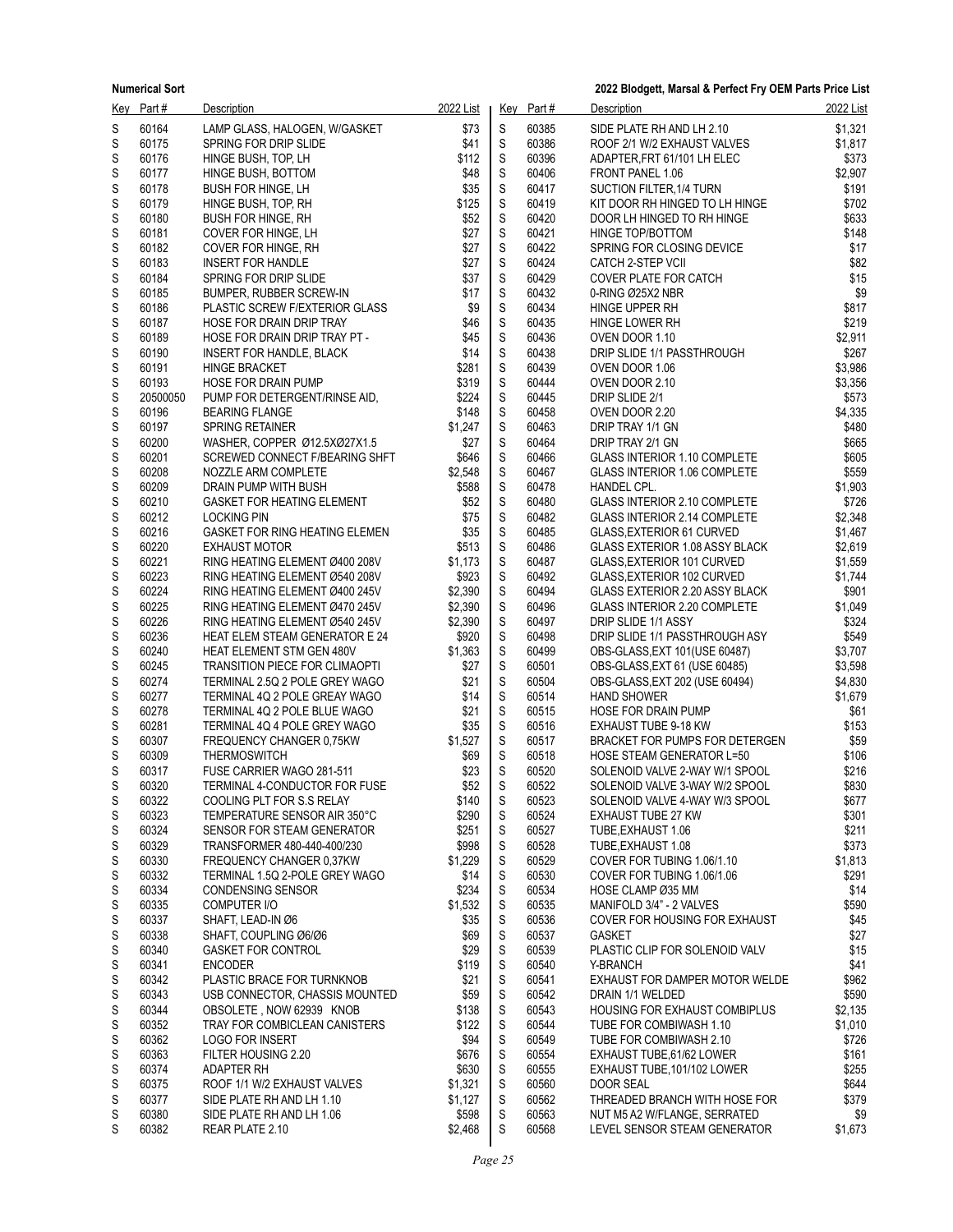| Key | Part # | Description | 2022 List |
|---|---|---|---|
| S | 60164 | LAMP GLASS, HALOGEN, W/GASKET | $73 |
| S | 60175 | SPRING FOR DRIP SLIDE | $41 |
| S | 60176 | HINGE BUSH, TOP, LH | $112 |
| S | 60177 | HINGE BUSH, BOTTOM | $48 |
| S | 60178 | BUSH FOR HINGE, LH | $35 |
| S | 60179 | HINGE BUSH, TOP, RH | $125 |
| S | 60180 | BUSH FOR HINGE, RH | $52 |
| S | 60181 | COVER FOR HINGE, LH | $27 |
| S | 60182 | COVER FOR HINGE, RH | $27 |
| S | 60183 | INSERT FOR HANDLE | $27 |
| S | 60184 | SPRING FOR DRIP SLIDE | $37 |
| S | 60185 | BUMPER, RUBBER SCREW-IN | $17 |
| S | 60186 | PLASTIC SCREW F/EXTERIOR GLASS | $9 |
| S | 60187 | HOSE FOR DRAIN DRIP TRAY | $46 |
| S | 60189 | HOSE FOR DRAIN DRIP TRAY PT - | $45 |
| S | 60190 | INSERT FOR HANDLE, BLACK | $14 |
| S | 60191 | HINGE BRACKET | $281 |
| S | 60193 | HOSE FOR DRAIN PUMP | $319 |
| S | 20500050 | PUMP FOR DETERGENT/RINSE AID, | $224 |
| S | 60196 | BEARING FLANGE | $148 |
| S | 60197 | SPRING RETAINER | $1,247 |
| S | 60200 | WASHER, COPPER Ø12.5XØ27X1.5 | $27 |
| S | 60201 | SCREWED CONNECT F/BEARING SHFT | $646 |
| S | 60208 | NOZZLE ARM COMPLETE | $2,548 |
| S | 60209 | DRAIN PUMP WITH BUSH | $588 |
| S | 60210 | GASKET FOR HEATING ELEMENT | $52 |
| S | 60212 | LOCKING PIN | $75 |
| S | 60216 | GASKET FOR RING HEATING ELEMEN | $35 |
| S | 60220 | EXHAUST MOTOR | $513 |
| S | 60221 | RING HEATING ELEMENT Ø400 208V | $1,173 |
| S | 60223 | RING HEATING ELEMENT Ø540 208V | $923 |
| S | 60224 | RING HEATING ELEMENT Ø400 245V | $2,390 |
| S | 60225 | RING HEATING ELEMENT Ø470 245V | $2,390 |
| S | 60226 | RING HEATING ELEMENT Ø540 245V | $2,390 |
| S | 60236 | HEAT ELEM STEAM GENERATOR E 24 | $920 |
| S | 60240 | HEAT ELEMENT STM GEN 480V | $1,363 |
| S | 60245 | TRANSITION PIECE FOR CLIMAOPTI | $27 |
| S | 60274 | TERMINAL 2.5Q 2 POLE GREY WAGO | $21 |
| S | 60277 | TERMINAL 4Q 2 POLE GREAY WAGO | $14 |
| S | 60278 | TERMINAL 4Q 2 POLE BLUE WAGO | $21 |
| S | 60281 | TERMINAL 4Q 4 POLE GREY WAGO | $35 |
| S | 60307 | FREQUENCY CHANGER 0,75KW | $1,527 |
| S | 60309 | THERMOSWITCH | $69 |
| S | 60317 | FUSE CARRIER WAGO 281-511 | $23 |
| S | 60320 | TERMINAL 4-CONDUCTOR FOR FUSE | $52 |
| S | 60322 | COOLING PLT FOR S.S RELAY | $140 |
| S | 60323 | TEMPERATURE SENSOR AIR 350°C | $290 |
| S | 60324 | SENSOR FOR STEAM GENERATOR | $251 |
| S | 60329 | TRANSFORMER 480-440-400/230 | $998 |
| S | 60330 | FREQUENCY CHANGER 0,37KW | $1,229 |
| S | 60332 | TERMINAL 1.5Q 2-POLE GREY WAGO | $14 |
| S | 60334 | CONDENSING SENSOR | $234 |
| S | 60335 | COMPUTER I/O | $1,532 |
| S | 60337 | SHAFT, LEAD-IN Ø6 | $35 |
| S | 60338 | SHAFT, COUPLING Ø6/Ø6 | $69 |
| S | 60340 | GASKET FOR CONTROL | $29 |
| S | 60341 | ENCODER | $119 |
| S | 60342 | PLASTIC BRACE FOR TURNKNOB | $21 |
| S | 60343 | USB CONNECTOR, CHASSIS MOUNTED | $59 |
| S | 60344 | OBSOLETE , NOW 62939 KNOB | $138 |
| S | 60352 | TRAY FOR COMBICLEAN CANISTERS | $122 |
| S | 60362 | LOGO FOR INSERT | $94 |
| S | 60363 | FILTER HOUSING 2.20 | $676 |
| S | 60374 | ADAPTER RH | $630 |
| S | 60375 | ROOF 1/1 W/2 EXHAUST VALVES | $1,321 |
| S | 60377 | SIDE PLATE RH AND LH 1.10 | $1,127 |
| S | 60380 | SIDE PLATE RH AND LH 1.06 | $598 |
| S | 60382 | REAR PLATE 2.10 | $2,468 |
| S | 60385 | SIDE PLATE RH AND LH 2.10 | $1,321 |
| S | 60386 | ROOF 2/1 W/2 EXHAUST VALVES | $1,817 |
| S | 60396 | ADAPTER,FRT 61/101 LH ELEC | $373 |
| S | 60406 | FRONT PANEL 1.06 | $2,907 |
| S | 60417 | SUCTION FILTER,1/4 TURN | $191 |
| S | 60419 | KIT DOOR RH HINGED TO LH HINGE | $702 |
| S | 60420 | DOOR LH HINGED TO RH HINGE | $633 |
| S | 60421 | HINGE TOP/BOTTOM | $148 |
| S | 60422 | SPRING FOR CLOSING DEVICE | $17 |
| S | 60424 | CATCH 2-STEP VCII | $82 |
| S | 60429 | COVER PLATE FOR CATCH | $15 |
| S | 60432 | 0-RING Ø25X2 NBR | $9 |
| S | 60434 | HINGE UPPER RH | $817 |
| S | 60435 | HINGE LOWER RH | $219 |
| S | 60436 | OVEN DOOR 1.10 | $2,911 |
| S | 60438 | DRIP SLIDE 1/1 PASSTHROUGH | $267 |
| S | 60439 | OVEN DOOR 1.06 | $3,986 |
| S | 60444 | OVEN DOOR 2.10 | $3,356 |
| S | 60445 | DRIP SLIDE 2/1 | $573 |
| S | 60458 | OVEN DOOR 2.20 | $4,335 |
| S | 60463 | DRIP TRAY 1/1 GN | $480 |
| S | 60464 | DRIP TRAY 2/1 GN | $665 |
| S | 60466 | GLASS INTERIOR 1.10 COMPLETE | $605 |
| S | 60467 | GLASS INTERIOR 1.06 COMPLETE | $559 |
| S | 60478 | HANDEL CPL. | $1,903 |
| S | 60480 | GLASS INTERIOR 2.10 COMPLETE | $726 |
| S | 60482 | GLASS INTERIOR 2.14 COMPLETE | $2,348 |
| S | 60485 | GLASS,EXTERIOR 61 CURVED | $1,467 |
| S | 60486 | GLASS EXTERIOR 1.08 ASSY BLACK | $2,619 |
| S | 60487 | GLASS,EXTERIOR 101 CURVED | $1,559 |
| S | 60492 | GLASS,EXTERIOR 102 CURVED | $1,744 |
| S | 60494 | GLASS EXTERIOR 2.20 ASSY BLACK | $901 |
| S | 60496 | GLASS INTERIOR 2.20 COMPLETE | $1,049 |
| S | 60497 | DRIP SLIDE 1/1 ASSY | $324 |
| S | 60498 | DRIP SLIDE 1/1 PASSTHROUGH ASY | $549 |
| S | 60499 | OBS-GLASS,EXT 101(USE 60487) | $3,707 |
| S | 60501 | OBS-GLASS,EXT 61 (USE 60485) | $3,598 |
| S | 60504 | OBS-GLASS,EXT 202 (USE 60494) | $4,830 |
| S | 60514 | HAND SHOWER | $1,679 |
| S | 60515 | HOSE FOR DRAIN PUMP | $61 |
| S | 60516 | EXHAUST TUBE 9-18 KW | $153 |
| S | 60517 | BRACKET FOR PUMPS FOR DETERGEN | $59 |
| S | 60518 | HOSE STEAM GENERATOR L=50 | $106 |
| S | 60520 | SOLENOID VALVE 2-WAY W/1 SPOOL | $216 |
| S | 60522 | SOLENOID VALVE 3-WAY W/2 SPOOL | $830 |
| S | 60523 | SOLENOID VALVE 4-WAY W/3 SPOOL | $677 |
| S | 60524 | EXHAUST TUBE 27 KW | $301 |
| S | 60527 | TUBE,EXHAUST 1.06 | $211 |
| S | 60528 | TUBE,EXHAUST 1.08 | $373 |
| S | 60529 | COVER FOR TUBING 1.06/1.10 | $1,813 |
| S | 60530 | COVER FOR TUBING 1.06/1.06 | $291 |
| S | 60534 | HOSE CLAMP Ø35 MM | $14 |
| S | 60535 | MANIFOLD 3/4" - 2 VALVES | $590 |
| S | 60536 | COVER FOR HOUSING FOR EXHAUST | $45 |
| S | 60537 | GASKET | $27 |
| S | 60539 | PLASTIC CLIP FOR SOLENOID VALV | $15 |
| S | 60540 | Y-BRANCH | $41 |
| S | 60541 | EXHAUST FOR DAMPER MOTOR WELDE | $962 |
| S | 60542 | DRAIN 1/1 WELDED | $590 |
| S | 60543 | HOUSING FOR EXHAUST COMBIPLUS | $2,135 |
| S | 60544 | TUBE FOR COMBIWASH 1.10 | $1,010 |
| S | 60549 | TUBE FOR COMBIWASH 2.10 | $726 |
| S | 60554 | EXHAUST TUBE,61/62 LOWER | $161 |
| S | 60555 | EXHAUST TUBE,101/102 LOWER | $255 |
| S | 60560 | DOOR SEAL | $644 |
| S | 60562 | THREADED BRANCH WITH HOSE FOR | $379 |
| S | 60563 | NUT M5 A2 W/FLANGE, SERRATED | $9 |
| S | 60568 | LEVEL SENSOR STEAM GENERATOR | $1,673 |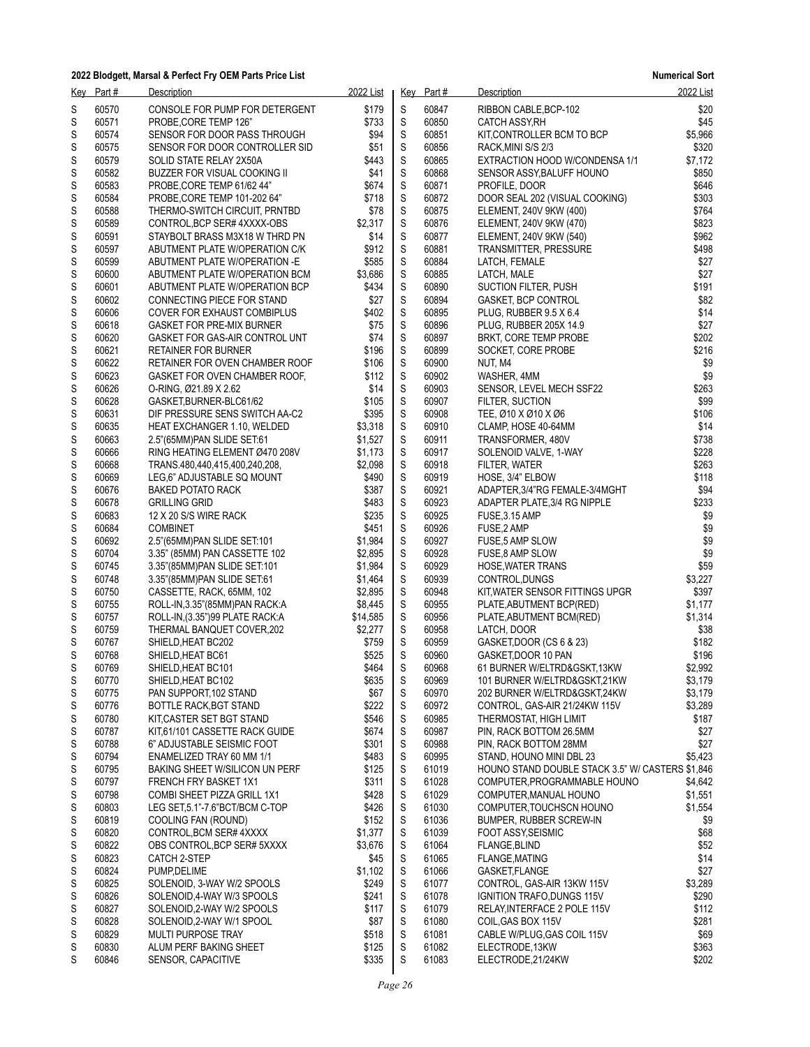| Key | Part # | Description | 2022 List |
|---|---|---|---|
| S | 60570 | CONSOLE FOR PUMP FOR DETERGENT | $179 |
| S | 60571 | PROBE,CORE TEMP 126" | $733 |
| S | 60574 | SENSOR FOR DOOR PASS THROUGH | $94 |
| S | 60575 | SENSOR FOR DOOR CONTROLLER SID | $51 |
| S | 60579 | SOLID STATE RELAY 2X50A | $443 |
| S | 60582 | BUZZER FOR VISUAL COOKING II | $41 |
| S | 60583 | PROBE,CORE TEMP 61/62 44" | $674 |
| S | 60584 | PROBE,CORE TEMP 101-202 64" | $718 |
| S | 60588 | THERMO-SWITCH CIRCUIT, PRNTBD | $78 |
| S | 60589 | CONTROL,BCP SER# 4XXXX-OBS | $2,317 |
| S | 60591 | STAYBOLT BRASS M3X18 W THRD PN | $14 |
| S | 60597 | ABUTMENT PLATE W/OPERATION C/K | $912 |
| S | 60599 | ABUTMENT PLATE W/OPERATION -E | $585 |
| S | 60600 | ABUTMENT PLATE W/OPERATION BCM | $3,686 |
| S | 60601 | ABUTMENT PLATE W/OPERATION BCP | $434 |
| S | 60602 | CONNECTING PIECE FOR STAND | $27 |
| S | 60606 | COVER FOR EXHAUST COMBIPLUS | $402 |
| S | 60618 | GASKET FOR PRE-MIX BURNER | $75 |
| S | 60620 | GASKET FOR GAS-AIR CONTROL UNT | $74 |
| S | 60621 | RETAINER FOR BURNER | $196 |
| S | 60622 | RETAINER FOR OVEN CHAMBER ROOF | $106 |
| S | 60623 | GASKET FOR OVEN CHAMBER ROOF, | $112 |
| S | 60626 | O-RING, Ø21.89 X 2.62 | $14 |
| S | 60628 | GASKET,BURNER-BLC61/62 | $105 |
| S | 60631 | DIF PRESSURE SENS SWITCH AA-C2 | $395 |
| S | 60635 | HEAT EXCHANGER 1.10, WELDED | $3,318 |
| S | 60663 | 2.5"(65MM)PAN SLIDE SET:61 | $1,527 |
| S | 60666 | RING HEATING ELEMENT Ø470 208V | $1,173 |
| S | 60668 | TRANS.480,440,415,400,240,208, | $2,098 |
| S | 60669 | LEG,6" ADJUSTABLE SQ MOUNT | $490 |
| S | 60676 | BAKED POTATO RACK | $387 |
| S | 60678 | GRILLING GRID | $483 |
| S | 60683 | 12 X 20 S/S WIRE RACK | $235 |
| S | 60684 | COMBINET | $451 |
| S | 60692 | 2.5"(65MM)PAN SLIDE SET:101 | $1,984 |
| S | 60704 | 3.35" (85MM) PAN CASSETTE 102 | $2,895 |
| S | 60745 | 3.35"(85MM)PAN SLIDE SET:101 | $1,984 |
| S | 60748 | 3.35"(85MM)PAN SLIDE SET:61 | $1,464 |
| S | 60750 | CASSETTE, RACK, 65MM, 102 | $2,895 |
| S | 60755 | ROLL-IN,3.35"(85MM)PAN RACK:A | $8,445 |
| S | 60757 | ROLL-IN,(3.35")99 PLATE RACK:A | $14,585 |
| S | 60759 | THERMAL BANQUET COVER,202 | $2,277 |
| S | 60767 | SHIELD,HEAT BC202 | $759 |
| S | 60768 | SHIELD,HEAT BC61 | $525 |
| S | 60769 | SHIELD,HEAT BC101 | $464 |
| S | 60770 | SHIELD,HEAT BC102 | $635 |
| S | 60775 | PAN SUPPORT,102 STAND | $67 |
| S | 60776 | BOTTLE RACK,BGT STAND | $222 |
| S | 60780 | KIT,CASTER SET BGT STAND | $546 |
| S | 60787 | KIT,61/101 CASSETTE RACK GUIDE | $674 |
| S | 60788 | 6" ADJUSTABLE SEISMIC FOOT | $301 |
| S | 60794 | ENAMELIZED TRAY 60 MM 1/1 | $483 |
| S | 60795 | BAKING SHEET W/SILICON UN PERF | $125 |
| S | 60797 | FRENCH FRY BASKET 1X1 | $311 |
| S | 60798 | COMBI SHEET PIZZA GRILL 1X1 | $428 |
| S | 60803 | LEG SET,5.1"-7.6"BCT/BCM C-TOP | $426 |
| S | 60819 | COOLING FAN (ROUND) | $152 |
| S | 60820 | CONTROL,BCM SER# 4XXXX | $1,377 |
| S | 60822 | OBS CONTROL,BCP SER# 5XXXX | $3,676 |
| S | 60823 | CATCH 2-STEP | $45 |
| S | 60824 | PUMP,DELIME | $1,102 |
| S | 60825 | SOLENOID, 3-WAY W/2 SPOOLS | $249 |
| S | 60826 | SOLENOID,4-WAY W/3 SPOOLS | $241 |
| S | 60827 | SOLENOID,2-WAY W/2 SPOOLS | $117 |
| S | 60828 | SOLENOID,2-WAY W/1 SPOOL | $87 |
| S | 60829 | MULTI PURPOSE TRAY | $518 |
| S | 60830 | ALUM PERF BAKING SHEET | $125 |
| S | 60846 | SENSOR, CAPACITIVE | $335 |
| S | 60847 | RIBBON CABLE,BCP-102 | $20 |
| S | 60850 | CATCH ASSY,RH | $45 |
| S | 60851 | KIT,CONTROLLER BCM TO BCP | $5,966 |
| S | 60856 | RACK,MINI S/S 2/3 | $320 |
| S | 60865 | EXTRACTION HOOD W/CONDENSA 1/1 | $7,172 |
| S | 60868 | SENSOR ASSY,BALUFF HOUNO | $850 |
| S | 60871 | PROFILE, DOOR | $646 |
| S | 60872 | DOOR SEAL 202 (VISUAL COOKING) | $303 |
| S | 60875 | ELEMENT, 240V 9KW (400) | $764 |
| S | 60876 | ELEMENT, 240V 9KW (470) | $823 |
| S | 60877 | ELEMENT, 240V 9KW (540) | $962 |
| S | 60881 | TRANSMITTER, PRESSURE | $498 |
| S | 60884 | LATCH, FEMALE | $27 |
| S | 60885 | LATCH, MALE | $27 |
| S | 60890 | SUCTION FILTER, PUSH | $191 |
| S | 60894 | GASKET, BCP CONTROL | $82 |
| S | 60895 | PLUG, RUBBER 9.5 X 6.4 | $14 |
| S | 60896 | PLUG, RUBBER 205X 14.9 | $27 |
| S | 60897 | BRKT, CORE TEMP PROBE | $202 |
| S | 60899 | SOCKET, CORE PROBE | $216 |
| S | 60900 | NUT, M4 | $9 |
| S | 60902 | WASHER, 4MM | $9 |
| S | 60903 | SENSOR, LEVEL MECH SSF22 | $263 |
| S | 60907 | FILTER, SUCTION | $99 |
| S | 60908 | TEE, Ø10 X Ø10 X Ø6 | $106 |
| S | 60910 | CLAMP, HOSE 40-64MM | $14 |
| S | 60911 | TRANSFORMER, 480V | $738 |
| S | 60917 | SOLENOID VALVE, 1-WAY | $228 |
| S | 60918 | FILTER, WATER | $263 |
| S | 60919 | HOSE, 3/4" ELBOW | $118 |
| S | 60921 | ADAPTER,3/4"RG FEMALE-3/4MGHT | $94 |
| S | 60923 | ADAPTER PLATE,3/4 RG NIPPLE | $233 |
| S | 60925 | FUSE,3.15 AMP | $9 |
| S | 60926 | FUSE,2 AMP | $9 |
| S | 60927 | FUSE,5 AMP SLOW | $9 |
| S | 60928 | FUSE,8 AMP SLOW | $9 |
| S | 60929 | HOSE,WATER TRANS | $59 |
| S | 60939 | CONTROL,DUNGS | $3,227 |
| S | 60948 | KIT,WATER SENSOR FITTINGS UPGR | $397 |
| S | 60955 | PLATE,ABUTMENT BCP(RED) | $1,177 |
| S | 60956 | PLATE,ABUTMENT BCM(RED) | $1,314 |
| S | 60958 | LATCH, DOOR | $38 |
| S | 60959 | GASKET,DOOR (CS 6 & 23) | $182 |
| S | 60960 | GASKET,DOOR 10 PAN | $196 |
| S | 60968 | 61 BURNER W/ELTRD&GSKT,13KW | $2,992 |
| S | 60969 | 101 BURNER W/ELTRD&GSKT,21KW | $3,179 |
| S | 60970 | 202 BURNER W/ELTRD&GSKT,24KW | $3,179 |
| S | 60972 | CONTROL, GAS-AIR 21/24KW 115V | $3,289 |
| S | 60985 | THERMOSTAT, HIGH LIMIT | $187 |
| S | 60987 | PIN, RACK BOTTOM 26.5MM | $27 |
| S | 60988 | PIN, RACK BOTTOM 28MM | $27 |
| S | 60995 | STAND, HOUNO MINI DBL 23 | $5,423 |
| S | 61019 | HOUNO STAND DOUBLE STACK 3.5" W/ CASTERS | $1,846 |
| S | 61028 | COMPUTER,PROGRAMMABLE HOUNO | $4,642 |
| S | 61029 | COMPUTER,MANUAL HOUNO | $1,551 |
| S | 61030 | COMPUTER,TOUCHSCN HOUNO | $1,554 |
| S | 61036 | BUMPER, RUBBER SCREW-IN | $9 |
| S | 61039 | FOOT ASSY,SEISMIC | $68 |
| S | 61064 | FLANGE,BLIND | $52 |
| S | 61065 | FLANGE,MATING | $14 |
| S | 61066 | GASKET,FLANGE | $27 |
| S | 61077 | CONTROL, GAS-AIR 13KW 115V | $3,289 |
| S | 61078 | IGNITION TRAFO,DUNGS 115V | $290 |
| S | 61079 | RELAY,INTERFACE 2 POLE 115V | $112 |
| S | 61080 | COIL,GAS BOX 115V | $281 |
| S | 61081 | CABLE W/PLUG,GAS COIL 115V | $69 |
| S | 61082 | ELECTRODE,13KW | $363 |
| S | 61083 | ELECTRODE,21/24KW | $202 |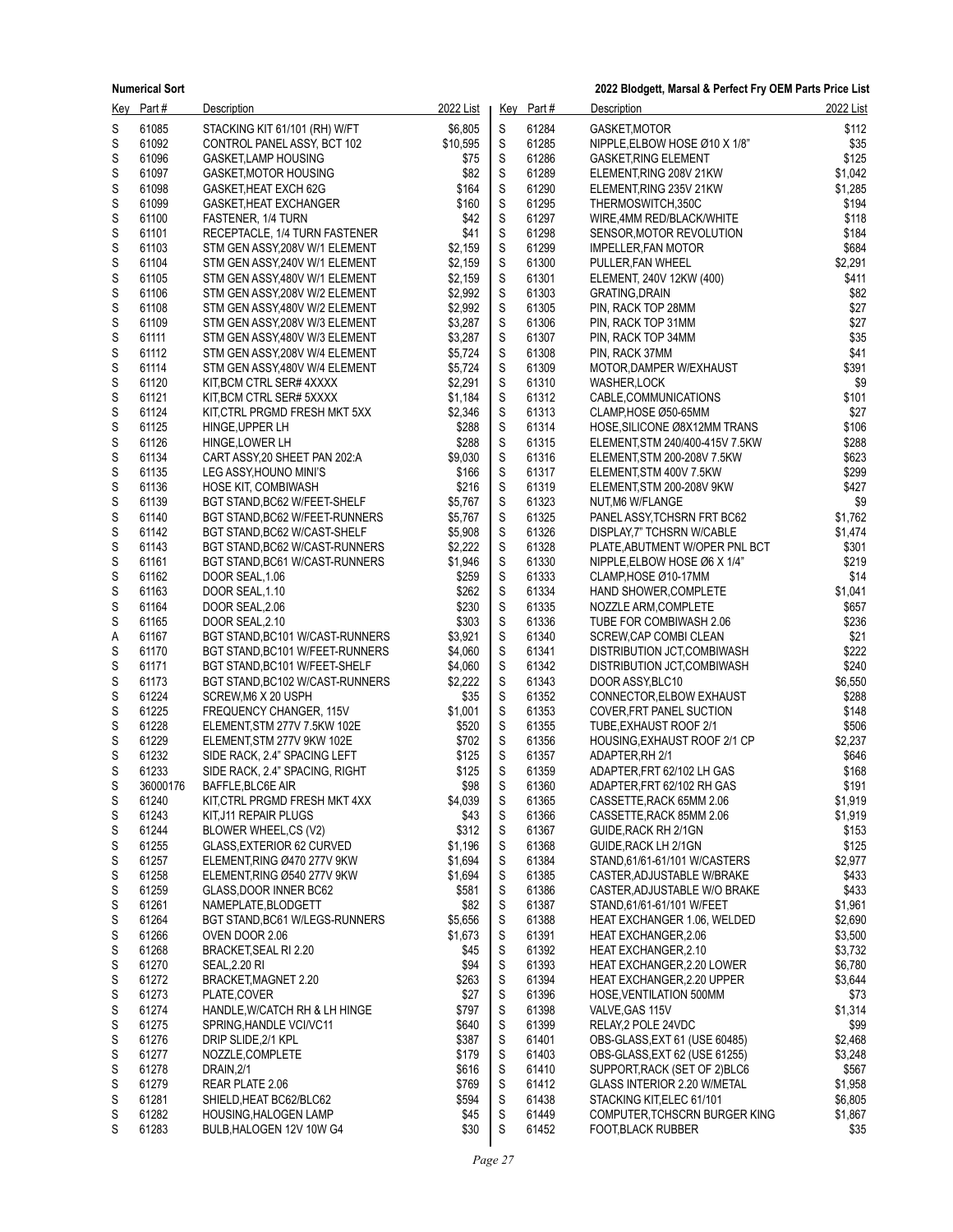| Key | Part # | Description | 2022 List |
|---|---|---|---|
| S | 61085 | STACKING KIT 61/101 (RH) W/FT | $6,805 |
| S | 61092 | CONTROL PANEL ASSY, BCT 102 | $10,595 |
| S | 61096 | GASKET,LAMP HOUSING | $75 |
| S | 61097 | GASKET,MOTOR HOUSING | $82 |
| S | 61098 | GASKET,HEAT EXCH 62G | $164 |
| S | 61099 | GASKET,HEAT EXCHANGER | $160 |
| S | 61100 | FASTENER, 1/4 TURN | $42 |
| S | 61101 | RECEPTACLE, 1/4 TURN FASTENER | $41 |
| S | 61103 | STM GEN ASSY,208V W/1 ELEMENT | $2,159 |
| S | 61104 | STM GEN ASSY,240V W/1 ELEMENT | $2,159 |
| S | 61105 | STM GEN ASSY,480V W/1 ELEMENT | $2,159 |
| S | 61106 | STM GEN ASSY,208V W/2 ELEMENT | $2,992 |
| S | 61108 | STM GEN ASSY,480V W/2 ELEMENT | $2,992 |
| S | 61109 | STM GEN ASSY,208V W/3 ELEMENT | $3,287 |
| S | 61111 | STM GEN ASSY,480V W/3 ELEMENT | $3,287 |
| S | 61112 | STM GEN ASSY,208V W/4 ELEMENT | $5,724 |
| S | 61114 | STM GEN ASSY,480V W/4 ELEMENT | $5,724 |
| S | 61120 | KIT,BCM CTRL SER# 4XXXX | $2,291 |
| S | 61121 | KIT,BCM CTRL SER# 5XXXX | $1,184 |
| S | 61124 | KIT,CTRL PRGMD FRESH MKT 5XX | $2,346 |
| S | 61125 | HINGE,UPPER LH | $288 |
| S | 61126 | HINGE,LOWER LH | $288 |
| S | 61134 | CART ASSY,20 SHEET PAN 202:A | $9,030 |
| S | 61135 | LEG ASSY,HOUNO MINI'S | $166 |
| S | 61136 | HOSE KIT, COMBIWASH | $216 |
| S | 61139 | BGT STAND,BC62 W/FEET-SHELF | $5,767 |
| S | 61140 | BGT STAND,BC62 W/FEET-RUNNERS | $5,767 |
| S | 61142 | BGT STAND,BC62 W/CAST-SHELF | $5,908 |
| S | 61143 | BGT STAND,BC62 W/CAST-RUNNERS | $2,222 |
| S | 61161 | BGT STAND,BC61 W/CAST-RUNNERS | $1,946 |
| S | 61162 | DOOR SEAL,1.06 | $259 |
| S | 61163 | DOOR SEAL,1.10 | $262 |
| S | 61164 | DOOR SEAL,2.06 | $230 |
| S | 61165 | DOOR SEAL,2.10 | $303 |
| A | 61167 | BGT STAND,BC101 W/CAST-RUNNERS | $3,921 |
| S | 61170 | BGT STAND,BC101 W/FEET-RUNNERS | $4,060 |
| S | 61171 | BGT STAND,BC101 W/FEET-SHELF | $4,060 |
| S | 61173 | BGT STAND,BC102 W/CAST-RUNNERS | $2,222 |
| S | 61224 | SCREW,M6 X 20 USPH | $35 |
| S | 61225 | FREQUENCY CHANGER, 115V | $1,001 |
| S | 61228 | ELEMENT,STM 277V 7.5KW 102E | $520 |
| S | 61229 | ELEMENT,STM 277V 9KW 102E | $702 |
| S | 61232 | SIDE RACK, 2.4" SPACING LEFT | $125 |
| S | 61233 | SIDE RACK, 2.4" SPACING, RIGHT | $125 |
| S | 36000176 | BAFFLE,BLC6E AIR | $98 |
| S | 61240 | KIT,CTRL PRGMD FRESH MKT 4XX | $4,039 |
| S | 61243 | KIT,J11 REPAIR PLUGS | $43 |
| S | 61244 | BLOWER WHEEL,CS (V2) | $312 |
| S | 61255 | GLASS,EXTERIOR 62 CURVED | $1,196 |
| S | 61257 | ELEMENT,RING Ø470 277V 9KW | $1,694 |
| S | 61258 | ELEMENT,RING Ø540 277V 9KW | $1,694 |
| S | 61259 | GLASS,DOOR INNER BC62 | $581 |
| S | 61261 | NAMEPLATE,BLODGETT | $82 |
| S | 61264 | BGT STAND,BC61 W/LEGS-RUNNERS | $5,656 |
| S | 61266 | OVEN DOOR 2.06 | $1,673 |
| S | 61268 | BRACKET,SEAL RI 2.20 | $45 |
| S | 61270 | SEAL,2.20 RI | $94 |
| S | 61272 | BRACKET,MAGNET 2.20 | $263 |
| S | 61273 | PLATE,COVER | $27 |
| S | 61274 | HANDLE,W/CATCH RH & LH HINGE | $797 |
| S | 61275 | SPRING,HANDLE VCI/VC11 | $640 |
| S | 61276 | DRIP SLIDE,2/1 KPL | $387 |
| S | 61277 | NOZZLE,COMPLETE | $179 |
| S | 61278 | DRAIN,2/1 | $616 |
| S | 61279 | REAR PLATE 2.06 | $769 |
| S | 61281 | SHIELD,HEAT BC62/BLC62 | $594 |
| S | 61282 | HOUSING,HALOGEN LAMP | $45 |
| S | 61283 | BULB,HALOGEN 12V 10W G4 | $30 |
| S | 61284 | GASKET,MOTOR | $112 |
| S | 61285 | NIPPLE,ELBOW HOSE Ø10 X 1/8" | $35 |
| S | 61286 | GASKET,RING ELEMENT | $125 |
| S | 61289 | ELEMENT,RING 208V 21KW | $1,042 |
| S | 61290 | ELEMENT,RING 235V 21KW | $1,285 |
| S | 61295 | THERMOSWITCH,350C | $194 |
| S | 61297 | WIRE,4MM RED/BLACK/WHITE | $118 |
| S | 61298 | SENSOR,MOTOR REVOLUTION | $184 |
| S | 61299 | IMPELLER,FAN MOTOR | $684 |
| S | 61300 | PULLER,FAN WHEEL | $2,291 |
| S | 61301 | ELEMENT, 240V 12KW (400) | $411 |
| S | 61303 | GRATING,DRAIN | $82 |
| S | 61305 | PIN, RACK TOP 28MM | $27 |
| S | 61306 | PIN, RACK TOP 31MM | $27 |
| S | 61307 | PIN, RACK TOP 34MM | $35 |
| S | 61308 | PIN, RACK 37MM | $41 |
| S | 61309 | MOTOR,DAMPER W/EXHAUST | $391 |
| S | 61310 | WASHER,LOCK | $9 |
| S | 61312 | CABLE,COMMUNICATIONS | $101 |
| S | 61313 | CLAMP,HOSE Ø50-65MM | $27 |
| S | 61314 | HOSE,SILICONE Ø8X12MM TRANS | $106 |
| S | 61315 | ELEMENT,STM 240/400-415V 7.5KW | $288 |
| S | 61316 | ELEMENT,STM 200-208V 7.5KW | $623 |
| S | 61317 | ELEMENT,STM 400V 7.5KW | $299 |
| S | 61319 | ELEMENT,STM 200-208V 9KW | $427 |
| S | 61323 | NUT,M6 W/FLANGE | $9 |
| S | 61325 | PANEL ASSY,TCHSRN FRT BC62 | $1,762 |
| S | 61326 | DISPLAY,7" TCHSRN W/CABLE | $1,474 |
| S | 61328 | PLATE,ABUTMENT W/OPER PNL BCT | $301 |
| S | 61330 | NIPPLE,ELBOW HOSE Ø6 X 1/4" | $219 |
| S | 61333 | CLAMP,HOSE Ø10-17MM | $14 |
| S | 61334 | HAND SHOWER,COMPLETE | $1,041 |
| S | 61335 | NOZZLE ARM,COMPLETE | $657 |
| S | 61336 | TUBE FOR COMBIWASH 2.06 | $236 |
| S | 61340 | SCREW,CAP COMBI CLEAN | $21 |
| S | 61341 | DISTRIBUTION JCT,COMBIWASH | $222 |
| S | 61342 | DISTRIBUTION JCT,COMBIWASH | $240 |
| S | 61343 | DOOR ASSY,BLC10 | $6,550 |
| S | 61352 | CONNECTOR,ELBOW EXHAUST | $288 |
| S | 61353 | COVER,FRT PANEL SUCTION | $148 |
| S | 61355 | TUBE,EXHAUST ROOF 2/1 | $506 |
| S | 61356 | HOUSING,EXHAUST ROOF 2/1 CP | $2,237 |
| S | 61357 | ADAPTER,RH 2/1 | $646 |
| S | 61359 | ADAPTER,FRT 62/102 LH GAS | $168 |
| S | 61360 | ADAPTER,FRT 62/102 RH GAS | $191 |
| S | 61365 | CASSETTE,RACK 65MM 2.06 | $1,919 |
| S | 61366 | CASSETTE,RACK 85MM 2.06 | $1,919 |
| S | 61367 | GUIDE,RACK RH 2/1GN | $153 |
| S | 61368 | GUIDE,RACK LH 2/1GN | $125 |
| S | 61384 | STAND,61/61-61/101 W/CASTERS | $2,977 |
| S | 61385 | CASTER,ADJUSTABLE W/BRAKE | $433 |
| S | 61386 | CASTER,ADJUSTABLE W/O BRAKE | $433 |
| S | 61387 | STAND,61/61-61/101 W/FEET | $1,961 |
| S | 61388 | HEAT EXCHANGER 1.06, WELDED | $2,690 |
| S | 61391 | HEAT EXCHANGER,2.06 | $3,500 |
| S | 61392 | HEAT EXCHANGER,2.10 | $3,732 |
| S | 61393 | HEAT EXCHANGER,2.20 LOWER | $6,780 |
| S | 61394 | HEAT EXCHANGER,2.20 UPPER | $3,644 |
| S | 61396 | HOSE,VENTILATION 500MM | $73 |
| S | 61398 | VALVE,GAS 115V | $1,314 |
| S | 61399 | RELAY,2 POLE 24VDC | $99 |
| S | 61401 | OBS-GLASS,EXT 61 (USE 60485) | $2,468 |
| S | 61403 | OBS-GLASS,EXT 62 (USE 61255) | $3,248 |
| S | 61410 | SUPPORT,RACK (SET OF 2)BLC6 | $567 |
| S | 61412 | GLASS INTERIOR 2.20 W/METAL | $1,958 |
| S | 61438 | STACKING KIT,ELEC 61/101 | $6,805 |
| S | 61449 | COMPUTER,TCHSCRN BURGER KING | $1,867 |
| S | 61452 | FOOT,BLACK RUBBER | $35 |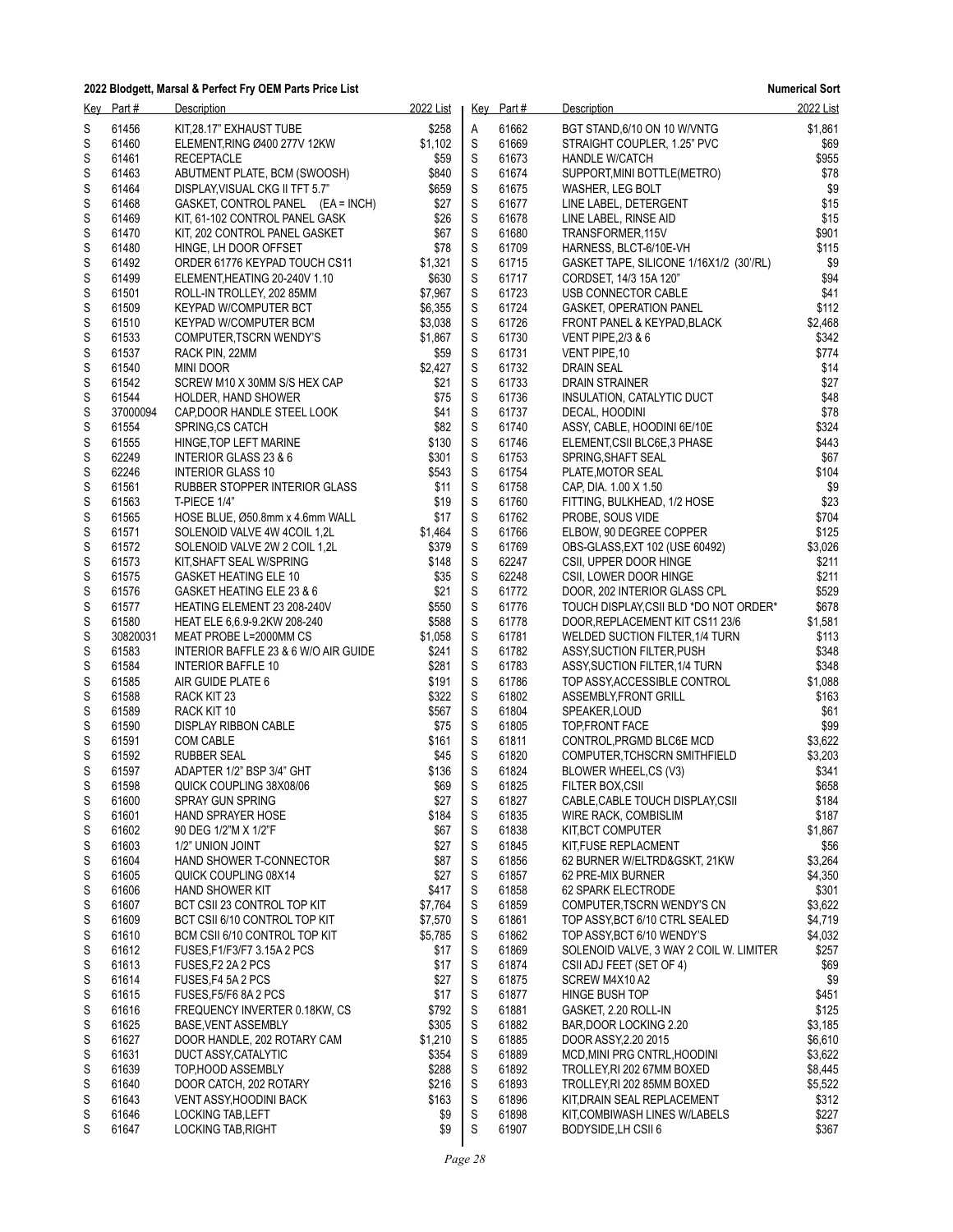**2022 Blodgett, Marsal & Perfect Fry OEM Parts Price List** — **Numerical Sort**

| Key | Part # | Description | 2022 List |
|---|---|---|---|
| S | 61456 | KIT,28.17" EXHAUST TUBE | $258 |
| S | 61460 | ELEMENT,RING Ø400 277V 12KW | $1,102 |
| S | 61461 | RECEPTACLE | $59 |
| S | 61463 | ABUTMENT PLATE, BCM (SWOOSH) | $840 |
| S | 61464 | DISPLAY,VISUAL CKG II TFT 5.7" | $659 |
| S | 61468 | GASKET, CONTROL PANEL (EA = INCH) | $27 |
| S | 61469 | KIT, 61-102 CONTROL PANEL GASK | $26 |
| S | 61470 | KIT, 202 CONTROL PANEL GASKET | $67 |
| S | 61480 | HINGE, LH DOOR OFFSET | $78 |
| S | 61492 | ORDER 61776 KEYPAD TOUCH CS11 | $1,321 |
| S | 61499 | ELEMENT,HEATING 20-240V 1.10 | $630 |
| S | 61501 | ROLL-IN TROLLEY, 202 85MM | $7,967 |
| S | 61509 | KEYPAD W/COMPUTER BCT | $6,355 |
| S | 61510 | KEYPAD W/COMPUTER BCM | $3,038 |
| S | 61533 | COMPUTER,TSCRN WENDY'S | $1,867 |
| S | 61537 | RACK PIN, 22MM | $59 |
| S | 61540 | MINI DOOR | $2,427 |
| S | 61542 | SCREW M10 X 30MM S/S HEX CAP | $21 |
| S | 61544 | HOLDER, HAND SHOWER | $75 |
| S | 37000094 | CAP,DOOR HANDLE STEEL LOOK | $41 |
| S | 61554 | SPRING,CS CATCH | $82 |
| S | 61555 | HINGE,TOP LEFT MARINE | $130 |
| S | 62249 | INTERIOR GLASS 23 & 6 | $301 |
| S | 62246 | INTERIOR GLASS 10 | $543 |
| S | 61561 | RUBBER STOPPER INTERIOR GLASS | $11 |
| S | 61563 | T-PIECE 1/4" | $19 |
| S | 61565 | HOSE BLUE, Ø50.8mm x 4.6mm WALL | $17 |
| S | 61571 | SOLENOID VALVE 4W 4COIL 1,2L | $1,464 |
| S | 61572 | SOLENOID VALVE 2W 2 COIL 1,2L | $379 |
| S | 61573 | KIT,SHAFT SEAL W/SPRING | $148 |
| S | 61575 | GASKET HEATING ELE 10 | $35 |
| S | 61576 | GASKET HEATING ELE 23 & 6 | $21 |
| S | 61577 | HEATING ELEMENT 23 208-240V | $550 |
| S | 61580 | HEAT ELE 6,6.9-9.2KW 208-240 | $588 |
| S | 30820031 | MEAT PROBE L=2000MM CS | $1,058 |
| S | 61583 | INTERIOR BAFFLE 23 & 6 W/O AIR GUIDE | $241 |
| S | 61584 | INTERIOR BAFFLE 10 | $281 |
| S | 61585 | AIR GUIDE PLATE 6 | $191 |
| S | 61588 | RACK KIT 23 | $322 |
| S | 61589 | RACK KIT 10 | $567 |
| S | 61590 | DISPLAY RIBBON CABLE | $75 |
| S | 61591 | COM CABLE | $161 |
| S | 61592 | RUBBER SEAL | $45 |
| S | 61597 | ADAPTER 1/2" BSP 3/4" GHT | $136 |
| S | 61598 | QUICK COUPLING 38X08/06 | $69 |
| S | 61600 | SPRAY GUN SPRING | $27 |
| S | 61601 | HAND SPRAYER HOSE | $184 |
| S | 61602 | 90 DEG 1/2"M X 1/2"F | $67 |
| S | 61603 | 1/2" UNION JOINT | $27 |
| S | 61604 | HAND SHOWER T-CONNECTOR | $87 |
| S | 61605 | QUICK COUPLING 08X14 | $27 |
| S | 61606 | HAND SHOWER KIT | $417 |
| S | 61607 | BCT CSII 23 CONTROL TOP KIT | $7,764 |
| S | 61609 | BCT CSII 6/10 CONTROL TOP KIT | $7,570 |
| S | 61610 | BCM CSII 6/10 CONTROL TOP KIT | $5,785 |
| S | 61612 | FUSES,F1/F3/F7 3.15A 2 PCS | $17 |
| S | 61613 | FUSES,F2 2A 2 PCS | $17 |
| S | 61614 | FUSES,F4 5A 2 PCS | $27 |
| S | 61615 | FUSES,F5/F6 8A 2 PCS | $17 |
| S | 61616 | FREQUENCY INVERTER 0.18KW, CS | $792 |
| S | 61625 | BASE,VENT ASSEMBLY | $305 |
| S | 61627 | DOOR HANDLE, 202 ROTARY CAM | $1,210 |
| S | 61631 | DUCT ASSY,CATALYTIC | $354 |
| S | 61639 | TOP,HOOD ASSEMBLY | $288 |
| S | 61640 | DOOR CATCH, 202 ROTARY | $216 |
| S | 61643 | VENT ASSY,HOODINI BACK | $163 |
| S | 61646 | LOCKING TAB,LEFT | $9 |
| S | 61647 | LOCKING TAB,RIGHT | $9 |
| A | 61662 | BGT STAND,6/10 ON 10 W/VNTG | $1,861 |
| S | 61669 | STRAIGHT COUPLER, 1.25" PVC | $69 |
| S | 61673 | HANDLE W/CATCH | $955 |
| S | 61674 | SUPPORT,MINI BOTTLE(METRO) | $78 |
| S | 61675 | WASHER, LEG BOLT | $9 |
| S | 61677 | LINE LABEL, DETERGENT | $15 |
| S | 61678 | LINE LABEL, RINSE AID | $15 |
| S | 61680 | TRANSFORMER,115V | $901 |
| S | 61709 | HARNESS, BLCT-6/10E-VH | $115 |
| S | 61715 | GASKET TAPE, SILICONE 1/16X1/2 (30'/RL) | $9 |
| S | 61717 | CORDSET, 14/3 15A 120" | $94 |
| S | 61723 | USB CONNECTOR CABLE | $41 |
| S | 61724 | GASKET, OPERATION PANEL | $112 |
| S | 61726 | FRONT PANEL & KEYPAD,BLACK | $2,468 |
| S | 61730 | VENT PIPE,2/3 & 6 | $342 |
| S | 61731 | VENT PIPE,10 | $774 |
| S | 61732 | DRAIN SEAL | $14 |
| S | 61733 | DRAIN STRAINER | $27 |
| S | 61736 | INSULATION, CATALYTIC DUCT | $48 |
| S | 61737 | DECAL, HOODINI | $78 |
| S | 61740 | ASSY, CABLE, HOODINI 6E/10E | $324 |
| S | 61746 | ELEMENT,CSII BLC6E,3 PHASE | $443 |
| S | 61753 | SPRING,SHAFT SEAL | $67 |
| S | 61754 | PLATE,MOTOR SEAL | $104 |
| S | 61758 | CAP, DIA. 1.00 X 1.50 | $9 |
| S | 61760 | FITTING, BULKHEAD, 1/2 HOSE | $23 |
| S | 61762 | PROBE, SOUS VIDE | $704 |
| S | 61766 | ELBOW, 90 DEGREE COPPER | $125 |
| S | 61769 | OBS-GLASS,EXT 102 (USE 60492) | $3,026 |
| S | 62247 | CSII, UPPER DOOR HINGE | $211 |
| S | 62248 | CSII, LOWER DOOR HINGE | $211 |
| S | 61772 | DOOR, 202 INTERIOR GLASS CPL | $529 |
| S | 61776 | TOUCH DISPLAY,CSII BLD *DO NOT ORDER* | $678 |
| S | 61778 | DOOR,REPLACEMENT KIT CS11 23/6 | $1,581 |
| S | 61781 | WELDED SUCTION FILTER,1/4 TURN | $113 |
| S | 61782 | ASSY,SUCTION FILTER,PUSH | $348 |
| S | 61783 | ASSY,SUCTION FILTER,1/4 TURN | $348 |
| S | 61786 | TOP ASSY,ACCESSIBLE CONTROL | $1,088 |
| S | 61802 | ASSEMBLY,FRONT GRILL | $163 |
| S | 61804 | SPEAKER,LOUD | $61 |
| S | 61805 | TOP,FRONT FACE | $99 |
| S | 61811 | CONTROL,PRGMD BLC6E MCD | $3,622 |
| S | 61820 | COMPUTER,TCHSCRN SMITHFIELD | $3,203 |
| S | 61824 | BLOWER WHEEL,CS (V3) | $341 |
| S | 61825 | FILTER BOX,CSII | $658 |
| S | 61827 | CABLE,CABLE TOUCH DISPLAY,CSII | $184 |
| S | 61835 | WIRE RACK, COMBISLIM | $187 |
| S | 61838 | KIT,BCT COMPUTER | $1,867 |
| S | 61845 | KIT,FUSE REPLACMENT | $56 |
| S | 61856 | 62 BURNER W/ELTRD&GSKT, 21KW | $3,264 |
| S | 61857 | 62 PRE-MIX BURNER | $4,350 |
| S | 61858 | 62 SPARK ELECTRODE | $301 |
| S | 61859 | COMPUTER,TSCRN WENDY'S CN | $3,622 |
| S | 61861 | TOP ASSY,BCT 6/10 CTRL SEALED | $4,719 |
| S | 61862 | TOP ASSY,BCT 6/10 WENDY'S | $4,032 |
| S | 61869 | SOLENOID VALVE, 3 WAY 2 COIL W. LIMITER | $257 |
| S | 61874 | CSII ADJ FEET (SET OF 4) | $69 |
| S | 61875 | SCREW M4X10 A2 | $9 |
| S | 61877 | HINGE BUSH TOP | $451 |
| S | 61881 | GASKET, 2.20 ROLL-IN | $125 |
| S | 61882 | BAR,DOOR LOCKING 2.20 | $3,185 |
| S | 61885 | DOOR ASSY,2.20 2015 | $6,610 |
| S | 61889 | MCD,MINI PRG CNTRL,HOODINI | $3,622 |
| S | 61892 | TROLLEY,RI 202 67MM BOXED | $8,445 |
| S | 61893 | TROLLEY,RI 202 85MM BOXED | $5,522 |
| S | 61896 | KIT,DRAIN SEAL REPLACEMENT | $312 |
| S | 61898 | KIT,COMBIWASH LINES W/LABELS | $227 |
| S | 61907 | BODYSIDE,LH CSII 6 | $367 |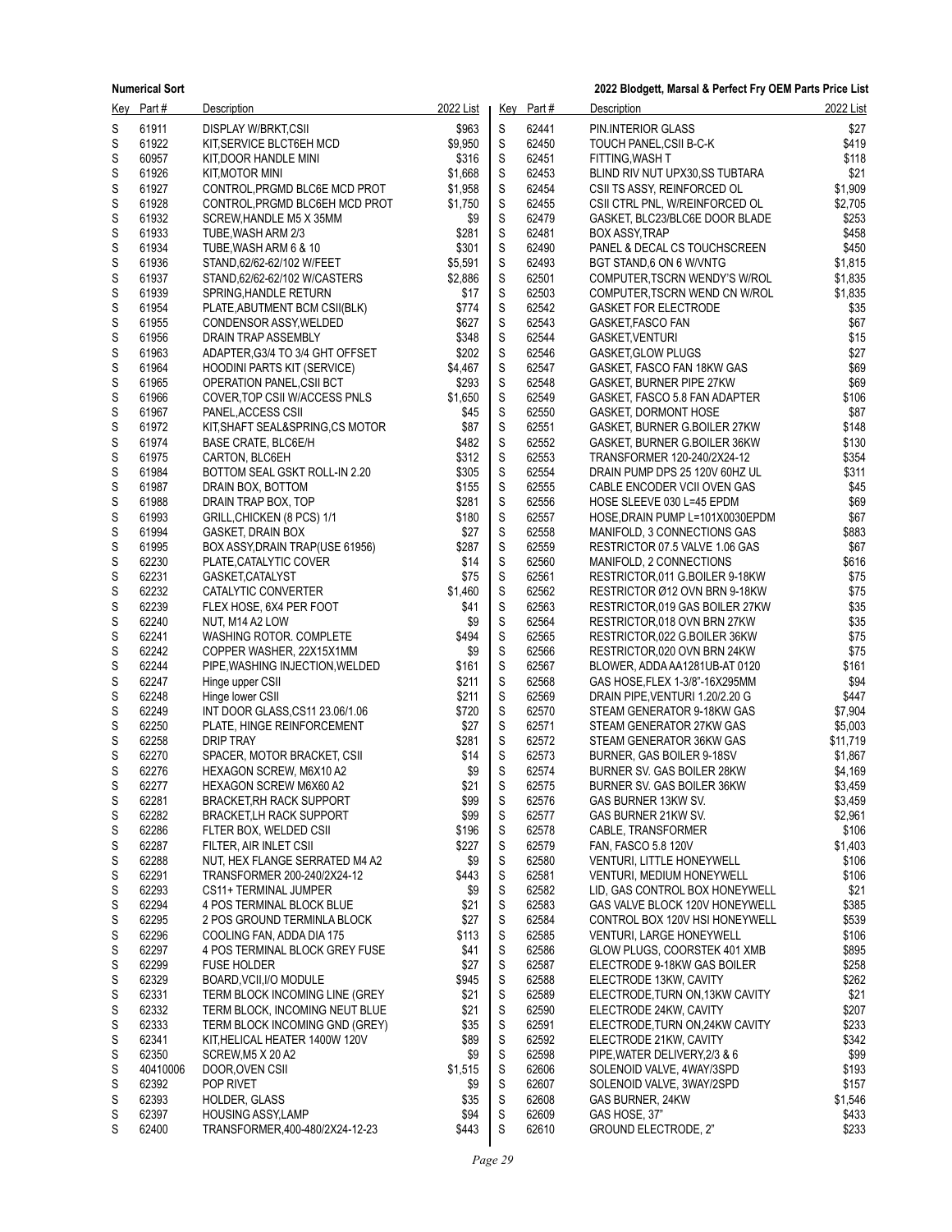| Key | Part # | Description | 2022 List |
|---|---|---|---|
| S | 61911 | DISPLAY W/BRKT,CSII | $963 |
| S | 61922 | KIT,SERVICE BLCT6EH MCD | $9,950 |
| S | 60957 | KIT,DOOR HANDLE MINI | $316 |
| S | 61926 | KIT,MOTOR MINI | $1,668 |
| S | 61927 | CONTROL,PRGMD BLC6E MCD PROT | $1,958 |
| S | 61928 | CONTROL,PRGMD BLC6EH MCD PROT | $1,750 |
| S | 61932 | SCREW,HANDLE M5 X 35MM | $9 |
| S | 61933 | TUBE,WASH ARM 2/3 | $281 |
| S | 61934 | TUBE,WASH ARM 6 & 10 | $301 |
| S | 61936 | STAND,62/62-62/102 W/FEET | $5,591 |
| S | 61937 | STAND,62/62-62/102 W/CASTERS | $2,886 |
| S | 61939 | SPRING,HANDLE RETURN | $17 |
| S | 61954 | PLATE,ABUTMENT BCM CSII(BLK) | $774 |
| S | 61955 | CONDENSOR ASSY,WELDED | $627 |
| S | 61956 | DRAIN TRAP ASSEMBLY | $348 |
| S | 61963 | ADAPTER,G3/4 TO 3/4 GHT OFFSET | $202 |
| S | 61964 | HOODINI PARTS KIT (SERVICE) | $4,467 |
| S | 61965 | OPERATION PANEL,CSII BCT | $293 |
| S | 61966 | COVER,TOP CSII W/ACCESS PNLS | $1,650 |
| S | 61967 | PANEL,ACCESS CSII | $45 |
| S | 61972 | KIT,SHAFT SEAL&SPRING,CS MOTOR | $87 |
| S | 61974 | BASE CRATE, BLC6E/H | $482 |
| S | 61975 | CARTON, BLC6EH | $312 |
| S | 61984 | BOTTOM SEAL GSKT ROLL-IN 2.20 | $305 |
| S | 61987 | DRAIN BOX, BOTTOM | $155 |
| S | 61988 | DRAIN TRAP BOX, TOP | $281 |
| S | 61993 | GRILL,CHICKEN (8 PCS) 1/1 | $180 |
| S | 61994 | GASKET, DRAIN BOX | $27 |
| S | 61995 | BOX ASSY,DRAIN TRAP(USE 61956) | $287 |
| S | 62230 | PLATE,CATALYTIC COVER | $14 |
| S | 62231 | GASKET,CATALYST | $75 |
| S | 62232 | CATALYTIC CONVERTER | $1,460 |
| S | 62239 | FLEX HOSE, 6X4 PER FOOT | $41 |
| S | 62240 | NUT, M14 A2 LOW | $9 |
| S | 62241 | WASHING ROTOR. COMPLETE | $494 |
| S | 62242 | COPPER WASHER, 22X15X1MM | $9 |
| S | 62244 | PIPE,WASHING INJECTION,WELDED | $161 |
| S | 62247 | Hinge upper CSII | $211 |
| S | 62248 | Hinge lower CSII | $211 |
| S | 62249 | INT DOOR GLASS,CS11 23.06/1.06 | $720 |
| S | 62250 | PLATE, HINGE REINFORCEMENT | $27 |
| S | 62258 | DRIP TRAY | $281 |
| S | 62270 | SPACER, MOTOR BRACKET, CSII | $14 |
| S | 62276 | HEXAGON SCREW, M6X10 A2 | $9 |
| S | 62277 | HEXAGON SCREW M6X60 A2 | $21 |
| S | 62281 | BRACKET,RH RACK SUPPORT | $99 |
| S | 62282 | BRACKET,LH RACK SUPPORT | $99 |
| S | 62286 | FLTER BOX, WELDED CSII | $196 |
| S | 62287 | FILTER, AIR INLET CSII | $227 |
| S | 62288 | NUT, HEX FLANGE SERRATED M4 A2 | $9 |
| S | 62291 | TRANSFORMER 200-240/2X24-12 | $443 |
| S | 62293 | CS11+ TERMINAL JUMPER | $9 |
| S | 62294 | 4 POS TERMINAL BLOCK BLUE | $21 |
| S | 62295 | 2 POS GROUND TERMINLA BLOCK | $27 |
| S | 62296 | COOLING FAN, ADDA DIA 175 | $113 |
| S | 62297 | 4 POS TERMINAL BLOCK GREY FUSE | $41 |
| S | 62299 | FUSE HOLDER | $27 |
| S | 62329 | BOARD,VCII,I/O MODULE | $945 |
| S | 62331 | TERM BLOCK INCOMING LINE (GREY | $21 |
| S | 62332 | TERM BLOCK, INCOMING NEUT BLUE | $21 |
| S | 62333 | TERM BLOCK INCOMING GND (GREY) | $35 |
| S | 62341 | KIT,HELICAL HEATER 1400W 120V | $89 |
| S | 62350 | SCREW,M5 X 20 A2 | $9 |
| S | 40410006 | DOOR,OVEN CSII | $1,515 |
| S | 62392 | POP RIVET | $9 |
| S | 62393 | HOLDER, GLASS | $35 |
| S | 62397 | HOUSING ASSY,LAMP | $94 |
| S | 62400 | TRANSFORMER,400-480/2X24-12-23 | $443 |
| S | 62441 | PIN.INTERIOR GLASS | $27 |
| S | 62450 | TOUCH PANEL,CSII B-C-K | $419 |
| S | 62451 | FITTING,WASH T | $118 |
| S | 62453 | BLIND RIV NUT UPX30,SS TUBTARA | $21 |
| S | 62454 | CSII TS ASSY, REINFORCED OL | $1,909 |
| S | 62455 | CSII CTRL PNL, W/REINFORCED OL | $2,705 |
| S | 62479 | GASKET, BLC23/BLC6E DOOR BLADE | $253 |
| S | 62481 | BOX ASSY,TRAP | $458 |
| S | 62490 | PANEL & DECAL CS TOUCHSCREEN | $450 |
| S | 62493 | BGT STAND,6 ON 6 W/VNTG | $1,815 |
| S | 62501 | COMPUTER,TSCRN WENDY'S W/ROL | $1,835 |
| S | 62503 | COMPUTER,TSCRN WEND CN W/ROL | $1,835 |
| S | 62542 | GASKET FOR ELECTRODE | $35 |
| S | 62543 | GASKET,FASCO FAN | $67 |
| S | 62544 | GASKET,VENTURI | $15 |
| S | 62546 | GASKET,GLOW PLUGS | $27 |
| S | 62547 | GASKET, FASCO FAN 18KW GAS | $69 |
| S | 62548 | GASKET, BURNER PIPE 27KW | $69 |
| S | 62549 | GASKET, FASCO 5.8 FAN ADAPTER | $106 |
| S | 62550 | GASKET, DORMONT HOSE | $87 |
| S | 62551 | GASKET, BURNER G.BOILER 27KW | $148 |
| S | 62552 | GASKET, BURNER G.BOILER 36KW | $130 |
| S | 62553 | TRANSFORMER 120-240/2X24-12 | $354 |
| S | 62554 | DRAIN PUMP DPS 25 120V 60HZ UL | $311 |
| S | 62555 | CABLE ENCODER VCII OVEN GAS | $45 |
| S | 62556 | HOSE SLEEVE 030 L=45 EPDM | $69 |
| S | 62557 | HOSE,DRAIN PUMP L=101X0030EPDM | $67 |
| S | 62558 | MANIFOLD, 3 CONNECTIONS GAS | $883 |
| S | 62559 | RESTRICTOR 07.5 VALVE 1.06 GAS | $67 |
| S | 62560 | MANIFOLD, 2 CONNECTIONS | $616 |
| S | 62561 | RESTRICTOR,011 G.BOILER 9-18KW | $75 |
| S | 62562 | RESTRICTOR Ø12 OVN BRN 9-18KW | $75 |
| S | 62563 | RESTRICTOR,019 GAS BOILER 27KW | $35 |
| S | 62564 | RESTRICTOR,018 OVN BRN 27KW | $35 |
| S | 62565 | RESTRICTOR,022 G.BOILER 36KW | $75 |
| S | 62566 | RESTRICTOR,020 OVN BRN 24KW | $75 |
| S | 62567 | BLOWER, ADDA AA1281UB-AT 0120 | $161 |
| S | 62568 | GAS HOSE,FLEX 1-3/8"-16X295MM | $94 |
| S | 62569 | DRAIN PIPE,VENTURI 1.20/2.20 G | $447 |
| S | 62570 | STEAM GENERATOR 9-18KW GAS | $7,904 |
| S | 62571 | STEAM GENERATOR 27KW GAS | $5,003 |
| S | 62572 | STEAM GENERATOR 36KW GAS | $11,719 |
| S | 62573 | BURNER, GAS BOILER 9-18SV | $1,867 |
| S | 62574 | BURNER SV. GAS BOILER 28KW | $4,169 |
| S | 62575 | BURNER SV. GAS BOILER 36KW | $3,459 |
| S | 62576 | GAS BURNER 13KW SV. | $3,459 |
| S | 62577 | GAS BURNER 21KW SV. | $2,961 |
| S | 62578 | CABLE, TRANSFORMER | $106 |
| S | 62579 | FAN, FASCO 5.8 120V | $1,403 |
| S | 62580 | VENTURI, LITTLE HONEYWELL | $106 |
| S | 62581 | VENTURI, MEDIUM HONEYWELL | $106 |
| S | 62582 | LID, GAS CONTROL BOX HONEYWELL | $21 |
| S | 62583 | GAS VALVE BLOCK 120V HONEYWELL | $385 |
| S | 62584 | CONTROL BOX 120V HSI HONEYWELL | $539 |
| S | 62585 | VENTURI, LARGE HONEYWELL | $106 |
| S | 62586 | GLOW PLUGS, COORSTEK 401 XMB | $895 |
| S | 62587 | ELECTRODE 9-18KW GAS BOILER | $258 |
| S | 62588 | ELECTRODE 13KW, CAVITY | $262 |
| S | 62589 | ELECTRODE,TURN ON,13KW CAVITY | $21 |
| S | 62590 | ELECTRODE 24KW, CAVITY | $207 |
| S | 62591 | ELECTRODE,TURN ON,24KW CAVITY | $233 |
| S | 62592 | ELECTRODE 21KW, CAVITY | $342 |
| S | 62598 | PIPE,WATER DELIVERY,2/3 & 6 | $99 |
| S | 62606 | SOLENOID VALVE, 4WAY/3SPD | $193 |
| S | 62607 | SOLENOID VALVE, 3WAY/2SPD | $157 |
| S | 62608 | GAS BURNER, 24KW | $1,546 |
| S | 62609 | GAS HOSE, 37" | $433 |
| S | 62610 | GROUND ELECTRODE, 2" | $233 |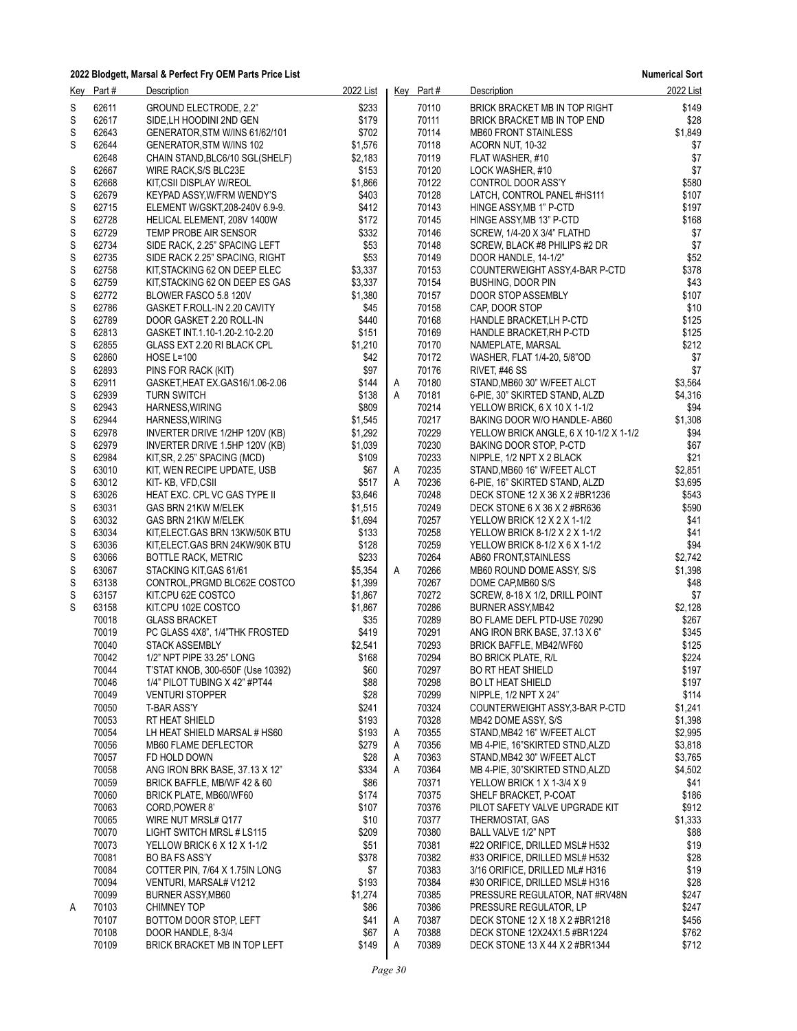**2022 Blodgett, Marsal & Perfect Fry OEM Parts Price List** — **Numerical Sort**

| Key | Part # | Description | 2022 List |
|---|---|---|---|
| S | 62611 | GROUND ELECTRODE, 2.2" | $233 |
| S | 62617 | SIDE,LH HOODINI 2ND GEN | $179 |
| S | 62643 | GENERATOR,STM W/INS 61/62/101 | $702 |
| S | 62644 | GENERATOR,STM W/INS 102 | $1,576 |
| | 62648 | CHAIN STAND,BLC6/10 SGL(SHELF) | $2,183 |
| S | 62667 | WIRE RACK,S/S BLC23E | $153 |
| S | 62668 | KIT,CSII DISPLAY W/REOL | $1,866 |
| S | 62679 | KEYPAD ASSY,W/FRM WENDY'S | $403 |
| S | 62715 | ELEMENT W/GSKT,208-240V 6.9-9. | $412 |
| S | 62728 | HELICAL ELEMENT, 208V 1400W | $172 |
| S | 62729 | TEMP PROBE AIR SENSOR | $332 |
| S | 62734 | SIDE RACK, 2.25" SPACING LEFT | $53 |
| S | 62735 | SIDE RACK 2.25" SPACING, RIGHT | $53 |
| S | 62758 | KIT,STACKING 62 ON DEEP ELEC | $3,337 |
| S | 62759 | KIT,STACKING 62 ON DEEP ES GAS | $3,337 |
| S | 62772 | BLOWER FASCO 5.8 120V | $1,380 |
| S | 62786 | GASKET F.ROLL-IN 2.20 CAVITY | $45 |
| S | 62789 | DOOR GASKET 2.20 ROLL-IN | $440 |
| S | 62813 | GASKET INT.1.10-1.20-2.10-2.20 | $151 |
| S | 62855 | GLASS EXT 2.20 RI BLACK CPL | $1,210 |
| S | 62860 | HOSE L=100 | $42 |
| S | 62893 | PINS FOR RACK (KIT) | $97 |
| S | 62911 | GASKET,HEAT EX.GAS16/1.06-2.06 | $144 |
| S | 62939 | TURN SWITCH | $138 |
| S | 62943 | HARNESS,WIRING | $809 |
| S | 62944 | HARNESS,WIRING | $1,545 |
| S | 62978 | INVERTER DRIVE 1/2HP 120V (KB) | $1,292 |
| S | 62979 | INVERTER DRIVE 1.5HP 120V (KB) | $1,039 |
| S | 62984 | KIT,SR, 2.25" SPACING (MCD) | $109 |
| S | 63010 | KIT, WEN RECIPE UPDATE, USB | $67 |
| S | 63012 | KIT- KB, VFD,CSII | $517 |
| S | 63026 | HEAT EXC. CPL VC GAS TYPE II | $3,646 |
| S | 63031 | GAS BRN 21KW M/ELEK | $1,515 |
| S | 63032 | GAS BRN 21KW M/ELEK | $1,694 |
| S | 63034 | KIT,ELECT.GAS BRN 13KW/50K BTU | $133 |
| S | 63036 | KIT,ELECT.GAS BRN 24KW/90K BTU | $128 |
| S | 63066 | BOTTLE RACK, METRIC | $233 |
| S | 63067 | STACKING KIT,GAS 61/61 | $5,354 |
| S | 63138 | CONTROL,PRGMD BLC62E COSTCO | $1,399 |
| S | 63157 | KIT.CPU 62E COSTCO | $1,867 |
| S | 63158 | KIT.CPU 102E COSTCO | $1,867 |
| | 70018 | GLASS BRACKET | $35 |
| | 70019 | PC GLASS 4X8", 1/4"THK FROSTED | $419 |
| | 70040 | STACK ASSEMBLY | $2,541 |
| | 70042 | 1/2" NPT PIPE 33.25" LONG | $168 |
| | 70044 | T'STAT KNOB, 300-650F (Use 10392) | $60 |
| | 70046 | 1/4" PILOT TUBING X 42" #PT44 | $88 |
| | 70049 | VENTURI STOPPER | $28 |
| | 70050 | T-BAR ASS'Y | $241 |
| | 70053 | RT HEAT SHIELD | $193 |
| | 70054 | LH HEAT SHIELD MARSAL # HS60 | $193 |
| | 70056 | MB60 FLAME DEFLECTOR | $279 |
| | 70057 | FD HOLD DOWN | $28 |
| | 70058 | ANG IRON BRK BASE, 37.13 X 12" | $334 |
| | 70059 | BRICK BAFFLE, MB/WF 42 & 60 | $86 |
| | 70060 | BRICK PLATE, MB60/WF60 | $174 |
| | 70063 | CORD,POWER 8' | $107 |
| | 70065 | WIRE NUT MRSL# Q177 | $10 |
| | 70070 | LIGHT SWITCH MRSL # LS115 | $209 |
| | 70073 | YELLOW BRICK 6 X 12 X 1-1/2 | $51 |
| | 70081 | BO BA FS ASS'Y | $378 |
| | 70084 | COTTER PIN, 7/64 X 1.75IN LONG | $7 |
| | 70094 | VENTURI, MARSAL# V1212 | $193 |
| | 70099 | BURNER ASSY,MB60 | $1,274 |
| A | 70103 | CHIMNEY TOP | $86 |
| | 70107 | BOTTOM DOOR STOP, LEFT | $41 |
| | 70108 | DOOR HANDLE, 8-3/4 | $67 |
| | 70109 | BRICK BRACKET MB IN TOP LEFT | $149 |
| | 70110 | BRICK BRACKET MB IN TOP RIGHT | $149 |
| | 70111 | BRICK BRACKET MB IN TOP END | $28 |
| | 70114 | MB60 FRONT STAINLESS | $1,849 |
| | 70118 | ACORN NUT, 10-32 | $7 |
| | 70119 | FLAT WASHER, #10 | $7 |
| | 70120 | LOCK WASHER, #10 | $7 |
| | 70122 | CONTROL DOOR ASS'Y | $580 |
| | 70128 | LATCH, CONTROL PANEL #HS111 | $107 |
| | 70143 | HINGE ASSY,MB 1" P-CTD | $197 |
| | 70145 | HINGE ASSY,MB 13" P-CTD | $168 |
| | 70146 | SCREW, 1/4-20 X 3/4" FLATHD | $7 |
| | 70148 | SCREW, BLACK #8 PHILIPS #2 DR | $7 |
| | 70149 | DOOR HANDLE, 14-1/2" | $52 |
| | 70153 | COUNTERWEIGHT ASSY,4-BAR P-CTD | $378 |
| | 70154 | BUSHING, DOOR PIN | $43 |
| | 70157 | DOOR STOP ASSEMBLY | $107 |
| | 70158 | CAP, DOOR STOP | $10 |
| | 70168 | HANDLE BRACKET,LH P-CTD | $125 |
| | 70169 | HANDLE BRACKET,RH P-CTD | $125 |
| | 70170 | NAMEPLATE, MARSAL | $212 |
| | 70172 | WASHER, FLAT 1/4-20, 5/8"OD | $7 |
| | 70176 | RIVET, #46 SS | $7 |
| A | 70180 | STAND,MB60 30" W/FEET ALCT | $3,564 |
| A | 70181 | 6-PIE, 30" SKIRTED STAND, ALZD | $4,316 |
| | 70214 | YELLOW BRICK, 6 X 10 X 1-1/2 | $94 |
| | 70217 | BAKING DOOR W/O HANDLE- AB60 | $1,308 |
| | 70229 | YELLOW BRICK ANGLE, 6 X 10-1/2 X 1-1/2 | $94 |
| | 70230 | BAKING DOOR STOP, P-CTD | $67 |
| | 70233 | NIPPLE, 1/2 NPT X 2 BLACK | $21 |
| A | 70235 | STAND,MB60 16" W/FEET ALCT | $2,851 |
| A | 70236 | 6-PIE, 16" SKIRTED STAND, ALZD | $3,695 |
| | 70248 | DECK STONE 12 X 36 X 2 #BR1236 | $543 |
| | 70249 | DECK STONE 6 X 36 X 2 #BR636 | $590 |
| | 70257 | YELLOW BRICK 12 X 2 X 1-1/2 | $41 |
| | 70258 | YELLOW BRICK 8-1/2 X 2 X 1-1/2 | $41 |
| | 70259 | YELLOW BRICK 8-1/2 X 6 X 1-1/2 | $94 |
| | 70264 | AB60 FRONT,STAINLESS | $2,742 |
| A | 70266 | MB60 ROUND DOME ASSY, S/S | $1,398 |
| | 70267 | DOME CAP,MB60 S/S | $48 |
| | 70272 | SCREW, 8-18 X 1/2, DRILL POINT | $7 |
| | 70286 | BURNER ASSY,MB42 | $2,128 |
| | 70289 | BO FLAME DEFL PTD-USE 70290 | $267 |
| | 70291 | ANG IRON BRK BASE, 37.13 X 6" | $345 |
| | 70293 | BRICK BAFFLE, MB42/WF60 | $125 |
| | 70294 | BO BRICK PLATE, R/L | $224 |
| | 70297 | BO RT HEAT SHIELD | $197 |
| | 70298 | BO LT HEAT SHIELD | $197 |
| | 70299 | NIPPLE, 1/2 NPT X 24" | $114 |
| | 70324 | COUNTERWEIGHT ASSY,3-BAR P-CTD | $1,241 |
| | 70328 | MB42 DOME ASSY, S/S | $1,398 |
| A | 70355 | STAND,MB42 16" W/FEET ALCT | $2,995 |
| A | 70356 | MB 4-PIE, 16"SKIRTED STND,ALZD | $3,818 |
| A | 70363 | STAND,MB42 30" W/FEET ALCT | $3,765 |
| A | 70364 | MB 4-PIE, 30"SKIRTED STND,ALZD | $4,502 |
| | 70371 | YELLOW BRICK 1 X 1-3/4 X 9 | $41 |
| | 70375 | SHELF BRACKET, P-COAT | $186 |
| | 70376 | PILOT SAFETY VALVE UPGRADE KIT | $912 |
| | 70377 | THERMOSTAT, GAS | $1,333 |
| | 70380 | BALL VALVE 1/2" NPT | $88 |
| | 70381 | #22 ORIFICE, DRILLED MSL# H532 | $19 |
| | 70382 | #33 ORIFICE, DRILLED MSL# H532 | $28 |
| | 70383 | 3/16 ORIFICE, DRILLED ML# H316 | $19 |
| | 70384 | #30 ORIFICE, DRILLED MSL# H316 | $28 |
| | 70385 | PRESSURE REGULATOR, NAT #RV48N | $247 |
| | 70386 | PRESSURE REGULATOR, LP | $247 |
| A | 70387 | DECK STONE 12 X 18 X 2 #BR1218 | $456 |
| A | 70388 | DECK STONE 12X24X1.5 #BR1224 | $762 |
| A | 70389 | DECK STONE 13 X 44 X 2 #BR1344 | $712 |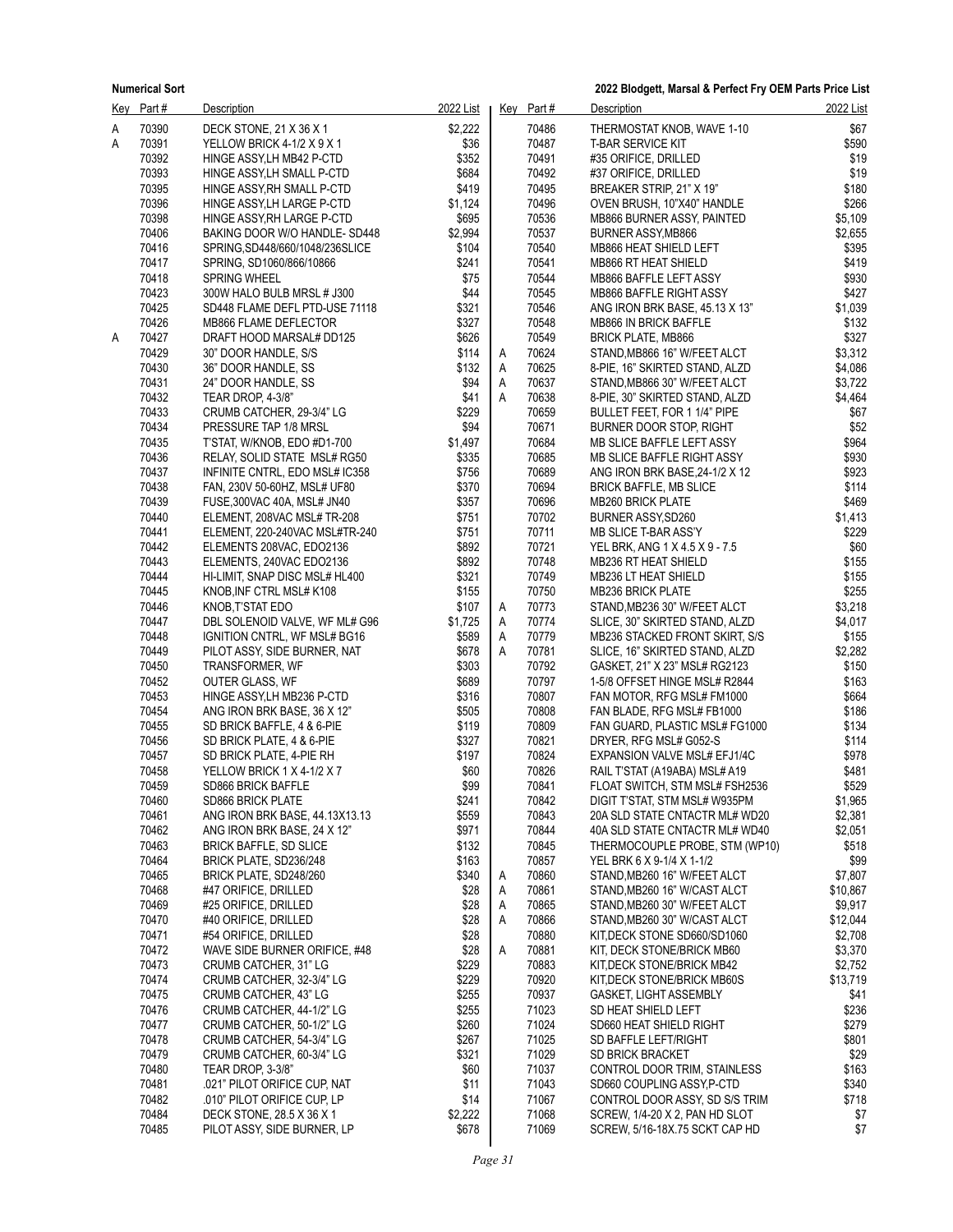| Key | Part # | Description | 2022 List |
|---|---|---|---|
| A | 70390 | DECK STONE, 21 X 36 X 1 | $2,222 |
| A | 70391 | YELLOW BRICK 4-1/2 X 9 X 1 | $36 |
| | 70392 | HINGE ASSY,LH MB42 P-CTD | $352 |
| | 70393 | HINGE ASSY,LH SMALL P-CTD | $684 |
| | 70395 | HINGE ASSY,RH SMALL P-CTD | $419 |
| | 70396 | HINGE ASSY,LH LARGE P-CTD | $1,124 |
| | 70398 | HINGE ASSY,RH LARGE P-CTD | $695 |
| | 70406 | BAKING DOOR W/O HANDLE- SD448 | $2,994 |
| | 70416 | SPRING,SD448/660/1048/236SLICE | $104 |
| | 70417 | SPRING, SD1060/866/10866 | $241 |
| | 70418 | SPRING WHEEL | $75 |
| | 70423 | 300W HALO BULB MRSL # J300 | $44 |
| | 70425 | SD448 FLAME DEFL PTD-USE 71118 | $321 |
| | 70426 | MB866 FLAME DEFLECTOR | $327 |
| A | 70427 | DRAFT HOOD MARSAL# DD125 | $626 |
| | 70429 | 30" DOOR HANDLE, S/S | $114 |
| | 70430 | 36" DOOR HANDLE, SS | $132 |
| | 70431 | 24" DOOR HANDLE, SS | $94 |
| | 70432 | TEAR DROP, 4-3/8" | $41 |
| | 70433 | CRUMB CATCHER, 29-3/4" LG | $229 |
| | 70434 | PRESSURE TAP 1/8 MRSL | $94 |
| | 70435 | T'STAT, W/KNOB, EDO #D1-700 | $1,497 |
| | 70436 | RELAY, SOLID STATE MSL# RG50 | $335 |
| | 70437 | INFINITE CNTRL, EDO MSL# IC358 | $756 |
| | 70438 | FAN, 230V 50-60HZ, MSL# UF80 | $370 |
| | 70439 | FUSE,300VAC 40A, MSL# JN40 | $357 |
| | 70440 | ELEMENT, 208VAC MSL# TR-208 | $751 |
| | 70441 | ELEMENT, 220-240VAC MSL#TR-240 | $751 |
| | 70442 | ELEMENTS 208VAC, EDO2136 | $892 |
| | 70443 | ELEMENTS, 240VAC EDO2136 | $892 |
| | 70444 | HI-LIMIT, SNAP DISC MSL# HL400 | $321 |
| | 70445 | KNOB,INF CTRL MSL# K108 | $155 |
| | 70446 | KNOB,T'STAT EDO | $107 |
| | 70447 | DBL SOLENOID VALVE, WF ML# G96 | $1,725 |
| | 70448 | IGNITION CNTRL, WF MSL# BG16 | $589 |
| | 70449 | PILOT ASSY, SIDE BURNER, NAT | $678 |
| | 70450 | TRANSFORMER, WF | $303 |
| | 70452 | OUTER GLASS, WF | $689 |
| | 70453 | HINGE ASSY,LH MB236 P-CTD | $316 |
| | 70454 | ANG IRON BRK BASE, 36 X 12" | $505 |
| | 70455 | SD BRICK BAFFLE, 4 & 6-PIE | $119 |
| | 70456 | SD BRICK PLATE, 4 & 6-PIE | $327 |
| | 70457 | SD BRICK PLATE, 4-PIE RH | $197 |
| | 70458 | YELLOW BRICK 1 X 4-1/2 X 7 | $60 |
| | 70459 | SD866 BRICK BAFFLE | $99 |
| | 70460 | SD866 BRICK PLATE | $241 |
| | 70461 | ANG IRON BRK BASE, 44.13X13.13 | $559 |
| | 70462 | ANG IRON BRK BASE, 24 X 12" | $971 |
| | 70463 | BRICK BAFFLE, SD SLICE | $132 |
| | 70464 | BRICK PLATE, SD236/248 | $163 |
| | 70465 | BRICK PLATE, SD248/260 | $340 |
| | 70468 | #47 ORIFICE, DRILLED | $28 |
| | 70469 | #25 ORIFICE, DRILLED | $28 |
| | 70470 | #40 ORIFICE, DRILLED | $28 |
| | 70471 | #54 ORIFICE, DRILLED | $28 |
| | 70472 | WAVE SIDE BURNER ORIFICE, #48 | $28 |
| | 70473 | CRUMB CATCHER, 31" LG | $229 |
| | 70474 | CRUMB CATCHER, 32-3/4" LG | $229 |
| | 70475 | CRUMB CATCHER, 43" LG | $255 |
| | 70476 | CRUMB CATCHER, 44-1/2" LG | $255 |
| | 70477 | CRUMB CATCHER, 50-1/2" LG | $260 |
| | 70478 | CRUMB CATCHER, 54-3/4" LG | $267 |
| | 70479 | CRUMB CATCHER, 60-3/4" LG | $321 |
| | 70480 | TEAR DROP, 3-3/8" | $60 |
| | 70481 | .021" PILOT ORIFICE CUP, NAT | $11 |
| | 70482 | .010" PILOT ORIFICE CUP, LP | $14 |
| | 70484 | DECK STONE, 28.5 X 36 X 1 | $2,222 |
| | 70485 | PILOT ASSY, SIDE BURNER, LP | $678 |
| | 70486 | THERMOSTAT KNOB, WAVE 1-10 | $67 |
| | 70487 | T-BAR SERVICE KIT | $590 |
| | 70491 | #35 ORIFICE, DRILLED | $19 |
| | 70492 | #37 ORIFICE, DRILLED | $19 |
| | 70495 | BREAKER STRIP, 21" X 19" | $180 |
| | 70496 | OVEN BRUSH, 10"X40" HANDLE | $266 |
| | 70536 | MB866 BURNER ASSY, PAINTED | $5,109 |
| | 70537 | BURNER ASSY,MB866 | $2,655 |
| | 70540 | MB866 HEAT SHIELD LEFT | $395 |
| | 70541 | MB866 RT HEAT SHIELD | $419 |
| | 70544 | MB866 BAFFLE LEFT ASSY | $930 |
| | 70545 | MB866 BAFFLE RIGHT ASSY | $427 |
| | 70546 | ANG IRON BRK BASE, 45.13 X 13" | $1,039 |
| | 70548 | MB866 IN BRICK BAFFLE | $132 |
| | 70549 | BRICK PLATE, MB866 | $327 |
| A | 70624 | STAND,MB866 16" W/FEET ALCT | $3,312 |
| A | 70625 | 8-PIE, 16" SKIRTED STAND, ALZD | $4,086 |
| A | 70637 | STAND,MB866 30" W/FEET ALCT | $3,722 |
| A | 70638 | 8-PIE, 30" SKIRTED STAND, ALZD | $4,464 |
| | 70659 | BULLET FEET, FOR 1 1/4" PIPE | $67 |
| | 70671 | BURNER DOOR STOP, RIGHT | $52 |
| | 70684 | MB SLICE BAFFLE LEFT ASSY | $964 |
| | 70685 | MB SLICE BAFFLE RIGHT ASSY | $930 |
| | 70689 | ANG IRON BRK BASE,24-1/2 X 12 | $923 |
| | 70694 | BRICK BAFFLE, MB SLICE | $114 |
| | 70696 | MB260 BRICK PLATE | $469 |
| | 70702 | BURNER ASSY,SD260 | $1,413 |
| | 70711 | MB SLICE T-BAR ASS'Y | $229 |
| | 70721 | YEL BRK, ANG 1 X 4.5 X 9 - 7.5 | $60 |
| | 70748 | MB236 RT HEAT SHIELD | $155 |
| | 70749 | MB236 LT HEAT SHIELD | $155 |
| | 70750 | MB236 BRICK PLATE | $255 |
| A | 70773 | STAND,MB236 30" W/FEET ALCT | $3,218 |
| A | 70774 | SLICE, 30" SKIRTED STAND, ALZD | $4,017 |
| A | 70779 | MB236 STACKED FRONT SKIRT, S/S | $155 |
| A | 70781 | SLICE, 16" SKIRTED STAND, ALZD | $2,282 |
| | 70792 | GASKET, 21" X 23" MSL# RG2123 | $150 |
| | 70797 | 1-5/8 OFFSET HINGE MSL# R2844 | $163 |
| | 70807 | FAN MOTOR, RFG MSL# FM1000 | $664 |
| | 70808 | FAN BLADE, RFG MSL# FB1000 | $186 |
| | 70809 | FAN GUARD, PLASTIC MSL# FG1000 | $134 |
| | 70821 | DRYER, RFG MSL# G052-S | $114 |
| | 70824 | EXPANSION VALVE MSL# EFJ1/4C | $978 |
| | 70826 | RAIL T'STAT (A19ABA) MSL# A19 | $481 |
| | 70841 | FLOAT SWITCH, STM MSL# FSH2536 | $529 |
| | 70842 | DIGIT T'STAT, STM MSL# W935PM | $1,965 |
| | 70843 | 20A SLD STATE CNTACTR ML# WD20 | $2,381 |
| | 70844 | 40A SLD STATE CNTACTR ML# WD40 | $2,051 |
| | 70845 | THERMOCOUPLE PROBE, STM (WP10) | $518 |
| | 70857 | YEL BRK 6 X 9-1/4 X 1-1/2 | $99 |
| A | 70860 | STAND,MB260 16" W/FEET ALCT | $7,807 |
| A | 70861 | STAND,MB260 16" W/CAST ALCT | $10,867 |
| A | 70865 | STAND,MB260 30" W/FEET ALCT | $9,917 |
| A | 70866 | STAND,MB260 30" W/CAST ALCT | $12,044 |
| | 70880 | KIT,DECK STONE SD660/SD1060 | $2,708 |
| A | 70881 | KIT, DECK STONE/BRICK MB60 | $3,370 |
| | 70883 | KIT,DECK STONE/BRICK MB42 | $2,752 |
| | 70920 | KIT,DECK STONE/BRICK MB60S | $13,719 |
| | 70937 | GASKET, LIGHT ASSEMBLY | $41 |
| | 71023 | SD HEAT SHIELD LEFT | $236 |
| | 71024 | SD660 HEAT SHIELD RIGHT | $279 |
| | 71025 | SD BAFFLE LEFT/RIGHT | $801 |
| | 71029 | SD BRICK BRACKET | $29 |
| | 71037 | CONTROL DOOR TRIM, STAINLESS | $163 |
| | 71043 | SD660 COUPLING ASSY,P-CTD | $340 |
| | 71067 | CONTROL DOOR ASSY, SD S/S TRIM | $718 |
| | 71068 | SCREW, 1/4-20 X 2, PAN HD SLOT | $7 |
| | 71069 | SCREW, 5/16-18X.75 SCKT CAP HD | $7 |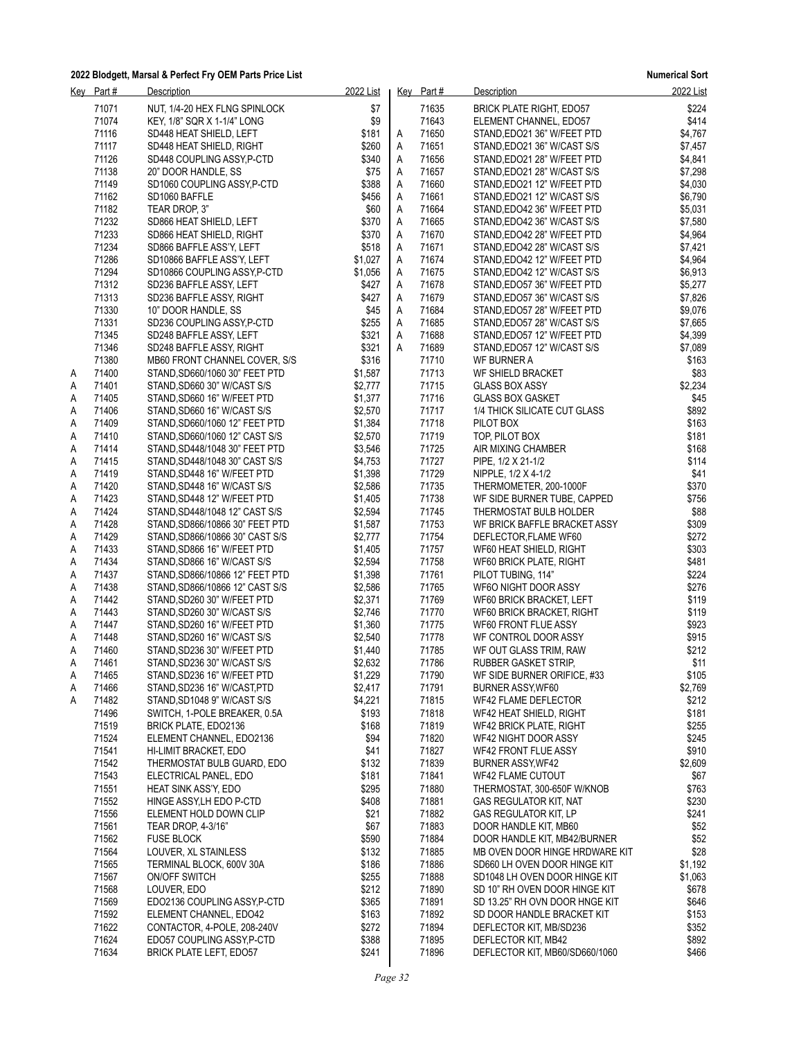| Key | Part # | Description | 2022 List |
|---|---|---|---|
| | 71071 | NUT, 1/4-20 HEX FLNG SPINLOCK | $7 |
| | 71074 | KEY, 1/8" SQR X 1-1/4" LONG | $9 |
| | 71116 | SD448 HEAT SHIELD, LEFT | $181 |
| | 71117 | SD448 HEAT SHIELD, RIGHT | $260 |
| | 71126 | SD448 COUPLING ASSY,P-CTD | $340 |
| | 71138 | 20" DOOR HANDLE, SS | $75 |
| | 71149 | SD1060 COUPLING ASSY,P-CTD | $388 |
| | 71162 | SD1060 BAFFLE | $456 |
| | 71182 | TEAR DROP, 3" | $60 |
| | 71232 | SD866 HEAT SHIELD, LEFT | $370 |
| | 71233 | SD866 HEAT SHIELD, RIGHT | $370 |
| | 71234 | SD866 BAFFLE ASS'Y, LEFT | $518 |
| | 71286 | SD10866 BAFFLE ASS'Y, LEFT | $1,027 |
| | 71294 | SD10866 COUPLING ASSY,P-CTD | $1,056 |
| | 71312 | SD236 BAFFLE ASSY, LEFT | $427 |
| | 71313 | SD236 BAFFLE ASSY, RIGHT | $427 |
| | 71330 | 10" DOOR HANDLE, SS | $45 |
| | 71331 | SD236 COUPLING ASSY,P-CTD | $255 |
| | 71345 | SD248 BAFFLE ASSY, LEFT | $321 |
| | 71346 | SD248 BAFFLE ASSY, RIGHT | $321 |
| | 71380 | MB60 FRONT CHANNEL COVER, S/S | $316 |
| A | 71400 | STAND,SD660/1060 30" FEET PTD | $1,587 |
| A | 71401 | STAND,SD660 30" W/CAST S/S | $2,777 |
| A | 71405 | STAND,SD660 16" W/FEET PTD | $1,377 |
| A | 71406 | STAND,SD660 16" W/CAST S/S | $2,570 |
| A | 71409 | STAND,SD660/1060 12" FEET PTD | $1,384 |
| A | 71410 | STAND,SD660/1060 12" CAST S/S | $2,570 |
| A | 71414 | STAND,SD448/1048 30" FEET PTD | $3,546 |
| A | 71415 | STAND,SD448/1048 30" CAST S/S | $4,753 |
| A | 71419 | STAND,SD448 16" W/FEET PTD | $1,398 |
| A | 71420 | STAND,SD448 16" W/CAST S/S | $2,586 |
| A | 71423 | STAND,SD448 12" W/FEET PTD | $1,405 |
| A | 71424 | STAND,SD448/1048 12" CAST S/S | $2,594 |
| A | 71428 | STAND,SD866/10866 30" FEET PTD | $1,587 |
| A | 71429 | STAND,SD866/10866 30" CAST S/S | $2,777 |
| A | 71433 | STAND,SD866 16" W/FEET PTD | $1,405 |
| A | 71434 | STAND,SD866 16" W/CAST S/S | $2,594 |
| A | 71437 | STAND,SD866/10866 12" FEET PTD | $1,398 |
| A | 71438 | STAND,SD866/10866 12" CAST S/S | $2,586 |
| A | 71442 | STAND,SD260 30" W/FEET PTD | $2,371 |
| A | 71443 | STAND,SD260 30" W/CAST S/S | $2,746 |
| A | 71447 | STAND,SD260 16" W/FEET PTD | $1,360 |
| A | 71448 | STAND,SD260 16" W/CAST S/S | $2,540 |
| A | 71460 | STAND,SD236 30" W/FEET PTD | $1,440 |
| A | 71461 | STAND,SD236 30" W/CAST S/S | $2,632 |
| A | 71465 | STAND,SD236 16" W/FEET PTD | $1,229 |
| A | 71466 | STAND,SD236 16" W/CAST,PTD | $2,417 |
| A | 71482 | STAND,SD1048 9" W/CAST S/S | $4,221 |
| | 71496 | SWITCH, 1-POLE BREAKER, 0.5A | $193 |
| | 71519 | BRICK PLATE, EDO2136 | $168 |
| | 71524 | ELEMENT CHANNEL, EDO2136 | $94 |
| | 71541 | HI-LIMIT BRACKET, EDO | $41 |
| | 71542 | THERMOSTAT BULB GUARD, EDO | $132 |
| | 71543 | ELECTRICAL PANEL, EDO | $181 |
| | 71551 | HEAT SINK ASS'Y, EDO | $295 |
| | 71552 | HINGE ASSY,LH EDO P-CTD | $408 |
| | 71556 | ELEMENT HOLD DOWN CLIP | $21 |
| | 71561 | TEAR DROP, 4-3/16" | $67 |
| | 71562 | FUSE BLOCK | $590 |
| | 71564 | LOUVER, XL STAINLESS | $132 |
| | 71565 | TERMINAL BLOCK, 600V 30A | $186 |
| | 71567 | ON/OFF SWITCH | $255 |
| | 71568 | LOUVER, EDO | $212 |
| | 71569 | EDO2136 COUPLING ASSY,P-CTD | $365 |
| | 71592 | ELEMENT CHANNEL, EDO42 | $163 |
| | 71622 | CONTACTOR, 4-POLE, 208-240V | $272 |
| | 71624 | EDO57 COUPLING ASSY,P-CTD | $388 |
| | 71634 | BRICK PLATE LEFT, EDO57 | $241 |
| | 71635 | BRICK PLATE RIGHT, EDO57 | $224 |
| | 71643 | ELEMENT CHANNEL, EDO57 | $414 |
| A | 71650 | STAND,EDO21 36" W/FEET PTD | $4,767 |
| A | 71651 | STAND,EDO21 36" W/CAST S/S | $7,457 |
| A | 71656 | STAND,EDO21 28" W/FEET PTD | $4,841 |
| A | 71657 | STAND,EDO21 28" W/CAST S/S | $7,298 |
| A | 71660 | STAND,EDO21 12" W/FEET PTD | $4,030 |
| A | 71661 | STAND,EDO21 12" W/CAST S/S | $6,790 |
| A | 71664 | STAND,EDO42 36" W/FEET PTD | $5,031 |
| A | 71665 | STAND,EDO42 36" W/CAST S/S | $7,580 |
| A | 71670 | STAND,EDO42 28" W/FEET PTD | $4,964 |
| A | 71671 | STAND,EDO42 28" W/CAST S/S | $7,421 |
| A | 71674 | STAND,EDO42 12" W/FEET PTD | $4,964 |
| A | 71675 | STAND,EDO42 12" W/CAST S/S | $6,913 |
| A | 71678 | STAND,EDO57 36" W/FEET PTD | $5,277 |
| A | 71679 | STAND,EDO57 36" W/CAST S/S | $7,826 |
| A | 71684 | STAND,EDO57 28" W/FEET PTD | $9,076 |
| A | 71685 | STAND,EDO57 28" W/CAST S/S | $7,665 |
| A | 71688 | STAND,EDO57 12" W/FEET PTD | $4,399 |
| A | 71689 | STAND,EDO57 12" W/CAST S/S | $7,089 |
| | 71710 | WF BURNER A | $163 |
| | 71713 | WF SHIELD BRACKET | $83 |
| | 71715 | GLASS BOX ASSY | $2,234 |
| | 71716 | GLASS BOX GASKET | $45 |
| | 71717 | 1/4 THICK SILICATE CUT GLASS | $892 |
| | 71718 | PILOT BOX | $163 |
| | 71719 | TOP, PILOT BOX | $181 |
| | 71725 | AIR MIXING CHAMBER | $168 |
| | 71727 | PIPE, 1/2 X 21-1/2 | $114 |
| | 71729 | NIPPLE, 1/2 X 4-1/2 | $41 |
| | 71735 | THERMOMETER, 200-1000F | $370 |
| | 71738 | WF SIDE BURNER TUBE, CAPPED | $756 |
| | 71745 | THERMOSTAT BULB HOLDER | $88 |
| | 71753 | WF BRICK BAFFLE BRACKET ASSY | $309 |
| | 71754 | DEFLECTOR,FLAME WF60 | $272 |
| | 71757 | WF60 HEAT SHIELD, RIGHT | $303 |
| | 71758 | WF60 BRICK PLATE, RIGHT | $481 |
| | 71761 | PILOT TUBING, 114" | $224 |
| | 71765 | WF60 NIGHT DOOR ASSY | $276 |
| | 71769 | WF60 BRICK BRACKET, LEFT | $119 |
| | 71770 | WF60 BRICK BRACKET, RIGHT | $119 |
| | 71775 | WF60 FRONT FLUE ASSY | $923 |
| | 71778 | WF CONTROL DOOR ASSY | $915 |
| | 71785 | WF OUT GLASS TRIM, RAW | $212 |
| | 71786 | RUBBER GASKET STRIP, | $11 |
| | 71790 | WF SIDE BURNER ORIFICE, #33 | $105 |
| | 71791 | BURNER ASSY,WF60 | $2,769 |
| | 71815 | WF42 FLAME DEFLECTOR | $212 |
| | 71818 | WF42 HEAT SHIELD, RIGHT | $181 |
| | 71819 | WF42 BRICK PLATE, RIGHT | $255 |
| | 71820 | WF42 NIGHT DOOR ASSY | $245 |
| | 71827 | WF42 FRONT FLUE ASSY | $910 |
| | 71839 | BURNER ASSY,WF42 | $2,609 |
| | 71841 | WF42 FLAME CUTOUT | $67 |
| | 71880 | THERMOSTAT, 300-650F W/KNOB | $763 |
| | 71881 | GAS REGULATOR KIT, NAT | $230 |
| | 71882 | GAS REGULATOR KIT, LP | $241 |
| | 71883 | DOOR HANDLE KIT, MB60 | $52 |
| | 71884 | DOOR HANDLE KIT, MB42/BURNER | $52 |
| | 71885 | MB OVEN DOOR HINGE HRDWARE KIT | $28 |
| | 71886 | SD660 LH OVEN DOOR HINGE KIT | $1,192 |
| | 71888 | SD1048 LH OVEN DOOR HINGE KIT | $1,063 |
| | 71890 | SD 10" RH OVEN DOOR HINGE KIT | $678 |
| | 71891 | SD 13.25" RH OVN DOOR HNGE KIT | $646 |
| | 71892 | SD DOOR HANDLE BRACKET KIT | $153 |
| | 71894 | DEFLECTOR KIT, MB/SD236 | $352 |
| | 71895 | DEFLECTOR KIT, MB42 | $892 |
| | 71896 | DEFLECTOR KIT, MB60/SD660/1060 | $466 |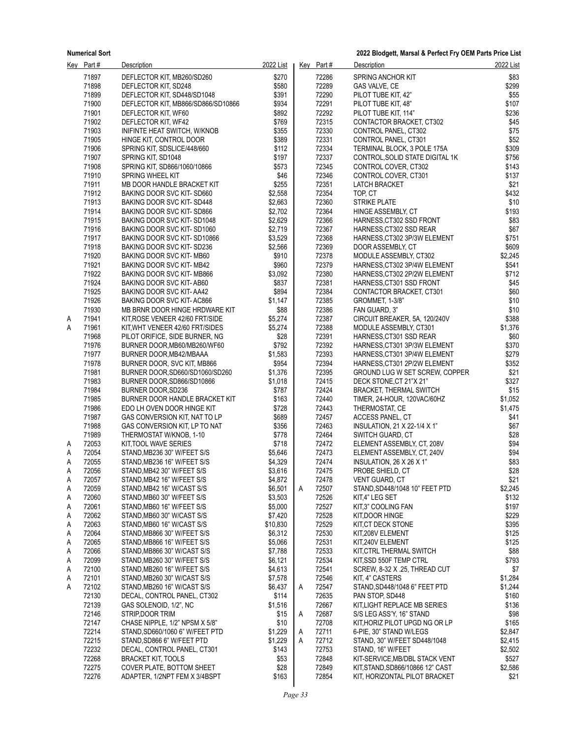| Key | Part # | Description | 2022 List |
|---|---|---|---|
| | 71897 | DEFLECTOR KIT, MB260/SD260 | $270 |
| | 71898 | DEFLECTOR KIT, SD248 | $580 |
| | 71899 | DEFLECTOR KIT, SD448/SD1048 | $391 |
| | 71900 | DEFLECTOR KIT, MB866/SD866/SD10866 | $934 |
| | 71901 | DEFLECTOR KIT, WF60 | $892 |
| | 71902 | DEFLECTOR KIT, WF42 | $769 |
| | 71903 | INIFINTE HEAT SWITCH, W/KNOB | $355 |
| | 71905 | HINGE KIT, CONTROL DOOR | $389 |
| | 71906 | SPRING KIT, SDSLICE/448/660 | $112 |
| | 71907 | SPRING KIT, SD1048 | $197 |
| | 71908 | SPRING KIT, SD866/1060/10866 | $573 |
| | 71910 | SPRING WHEEL KIT | $46 |
| | 71911 | MB DOOR HANDLE BRACKET KIT | $255 |
| | 71912 | BAKING DOOR SVC KIT- SD660 | $2,558 |
| | 71913 | BAKING DOOR SVC KIT- SD448 | $2,663 |
| | 71914 | BAKING DOOR SVC KIT- SD866 | $2,702 |
| | 71915 | BAKING DOOR SVC KIT- SD1048 | $2,629 |
| | 71916 | BAKING DOOR SVC KIT- SD1060 | $2,719 |
| | 71917 | BAKING DOOR SVC KIT- SD10866 | $3,529 |
| | 71918 | BAKING DOOR SVC KIT- SD236 | $2,566 |
| | 71920 | BAKING DOOR SVC KIT- MB60 | $910 |
| | 71921 | BAKING DOOR SVC KIT- MB42 | $960 |
| | 71922 | BAKING DOOR SVC KIT- MB866 | $3,092 |
| | 71924 | BAKING DOOR SVC KIT- AB60 | $837 |
| | 71925 | BAKING DOOR SVC KIT- AA42 | $894 |
| | 71926 | BAKING DOOR SVC KIT- AC866 | $1,147 |
| | 71930 | MB BRNR DOOR HINGE HRDWARE KIT | $88 |
| A | 71941 | KIT,ROSE VENEER 42/60 FRT/SIDE | $5,274 |
| A | 71961 | KIT,WHT VENEER 42/60 FRT/SIDES | $5,274 |
| | 71968 | PILOT ORIFICE, SIDE BURNER, NG | $28 |
| | 71976 | BURNER DOOR,MB60/MB260/WF60 | $792 |
| | 71977 | BURNER DOOR,MB42/MBAAA | $1,583 |
| | 71978 | BURNER DOOR, SVC KIT, MB866 | $954 |
| | 71981 | BURNER DOOR,SD660/SD1060/SD260 | $1,376 |
| | 71983 | BURNER DOOR,SD866/SD10866 | $1,018 |
| | 71984 | BURNER DOOR,SD236 | $787 |
| | 71985 | BURNER DOOR HANDLE BRACKET KIT | $163 |
| | 71986 | EDO LH OVEN DOOR HINGE KIT | $728 |
| | 71987 | GAS CONVERSION KIT, NAT TO LP | $689 |
| | 71988 | GAS CONVERSION KIT, LP TO NAT | $356 |
| | 71989 | THERMOSTAT W/KNOB, 1-10 | $778 |
| A | 72053 | KIT,TOOL WAVE SERIES | $718 |
| A | 72054 | STAND,MB236 30" W/FEET S/S | $5,646 |
| A | 72055 | STAND,MB236 16" W/FEET S/S | $4,329 |
| A | 72056 | STAND,MB42 30" W/FEET S/S | $3,616 |
| A | 72057 | STAND,MB42 16" W/FEET S/S | $4,872 |
| A | 72059 | STAND,MB42 16" W/CAST S/S | $6,501 |
| A | 72060 | STAND,MB60 30" W/FEET S/S | $3,503 |
| A | 72061 | STAND,MB60 16" W/FEET S/S | $5,000 |
| A | 72062 | STAND,MB60 30" W/CAST S/S | $7,420 |
| A | 72063 | STAND,MB60 16" W/CAST S/S | $10,830 |
| A | 72064 | STAND,MB866 30" W/FEET S/S | $6,312 |
| A | 72065 | STAND,MB866 16" W/FEET S/S | $5,066 |
| A | 72066 | STAND,MB866 30" W/CAST S/S | $7,788 |
| A | 72099 | STAND,MB260 30" W/FEET S/S | $6,121 |
| A | 72100 | STAND,MB260 16" W/FEET S/S | $4,613 |
| A | 72101 | STAND,MB260 30" W/CAST S/S | $7,578 |
| A | 72102 | STAND,MB260 16" W/CAST S/S | $6,437 |
| | 72130 | DECAL, CONTROL PANEL, CT302 | $114 |
| | 72139 | GAS SOLENOID, 1/2", NC | $1,516 |
| | 72146 | STRIP,DOOR TRIM | $15 |
| | 72147 | CHASE NIPPLE, 1/2" NPSM X 5/8" | $10 |
| | 72214 | STAND,SD660/1060 6" W/FEET PTD | $1,229 |
| | 72215 | STAND,SD866 6" W/FEET PTD | $1,229 |
| | 72232 | DECAL, CONTROL PANEL, CT301 | $143 |
| | 72268 | BRACKET KIT, TOOLS | $53 |
| | 72275 | COVER PLATE, BOTTOM SHEET | $28 |
| | 72276 | ADAPTER, 1/2NPT FEM X 3/4BSPT | $163 |
| | 72286 | SPRING ANCHOR KIT | $83 |
| | 72289 | GAS VALVE, CE | $299 |
| | 72290 | PILOT TUBE KIT, 42" | $55 |
| | 72291 | PILOT TUBE KIT, 48" | $107 |
| | 72292 | PILOT TUBE KIT, 114" | $236 |
| | 72315 | CONTACTOR BRACKET, CT302 | $45 |
| | 72330 | CONTROL PANEL, CT302 | $75 |
| | 72331 | CONTROL PANEL, CT301 | $52 |
| | 72334 | TERMINAL BLOCK, 3 POLE 175A | $309 |
| | 72337 | CONTROL,SOLID STATE DIGITAL 1K | $756 |
| | 72345 | CONTROL COVER, CT302 | $143 |
| | 72346 | CONTROL COVER, CT301 | $137 |
| | 72351 | LATCH BRACKET | $21 |
| | 72354 | TOP, CT | $432 |
| | 72360 | STRIKE PLATE | $10 |
| | 72364 | HINGE ASSEMBLY, CT | $193 |
| | 72366 | HARNESS,CT302 SSD FRONT | $83 |
| | 72367 | HARNESS,CT302 SSD REAR | $67 |
| | 72368 | HARNESS,CT302 3P/3W ELEMENT | $751 |
| | 72369 | DOOR ASSEMBLY, CT | $609 |
| | 72378 | MODULE ASSEMBLY, CT302 | $2,245 |
| | 72379 | HARNESS,CT302 3P/4W ELEMENT | $541 |
| | 72380 | HARNESS,CT302 2P/2W ELEMENT | $712 |
| | 72381 | HARNESS,CT301 SSD FRONT | $45 |
| | 72384 | CONTACTOR BRACKET, CT301 | $60 |
| | 72385 | GROMMET, 1-3/8" | $10 |
| | 72386 | FAN GUARD, 3" | $10 |
| | 72387 | CIRCUIT BREAKER, 5A, 120/240V | $388 |
| | 72388 | MODULE ASSEMBLY, CT301 | $1,376 |
| | 72391 | HARNESS,CT301 SSD REAR | $60 |
| | 72392 | HARNESS,CT301 3P/3W ELEMENT | $370 |
| | 72393 | HARNESS,CT301 3P/4W ELEMENT | $279 |
| | 72394 | HARNESS,CT301 2P/2W ELEMENT | $352 |
| | 72395 | GROUND LUG W SET SCREW, COPPER | $21 |
| | 72415 | DECK STONE,CT 21"X 21" | $327 |
| | 72424 | BRACKET, THERMAL SWITCH | $15 |
| | 72440 | TIMER, 24-HOUR, 120VAC/60HZ | $1,052 |
| | 72443 | THERMOSTAT, CE | $1,475 |
| | 72457 | ACCESS PANEL, CT | $41 |
| | 72463 | INSULATION, 21 X 22-1/4 X 1" | $67 |
| | 72464 | SWITCH GUARD, CT | $28 |
| | 72472 | ELEMENT ASSEMBLY, CT, 208V | $94 |
| | 72473 | ELEMENT ASSEMBLY, CT, 240V | $94 |
| | 72474 | INSULATION, 26 X 26 X 1" | $83 |
| | 72475 | PROBE SHIELD, CT | $28 |
| | 72478 | VENT GUARD, CT | $21 |
| A | 72507 | STAND,SD448/1048 10" FEET PTD | $2,245 |
| | 72526 | KIT,4" LEG SET | $132 |
| | 72527 | KIT,3" COOLING FAN | $197 |
| | 72528 | KIT,DOOR HINGE | $229 |
| | 72529 | KIT,CT DECK STONE | $395 |
| | 72530 | KIT,208V ELEMENT | $125 |
| | 72531 | KIT,240V ELEMENT | $125 |
| | 72533 | KIT,CTRL THERMAL SWITCH | $88 |
| | 72534 | KIT,SSD 550F TEMP CTRL | $793 |
| | 72541 | SCREW, 8-32 X .25, THREAD CUT | $7 |
| | 72546 | KIT, 4" CASTERS | $1,284 |
| A | 72547 | STAND,SD448/1048 6" FEET PTD | $1,244 |
| | 72635 | PAN STOP, SD448 | $160 |
| | 72667 | KIT,LIGHT REPLACE MB SERIES | $136 |
| A | 72687 | S/S LEG ASS'Y, 16" STAND | $98 |
| | 72708 | KIT,HORIZ PILOT UPGD NG OR LP | $165 |
| A | 72711 | 6-PIE, 30" STAND W/LEGS | $2,847 |
| A | 72712 | STAND, 30" W/FEET SD448/1048 | $2,415 |
| | 72753 | STAND, 16" W/FEET | $2,502 |
| | 72848 | KIT-SERVICE,MB/DBL STACK VENT | $527 |
| | 72849 | KIT,STAND,SD866/10866 12" CAST | $2,586 |
| | 72854 | KIT, HORIZONTAL PILOT BRACKET | $21 |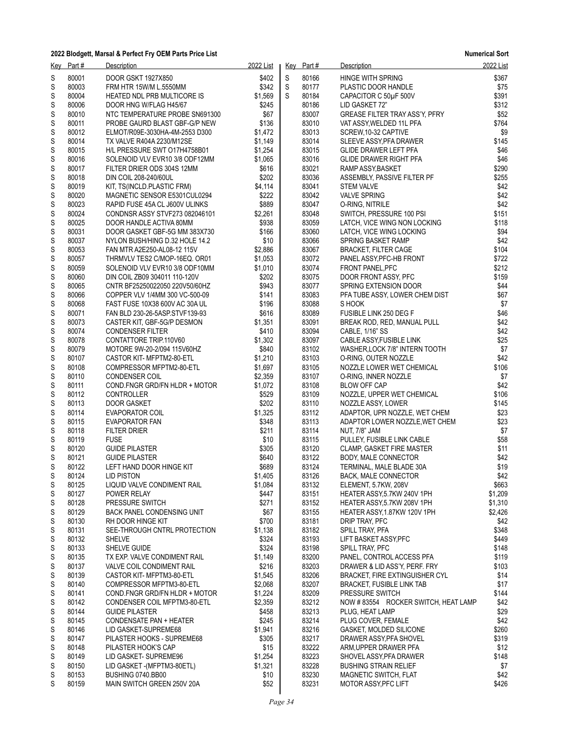**2022 Blodgett, Marsal & Perfect Fry OEM Parts Price List** — **Numerical Sort**

| Key | Part # | Description | 2022 List |
|---|---|---|---|
| S | 80001 | DOOR GSKT 1927X850 | $402 |
| S | 80003 | FRM HTR 15W/M L.5550MM | $342 |
| S | 80004 | HEATED NDL PRB MULTICORE IS | $1,569 |
| S | 80006 | DOOR HNG W/FLAG H45/67 | $245 |
| S | 80010 | NTC TEMPERATURE PROBE SN691300 | $67 |
| S | 80011 | PROBE GAURD BLAST GBF-G/P NEW | $136 |
| S | 80012 | ELMOT/R09E-3030HA-4M-2553 D300 | $1,472 |
| S | 80014 | TX VALVE R404A 2230/M12SE | $1,149 |
| S | 80015 | H/L PRESSURE SWT O17H4758B01 | $1,254 |
| S | 80016 | SOLENOID VLV EVR10 3/8 ODF12MM | $1,065 |
| S | 80017 | FILTER DRIER ODS 304S 12MM | $616 |
| S | 80018 | DIN COIL 208-240/60UL | $202 |
| S | 80019 | KIT, TS(INCLD.PLASTIC FRM) | $4,114 |
| S | 80020 | MAGNETIC SENSOR E5301CUL0294 | $222 |
| S | 80023 | RAPID FUSE 45A CL J600V ULINKS | $889 |
| S | 80024 | CONDNSR ASSY STVF273 082046101 | $2,261 |
| S | 80025 | DOOR HANDLE ACTIVA 80MM | $938 |
| S | 80031 | DOOR GASKET GBF-5G MM 383X730 | $166 |
| S | 80037 | NYLON BUSH/HING D.32 HOLE 14.2 | $10 |
| S | 80053 | FAN MTR A2E250-AL08-12 115V | $2,886 |
| S | 80057 | THRMVLV TES2 C/MOP-16EQ. OR01 | $1,053 |
| S | 80059 | SOLENOID VLV EVR10 3/8 ODF10MM | $1,010 |
| S | 80060 | DIN COIL ZB09 304011 110-120V | $202 |
| S | 80065 | CNTR BF25250022050 220V50/60HZ | $943 |
| S | 80066 | COPPER VLV 1/4MM 300 VC-500-09 | $141 |
| S | 80068 | FAST FUSE 10X38 600V AC 30A UL | $196 |
| S | 80071 | FAN BLD 230-26-5ASP.STVF139-93 | $616 |
| S | 80073 | CASTER KIT, GBF-5G/P DESMON | $1,351 |
| S | 80074 | CONDENSER FILTER | $410 |
| S | 80078 | CONTATTORE TRIP.110V60 | $1,302 |
| S | 80079 | MOTORE 9W-20-2/094 115V60HZ | $840 |
| S | 80107 | CASTOR KIT- MFPTM2-80-ETL | $1,210 |
| S | 80108 | COMPRESSOR MFPTM2-80-ETL | $1,697 |
| S | 80110 | CONDENSER COIL | $2,359 |
| S | 80111 | COND.FNGR GRD/FN HLDR + MOTOR | $1,072 |
| S | 80112 | CONTROLLER | $529 |
| S | 80113 | DOOR GASKET | $202 |
| S | 80114 | EVAPORATOR COIL | $1,325 |
| S | 80115 | EVAPORATOR FAN | $348 |
| S | 80118 | FILTER DRIER | $211 |
| S | 80119 | FUSE | $10 |
| S | 80120 | GUIDE PILASTER | $305 |
| S | 80121 | GUIDE PILASTER | $640 |
| S | 80122 | LEFT HAND DOOR HINGE KIT | $689 |
| S | 80124 | LID PISTON | $1,405 |
| S | 80125 | LIQUID VALVE CONDIMENT RAIL | $1,084 |
| S | 80127 | POWER RELAY | $447 |
| S | 80128 | PRESSURE SWITCH | $271 |
| S | 80129 | BACK PANEL CONDENSING UNIT | $67 |
| S | 80130 | RH DOOR HINGE KIT | $700 |
| S | 80131 | SEE-THROUGH CNTRL PROTECTION | $1,138 |
| S | 80132 | SHELVE | $324 |
| S | 80133 | SHELVE GUIDE | $324 |
| S | 80135 | TX EXP. VALVE CONDIMENT RAIL | $1,149 |
| S | 80137 | VALVE COIL CONDIMENT RAIL | $216 |
| S | 80139 | CASTOR KIT- MFPTM3-80-ETL | $1,545 |
| S | 80140 | COMPRESSOR MFPTM3-80-ETL | $2,068 |
| S | 80141 | COND.FNGR GRD/FN HLDR + MOTOR | $1,224 |
| S | 80142 | CONDENSER COIL MFPTM3-80-ETL | $2,359 |
| S | 80144 | GUIDE PILASTER | $458 |
| S | 80145 | CONDENSATE PAN + HEATER | $245 |
| S | 80146 | LID GASKET-SUPREME68 | $1,941 |
| S | 80147 | PILASTER HOOKS - SUPREME68 | $305 |
| S | 80148 | PILASTER HOOK'S CAP | $15 |
| S | 80149 | LID GASKET- SUPREME96 | $1,254 |
| S | 80150 | LID GASKET -(MFPTM3-80ETL) | $1,321 |
| S | 80153 | BUSHING 0740.BB00 | $10 |
| S | 80159 | MAIN SWITCH GREEN 250V 20A | $52 |
| S | 80166 | HINGE WITH SPRING | $367 |
| S | 80177 | PLASTIC DOOR HANDLE | $75 |
| S | 80184 | CAPACITOR C 50μF 500V | $391 |
| | 80186 | LID GASKET 72" | $312 |
| | 83007 | GREASE FILTER TRAY ASS'Y, PFRY | $52 |
| | 83010 | VAT ASSY,WELDED 11L PFA | $764 |
| | 83013 | SCREW,10-32 CAPTIVE | $9 |
| | 83014 | SLEEVE ASSY,PFA DRAWER | $145 |
| | 83015 | GLIDE DRAWER LEFT PFA | $46 |
| | 83016 | GLIDE DRAWER RIGHT PFA | $46 |
| | 83021 | RAMP ASSY,BASKET | $290 |
| | 83036 | ASSEMBLY, PASSIVE FILTER PF | $255 |
| | 83041 | STEM VALVE | $42 |
| | 83042 | VALVE SPRING | $42 |
| | 83047 | O-RING, NITRILE | $42 |
| | 83048 | SWITCH, PRESSURE 100 PSI | $151 |
| | 83059 | LATCH, VICE WING NON LOCKING | $118 |
| | 83060 | LATCH, VICE WING LOCKING | $94 |
| | 83066 | SPRING BASKET RAMP | $42 |
| | 83067 | BRACKET, FILTER CAGE | $104 |
| | 83072 | PANEL ASSY,PFC-HB FRONT | $722 |
| | 83074 | FRONT PANEL,PFC | $212 |
| | 83075 | DOOR FRONT ASSY, PFC | $159 |
| | 83077 | SPRING EXTENSION DOOR | $44 |
| | 83083 | PFA TUBE ASSY, LOWER CHEM DIST | $67 |
| | 83088 | S HOOK | $7 |
| | 83089 | FUSIBLE LINK 250 DEG F | $46 |
| | 83091 | BREAK ROD, RED, MANUAL PULL | $42 |
| | 83094 | CABLE, 1/16" SS | $42 |
| | 83097 | CABLE ASSY,FUSIBLE LINK | $25 |
| | 83102 | WASHER,LOCK 7/8" INTERN TOOTH | $7 |
| | 83103 | O-RING, OUTER NOZZLE | $42 |
| | 83105 | NOZZLE LOWER WET CHEMICAL | $106 |
| | 83107 | O-RING, INNER NOZZLE | $7 |
| | 83108 | BLOW OFF CAP | $42 |
| | 83109 | NOZZLE, UPPER WET CHEMICAL | $106 |
| | 83110 | NOZZLE ASSY, LOWER | $145 |
| | 83112 | ADAPTOR, UPR NOZZLE, WET CHEM | $23 |
| | 83113 | ADAPTOR LOWER NOZZLE,WET CHEM | $23 |
| | 83114 | NUT, 7/8" JAM | $7 |
| | 83115 | PULLEY, FUSIBLE LINK CABLE | $58 |
| | 83120 | CLAMP, GASKET FIRE MASTER | $11 |
| | 83122 | BODY, MALE CONNECTOR | $42 |
| | 83124 | TERMINAL, MALE BLADE 30A | $19 |
| | 83126 | BACK, MALE CONNECTOR | $42 |
| | 83132 | ELEMENT, 5.7KW, 208V | $663 |
| | 83151 | HEATER ASSY,5.7KW 240V 1PH | $1,209 |
| | 83152 | HEATER ASSY,5.7KW 208V 1PH | $1,310 |
| | 83155 | HEATER ASSY,1.87KW 120V 1PH | $2,426 |
| | 83181 | DRIP TRAY, PFC | $42 |
| | 83182 | SPILL TRAY, PFA | $348 |
| | 83193 | LIFT BASKET ASSY,PFC | $449 |
| | 83198 | SPILL TRAY, PFC | $148 |
| | 83200 | PANEL, CONTROL ACCESS PFA | $119 |
| | 83203 | DRAWER & LID ASS'Y, PERF. FRY | $103 |
| | 83206 | BRACKET, FIRE EXTINGUISHER CYL | $14 |
| | 83207 | BRACKET, FUSIBLE LINK TAB | $17 |
| | 83209 | PRESSURE SWITCH | $144 |
| | 83212 | NOW # 83554 ROCKER SWITCH, HEAT LAMP | $42 |
| | 83213 | PLUG, HEAT LAMP | $29 |
| | 83214 | PLUG COVER, FEMALE | $42 |
| | 83216 | GASKET, MOLDED SILICONE | $260 |
| | 83217 | DRAWER ASSY,PFA SHOVEL | $319 |
| | 83222 | ARM,UPPER DRAWER PFA | $12 |
| | 83223 | SHOVEL ASSY,PFA DRAWER | $148 |
| | 83228 | BUSHING STRAIN RELIEF | $7 |
| | 83230 | MAGNETIC SWITCH, FLAT | $42 |
| | 83231 | MOTOR ASSY,PFC LIFT | $426 |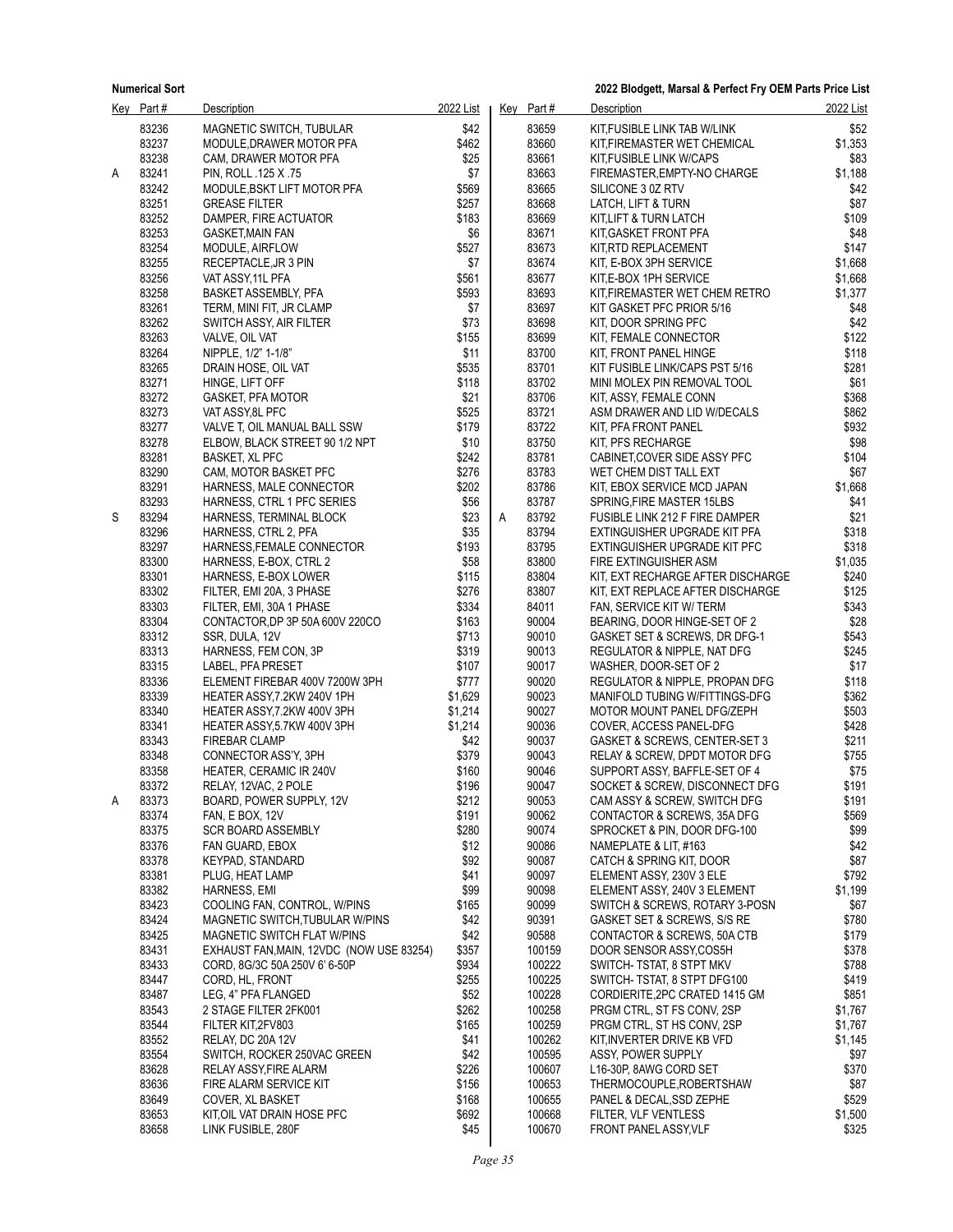**Numerical Sort**

**2022 Blodgett, Marsal & Perfect Fry OEM Parts Price List**

| Key | Part # | Description | 2022 List |
|---|---|---|---|
| | 83236 | MAGNETIC SWITCH, TUBULAR | $42 |
| | 83237 | MODULE,DRAWER MOTOR PFA | $462 |
| | 83238 | CAM, DRAWER MOTOR PFA | $25 |
| A | 83241 | PIN, ROLL .125 X .75 | $7 |
| | 83242 | MODULE,BSKT LIFT MOTOR PFA | $569 |
| | 83251 | GREASE FILTER | $257 |
| | 83252 | DAMPER, FIRE ACTUATOR | $183 |
| | 83253 | GASKET,MAIN FAN | $6 |
| | 83254 | MODULE, AIRFLOW | $527 |
| | 83255 | RECEPTACLE,JR 3 PIN | $7 |
| | 83256 | VAT ASSY,11L PFA | $561 |
| | 83258 | BASKET ASSEMBLY, PFA | $593 |
| | 83261 | TERM, MINI FIT, JR CLAMP | $7 |
| | 83262 | SWITCH ASSY, AIR FILTER | $73 |
| | 83263 | VALVE, OIL VAT | $155 |
| | 83264 | NIPPLE, 1/2" 1-1/8" | $11 |
| | 83265 | DRAIN HOSE, OIL VAT | $535 |
| | 83271 | HINGE, LIFT OFF | $118 |
| | 83272 | GASKET, PFA MOTOR | $21 |
| | 83273 | VAT ASSY,8L PFC | $525 |
| | 83277 | VALVE T, OIL MANUAL BALL SSW | $179 |
| | 83278 | ELBOW, BLACK STREET 90 1/2 NPT | $10 |
| | 83281 | BASKET, XL PFC | $242 |
| | 83290 | CAM, MOTOR BASKET PFC | $276 |
| | 83291 | HARNESS, MALE CONNECTOR | $202 |
| | 83293 | HARNESS, CTRL 1 PFC SERIES | $56 |
| S | 83294 | HARNESS, TERMINAL BLOCK | $23 |
| | 83296 | HARNESS, CTRL 2, PFA | $35 |
| | 83297 | HARNESS,FEMALE CONNECTOR | $193 |
| | 83300 | HARNESS, E-BOX, CTRL 2 | $58 |
| | 83301 | HARNESS, E-BOX LOWER | $115 |
| | 83302 | FILTER, EMI 20A, 3 PHASE | $276 |
| | 83303 | FILTER, EMI, 30A 1 PHASE | $334 |
| | 83304 | CONTACTOR,DP 3P 50A 600V 220CO | $163 |
| | 83312 | SSR, DULA, 12V | $713 |
| | 83313 | HARNESS, FEM CON, 3P | $319 |
| | 83315 | LABEL, PFA PRESET | $107 |
| | 83336 | ELEMENT FIREBAR 400V 7200W 3PH | $777 |
| | 83339 | HEATER ASSY,7.2KW 240V 1PH | $1,629 |
| | 83340 | HEATER ASSY,7.2KW 400V 3PH | $1,214 |
| | 83341 | HEATER ASSY,5.7KW 400V 3PH | $1,214 |
| | 83343 | FIREBAR CLAMP | $42 |
| | 83348 | CONNECTOR ASS'Y, 3PH | $379 |
| | 83358 | HEATER, CERAMIC IR 240V | $160 |
| | 83372 | RELAY, 12VAC, 2 POLE | $196 |
| A | 83373 | BOARD, POWER SUPPLY, 12V | $212 |
| | 83374 | FAN, E BOX, 12V | $191 |
| | 83375 | SCR BOARD ASSEMBLY | $280 |
| | 83376 | FAN GUARD, EBOX | $12 |
| | 83378 | KEYPAD, STANDARD | $92 |
| | 83381 | PLUG, HEAT LAMP | $41 |
| | 83382 | HARNESS, EMI | $99 |
| | 83423 | COOLING FAN, CONTROL, W/PINS | $165 |
| | 83424 | MAGNETIC SWITCH,TUBULAR W/PINS | $42 |
| | 83425 | MAGNETIC SWITCH FLAT W/PINS | $42 |
| | 83431 | EXHAUST FAN,MAIN, 12VDC (NOW USE 83254) | $357 |
| | 83433 | CORD, 8G/3C 50A 250V 6' 6-50P | $934 |
| | 83447 | CORD, HL, FRONT | $255 |
| | 83487 | LEG, 4" PFA FLANGED | $52 |
| | 83543 | 2 STAGE FILTER 2FK001 | $262 |
| | 83544 | FILTER KIT,2FV803 | $165 |
| | 83552 | RELAY, DC 20A 12V | $41 |
| | 83554 | SWITCH, ROCKER 250VAC GREEN | $42 |
| | 83628 | RELAY ASSY,FIRE ALARM | $226 |
| | 83636 | FIRE ALARM SERVICE KIT | $156 |
| | 83649 | COVER, XL BASKET | $168 |
| | 83653 | KIT,OIL VAT DRAIN HOSE PFC | $692 |
| | 83658 | LINK FUSIBLE, 280F | $45 |
| | 83659 | KIT,FUSIBLE LINK TAB W/LINK | $52 |
| | 83660 | KIT,FIREMASTER WET CHEMICAL | $1,353 |
| | 83661 | KIT,FUSIBLE LINK W/CAPS | $83 |
| | 83663 | FIREMASTER,EMPTY-NO CHARGE | $1,188 |
| | 83665 | SILICONE 3 0Z RTV | $42 |
| | 83668 | LATCH, LIFT & TURN | $87 |
| | 83669 | KIT,LIFT & TURN LATCH | $109 |
| | 83671 | KIT,GASKET FRONT PFA | $48 |
| | 83673 | KIT,RTD REPLACEMENT | $147 |
| | 83674 | KIT, E-BOX 3PH SERVICE | $1,668 |
| | 83677 | KIT,E-BOX 1PH SERVICE | $1,668 |
| | 83693 | KIT,FIREMASTER WET CHEM RETRO | $1,377 |
| | 83697 | KIT GASKET PFC PRIOR 5/16 | $48 |
| | 83698 | KIT, DOOR SPRING PFC | $42 |
| | 83699 | KIT, FEMALE CONNECTOR | $122 |
| | 83700 | KIT, FRONT PANEL HINGE | $118 |
| | 83701 | KIT FUSIBLE LINK/CAPS PST 5/16 | $281 |
| | 83702 | MINI MOLEX PIN REMOVAL TOOL | $61 |
| | 83706 | KIT, ASSY, FEMALE CONN | $368 |
| | 83721 | ASM DRAWER AND LID W/DECALS | $862 |
| | 83722 | KIT, PFA FRONT PANEL | $932 |
| | 83750 | KIT, PFS RECHARGE | $98 |
| | 83781 | CABINET,COVER SIDE ASSY PFC | $104 |
| | 83783 | WET CHEM DIST TALL EXT | $67 |
| | 83786 | KIT, EBOX SERVICE MCD JAPAN | $1,668 |
| | 83787 | SPRING,FIRE MASTER 15LBS | $41 |
| A | 83792 | FUSIBLE LINK 212 F FIRE DAMPER | $21 |
| | 83794 | EXTINGUISHER UPGRADE KIT PFA | $318 |
| | 83795 | EXTINGUISHER UPGRADE KIT PFC | $318 |
| | 83800 | FIRE EXTINGUISHER ASM | $1,035 |
| | 83804 | KIT, EXT RECHARGE AFTER DISCHARGE | $240 |
| | 83807 | KIT, EXT REPLACE AFTER DISCHARGE | $125 |
| | 84011 | FAN, SERVICE KIT W/ TERM | $343 |
| | 90004 | BEARING, DOOR HINGE-SET OF 2 | $28 |
| | 90010 | GASKET SET & SCREWS, DR DFG-1 | $543 |
| | 90013 | REGULATOR & NIPPLE, NAT DFG | $245 |
| | 90017 | WASHER, DOOR-SET OF 2 | $17 |
| | 90020 | REGULATOR & NIPPLE, PROPAN DFG | $118 |
| | 90023 | MANIFOLD TUBING W/FITTINGS-DFG | $362 |
| | 90027 | MOTOR MOUNT PANEL DFG/ZEPH | $503 |
| | 90036 | COVER, ACCESS PANEL-DFG | $428 |
| | 90037 | GASKET & SCREWS, CENTER-SET 3 | $211 |
| | 90043 | RELAY & SCREW, DPDT MOTOR DFG | $755 |
| | 90046 | SUPPORT ASSY, BAFFLE-SET OF 4 | $75 |
| | 90047 | SOCKET & SCREW, DISCONNECT DFG | $191 |
| | 90053 | CAM ASSY & SCREW, SWITCH DFG | $191 |
| | 90062 | CONTACTOR & SCREWS, 35A DFG | $569 |
| | 90074 | SPROCKET & PIN, DOOR DFG-100 | $99 |
| | 90086 | NAMEPLATE & LIT, #163 | $42 |
| | 90087 | CATCH & SPRING KIT, DOOR | $87 |
| | 90097 | ELEMENT ASSY, 230V 3 ELE | $792 |
| | 90098 | ELEMENT ASSY, 240V 3 ELEMENT | $1,199 |
| | 90099 | SWITCH & SCREWS, ROTARY 3-POSN | $67 |
| | 90391 | GASKET SET & SCREWS, S/S RE | $780 |
| | 90588 | CONTACTOR & SCREWS, 50A CTB | $179 |
| | 100159 | DOOR SENSOR ASSY,COS5H | $378 |
| | 100222 | SWITCH- TSTAT, 8 STPT MKV | $788 |
| | 100225 | SWITCH- TSTAT, 8 STPT DFG100 | $419 |
| | 100228 | CORDIERITE,2PC CRATED 1415 GM | $851 |
| | 100258 | PRGM CTRL, ST FS CONV, 2SP | $1,767 |
| | 100259 | PRGM CTRL, ST HS CONV, 2SP | $1,767 |
| | 100262 | KIT,INVERTER DRIVE KB VFD | $1,145 |
| | 100595 | ASSY, POWER SUPPLY | $97 |
| | 100607 | L16-30P, 8AWG CORD SET | $370 |
| | 100653 | THERMOCOUPLE,ROBERTSHAW | $87 |
| | 100655 | PANEL & DECAL,SSD ZEPHE | $529 |
| | 100668 | FILTER, VLF VENTLESS | $1,500 |
| | 100670 | FRONT PANEL ASSY,VLF | $325 |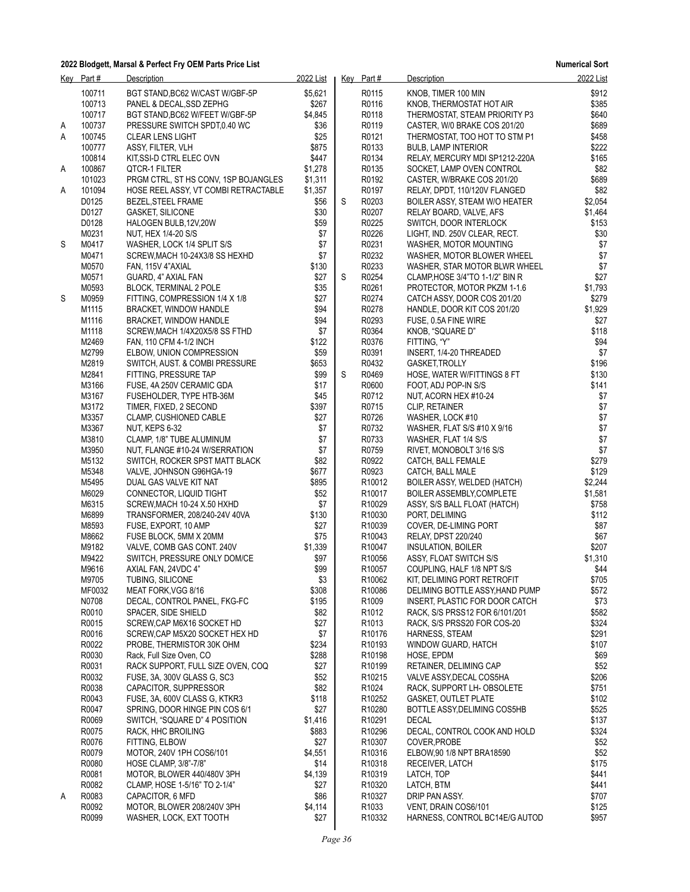**2022 Blodgett, Marsal & Perfect Fry OEM Parts Price List** — **Numerical Sort**

| Key | Part # | Description | 2022 List |
|---|---|---|---|
| | 100711 | BGT STAND,BC62 W/CAST W/GBF-5P | $5,621 |
| | 100713 | PANEL & DECAL,SSD ZEPHG | $267 |
| | 100717 | BGT STAND,BC62 W/FEET W/GBF-5P | $4,845 |
| A | 100737 | PRESSURE SWITCH SPDT,0.40 WC | $36 |
| A | 100745 | CLEAR LENS LIGHT | $25 |
| | 100777 | ASSY, FILTER, VLH | $875 |
| | 100814 | KIT,SSI-D CTRL ELEC OVN | $447 |
| A | 100867 | QTCR-1 FILTER | $1,278 |
| | 101023 | PRGM CTRL, ST HS CONV, 1SP BOJANGLES | $1,311 |
| A | 101094 | HOSE REEL ASSY, VT COMBI RETRACTABLE | $1,357 |
| | D0125 | BEZEL,STEEL FRAME | $56 |
| | D0127 | GASKET, SILICONE | $30 |
| | D0128 | HALOGEN BULB,12V,20W | $59 |
| | M0231 | NUT, HEX 1/4-20 S/S | $7 |
| S | M0417 | WASHER, LOCK 1/4 SPLIT S/S | $7 |
| | M0471 | SCREW,MACH 10-24X3/8 SS HEXHD | $7 |
| | M0570 | FAN, 115V 4"AXIAL | $130 |
| | M0571 | GUARD, 4" AXIAL FAN | $27 |
| | M0593 | BLOCK, TERMINAL 2 POLE | $35 |
| S | M0959 | FITTING, COMPRESSION 1/4 X 1/8 | $27 |
| | M1115 | BRACKET, WINDOW HANDLE | $94 |
| | M1116 | BRACKET, WINDOW HANDLE | $94 |
| | M1118 | SCREW,MACH 1/4X20X5/8 SS FTHD | $7 |
| | M2469 | FAN, 110 CFM 4-1/2 INCH | $122 |
| | M2799 | ELBOW, UNION COMPRESSION | $59 |
| | M2819 | SWITCH, AUST. & COMBI PRESSURE | $653 |
| | M2841 | FITTING, PRESSURE TAP | $99 |
| | M3166 | FUSE, 4A 250V CERAMIC GDA | $17 |
| | M3167 | FUSEHOLDER, TYPE HTB-36M | $45 |
| | M3172 | TIMER, FIXED, 2 SECOND | $397 |
| | M3357 | CLAMP, CUSHIONED CABLE | $27 |
| | M3367 | NUT, KEPS 6-32 | $7 |
| | M3810 | CLAMP, 1/8" TUBE ALUMINUM | $7 |
| | M3950 | NUT, FLANGE #10-24 W/SERRATION | $7 |
| | M5132 | SWITCH, ROCKER SPST MATT BLACK | $82 |
| | M5348 | VALVE, JOHNSON G96HGA-19 | $677 |
| | M5495 | DUAL GAS VALVE KIT NAT | $895 |
| | M6029 | CONNECTOR, LIQUID TIGHT | $52 |
| | M6315 | SCREW,MACH 10-24 X.50 HXHD | $7 |
| | M6899 | TRANSFORMER, 208/240-24V 40VA | $130 |
| | M8593 | FUSE, EXPORT, 10 AMP | $27 |
| | M8662 | FUSE BLOCK, 5MM X 20MM | $75 |
| | M9182 | VALVE, COMB GAS CONT. 240V | $1,339 |
| | M9422 | SWITCH, PRESSURE ONLY DOM/CE | $97 |
| | M9616 | AXIAL FAN, 24VDC 4" | $99 |
| | M9705 | TUBING, SILICONE | $3 |
| | MF0032 | MEAT FORK,VGG 8/16 | $308 |
| | N0708 | DECAL, CONTROL PANEL, FKG-FC | $195 |
| | R0010 | SPACER, SIDE SHIELD | $82 |
| | R0015 | SCREW,CAP M6X16 SOCKET HD | $27 |
| | R0016 | SCREW,CAP M5X20 SOCKET HEX HD | $7 |
| | R0022 | PROBE, THERMISTOR 30K OHM | $234 |
| | R0030 | Rack, Full Size Oven, CO | $288 |
| | R0031 | RACK SUPPORT, FULL SIZE OVEN, COQ | $27 |
| | R0032 | FUSE, 3A, 300V GLASS G, SC3 | $52 |
| | R0038 | CAPACITOR, SUPPRESSOR | $82 |
| | R0043 | FUSE, 3A, 600V CLASS G, KTKR3 | $118 |
| | R0047 | SPRING, DOOR HINGE PIN COS 6/1 | $27 |
| | R0069 | SWITCH, "SQUARE D" 4 POSITION | $1,416 |
| | R0075 | RACK, HHC BROILING | $883 |
| | R0076 | FITTING, ELBOW | $27 |
| | R0079 | MOTOR, 240V 1PH COS6/101 | $4,551 |
| | R0080 | HOSE CLAMP, 3/8"-7/8" | $14 |
| | R0081 | MOTOR, BLOWER 440/480V 3PH | $4,139 |
| | R0082 | CLAMP, HOSE 1-5/16" TO 2-1/4" | $27 |
| A | R0083 | CAPACITOR, 6 MFD | $86 |
| | R0092 | MOTOR, BLOWER 208/240V 3PH | $4,114 |
| | R0099 | WASHER, LOCK, EXT TOOTH | $27 |
| | R0115 | KNOB, TIMER 100 MIN | $912 |
| | R0116 | KNOB, THERMOSTAT HOT AIR | $385 |
| | R0118 | THERMOSTAT, STEAM PRIORITY P3 | $640 |
| | R0119 | CASTER, W/0 BRAKE COS 201/20 | $689 |
| | R0121 | THERMOSTAT, TOO HOT TO STM P1 | $458 |
| | R0133 | BULB, LAMP INTERIOR | $222 |
| | R0134 | RELAY, MERCURY MDI SP1212-220A | $165 |
| | R0135 | SOCKET, LAMP OVEN CONTROL | $82 |
| | R0192 | CASTER, W/BRAKE COS 201/20 | $689 |
| | R0197 | RELAY, DPDT, 110/120V FLANGED | $82 |
| S | R0203 | BOILER ASSY, STEAM W/O HEATER | $2,054 |
| | R0207 | RELAY BOARD, VALVE, AFS | $1,464 |
| | R0225 | SWITCH, DOOR INTERLOCK | $153 |
| | R0226 | LIGHT, IND. 250V CLEAR, RECT. | $30 |
| | R0231 | WASHER, MOTOR MOUNTING | $7 |
| | R0232 | WASHER, MOTOR BLOWER WHEEL | $7 |
| | R0233 | WASHER, STAR MOTOR BLWR WHEEL | $7 |
| S | R0254 | CLAMP,HOSE 3/4"TO 1-1/2" BIN R | $27 |
| | R0261 | PROTECTOR, MOTOR PKZM 1-1.6 | $1,793 |
| | R0274 | CATCH ASSY, DOOR COS 201/20 | $279 |
| | R0278 | HANDLE, DOOR KIT COS 201/20 | $1,929 |
| | R0293 | FUSE, 0.5A FINE WIRE | $27 |
| | R0364 | KNOB, "SQUARE D" | $118 |
| | R0376 | FITTING, "Y" | $94 |
| | R0391 | INSERT, 1/4-20 THREADED | $7 |
| | R0432 | GASKET,TROLLY | $196 |
| S | R0469 | HOSE, WATER W/FITTINGS 8 FT | $130 |
| | R0600 | FOOT, ADJ POP-IN S/S | $141 |
| | R0712 | NUT, ACORN HEX #10-24 | $7 |
| | R0715 | CLIP, RETAINER | $7 |
| | R0726 | WASHER, LOCK #10 | $7 |
| | R0732 | WASHER, FLAT S/S #10 X 9/16 | $7 |
| | R0733 | WASHER, FLAT 1/4 S/S | $7 |
| | R0759 | RIVET, MONOBOLT 3/16 S/S | $7 |
| | R0922 | CATCH, BALL FEMALE | $279 |
| | R0923 | CATCH, BALL MALE | $129 |
| | R10012 | BOILER ASSY, WELDED (HATCH) | $2,244 |
| | R10017 | BOILER ASSEMBLY,COMPLETE | $1,581 |
| | R10029 | ASSY, S/S BALL FLOAT (HATCH) | $758 |
| | R10030 | PORT, DELIMING | $112 |
| | R10039 | COVER, DE-LIMING PORT | $87 |
| | R10043 | RELAY, DPST 220/240 | $67 |
| | R10047 | INSULATION, BOILER | $207 |
| | R10056 | ASSY, FLOAT SWITCH S/S | $1,310 |
| | R10057 | COUPLING, HALF 1/8 NPT S/S | $44 |
| | R10062 | KIT, DELIMING PORT RETROFIT | $705 |
| | R10086 | DELIMING BOTTLE ASSY,HAND PUMP | $572 |
| | R1009 | INSERT, PLASTIC FOR DOOR CATCH | $73 |
| | R1012 | RACK, S/S PRSS12 FOR 6/101/201 | $582 |
| | R1013 | RACK, S/S PRSS20 FOR COS-20 | $324 |
| | R10176 | HARNESS, STEAM | $291 |
| | R10193 | WINDOW GUARD, HATCH | $107 |
| | R10198 | HOSE, EPDM | $69 |
| | R10199 | RETAINER, DELIMING CAP | $52 |
| | R10215 | VALVE ASSY,DECAL COS5HA | $206 |
| | R1024 | RACK, SUPPORT LH- OBSOLETE | $751 |
| | R10252 | GASKET, OUTLET PLATE | $102 |
| | R10280 | BOTTLE ASSY,DELIMING COS5HB | $525 |
| | R10291 | DECAL | $137 |
| | R10296 | DECAL, CONTROL COOK AND HOLD | $324 |
| | R10307 | COVER,PROBE | $52 |
| | R10316 | ELBOW,90 1/8 NPT BRA18590 | $52 |
| | R10318 | RECEIVER, LATCH | $175 |
| | R10319 | LATCH, TOP | $441 |
| | R10320 | LATCH, BTM | $441 |
| | R10327 | DRIP PAN ASSY. | $707 |
| | R1033 | VENT, DRAIN COS6/101 | $125 |
| | R10332 | HARNESS, CONTROL BC14E/G AUTOD | $957 |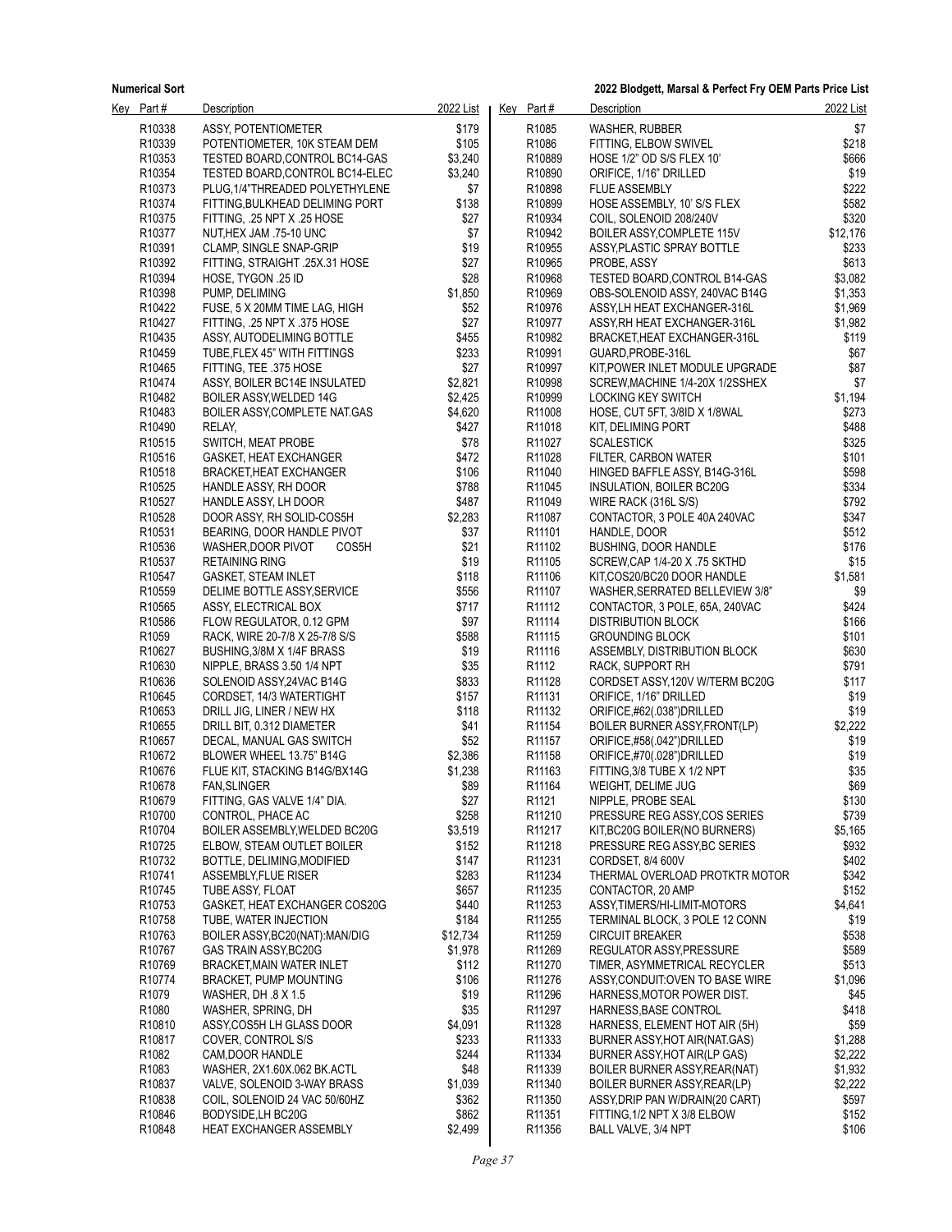| Key | Part # | Description | 2022 List |
|---|---|---|---|
| | R10338 | ASSY, POTENTIOMETER | $179 |
| | R10339 | POTENTIOMETER, 10K STEAM DEM | $105 |
| | R10353 | TESTED BOARD,CONTROL BC14-GAS | $3,240 |
| | R10354 | TESTED BOARD,CONTROL BC14-ELEC | $3,240 |
| | R10373 | PLUG,1/4"THREADED POLYETHYLENE | $7 |
| | R10374 | FITTING,BULKHEAD DELIMING PORT | $138 |
| | R10375 | FITTING, .25 NPT X .25 HOSE | $27 |
| | R10377 | NUT,HEX JAM .75-10 UNC | $7 |
| | R10391 | CLAMP, SINGLE SNAP-GRIP | $19 |
| | R10392 | FITTING, STRAIGHT .25X.31 HOSE | $27 |
| | R10394 | HOSE, TYGON .25 ID | $28 |
| | R10398 | PUMP, DELIMING | $1,850 |
| | R10422 | FUSE, 5 X 20MM TIME LAG, HIGH | $52 |
| | R10427 | FITTING, .25 NPT X .375 HOSE | $27 |
| | R10435 | ASSY, AUTODELIMING BOTTLE | $455 |
| | R10459 | TUBE,FLEX 45" WITH FITTINGS | $233 |
| | R10465 | FITTING, TEE .375 HOSE | $27 |
| | R10474 | ASSY, BOILER BC14E INSULATED | $2,821 |
| | R10482 | BOILER ASSY,WELDED 14G | $2,425 |
| | R10483 | BOILER ASSY,COMPLETE NAT.GAS | $4,620 |
| | R10490 | RELAY, | $427 |
| | R10515 | SWITCH, MEAT PROBE | $78 |
| | R10516 | GASKET, HEAT EXCHANGER | $472 |
| | R10518 | BRACKET,HEAT EXCHANGER | $106 |
| | R10525 | HANDLE ASSY, RH DOOR | $788 |
| | R10527 | HANDLE ASSY, LH DOOR | $487 |
| | R10528 | DOOR ASSY, RH SOLID-COS5H | $2,283 |
| | R10531 | BEARING, DOOR HANDLE PIVOT | $37 |
| | R10536 | WASHER,DOOR PIVOT COS5H | $21 |
| | R10537 | RETAINING RING | $19 |
| | R10547 | GASKET, STEAM INLET | $118 |
| | R10559 | DELIME BOTTLE ASSY,SERVICE | $556 |
| | R10565 | ASSY, ELECTRICAL BOX | $717 |
| | R10586 | FLOW REGULATOR, 0.12 GPM | $97 |
| | R1059 | RACK, WIRE 20-7/8 X 25-7/8 S/S | $588 |
| | R10627 | BUSHING,3/8M X 1/4F BRASS | $19 |
| | R10630 | NIPPLE, BRASS 3.50 1/4 NPT | $35 |
| | R10636 | SOLENOID ASSY,24VAC B14G | $833 |
| | R10645 | CORDSET, 14/3 WATERTIGHT | $157 |
| | R10653 | DRILL JIG, LINER / NEW HX | $118 |
| | R10655 | DRILL BIT, 0.312 DIAMETER | $41 |
| | R10657 | DECAL, MANUAL GAS SWITCH | $52 |
| | R10672 | BLOWER WHEEL 13.75" B14G | $2,386 |
| | R10676 | FLUE KIT, STACKING B14G/BX14G | $1,238 |
| | R10678 | FAN,SLINGER | $89 |
| | R10679 | FITTING, GAS VALVE 1/4" DIA. | $27 |
| | R10700 | CONTROL, PHACE AC | $258 |
| | R10704 | BOILER ASSEMBLY,WELDED BC20G | $3,519 |
| | R10725 | ELBOW, STEAM OUTLET BOILER | $152 |
| | R10732 | BOTTLE, DELIMING,MODIFIED | $147 |
| | R10741 | ASSEMBLY,FLUE RISER | $283 |
| | R10745 | TUBE ASSY, FLOAT | $657 |
| | R10753 | GASKET, HEAT EXCHANGER COS20G | $440 |
| | R10758 | TUBE, WATER INJECTION | $184 |
| | R10763 | BOILER ASSY,BC20(NAT):MAN/DIG | $12,734 |
| | R10767 | GAS TRAIN ASSY,BC20G | $1,978 |
| | R10769 | BRACKET,MAIN WATER INLET | $112 |
| | R10774 | BRACKET, PUMP MOUNTING | $106 |
| | R1079 | WASHER, DH .8 X 1.5 | $19 |
| | R1080 | WASHER, SPRING, DH | $35 |
| | R10810 | ASSY,COS5H LH GLASS DOOR | $4,091 |
| | R10817 | COVER, CONTROL S/S | $233 |
| | R1082 | CAM,DOOR HANDLE | $244 |
| | R1083 | WASHER, 2X1.60X.062 BK.ACTL | $48 |
| | R10837 | VALVE, SOLENOID 3-WAY BRASS | $1,039 |
| | R10838 | COIL, SOLENOID 24 VAC 50/60HZ | $362 |
| | R10846 | BODYSIDE,LH BC20G | $862 |
| | R10848 | HEAT EXCHANGER ASSEMBLY | $2,499 |
| | R1085 | WASHER, RUBBER | $7 |
| | R1086 | FITTING, ELBOW SWIVEL | $218 |
| | R10889 | HOSE 1/2" OD S/S FLEX 10' | $666 |
| | R10890 | ORIFICE, 1/16" DRILLED | $19 |
| | R10898 | FLUE ASSEMBLY | $222 |
| | R10899 | HOSE ASSEMBLY, 10' S/S FLEX | $582 |
| | R10934 | COIL, SOLENOID 208/240V | $320 |
| | R10942 | BOILER ASSY,COMPLETE 115V | $12,176 |
| | R10955 | ASSY,PLASTIC SPRAY BOTTLE | $233 |
| | R10965 | PROBE, ASSY | $613 |
| | R10968 | TESTED BOARD,CONTROL B14-GAS | $3,082 |
| | R10969 | OBS-SOLENOID ASSY, 240VAC B14G | $1,353 |
| | R10976 | ASSY,LH HEAT EXCHANGER-316L | $1,969 |
| | R10977 | ASSY,RH HEAT EXCHANGER-316L | $1,982 |
| | R10982 | BRACKET,HEAT EXCHANGER-316L | $119 |
| | R10991 | GUARD,PROBE-316L | $67 |
| | R10997 | KIT,POWER INLET MODULE UPGRADE | $87 |
| | R10998 | SCREW,MACHINE 1/4-20X 1/2SSHEX | $7 |
| | R10999 | LOCKING KEY SWITCH | $1,194 |
| | R11008 | HOSE, CUT 5FT, 3/8ID X 1/8WAL | $273 |
| | R11018 | KIT, DELIMING PORT | $488 |
| | R11027 | SCALESTICK | $325 |
| | R11028 | FILTER, CARBON WATER | $101 |
| | R11040 | HINGED BAFFLE ASSY, B14G-316L | $598 |
| | R11045 | INSULATION, BOILER BC20G | $334 |
| | R11049 | WIRE RACK (316L S/S) | $792 |
| | R11087 | CONTACTOR, 3 POLE 40A 240VAC | $347 |
| | R11101 | HANDLE, DOOR | $512 |
| | R11102 | BUSHING, DOOR HANDLE | $176 |
| | R11105 | SCREW,CAP 1/4-20 X .75 SKTHD | $15 |
| | R11106 | KIT,COS20/BC20 DOOR HANDLE | $1,581 |
| | R11107 | WASHER,SERRATED BELLEVIEW 3/8" | $9 |
| | R11112 | CONTACTOR, 3 POLE, 65A, 240VAC | $424 |
| | R11114 | DISTRIBUTION BLOCK | $166 |
| | R11115 | GROUNDING BLOCK | $101 |
| | R11116 | ASSEMBLY, DISTRIBUTION BLOCK | $630 |
| | R1112 | RACK, SUPPORT RH | $791 |
| | R11128 | CORDSET ASSY,120V W/TERM BC20G | $117 |
| | R11131 | ORIFICE, 1/16" DRILLED | $19 |
| | R11132 | ORIFICE,#62(.038")DRILLED | $19 |
| | R11154 | BOILER BURNER ASSY,FRONT(LP) | $2,222 |
| | R11157 | ORIFICE,#58(.042")DRILLED | $19 |
| | R11158 | ORIFICE,#70(.028")DRILLED | $19 |
| | R11163 | FITTING,3/8 TUBE X 1/2 NPT | $35 |
| | R11164 | WEIGHT, DELIME JUG | $69 |
| | R1121 | NIPPLE, PROBE SEAL | $130 |
| | R11210 | PRESSURE REG ASSY,COS SERIES | $739 |
| | R11217 | KIT,BC20G BOILER(NO BURNERS) | $5,165 |
| | R11218 | PRESSURE REG ASSY,BC SERIES | $932 |
| | R11231 | CORDSET, 8/4 600V | $402 |
| | R11234 | THERMAL OVERLOAD PROTKTR MOTOR | $342 |
| | R11235 | CONTACTOR, 20 AMP | $152 |
| | R11253 | ASSY,TIMERS/HI-LIMIT-MOTORS | $4,641 |
| | R11255 | TERMINAL BLOCK, 3 POLE 12 CONN | $19 |
| | R11259 | CIRCUIT BREAKER | $538 |
| | R11269 | REGULATOR ASSY,PRESSURE | $589 |
| | R11270 | TIMER, ASYMMETRICAL RECYCLER | $513 |
| | R11276 | ASSY,CONDUIT:OVEN TO BASE WIRE | $1,096 |
| | R11296 | HARNESS,MOTOR POWER DIST. | $45 |
| | R11297 | HARNESS,BASE CONTROL | $418 |
| | R11328 | HARNESS, ELEMENT HOT AIR (5H) | $59 |
| | R11333 | BURNER ASSY,HOT AIR(NAT.GAS) | $1,288 |
| | R11334 | BURNER ASSY,HOT AIR(LP GAS) | $2,222 |
| | R11339 | BOILER BURNER ASSY,REAR(NAT) | $1,932 |
| | R11340 | BOILER BURNER ASSY,REAR(LP) | $2,222 |
| | R11350 | ASSY,DRIP PAN W/DRAIN(20 CART) | $597 |
| | R11351 | FITTING,1/2 NPT X 3/8 ELBOW | $152 |
| | R11356 | BALL VALVE, 3/4 NPT | $106 |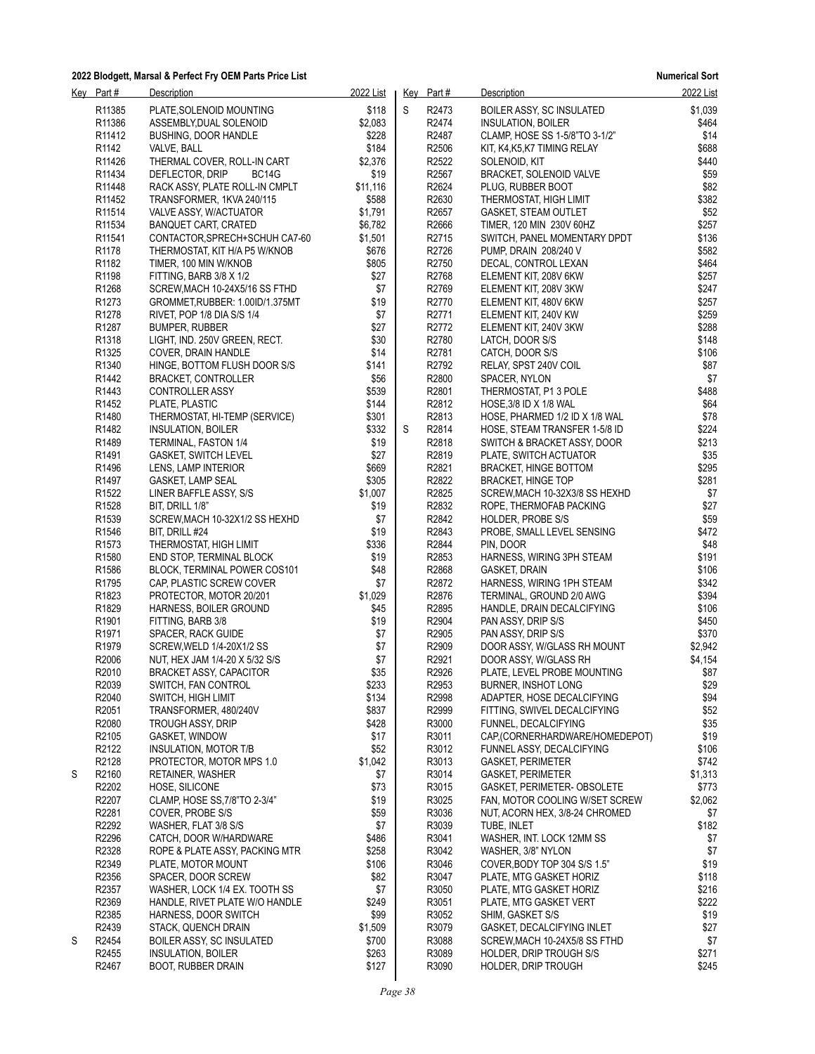## 2022 Blodgett, Marsal & Perfect Fry OEM Parts Price List

**Numerical Sort**

| Key | Part # | Description | 2022 List |
|---|---|---|---|
| | R11385 | PLATE,SOLENOID MOUNTING | $118 |
| | R11386 | ASSEMBLY,DUAL SOLENOID | $2,083 |
| | R11412 | BUSHING, DOOR HANDLE | $228 |
| | R1142 | VALVE, BALL | $184 |
| | R11426 | THERMAL COVER, ROLL-IN CART | $2,376 |
| | R11434 | DEFLECTOR, DRIP BC14G | $19 |
| | R11448 | RACK ASSY, PLATE ROLL-IN CMPLT | $11,116 |
| | R11452 | TRANSFORMER, 1KVA 240/115 | $588 |
| | R11514 | VALVE ASSY, W/ACTUATOR | $1,791 |
| | R11534 | BANQUET CART, CRATED | $6,782 |
| | R11541 | CONTACTOR,SPRECH+SCHUH CA7-60 | $1,501 |
| | R1178 | THERMOSTAT, KIT H/A P5 W/KNOB | $676 |
| | R1182 | TIMER, 100 MIN W/KNOB | $805 |
| | R1198 | FITTING, BARB 3/8 X 1/2 | $27 |
| | R1268 | SCREW,MACH 10-24X5/16 SS FTHD | $7 |
| | R1273 | GROMMET,RUBBER: 1.00ID/1.375MT | $19 |
| | R1278 | RIVET, POP 1/8 DIA S/S 1/4 | $7 |
| | R1287 | BUMPER, RUBBER | $27 |
| | R1318 | LIGHT, IND. 250V GREEN, RECT. | $30 |
| | R1325 | COVER, DRAIN HANDLE | $14 |
| | R1340 | HINGE, BOTTOM FLUSH DOOR S/S | $141 |
| | R1442 | BRACKET, CONTROLLER | $56 |
| | R1443 | CONTROLLER ASSY | $539 |
| | R1452 | PLATE, PLASTIC | $144 |
| | R1480 | THERMOSTAT, HI-TEMP (SERVICE) | $301 |
| | R1482 | INSULATION, BOILER | $332 |
| | R1489 | TERMINAL, FASTON 1/4 | $19 |
| | R1491 | GASKET, SWITCH LEVEL | $27 |
| | R1496 | LENS, LAMP INTERIOR | $669 |
| | R1497 | GASKET, LAMP SEAL | $305 |
| | R1522 | LINER BAFFLE ASSY, S/S | $1,007 |
| | R1528 | BIT, DRILL 1/8" | $19 |
| | R1539 | SCREW,MACH 10-32X1/2 SS HEXHD | $7 |
| | R1546 | BIT, DRILL #24 | $19 |
| | R1573 | THERMOSTAT, HIGH LIMIT | $336 |
| | R1580 | END STOP, TERMINAL BLOCK | $19 |
| | R1586 | BLOCK, TERMINAL POWER COS101 | $48 |
| | R1795 | CAP, PLASTIC SCREW COVER | $7 |
| | R1823 | PROTECTOR, MOTOR 20/201 | $1,029 |
| | R1829 | HARNESS, BOILER GROUND | $45 |
| | R1901 | FITTING, BARB 3/8 | $19 |
| | R1971 | SPACER, RACK GUIDE | $7 |
| | R1979 | SCREW,WELD 1/4-20X1/2 SS | $7 |
| | R2006 | NUT, HEX JAM 1/4-20 X 5/32 S/S | $7 |
| | R2010 | BRACKET ASSY, CAPACITOR | $35 |
| | R2039 | SWITCH, FAN CONTROL | $233 |
| | R2040 | SWITCH, HIGH LIMIT | $134 |
| | R2051 | TRANSFORMER, 480/240V | $837 |
| | R2080 | TROUGH ASSY, DRIP | $428 |
| | R2105 | GASKET, WINDOW | $17 |
| | R2122 | INSULATION, MOTOR T/B | $52 |
| | R2128 | PROTECTOR, MOTOR MPS 1.0 | $1,042 |
| S | R2160 | RETAINER, WASHER | $7 |
| | R2202 | HOSE, SILICONE | $73 |
| | R2207 | CLAMP, HOSE SS,7/8"TO 2-3/4" | $19 |
| | R2281 | COVER, PROBE S/S | $59 |
| | R2292 | WASHER, FLAT 3/8 S/S | $7 |
| | R2296 | CATCH, DOOR W/HARDWARE | $486 |
| | R2328 | ROPE & PLATE ASSY, PACKING MTR | $258 |
| | R2349 | PLATE, MOTOR MOUNT | $106 |
| | R2356 | SPACER, DOOR SCREW | $82 |
| | R2357 | WASHER, LOCK 1/4 EX. TOOTH SS | $7 |
| | R2369 | HANDLE, RIVET PLATE W/O HANDLE | $249 |
| | R2385 | HARNESS, DOOR SWITCH | $99 |
| | R2439 | STACK, QUENCH DRAIN | $1,509 |
| S | R2454 | BOILER ASSY, SC INSULATED | $700 |
| | R2455 | INSULATION, BOILER | $263 |
| | R2467 | BOOT, RUBBER DRAIN | $127 |
| S | R2473 | BOILER ASSY, SC INSULATED | $1,039 |
| | R2474 | INSULATION, BOILER | $464 |
| | R2487 | CLAMP, HOSE SS 1-5/8"TO 3-1/2" | $14 |
| | R2506 | KIT, K4,K5,K7 TIMING RELAY | $688 |
| | R2522 | SOLENOID, KIT | $440 |
| | R2567 | BRACKET, SOLENOID VALVE | $59 |
| | R2624 | PLUG, RUBBER BOOT | $82 |
| | R2630 | THERMOSTAT, HIGH LIMIT | $382 |
| | R2657 | GASKET, STEAM OUTLET | $52 |
| | R2666 | TIMER, 120 MIN 230V 60HZ | $257 |
| | R2715 | SWITCH, PANEL MOMENTARY DPDT | $136 |
| | R2726 | PUMP, DRAIN 208/240 V | $582 |
| | R2750 | DECAL, CONTROL LEXAN | $464 |
| | R2768 | ELEMENT KIT, 208V 6KW | $257 |
| | R2769 | ELEMENT KIT, 208V 3KW | $247 |
| | R2770 | ELEMENT KIT, 480V 6KW | $257 |
| | R2771 | ELEMENT KIT, 240V KW | $259 |
| | R2772 | ELEMENT KIT, 240V 3KW | $288 |
| | R2780 | LATCH, DOOR S/S | $148 |
| | R2781 | CATCH, DOOR S/S | $106 |
| | R2792 | RELAY, SPST 240V COIL | $87 |
| | R2800 | SPACER, NYLON | $7 |
| | R2801 | THERMOSTAT, P1 3 POLE | $488 |
| | R2812 | HOSE,3/8 ID X 1/8 WAL | $64 |
| | R2813 | HOSE, PHARMED 1/2 ID X 1/8 WAL | $78 |
| S | R2814 | HOSE, STEAM TRANSFER 1-5/8 ID | $224 |
| | R2818 | SWITCH & BRACKET ASSY, DOOR | $213 |
| | R2819 | PLATE, SWITCH ACTUATOR | $35 |
| | R2821 | BRACKET, HINGE BOTTOM | $295 |
| | R2822 | BRACKET, HINGE TOP | $281 |
| | R2825 | SCREW,MACH 10-32X3/8 SS HEXHD | $7 |
| | R2832 | ROPE, THERMOFAB PACKING | $27 |
| | R2842 | HOLDER, PROBE S/S | $59 |
| | R2843 | PROBE, SMALL LEVEL SENSING | $472 |
| | R2844 | PIN, DOOR | $48 |
| | R2853 | HARNESS, WIRING 3PH STEAM | $191 |
| | R2868 | GASKET, DRAIN | $106 |
| | R2872 | HARNESS, WIRING 1PH STEAM | $342 |
| | R2876 | TERMINAL, GROUND 2/0 AWG | $394 |
| | R2895 | HANDLE, DRAIN DECALCIFYING | $106 |
| | R2904 | PAN ASSY, DRIP S/S | $450 |
| | R2905 | PAN ASSY, DRIP S/S | $370 |
| | R2909 | DOOR ASSY, W/GLASS RH MOUNT | $2,942 |
| | R2921 | DOOR ASSY, W/GLASS RH | $4,154 |
| | R2926 | PLATE, LEVEL PROBE MOUNTING | $87 |
| | R2953 | BURNER, INSHOT LONG | $29 |
| | R2998 | ADAPTER, HOSE DECALCIFYING | $94 |
| | R2999 | FITTING, SWIVEL DECALCIFYING | $52 |
| | R3000 | FUNNEL, DECALCIFYING | $35 |
| | R3011 | CAP,(CORNERHARDWARE/HOMEDEPOT) | $19 |
| | R3012 | FUNNEL ASSY, DECALCIFYING | $106 |
| | R3013 | GASKET, PERIMETER | $742 |
| | R3014 | GASKET, PERIMETER | $1,313 |
| | R3015 | GASKET, PERIMETER- OBSOLETE | $773 |
| | R3025 | FAN, MOTOR COOLING W/SET SCREW | $2,062 |
| | R3036 | NUT, ACORN HEX, 3/8-24 CHROMED | $7 |
| | R3039 | TUBE, INLET | $182 |
| | R3041 | WASHER, INT. LOCK 12MM SS | $7 |
| | R3042 | WASHER, 3/8" NYLON | $7 |
| | R3046 | COVER,BODY TOP 304 S/S 1.5" | $19 |
| | R3047 | PLATE, MTG GASKET HORIZ | $118 |
| | R3050 | PLATE, MTG GASKET HORIZ | $216 |
| | R3051 | PLATE, MTG GASKET VERT | $222 |
| | R3052 | SHIM, GASKET S/S | $19 |
| | R3079 | GASKET, DECALCIFYING INLET | $27 |
| | R3088 | SCREW,MACH 10-24X5/8 SS FTHD | $7 |
| | R3089 | HOLDER, DRIP TROUGH S/S | $271 |
| | R3090 | HOLDER, DRIP TROUGH | $245 |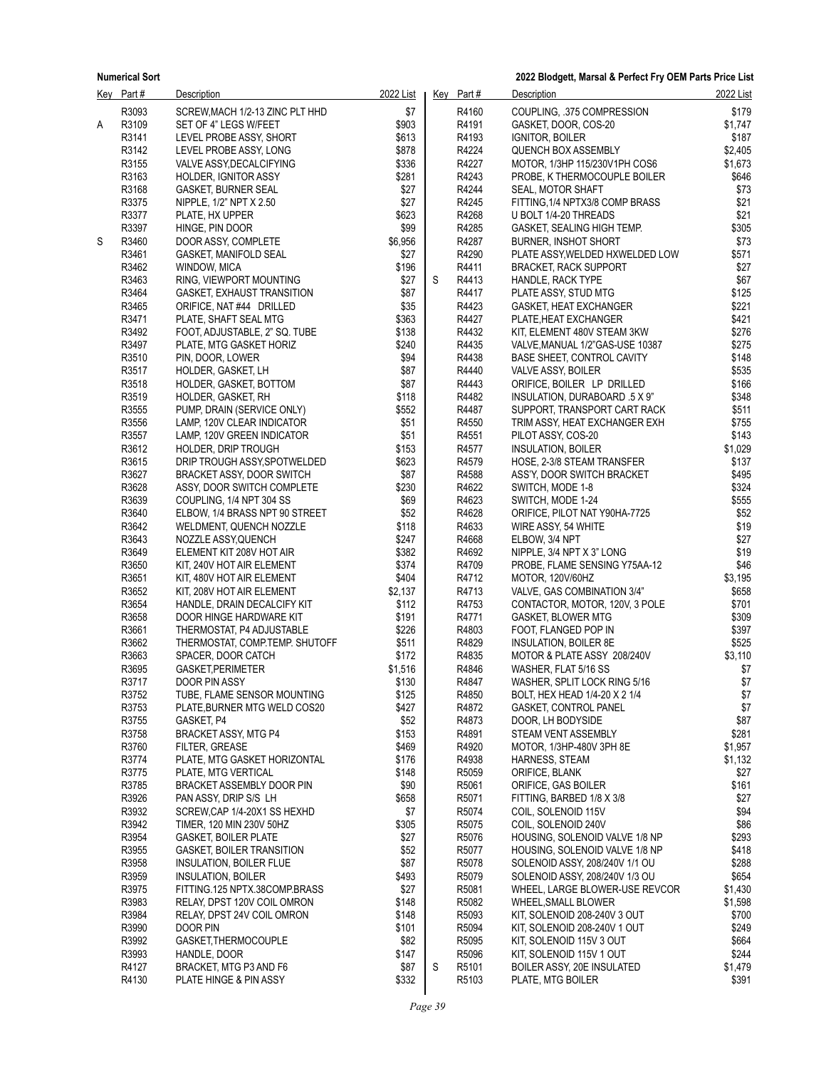| Key | Part # | Description | 2022 List |
|---|---|---|---|
| | R3093 | SCREW,MACH 1/2-13 ZINC PLT HHD | $7 |
| A | R3109 | SET OF 4" LEGS W/FEET | $903 |
| | R3141 | LEVEL PROBE ASSY, SHORT | $613 |
| | R3142 | LEVEL PROBE ASSY, LONG | $878 |
| | R3155 | VALVE ASSY,DECALCIFYING | $336 |
| | R3163 | HOLDER, IGNITOR ASSY | $281 |
| | R3168 | GASKET, BURNER SEAL | $27 |
| | R3375 | NIPPLE, 1/2" NPT X 2.50 | $27 |
| | R3377 | PLATE, HX UPPER | $623 |
| | R3397 | HINGE, PIN DOOR | $99 |
| S | R3460 | DOOR ASSY, COMPLETE | $6,956 |
| | R3461 | GASKET, MANIFOLD SEAL | $27 |
| | R3462 | WINDOW, MICA | $196 |
| | R3463 | RING, VIEWPORT MOUNTING | $27 |
| | R3464 | GASKET, EXHAUST TRANSITION | $87 |
| | R3465 | ORIFICE, NAT #44 DRILLED | $35 |
| | R3471 | PLATE, SHAFT SEAL MTG | $363 |
| | R3492 | FOOT, ADJUSTABLE, 2" SQ. TUBE | $138 |
| | R3497 | PLATE, MTG GASKET HORIZ | $240 |
| | R3510 | PIN, DOOR, LOWER | $94 |
| | R3517 | HOLDER, GASKET, LH | $87 |
| | R3518 | HOLDER, GASKET, BOTTOM | $87 |
| | R3519 | HOLDER, GASKET, RH | $118 |
| | R3555 | PUMP, DRAIN (SERVICE ONLY) | $552 |
| | R3556 | LAMP, 120V CLEAR INDICATOR | $51 |
| | R3557 | LAMP, 120V GREEN INDICATOR | $51 |
| | R3612 | HOLDER, DRIP TROUGH | $153 |
| | R3615 | DRIP TROUGH ASSY,SPOTWELDED | $623 |
| | R3627 | BRACKET ASSY, DOOR SWITCH | $87 |
| | R3628 | ASSY, DOOR SWITCH COMPLETE | $230 |
| | R3639 | COUPLING, 1/4 NPT 304 SS | $69 |
| | R3640 | ELBOW, 1/4 BRASS NPT 90 STREET | $52 |
| | R3642 | WELDMENT, QUENCH NOZZLE | $118 |
| | R3643 | NOZZLE ASSY,QUENCH | $247 |
| | R3649 | ELEMENT KIT 208V HOT AIR | $382 |
| | R3650 | KIT, 240V HOT AIR ELEMENT | $374 |
| | R3651 | KIT, 480V HOT AIR ELEMENT | $404 |
| | R3652 | KIT, 208V HOT AIR ELEMENT | $2,137 |
| | R3654 | HANDLE, DRAIN DECALCIFY KIT | $112 |
| | R3658 | DOOR HINGE HARDWARE KIT | $191 |
| | R3661 | THERMOSTAT, P4 ADJUSTABLE | $226 |
| | R3662 | THERMOSTAT, COMP.TEMP. SHUTOFF | $511 |
| | R3663 | SPACER, DOOR CATCH | $172 |
| | R3695 | GASKET,PERIMETER | $1,516 |
| | R3717 | DOOR PIN ASSY | $130 |
| | R3752 | TUBE, FLAME SENSOR MOUNTING | $125 |
| | R3753 | PLATE,BURNER MTG WELD COS20 | $427 |
| | R3755 | GASKET, P4 | $52 |
| | R3758 | BRACKET ASSY, MTG P4 | $153 |
| | R3760 | FILTER, GREASE | $469 |
| | R3774 | PLATE, MTG GASKET HORIZONTAL | $176 |
| | R3775 | PLATE, MTG VERTICAL | $148 |
| | R3785 | BRACKET ASSEMBLY DOOR PIN | $90 |
| | R3926 | PAN ASSY, DRIP S/S LH | $658 |
| | R3932 | SCREW,CAP 1/4-20X1 SS HEXHD | $7 |
| | R3942 | TIMER, 120 MIN 230V 50HZ | $305 |
| | R3954 | GASKET, BOILER PLATE | $27 |
| | R3955 | GASKET, BOILER TRANSITION | $52 |
| | R3958 | INSULATION, BOILER FLUE | $87 |
| | R3959 | INSULATION, BOILER | $493 |
| | R3975 | FITTING.125 NPTX.38COMP.BRASS | $27 |
| | R3983 | RELAY, DPST 120V COIL OMRON | $148 |
| | R3984 | RELAY, DPST 24V COIL OMRON | $148 |
| | R3990 | DOOR PIN | $101 |
| | R3992 | GASKET,THERMOCOUPLE | $82 |
| | R3993 | HANDLE, DOOR | $147 |
| | R4127 | BRACKET, MTG P3 AND F6 | $87 |
| | R4130 | PLATE HINGE & PIN ASSY | $332 |
| | R4160 | COUPLING, .375 COMPRESSION | $179 |
| | R4191 | GASKET, DOOR, COS-20 | $1,747 |
| | R4193 | IGNITOR, BOILER | $187 |
| | R4224 | QUENCH BOX ASSEMBLY | $2,405 |
| | R4227 | MOTOR, 1/3HP 115/230V1PH COS6 | $1,673 |
| | R4243 | PROBE, K THERMOCOUPLE BOILER | $646 |
| | R4244 | SEAL, MOTOR SHAFT | $73 |
| | R4245 | FITTING,1/4 NPTX3/8 COMP BRASS | $21 |
| | R4268 | U BOLT 1/4-20 THREADS | $21 |
| | R4285 | GASKET, SEALING HIGH TEMP. | $305 |
| | R4287 | BURNER, INSHOT SHORT | $73 |
| | R4290 | PLATE ASSY,WELDED HXWELDED LOW | $571 |
| | R4411 | BRACKET, RACK SUPPORT | $27 |
| S | R4413 | HANDLE, RACK TYPE | $67 |
| | R4417 | PLATE ASSY, STUD MTG | $125 |
| | R4423 | GASKET, HEAT EXCHANGER | $221 |
| | R4427 | PLATE,HEAT EXCHANGER | $421 |
| | R4432 | KIT, ELEMENT 480V STEAM 3KW | $276 |
| | R4435 | VALVE,MANUAL 1/2"GAS-USE 10387 | $275 |
| | R4438 | BASE SHEET, CONTROL CAVITY | $148 |
| | R4440 | VALVE ASSY, BOILER | $535 |
| | R4443 | ORIFICE, BOILER LP DRILLED | $166 |
| | R4482 | INSULATION, DURABOARD .5 X 9" | $348 |
| | R4487 | SUPPORT, TRANSPORT CART RACK | $511 |
| | R4550 | TRIM ASSY, HEAT EXCHANGER EXH | $755 |
| | R4551 | PILOT ASSY, COS-20 | $143 |
| | R4577 | INSULATION, BOILER | $1,029 |
| | R4579 | HOSE, 2-3/8 STEAM TRANSFER | $137 |
| | R4588 | ASS'Y, DOOR SWITCH BRACKET | $495 |
| | R4622 | SWITCH, MODE 1-8 | $324 |
| | R4623 | SWITCH, MODE 1-24 | $555 |
| | R4628 | ORIFICE, PILOT NAT Y90HA-7725 | $52 |
| | R4633 | WIRE ASSY, 54 WHITE | $19 |
| | R4668 | ELBOW, 3/4 NPT | $27 |
| | R4692 | NIPPLE, 3/4 NPT X 3" LONG | $19 |
| | R4709 | PROBE, FLAME SENSING Y75AA-12 | $46 |
| | R4712 | MOTOR, 120V/60HZ | $3,195 |
| | R4713 | VALVE, GAS COMBINATION 3/4" | $658 |
| | R4753 | CONTACTOR, MOTOR, 120V, 3 POLE | $701 |
| | R4771 | GASKET, BLOWER MTG | $309 |
| | R4803 | FOOT, FLANGED POP IN | $397 |
| | R4829 | INSULATION, BOILER 8E | $525 |
| | R4835 | MOTOR & PLATE ASSY 208/240V | $3,110 |
| | R4846 | WASHER, FLAT 5/16 SS | $7 |
| | R4847 | WASHER, SPLIT LOCK RING 5/16 | $7 |
| | R4850 | BOLT, HEX HEAD 1/4-20 X 2 1/4 | $7 |
| | R4872 | GASKET, CONTROL PANEL | $7 |
| | R4873 | DOOR, LH BODYSIDE | $87 |
| | R4891 | STEAM VENT ASSEMBLY | $281 |
| | R4920 | MOTOR, 1/3HP-480V 3PH 8E | $1,957 |
| | R4938 | HARNESS, STEAM | $1,132 |
| | R5059 | ORIFICE, BLANK | $27 |
| | R5061 | ORIFICE, GAS BOILER | $161 |
| | R5071 | FITTING, BARBED 1/8 X 3/8 | $27 |
| | R5074 | COIL, SOLENOID 115V | $94 |
| | R5075 | COIL, SOLENOID 240V | $86 |
| | R5076 | HOUSING, SOLENOID VALVE 1/8 NP | $293 |
| | R5077 | HOUSING, SOLENOID VALVE 1/8 NP | $418 |
| | R5078 | SOLENOID ASSY, 208/240V 1/1 OU | $288 |
| | R5079 | SOLENOID ASSY, 208/240V 1/3 OU | $654 |
| | R5081 | WHEEL, LARGE BLOWER-USE REVCOR | $1,430 |
| | R5082 | WHEEL,SMALL BLOWER | $1,598 |
| | R5093 | KIT, SOLENOID 208-240V 3 OUT | $700 |
| | R5094 | KIT, SOLENOID 208-240V 1 OUT | $249 |
| | R5095 | KIT, SOLENOID 115V 3 OUT | $664 |
| | R5096 | KIT, SOLENOID 115V 1 OUT | $244 |
| S | R5101 | BOILER ASSY, 20E INSULATED | $1,479 |
| | R5103 | PLATE, MTG BOILER | $391 |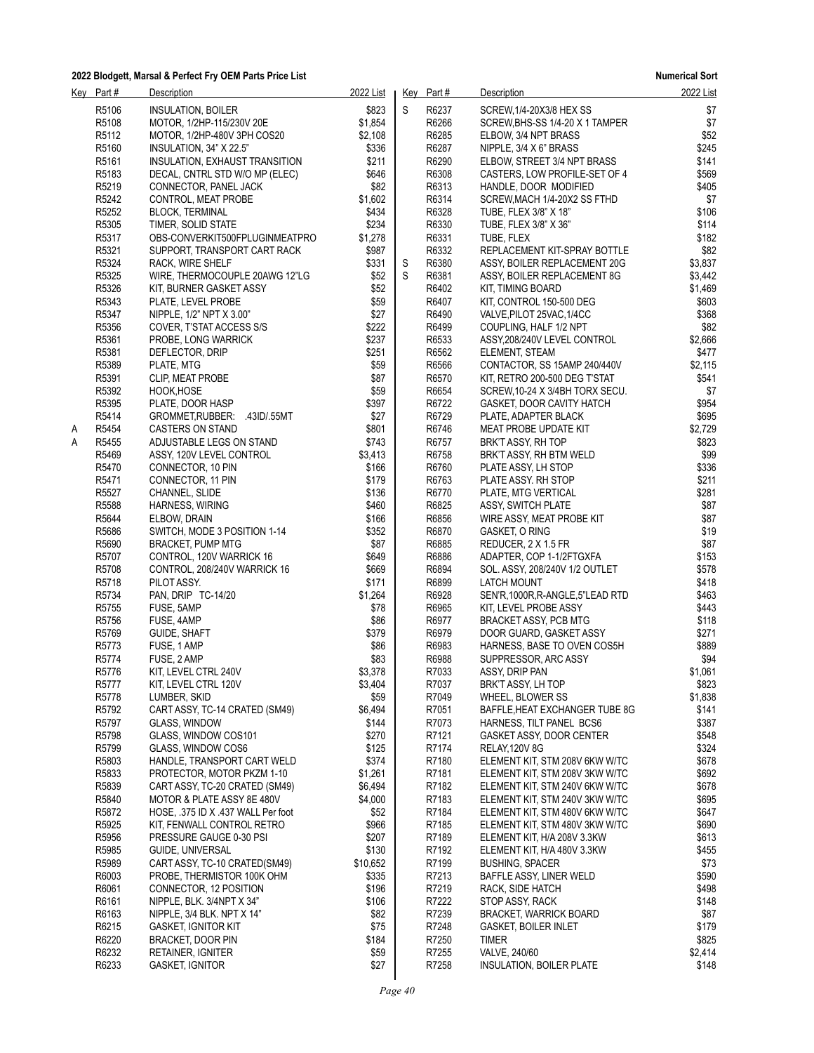| Key | Part # | Description | 2022 List |
|---|---|---|---|
| | R5106 | INSULATION, BOILER | $823 |
| | R5108 | MOTOR, 1/2HP-115/230V 20E | $1,854 |
| | R5112 | MOTOR, 1/2HP-480V 3PH COS20 | $2,108 |
| | R5160 | INSULATION, 34" X 22.5" | $336 |
| | R5161 | INSULATION, EXHAUST TRANSITION | $211 |
| | R5183 | DECAL, CNTRL STD W/O MP (ELEC) | $646 |
| | R5219 | CONNECTOR, PANEL JACK | $82 |
| | R5242 | CONTROL, MEAT PROBE | $1,602 |
| | R5252 | BLOCK, TERMINAL | $434 |
| | R5305 | TIMER, SOLID STATE | $234 |
| | R5317 | OBS-CONVERKIT500FPLUGINMEATPRO | $1,278 |
| | R5321 | SUPPORT, TRANSPORT CART RACK | $987 |
| | R5324 | RACK, WIRE SHELF | $331 |
| | R5325 | WIRE, THERMOCOUPLE 20AWG 12"LG | $52 |
| | R5326 | KIT, BURNER GASKET ASSY | $52 |
| | R5343 | PLATE, LEVEL PROBE | $59 |
| | R5347 | NIPPLE, 1/2" NPT X 3.00" | $27 |
| | R5356 | COVER, T'STAT ACCESS S/S | $222 |
| | R5361 | PROBE, LONG WARRICK | $237 |
| | R5381 | DEFLECTOR, DRIP | $251 |
| | R5389 | PLATE, MTG | $59 |
| | R5391 | CLIP, MEAT PROBE | $87 |
| | R5392 | HOOK,HOSE | $59 |
| | R5395 | PLATE, DOOR HASP | $397 |
| | R5414 | GROMMET,RUBBER: .43ID/.55MT | $27 |
| A | R5454 | CASTERS ON STAND | $801 |
| A | R5455 | ADJUSTABLE LEGS ON STAND | $743 |
| | R5469 | ASSY, 120V LEVEL CONTROL | $3,413 |
| | R5470 | CONNECTOR, 10 PIN | $166 |
| | R5471 | CONNECTOR, 11 PIN | $179 |
| | R5527 | CHANNEL, SLIDE | $136 |
| | R5588 | HARNESS, WIRING | $460 |
| | R5644 | ELBOW, DRAIN | $166 |
| | R5686 | SWITCH, MODE 3 POSITION 1-14 | $352 |
| | R5690 | BRACKET, PUMP MTG | $87 |
| | R5707 | CONTROL, 120V WARRICK 16 | $649 |
| | R5708 | CONTROL, 208/240V WARRICK 16 | $669 |
| | R5718 | PILOT ASSY. | $171 |
| | R5734 | PAN, DRIP TC-14/20 | $1,264 |
| | R5755 | FUSE, 5AMP | $78 |
| | R5756 | FUSE, 4AMP | $86 |
| | R5769 | GUIDE, SHAFT | $379 |
| | R5773 | FUSE, 1 AMP | $86 |
| | R5774 | FUSE, 2 AMP | $83 |
| | R5776 | KIT, LEVEL CTRL 240V | $3,378 |
| | R5777 | KIT, LEVEL CTRL 120V | $3,404 |
| | R5778 | LUMBER, SKID | $59 |
| | R5792 | CART ASSY, TC-14 CRATED (SM49) | $6,494 |
| | R5797 | GLASS, WINDOW | $144 |
| | R5798 | GLASS, WINDOW COS101 | $270 |
| | R5799 | GLASS, WINDOW COS6 | $125 |
| | R5803 | HANDLE, TRANSPORT CART WELD | $374 |
| | R5833 | PROTECTOR, MOTOR PKZM 1-10 | $1,261 |
| | R5839 | CART ASSY, TC-20 CRATED (SM49) | $6,494 |
| | R5840 | MOTOR & PLATE ASSY 8E 480V | $4,000 |
| | R5872 | HOSE, .375 ID X .437 WALL Per foot | $52 |
| | R5925 | KIT, FENWALL CONTROL RETRO | $966 |
| | R5956 | PRESSURE GAUGE 0-30 PSI | $207 |
| | R5985 | GUIDE, UNIVERSAL | $130 |
| | R5989 | CART ASSY, TC-10 CRATED(SM49) | $10,652 |
| | R6003 | PROBE, THERMISTOR 100K OHM | $335 |
| | R6061 | CONNECTOR, 12 POSITION | $196 |
| | R6161 | NIPPLE, BLK. 3/4NPT X 34" | $106 |
| | R6163 | NIPPLE, 3/4 BLK. NPT X 14" | $82 |
| | R6215 | GASKET, IGNITOR KIT | $75 |
| | R6220 | BRACKET, DOOR PIN | $184 |
| | R6232 | RETAINER, IGNITER | $59 |
| | R6233 | GASKET, IGNITOR | $27 |
| S | R6237 | SCREW,1/4-20X3/8 HEX SS | $7 |
| | R6266 | SCREW,BHS-SS 1/4-20 X 1 TAMPER | $7 |
| | R6285 | ELBOW, 3/4 NPT BRASS | $52 |
| | R6287 | NIPPLE, 3/4 X 6" BRASS | $245 |
| | R6290 | ELBOW, STREET 3/4 NPT BRASS | $141 |
| | R6308 | CASTERS, LOW PROFILE-SET OF 4 | $569 |
| | R6313 | HANDLE, DOOR MODIFIED | $405 |
| | R6314 | SCREW,MACH 1/4-20X2 SS FTHD | $7 |
| | R6328 | TUBE, FLEX 3/8" X 18" | $106 |
| | R6330 | TUBE, FLEX 3/8" X 36" | $114 |
| | R6331 | TUBE, FLEX | $182 |
| | R6332 | REPLACEMENT KIT-SPRAY BOTTLE | $82 |
| S | R6380 | ASSY, BOILER REPLACEMENT 20G | $3,837 |
| S | R6381 | ASSY, BOILER REPLACEMENT 8G | $3,442 |
| | R6402 | KIT, TIMING BOARD | $1,469 |
| | R6407 | KIT, CONTROL 150-500 DEG | $603 |
| | R6490 | VALVE,PILOT 25VAC,1/4CC | $368 |
| | R6499 | COUPLING, HALF 1/2 NPT | $82 |
| | R6533 | ASSY,208/240V LEVEL CONTROL | $2,666 |
| | R6562 | ELEMENT, STEAM | $477 |
| | R6566 | CONTACTOR, SS 15AMP 240/440V | $2,115 |
| | R6570 | KIT, RETRO 200-500 DEG T'STAT | $541 |
| | R6654 | SCREW,10-24 X 3/4BH TORX SECU. | $7 |
| | R6722 | GASKET, DOOR CAVITY HATCH | $954 |
| | R6729 | PLATE, ADAPTER BLACK | $695 |
| | R6746 | MEAT PROBE UPDATE KIT | $2,729 |
| | R6757 | BRK'T ASSY, RH TOP | $823 |
| | R6758 | BRK'T ASSY, RH BTM WELD | $99 |
| | R6760 | PLATE ASSY, LH STOP | $336 |
| | R6763 | PLATE ASSY. RH STOP | $211 |
| | R6770 | PLATE, MTG VERTICAL | $281 |
| | R6825 | ASSY, SWITCH PLATE | $87 |
| | R6856 | WIRE ASSY, MEAT PROBE KIT | $87 |
| | R6870 | GASKET, O RING | $19 |
| | R6885 | REDUCER, 2 X 1.5 FR | $87 |
| | R6886 | ADAPTER, COP 1-1/2FTGXFA | $153 |
| | R6894 | SOL. ASSY, 208/240V 1/2 OUTLET | $578 |
| | R6899 | LATCH MOUNT | $418 |
| | R6928 | SEN'R,1000R,R-ANGLE,5"LEAD RTD | $463 |
| | R6965 | KIT, LEVEL PROBE ASSY | $443 |
| | R6977 | BRACKET ASSY, PCB MTG | $118 |
| | R6979 | DOOR GUARD, GASKET ASSY | $271 |
| | R6983 | HARNESS, BASE TO OVEN COS5H | $889 |
| | R6988 | SUPPRESSOR, ARC ASSY | $94 |
| | R7033 | ASSY, DRIP PAN | $1,061 |
| | R7037 | BRK'T ASSY, LH TOP | $823 |
| | R7049 | WHEEL, BLOWER SS | $1,838 |
| | R7051 | BAFFLE,HEAT EXCHANGER TUBE 8G | $141 |
| | R7073 | HARNESS, TILT PANEL BCS6 | $387 |
| | R7121 | GASKET ASSY, DOOR CENTER | $548 |
| | R7174 | RELAY,120V 8G | $324 |
| | R7180 | ELEMENT KIT, STM 208V 6KW W/TC | $678 |
| | R7181 | ELEMENT KIT, STM 208V 3KW W/TC | $692 |
| | R7182 | ELEMENT KIT, STM 240V 6KW W/TC | $678 |
| | R7183 | ELEMENT KIT, STM 240V 3KW W/TC | $695 |
| | R7184 | ELEMENT KIT, STM 480V 6KW W/TC | $647 |
| | R7185 | ELEMENT KIT, STM 480V 3KW W/TC | $690 |
| | R7189 | ELEMENT KIT, H/A 208V 3.3KW | $613 |
| | R7192 | ELEMENT KIT, H/A 480V 3.3KW | $455 |
| | R7199 | BUSHING, SPACER | $73 |
| | R7213 | BAFFLE ASSY, LINER WELD | $590 |
| | R7219 | RACK, SIDE HATCH | $498 |
| | R7222 | STOP ASSY, RACK | $148 |
| | R7239 | BRACKET, WARRICK BOARD | $87 |
| | R7248 | GASKET, BOILER INLET | $179 |
| | R7250 | TIMER | $825 |
| | R7255 | VALVE, 240/60 | $2,414 |
| | R7258 | INSULATION, BOILER PLATE | $148 |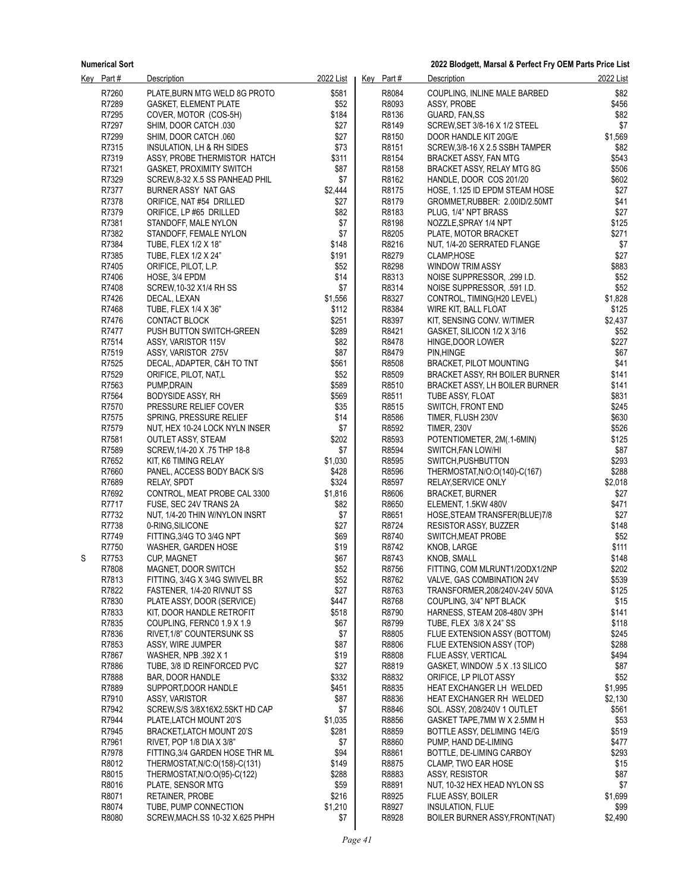| Key | Part # | Description | 2022 List |
|---|---|---|---|
| | R7260 | PLATE,BURN MTG WELD 8G PROTO | $581 |
| | R7289 | GASKET, ELEMENT PLATE | $52 |
| | R7295 | COVER, MOTOR (COS-5H) | $184 |
| | R7297 | SHIM, DOOR CATCH .030 | $27 |
| | R7299 | SHIM, DOOR CATCH .060 | $27 |
| | R7315 | INSULATION, LH & RH SIDES | $73 |
| | R7319 | ASSY, PROBE THERMISTOR HATCH | $311 |
| | R7321 | GASKET, PROXIMITY SWITCH | $87 |
| | R7329 | SCREW,8-32 X.5 SS PANHEAD PHIL | $7 |
| | R7377 | BURNER ASSY NAT GAS | $2,444 |
| | R7378 | ORIFICE, NAT #54 DRILLED | $27 |
| | R7379 | ORIFICE, LP #65 DRILLED | $82 |
| | R7381 | STANDOFF, MALE NYLON | $7 |
| | R7382 | STANDOFF, FEMALE NYLON | $7 |
| | R7384 | TUBE, FLEX 1/2 X 18" | $148 |
| | R7385 | TUBE, FLEX 1/2 X 24" | $191 |
| | R7405 | ORIFICE, PILOT, L.P. | $52 |
| | R7406 | HOSE, 3/4 EPDM | $14 |
| | R7408 | SCREW,10-32 X1/4 RH SS | $7 |
| | R7426 | DECAL, LEXAN | $1,556 |
| | R7468 | TUBE, FLEX 1/4 X 36" | $112 |
| | R7476 | CONTACT BLOCK | $251 |
| | R7477 | PUSH BUTTON SWITCH-GREEN | $289 |
| | R7514 | ASSY, VARISTOR 115V | $82 |
| | R7519 | ASSY, VARISTOR 275V | $87 |
| | R7525 | DECAL, ADAPTER, C&H TO TNT | $561 |
| | R7529 | ORIFICE, PILOT, NAT,L | $52 |
| | R7563 | PUMP,DRAIN | $589 |
| | R7564 | BODYSIDE ASSY, RH | $569 |
| | R7570 | PRESSURE RELIEF COVER | $35 |
| | R7575 | SPRING, PRESSURE RELIEF | $14 |
| | R7579 | NUT, HEX 10-24 LOCK NYLN INSER | $7 |
| | R7581 | OUTLET ASSY, STEAM | $202 |
| | R7589 | SCREW,1/4-20 X .75 THP 18-8 | $7 |
| | R7652 | KIT, K6 TIMING RELAY | $1,030 |
| | R7660 | PANEL, ACCESS BODY BACK S/S | $428 |
| | R7689 | RELAY, SPDT | $324 |
| | R7692 | CONTROL, MEAT PROBE CAL 3300 | $1,816 |
| | R7717 | FUSE, SEC 24V TRANS 2A | $82 |
| | R7732 | NUT, 1/4-20 THIN W/NYLON INSRT | $7 |
| | R7738 | 0-RING,SILICONE | $27 |
| | R7749 | FITTING,3/4G TO 3/4G NPT | $69 |
| | R7750 | WASHER, GARDEN HOSE | $19 |
| S | R7753 | CUP, MAGNET | $67 |
| | R7808 | MAGNET, DOOR SWITCH | $52 |
| | R7813 | FITTING, 3/4G X 3/4G SWIVEL BR | $52 |
| | R7822 | FASTENER, 1/4-20 RIVNUT SS | $27 |
| | R7830 | PLATE ASSY, DOOR (SERVICE) | $447 |
| | R7833 | KIT, DOOR HANDLE RETROFIT | $518 |
| | R7835 | COUPLING, FERNC0 1.9 X 1.9 | $67 |
| | R7836 | RIVET,1/8" COUNTERSUNK SS | $7 |
| | R7853 | ASSY, WIRE JUMPER | $87 |
| | R7867 | WASHER, NPB .392 X 1 | $19 |
| | R7886 | TUBE, 3/8 ID REINFORCED PVC | $27 |
| | R7888 | BAR, DOOR HANDLE | $332 |
| | R7889 | SUPPORT,DOOR HANDLE | $451 |
| | R7910 | ASSY, VARISTOR | $87 |
| | R7942 | SCREW,S/S 3/8X16X2.5SKT HD CAP | $7 |
| | R7944 | PLATE,LATCH MOUNT 20'S | $1,035 |
| | R7945 | BRACKET,LATCH MOUNT 20'S | $281 |
| | R7961 | RIVET, POP 1/8 DIA X 3/8" | $7 |
| | R7978 | FITTING,3/4 GARDEN HOSE THR ML | $94 |
| | R8012 | THERMOSTAT,N/C:O(158)-C(131) | $149 |
| | R8015 | THERMOSTAT,N/O:O(95)-C(122) | $288 |
| | R8016 | PLATE, SENSOR MTG | $59 |
| | R8071 | RETAINER, PROBE | $216 |
| | R8074 | TUBE, PUMP CONNECTION | $1,210 |
| | R8080 | SCREW,MACH.SS 10-32 X.625 PHPH | $7 |
| | R8084 | COUPLING, INLINE MALE BARBED | $82 |
| | R8093 | ASSY, PROBE | $456 |
| | R8136 | GUARD, FAN,SS | $82 |
| | R8149 | SCREW,SET 3/8-16 X 1/2 STEEL | $7 |
| | R8150 | DOOR HANDLE KIT 20G/E | $1,569 |
| | R8151 | SCREW,3/8-16 X 2.5 SSBH TAMPER | $82 |
| | R8154 | BRACKET ASSY, FAN MTG | $543 |
| | R8158 | BRACKET ASSY, RELAY MTG 8G | $506 |
| | R8162 | HANDLE, DOOR COS 201/20 | $602 |
| | R8175 | HOSE, 1.125 ID EPDM STEAM HOSE | $27 |
| | R8179 | GROMMET,RUBBER: 2.00ID/2.50MT | $41 |
| | R8183 | PLUG, 1/4" NPT BRASS | $27 |
| | R8198 | NOZZLE,SPRAY 1/4 NPT | $125 |
| | R8205 | PLATE, MOTOR BRACKET | $271 |
| | R8216 | NUT, 1/4-20 SERRATED FLANGE | $7 |
| | R8279 | CLAMP,HOSE | $27 |
| | R8298 | WINDOW TRIM ASSY | $883 |
| | R8313 | NOISE SUPPRESSOR, .299 I.D. | $52 |
| | R8314 | NOISE SUPPRESSOR, .591 I.D. | $52 |
| | R8327 | CONTROL, TIMING(H20 LEVEL) | $1,828 |
| | R8384 | WIRE KIT, BALL FLOAT | $125 |
| | R8397 | KIT, SENSING CONV. W/TIMER | $2,437 |
| | R8421 | GASKET, SILICON 1/2 X 3/16 | $52 |
| | R8478 | HINGE,DOOR LOWER | $227 |
| | R8479 | PIN,HINGE | $67 |
| | R8508 | BRACKET, PILOT MOUNTING | $41 |
| | R8509 | BRACKET ASSY, RH BOILER BURNER | $141 |
| | R8510 | BRACKET ASSY, LH BOILER BURNER | $141 |
| | R8511 | TUBE ASSY, FLOAT | $831 |
| | R8515 | SWITCH, FRONT END | $245 |
| | R8586 | TIMER, FLUSH 230V | $630 |
| | R8592 | TIMER, 230V | $526 |
| | R8593 | POTENTIOMETER, 2M(.1-6MIN) | $125 |
| | R8594 | SWITCH,FAN LOW/HI | $87 |
| | R8595 | SWITCH,PUSHBUTTON | $293 |
| | R8596 | THERMOSTAT,N/O:O(140)-C(167) | $288 |
| | R8597 | RELAY,SERVICE ONLY | $2,018 |
| | R8606 | BRACKET, BURNER | $27 |
| | R8650 | ELEMENT, 1.5KW 480V | $471 |
| | R8651 | HOSE,STEAM TRANSFER(BLUE)7/8 | $27 |
| | R8724 | RESISTOR ASSY, BUZZER | $148 |
| | R8740 | SWITCH,MEAT PROBE | $52 |
| | R8742 | KNOB, LARGE | $111 |
| | R8743 | KNOB, SMALL | $148 |
| | R8756 | FITTING, COM MLRUNT1/2ODX1/2NP | $202 |
| | R8762 | VALVE, GAS COMBINATION 24V | $539 |
| | R8763 | TRANSFORMER,208/240V-24V 50VA | $125 |
| | R8768 | COUPLING, 3/4" NPT BLACK | $15 |
| | R8790 | HARNESS, STEAM 208-480V 3PH | $141 |
| | R8799 | TUBE, FLEX 3/8 X 24" SS | $118 |
| | R8805 | FLUE EXTENSION ASSY (BOTTOM) | $245 |
| | R8806 | FLUE EXTENSION ASSY (TOP) | $288 |
| | R8808 | FLUE ASSY, VERTICAL | $494 |
| | R8819 | GASKET, WINDOW .5 X .13 SILICO | $87 |
| | R8832 | ORIFICE, LP PILOT ASSY | $52 |
| | R8835 | HEAT EXCHANGER LH WELDED | $1,995 |
| | R8836 | HEAT EXCHANGER RH WELDED | $2,130 |
| | R8846 | SOL. ASSY, 208/240V 1 OUTLET | $561 |
| | R8856 | GASKET TAPE,7MM W X 2.5MM H | $53 |
| | R8859 | BOTTLE ASSY, DELIMING 14E/G | $519 |
| | R8860 | PUMP, HAND DE-LIMING | $477 |
| | R8861 | BOTTLE, DE-LIMING CARBOY | $293 |
| | R8875 | CLAMP, TWO EAR HOSE | $15 |
| | R8883 | ASSY, RESISTOR | $87 |
| | R8891 | NUT, 10-32 HEX HEAD NYLON SS | $7 |
| | R8925 | FLUE ASSY, BOILER | $1,699 |
| | R8927 | INSULATION, FLUE | $99 |
| | R8928 | BOILER BURNER ASSY,FRONT(NAT) | $2,490 |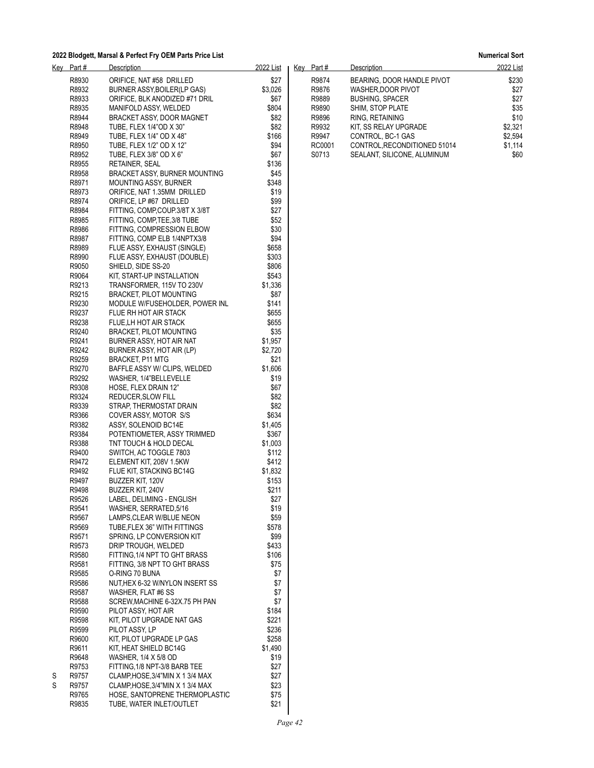**2022 Blodgett, Marsal & Perfect Fry OEM Parts Price List** | **Numerical Sort**

| Key | Part # | Description | 2022 List |
|---|---|---|---|
| | R8930 | ORIFICE, NAT #58 DRILLED | $27 |
| | R8932 | BURNER ASSY,BOILER(LP GAS) | $3,026 |
| | R8933 | ORIFICE, BLK ANODIZED #71 DRIL | $67 |
| | R8935 | MANIFOLD ASSY, WELDED | $804 |
| | R8944 | BRACKET ASSY, DOOR MAGNET | $82 |
| | R8948 | TUBE, FLEX 1/4"OD X 30" | $82 |
| | R8949 | TUBE, FLEX 1/4" OD X 48" | $166 |
| | R8950 | TUBE, FLEX 1/2" OD X 12" | $94 |
| | R8952 | TUBE, FLEX 3/8" OD X 6" | $67 |
| | R8955 | RETAINER, SEAL | $136 |
| | R8958 | BRACKET ASSY, BURNER MOUNTING | $45 |
| | R8971 | MOUNTING ASSY, BURNER | $348 |
| | R8973 | ORIFICE, NAT 1.35MM DRILLED | $19 |
| | R8974 | ORIFICE, LP #67 DRILLED | $99 |
| | R8984 | FITTING, COMP,COUP.3/8T X 3/8T | $27 |
| | R8985 | FITTING, COMP,TEE,3/8 TUBE | $52 |
| | R8986 | FITTING, COMPRESSION ELBOW | $30 |
| | R8987 | FITTING, COMP ELB 1/4NPTX3/8 | $94 |
| | R8989 | FLUE ASSY, EXHAUST (SINGLE) | $658 |
| | R8990 | FLUE ASSY, EXHAUST (DOUBLE) | $303 |
| | R9050 | SHIELD, SIDE SS-20 | $806 |
| | R9064 | KIT, START-UP INSTALLATION | $543 |
| | R9213 | TRANSFORMER, 115V TO 230V | $1,336 |
| | R9215 | BRACKET, PILOT MOUNTING | $87 |
| | R9230 | MODULE W/FUSEHOLDER, POWER INL | $141 |
| | R9237 | FLUE RH HOT AIR STACK | $655 |
| | R9238 | FLUE,LH HOT AIR STACK | $655 |
| | R9240 | BRACKET, PILOT MOUNTING | $35 |
| | R9241 | BURNER ASSY, HOT AIR NAT | $1,957 |
| | R9242 | BURNER ASSY, HOT AIR (LP) | $2,720 |
| | R9259 | BRACKET, P11 MTG | $21 |
| | R9270 | BAFFLE ASSY W/ CLIPS, WELDED | $1,606 |
| | R9292 | WASHER, 1/4"BELLEVELLE | $19 |
| | R9308 | HOSE, FLEX DRAIN 12" | $67 |
| | R9324 | REDUCER,SLOW FILL | $82 |
| | R9339 | STRAP, THERMOSTAT DRAIN | $82 |
| | R9366 | COVER ASSY, MOTOR S/S | $634 |
| | R9382 | ASSY, SOLENOID BC14E | $1,405 |
| | R9384 | POTENTIOMETER, ASSY TRIMMED | $367 |
| | R9388 | TNT TOUCH & HOLD DECAL | $1,003 |
| | R9400 | SWITCH, AC TOGGLE 7803 | $112 |
| | R9472 | ELEMENT KIT, 208V 1.5KW | $412 |
| | R9492 | FLUE KIT, STACKING BC14G | $1,832 |
| | R9497 | BUZZER KIT, 120V | $153 |
| | R9498 | BUZZER KIT, 240V | $211 |
| | R9526 | LABEL, DELIMING - ENGLISH | $27 |
| | R9541 | WASHER, SERRATED,5/16 | $19 |
| | R9567 | LAMPS,CLEAR W/BLUE NEON | $59 |
| | R9569 | TUBE,FLEX 36" WITH FITTINGS | $578 |
| | R9571 | SPRING, LP CONVERSION KIT | $99 |
| | R9573 | DRIP TROUGH, WELDED | $433 |
| | R9580 | FITTING,1/4 NPT TO GHT BRASS | $106 |
| | R9581 | FITTING, 3/8 NPT TO GHT BRASS | $75 |
| | R9585 | O-RING 70 BUNA | $7 |
| | R9586 | NUT,HEX 6-32 W/NYLON INSERT SS | $7 |
| | R9587 | WASHER, FLAT #6 SS | $7 |
| | R9588 | SCREW,MACHINE 6-32X.75 PH PAN | $7 |
| | R9590 | PILOT ASSY, HOT AIR | $184 |
| | R9598 | KIT, PILOT UPGRADE NAT GAS | $221 |
| | R9599 | PILOT ASSY, LP | $236 |
| | R9600 | KIT, PILOT UPGRADE LP GAS | $258 |
| | R9611 | KIT, HEAT SHIELD BC14G | $1,490 |
| | R9648 | WASHER, 1/4 X 5/8 OD | $19 |
| | R9753 | FITTING,1/8 NPT-3/8 BARB TEE | $27 |
| S | R9757 | CLAMP,HOSE,3/4"MIN X 1 3/4 MAX | $27 |
| S | R9757 | CLAMP,HOSE,3/4"MIN X 1 3/4 MAX | $23 |
| | R9765 | HOSE, SANTOPRENE THERMOPLASTIC | $75 |
| | R9835 | TUBE, WATER INLET/OUTLET | $21 |
| | R9874 | BEARING, DOOR HANDLE PIVOT | $230 |
| | R9876 | WASHER,DOOR PIVOT | $27 |
| | R9889 | BUSHING, SPACER | $27 |
| | R9890 | SHIM, STOP PLATE | $35 |
| | R9896 | RING, RETAINING | $10 |
| | R9932 | KIT, SS RELAY UPGRADE | $2,321 |
| | R9947 | CONTROL, BC-1 GAS | $2,594 |
| | RC0001 | CONTROL,RECONDITIONED 51014 | $1,114 |
| | S0713 | SEALANT, SILICONE, ALUMINUM | $60 |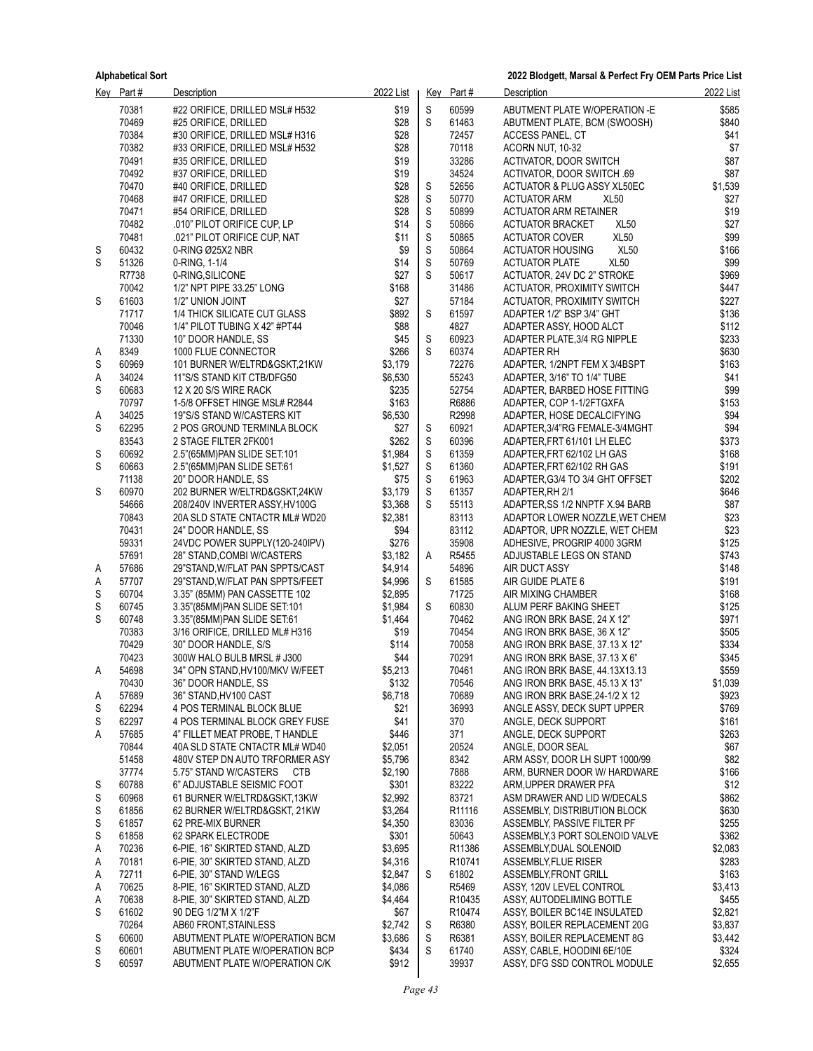| Key | Part # | Description | 2022 List |
|---|---|---|---|
| | 70381 | #22 ORIFICE, DRILLED MSL# H532 | $19 |
| | 70469 | #25 ORIFICE, DRILLED | $28 |
| | 70384 | #30 ORIFICE, DRILLED MSL# H316 | $28 |
| | 70382 | #33 ORIFICE, DRILLED MSL# H532 | $28 |
| | 70491 | #35 ORIFICE, DRILLED | $19 |
| | 70492 | #37 ORIFICE, DRILLED | $19 |
| | 70470 | #40 ORIFICE, DRILLED | $28 |
| | 70468 | #47 ORIFICE, DRILLED | $28 |
| | 70471 | #54 ORIFICE, DRILLED | $28 |
| | 70482 | .010" PILOT ORIFICE CUP, LP | $14 |
| | 70481 | .021" PILOT ORIFICE CUP, NAT | $11 |
| S | 60432 | 0-RING Ø25X2 NBR | $9 |
| S | 51326 | 0-RING, 1-1/4 | $14 |
| | R7738 | 0-RING,SILICONE | $27 |
| | 70042 | 1/2" NPT PIPE 33.25" LONG | $168 |
| S | 61603 | 1/2" UNION JOINT | $27 |
| | 71717 | 1/4 THICK SILICATE CUT GLASS | $892 |
| | 70046 | 1/4" PILOT TUBING X 42" #PT44 | $88 |
| | 71330 | 10" DOOR HANDLE, SS | $45 |
| A | 8349 | 1000 FLUE CONNECTOR | $266 |
| S | 60969 | 101 BURNER W/ELTRD&GSKT,21KW | $3,179 |
| A | 34024 | 11"S/S STAND KIT CTB/DFG50 | $6,530 |
| S | 60683 | 12 X 20 S/S WIRE RACK | $235 |
| | 70797 | 1-5/8 OFFSET HINGE MSL# R2844 | $163 |
| A | 34025 | 19"S/S STAND W/CASTERS KIT | $6,530 |
| S | 62295 | 2 POS GROUND TERMINLA BLOCK | $27 |
| | 83543 | 2 STAGE FILTER 2FK001 | $262 |
| S | 60692 | 2.5"(65MM)PAN SLIDE SET:101 | $1,984 |
| S | 60663 | 2.5"(65MM)PAN SLIDE SET:61 | $1,527 |
| | 71138 | 20" DOOR HANDLE, SS | $75 |
| S | 60970 | 202 BURNER W/ELTRD&GSKT,24KW | $3,179 |
| | 54666 | 208/240V INVERTER ASSY,HV100G | $3,368 |
| | 70843 | 20A SLD STATE CNTACTR ML# WD20 | $2,381 |
| | 70431 | 24" DOOR HANDLE, SS | $94 |
| | 59331 | 24VDC POWER SUPPLY(120-240IPV) | $276 |
| | 57691 | 28" STAND,COMBI W/CASTERS | $3,182 |
| A | 57686 | 29"STAND,W/FLAT PAN SPPTS/CAST | $4,914 |
| A | 57707 | 29"STAND,W/FLAT PAN SPPTS/FEET | $4,996 |
| S | 60704 | 3.35" (85MM) PAN CASSETTE 102 | $2,895 |
| S | 60745 | 3.35"(85MM)PAN SLIDE SET:101 | $1,984 |
| S | 60748 | 3.35"(85MM)PAN SLIDE SET:61 | $1,464 |
| | 70383 | 3/16 ORIFICE, DRILLED ML# H316 | $19 |
| | 70429 | 30" DOOR HANDLE, S/S | $114 |
| | 70423 | 300W HALO BULB MRSL # J300 | $44 |
| A | 54698 | 34" OPN STAND,HV100/MKV W/FEET | $5,213 |
| | 70430 | 36" DOOR HANDLE, SS | $132 |
| A | 57689 | 36" STAND,HV100 CAST | $6,718 |
| S | 62294 | 4 POS TERMINAL BLOCK BLUE | $21 |
| S | 62297 | 4 POS TERMINAL BLOCK GREY FUSE | $41 |
| A | 57685 | 4" FILLET MEAT PROBE, T HANDLE | $446 |
| | 70844 | 40A SLD STATE CNTACTR ML# WD40 | $2,051 |
| | 51458 | 480V STEP DN AUTO TRFORMER ASY | $5,796 |
| | 37774 | 5.75" STAND W/CASTERS CTB | $2,190 |
| S | 60788 | 6" ADJUSTABLE SEISMIC FOOT | $301 |
| S | 60968 | 61 BURNER W/ELTRD&GSKT,13KW | $2,992 |
| S | 61856 | 62 BURNER W/ELTRD&GSKT, 21KW | $3,264 |
| S | 61857 | 62 PRE-MIX BURNER | $4,350 |
| S | 61858 | 62 SPARK ELECTRODE | $301 |
| A | 70236 | 6-PIE, 16" SKIRTED STAND, ALZD | $3,695 |
| A | 70181 | 6-PIE, 30" SKIRTED STAND, ALZD | $4,316 |
| A | 72711 | 6-PIE, 30" STAND W/LEGS | $2,847 |
| A | 70625 | 8-PIE, 16" SKIRTED STAND, ALZD | $4,086 |
| A | 70638 | 8-PIE, 30" SKIRTED STAND, ALZD | $4,464 |
| S | 61602 | 90 DEG 1/2"M X 1/2"F | $67 |
| | 70264 | AB60 FRONT,STAINLESS | $2,742 |
| S | 60600 | ABUTMENT PLATE W/OPERATION BCM | $3,686 |
| S | 60601 | ABUTMENT PLATE W/OPERATION BCP | $434 |
| S | 60597 | ABUTMENT PLATE W/OPERATION C/K | $912 |
| S | 60599 | ABUTMENT PLATE W/OPERATION -E | $585 |
| S | 61463 | ABUTMENT PLATE, BCM (SWOOSH) | $840 |
| | 72457 | ACCESS PANEL, CT | $41 |
| | 70118 | ACORN NUT, 10-32 | $7 |
| | 33286 | ACTIVATOR, DOOR SWITCH | $87 |
| | 34524 | ACTIVATOR, DOOR SWITCH .69 | $87 |
| S | 52656 | ACTUATOR & PLUG ASSY XL50EC | $1,539 |
| S | 50770 | ACTUATOR ARM XL50 | $27 |
| S | 50899 | ACTUATOR ARM RETAINER | $19 |
| S | 50866 | ACTUATOR BRACKET XL50 | $27 |
| S | 50865 | ACTUATOR COVER XL50 | $99 |
| S | 50864 | ACTUATOR HOUSING XL50 | $166 |
| S | 50769 | ACTUATOR PLATE XL50 | $99 |
| S | 50617 | ACTUATOR, 24V DC 2" STROKE | $969 |
| | 31486 | ACTUATOR, PROXIMITY SWITCH | $447 |
| | 57184 | ACTUATOR, PROXIMITY SWITCH | $227 |
| S | 61597 | ADAPTER 1/2" BSP 3/4" GHT | $136 |
| | 4827 | ADAPTER ASSY, HOOD ALCT | $112 |
| S | 60923 | ADAPTER PLATE,3/4 RG NIPPLE | $233 |
| S | 60374 | ADAPTER RH | $630 |
| | 72276 | ADAPTER, 1/2NPT FEM X 3/4BSPT | $163 |
| | 55243 | ADAPTER, 3/16" TO 1/4" TUBE | $41 |
| | 52754 | ADAPTER, BARBED HOSE FITTING | $99 |
| | R6886 | ADAPTER, COP 1-1/2FTGXFA | $153 |
| | R2998 | ADAPTER, HOSE DECALCIFYING | $94 |
| S | 60921 | ADAPTER,3/4"RG FEMALE-3/4MGHT | $94 |
| S | 60396 | ADAPTER,FRT 61/101 LH ELEC | $373 |
| S | 61359 | ADAPTER,FRT 62/102 LH GAS | $168 |
| S | 61360 | ADAPTER,FRT 62/102 RH GAS | $191 |
| S | 61963 | ADAPTER,G3/4 TO 3/4 GHT OFFSET | $202 |
| S | 61357 | ADAPTER,RH 2/1 | $646 |
| S | 55113 | ADAPTER,SS 1/2 NNPTF X.94 BARB | $87 |
| | 83113 | ADAPTOR LOWER NOZZLE,WET CHEM | $23 |
| | 83112 | ADAPTOR, UPR NOZZLE, WET CHEM | $23 |
| | 35908 | ADHESIVE, PROGRIP 4000 3GRM | $125 |
| A | R5455 | ADJUSTABLE LEGS ON STAND | $743 |
| | 54896 | AIR DUCT ASSY | $148 |
| S | 61585 | AIR GUIDE PLATE 6 | $191 |
| | 71725 | AIR MIXING CHAMBER | $168 |
| S | 60830 | ALUM PERF BAKING SHEET | $125 |
| | 70462 | ANG IRON BRK BASE, 24 X 12" | $971 |
| | 70454 | ANG IRON BRK BASE, 36 X 12" | $505 |
| | 70058 | ANG IRON BRK BASE, 37.13 X 12" | $334 |
| | 70291 | ANG IRON BRK BASE, 37.13 X 6" | $345 |
| | 70461 | ANG IRON BRK BASE, 44.13X13.13 | $559 |
| | 70546 | ANG IRON BRK BASE, 45.13 X 13" | $1,039 |
| | 70689 | ANG IRON BRK BASE,24-1/2 X 12 | $923 |
| | 36993 | ANGLE ASSY, DECK SUPT UPPER | $769 |
| | 370 | ANGLE, DECK SUPPORT | $161 |
| | 371 | ANGLE, DECK SUPPORT | $263 |
| | 20524 | ANGLE, DOOR SEAL | $67 |
| | 8342 | ARM ASSY, DOOR LH SUPT 1000/99 | $82 |
| | 7888 | ARM, BURNER DOOR W/ HARDWARE | $166 |
| | 83222 | ARM,UPPER DRAWER PFA | $12 |
| | 83721 | ASM DRAWER AND LID W/DECALS | $862 |
| | R11116 | ASSEMBLY, DISTRIBUTION BLOCK | $630 |
| | 83036 | ASSEMBLY, PASSIVE FILTER PF | $255 |
| | 50643 | ASSEMBLY,3 PORT SOLENOID VALVE | $362 |
| | R11386 | ASSEMBLY,DUAL SOLENOID | $2,083 |
| | R10741 | ASSEMBLY,FLUE RISER | $283 |
| S | 61802 | ASSEMBLY,FRONT GRILL | $163 |
| | R5469 | ASSY, 120V LEVEL CONTROL | $3,413 |
| | R10435 | ASSY, AUTODELIMING BOTTLE | $455 |
| | R10474 | ASSY, BOILER BC14E INSULATED | $2,821 |
| S | R6380 | ASSY, BOILER REPLACEMENT 20G | $3,837 |
| S | R6381 | ASSY, BOILER REPLACEMENT 8G | $3,442 |
| S | 61740 | ASSY, CABLE, HOODINI 6E/10E | $324 |
| | 39937 | ASSY, DFG SSD CONTROL MODULE | $2,655 |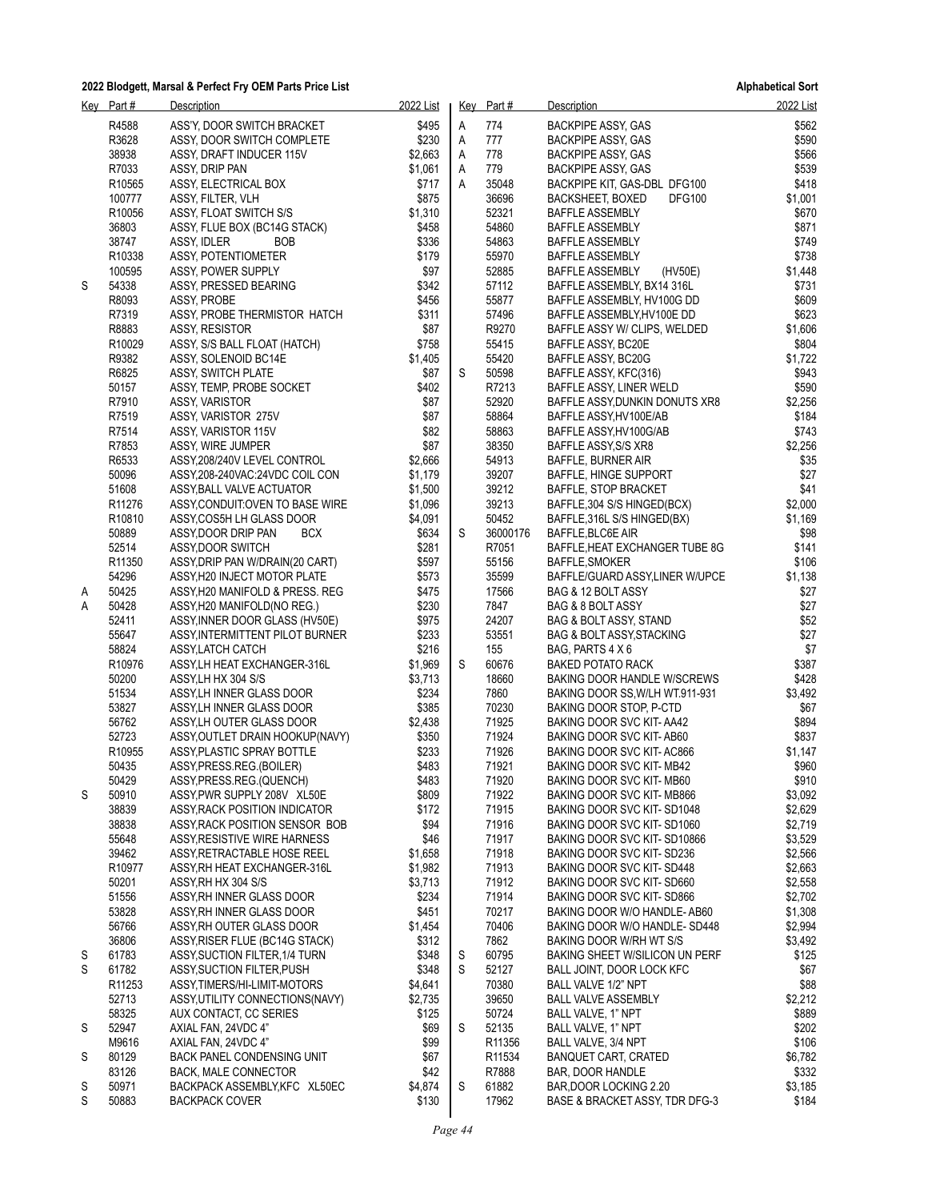| Key | Part # | Description | 2022 List |
|---|---|---|---|
| | R4588 | ASS'Y, DOOR SWITCH BRACKET | $495 |
| | R3628 | ASSY, DOOR SWITCH COMPLETE | $230 |
| | 38938 | ASSY, DRAFT INDUCER 115V | $2,663 |
| | R7033 | ASSY, DRIP PAN | $1,061 |
| | R10565 | ASSY, ELECTRICAL BOX | $717 |
| | 100777 | ASSY, FILTER, VLH | $875 |
| | R10056 | ASSY, FLOAT SWITCH S/S | $1,310 |
| | 36803 | ASSY, FLUE BOX (BC14G STACK) | $458 |
| | 38747 | ASSY, IDLER BOB | $336 |
| | R10338 | ASSY, POTENTIOMETER | $179 |
| | 100595 | ASSY, POWER SUPPLY | $97 |
| S | 54338 | ASSY, PRESSED BEARING | $342 |
| | R8093 | ASSY, PROBE | $456 |
| | R7319 | ASSY, PROBE THERMISTOR HATCH | $311 |
| | R8883 | ASSY, RESISTOR | $87 |
| | R10029 | ASSY, S/S BALL FLOAT (HATCH) | $758 |
| | R9382 | ASSY, SOLENOID BC14E | $1,405 |
| | R6825 | ASSY, SWITCH PLATE | $87 |
| | 50157 | ASSY, TEMP, PROBE SOCKET | $402 |
| | R7910 | ASSY, VARISTOR | $87 |
| | R7519 | ASSY, VARISTOR 275V | $87 |
| | R7514 | ASSY, VARISTOR 115V | $82 |
| | R7853 | ASSY, WIRE JUMPER | $87 |
| | R6533 | ASSY,208/240V LEVEL CONTROL | $2,666 |
| | 50096 | ASSY,208-240VAC:24VDC COIL CON | $1,179 |
| | 51608 | ASSY,BALL VALVE ACTUATOR | $1,500 |
| | R11276 | ASSY,CONDUIT:OVEN TO BASE WIRE | $1,096 |
| | R10810 | ASSY,COS5H LH GLASS DOOR | $4,091 |
| | 50889 | ASSY,DOOR DRIP PAN BCX | $634 |
| | 52514 | ASSY,DOOR SWITCH | $281 |
| | R11350 | ASSY,DRIP PAN W/DRAIN(20 CART) | $597 |
| | 54296 | ASSY,H20 INJECT MOTOR PLATE | $573 |
| A | 50425 | ASSY,H20 MANIFOLD & PRESS. REG | $475 |
| A | 50428 | ASSY,H20 MANIFOLD(NO REG.) | $230 |
| | 52411 | ASSY,INNER DOOR GLASS (HV50E) | $975 |
| | 55647 | ASSY,INTERMITTENT PILOT BURNER | $233 |
| | 58824 | ASSY,LATCH CATCH | $216 |
| | R10976 | ASSY,LH HEAT EXCHANGER-316L | $1,969 |
| | 50200 | ASSY,LH HX 304 S/S | $3,713 |
| | 51534 | ASSY,LH INNER GLASS DOOR | $234 |
| | 53827 | ASSY,LH INNER GLASS DOOR | $385 |
| | 56762 | ASSY,LH OUTER GLASS DOOR | $2,438 |
| | 52723 | ASSY,OUTLET DRAIN HOOKUP(NAVY) | $350 |
| | R10955 | ASSY,PLASTIC SPRAY BOTTLE | $233 |
| | 50435 | ASSY,PRESS.REG.(BOILER) | $483 |
| | 50429 | ASSY,PRESS.REG.(QUENCH) | $483 |
| S | 50910 | ASSY,PWR SUPPLY 208V XL50E | $809 |
| | 38839 | ASSY,RACK POSITION INDICATOR | $172 |
| | 38838 | ASSY,RACK POSITION SENSOR BOB | $94 |
| | 55648 | ASSY,RESISTIVE WIRE HARNESS | $46 |
| | 39462 | ASSY,RETRACTABLE HOSE REEL | $1,658 |
| | R10977 | ASSY,RH HEAT EXCHANGER-316L | $1,982 |
| | 50201 | ASSY,RH HX 304 S/S | $3,713 |
| | 51556 | ASSY,RH INNER GLASS DOOR | $234 |
| | 53828 | ASSY,RH INNER GLASS DOOR | $451 |
| | 56766 | ASSY,RH OUTER GLASS DOOR | $1,454 |
| | 36806 | ASSY,RISER FLUE (BC14G STACK) | $312 |
| S | 61783 | ASSY,SUCTION FILTER,1/4 TURN | $348 |
| S | 61782 | ASSY,SUCTION FILTER,PUSH | $348 |
| | R11253 | ASSY,TIMERS/HI-LIMIT-MOTORS | $4,641 |
| | 52713 | ASSY,UTILITY CONNECTIONS(NAVY) | $2,735 |
| | 58325 | AUX CONTACT, CC SERIES | $125 |
| S | 52947 | AXIAL FAN, 24VDC 4" | $69 |
| | M9616 | AXIAL FAN, 24VDC 4" | $99 |
| S | 80129 | BACK PANEL CONDENSING UNIT | $67 |
| | 83126 | BACK, MALE CONNECTOR | $42 |
| S | 50971 | BACKPACK ASSEMBLY,KFC XL50EC | $4,874 |
| S | 50883 | BACKPACK COVER | $130 |
| A | 774 | BACKPIPE ASSY, GAS | $562 |
| A | 777 | BACKPIPE ASSY, GAS | $590 |
| A | 778 | BACKPIPE ASSY, GAS | $566 |
| A | 779 | BACKPIPE ASSY, GAS | $539 |
| A | 35048 | BACKPIPE KIT, GAS-DBL DFG100 | $418 |
| | 36696 | BACKSHEET, BOXED DFG100 | $1,001 |
| | 52321 | BAFFLE ASSEMBLY | $670 |
| | 54860 | BAFFLE ASSEMBLY | $871 |
| | 54863 | BAFFLE ASSEMBLY | $749 |
| | 55970 | BAFFLE ASSEMBLY | $738 |
| | 52885 | BAFFLE ASSEMBLY (HV50E) | $1,448 |
| | 57112 | BAFFLE ASSEMBLY, BX14 316L | $731 |
| | 55877 | BAFFLE ASSEMBLY, HV100G DD | $609 |
| | 57496 | BAFFLE ASSEMBLY,HV100E DD | $623 |
| | R9270 | BAFFLE ASSY W/ CLIPS, WELDED | $1,606 |
| | 55415 | BAFFLE ASSY, BC20E | $804 |
| | 55420 | BAFFLE ASSY, BC20G | $1,722 |
| S | 50598 | BAFFLE ASSY, KFC(316) | $943 |
| | R7213 | BAFFLE ASSY, LINER WELD | $590 |
| | 52920 | BAFFLE ASSY,DUNKIN DONUTS XR8 | $2,256 |
| | 58864 | BAFFLE ASSY,HV100E/AB | $184 |
| | 58863 | BAFFLE ASSY,HV100G/AB | $743 |
| | 38350 | BAFFLE ASSY,S/S XR8 | $2,256 |
| | 54913 | BAFFLE, BURNER AIR | $35 |
| | 39207 | BAFFLE, HINGE SUPPORT | $27 |
| | 39212 | BAFFLE, STOP BRACKET | $41 |
| | 39213 | BAFFLE,304 S/S HINGED(BCX) | $2,000 |
| | 50452 | BAFFLE,316L S/S HINGED(BX) | $1,169 |
| S | 36000176 | BAFFLE,BLC6E AIR | $98 |
| | R7051 | BAFFLE,HEAT EXCHANGER TUBE 8G | $141 |
| | 55156 | BAFFLE,SMOKER | $106 |
| | 35599 | BAFFLE/GUARD ASSY,LINER W/UPCE | $1,138 |
| | 17566 | BAG & 12 BOLT ASSY | $27 |
| | 7847 | BAG & 8 BOLT ASSY | $27 |
| | 24207 | BAG & BOLT ASSY, STAND | $52 |
| | 53551 | BAG & BOLT ASSY,STACKING | $27 |
| | 155 | BAG, PARTS 4 X 6 | $7 |
| S | 60676 | BAKED POTATO RACK | $387 |
| | 18660 | BAKING DOOR HANDLE W/SCREWS | $428 |
| | 7860 | BAKING DOOR SS,W/LH WT.911-931 | $3,492 |
| | 70230 | BAKING DOOR STOP, P-CTD | $67 |
| | 71925 | BAKING DOOR SVC KIT- AA42 | $894 |
| | 71924 | BAKING DOOR SVC KIT- AB60 | $837 |
| | 71926 | BAKING DOOR SVC KIT- AC866 | $1,147 |
| | 71921 | BAKING DOOR SVC KIT- MB42 | $960 |
| | 71920 | BAKING DOOR SVC KIT- MB60 | $910 |
| | 71922 | BAKING DOOR SVC KIT- MB866 | $3,092 |
| | 71915 | BAKING DOOR SVC KIT- SD1048 | $2,629 |
| | 71916 | BAKING DOOR SVC KIT- SD1060 | $2,719 |
| | 71917 | BAKING DOOR SVC KIT- SD10866 | $3,529 |
| | 71918 | BAKING DOOR SVC KIT- SD236 | $2,566 |
| | 71913 | BAKING DOOR SVC KIT- SD448 | $2,663 |
| | 71912 | BAKING DOOR SVC KIT- SD660 | $2,558 |
| | 71914 | BAKING DOOR SVC KIT- SD866 | $2,702 |
| | 70217 | BAKING DOOR W/O HANDLE- AB60 | $1,308 |
| | 70406 | BAKING DOOR W/O HANDLE- SD448 | $2,994 |
| | 7862 | BAKING DOOR W/RH WT S/S | $3,492 |
| S | 60795 | BAKING SHEET W/SILICON UN PERF | $125 |
| S | 52127 | BALL JOINT, DOOR LOCK KFC | $67 |
| | 70380 | BALL VALVE 1/2" NPT | $88 |
| | 39650 | BALL VALVE ASSEMBLY | $2,212 |
| | 50724 | BALL VALVE, 1" NPT | $889 |
| S | 52135 | BALL VALVE, 1" NPT | $202 |
| | R11356 | BALL VALVE, 3/4 NPT | $106 |
| | R11534 | BANQUET CART, CRATED | $6,782 |
| | R7888 | BAR, DOOR HANDLE | $332 |
| S | 61882 | BAR,DOOR LOCKING 2.20 | $3,185 |
| | 17962 | BASE & BRACKET ASSY, TDR DFG-3 | $184 |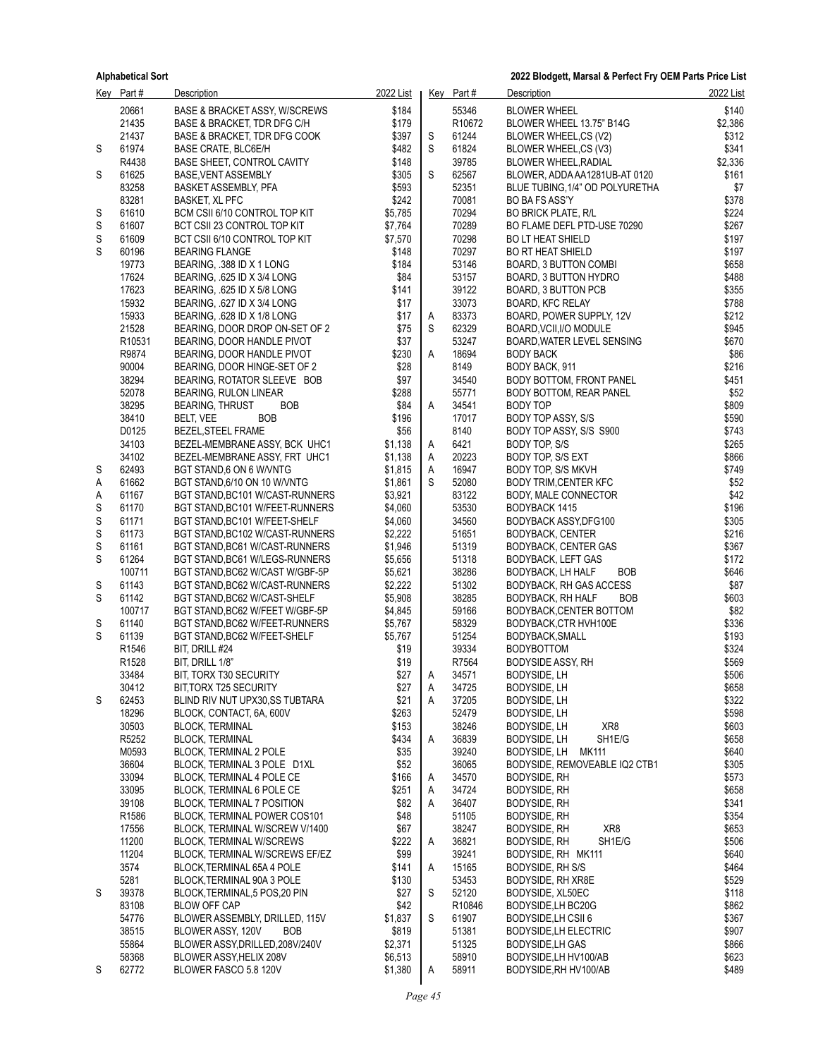| Key | Part # | Description | 2022 List |
|---|---|---|---|
| | 20661 | BASE & BRACKET ASSY, W/SCREWS | $184 |
| | 21435 | BASE & BRACKET, TDR DFG C/H | $179 |
| | 21437 | BASE & BRACKET, TDR DFG COOK | $397 |
| S | 61974 | BASE CRATE, BLC6E/H | $482 |
| | R4438 | BASE SHEET, CONTROL CAVITY | $148 |
| S | 61625 | BASE,VENT ASSEMBLY | $305 |
| | 83258 | BASKET ASSEMBLY, PFA | $593 |
| | 83281 | BASKET, XL PFC | $242 |
| S | 61610 | BCM CSII 6/10 CONTROL TOP KIT | $5,785 |
| S | 61607 | BCT CSII 23 CONTROL TOP KIT | $7,764 |
| S | 61609 | BCT CSII 6/10 CONTROL TOP KIT | $7,570 |
| S | 60196 | BEARING FLANGE | $148 |
| | 19773 | BEARING, .388 ID X 1 LONG | $184 |
| | 17624 | BEARING, .625 ID X 3/4 LONG | $84 |
| | 17623 | BEARING, .625 ID X 5/8 LONG | $141 |
| | 15932 | BEARING, .627 ID X 3/4 LONG | $17 |
| | 15933 | BEARING, .628 ID X 1/8 LONG | $17 |
| | 21528 | BEARING, DOOR DROP ON-SET OF 2 | $75 |
| | R10531 | BEARING, DOOR HANDLE PIVOT | $37 |
| | R9874 | BEARING, DOOR HANDLE PIVOT | $230 |
| | 90004 | BEARING, DOOR HINGE-SET OF 2 | $28 |
| | 38294 | BEARING, ROTATOR SLEEVE BOB | $97 |
| | 52078 | BEARING, RULON LINEAR | $288 |
| | 38295 | BEARING, THRUST BOB | $84 |
| | 38410 | BELT, VEE BOB | $196 |
| | D0125 | BEZEL,STEEL FRAME | $56 |
| | 34103 | BEZEL-MEMBRANE ASSY, BCK UHC1 | $1,138 |
| | 34102 | BEZEL-MEMBRANE ASSY, FRT UHC1 | $1,138 |
| S | 62493 | BGT STAND,6 ON 6 W/VNTG | $1,815 |
| A | 61662 | BGT STAND,6/10 ON 10 W/VNTG | $1,861 |
| A | 61167 | BGT STAND,BC101 W/CAST-RUNNERS | $3,921 |
| S | 61170 | BGT STAND,BC101 W/FEET-RUNNERS | $4,060 |
| S | 61171 | BGT STAND,BC101 W/FEET-SHELF | $4,060 |
| S | 61173 | BGT STAND,BC102 W/CAST-RUNNERS | $2,222 |
| S | 61161 | BGT STAND,BC61 W/CAST-RUNNERS | $1,946 |
| S | 61264 | BGT STAND,BC61 W/LEGS-RUNNERS | $5,656 |
| | 100711 | BGT STAND,BC62 W/CAST W/GBF-5P | $5,621 |
| S | 61143 | BGT STAND,BC62 W/CAST-RUNNERS | $2,222 |
| S | 61142 | BGT STAND,BC62 W/CAST-SHELF | $5,908 |
| | 100717 | BGT STAND,BC62 W/FEET W/GBF-5P | $4,845 |
| S | 61140 | BGT STAND,BC62 W/FEET-RUNNERS | $5,767 |
| S | 61139 | BGT STAND,BC62 W/FEET-SHELF | $5,767 |
| | R1546 | BIT, DRILL #24 | $19 |
| | R1528 | BIT, DRILL 1/8" | $19 |
| | 33484 | BIT, TORX T30 SECURITY | $27 |
| | 30412 | BIT,TORX T25 SECURITY | $27 |
| S | 62453 | BLIND RIV NUT UPX30,SS TUBTARA | $21 |
| | 18296 | BLOCK, CONTACT, 6A, 600V | $263 |
| | 30503 | BLOCK, TERMINAL | $153 |
| | R5252 | BLOCK, TERMINAL | $434 |
| | M0593 | BLOCK, TERMINAL 2 POLE | $35 |
| | 36604 | BLOCK, TERMINAL 3 POLE D1XL | $52 |
| | 33094 | BLOCK, TERMINAL 4 POLE CE | $166 |
| | 33095 | BLOCK, TERMINAL 6 POLE CE | $251 |
| | 39108 | BLOCK, TERMINAL 7 POSITION | $82 |
| | R1586 | BLOCK, TERMINAL POWER COS101 | $48 |
| | 17556 | BLOCK, TERMINAL W/SCREW V/1400 | $67 |
| | 11200 | BLOCK, TERMINAL W/SCREWS | $222 |
| | 11204 | BLOCK, TERMINAL W/SCREWS EF/EZ | $99 |
| | 3574 | BLOCK,TERMINAL 65A 4 POLE | $141 |
| | 5281 | BLOCK,TERMINAL 90A 3 POLE | $130 |
| S | 39378 | BLOCK,TERMINAL,5 POS,20 PIN | $27 |
| | 83108 | BLOW OFF CAP | $42 |
| | 54776 | BLOWER ASSEMBLY, DRILLED, 115V | $1,837 |
| | 38515 | BLOWER ASSY, 120V BOB | $819 |
| | 55864 | BLOWER ASSY,DRILLED,208V/240V | $2,371 |
| | 58368 | BLOWER ASSY,HELIX 208V | $6,513 |
| S | 62772 | BLOWER FASCO 5.8 120V | $1,380 |
| | 55346 | BLOWER WHEEL | $140 |
| | R10672 | BLOWER WHEEL 13.75" B14G | $2,386 |
| S | 61244 | BLOWER WHEEL,CS (V2) | $312 |
| S | 61824 | BLOWER WHEEL,CS (V3) | $341 |
| | 39785 | BLOWER WHEEL,RADIAL | $2,336 |
| S | 62567 | BLOWER, ADDA AA1281UB-AT 0120 | $161 |
| | 52351 | BLUE TUBING,1/4" OD POLYURETHA | $7 |
| | 70081 | BO BA FS ASS'Y | $378 |
| | 70294 | BO BRICK PLATE, R/L | $224 |
| | 70289 | BO FLAME DEFL PTD-USE 70290 | $267 |
| | 70298 | BO LT HEAT SHIELD | $197 |
| | 70297 | BO RT HEAT SHIELD | $197 |
| | 53146 | BOARD, 3 BUTTON COMBI | $658 |
| | 53157 | BOARD, 3 BUTTON HYDRO | $488 |
| | 39122 | BOARD, 3 BUTTON PCB | $355 |
| | 33073 | BOARD, KFC RELAY | $788 |
| A | 83373 | BOARD, POWER SUPPLY, 12V | $212 |
| S | 62329 | BOARD,VCII,I/O MODULE | $945 |
| | 53247 | BOARD,WATER LEVEL SENSING | $670 |
| A | 18694 | BODY BACK | $86 |
| | 8149 | BODY BACK, 911 | $216 |
| | 34540 | BODY BOTTOM, FRONT PANEL | $451 |
| | 55771 | BODY BOTTOM, REAR PANEL | $52 |
| A | 34541 | BODY TOP | $809 |
| | 17017 | BODY TOP ASSY, S/S | $590 |
| | 8140 | BODY TOP ASSY, S/S S900 | $743 |
| A | 6421 | BODY TOP, S/S | $265 |
| A | 20223 | BODY TOP, S/S EXT | $866 |
| A | 16947 | BODY TOP, S/S MKVH | $749 |
| S | 52080 | BODY TRIM,CENTER KFC | $52 |
| | 83122 | BODY, MALE CONNECTOR | $42 |
| | 53530 | BODYBACK 1415 | $196 |
| | 34560 | BODYBACK ASSY,DFG100 | $305 |
| | 51651 | BODYBACK, CENTER | $216 |
| | 51319 | BODYBACK, CENTER GAS | $367 |
| | 51318 | BODYBACK, LEFT GAS | $172 |
| | 38286 | BODYBACK, LH HALF BOB | $646 |
| | 51302 | BODYBACK, RH GAS ACCESS | $87 |
| | 38285 | BODYBACK, RH HALF BOB | $603 |
| | 59166 | BODYBACK,CENTER BOTTOM | $82 |
| | 58329 | BODYBACK,CTR HVH100E | $336 |
| | 51254 | BODYBACK,SMALL | $193 |
| | 39334 | BODYBOTTOM | $324 |
| | R7564 | BODYSIDE ASSY, RH | $569 |
| A | 34571 | BODYSIDE, LH | $506 |
| A | 34725 | BODYSIDE, LH | $658 |
| A | 37205 | BODYSIDE, LH | $322 |
| | 52479 | BODYSIDE, LH | $598 |
| | 38246 | BODYSIDE, LH XR8 | $603 |
| A | 36839 | BODYSIDE, LH SH1E/G | $658 |
| | 39240 | BODYSIDE, LH MK111 | $640 |
| | 36065 | BODYSIDE, REMOVEABLE IQ2 CTB1 | $305 |
| A | 34570 | BODYSIDE, RH | $573 |
| A | 34724 | BODYSIDE, RH | $658 |
| A | 36407 | BODYSIDE, RH | $341 |
| | 51105 | BODYSIDE, RH | $354 |
| | 38247 | BODYSIDE, RH XR8 | $653 |
| A | 36821 | BODYSIDE, RH SH1E/G | $506 |
| | 39241 | BODYSIDE, RH MK111 | $640 |
| A | 15165 | BODYSIDE, RH S/S | $464 |
| | 53453 | BODYSIDE, RH XR8E | $529 |
| S | 52120 | BODYSIDE, XL50EC | $118 |
| | R10846 | BODYSIDE,LH BC20G | $862 |
| S | 61907 | BODYSIDE,LH CSII 6 | $367 |
| | 51381 | BODYSIDE,LH ELECTRIC | $907 |
| | 51325 | BODYSIDE,LH GAS | $866 |
| | 58910 | BODYSIDE,LH HV100/AB | $623 |
| A | 58911 | BODYSIDE,RH HV100/AB | $489 |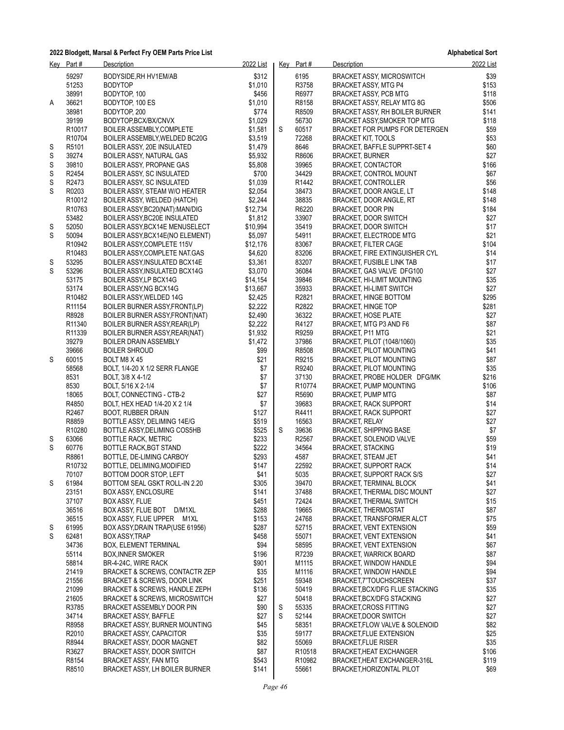## 2022 Blodgett, Marsal & Perfect Fry OEM Parts Price List

**Alphabetical Sort**

| Key | Part # | Description | 2022 List |
|---|---|---|---|
| | 59297 | BODYSIDE,RH HV1EM/AB | $312 |
| | 51253 | BODYTOP | $1,010 |
| | 38991 | BODYTOP, 100 | $456 |
| A | 36621 | BODYTOP, 100 ES | $1,010 |
| | 38981 | BODYTOP, 200 | $774 |
| | 39199 | BODYTOP,BCX/BX/CNVX | $1,029 |
| | R10017 | BOILER ASSEMBLY,COMPLETE | $1,581 |
| | R10704 | BOILER ASSEMBLY,WELDED BC20G | $3,519 |
| S | R5101 | BOILER ASSY, 20E INSULATED | $1,479 |
| S | 39274 | BOILER ASSY, NATURAL GAS | $5,932 |
| S | 39810 | BOILER ASSY, PROPANE GAS | $5,808 |
| S | R2454 | BOILER ASSY, SC INSULATED | $700 |
| S | R2473 | BOILER ASSY, SC INSULATED | $1,039 |
| S | R0203 | BOILER ASSY, STEAM W/O HEATER | $2,054 |
| | R10012 | BOILER ASSY, WELDED (HATCH) | $2,244 |
| | R10763 | BOILER ASSY,BC20(NAT):MAN/DIG | $12,734 |
| | 53482 | BOILER ASSY,BC20E INSULATED | $1,812 |
| S | 52050 | BOILER ASSY,BCX14E MENUSELECT | $10,994 |
| S | 50094 | BOILER ASSY,BCX14E(NO ELEMENT) | $5,097 |
| | R10942 | BOILER ASSY,COMPLETE 115V | $12,176 |
| | R10483 | BOILER ASSY,COMPLETE NAT.GAS | $4,620 |
| S | 53295 | BOILER ASSY,INSULATED BCX14E | $3,361 |
| S | 53296 | BOILER ASSY,INSULATED BCX14G | $3,070 |
| | 53175 | BOILER ASSY,LP BCX14G | $14,154 |
| | 53174 | BOILER ASSY,NG BCX14G | $13,667 |
| | R10482 | BOILER ASSY,WELDED 14G | $2,425 |
| | R11154 | BOILER BURNER ASSY,FRONT(LP) | $2,222 |
| | R8928 | BOILER BURNER ASSY,FRONT(NAT) | $2,490 |
| | R11340 | BOILER BURNER ASSY,REAR(LP) | $2,222 |
| | R11339 | BOILER BURNER ASSY,REAR(NAT) | $1,932 |
| | 39279 | BOILER DRAIN ASSEMBLY | $1,472 |
| | 39666 | BOILER SHROUD | $99 |
| S | 60015 | BOLT M8 X 45 | $21 |
| | 58568 | BOLT, 1/4-20 X 1/2 SERR FLANGE | $7 |
| | 8531 | BOLT, 3/8 X 4-1/2 | $7 |
| | 8530 | BOLT, 5/16 X 2-1/4 | $7 |
| | 18065 | BOLT, CONNECTING - CTB-2 | $27 |
| | R4850 | BOLT, HEX HEAD 1/4-20 X 2 1/4 | $7 |
| | R2467 | BOOT, RUBBER DRAIN | $127 |
| | R8859 | BOTTLE ASSY, DELIMING 14E/G | $519 |
| | R10280 | BOTTLE ASSY,DELIMING COS5HB | $525 |
| S | 63066 | BOTTLE RACK, METRIC | $233 |
| S | 60776 | BOTTLE RACK,BGT STAND | $222 |
| | R8861 | BOTTLE, DE-LIMING CARBOY | $293 |
| | R10732 | BOTTLE, DELIMING,MODIFIED | $147 |
| | 70107 | BOTTOM DOOR STOP, LEFT | $41 |
| S | 61984 | BOTTOM SEAL GSKT ROLL-IN 2.20 | $305 |
| | 23151 | BOX ASSY, ENCLOSURE | $141 |
| | 37107 | BOX ASSY, FLUE | $451 |
| | 36516 | BOX ASSY, FLUE BOT D/M1XL | $288 |
| | 36515 | BOX ASSY, FLUE UPPER M1XL | $153 |
| S | 61995 | BOX ASSY,DRAIN TRAP(USE 61956) | $287 |
| S | 62481 | BOX ASSY,TRAP | $458 |
| | 34736 | BOX, ELEMENT TERMINAL | $94 |
| | 55114 | BOX,INNER SMOKER | $196 |
| | 58814 | BR-4-24C, WIRE RACK | $901 |
| | 21419 | BRACKET & SCREWS, CONTACTR ZEP | $35 |
| | 21556 | BRACKET & SCREWS, DOOR LINK | $251 |
| | 21099 | BRACKET & SCREWS, HANDLE ZEPH | $136 |
| | 21605 | BRACKET & SCREWS, MICROSWITCH | $27 |
| | R3785 | BRACKET ASSEMBLY DOOR PIN | $90 |
| | 34714 | BRACKET ASSY, BAFFLE | $27 |
| | R8958 | BRACKET ASSY, BURNER MOUNTING | $45 |
| | R2010 | BRACKET ASSY, CAPACITOR | $35 |
| | R8944 | BRACKET ASSY, DOOR MAGNET | $82 |
| | R3627 | BRACKET ASSY, DOOR SWITCH | $87 |
| | R8154 | BRACKET ASSY, FAN MTG | $543 |
| | R8510 | BRACKET ASSY, LH BOILER BURNER | $141 |
| | 6195 | BRACKET ASSY, MICROSWITCH | $39 |
| | R3758 | BRACKET ASSY, MTG P4 | $153 |
| | R6977 | BRACKET ASSY, PCB MTG | $118 |
| | R8158 | BRACKET ASSY, RELAY MTG 8G | $506 |
| | R8509 | BRACKET ASSY, RH BOILER BURNER | $141 |
| | 56730 | BRACKET ASSY,SMOKER TOP MTG | $118 |
| S | 60517 | BRACKET FOR PUMPS FOR DETERGEN | $59 |
| | 72268 | BRACKET KIT, TOOLS | $53 |
| | 8646 | BRACKET, BAFFLE SUPPRT-SET 4 | $60 |
| | R8606 | BRACKET, BURNER | $27 |
| | 39965 | BRACKET, CONTACTOR | $166 |
| | 34429 | BRACKET, CONTROL MOUNT | $67 |
| | R1442 | BRACKET, CONTROLLER | $56 |
| | 38473 | BRACKET, DOOR ANGLE, LT | $148 |
| | 38835 | BRACKET, DOOR ANGLE, RT | $148 |
| | R6220 | BRACKET, DOOR PIN | $184 |
| | 33907 | BRACKET, DOOR SWITCH | $27 |
| | 35419 | BRACKET, DOOR SWITCH | $17 |
| | 54911 | BRACKET, ELECTRODE MTG | $21 |
| | 83067 | BRACKET, FILTER CAGE | $104 |
| | 83206 | BRACKET, FIRE EXTINGUISHER CYL | $14 |
| | 83207 | BRACKET, FUSIBLE LINK TAB | $17 |
| | 36084 | BRACKET, GAS VALVE DFG100 | $27 |
| | 39846 | BRACKET, HI-LIMIT MOUNTING | $35 |
| | 35933 | BRACKET, HI-LIMIT SWITCH | $27 |
| | R2821 | BRACKET, HINGE BOTTOM | $295 |
| | R2822 | BRACKET, HINGE TOP | $281 |
| | 36322 | BRACKET, HOSE PLATE | $27 |
| | R4127 | BRACKET, MTG P3 AND F6 | $87 |
| | R9259 | BRACKET, P11 MTG | $21 |
| | 37986 | BRACKET, PILOT (1048/1060) | $35 |
| | R8508 | BRACKET, PILOT MOUNTING | $41 |
| | R9215 | BRACKET, PILOT MOUNTING | $87 |
| | R9240 | BRACKET, PILOT MOUNTING | $35 |
| | 37130 | BRACKET, PROBE HOLDER DFG/MK | $216 |
| | R10774 | BRACKET, PUMP MOUNTING | $106 |
| | R5690 | BRACKET, PUMP MTG | $87 |
| | 39683 | BRACKET, RACK SUPPORT | $14 |
| | R4411 | BRACKET, RACK SUPPORT | $27 |
| | 16563 | BRACKET, RELAY | $27 |
| S | 39636 | BRACKET, SHIPPING BASE | $7 |
| | R2567 | BRACKET, SOLENOID VALVE | $59 |
| | 34564 | BRACKET, STACKING | $19 |
| | 4587 | BRACKET, STEAM JET | $41 |
| | 22592 | BRACKET, SUPPORT RACK | $14 |
| | 5035 | BRACKET, SUPPORT RACK S/S | $27 |
| | 39470 | BRACKET, TERMINAL BLOCK | $41 |
| | 37488 | BRACKET, THERMAL DISC MOUNT | $27 |
| | 72424 | BRACKET, THERMAL SWITCH | $15 |
| | 19665 | BRACKET, THERMOSTAT | $87 |
| | 24768 | BRACKET, TRANSFORMER ALCT | $75 |
| | 52715 | BRACKET, VENT EXTENSION | $59 |
| | 55071 | BRACKET, VENT EXTENSION | $41 |
| | 58595 | BRACKET, VENT EXTENSION | $67 |
| | R7239 | BRACKET, WARRICK BOARD | $87 |
| | M1115 | BRACKET, WINDOW HANDLE | $94 |
| | M1116 | BRACKET, WINDOW HANDLE | $94 |
| | 59348 | BRACKET,7"TOUCHSCREEN | $37 |
| | 50419 | BRACKET,BCX/DFG FLUE STACKING | $35 |
| | 50418 | BRACKET,BCX/DFG STACKING | $27 |
| S | 55335 | BRACKET,CROSS FITTING | $27 |
| S | 52144 | BRACKET,DOOR SWITCH | $27 |
| | 58351 | BRACKET,FLOW VALVE & SOLENOID | $82 |
| | 59177 | BRACKET,FLUE EXTENSION | $25 |
| | 55069 | BRACKET,FLUE RISER | $35 |
| | R10518 | BRACKET,HEAT EXCHANGER | $106 |
| | R10982 | BRACKET,HEAT EXCHANGER-316L | $119 |
| | 55661 | BRACKET,HORIZONTAL PILOT | $69 |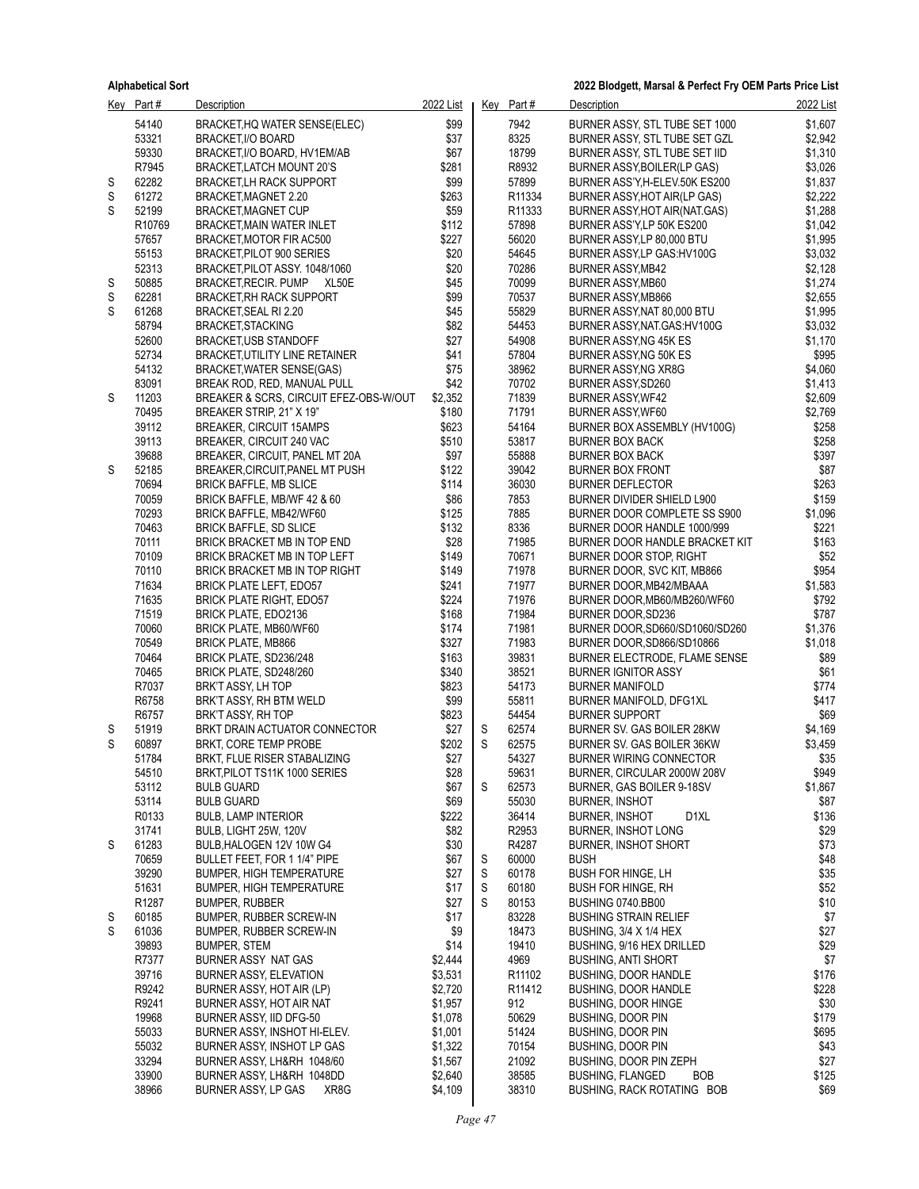| Key | Part # | Description | 2022 List |
|---|---|---|---|
| | 54140 | BRACKET,HQ WATER SENSE(ELEC) | $99 |
| | 53321 | BRACKET,I/O BOARD | $37 |
| | 59330 | BRACKET,I/O BOARD, HV1EM/AB | $67 |
| | R7945 | BRACKET,LATCH MOUNT 20'S | $281 |
| S | 62282 | BRACKET,LH RACK SUPPORT | $99 |
| S | 61272 | BRACKET,MAGNET 2.20 | $263 |
| S | 52199 | BRACKET,MAGNET CUP | $59 |
| | R10769 | BRACKET,MAIN WATER INLET | $112 |
| | 57657 | BRACKET,MOTOR FIR AC500 | $227 |
| | 55153 | BRACKET,PILOT 900 SERIES | $20 |
| | 52313 | BRACKET,PILOT ASSY. 1048/1060 | $20 |
| S | 50885 | BRACKET,RECIR. PUMP XL50E | $45 |
| S | 62281 | BRACKET,RH RACK SUPPORT | $99 |
| S | 61268 | BRACKET,SEAL RI 2.20 | $45 |
| | 58794 | BRACKET,STACKING | $82 |
| | 52600 | BRACKET,USB STANDOFF | $27 |
| | 52734 | BRACKET,UTILITY LINE RETAINER | $41 |
| | 54132 | BRACKET,WATER SENSE(GAS) | $75 |
| | 83091 | BREAK ROD, RED, MANUAL PULL | $42 |
| S | 11203 | BREAKER & SCRS, CIRCUIT EFEZ-OBS-W/OUT | $2,352 |
| | 70495 | BREAKER STRIP, 21" X 19" | $180 |
| | 39112 | BREAKER, CIRCUIT 15AMPS | $623 |
| | 39113 | BREAKER, CIRCUIT 240 VAC | $510 |
| | 39688 | BREAKER, CIRCUIT, PANEL MT 20A | $97 |
| S | 52185 | BREAKER,CIRCUIT,PANEL MT PUSH | $122 |
| | 70694 | BRICK BAFFLE, MB SLICE | $114 |
| | 70059 | BRICK BAFFLE, MB/WF 42 & 60 | $86 |
| | 70293 | BRICK BAFFLE, MB42/WF60 | $125 |
| | 70463 | BRICK BAFFLE, SD SLICE | $132 |
| | 70111 | BRICK BRACKET MB IN TOP END | $28 |
| | 70109 | BRICK BRACKET MB IN TOP LEFT | $149 |
| | 70110 | BRICK BRACKET MB IN TOP RIGHT | $149 |
| | 71634 | BRICK PLATE LEFT, EDO57 | $241 |
| | 71635 | BRICK PLATE RIGHT, EDO57 | $224 |
| | 71519 | BRICK PLATE, EDO2136 | $168 |
| | 70060 | BRICK PLATE, MB60/WF60 | $174 |
| | 70549 | BRICK PLATE, MB866 | $327 |
| | 70464 | BRICK PLATE, SD236/248 | $163 |
| | 70465 | BRICK PLATE, SD248/260 | $340 |
| | R7037 | BRK'T ASSY, LH TOP | $823 |
| | R6758 | BRK'T ASSY, RH BTM WELD | $99 |
| | R6757 | BRK'T ASSY, RH TOP | $823 |
| S | 51919 | BRKT DRAIN ACTUATOR CONNECTOR | $27 |
| S | 60897 | BRKT, CORE TEMP PROBE | $202 |
| | 51784 | BRKT, FLUE RISER STABALIZING | $27 |
| | 54510 | BRKT,PILOT TS11K 1000 SERIES | $28 |
| | 53112 | BULB GUARD | $67 |
| | 53114 | BULB GUARD | $69 |
| | R0133 | BULB, LAMP INTERIOR | $222 |
| | 31741 | BULB, LIGHT 25W, 120V | $82 |
| S | 61283 | BULB,HALOGEN 12V 10W G4 | $30 |
| | 70659 | BULLET FEET, FOR 1 1/4" PIPE | $67 |
| | 39290 | BUMPER, HIGH TEMPERATURE | $27 |
| | 51631 | BUMPER, HIGH TEMPERATURE | $17 |
| | R1287 | BUMPER, RUBBER | $27 |
| S | 60185 | BUMPER, RUBBER SCREW-IN | $17 |
| S | 61036 | BUMPER, RUBBER SCREW-IN | $9 |
| | 39893 | BUMPER, STEM | $14 |
| | R7377 | BURNER ASSY NAT GAS | $2,444 |
| | 39716 | BURNER ASSY, ELEVATION | $3,531 |
| | R9242 | BURNER ASSY, HOT AIR (LP) | $2,720 |
| | R9241 | BURNER ASSY, HOT AIR NAT | $1,957 |
| | 19968 | BURNER ASSY, IID DFG-50 | $1,078 |
| | 55033 | BURNER ASSY, INSHOT HI-ELEV. | $1,001 |
| | 55032 | BURNER ASSY, INSHOT LP GAS | $1,322 |
| | 33294 | BURNER ASSY, LH&RH 1048/60 | $1,567 |
| | 33900 | BURNER ASSY, LH&RH 1048DD | $2,640 |
| | 38966 | BURNER ASSY, LP GAS XR8G | $4,109 |
| | 7942 | BURNER ASSY, STL TUBE SET 1000 | $1,607 |
| | 8325 | BURNER ASSY, STL TUBE SET GZL | $2,942 |
| | 18799 | BURNER ASSY, STL TUBE SET IID | $1,310 |
| | R8932 | BURNER ASSY,BOILER(LP GAS) | $3,026 |
| | 57899 | BURNER ASS'Y,H-ELEV.50K ES200 | $1,837 |
| | R11334 | BURNER ASSY,HOT AIR(LP GAS) | $2,222 |
| | R11333 | BURNER ASSY,HOT AIR(NAT.GAS) | $1,288 |
| | 57898 | BURNER ASS'Y,LP 50K ES200 | $1,042 |
| | 56020 | BURNER ASSY,LP 80,000 BTU | $1,995 |
| | 54645 | BURNER ASSY,LP GAS:HV100G | $3,032 |
| | 70286 | BURNER ASSY,MB42 | $2,128 |
| | 70099 | BURNER ASSY,MB60 | $1,274 |
| | 70537 | BURNER ASSY,MB866 | $2,655 |
| | 55829 | BURNER ASSY,NAT 80,000 BTU | $1,995 |
| | 54453 | BURNER ASSY,NAT.GAS:HV100G | $3,032 |
| | 54908 | BURNER ASSY,NG 45K ES | $1,170 |
| | 57804 | BURNER ASSY,NG 50K ES | $995 |
| | 38962 | BURNER ASSY,NG XR8G | $4,060 |
| | 70702 | BURNER ASSY,SD260 | $1,413 |
| | 71839 | BURNER ASSY,WF42 | $2,609 |
| | 71791 | BURNER ASSY,WF60 | $2,769 |
| | 54164 | BURNER BOX ASSEMBLY (HV100G) | $258 |
| | 53817 | BURNER BOX BACK | $258 |
| | 55888 | BURNER BOX BACK | $397 |
| | 39042 | BURNER BOX FRONT | $87 |
| | 36030 | BURNER DEFLECTOR | $263 |
| | 7853 | BURNER DIVIDER SHIELD L900 | $159 |
| | 7885 | BURNER DOOR COMPLETE SS S900 | $1,096 |
| | 8336 | BURNER DOOR HANDLE 1000/999 | $221 |
| | 71985 | BURNER DOOR HANDLE BRACKET KIT | $163 |
| | 70671 | BURNER DOOR STOP, RIGHT | $52 |
| | 71978 | BURNER DOOR, SVC KIT, MB866 | $954 |
| | 71977 | BURNER DOOR,MB42/MBAAA | $1,583 |
| | 71976 | BURNER DOOR,MB60/MB260/WF60 | $792 |
| | 71984 | BURNER DOOR,SD236 | $787 |
| | 71981 | BURNER DOOR,SD660/SD1060/SD260 | $1,376 |
| | 71983 | BURNER DOOR,SD866/SD10866 | $1,018 |
| | 39831 | BURNER ELECTRODE, FLAME SENSE | $89 |
| | 38521 | BURNER IGNITOR ASSY | $61 |
| | 54173 | BURNER MANIFOLD | $774 |
| | 55811 | BURNER MANIFOLD, DFG1XL | $417 |
| | 54454 | BURNER SUPPORT | $69 |
| S | 62574 | BURNER SV. GAS BOILER 28KW | $4,169 |
| S | 62575 | BURNER SV. GAS BOILER 36KW | $3,459 |
| | 54327 | BURNER WIRING CONNECTOR | $35 |
| | 59631 | BURNER, CIRCULAR 2000W 208V | $949 |
| S | 62573 | BURNER, GAS BOILER 9-18SV | $1,867 |
| | 55030 | BURNER, INSHOT | $87 |
| | 36414 | BURNER, INSHOT D1XL | $136 |
| | R2953 | BURNER, INSHOT LONG | $29 |
| | R4287 | BURNER, INSHOT SHORT | $73 |
| S | 60000 | BUSH | $48 |
| S | 60178 | BUSH FOR HINGE, LH | $35 |
| S | 60180 | BUSH FOR HINGE, RH | $52 |
| S | 80153 | BUSHING 0740.BB00 | $10 |
| | 83228 | BUSHING STRAIN RELIEF | $7 |
| | 18473 | BUSHING, 3/4 X 1/4 HEX | $27 |
| | 19410 | BUSHING, 9/16 HEX DRILLED | $29 |
| | 4969 | BUSHING, ANTI SHORT | $7 |
| | R11102 | BUSHING, DOOR HANDLE | $176 |
| | R11412 | BUSHING, DOOR HANDLE | $228 |
| | 912 | BUSHING, DOOR HINGE | $30 |
| | 50629 | BUSHING, DOOR PIN | $179 |
| | 51424 | BUSHING, DOOR PIN | $695 |
| | 70154 | BUSHING, DOOR PIN | $43 |
| | 21092 | BUSHING, DOOR PIN ZEPH | $27 |
| | 38585 | BUSHING, FLANGED BOB | $125 |
| | 38310 | BUSHING, RACK ROTATING BOB | $69 |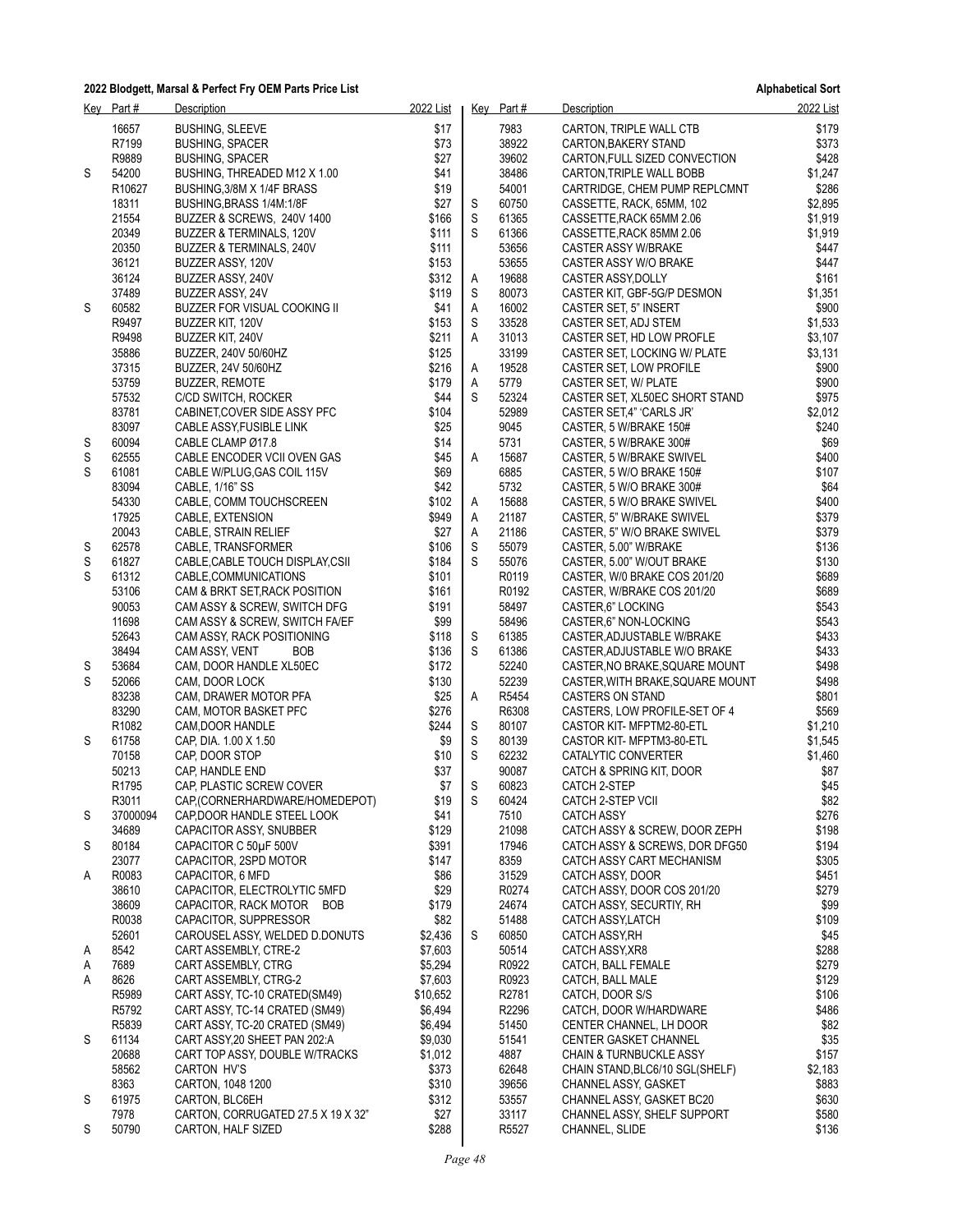**2022 Blodgett, Marsal & Perfect Fry OEM Parts Price List** **Alphabetical Sort**

| Key | Part # | Description | 2022 List |
|---|---|---|---|
| | 16657 | BUSHING, SLEEVE | $17 |
| | R7199 | BUSHING, SPACER | $73 |
| | R9889 | BUSHING, SPACER | $27 |
| S | 54200 | BUSHING, THREADED M12 X 1.00 | $41 |
| | R10627 | BUSHING,3/8M X 1/4F BRASS | $19 |
| | 18311 | BUSHING,BRASS 1/4M:1/8F | $27 |
| | 21554 | BUZZER & SCREWS, 240V 1400 | $166 |
| | 20349 | BUZZER & TERMINALS, 120V | $111 |
| | 20350 | BUZZER & TERMINALS, 240V | $111 |
| | 36121 | BUZZER ASSY, 120V | $153 |
| | 36124 | BUZZER ASSY, 240V | $312 |
| | 37489 | BUZZER ASSY, 24V | $119 |
| S | 60582 | BUZZER FOR VISUAL COOKING II | $41 |
| | R9497 | BUZZER KIT, 120V | $153 |
| | R9498 | BUZZER KIT, 240V | $211 |
| | 35886 | BUZZER, 240V 50/60HZ | $125 |
| | 37315 | BUZZER, 24V 50/60HZ | $216 |
| | 53759 | BUZZER, REMOTE | $179 |
| | 57532 | C/CD SWITCH, ROCKER | $44 |
| | 83781 | CABINET,COVER SIDE ASSY PFC | $104 |
| | 83097 | CABLE ASSY,FUSIBLE LINK | $25 |
| S | 60094 | CABLE CLAMP Ø17.8 | $14 |
| S | 62555 | CABLE ENCODER VCII OVEN GAS | $45 |
| S | 61081 | CABLE W/PLUG,GAS COIL 115V | $69 |
| | 83094 | CABLE, 1/16" SS | $42 |
| | 54330 | CABLE, COMM TOUCHSCREEN | $102 |
| | 17925 | CABLE, EXTENSION | $949 |
| | 20043 | CABLE, STRAIN RELIEF | $27 |
| S | 62578 | CABLE, TRANSFORMER | $106 |
| S | 61827 | CABLE,CABLE TOUCH DISPLAY,CSII | $184 |
| S | 61312 | CABLE,COMMUNICATIONS | $101 |
| | 53106 | CAM & BRKT SET,RACK POSITION | $161 |
| | 90053 | CAM ASSY & SCREW, SWITCH DFG | $191 |
| | 11698 | CAM ASSY & SCREW, SWITCH FA/EF | $99 |
| | 52643 | CAM ASSY, RACK POSITIONING | $118 |
| | 38494 | CAM ASSY, VENT BOB | $136 |
| S | 53684 | CAM, DOOR HANDLE XL50EC | $172 |
| S | 52066 | CAM, DOOR LOCK | $130 |
| | 83238 | CAM, DRAWER MOTOR PFA | $25 |
| | 83290 | CAM, MOTOR BASKET PFC | $276 |
| | R1082 | CAM,DOOR HANDLE | $244 |
| S | 61758 | CAP, DIA. 1.00 X 1.50 | $9 |
| | 70158 | CAP, DOOR STOP | $10 |
| | 50213 | CAP, HANDLE END | $37 |
| | R1795 | CAP, PLASTIC SCREW COVER | $7 |
| | R3011 | CAP,(CORNERHARDWARE/HOMEDEPOT) | $19 |
| S | 37000094 | CAP,DOOR HANDLE STEEL LOOK | $41 |
| | 34689 | CAPACITOR ASSY, SNUBBER | $129 |
| S | 80184 | CAPACITOR C 50µF 500V | $391 |
| | 23077 | CAPACITOR, 2SPD MOTOR | $147 |
| A | R0083 | CAPACITOR, 6 MFD | $86 |
| | 38610 | CAPACITOR, ELECTROLYTIC 5MFD | $29 |
| | 38609 | CAPACITOR, RACK MOTOR BOB | $179 |
| | R0038 | CAPACITOR, SUPPRESSOR | $82 |
| | 52601 | CAROUSEL ASSY, WELDED D.DONUTS | $2,436 |
| A | 8542 | CART ASSEMBLY, CTRE-2 | $7,603 |
| A | 7689 | CART ASSEMBLY, CTRG | $5,294 |
| A | 8626 | CART ASSEMBLY, CTRG-2 | $7,603 |
| | R5989 | CART ASSY, TC-10 CRATED(SM49) | $10,652 |
| | R5792 | CART ASSY, TC-14 CRATED (SM49) | $6,494 |
| | R5839 | CART ASSY, TC-20 CRATED (SM49) | $6,494 |
| S | 61134 | CART ASSY,20 SHEET PAN 202:A | $9,030 |
| | 20688 | CART TOP ASSY, DOUBLE W/TRACKS | $1,012 |
| | 58562 | CARTON HV'S | $373 |
| | 8363 | CARTON, 1048 1200 | $310 |
| S | 61975 | CARTON, BLC6EH | $312 |
| | 7978 | CARTON, CORRUGATED 27.5 X 19 X 32" | $27 |
| S | 50790 | CARTON, HALF SIZED | $288 |
| | 7983 | CARTON, TRIPLE WALL CTB | $179 |
| | 38922 | CARTON,BAKERY STAND | $373 |
| | 39602 | CARTON,FULL SIZED CONVECTION | $428 |
| | 38486 | CARTON,TRIPLE WALL BOBB | $1,247 |
| | 54001 | CARTRIDGE, CHEM PUMP REPLCMNT | $286 |
| S | 60750 | CASSETTE, RACK, 65MM, 102 | $2,895 |
| S | 61365 | CASSETTE,RACK 65MM 2.06 | $1,919 |
| S | 61366 | CASSETTE,RACK 85MM 2.06 | $1,919 |
| | 53656 | CASTER ASSY W/BRAKE | $447 |
| | 53655 | CASTER ASSY W/O BRAKE | $447 |
| A | 19688 | CASTER ASSY,DOLLY | $161 |
| S | 80073 | CASTER KIT, GBF-5G/P DESMON | $1,351 |
| A | 16002 | CASTER SET, 5" INSERT | $900 |
| S | 33528 | CASTER SET, ADJ STEM | $1,533 |
| A | 31013 | CASTER SET, HD LOW PROFLE | $3,107 |
| | 33199 | CASTER SET, LOCKING W/ PLATE | $3,131 |
| A | 19528 | CASTER SET, LOW PROFILE | $900 |
| A | 5779 | CASTER SET, W/ PLATE | $900 |
| S | 52324 | CASTER SET, XL50EC SHORT STAND | $975 |
| | 52989 | CASTER SET,4" 'CARLS JR' | $2,012 |
| | 9045 | CASTER, 5 W/BRAKE 150# | $240 |
| | 5731 | CASTER, 5 W/BRAKE 300# | $69 |
| A | 15687 | CASTER, 5 W/BRAKE SWIVEL | $400 |
| | 6885 | CASTER, 5 W/O BRAKE 150# | $107 |
| | 5732 | CASTER, 5 W/O BRAKE 300# | $64 |
| A | 15688 | CASTER, 5 W/O BRAKE SWIVEL | $400 |
| A | 21187 | CASTER, 5" W/BRAKE SWIVEL | $379 |
| A | 21186 | CASTER, 5" W/O BRAKE SWIVEL | $379 |
| S | 55079 | CASTER, 5.00" W/BRAKE | $136 |
| S | 55076 | CASTER, 5.00" W/OUT BRAKE | $130 |
| | R0119 | CASTER, W/0 BRAKE COS 201/20 | $689 |
| | R0192 | CASTER, W/BRAKE COS 201/20 | $689 |
| | 58497 | CASTER,6" LOCKING | $543 |
| | 58496 | CASTER,6" NON-LOCKING | $543 |
| S | 61385 | CASTER,ADJUSTABLE W/BRAKE | $433 |
| S | 61386 | CASTER,ADJUSTABLE W/O BRAKE | $433 |
| | 52240 | CASTER,NO BRAKE,SQUARE MOUNT | $498 |
| | 52239 | CASTER,WITH BRAKE,SQUARE MOUNT | $498 |
| A | R5454 | CASTERS ON STAND | $801 |
| | R6308 | CASTERS, LOW PROFILE-SET OF 4 | $569 |
| S | 80107 | CASTOR KIT- MFPTM2-80-ETL | $1,210 |
| S | 80139 | CASTOR KIT- MFPTM3-80-ETL | $1,545 |
| S | 62232 | CATALYTIC CONVERTER | $1,460 |
| | 90087 | CATCH & SPRING KIT, DOOR | $87 |
| S | 60823 | CATCH 2-STEP | $45 |
| S | 60424 | CATCH 2-STEP VCII | $82 |
| | 7510 | CATCH ASSY | $276 |
| | 21098 | CATCH ASSY & SCREW, DOOR ZEPH | $198 |
| | 17946 | CATCH ASSY & SCREWS, DOR DFG50 | $194 |
| | 8359 | CATCH ASSY CART MECHANISM | $305 |
| | 31529 | CATCH ASSY, DOOR | $451 |
| | R0274 | CATCH ASSY, DOOR COS 201/20 | $279 |
| | 24674 | CATCH ASSY, SECURTIY, RH | $99 |
| | 51488 | CATCH ASSY,LATCH | $109 |
| S | 60850 | CATCH ASSY,RH | $45 |
| | 50514 | CATCH ASSY,XR8 | $288 |
| | R0922 | CATCH, BALL FEMALE | $279 |
| | R0923 | CATCH, BALL MALE | $129 |
| | R2781 | CATCH, DOOR S/S | $106 |
| | R2296 | CATCH, DOOR W/HARDWARE | $486 |
| | 51450 | CENTER CHANNEL, LH DOOR | $82 |
| | 51541 | CENTER GASKET CHANNEL | $35 |
| | 4887 | CHAIN & TURNBUCKLE ASSY | $157 |
| | 62648 | CHAIN STAND,BLC6/10 SGL(SHELF) | $2,183 |
| | 39656 | CHANNEL ASSY, GASKET | $883 |
| | 53557 | CHANNEL ASSY, GASKET BC20 | $630 |
| | 33117 | CHANNEL ASSY, SHELF SUPPORT | $580 |
| | R5527 | CHANNEL, SLIDE | $136 |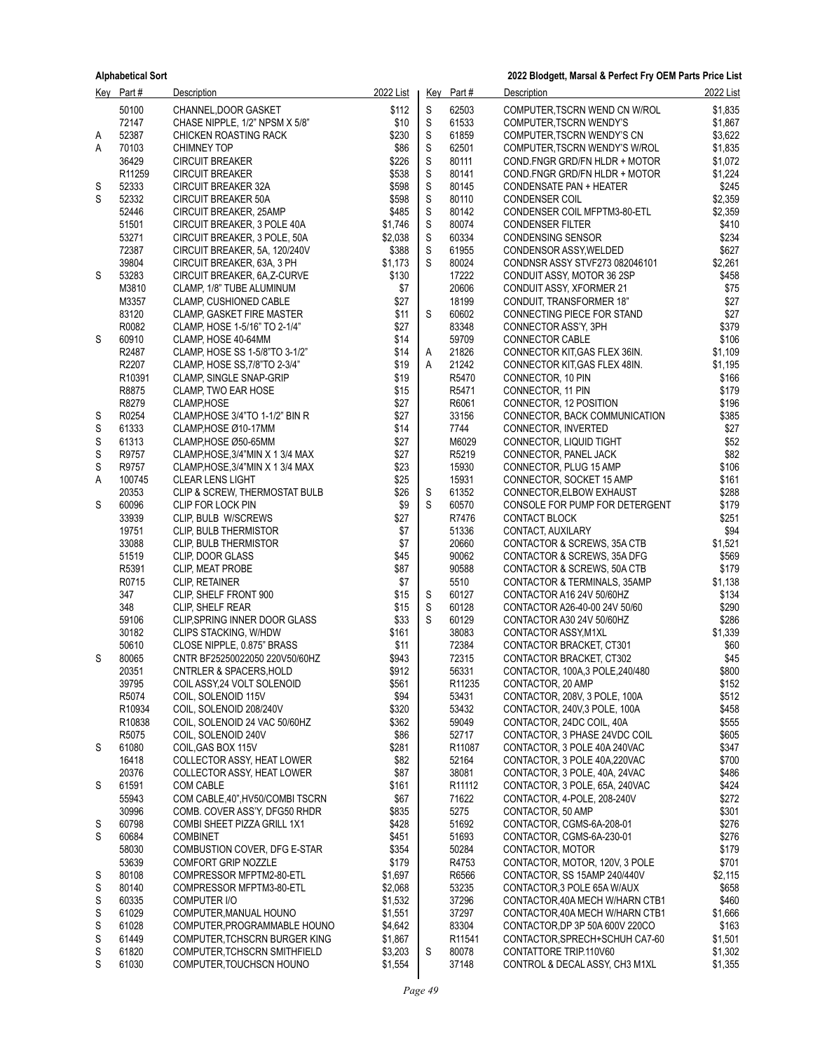| Key | Part # | Description | 2022 List |
|---|---|---|---|
| | 50100 | CHANNEL,DOOR GASKET | $112 |
| | 72147 | CHASE NIPPLE, 1/2" NPSM X 5/8" | $10 |
| A | 52387 | CHICKEN ROASTING RACK | $230 |
| A | 70103 | CHIMNEY TOP | $86 |
| | 36429 | CIRCUIT BREAKER | $226 |
| | R11259 | CIRCUIT BREAKER | $538 |
| S | 52333 | CIRCUIT BREAKER 32A | $598 |
| S | 52332 | CIRCUIT BREAKER 50A | $598 |
| | 52446 | CIRCUIT BREAKER, 25AMP | $485 |
| | 51501 | CIRCUIT BREAKER, 3 POLE 40A | $1,746 |
| | 53271 | CIRCUIT BREAKER, 3 POLE, 50A | $2,038 |
| | 72387 | CIRCUIT BREAKER, 5A, 120/240V | $388 |
| | 39804 | CIRCUIT BREAKER, 63A, 3 PH | $1,173 |
| S | 53283 | CIRCUIT BREAKER, 6A,Z-CURVE | $130 |
| | M3810 | CLAMP, 1/8" TUBE ALUMINUM | $7 |
| | M3357 | CLAMP, CUSHIONED CABLE | $27 |
| | 83120 | CLAMP, GASKET FIRE MASTER | $11 |
| | R0082 | CLAMP, HOSE 1-5/16" TO 2-1/4" | $27 |
| S | 60910 | CLAMP, HOSE 40-64MM | $14 |
| | R2487 | CLAMP, HOSE SS 1-5/8"TO 3-1/2" | $14 |
| | R2207 | CLAMP, HOSE SS,7/8"TO 2-3/4" | $19 |
| | R10391 | CLAMP, SINGLE SNAP-GRIP | $19 |
| | R8875 | CLAMP, TWO EAR HOSE | $15 |
| | R8279 | CLAMP,HOSE | $27 |
| S | R0254 | CLAMP,HOSE 3/4"TO 1-1/2" BIN R | $27 |
| S | 61333 | CLAMP,HOSE Ø10-17MM | $14 |
| S | 61313 | CLAMP,HOSE Ø50-65MM | $27 |
| S | R9757 | CLAMP,HOSE,3/4"MIN X 1 3/4 MAX | $27 |
| S | R9757 | CLAMP,HOSE,3/4"MIN X 1 3/4 MAX | $23 |
| A | 100745 | CLEAR LENS LIGHT | $25 |
| | 20353 | CLIP & SCREW, THERMOSTAT BULB | $26 |
| S | 60096 | CLIP FOR LOCK PIN | $9 |
| | 33939 | CLIP, BULB W/SCREWS | $27 |
| | 19751 | CLIP, BULB THERMISTOR | $7 |
| | 33088 | CLIP, BULB THERMISTOR | $7 |
| | 51519 | CLIP, DOOR GLASS | $45 |
| | R5391 | CLIP, MEAT PROBE | $87 |
| | R0715 | CLIP, RETAINER | $7 |
| | 347 | CLIP, SHELF FRONT 900 | $15 |
| | 348 | CLIP, SHELF REAR | $15 |
| | 59106 | CLIP,SPRING INNER DOOR GLASS | $33 |
| | 30182 | CLIPS STACKING, W/HDW | $161 |
| | 50610 | CLOSE NIPPLE, 0.875" BRASS | $11 |
| S | 80065 | CNTR BF25250022050 220V50/60HZ | $943 |
| | 20351 | CNTRLER & SPACERS,HOLD | $912 |
| | 39795 | COIL ASSY,24 VOLT SOLENOID | $561 |
| | R5074 | COIL, SOLENOID 115V | $94 |
| | R10934 | COIL, SOLENOID 208/240V | $320 |
| | R10838 | COIL, SOLENOID 24 VAC 50/60HZ | $362 |
| | R5075 | COIL, SOLENOID 240V | $86 |
| S | 61080 | COIL,GAS BOX 115V | $281 |
| | 16418 | COLLECTOR ASSY, HEAT LOWER | $82 |
| | 20376 | COLLECTOR ASSY, HEAT LOWER | $87 |
| S | 61591 | COM CABLE | $161 |
| | 55943 | COM CABLE,40",HV50/COMBI TSCRN | $67 |
| | 30996 | COMB. COVER ASS'Y, DFG50 RHDR | $835 |
| S | 60798 | COMBI SHEET PIZZA GRILL 1X1 | $428 |
| S | 60684 | COMBINET | $451 |
| | 58030 | COMBUSTION COVER, DFG E-STAR | $354 |
| | 53639 | COMFORT GRIP NOZZLE | $179 |
| S | 80108 | COMPRESSOR MFPTM2-80-ETL | $1,697 |
| S | 80140 | COMPRESSOR MFPTM3-80-ETL | $2,068 |
| S | 60335 | COMPUTER I/O | $1,532 |
| S | 61029 | COMPUTER,MANUAL HOUNO | $1,551 |
| S | 61028 | COMPUTER,PROGRAMMABLE HOUNO | $4,642 |
| S | 61449 | COMPUTER,TCHSCRN BURGER KING | $1,867 |
| S | 61820 | COMPUTER,TCHSCRN SMITHFIELD | $3,203 |
| S | 61030 | COMPUTER,TOUCHSCN HOUNO | $1,554 |
| S | 62503 | COMPUTER,TSCRN WEND CN W/ROL | $1,835 |
| S | 61533 | COMPUTER,TSCRN WENDY'S | $1,867 |
| S | 61859 | COMPUTER,TSCRN WENDY'S CN | $3,622 |
| S | 62501 | COMPUTER,TSCRN WENDY'S W/ROL | $1,835 |
| S | 80111 | COND.FNGR GRD/FN HLDR + MOTOR | $1,072 |
| S | 80141 | COND.FNGR GRD/FN HLDR + MOTOR | $1,224 |
| S | 80145 | CONDENSATE PAN + HEATER | $245 |
| S | 80110 | CONDENSER COIL | $2,359 |
| S | 80142 | CONDENSER COIL MFPTM3-80-ETL | $2,359 |
| S | 80074 | CONDENSER FILTER | $410 |
| S | 60334 | CONDENSING SENSOR | $234 |
| S | 61955 | CONDENSOR ASSY,WELDED | $627 |
| S | 80024 | CONDNSR ASSY STVF273 082046101 | $2,261 |
| | 17222 | CONDUIT ASSY, MOTOR 36 2SP | $458 |
| | 20606 | CONDUIT ASSY, XFORMER 21 | $75 |
| | 18199 | CONDUIT, TRANSFORMER 18" | $27 |
| S | 60602 | CONNECTING PIECE FOR STAND | $27 |
| | 83348 | CONNECTOR ASS'Y, 3PH | $379 |
| | 59709 | CONNECTOR CABLE | $106 |
| A | 21826 | CONNECTOR KIT,GAS FLEX 36IN. | $1,109 |
| A | 21242 | CONNECTOR KIT,GAS FLEX 48IN. | $1,195 |
| | R5470 | CONNECTOR, 10 PIN | $166 |
| | R5471 | CONNECTOR, 11 PIN | $179 |
| | R6061 | CONNECTOR, 12 POSITION | $196 |
| | 33156 | CONNECTOR, BACK COMMUNICATION | $385 |
| | 7744 | CONNECTOR, INVERTED | $27 |
| | M6029 | CONNECTOR, LIQUID TIGHT | $52 |
| | R5219 | CONNECTOR, PANEL JACK | $82 |
| | 15930 | CONNECTOR, PLUG 15 AMP | $106 |
| | 15931 | CONNECTOR, SOCKET 15 AMP | $161 |
| S | 61352 | CONNECTOR,ELBOW EXHAUST | $288 |
| S | 60570 | CONSOLE FOR PUMP FOR DETERGENT | $179 |
| | R7476 | CONTACT BLOCK | $251 |
| | 51336 | CONTACT, AUXILARY | $94 |
| | 20660 | CONTACTOR & SCREWS, 35A CTB | $1,521 |
| | 90062 | CONTACTOR & SCREWS, 35A DFG | $569 |
| | 90588 | CONTACTOR & SCREWS, 50A CTB | $179 |
| | 5510 | CONTACTOR & TERMINALS, 35AMP | $1,138 |
| S | 60127 | CONTACTOR A16 24V 50/60HZ | $134 |
| S | 60128 | CONTACTOR A26-40-00 24V 50/60 | $290 |
| S | 60129 | CONTACTOR A30 24V 50/60HZ | $286 |
| | 38083 | CONTACTOR ASSY,M1XL | $1,339 |
| | 72384 | CONTACTOR BRACKET, CT301 | $60 |
| | 72315 | CONTACTOR BRACKET, CT302 | $45 |
| | 56331 | CONTACTOR, 100A,3 POLE,240/480 | $800 |
| | R11235 | CONTACTOR, 20 AMP | $152 |
| | 53431 | CONTACTOR, 208V, 3 POLE, 100A | $512 |
| | 53432 | CONTACTOR, 240V,3 POLE, 100A | $458 |
| | 59049 | CONTACTOR, 24DC COIL, 40A | $555 |
| | 52717 | CONTACTOR, 3 PHASE 24VDC COIL | $605 |
| | R11087 | CONTACTOR, 3 POLE 40A 240VAC | $347 |
| | 52164 | CONTACTOR, 3 POLE 40A,220VAC | $700 |
| | 38081 | CONTACTOR, 3 POLE, 40A, 24VAC | $486 |
| | R11112 | CONTACTOR, 3 POLE, 65A, 240VAC | $424 |
| | 71622 | CONTACTOR, 4-POLE, 208-240V | $272 |
| | 5275 | CONTACTOR, 50 AMP | $301 |
| | 51692 | CONTACTOR, CGMS-6A-208-01 | $276 |
| | 51693 | CONTACTOR, CGMS-6A-230-01 | $276 |
| | 50284 | CONTACTOR, MOTOR | $179 |
| | R4753 | CONTACTOR, MOTOR, 120V, 3 POLE | $701 |
| | R6566 | CONTACTOR, SS 15AMP 240/440V | $2,115 |
| | 53235 | CONTACTOR,3 POLE 65A W/AUX | $658 |
| | 37296 | CONTACTOR,40A MECH W/HARN CTB1 | $460 |
| | 37297 | CONTACTOR,40A MECH W/HARN CTB1 | $1,666 |
| | 83304 | CONTACTOR,DP 3P 50A 600V 220CO | $163 |
| | R11541 | CONTACTOR,SPRECH+SCHUH CA7-60 | $1,501 |
| S | 80078 | CONTATTORE TRIP.110V60 | $1,302 |
| | 37148 | CONTROL & DECAL ASSY, CH3 M1XL | $1,355 |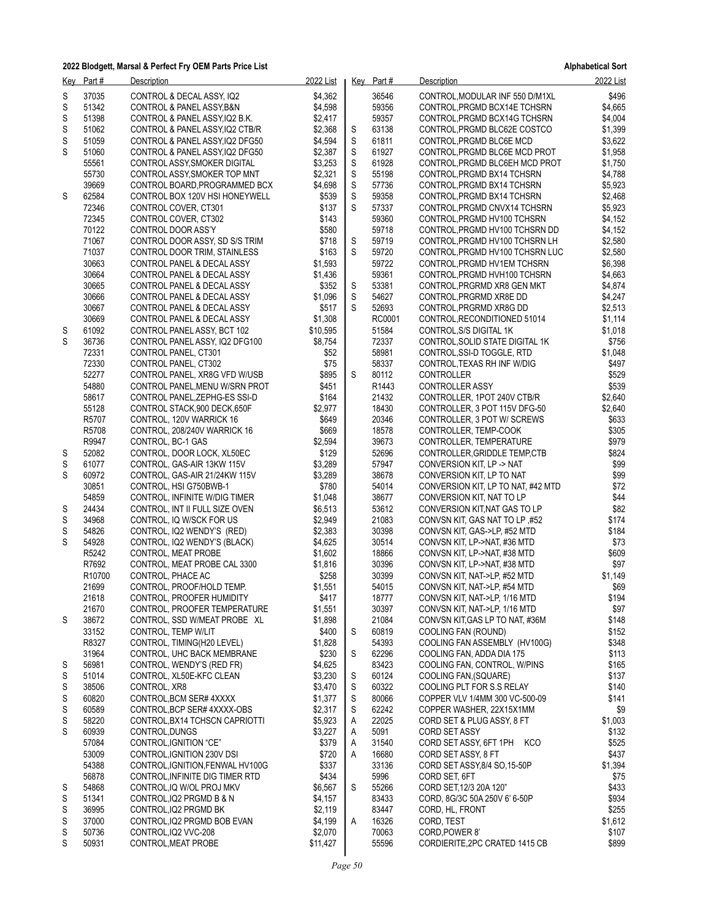**2022 Blodgett, Marsal & Perfect Fry OEM Parts Price List** — **Alphabetical Sort**

| Key | Part # | Description | 2022 List |
|---|---|---|---|
| S | 37035 | CONTROL & DECAL ASSY, IQ2 | $4,362 |
| S | 51342 | CONTROL & PANEL ASSY,B&N | $4,598 |
| S | 51398 | CONTROL & PANEL ASSY,IQ2 B.K. | $2,417 |
| S | 51062 | CONTROL & PANEL ASSY,IQ2 CTB/R | $2,368 |
| S | 51059 | CONTROL & PANEL ASSY,IQ2 DFG50 | $4,594 |
| S | 51060 | CONTROL & PANEL ASSY,IQ2 DFG50 | $2,387 |
| | 55561 | CONTROL ASSY,SMOKER DIGITAL | $3,253 |
| | 55730 | CONTROL ASSY,SMOKER TOP MNT | $2,321 |
| | 39669 | CONTROL BOARD,PROGRAMMED BCX | $4,698 |
| S | 62584 | CONTROL BOX 120V HSI HONEYWELL | $539 |
| | 72346 | CONTROL COVER, CT301 | $137 |
| | 72345 | CONTROL COVER, CT302 | $143 |
| | 70122 | CONTROL DOOR ASS'Y | $580 |
| | 71067 | CONTROL DOOR ASSY, SD S/S TRIM | $718 |
| | 71037 | CONTROL DOOR TRIM, STAINLESS | $163 |
| | 30663 | CONTROL PANEL & DECAL ASSY | $1,593 |
| | 30664 | CONTROL PANEL & DECAL ASSY | $1,436 |
| | 30665 | CONTROL PANEL & DECAL ASSY | $352 |
| | 30666 | CONTROL PANEL & DECAL ASSY | $1,096 |
| | 30667 | CONTROL PANEL & DECAL ASSY | $517 |
| | 30669 | CONTROL PANEL & DECAL ASSY | $1,308 |
| S | 61092 | CONTROL PANEL ASSY, BCT 102 | $10,595 |
| S | 36736 | CONTROL PANEL ASSY, IQ2 DFG100 | $8,754 |
| | 72331 | CONTROL PANEL, CT301 | $52 |
| | 72330 | CONTROL PANEL, CT302 | $75 |
| | 52277 | CONTROL PANEL, XR8G VFD W/USB | $895 |
| | 54880 | CONTROL PANEL,MENU W/SRN PROT | $451 |
| | 58617 | CONTROL PANEL,ZEPHG-ES SSI-D | $164 |
| | 55128 | CONTROL STACK,900 DECK,650F | $2,977 |
| | R5707 | CONTROL, 120V WARRICK 16 | $649 |
| | R5708 | CONTROL, 208/240V WARRICK 16 | $669 |
| | R9947 | CONTROL, BC-1 GAS | $2,594 |
| S | 52082 | CONTROL, DOOR LOCK, XL50EC | $129 |
| S | 61077 | CONTROL, GAS-AIR 13KW 115V | $3,289 |
| S | 60972 | CONTROL, GAS-AIR 21/24KW 115V | $3,289 |
| | 30851 | CONTROL, HSI G750BWB-1 | $780 |
| | 54859 | CONTROL, INFINITE W/DIG TIMER | $1,048 |
| S | 24434 | CONTROL, INT II FULL SIZE OVEN | $6,513 |
| S | 34968 | CONTROL, IQ W/SCK FOR US | $2,949 |
| S | 54826 | CONTROL, IQ2 WENDY'S (RED) | $2,383 |
| S | 54928 | CONTROL, IQ2 WENDY'S (BLACK) | $4,625 |
| | R5242 | CONTROL, MEAT PROBE | $1,602 |
| | R7692 | CONTROL, MEAT PROBE CAL 3300 | $1,816 |
| | R10700 | CONTROL, PHACE AC | $258 |
| | 21699 | CONTROL, PROOF/HOLD TEMP. | $1,551 |
| | 21618 | CONTROL, PROOFER HUMIDITY | $417 |
| | 21670 | CONTROL, PROOFER TEMPERATURE | $1,551 |
| S | 38672 | CONTROL, SSD W/MEAT PROBE XL | $1,898 |
| | 33152 | CONTROL, TEMP W/LIT | $400 |
| | R8327 | CONTROL, TIMING(H20 LEVEL) | $1,828 |
| | 31964 | CONTROL, UHC BACK MEMBRANE | $230 |
| S | 56981 | CONTROL, WENDY'S (RED FR) | $4,625 |
| S | 51014 | CONTROL, XL50E-KFC CLEAN | $3,230 |
| S | 38506 | CONTROL, XR8 | $3,470 |
| S | 60820 | CONTROL,BCM SER# 4XXXX | $1,377 |
| S | 60589 | CONTROL,BCP SER# 4XXXX-OBS | $2,317 |
| S | 58220 | CONTROL,BX14 TCHSCN CAPRIOTTI | $5,923 |
| S | 60939 | CONTROL,DUNGS | $3,227 |
| | 57084 | CONTROL,IGNITION "CE" | $379 |
| | 53009 | CONTROL,IGNITION 230V DSI | $720 |
| | 54388 | CONTROL,IGNITION,FENWAL HV100G | $337 |
| | 56878 | CONTROL,INFINITE DIG TIMER RTD | $434 |
| S | 54868 | CONTROL,IQ W/OL PROJ MKV | $6,567 |
| S | 51341 | CONTROL,IQ2 PRGMD B & N | $4,157 |
| S | 36995 | CONTROL,IQ2 PRGMD BK | $2,119 |
| S | 37000 | CONTROL,IQ2 PRGMD BOB EVAN | $4,199 |
| S | 50736 | CONTROL,IQ2 VVC-208 | $2,070 |
| S | 50931 | CONTROL,MEAT PROBE | $11,427 |
| | 36546 | CONTROL,MODULAR INF 550 D/M1XL | $496 |
| | 59356 | CONTROL,PRGMD BCX14E TCHSRN | $4,665 |
| | 59357 | CONTROL,PRGMD BCX14G TCHSRN | $4,004 |
| S | 63138 | CONTROL,PRGMD BLC62E COSTCO | $1,399 |
| S | 61811 | CONTROL,PRGMD BLC6E MCD | $3,622 |
| S | 61927 | CONTROL,PRGMD BLC6E MCD PROT | $1,958 |
| S | 61928 | CONTROL,PRGMD BLC6EH MCD PROT | $1,750 |
| S | 55198 | CONTROL,PRGMD BX14 TCHSRN | $4,788 |
| S | 57736 | CONTROL,PRGMD BX14 TCHSRN | $5,923 |
| S | 59358 | CONTROL,PRGMD BX14 TCHSRN | $2,468 |
| S | 57337 | CONTROL,PRGMD CNVX14 TCHSRN | $5,923 |
| | 59360 | CONTROL,PRGMD HV100 TCHSRN | $4,152 |
| | 59718 | CONTROL,PRGMD HV100 TCHSRN DD | $4,152 |
| S | 59719 | CONTROL,PRGMD HV100 TCHSRN LH | $2,580 |
| S | 59720 | CONTROL,PRGMD HV100 TCHSRN LUC | $2,580 |
| | 59722 | CONTROL,PRGMD HV1EM TCHSRN | $6,398 |
| | 59361 | CONTROL,PRGMD HVH100 TCHSRN | $4,663 |
| S | 53381 | CONTROL,PRGRMD XR8 GEN MKT | $4,874 |
| S | 54627 | CONTROL,PRGRMD XR8E DD | $4,247 |
| S | 52693 | CONTROL,PRGRMD XR8G DD | $2,513 |
| | RC0001 | CONTROL,RECONDITIONED 51014 | $1,114 |
| | 51584 | CONTROL,S/S DIGITAL 1K | $1,018 |
| | 72337 | CONTROL,SOLID STATE DIGITAL 1K | $756 |
| | 58981 | CONTROL,SSI-D TOGGLE, RTD | $1,048 |
| | 58337 | CONTROL,TEXAS RH INF W/DIG | $497 |
| S | 80112 | CONTROLLER | $529 |
| | R1443 | CONTROLLER ASSY | $539 |
| | 21432 | CONTROLLER, 1POT 240V CTB/R | $2,640 |
| | 18430 | CONTROLLER, 3 POT 115V DFG-50 | $2,640 |
| | 20346 | CONTROLLER, 3 POT W/ SCREWS | $633 |
| | 18578 | CONTROLLER, TEMP-COOK | $305 |
| | 39673 | CONTROLLER, TEMPERATURE | $979 |
| | 52696 | CONTROLLER,GRIDDLE TEMP,CTB | $824 |
| | 57947 | CONVERSION KIT, LP -> NAT | $99 |
| | 38678 | CONVERSION KIT, LP TO NAT | $99 |
| | 54014 | CONVERSION KIT, LP TO NAT, #42 MTD | $72 |
| | 38677 | CONVERSION KIT, NAT TO LP | $44 |
| | 53612 | CONVERSION KIT,NAT GAS TO LP | $82 |
| | 21083 | CONVSN KIT, GAS NAT TO LP ,#52 | $174 |
| | 30398 | CONVSN KIT, GAS->LP, #52 MTD | $184 |
| | 30514 | CONVSN KIT, LP->NAT, #36 MTD | $73 |
| | 18866 | CONVSN KIT, LP->NAT, #38 MTD | $609 |
| | 30396 | CONVSN KIT, LP->NAT, #38 MTD | $97 |
| | 30399 | CONVSN KIT, NAT->LP, #52 MTD | $1,149 |
| | 54015 | CONVSN KIT, NAT->LP, #54 MTD | $69 |
| | 18777 | CONVSN KIT, NAT->LP, 1/16 MTD | $194 |
| | 30397 | CONVSN KIT, NAT->LP, 1/16 MTD | $97 |
| | 21084 | CONVSN KIT,GAS LP TO NAT, #36M | $148 |
| S | 60819 | COOLING FAN (ROUND) | $152 |
| | 54393 | COOLING FAN ASSEMBLY (HV100G) | $348 |
| S | 62296 | COOLING FAN, ADDA DIA 175 | $113 |
| | 83423 | COOLING FAN, CONTROL, W/PINS | $165 |
| S | 60124 | COOLING FAN,(SQUARE) | $137 |
| S | 60322 | COOLING PLT FOR S.S RELAY | $140 |
| S | 80066 | COPPER VLV 1/4MM 300 VC-500-09 | $141 |
| S | 62242 | COPPER WASHER, 22X15X1MM | $9 |
| A | 22025 | CORD SET & PLUG ASSY, 8 FT | $1,003 |
| A | 5091 | CORD SET ASSY | $132 |
| A | 31540 | CORD SET ASSY, 6FT 1PH KCO | $525 |
| A | 16680 | CORD SET ASSY, 8 FT | $437 |
| | 33136 | CORD SET ASSY,8/4 SO,15-50P | $1,394 |
| | 5996 | CORD SET, 6FT | $75 |
| S | 55266 | CORD SET,12/3 20A 120" | $433 |
| | 83433 | CORD, 8G/3C 50A 250V 6' 6-50P | $934 |
| | 83447 | CORD, HL, FRONT | $255 |
| A | 16326 | CORD, TEST | $1,612 |
| | 70063 | CORD,POWER 8' | $107 |
| | 55596 | CORDIERITE,2PC CRATED 1415 CB | $899 |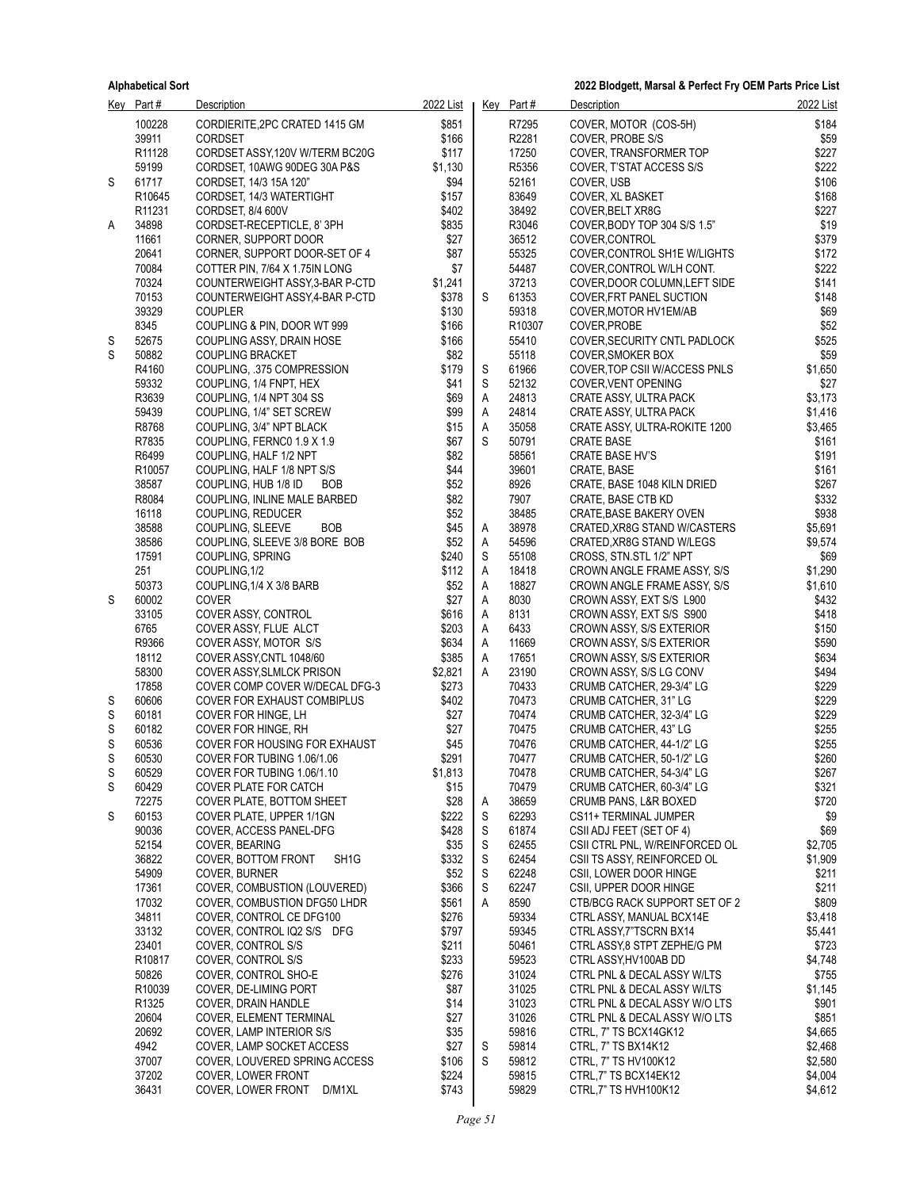| Key | Part # | Description | 2022 List |
|---|---|---|---|
| | 100228 | CORDIERITE,2PC CRATED 1415 GM | $851 |
| | 39911 | CORDSET | $166 |
| | R11128 | CORDSET ASSY,120V W/TERM BC20G | $117 |
| | 59199 | CORDSET, 10AWG 90DEG 30A P&S | $1,130 |
| S | 61717 | CORDSET, 14/3 15A 120" | $94 |
| | R10645 | CORDSET, 14/3 WATERTIGHT | $157 |
| | R11231 | CORDSET, 8/4 600V | $402 |
| A | 34898 | CORDSET-RECEPTICLE, 8' 3PH | $835 |
| | 11661 | CORNER, SUPPORT DOOR | $27 |
| | 20641 | CORNER, SUPPORT DOOR-SET OF 4 | $87 |
| | 70084 | COTTER PIN, 7/64 X 1.75IN LONG | $7 |
| | 70324 | COUNTERWEIGHT ASSY,3-BAR P-CTD | $1,241 |
| | 70153 | COUNTERWEIGHT ASSY,4-BAR P-CTD | $378 |
| | 39329 | COUPLER | $130 |
| | 8345 | COUPLING & PIN, DOOR WT 999 | $166 |
| S | 52675 | COUPLING ASSY, DRAIN HOSE | $166 |
| S | 50882 | COUPLING BRACKET | $82 |
| | R4160 | COUPLING, .375 COMPRESSION | $179 |
| | 59332 | COUPLING, 1/4 FNPT, HEX | $41 |
| | R3639 | COUPLING, 1/4 NPT 304 SS | $69 |
| | 59439 | COUPLING, 1/4" SET SCREW | $99 |
| | R8768 | COUPLING, 3/4" NPT BLACK | $15 |
| | R7835 | COUPLING, FERNCO 1.9 X 1.9 | $67 |
| | R6499 | COUPLING, HALF 1/2 NPT | $82 |
| | R10057 | COUPLING, HALF 1/8 NPT S/S | $44 |
| | 38587 | COUPLING, HUB 1/8 ID BOB | $52 |
| | R8084 | COUPLING, INLINE MALE BARBED | $82 |
| | 16118 | COUPLING, REDUCER | $52 |
| | 38588 | COUPLING, SLEEVE BOB | $45 |
| | 38586 | COUPLING, SLEEVE 3/8 BORE BOB | $52 |
| | 17591 | COUPLING, SPRING | $240 |
| | 251 | COUPLING,1/2 | $112 |
| | 50373 | COUPLING,1/4 X 3/8 BARB | $52 |
| S | 60002 | COVER | $27 |
| | 33105 | COVER ASSY, CONTROL | $616 |
| | 6765 | COVER ASSY, FLUE ALCT | $203 |
| | R9366 | COVER ASSY, MOTOR S/S | $634 |
| | 18112 | COVER ASSY,CNTL 1048/60 | $385 |
| | 58300 | COVER ASSY,SLMLCK PRISON | $2,821 |
| | 17858 | COVER COMP COVER W/DECAL DFG-3 | $273 |
| S | 60606 | COVER FOR EXHAUST COMBIPLUS | $402 |
| S | 60181 | COVER FOR HINGE, LH | $27 |
| S | 60182 | COVER FOR HINGE, RH | $27 |
| S | 60536 | COVER FOR HOUSING FOR EXHAUST | $45 |
| S | 60530 | COVER FOR TUBING 1.06/1.06 | $291 |
| S | 60529 | COVER FOR TUBING 1.06/1.10 | $1,813 |
| S | 60429 | COVER PLATE FOR CATCH | $15 |
| | 72275 | COVER PLATE, BOTTOM SHEET | $28 |
| S | 60153 | COVER PLATE, UPPER 1/1GN | $222 |
| | 90036 | COVER, ACCESS PANEL-DFG | $428 |
| | 52154 | COVER, BEARING | $35 |
| | 36822 | COVER, BOTTOM FRONT SH1G | $332 |
| | 54909 | COVER, BURNER | $52 |
| | 17361 | COVER, COMBUSTION (LOUVERED) | $366 |
| | 17032 | COVER, COMBUSTION DFG50 LHDR | $561 |
| | 34811 | COVER, CONTROL CE DFG100 | $276 |
| | 33132 | COVER, CONTROL IQ2 S/S DFG | $797 |
| | 23401 | COVER, CONTROL S/S | $211 |
| | R10817 | COVER, CONTROL S/S | $233 |
| | 50826 | COVER, CONTROL SHO-E | $276 |
| | R10039 | COVER, DE-LIMING PORT | $87 |
| | R1325 | COVER, DRAIN HANDLE | $14 |
| | 20604 | COVER, ELEMENT TERMINAL | $27 |
| | 20692 | COVER, LAMP INTERIOR S/S | $35 |
| | 4942 | COVER, LAMP SOCKET ACCESS | $27 |
| | 37007 | COVER, LOUVERED SPRING ACCESS | $106 |
| | 37202 | COVER, LOWER FRONT | $224 |
| | 36431 | COVER, LOWER FRONT D/M1XL | $743 |
| | R7295 | COVER, MOTOR (COS-5H) | $184 |
| | R2281 | COVER, PROBE S/S | $59 |
| | 17250 | COVER, TRANSFORMER TOP | $227 |
| | R5356 | COVER, T'STAT ACCESS S/S | $222 |
| | 52161 | COVER, USB | $106 |
| | 83649 | COVER, XL BASKET | $168 |
| | 38492 | COVER,BELT XR8G | $227 |
| | R3046 | COVER,BODY TOP 304 S/S 1.5" | $19 |
| | 36512 | COVER,CONTROL | $379 |
| | 55325 | COVER,CONTROL SH1E W/LIGHTS | $172 |
| | 54487 | COVER,CONTROL W/LH CONT. | $222 |
| | 37213 | COVER,DOOR COLUMN,LEFT SIDE | $141 |
| S | 61353 | COVER,FRT PANEL SUCTION | $148 |
| | 59318 | COVER,MOTOR HV1EM/AB | $69 |
| | R10307 | COVER,PROBE | $52 |
| | 55410 | COVER,SECURITY CNTL PADLOCK | $525 |
| | 55118 | COVER,SMOKER BOX | $59 |
| S | 61966 | COVER,TOP CSII W/ACCESS PNLS | $1,650 |
| S | 52132 | COVER,VENT OPENING | $27 |
| A | 24813 | CRATE ASSY, ULTRA PACK | $3,173 |
| A | 24814 | CRATE ASSY, ULTRA PACK | $1,416 |
| A | 35058 | CRATE ASSY, ULTRA-ROKITE 1200 | $3,465 |
| S | 50791 | CRATE BASE | $161 |
| | 58561 | CRATE BASE HV'S | $191 |
| | 39601 | CRATE, BASE | $161 |
| | 8926 | CRATE, BASE 1048 KILN DRIED | $267 |
| | 7907 | CRATE, BASE CTB KD | $332 |
| | 38485 | CRATE,BASE BAKERY OVEN | $938 |
| A | 38978 | CRATED,XR8G STAND W/CASTERS | $5,691 |
| A | 54596 | CRATED,XR8G STAND W/LEGS | $9,574 |
| S | 55108 | CROSS, STN.STL 1/2" NPT | $69 |
| A | 18418 | CROWN ANGLE FRAME ASSY, S/S | $1,290 |
| A | 18827 | CROWN ANGLE FRAME ASSY, S/S | $1,610 |
| A | 8030 | CROWN ASSY, EXT S/S L900 | $432 |
| A | 8131 | CROWN ASSY, EXT S/S S900 | $418 |
| A | 6433 | CROWN ASSY, S/S EXTERIOR | $150 |
| A | 11669 | CROWN ASSY, S/S EXTERIOR | $590 |
| A | 17651 | CROWN ASSY, S/S EXTERIOR | $634 |
| A | 23190 | CROWN ASSY, S/S LG CONV | $494 |
| | 70433 | CRUMB CATCHER, 29-3/4" LG | $229 |
| | 70473 | CRUMB CATCHER, 31" LG | $229 |
| | 70474 | CRUMB CATCHER, 32-3/4" LG | $229 |
| | 70475 | CRUMB CATCHER, 43" LG | $255 |
| | 70476 | CRUMB CATCHER, 44-1/2" LG | $255 |
| | 70477 | CRUMB CATCHER, 50-1/2" LG | $260 |
| | 70478 | CRUMB CATCHER, 54-3/4" LG | $267 |
| | 70479 | CRUMB CATCHER, 60-3/4" LG | $321 |
| A | 38659 | CRUMB PANS, L&R BOXED | $720 |
| S | 62293 | CS11+ TERMINAL JUMPER | $9 |
| S | 61874 | CSII ADJ FEET (SET OF 4) | $69 |
| S | 62455 | CSII CTRL PNL, W/REINFORCED OL | $2,705 |
| S | 62454 | CSII TS ASSY, REINFORCED OL | $1,909 |
| S | 62248 | CSII, LOWER DOOR HINGE | $211 |
| S | 62247 | CSII, UPPER DOOR HINGE | $211 |
| A | 8590 | CTB/BCG RACK SUPPORT SET OF 2 | $809 |
| | 59334 | CTRL ASSY, MANUAL BCX14E | $3,418 |
| | 59345 | CTRL ASSY,7"TSCRN BX14 | $5,441 |
| | 50461 | CTRL ASSY,8 STPT ZEPHE/G PM | $723 |
| | 59523 | CTRL ASSY,HV100AB DD | $4,748 |
| | 31024 | CTRL PNL & DECAL ASSY W/LTS | $755 |
| | 31025 | CTRL PNL & DECAL ASSY W/LTS | $1,145 |
| | 31023 | CTRL PNL & DECAL ASSY W/O LTS | $901 |
| | 31026 | CTRL PNL & DECAL ASSY W/O LTS | $851 |
| | 59816 | CTRL, 7" TS BCX14GK12 | $4,665 |
| S | 59814 | CTRL, 7" TS BX14K12 | $2,468 |
| S | 59812 | CTRL, 7" TS HV100K12 | $2,580 |
| | 59815 | CTRL,7" TS BCX14EK12 | $4,004 |
| | 59829 | CTRL,7" TS HVH100K12 | $4,612 |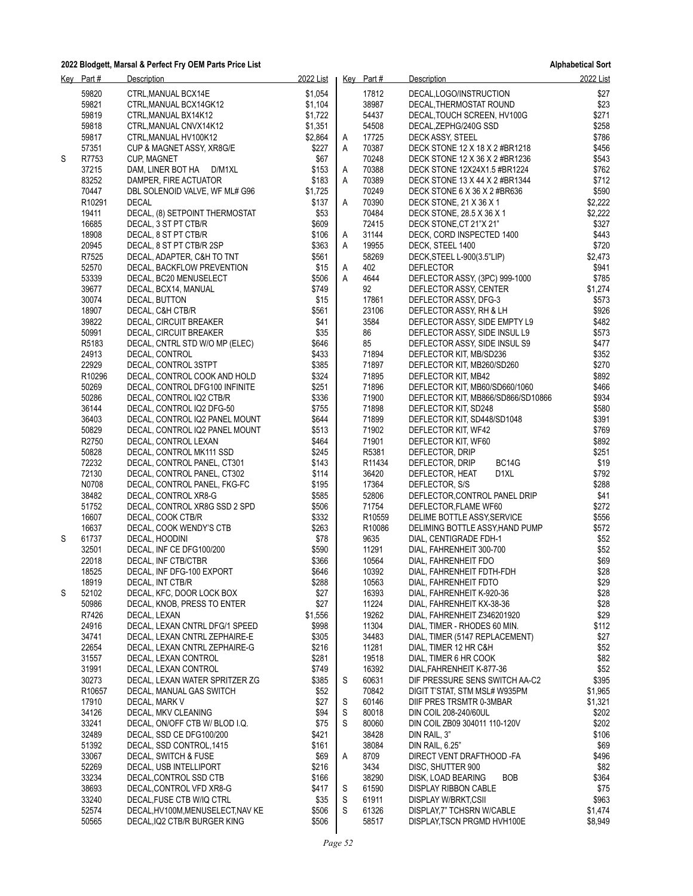**2022 Blodgett, Marsal & Perfect Fry OEM Parts Price List** | **Alphabetical Sort**

| Key | Part # | Description | 2022 List |
|---|---|---|---|
| | 59820 | CTRL,MANUAL BCX14E | $1,054 |
| | 59821 | CTRL,MANUAL BCX14GK12 | $1,104 |
| | 59819 | CTRL,MANUAL BX14K12 | $1,722 |
| | 59818 | CTRL,MANUAL CNVX14K12 | $1,351 |
| | 59817 | CTRL,MANUAL HV100K12 | $2,864 |
| | 57351 | CUP & MAGNET ASSY, XR8G/E | $227 |
| S | R7753 | CUP, MAGNET | $67 |
| | 37215 | DAM, LINER BOT HA D/M1XL | $153 |
| | 83252 | DAMPER, FIRE ACTUATOR | $183 |
| | 70447 | DBL SOLENOID VALVE, WF ML# G96 | $1,725 |
| | R10291 | DECAL | $137 |
| | 19411 | DECAL, (8) SETPOINT THERMOSTAT | $53 |
| | 16685 | DECAL, 3 ST PT CTB/R | $609 |
| | 18908 | DECAL, 8 ST PT CTB/R | $106 |
| | 20945 | DECAL, 8 ST PT CTB/R 2SP | $363 |
| | R7525 | DECAL, ADAPTER, C&H TO TNT | $561 |
| | 52570 | DECAL, BACKFLOW PREVENTION | $15 |
| | 53339 | DECAL, BC20 MENUSELECT | $506 |
| | 39677 | DECAL, BCX14, MANUAL | $749 |
| | 30074 | DECAL, BUTTON | $15 |
| | 18907 | DECAL, C&H CTB/R | $561 |
| | 39822 | DECAL, CIRCUIT BREAKER | $41 |
| | 50991 | DECAL, CIRCUIT BREAKER | $35 |
| | R5183 | DECAL, CNTRL STD W/O MP (ELEC) | $646 |
| | 24913 | DECAL, CONTROL | $433 |
| | 22929 | DECAL, CONTROL 3STPT | $385 |
| | R10296 | DECAL, CONTROL COOK AND HOLD | $324 |
| | 50269 | DECAL, CONTROL DFG100 INFINITE | $251 |
| | 50286 | DECAL, CONTROL IQ2 CTB/R | $336 |
| | 36144 | DECAL, CONTROL IQ2 DFG-50 | $755 |
| | 36403 | DECAL, CONTROL IQ2 PANEL MOUNT | $644 |
| | 50829 | DECAL, CONTROL IQ2 PANEL MOUNT | $513 |
| | R2750 | DECAL, CONTROL LEXAN | $464 |
| | 50828 | DECAL, CONTROL MK111 SSD | $245 |
| | 72232 | DECAL, CONTROL PANEL, CT301 | $143 |
| | 72130 | DECAL, CONTROL PANEL, CT302 | $114 |
| | N0708 | DECAL, CONTROL PANEL, FKG-FC | $195 |
| | 38482 | DECAL, CONTROL XR8-G | $585 |
| | 51752 | DECAL, CONTROL XR8G SSD 2 SPD | $506 |
| | 16607 | DECAL, COOK CTB/R | $332 |
| | 16637 | DECAL, COOK WENDY'S CTB | $263 |
| S | 61737 | DECAL, HOODINI | $78 |
| | 32501 | DECAL, INF CE DFG100/200 | $590 |
| | 22018 | DECAL, INF CTB/CTBR | $366 |
| | 18525 | DECAL, INF DFG-100 EXPORT | $646 |
| | 18919 | DECAL, INT CTB/R | $288 |
| S | 52102 | DECAL, KFC, DOOR LOCK BOX | $27 |
| | 50986 | DECAL, KNOB, PRESS TO ENTER | $27 |
| | R7426 | DECAL, LEXAN | $1,556 |
| | 24916 | DECAL, LEXAN CNTRL DFG/1 SPEED | $998 |
| | 34741 | DECAL, LEXAN CNTRL ZEPHAIRE-E | $305 |
| | 22654 | DECAL, LEXAN CNTRL ZEPHAIRE-G | $216 |
| | 31557 | DECAL, LEXAN CONTROL | $281 |
| | 31991 | DECAL, LEXAN CONTROL | $749 |
| | 30273 | DECAL, LEXAN WATER SPRITZER ZG | $385 |
| | R10657 | DECAL, MANUAL GAS SWITCH | $52 |
| | 17910 | DECAL, MARK V | $27 |
| | 34126 | DECAL, MKV CLEANING | $94 |
| | 33241 | DECAL, ON/OFF CTB W/ BLOD I.Q. | $75 |
| | 32489 | DECAL, SSD CE DFG100/200 | $421 |
| | 51392 | DECAL, SSD CONTROL,1415 | $161 |
| | 33067 | DECAL, SWITCH & FUSE | $69 |
| | 52269 | DECAL, USB INTELLIPORT | $216 |
| | 33234 | DECAL,CONTROL SSD CTB | $166 |
| | 38693 | DECAL,CONTROL VFD XR8-G | $417 |
| | 33240 | DECAL,FUSE CTB W/IQ CTRL | $35 |
| | 52574 | DECAL,HV100M,MENUSELECT,NAV KE | $506 |
| | 50565 | DECAL,IQ2 CTB/R BURGER KING | $506 |
| | 17812 | DECAL,LOGO/INSTRUCTION | $27 |
| | 38987 | DECAL,THERMOSTAT ROUND | $23 |
| | 54437 | DECAL,TOUCH SCREEN, HV100G | $271 |
| | 54508 | DECAL,ZEPHG/240G SSD | $258 |
| A | 17725 | DECK ASSY, STEEL | $786 |
| A | 70387 | DECK STONE 12 X 18 X 2 #BR1218 | $456 |
| | 70248 | DECK STONE 12 X 36 X 2 #BR1236 | $543 |
| A | 70388 | DECK STONE 12X24X1.5 #BR1224 | $762 |
| A | 70389 | DECK STONE 13 X 44 X 2 #BR1344 | $712 |
| | 70249 | DECK STONE 6 X 36 X 2 #BR636 | $590 |
| A | 70390 | DECK STONE, 21 X 36 X 1 | $2,222 |
| | 70484 | DECK STONE, 28.5 X 36 X 1 | $2,222 |
| | 72415 | DECK STONE,CT 21"X 21" | $327 |
| A | 31144 | DECK, CORD INSPECTED 1400 | $443 |
| A | 19955 | DECK, STEEL 1400 | $720 |
| | 58269 | DECK,STEEL L-900(3.5"LIP) | $2,473 |
| A | 402 | DEFLECTOR | $941 |
| A | 4644 | DEFLECTOR ASSY, (3PC) 999-1000 | $785 |
| | 92 | DEFLECTOR ASSY, CENTER | $1,274 |
| | 17861 | DEFLECTOR ASSY, DFG-3 | $573 |
| | 23106 | DEFLECTOR ASSY, RH & LH | $926 |
| | 3584 | DEFLECTOR ASSY, SIDE EMPTY L9 | $482 |
| | 86 | DEFLECTOR ASSY, SIDE INSUL L9 | $573 |
| | 85 | DEFLECTOR ASSY, SIDE INSUL S9 | $477 |
| | 71894 | DEFLECTOR KIT, MB/SD236 | $352 |
| | 71897 | DEFLECTOR KIT, MB260/SD260 | $270 |
| | 71895 | DEFLECTOR KIT, MB42 | $892 |
| | 71896 | DEFLECTOR KIT, MB60/SD660/1060 | $466 |
| | 71900 | DEFLECTOR KIT, MB866/SD866/SD10866 | $934 |
| | 71898 | DEFLECTOR KIT, SD248 | $580 |
| | 71899 | DEFLECTOR KIT, SD448/SD1048 | $391 |
| | 71902 | DEFLECTOR KIT, WF42 | $769 |
| | 71901 | DEFLECTOR KIT, WF60 | $892 |
| | R5381 | DEFLECTOR, DRIP | $251 |
| | R11434 | DEFLECTOR, DRIP BC14G | $19 |
| | 36420 | DEFLECTOR, HEAT D1XL | $792 |
| | 17364 | DEFLECTOR, S/S | $288 |
| | 52806 | DEFLECTOR,CONTROL PANEL DRIP | $41 |
| | 71754 | DEFLECTOR,FLAME WF60 | $272 |
| | R10559 | DELIME BOTTLE ASSY,SERVICE | $556 |
| | R10086 | DELIMING BOTTLE ASSY,HAND PUMP | $572 |
| | 9635 | DIAL, CENTIGRADE FDH-1 | $52 |
| | 11291 | DIAL, FAHRENHEIT 300-700 | $52 |
| | 10564 | DIAL, FAHRENHEIT FDO | $69 |
| | 10392 | DIAL, FAHRENHEIT FDTH-FDH | $28 |
| | 10563 | DIAL, FAHRENHEIT FDTO | $29 |
| | 16393 | DIAL, FAHRENHEIT K-920-36 | $28 |
| | 11224 | DIAL, FAHRENHEIT KX-38-36 | $28 |
| | 19262 | DIAL, FAHRENHEIT Z346201920 | $29 |
| | 11304 | DIAL, TIMER - RHODES 60 MIN. | $112 |
| | 34483 | DIAL, TIMER (5147 REPLACEMENT) | $27 |
| | 11281 | DIAL, TIMER 12 HR C&H | $52 |
| | 19518 | DIAL, TIMER 6 HR COOK | $82 |
| | 16392 | DIAL,FAHRENHEIT K-877-36 | $52 |
| S | 60631 | DIF PRESSURE SENS SWITCH AA-C2 | $395 |
| | 70842 | DIGIT T'STAT, STM MSL# W935PM | $1,965 |
| S | 60146 | DIIF PRES TRSMTR 0-3MBAR | $1,321 |
| S | 80018 | DIN COIL 208-240/60UL | $202 |
| S | 80060 | DIN COIL ZB09 304011 110-120V | $202 |
| | 38428 | DIN RAIL, 3" | $106 |
| | 38084 | DIN RAIL, 6.25" | $69 |
| A | 8709 | DIRECT VENT DRAFTHOOD -FA | $496 |
| | 3434 | DISC, SHUTTER 900 | $82 |
| | 38290 | DISK, LOAD BEARING BOB | $364 |
| S | 61590 | DISPLAY RIBBON CABLE | $75 |
| S | 61911 | DISPLAY W/BRKT,CSII | $963 |
| S | 61326 | DISPLAY,7" TCHSRN W/CABLE | $1,474 |
| | 58517 | DISPLAY,TSCN PRGMD HVH100E | $8,949 |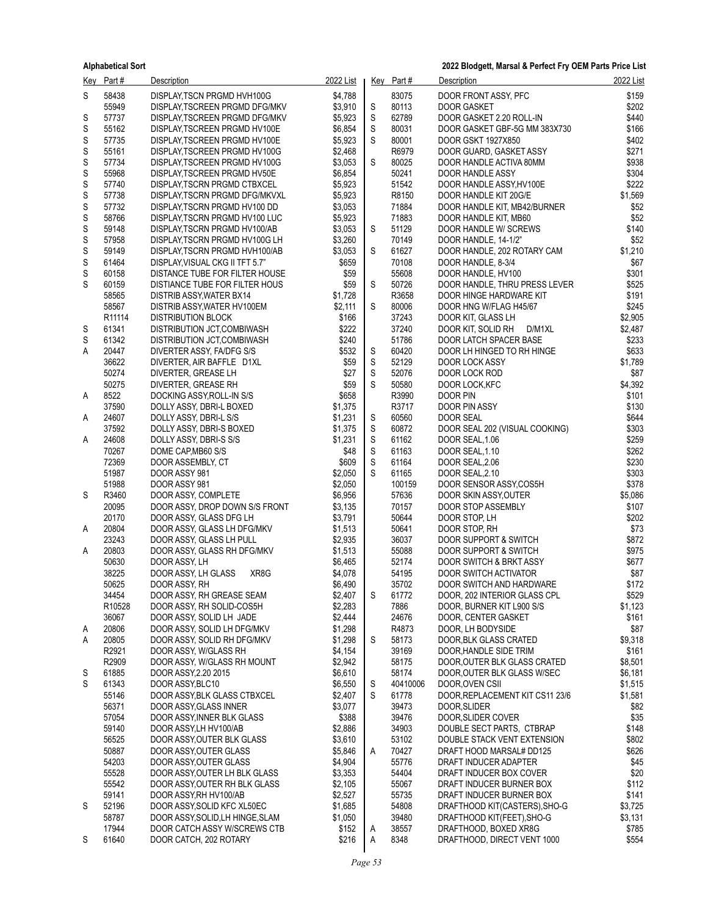| Key | Part # | Description | 2022 List |
|---|---|---|---|
| S | 58438 | DISPLAY,TSCN PRGMD HVH100G | $4,788 |
|  | 55949 | DISPLAY,TSCREEN PRGMD DFG/MKV | $3,910 |
| S | 57737 | DISPLAY,TSCREEN PRGMD DFG/MKV | $5,923 |
| S | 55162 | DISPLAY,TSCREEN PRGMD HV100E | $6,854 |
| S | 57735 | DISPLAY,TSCREEN PRGMD HV100E | $5,923 |
| S | 55161 | DISPLAY,TSCREEN PRGMD HV100G | $2,468 |
| S | 57734 | DISPLAY,TSCREEN PRGMD HV100G | $3,053 |
| S | 55968 | DISPLAY,TSCREEN PRGMD HV50E | $6,854 |
| S | 57740 | DISPLAY,TSCRN PRGMD CTBXCEL | $5,923 |
| S | 57738 | DISPLAY,TSCRN PRGMD DFG/MKVXL | $5,923 |
| S | 57732 | DISPLAY,TSCRN PRGMD HV100 DD | $3,053 |
| S | 58766 | DISPLAY,TSCRN PRGMD HV100 LUC | $5,923 |
| S | 59148 | DISPLAY,TSCRN PRGMD HV100/AB | $3,053 |
| S | 57958 | DISPLAY,TSCRN PRGMD HV100G LH | $3,260 |
| S | 59149 | DISPLAY,TSCRN PRGMD HVH100/AB | $3,053 |
| S | 61464 | DISPLAY,VISUAL CKG II TFT 5.7" | $659 |
| S | 60158 | DISTANCE TUBE FOR FILTER HOUSE | $59 |
| S | 60159 | DISTIANCE TUBE FOR FILTER HOUS | $59 |
|  | 58565 | DISTRIB ASSY,WATER BX14 | $1,728 |
|  | 58567 | DISTRIB ASSY,WATER HV100EM | $2,111 |
|  | R11114 | DISTRIBUTION BLOCK | $166 |
| S | 61341 | DISTRIBUTION JCT,COMBIWASH | $222 |
| S | 61342 | DISTRIBUTION JCT,COMBIWASH | $240 |
| A | 20447 | DIVERTER ASSY, FA/DFG S/S | $532 |
|  | 36622 | DIVERTER, AIR BAFFLE D1XL | $59 |
|  | 50274 | DIVERTER, GREASE LH | $27 |
|  | 50275 | DIVERTER, GREASE RH | $59 |
| A | 8522 | DOCKING ASSY,ROLL-IN S/S | $658 |
|  | 37590 | DOLLY ASSY, DBRI-L BOXED | $1,375 |
| A | 24607 | DOLLY ASSY, DBRI-L S/S | $1,231 |
|  | 37592 | DOLLY ASSY, DBRI-S BOXED | $1,375 |
| A | 24608 | DOLLY ASSY, DBRI-S S/S | $1,231 |
|  | 70267 | DOME CAP,MB60 S/S | $48 |
|  | 72369 | DOOR ASSEMBLY, CT | $609 |
|  | 51987 | DOOR ASSY 981 | $2,050 |
|  | 51988 | DOOR ASSY 981 | $2,050 |
| S | R3460 | DOOR ASSY, COMPLETE | $6,956 |
|  | 20095 | DOOR ASSY, DROP DOWN S/S FRONT | $3,135 |
|  | 20170 | DOOR ASSY, GLASS DFG LH | $3,791 |
| A | 20804 | DOOR ASSY, GLASS LH DFG/MKV | $1,513 |
|  | 23243 | DOOR ASSY, GLASS LH PULL | $2,935 |
| A | 20803 | DOOR ASSY, GLASS RH DFG/MKV | $1,513 |
|  | 50630 | DOOR ASSY, LH | $6,465 |
|  | 38225 | DOOR ASSY, LH GLASS XR8G | $4,078 |
|  | 50625 | DOOR ASSY, RH | $6,490 |
|  | 34454 | DOOR ASSY, RH GREASE SEAM | $2,407 |
|  | R10528 | DOOR ASSY, RH SOLID-COS5H | $2,283 |
|  | 36067 | DOOR ASSY, SOLID LH JADE | $2,444 |
| A | 20806 | DOOR ASSY, SOLID LH DFG/MKV | $1,298 |
| A | 20805 | DOOR ASSY, SOLID RH DFG/MKV | $1,298 |
|  | R2921 | DOOR ASSY, W/GLASS RH | $4,154 |
|  | R2909 | DOOR ASSY, W/GLASS RH MOUNT | $2,942 |
| S | 61885 | DOOR ASSY,2.20 2015 | $6,610 |
| S | 61343 | DOOR ASSY,BLC10 | $6,550 |
|  | 55146 | DOOR ASSY,BLK GLASS CTBXCEL | $2,407 |
|  | 56371 | DOOR ASSY,GLASS INNER | $3,077 |
|  | 57054 | DOOR ASSY,INNER BLK GLASS | $388 |
|  | 59140 | DOOR ASSY,LH HV100/AB | $2,886 |
|  | 56525 | DOOR ASSY,OUTER BLK GLASS | $3,610 |
|  | 50887 | DOOR ASSY,OUTER GLASS | $5,846 |
|  | 54203 | DOOR ASSY,OUTER GLASS | $4,904 |
|  | 55528 | DOOR ASSY,OUTER LH BLK GLASS | $3,353 |
|  | 55542 | DOOR ASSY,OUTER RH BLK GLASS | $2,105 |
|  | 59141 | DOOR ASSY,RH HV100/AB | $2,527 |
| S | 52196 | DOOR ASSY,SOLID KFC XL50EC | $1,685 |
|  | 58787 | DOOR ASSY,SOLID,LH HINGE,SLAM | $1,050 |
|  | 17944 | DOOR CATCH ASSY W/SCREWS CTB | $152 |
| S | 61640 | DOOR CATCH, 202 ROTARY | $216 |
|  | 83075 | DOOR FRONT ASSY, PFC | $159 |
| S | 80113 | DOOR GASKET | $202 |
| S | 62789 | DOOR GASKET 2.20 ROLL-IN | $440 |
| S | 80031 | DOOR GASKET GBF-5G MM 383X730 | $166 |
| S | 80001 | DOOR GSKT 1927X850 | $402 |
|  | R6979 | DOOR GUARD, GASKET ASSY | $271 |
| S | 80025 | DOOR HANDLE ACTIVA 80MM | $938 |
|  | 50241 | DOOR HANDLE ASSY | $304 |
|  | 51542 | DOOR HANDLE ASSY,HV100E | $222 |
|  | R8150 | DOOR HANDLE KIT 20G/E | $1,569 |
|  | 71884 | DOOR HANDLE KIT, MB42/BURNER | $52 |
|  | 71883 | DOOR HANDLE KIT, MB60 | $52 |
| S | 51129 | DOOR HANDLE W/ SCREWS | $140 |
|  | 70149 | DOOR HANDLE, 14-1/2" | $52 |
| S | 61627 | DOOR HANDLE, 202 ROTARY CAM | $1,210 |
|  | 70108 | DOOR HANDLE, 8-3/4 | $67 |
|  | 55608 | DOOR HANDLE, HV100 | $301 |
| S | 50726 | DOOR HANDLE, THRU PRESS LEVER | $525 |
|  | R3658 | DOOR HINGE HARDWARE KIT | $191 |
| S | 80006 | DOOR HNG W/FLAG H45/67 | $245 |
|  | 37243 | DOOR KIT, GLASS LH | $2,905 |
|  | 37240 | DOOR KIT, SOLID RH D/M1XL | $2,487 |
|  | 51786 | DOOR LATCH SPACER BASE | $233 |
| S | 60420 | DOOR LH HINGED TO RH HINGE | $633 |
| S | 52129 | DOOR LOCK ASSY | $1,789 |
| S | 52076 | DOOR LOCK ROD | $87 |
| S | 50580 | DOOR LOCK,KFC | $4,392 |
|  | R3990 | DOOR PIN | $101 |
|  | R3717 | DOOR PIN ASSY | $130 |
| S | 60560 | DOOR SEAL | $644 |
| S | 60872 | DOOR SEAL 202 (VISUAL COOKING) | $303 |
| S | 61162 | DOOR SEAL,1.06 | $259 |
| S | 61163 | DOOR SEAL,1.10 | $262 |
| S | 61164 | DOOR SEAL,2.06 | $230 |
| S | 61165 | DOOR SEAL,2.10 | $303 |
|  | 100159 | DOOR SENSOR ASSY,COS5H | $378 |
|  | 57636 | DOOR SKIN ASSY,OUTER | $5,086 |
|  | 70157 | DOOR STOP ASSEMBLY | $107 |
|  | 50644 | DOOR STOP, LH | $202 |
|  | 50641 | DOOR STOP, RH | $73 |
|  | 36037 | DOOR SUPPORT & SWITCH | $872 |
|  | 55088 | DOOR SUPPORT & SWITCH | $975 |
|  | 52174 | DOOR SWITCH & BRKT ASSY | $677 |
|  | 54195 | DOOR SWITCH ACTIVATOR | $87 |
|  | 35702 | DOOR SWITCH AND HARDWARE | $172 |
| S | 61772 | DOOR, 202 INTERIOR GLASS CPL | $529 |
|  | 7886 | DOOR, BURNER KIT L900 S/S | $1,123 |
|  | 24676 | DOOR, CENTER GASKET | $161 |
|  | R4873 | DOOR, LH BODYSIDE | $87 |
| S | 58173 | DOOR,BLK GLASS CRATED | $9,318 |
|  | 39169 | DOOR,HANDLE SIDE TRIM | $161 |
|  | 58175 | DOOR,OUTER BLK GLASS CRATED | $8,501 |
|  | 58174 | DOOR,OUTER BLK GLASS W/SEC | $6,181 |
| S | 40410006 | DOOR,OVEN CSII | $1,515 |
| S | 61778 | DOOR,REPLACEMENT KIT CS11 23/6 | $1,581 |
|  | 39473 | DOOR,SLIDER | $82 |
|  | 39476 | DOOR,SLIDER COVER | $35 |
|  | 34903 | DOUBLE SECT PARTS, CTBRAP | $148 |
|  | 53102 | DOUBLE STACK VENT EXTENSION | $802 |
| A | 70427 | DRAFT HOOD MARSAL# DD125 | $626 |
|  | 55776 | DRAFT INDUCER ADAPTER | $45 |
|  | 54404 | DRAFT INDUCER BOX COVER | $20 |
|  | 55067 | DRAFT INDUCER BURNER BOX | $112 |
|  | 55735 | DRAFT INDUCER BURNER BOX | $141 |
|  | 54808 | DRAFTHOOD KIT(CASTERS),SHO-G | $3,725 |
|  | 39480 | DRAFTHOOD KIT(FEET),SHO-G | $3,131 |
| A | 38557 | DRAFTHOOD, BOXED XR8G | $785 |
| A | 8348 | DRAFTHOOD, DIRECT VENT 1000 | $554 |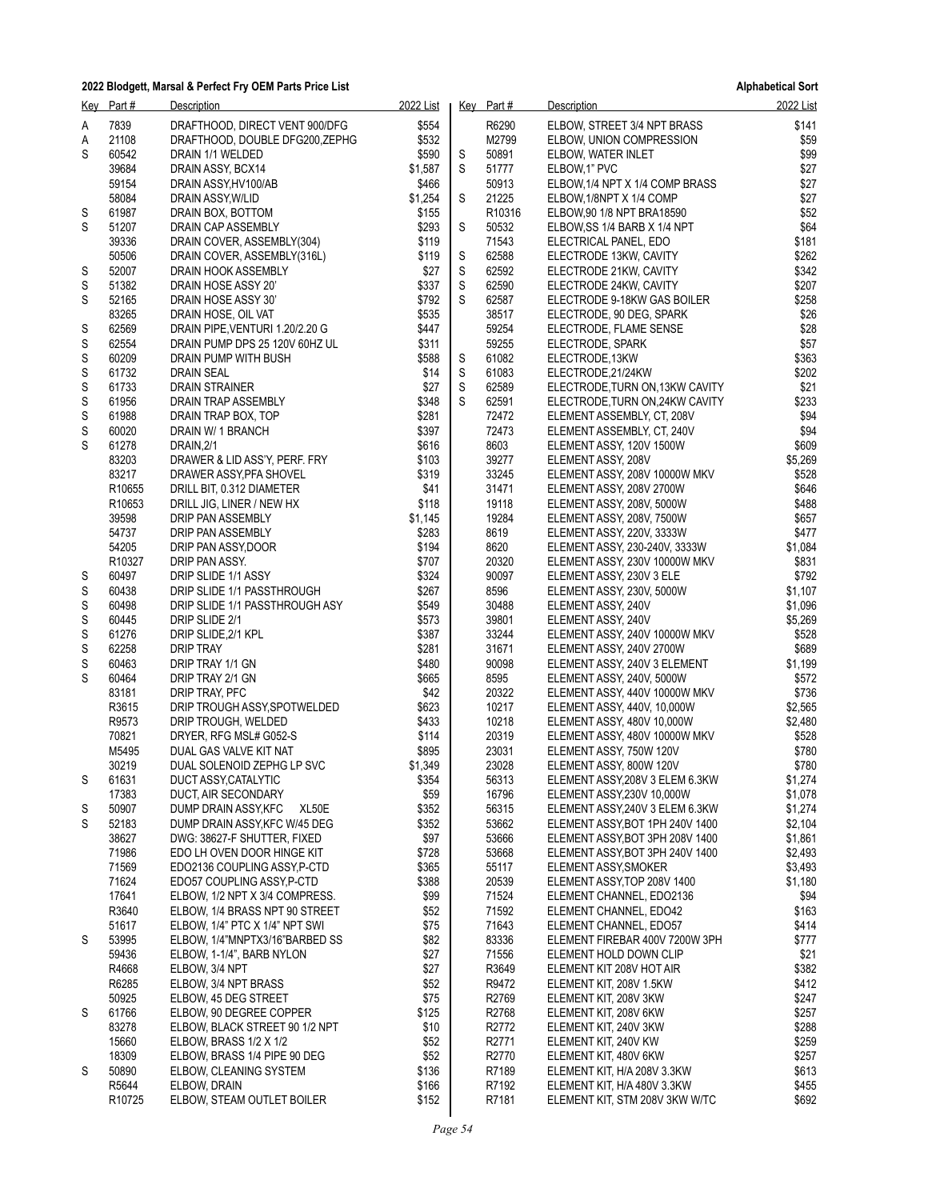**2022 Blodgett, Marsal & Perfect Fry OEM Parts Price List** — **Alphabetical Sort**

| Key | Part # | Description | 2022 List |
|---|---|---|---|
| A | 7839 | DRAFTHOOD, DIRECT VENT 900/DFG | $554 |
| A | 21108 | DRAFTHOOD, DOUBLE DFG200,ZEPHG | $532 |
| S | 60542 | DRAIN 1/1 WELDED | $590 |
| | 39684 | DRAIN ASSY, BCX14 | $1,587 |
| | 59154 | DRAIN ASSY,HV100/AB | $466 |
| | 58084 | DRAIN ASSY,W/LID | $1,254 |
| S | 61987 | DRAIN BOX, BOTTOM | $155 |
| S | 51207 | DRAIN CAP ASSEMBLY | $293 |
| | 39336 | DRAIN COVER, ASSEMBLY(304) | $119 |
| | 50506 | DRAIN COVER, ASSEMBLY(316L) | $119 |
| S | 52007 | DRAIN HOOK ASSEMBLY | $27 |
| S | 51382 | DRAIN HOSE ASSY 20' | $337 |
| S | 52165 | DRAIN HOSE ASSY 30' | $792 |
| | 83265 | DRAIN HOSE, OIL VAT | $535 |
| S | 62569 | DRAIN PIPE,VENTURI 1.20/2.20 G | $447 |
| S | 62554 | DRAIN PUMP DPS 25 120V 60HZ UL | $311 |
| S | 60209 | DRAIN PUMP WITH BUSH | $588 |
| S | 61732 | DRAIN SEAL | $14 |
| S | 61733 | DRAIN STRAINER | $27 |
| S | 61956 | DRAIN TRAP ASSEMBLY | $348 |
| S | 61988 | DRAIN TRAP BOX, TOP | $281 |
| S | 60020 | DRAIN W/ 1 BRANCH | $397 |
| S | 61278 | DRAIN,2/1 | $616 |
| | 83203 | DRAWER & LID ASS'Y, PERF. FRY | $103 |
| | 83217 | DRAWER ASSY,PFA SHOVEL | $319 |
| | R10655 | DRILL BIT, 0.312 DIAMETER | $41 |
| | R10653 | DRILL JIG, LINER / NEW HX | $118 |
| | 39598 | DRIP PAN ASSEMBLY | $1,145 |
| | 54737 | DRIP PAN ASSEMBLY | $283 |
| | 54205 | DRIP PAN ASSY,DOOR | $194 |
| | R10327 | DRIP PAN ASSY. | $707 |
| S | 60497 | DRIP SLIDE 1/1 ASSY | $324 |
| S | 60438 | DRIP SLIDE 1/1 PASSTHROUGH | $267 |
| S | 60498 | DRIP SLIDE 1/1 PASSTHROUGH ASY | $549 |
| S | 60445 | DRIP SLIDE 2/1 | $573 |
| S | 61276 | DRIP SLIDE,2/1 KPL | $387 |
| S | 62258 | DRIP TRAY | $281 |
| S | 60463 | DRIP TRAY 1/1 GN | $480 |
| S | 60464 | DRIP TRAY 2/1 GN | $665 |
| | 83181 | DRIP TRAY, PFC | $42 |
| | R3615 | DRIP TROUGH ASSY,SPOTWELDED | $623 |
| | R9573 | DRIP TROUGH, WELDED | $433 |
| | 70821 | DRYER, RFG MSL# G052-S | $114 |
| | M5495 | DUAL GAS VALVE KIT NAT | $895 |
| | 30219 | DUAL SOLENOID ZEPHG LP SVC | $1,349 |
| S | 61631 | DUCT ASSY,CATALYTIC | $354 |
| | 17383 | DUCT, AIR SECONDARY | $59 |
| S | 50907 | DUMP DRAIN ASSY,KFC XL50E | $352 |
| S | 52183 | DUMP DRAIN ASSY,KFC W/45 DEG | $352 |
| | 38627 | DWG: 38627-F SHUTTER, FIXED | $97 |
| | 71986 | EDO LH OVEN DOOR HINGE KIT | $728 |
| | 71569 | EDO2136 COUPLING ASSY,P-CTD | $365 |
| | 71624 | EDO57 COUPLING ASSY,P-CTD | $388 |
| | 17641 | ELBOW, 1/2 NPT X 3/4 COMPRESS. | $99 |
| | R3640 | ELBOW, 1/4 BRASS NPT 90 STREET | $52 |
| | 51617 | ELBOW, 1/4" PTC X 1/4" NPT SWI | $75 |
| S | 53995 | ELBOW, 1/4"MNPTX3/16"BARBED SS | $82 |
| | 59436 | ELBOW, 1-1/4", BARB NYLON | $27 |
| | R4668 | ELBOW, 3/4 NPT | $27 |
| | R6285 | ELBOW, 3/4 NPT BRASS | $52 |
| | 50925 | ELBOW, 45 DEG STREET | $75 |
| S | 61766 | ELBOW, 90 DEGREE COPPER | $125 |
| | 83278 | ELBOW, BLACK STREET 90 1/2 NPT | $10 |
| | 15660 | ELBOW, BRASS 1/2 X 1/2 | $52 |
| | 18309 | ELBOW, BRASS 1/4 PIPE 90 DEG | $52 |
| S | 50890 | ELBOW, CLEANING SYSTEM | $136 |
| | R5644 | ELBOW, DRAIN | $166 |
| | R10725 | ELBOW, STEAM OUTLET BOILER | $152 |
| | R6290 | ELBOW, STREET 3/4 NPT BRASS | $141 |
| | M2799 | ELBOW, UNION COMPRESSION | $59 |
| S | 50891 | ELBOW, WATER INLET | $99 |
| S | 51777 | ELBOW,1" PVC | $27 |
| | 50913 | ELBOW,1/4 NPT X 1/4 COMP BRASS | $27 |
| S | 21225 | ELBOW,1/8NPT X 1/4 COMP | $27 |
| | R10316 | ELBOW,90 1/8 NPT BRA18590 | $52 |
| S | 50532 | ELBOW,SS 1/4 BARB X 1/4 NPT | $64 |
| | 71543 | ELECTRICAL PANEL, EDO | $181 |
| S | 62588 | ELECTRODE 13KW, CAVITY | $262 |
| S | 62592 | ELECTRODE 21KW, CAVITY | $342 |
| S | 62590 | ELECTRODE 24KW, CAVITY | $207 |
| S | 62587 | ELECTRODE 9-18KW GAS BOILER | $258 |
| | 38517 | ELECTRODE, 90 DEG, SPARK | $26 |
| | 59254 | ELECTRODE, FLAME SENSE | $28 |
| | 59255 | ELECTRODE, SPARK | $57 |
| S | 61082 | ELECTRODE,13KW | $363 |
| S | 61083 | ELECTRODE,21/24KW | $202 |
| S | 62589 | ELECTRODE,TURN ON,13KW CAVITY | $21 |
| S | 62591 | ELECTRODE,TURN ON,24KW CAVITY | $233 |
| | 72472 | ELEMENT ASSEMBLY, CT, 208V | $94 |
| | 72473 | ELEMENT ASSEMBLY, CT, 240V | $94 |
| | 8603 | ELEMENT ASSY, 120V 1500W | $609 |
| | 39277 | ELEMENT ASSY, 208V | $5,269 |
| | 33245 | ELEMENT ASSY, 208V 10000W MKV | $528 |
| | 31471 | ELEMENT ASSY, 208V 2700W | $646 |
| | 19118 | ELEMENT ASSY, 208V, 5000W | $488 |
| | 19284 | ELEMENT ASSY, 208V, 7500W | $657 |
| | 8619 | ELEMENT ASSY, 220V, 3333W | $477 |
| | 8620 | ELEMENT ASSY, 230-240V, 3333W | $1,084 |
| | 20320 | ELEMENT ASSY, 230V 10000W MKV | $831 |
| | 90097 | ELEMENT ASSY, 230V 3 ELE | $792 |
| | 8596 | ELEMENT ASSY, 230V, 5000W | $1,107 |
| | 30488 | ELEMENT ASSY, 240V | $1,096 |
| | 39801 | ELEMENT ASSY, 240V | $5,269 |
| | 33244 | ELEMENT ASSY, 240V 10000W MKV | $528 |
| | 31671 | ELEMENT ASSY, 240V 2700W | $689 |
| | 90098 | ELEMENT ASSY, 240V 3 ELEMENT | $1,199 |
| | 8595 | ELEMENT ASSY, 240V, 5000W | $572 |
| | 20322 | ELEMENT ASSY, 440V 10000W MKV | $736 |
| | 10217 | ELEMENT ASSY, 440V, 10,000W | $2,565 |
| | 10218 | ELEMENT ASSY, 480V 10,000W | $2,480 |
| | 20319 | ELEMENT ASSY, 480V 10000W MKV | $528 |
| | 23031 | ELEMENT ASSY, 750W 120V | $780 |
| | 23028 | ELEMENT ASSY, 800W 120V | $780 |
| | 56313 | ELEMENT ASSY,208V 3 ELEM 6.3KW | $1,274 |
| | 16796 | ELEMENT ASSY,230V 10,000W | $1,078 |
| | 56315 | ELEMENT ASSY,240V 3 ELEM 6.3KW | $1,274 |
| | 53662 | ELEMENT ASSY,BOT 1PH 240V 1400 | $2,104 |
| | 53666 | ELEMENT ASSY,BOT 3PH 208V 1400 | $1,861 |
| | 53668 | ELEMENT ASSY,BOT 3PH 240V 1400 | $2,493 |
| | 55117 | ELEMENT ASSY,SMOKER | $3,493 |
| | 20539 | ELEMENT ASSY,TOP 208V 1400 | $1,180 |
| | 71524 | ELEMENT CHANNEL, EDO2136 | $94 |
| | 71592 | ELEMENT CHANNEL, EDO42 | $163 |
| | 71643 | ELEMENT CHANNEL, EDO57 | $414 |
| | 83336 | ELEMENT FIREBAR 400V 7200W 3PH | $777 |
| | 71556 | ELEMENT HOLD DOWN CLIP | $21 |
| | R3649 | ELEMENT KIT 208V HOT AIR | $382 |
| | R9472 | ELEMENT KIT, 208V 1.5KW | $412 |
| | R2769 | ELEMENT KIT, 208V 3KW | $247 |
| | R2768 | ELEMENT KIT, 208V 6KW | $257 |
| | R2772 | ELEMENT KIT, 240V 3KW | $288 |
| | R2771 | ELEMENT KIT, 240V KW | $259 |
| | R2770 | ELEMENT KIT, 480V 6KW | $257 |
| | R7189 | ELEMENT KIT, H/A 208V 3.3KW | $613 |
| | R7192 | ELEMENT KIT, H/A 480V 3.3KW | $455 |
| | R7181 | ELEMENT KIT, STM 208V 3KW W/TC | $692 |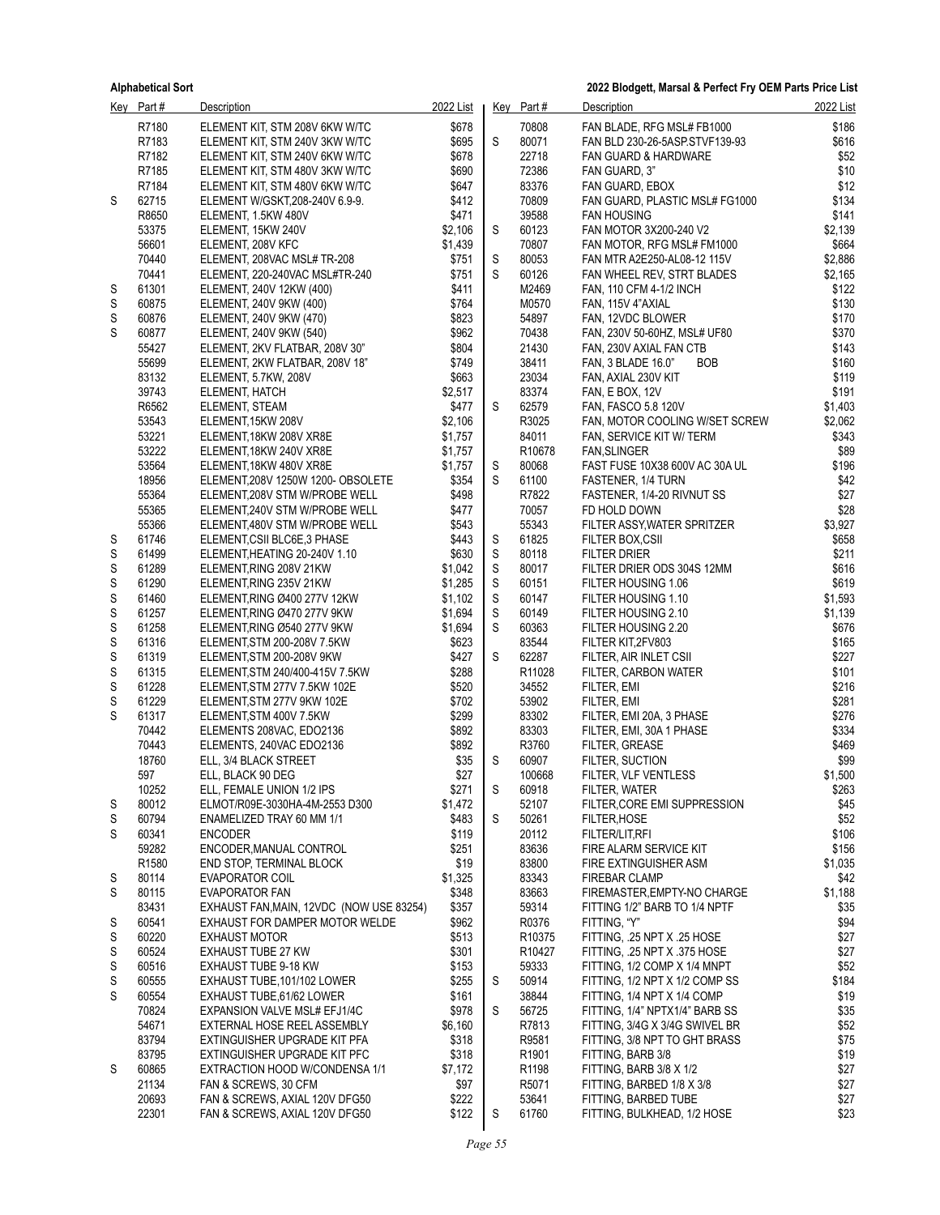| Key | Part # | Description | 2022 List |
|---|---|---|---|
| | R7180 | ELEMENT KIT, STM 208V 6KW W/TC | $678 |
| | R7183 | ELEMENT KIT, STM 240V 3KW W/TC | $695 |
| | R7182 | ELEMENT KIT, STM 240V 6KW W/TC | $678 |
| | R7185 | ELEMENT KIT, STM 480V 3KW W/TC | $690 |
| | R7184 | ELEMENT KIT, STM 480V 6KW W/TC | $647 |
| S | 62715 | ELEMENT W/GSKT,208-240V 6.9-9. | $412 |
| | R8650 | ELEMENT, 1.5KW 480V | $471 |
| | 53375 | ELEMENT, 15KW 240V | $2,106 |
| | 56601 | ELEMENT, 208V KFC | $1,439 |
| | 70440 | ELEMENT, 208VAC MSL# TR-208 | $751 |
| | 70441 | ELEMENT, 220-240VAC MSL#TR-240 | $751 |
| S | 61301 | ELEMENT, 240V 12KW (400) | $411 |
| S | 60875 | ELEMENT, 240V 9KW (400) | $764 |
| S | 60876 | ELEMENT, 240V 9KW (470) | $823 |
| S | 60877 | ELEMENT, 240V 9KW (540) | $962 |
| | 55427 | ELEMENT, 2KV FLATBAR, 208V 30" | $804 |
| | 55699 | ELEMENT, 2KW FLATBAR, 208V 18" | $749 |
| | 83132 | ELEMENT, 5.7KW, 208V | $663 |
| | 39743 | ELEMENT, HATCH | $2,517 |
| | R6562 | ELEMENT, STEAM | $477 |
| | 53543 | ELEMENT,15KW 208V | $2,106 |
| | 53221 | ELEMENT,18KW 208V XR8E | $1,757 |
| | 53222 | ELEMENT,18KW 240V XR8E | $1,757 |
| | 53564 | ELEMENT,18KW 480V XR8E | $1,757 |
| | 18956 | ELEMENT,208V 1250W 1200- OBSOLETE | $354 |
| | 55364 | ELEMENT,208V STM W/PROBE WELL | $498 |
| | 55365 | ELEMENT,240V STM W/PROBE WELL | $477 |
| | 55366 | ELEMENT,480V STM W/PROBE WELL | $543 |
| S | 61746 | ELEMENT,CSII BLC6E,3 PHASE | $443 |
| S | 61499 | ELEMENT,HEATING 20-240V 1.10 | $630 |
| S | 61289 | ELEMENT,RING 208V 21KW | $1,042 |
| S | 61290 | ELEMENT,RING 235V 21KW | $1,285 |
| S | 61460 | ELEMENT,RING Ø400 277V 12KW | $1,102 |
| S | 61257 | ELEMENT,RING Ø470 277V 9KW | $1,694 |
| S | 61258 | ELEMENT,RING Ø540 277V 9KW | $1,694 |
| S | 61316 | ELEMENT,STM 200-208V 7.5KW | $623 |
| S | 61319 | ELEMENT,STM 200-208V 9KW | $427 |
| S | 61315 | ELEMENT,STM 240/400-415V 7.5KW | $288 |
| S | 61228 | ELEMENT,STM 277V 7.5KW 102E | $520 |
| S | 61229 | ELEMENT,STM 277V 9KW 102E | $702 |
| S | 61317 | ELEMENT,STM 400V 7.5KW | $299 |
| | 70442 | ELEMENTS 208VAC, EDO2136 | $892 |
| | 70443 | ELEMENTS, 240VAC EDO2136 | $892 |
| | 18760 | ELL, 3/4 BLACK STREET | $35 |
| | 597 | ELL, BLACK 90 DEG | $27 |
| | 10252 | ELL, FEMALE UNION 1/2 IPS | $271 |
| S | 80012 | ELMOT/R09E-3030HA-4M-2553 D300 | $1,472 |
| S | 60794 | ENAMELIZED TRAY 60 MM 1/1 | $483 |
| S | 60341 | ENCODER | $119 |
| | 59282 | ENCODER,MANUAL CONTROL | $251 |
| | R1580 | END STOP, TERMINAL BLOCK | $19 |
| S | 80114 | EVAPORATOR COIL | $1,325 |
| S | 80115 | EVAPORATOR FAN | $348 |
| | 83431 | EXHAUST FAN,MAIN, 12VDC (NOW USE 83254) | $357 |
| S | 60541 | EXHAUST FOR DAMPER MOTOR WELDE | $962 |
| S | 60220 | EXHAUST MOTOR | $513 |
| S | 60524 | EXHAUST TUBE 27 KW | $301 |
| S | 60516 | EXHAUST TUBE 9-18 KW | $153 |
| S | 60555 | EXHAUST TUBE,101/102 LOWER | $255 |
| S | 60554 | EXHAUST TUBE,61/62 LOWER | $161 |
| | 70824 | EXPANSION VALVE MSL# EFJ1/4C | $978 |
| | 54671 | EXTERNAL HOSE REEL ASSEMBLY | $6,160 |
| | 83794 | EXTINGUISHER UPGRADE KIT PFA | $318 |
| | 83795 | EXTINGUISHER UPGRADE KIT PFC | $318 |
| S | 60865 | EXTRACTION HOOD W/CONDENSA 1/1 | $7,172 |
| | 21134 | FAN & SCREWS, 30 CFM | $97 |
| | 20693 | FAN & SCREWS, AXIAL 120V DFG50 | $222 |
| | 22301 | FAN & SCREWS, AXIAL 120V DFG50 | $122 |
| | 70808 | FAN BLADE, RFG MSL# FB1000 | $186 |
| S | 80071 | FAN BLD 230-26-5ASP.STVF139-93 | $616 |
| | 22718 | FAN GUARD & HARDWARE | $52 |
| | 72386 | FAN GUARD, 3" | $10 |
| | 83376 | FAN GUARD, EBOX | $12 |
| | 70809 | FAN GUARD, PLASTIC MSL# FG1000 | $134 |
| | 39588 | FAN HOUSING | $141 |
| S | 60123 | FAN MOTOR 3X200-240 V2 | $2,139 |
| | 70807 | FAN MOTOR, RFG MSL# FM1000 | $664 |
| S | 80053 | FAN MTR A2E250-AL08-12 115V | $2,886 |
| S | 60126 | FAN WHEEL REV, STRT BLADES | $2,165 |
| | M2469 | FAN, 110 CFM 4-1/2 INCH | $122 |
| | M0570 | FAN, 115V 4"AXIAL | $130 |
| | 54897 | FAN, 12VDC BLOWER | $170 |
| | 70438 | FAN, 230V 50-60HZ, MSL# UF80 | $370 |
| | 21430 | FAN, 230V AXIAL FAN CTB | $143 |
| | 38411 | FAN, 3 BLADE 16.0" BOB | $160 |
| | 23034 | FAN, AXIAL 230V KIT | $119 |
| | 83374 | FAN, E BOX, 12V | $191 |
| S | 62579 | FAN, FASCO 5.8 120V | $1,403 |
| | R3025 | FAN, MOTOR COOLING W/SET SCREW | $2,062 |
| | 84011 | FAN, SERVICE KIT W/ TERM | $343 |
| | R10678 | FAN,SLINGER | $89 |
| S | 80068 | FAST FUSE 10X38 600V AC 30A UL | $196 |
| S | 61100 | FASTENER, 1/4 TURN | $42 |
| | R7822 | FASTENER, 1/4-20 RIVNUT SS | $27 |
| | 70057 | FD HOLD DOWN | $28 |
| | 55343 | FILTER ASSY,WATER SPRITZER | $3,927 |
| S | 61825 | FILTER BOX,CSII | $658 |
| S | 80118 | FILTER DRIER | $211 |
| S | 80017 | FILTER DRIER ODS 304S 12MM | $616 |
| S | 60151 | FILTER HOUSING 1.06 | $619 |
| S | 60147 | FILTER HOUSING 1.10 | $1,593 |
| S | 60149 | FILTER HOUSING 2.10 | $1,139 |
| S | 60363 | FILTER HOUSING 2.20 | $676 |
| | 83544 | FILTER KIT,2FV803 | $165 |
| S | 62287 | FILTER, AIR INLET CSII | $227 |
| | R11028 | FILTER, CARBON WATER | $101 |
| | 34552 | FILTER, EMI | $216 |
| | 53902 | FILTER, EMI | $281 |
| | 83302 | FILTER, EMI 20A, 3 PHASE | $276 |
| | 83303 | FILTER, EMI, 30A 1 PHASE | $334 |
| | R3760 | FILTER, GREASE | $469 |
| S | 60907 | FILTER, SUCTION | $99 |
| | 100668 | FILTER, VLF VENTLESS | $1,500 |
| S | 60918 | FILTER, WATER | $263 |
| | 52107 | FILTER,CORE EMI SUPPRESSION | $45 |
| S | 50261 | FILTER,HOSE | $52 |
| | 20112 | FILTER/LIT,RFI | $106 |
| | 83636 | FIRE ALARM SERVICE KIT | $156 |
| | 83800 | FIRE EXTINGUISHER ASM | $1,035 |
| | 83343 | FIREBAR CLAMP | $42 |
| | 83663 | FIREMASTER,EMPTY-NO CHARGE | $1,188 |
| | 59314 | FITTING 1/2" BARB TO 1/4 NPTF | $35 |
| | R0376 | FITTING, "Y" | $94 |
| | R10375 | FITTING, .25 NPT X .25 HOSE | $27 |
| | R10427 | FITTING, .25 NPT X .375 HOSE | $27 |
| | 59333 | FITTING, 1/2 COMP X 1/4 MNPT | $52 |
| S | 50914 | FITTING, 1/2 NPT X 1/2 COMP SS | $184 |
| | 38844 | FITTING, 1/4 NPT X 1/4 COMP | $19 |
| S | 56725 | FITTING, 1/4" NPTX1/4" BARB SS | $35 |
| | R7813 | FITTING, 3/4G X 3/4G SWIVEL BR | $52 |
| | R9581 | FITTING, 3/8 NPT TO GHT BRASS | $75 |
| | R1901 | FITTING, BARB 3/8 | $19 |
| | R1198 | FITTING, BARB 3/8 X 1/2 | $27 |
| | R5071 | FITTING, BARBED 1/8 X 3/8 | $27 |
| | 53641 | FITTING, BARBED TUBE | $27 |
| S | 61760 | FITTING, BULKHEAD, 1/2 HOSE | $23 |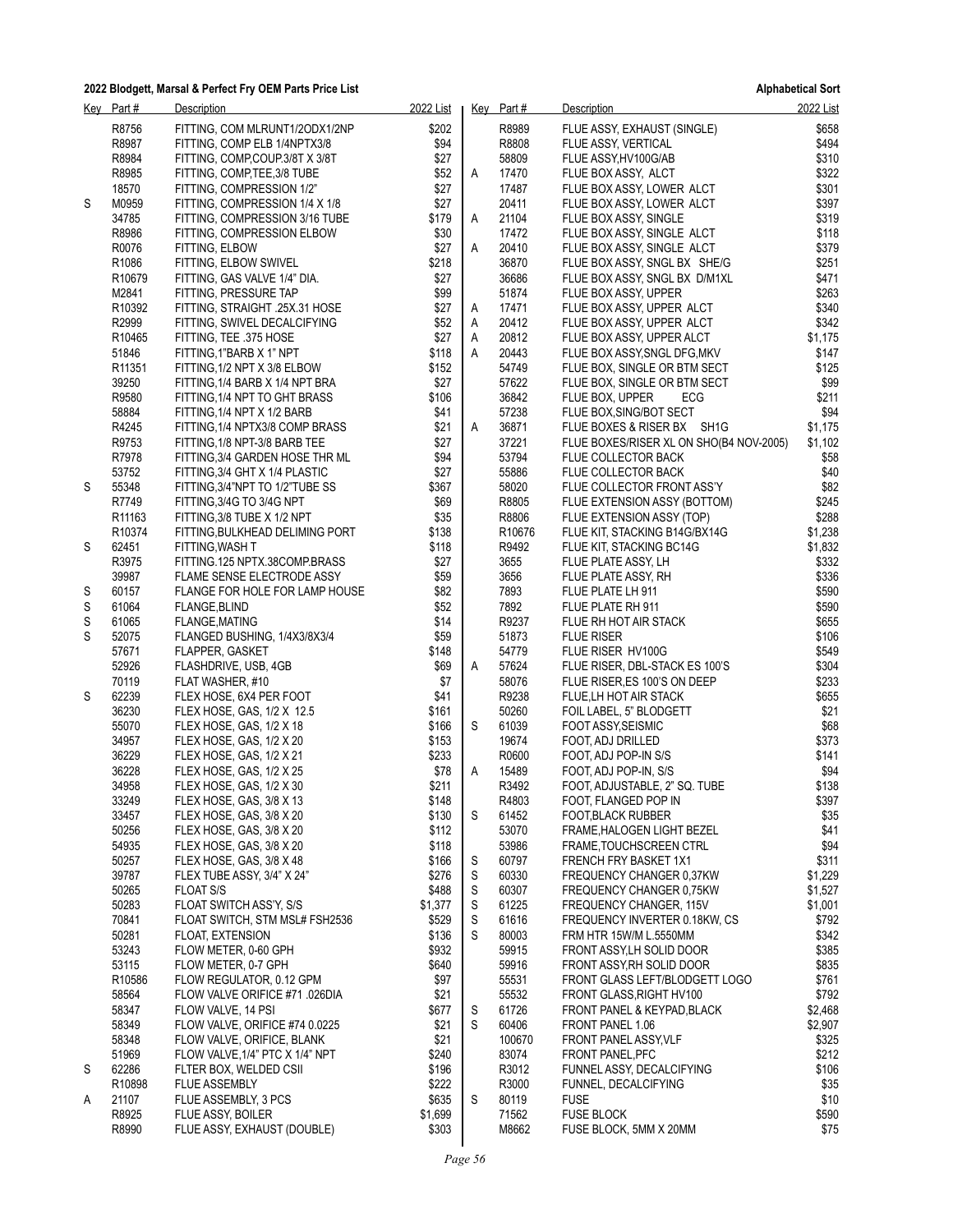**2022 Blodgett, Marsal & Perfect Fry OEM Parts Price List** — **Alphabetical Sort**

| Key | Part # | Description | 2022 List |
|---|---|---|---|
| | R8756 | FITTING, COM MLRUNT1/2ODX1/2NP | $202 |
| | R8987 | FITTING, COMP ELB 1/4NPTX3/8 | $94 |
| | R8984 | FITTING, COMP,COUP.3/8T X 3/8T | $27 |
| | R8985 | FITTING, COMP,TEE,3/8 TUBE | $52 |
| | 18570 | FITTING, COMPRESSION 1/2" | $27 |
| S | M0959 | FITTING, COMPRESSION 1/4 X 1/8 | $27 |
| | 34785 | FITTING, COMPRESSION 3/16 TUBE | $179 |
| | R8986 | FITTING, COMPRESSION ELBOW | $30 |
| | R0076 | FITTING, ELBOW | $27 |
| | R1086 | FITTING, ELBOW SWIVEL | $218 |
| | R10679 | FITTING, GAS VALVE 1/4" DIA. | $27 |
| | M2841 | FITTING, PRESSURE TAP | $99 |
| | R10392 | FITTING, STRAIGHT .25X.31 HOSE | $27 |
| | R2999 | FITTING, SWIVEL DECALCIFYING | $52 |
| | R10465 | FITTING, TEE .375 HOSE | $27 |
| | 51846 | FITTING,1"BARB X 1" NPT | $118 |
| | R11351 | FITTING,1/2 NPT X 3/8 ELBOW | $152 |
| | 39250 | FITTING,1/4 BARB X 1/4 NPT BRA | $27 |
| | R9580 | FITTING,1/4 NPT TO GHT BRASS | $106 |
| | 58884 | FITTING,1/4 NPT X 1/2 BARB | $41 |
| | R4245 | FITTING,1/4 NPTX3/8 COMP BRASS | $21 |
| | R9753 | FITTING,1/8 NPT-3/8 BARB TEE | $27 |
| | R7978 | FITTING,3/4 GARDEN HOSE THR ML | $94 |
| | 53752 | FITTING,3/4 GHT X 1/4 PLASTIC | $27 |
| S | 55348 | FITTING,3/4"NPT TO 1/2"TUBE SS | $367 |
| | R7749 | FITTING,3/4G TO 3/4G NPT | $69 |
| | R11163 | FITTING,3/8 TUBE X 1/2 NPT | $35 |
| | R10374 | FITTING,BULKHEAD DELIMING PORT | $138 |
| S | 62451 | FITTING,WASH T | $118 |
| | R3975 | FITTING.125 NPTX.38COMP.BRASS | $27 |
| | 39987 | FLAME SENSE ELECTRODE ASSY | $59 |
| S | 60157 | FLANGE FOR HOLE FOR LAMP HOUSE | $82 |
| S | 61064 | FLANGE,BLIND | $52 |
| S | 61065 | FLANGE,MATING | $14 |
| S | 52075 | FLANGED BUSHING, 1/4X3/8X3/4 | $59 |
| | 57671 | FLAPPER, GASKET | $148 |
| | 52926 | FLASHDRIVE, USB, 4GB | $69 |
| | 70119 | FLAT WASHER, #10 | $7 |
| S | 62239 | FLEX HOSE, 6X4 PER FOOT | $41 |
| | 36230 | FLEX HOSE, GAS, 1/2 X 12.5 | $161 |
| | 55070 | FLEX HOSE, GAS, 1/2 X 18 | $166 |
| | 34957 | FLEX HOSE, GAS, 1/2 X 20 | $153 |
| | 36229 | FLEX HOSE, GAS, 1/2 X 21 | $233 |
| | 36228 | FLEX HOSE, GAS, 1/2 X 25 | $78 |
| | 34958 | FLEX HOSE, GAS, 1/2 X 30 | $211 |
| | 33249 | FLEX HOSE, GAS, 3/8 X 13 | $148 |
| | 33457 | FLEX HOSE, GAS, 3/8 X 20 | $130 |
| | 50256 | FLEX HOSE, GAS, 3/8 X 20 | $112 |
| | 54935 | FLEX HOSE, GAS, 3/8 X 20 | $118 |
| | 50257 | FLEX HOSE, GAS, 3/8 X 48 | $166 |
| | 39787 | FLEX TUBE ASSY, 3/4" X 24" | $276 |
| | 50265 | FLOAT S/S | $488 |
| | 50283 | FLOAT SWITCH ASS'Y, S/S | $1,377 |
| | 70841 | FLOAT SWITCH, STM MSL# FSH2536 | $529 |
| | 50281 | FLOAT, EXTENSION | $136 |
| | 53243 | FLOW METER, 0-60 GPH | $932 |
| | 53115 | FLOW METER, 0-7 GPH | $640 |
| | R10586 | FLOW REGULATOR, 0.12 GPM | $97 |
| | 58564 | FLOW VALVE ORIFICE #71 .026DIA | $21 |
| | 58347 | FLOW VALVE, 14 PSI | $677 |
| | 58349 | FLOW VALVE, ORIFICE #74 0.0225 | $21 |
| | 58348 | FLOW VALVE, ORIFICE, BLANK | $21 |
| | 51969 | FLOW VALVE,1/4" PTC X 1/4" NPT | $240 |
| S | 62286 | FLTER BOX, WELDED CSII | $196 |
| | R10898 | FLUE ASSEMBLY | $222 |
| A | 21107 | FLUE ASSEMBLY, 3 PCS | $635 |
| | R8925 | FLUE ASSY, BOILER | $1,699 |
| | R8990 | FLUE ASSY, EXHAUST (DOUBLE) | $303 |
| | R8989 | FLUE ASSY, EXHAUST (SINGLE) | $658 |
| | R8808 | FLUE ASSY, VERTICAL | $494 |
| | 58809 | FLUE ASSY,HV100G/AB | $310 |
| A | 17470 | FLUE BOX ASSY, ALCT | $322 |
| | 17487 | FLUE BOX ASSY, LOWER ALCT | $301 |
| | 20411 | FLUE BOX ASSY, LOWER ALCT | $397 |
| A | 21104 | FLUE BOX ASSY, SINGLE | $319 |
| | 17472 | FLUE BOX ASSY, SINGLE ALCT | $118 |
| A | 20410 | FLUE BOX ASSY, SINGLE ALCT | $379 |
| | 36870 | FLUE BOX ASSY, SNGL BX SHE/G | $251 |
| | 36686 | FLUE BOX ASSY, SNGL BX D/M1XL | $471 |
| | 51874 | FLUE BOX ASSY, UPPER | $263 |
| A | 17471 | FLUE BOX ASSY, UPPER ALCT | $340 |
| A | 20412 | FLUE BOX ASSY, UPPER ALCT | $342 |
| A | 20812 | FLUE BOX ASSY, UPPER ALCT | $1,175 |
| A | 20443 | FLUE BOX ASSY,SNGL DFG,MKV | $147 |
| | 54749 | FLUE BOX, SINGLE OR BTM SECT | $125 |
| | 57622 | FLUE BOX, SINGLE OR BTM SECT | $99 |
| | 36842 | FLUE BOX, UPPER ECG | $211 |
| | 57238 | FLUE BOX,SING/BOT SECT | $94 |
| A | 36871 | FLUE BOXES & RISER BX SH1G | $1,175 |
| | 37221 | FLUE BOXES/RISER XL ON SHO(B4 NOV-2005) | $1,102 |
| | 53794 | FLUE COLLECTOR BACK | $58 |
| | 55886 | FLUE COLLECTOR BACK | $40 |
| | 58020 | FLUE COLLECTOR FRONT ASS'Y | $82 |
| | R8805 | FLUE EXTENSION ASSY (BOTTOM) | $245 |
| | R8806 | FLUE EXTENSION ASSY (TOP) | $288 |
| | R10676 | FLUE KIT, STACKING B14G/BX14G | $1,238 |
| | R9492 | FLUE KIT, STACKING BC14G | $1,832 |
| | 3655 | FLUE PLATE ASSY, LH | $332 |
| | 3656 | FLUE PLATE ASSY, RH | $336 |
| | 7893 | FLUE PLATE LH 911 | $590 |
| | 7892 | FLUE PLATE RH 911 | $590 |
| | R9237 | FLUE RH HOT AIR STACK | $655 |
| | 51873 | FLUE RISER | $106 |
| | 54779 | FLUE RISER HV100G | $549 |
| A | 57624 | FLUE RISER, DBL-STACK ES 100'S | $304 |
| | 58076 | FLUE RISER,ES 100'S ON DEEP | $233 |
| | R9238 | FLUE,LH HOT AIR STACK | $655 |
| | 50260 | FOIL LABEL, 5" BLODGETT | $21 |
| S | 61039 | FOOT ASSY,SEISMIC | $68 |
| | 19674 | FOOT, ADJ DRILLED | $373 |
| | R0600 | FOOT, ADJ POP-IN S/S | $141 |
| A | 15489 | FOOT, ADJ POP-IN, S/S | $94 |
| | R3492 | FOOT, ADJUSTABLE, 2" SQ. TUBE | $138 |
| | R4803 | FOOT, FLANGED POP IN | $397 |
| S | 61452 | FOOT,BLACK RUBBER | $35 |
| | 53070 | FRAME,HALOGEN LIGHT BEZEL | $41 |
| | 53986 | FRAME,TOUCHSCREEN CTRL | $94 |
| S | 60797 | FRENCH FRY BASKET 1X1 | $311 |
| S | 60330 | FREQUENCY CHANGER 0,37KW | $1,229 |
| S | 60307 | FREQUENCY CHANGER 0,75KW | $1,527 |
| S | 61225 | FREQUENCY CHANGER, 115V | $1,001 |
| S | 61616 | FREQUENCY INVERTER 0.18KW, CS | $792 |
| S | 80003 | FRM HTR 15W/M L.5550MM | $342 |
| | 59915 | FRONT ASSY,LH SOLID DOOR | $385 |
| | 59916 | FRONT ASSY,RH SOLID DOOR | $835 |
| | 55531 | FRONT GLASS LEFT/BLODGETT LOGO | $761 |
| | 55532 | FRONT GLASS,RIGHT HV100 | $792 |
| S | 61726 | FRONT PANEL & KEYPAD,BLACK | $2,468 |
| S | 60406 | FRONT PANEL 1.06 | $2,907 |
| | 100670 | FRONT PANEL ASSY,VLF | $325 |
| | 83074 | FRONT PANEL,PFC | $212 |
| | R3012 | FUNNEL ASSY, DECALCIFYING | $106 |
| | R3000 | FUNNEL, DECALCIFYING | $35 |
| S | 80119 | FUSE | $10 |
| | 71562 | FUSE BLOCK | $590 |
| | M8662 | FUSE BLOCK, 5MM X 20MM | $75 |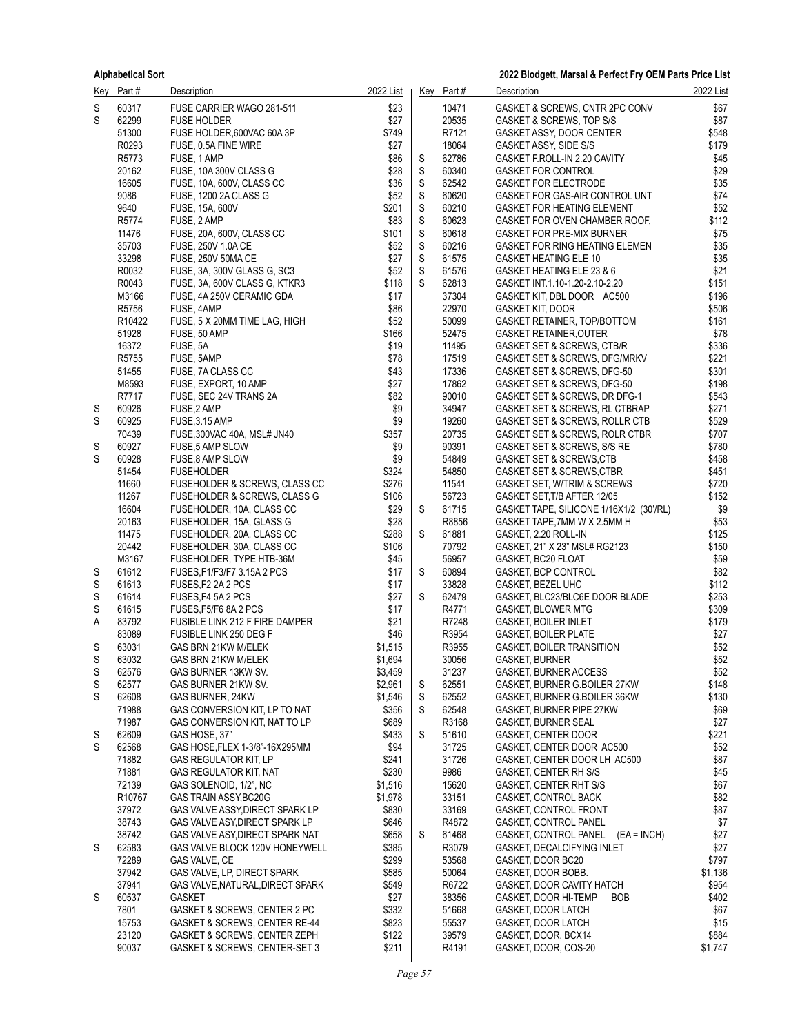| Key | Part # | Description | 2022 List |
|---|---|---|---|
| S | 60317 | FUSE CARRIER WAGO 281-511 | $23 |
| S | 62299 | FUSE HOLDER | $27 |
| | 51300 | FUSE HOLDER,600VAC 60A 3P | $749 |
| | R0293 | FUSE, 0.5A FINE WIRE | $27 |
| | R5773 | FUSE, 1 AMP | $86 |
| | 20162 | FUSE, 10A 300V CLASS G | $28 |
| | 16605 | FUSE, 10A, 600V, CLASS CC | $36 |
| | 9086 | FUSE, 1200 2A CLASS G | $52 |
| | 9640 | FUSE, 15A, 600V | $201 |
| | R5774 | FUSE, 2 AMP | $83 |
| | 11476 | FUSE, 20A, 600V, CLASS CC | $101 |
| | 35703 | FUSE, 250V 1.0A CE | $52 |
| | 33298 | FUSE, 250V 50MA CE | $27 |
| | R0032 | FUSE, 3A, 300V GLASS G, SC3 | $52 |
| | R0043 | FUSE, 3A, 600V CLASS G, KTKR3 | $118 |
| | M3166 | FUSE, 4A 250V CERAMIC GDA | $17 |
| | R5756 | FUSE, 4AMP | $86 |
| | R10422 | FUSE, 5 X 20MM TIME LAG, HIGH | $52 |
| | 51928 | FUSE, 50 AMP | $166 |
| | 16372 | FUSE, 5A | $19 |
| | R5755 | FUSE, 5AMP | $78 |
| | 51455 | FUSE, 7A CLASS CC | $43 |
| | M8593 | FUSE, EXPORT, 10 AMP | $27 |
| | R7717 | FUSE, SEC 24V TRANS 2A | $82 |
| S | 60926 | FUSE,2 AMP | $9 |
| S | 60925 | FUSE,3.15 AMP | $9 |
| | 70439 | FUSE,300VAC 40A, MSL# JN40 | $357 |
| S | 60927 | FUSE,5 AMP SLOW | $9 |
| S | 60928 | FUSE,8 AMP SLOW | $9 |
| | 51454 | FUSEHOLDER | $324 |
| | 11660 | FUSEHOLDER & SCREWS, CLASS CC | $276 |
| | 11267 | FUSEHOLDER & SCREWS, CLASS G | $106 |
| | 16604 | FUSEHOLDER, 10A, CLASS CC | $29 |
| | 20163 | FUSEHOLDER, 15A, GLASS G | $28 |
| | 11475 | FUSEHOLDER, 20A, CLASS CC | $288 |
| | 20442 | FUSEHOLDER, 30A, CLASS CC | $106 |
| | M3167 | FUSEHOLDER, TYPE HTB-36M | $45 |
| S | 61612 | FUSES,F1/F3/F7 3.15A 2 PCS | $17 |
| S | 61613 | FUSES,F2 2A 2 PCS | $17 |
| S | 61614 | FUSES,F4 5A 2 PCS | $27 |
| S | 61615 | FUSES,F5/F6 8A 2 PCS | $17 |
| A | 83792 | FUSIBLE LINK 212 F FIRE DAMPER | $21 |
| | 83089 | FUSIBLE LINK 250 DEG F | $46 |
| S | 63031 | GAS BRN 21KW M/ELEK | $1,515 |
| S | 63032 | GAS BRN 21KW M/ELEK | $1,694 |
| S | 62576 | GAS BURNER 13KW SV. | $3,459 |
| S | 62577 | GAS BURNER 21KW SV. | $2,961 |
| S | 62608 | GAS BURNER, 24KW | $1,546 |
| | 71988 | GAS CONVERSION KIT, LP TO NAT | $356 |
| | 71987 | GAS CONVERSION KIT, NAT TO LP | $689 |
| S | 62609 | GAS HOSE, 37" | $433 |
| S | 62568 | GAS HOSE,FLEX 1-3/8"-16X295MM | $94 |
| | 71882 | GAS REGULATOR KIT, LP | $241 |
| | 71881 | GAS REGULATOR KIT, NAT | $230 |
| | 72139 | GAS SOLENOID, 1/2", NC | $1,516 |
| | R10767 | GAS TRAIN ASSY,BC20G | $1,978 |
| | 37972 | GAS VALVE ASSY,DIRECT SPARK LP | $830 |
| | 38743 | GAS VALVE ASY,DIRECT SPARK LP | $646 |
| | 38742 | GAS VALVE ASY,DIRECT SPARK NAT | $658 |
| S | 62583 | GAS VALVE BLOCK 120V HONEYWELL | $385 |
| | 72289 | GAS VALVE, CE | $299 |
| | 37942 | GAS VALVE, LP, DIRECT SPARK | $585 |
| | 37941 | GAS VALVE,NATURAL,DIRECT SPARK | $549 |
| S | 60537 | GASKET | $27 |
| | 7801 | GASKET & SCREWS, CENTER 2 PC | $332 |
| | 15753 | GASKET & SCREWS, CENTER RE-44 | $823 |
| | 23120 | GASKET & SCREWS, CENTER ZEPH | $122 |
| | 90037 | GASKET & SCREWS, CENTER-SET 3 | $211 |
| | 10471 | GASKET & SCREWS, CNTR 2PC CONV | $67 |
| | 20535 | GASKET & SCREWS, TOP S/S | $87 |
| | R7121 | GASKET ASSY, DOOR CENTER | $548 |
| | 18064 | GASKET ASSY, SIDE S/S | $179 |
| S | 62786 | GASKET F.ROLL-IN 2.20 CAVITY | $45 |
| S | 60340 | GASKET FOR CONTROL | $29 |
| S | 62542 | GASKET FOR ELECTRODE | $35 |
| S | 60620 | GASKET FOR GAS-AIR CONTROL UNT | $74 |
| S | 60210 | GASKET FOR HEATING ELEMENT | $52 |
| S | 60623 | GASKET FOR OVEN CHAMBER ROOF, | $112 |
| S | 60618 | GASKET FOR PRE-MIX BURNER | $75 |
| S | 60216 | GASKET FOR RING HEATING ELEMEN | $35 |
| S | 61575 | GASKET HEATING ELE 10 | $35 |
| S | 61576 | GASKET HEATING ELE 23 & 6 | $21 |
| S | 62813 | GASKET INT.1.10-1.20-2.10-2.20 | $151 |
| | 37304 | GASKET KIT, DBL DOOR AC500 | $196 |
| | 22970 | GASKET KIT, DOOR | $506 |
| | 50099 | GASKET RETAINER, TOP/BOTTOM | $161 |
| | 52475 | GASKET RETAINER,OUTER | $78 |
| | 11495 | GASKET SET & SCREWS, CTB/R | $336 |
| | 17519 | GASKET SET & SCREWS, DFG/MRKV | $221 |
| | 17336 | GASKET SET & SCREWS, DFG-50 | $301 |
| | 17862 | GASKET SET & SCREWS, DFG-50 | $198 |
| | 90010 | GASKET SET & SCREWS, DR DFG-1 | $543 |
| | 34947 | GASKET SET & SCREWS, RL CTBRAP | $271 |
| | 19260 | GASKET SET & SCREWS, ROLLR CTB | $529 |
| | 20735 | GASKET SET & SCREWS, ROLR CTBR | $707 |
| | 90391 | GASKET SET & SCREWS, S/S RE | $780 |
| | 54849 | GASKET SET & SCREWS,CTB | $458 |
| | 54850 | GASKET SET & SCREWS,CTBR | $451 |
| | 11541 | GASKET SET, W/TRIM & SCREWS | $720 |
| | 56723 | GASKET SET,T/B AFTER 12/05 | $152 |
| S | 61715 | GASKET TAPE, SILICONE 1/16X1/2 (30'/RL) | $9 |
| | R8856 | GASKET TAPE,7MM W X 2.5MM H | $53 |
| S | 61881 | GASKET, 2.20 ROLL-IN | $125 |
| | 70792 | GASKET, 21" X 23" MSL# RG2123 | $150 |
| | 56957 | GASKET, BC20 FLOAT | $59 |
| S | 60894 | GASKET, BCP CONTROL | $82 |
| | 33828 | GASKET, BEZEL UHC | $112 |
| S | 62479 | GASKET, BLC23/BLC6E DOOR BLADE | $253 |
| | R4771 | GASKET, BLOWER MTG | $309 |
| | R7248 | GASKET, BOILER INLET | $179 |
| | R3954 | GASKET, BOILER PLATE | $27 |
| | R3955 | GASKET, BOILER TRANSITION | $52 |
| | 30056 | GASKET, BURNER | $52 |
| | 31237 | GASKET, BURNER ACCESS | $52 |
| S | 62551 | GASKET, BURNER G.BOILER 27KW | $148 |
| S | 62552 | GASKET, BURNER G.BOILER 36KW | $130 |
| S | 62548 | GASKET, BURNER PIPE 27KW | $69 |
| | R3168 | GASKET, BURNER SEAL | $27 |
| S | 51610 | GASKET, CENTER DOOR | $221 |
| | 31725 | GASKET, CENTER DOOR AC500 | $52 |
| | 31726 | GASKET, CENTER DOOR LH AC500 | $87 |
| | 9986 | GASKET, CENTER RH S/S | $45 |
| | 15620 | GASKET, CENTER RHT S/S | $67 |
| | 33151 | GASKET, CONTROL BACK | $82 |
| | 33169 | GASKET, CONTROL FRONT | $87 |
| | R4872 | GASKET, CONTROL PANEL | $7 |
| S | 61468 | GASKET, CONTROL PANEL (EA = INCH) | $27 |
| | R3079 | GASKET, DECALCIFYING INLET | $27 |
| | 53568 | GASKET, DOOR BC20 | $797 |
| | 50064 | GASKET, DOOR BOBB. | $1,136 |
| | R6722 | GASKET, DOOR CAVITY HATCH | $954 |
| | 38356 | GASKET, DOOR HI-TEMP BOB | $402 |
| | 51668 | GASKET, DOOR LATCH | $67 |
| | 55537 | GASKET, DOOR LATCH | $15 |
| | 39579 | GASKET, DOOR, BCX14 | $884 |
| | R4191 | GASKET, DOOR, COS-20 | $1,747 |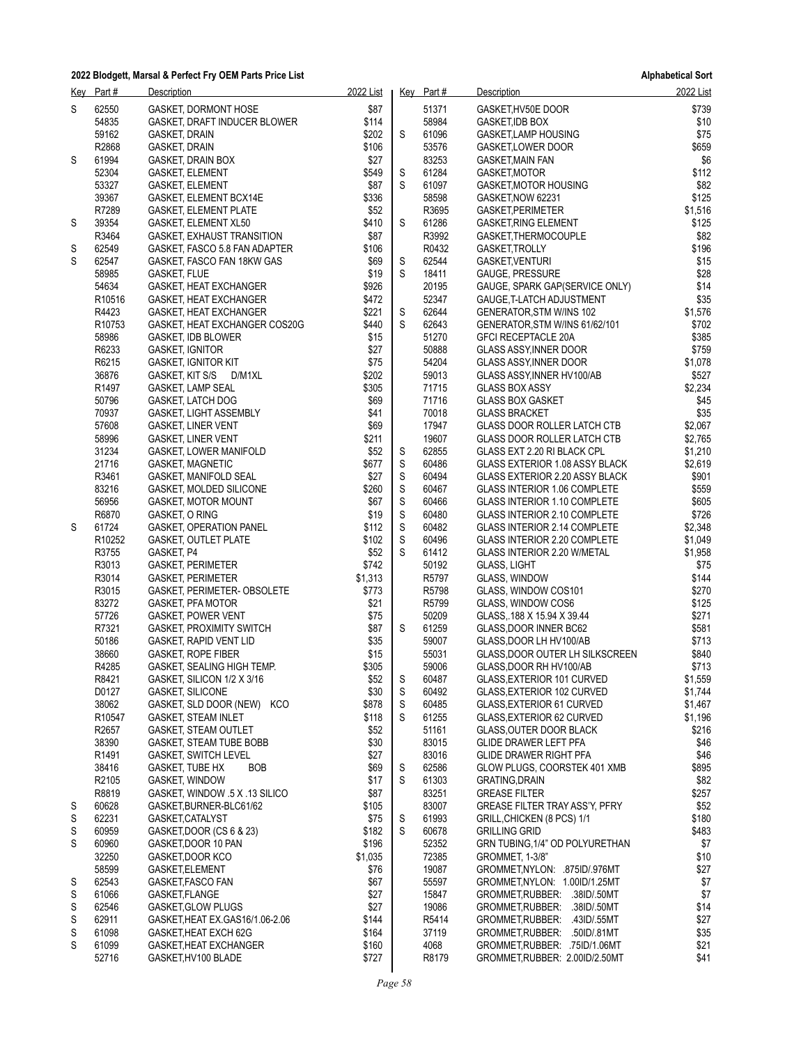## 2022 Blodgett, Marsal & Perfect Fry OEM Parts Price List

**Alphabetical Sort**

| Key | Part # | Description | 2022 List |
|---|---|---|---|
| S | 62550 | GASKET, DORMONT HOSE | $87 |
| | 54835 | GASKET, DRAFT INDUCER BLOWER | $114 |
| | 59162 | GASKET, DRAIN | $202 |
| | R2868 | GASKET, DRAIN | $106 |
| S | 61994 | GASKET, DRAIN BOX | $27 |
| | 52304 | GASKET, ELEMENT | $549 |
| | 53327 | GASKET, ELEMENT | $87 |
| | 39367 | GASKET, ELEMENT BCX14E | $336 |
| | R7289 | GASKET, ELEMENT PLATE | $52 |
| S | 39354 | GASKET, ELEMENT XL50 | $410 |
| | R3464 | GASKET, EXHAUST TRANSITION | $87 |
| S | 62549 | GASKET, FASCO 5.8 FAN ADAPTER | $106 |
| S | 62547 | GASKET, FASCO FAN 18KW GAS | $69 |
| | 58985 | GASKET, FLUE | $19 |
| | 54634 | GASKET, HEAT EXCHANGER | $926 |
| | R10516 | GASKET, HEAT EXCHANGER | $472 |
| | R4423 | GASKET, HEAT EXCHANGER | $221 |
| | R10753 | GASKET, HEAT EXCHANGER COS20G | $440 |
| | 58986 | GASKET, IDB BLOWER | $15 |
| | R6233 | GASKET, IGNITOR | $27 |
| | R6215 | GASKET, IGNITOR KIT | $75 |
| | 36876 | GASKET, KIT S/S D/M1XL | $202 |
| | R1497 | GASKET, LAMP SEAL | $305 |
| | 50796 | GASKET, LATCH DOG | $69 |
| | 70937 | GASKET, LIGHT ASSEMBLY | $41 |
| | 57608 | GASKET, LINER VENT | $69 |
| | 58996 | GASKET, LINER VENT | $211 |
| | 31234 | GASKET, LOWER MANIFOLD | $52 |
| | 21716 | GASKET, MAGNETIC | $677 |
| | R3461 | GASKET, MANIFOLD SEAL | $27 |
| | 83216 | GASKET, MOLDED SILICONE | $260 |
| | 56956 | GASKET, MOTOR MOUNT | $67 |
| | R6870 | GASKET, O RING | $19 |
| S | 61724 | GASKET, OPERATION PANEL | $112 |
| | R10252 | GASKET, OUTLET PLATE | $102 |
| | R3755 | GASKET, P4 | $52 |
| | R3013 | GASKET, PERIMETER | $742 |
| | R3014 | GASKET, PERIMETER | $1,313 |
| | R3015 | GASKET, PERIMETER- OBSOLETE | $773 |
| | 83272 | GASKET, PFA MOTOR | $21 |
| | 57726 | GASKET, POWER VENT | $75 |
| | R7321 | GASKET, PROXIMITY SWITCH | $87 |
| | 50186 | GASKET, RAPID VENT LID | $35 |
| | 38660 | GASKET, ROPE FIBER | $15 |
| | R4285 | GASKET, SEALING HIGH TEMP. | $305 |
| | R8421 | GASKET, SILICON 1/2 X 3/16 | $52 |
| | D0127 | GASKET, SILICONE | $30 |
| | 38062 | GASKET, SLD DOOR (NEW) KCO | $878 |
| | R10547 | GASKET, STEAM INLET | $118 |
| | R2657 | GASKET, STEAM OUTLET | $52 |
| | 38390 | GASKET, STEAM TUBE BOBB | $30 |
| | R1491 | GASKET, SWITCH LEVEL | $27 |
| | 38416 | GASKET, TUBE HX BOB | $69 |
| | R2105 | GASKET, WINDOW | $17 |
| | R8819 | GASKET, WINDOW .5 X .13 SILICO | $87 |
| S | 60628 | GASKET,BURNER-BLC61/62 | $105 |
| S | 62231 | GASKET,CATALYST | $75 |
| S | 60959 | GASKET,DOOR (CS 6 & 23) | $182 |
| S | 60960 | GASKET,DOOR 10 PAN | $196 |
| | 32250 | GASKET,DOOR KCO | $1,035 |
| | 58599 | GASKET,ELEMENT | $76 |
| S | 62543 | GASKET,FASCO FAN | $67 |
| S | 61066 | GASKET,FLANGE | $27 |
| S | 62546 | GASKET,GLOW PLUGS | $27 |
| S | 62911 | GASKET,HEAT EX.GAS16/1.06-2.06 | $144 |
| S | 61098 | GASKET,HEAT EXCH 62G | $164 |
| S | 61099 | GASKET,HEAT EXCHANGER | $160 |
| | 52716 | GASKET,HV100 BLADE | $727 |
| | 51371 | GASKET,HV50E DOOR | $739 |
| | 58984 | GASKET,IDB BOX | $10 |
| S | 61096 | GASKET,LAMP HOUSING | $75 |
| | 53576 | GASKET,LOWER DOOR | $659 |
| | 83253 | GASKET,MAIN FAN | $6 |
| S | 61284 | GASKET,MOTOR | $112 |
| S | 61097 | GASKET,MOTOR HOUSING | $82 |
| | 58598 | GASKET,NOW 62231 | $125 |
| | R3695 | GASKET,PERIMETER | $1,516 |
| S | 61286 | GASKET,RING ELEMENT | $125 |
| | R3992 | GASKET,THERMOCOUPLE | $82 |
| | R0432 | GASKET,TROLLY | $196 |
| S | 62544 | GASKET,VENTURI | $15 |
| S | 18411 | GAUGE, PRESSURE | $28 |
| | 20195 | GAUGE, SPARK GAP(SERVICE ONLY) | $14 |
| | 52347 | GAUGE,T-LATCH ADJUSTMENT | $35 |
| S | 62644 | GENERATOR,STM W/INS 102 | $1,576 |
| S | 62643 | GENERATOR,STM W/INS 61/62/101 | $702 |
| | 51270 | GFCI RECEPTACLE 20A | $385 |
| | 50888 | GLASS ASSY,INNER DOOR | $759 |
| | 54204 | GLASS ASSY,INNER DOOR | $1,078 |
| | 59013 | GLASS ASSY,INNER HV100/AB | $527 |
| | 71715 | GLASS BOX ASSY | $2,234 |
| | 71716 | GLASS BOX GASKET | $45 |
| | 70018 | GLASS BRACKET | $35 |
| | 17947 | GLASS DOOR ROLLER LATCH CTB | $2,067 |
| | 19607 | GLASS DOOR ROLLER LATCH CTB | $2,765 |
| S | 62855 | GLASS EXT 2.20 RI BLACK CPL | $1,210 |
| S | 60486 | GLASS EXTERIOR 1.08 ASSY BLACK | $2,619 |
| S | 60494 | GLASS EXTERIOR 2.20 ASSY BLACK | $901 |
| S | 60467 | GLASS INTERIOR 1.06 COMPLETE | $559 |
| S | 60466 | GLASS INTERIOR 1.10 COMPLETE | $605 |
| S | 60480 | GLASS INTERIOR 2.10 COMPLETE | $726 |
| S | 60482 | GLASS INTERIOR 2.14 COMPLETE | $2,348 |
| S | 60496 | GLASS INTERIOR 2.20 COMPLETE | $1,049 |
| S | 61412 | GLASS INTERIOR 2.20 W/METAL | $1,958 |
| | 50192 | GLASS, LIGHT | $75 |
| | R5797 | GLASS, WINDOW | $144 |
| | R5798 | GLASS, WINDOW COS101 | $270 |
| | R5799 | GLASS, WINDOW COS6 | $125 |
| | 50209 | GLASS,.188 X 15.94 X 39.44 | $271 |
| S | 61259 | GLASS,DOOR INNER BC62 | $581 |
| | 59007 | GLASS,DOOR LH HV100/AB | $713 |
| | 55031 | GLASS,DOOR OUTER LH SILKSCREEN | $840 |
| | 59006 | GLASS,DOOR RH HV100/AB | $713 |
| S | 60487 | GLASS,EXTERIOR 101 CURVED | $1,559 |
| S | 60492 | GLASS,EXTERIOR 102 CURVED | $1,744 |
| S | 60485 | GLASS,EXTERIOR 61 CURVED | $1,467 |
| S | 61255 | GLASS,EXTERIOR 62 CURVED | $1,196 |
| | 51161 | GLASS,OUTER DOOR BLACK | $216 |
| | 83015 | GLIDE DRAWER LEFT PFA | $46 |
| | 83016 | GLIDE DRAWER RIGHT PFA | $46 |
| S | 62586 | GLOW PLUGS, COORSTEK 401 XMB | $895 |
| S | 61303 | GRATING,DRAIN | $82 |
| | 83251 | GREASE FILTER | $257 |
| | 83007 | GREASE FILTER TRAY ASS'Y, PFRY | $52 |
| S | 61993 | GRILL,CHICKEN (8 PCS) 1/1 | $180 |
| S | 60678 | GRILLING GRID | $483 |
| | 52352 | GRN TUBING,1/4" OD POLYURETHAN | $7 |
| | 72385 | GROMMET, 1-3/8" | $10 |
| | 19087 | GROMMET,NYLON: .875ID/.976MT | $27 |
| | 55597 | GROMMET,NYLON: 1.00ID/1.25MT | $7 |
| | 15847 | GROMMET,RUBBER: .38ID/.50MT | $7 |
| | 19086 | GROMMET,RUBBER: .38ID/.50MT | $14 |
| | R5414 | GROMMET,RUBBER: .43ID/.55MT | $27 |
| | 37119 | GROMMET,RUBBER: .50ID/.81MT | $35 |
| | 4068 | GROMMET,RUBBER: .75ID/1.06MT | $21 |
| | R8179 | GROMMET,RUBBER: 2.00ID/2.50MT | $41 |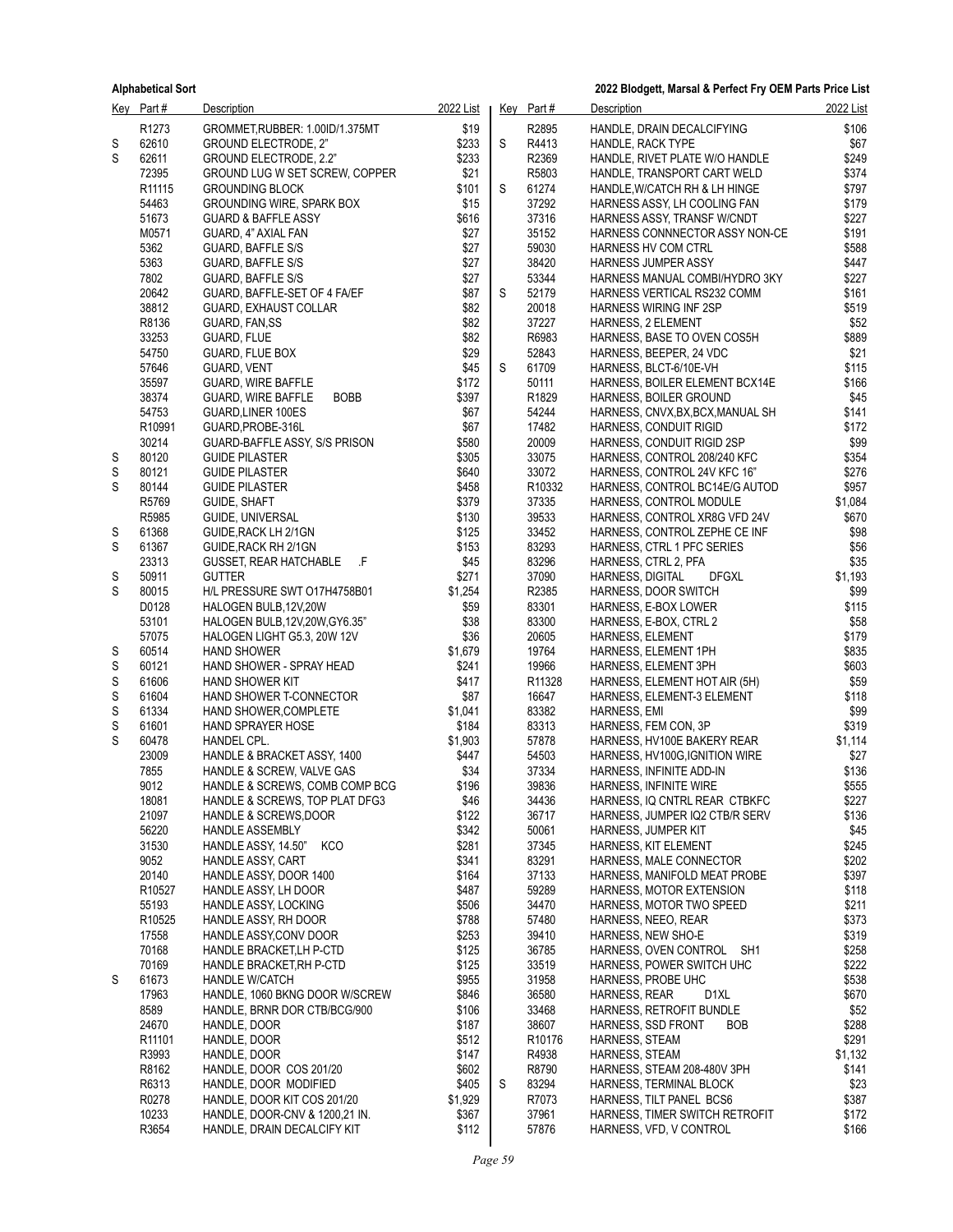| Key | Part # | Description | 2022 List |
|---|---|---|---|
| | R1273 | GROMMET,RUBBER: 1.00ID/1.375MT | $19 |
| S | 62610 | GROUND ELECTRODE, 2" | $233 |
| S | 62611 | GROUND ELECTRODE, 2.2" | $233 |
| | 72395 | GROUND LUG W SET SCREW, COPPER | $21 |
| | R11115 | GROUNDING BLOCK | $101 |
| | 54463 | GROUNDING WIRE, SPARK BOX | $15 |
| | 51673 | GUARD & BAFFLE ASSY | $616 |
| | M0571 | GUARD, 4" AXIAL FAN | $27 |
| | 5362 | GUARD, BAFFLE S/S | $27 |
| | 5363 | GUARD, BAFFLE S/S | $27 |
| | 7802 | GUARD, BAFFLE S/S | $27 |
| | 20642 | GUARD, BAFFLE-SET OF 4 FA/EF | $87 |
| | 38812 | GUARD, EXHAUST COLLAR | $82 |
| | R8136 | GUARD, FAN,SS | $82 |
| | 33253 | GUARD, FLUE | $82 |
| | 54750 | GUARD, FLUE BOX | $29 |
| | 57646 | GUARD, VENT | $45 |
| | 35597 | GUARD, WIRE BAFFLE | $172 |
| | 38374 | GUARD, WIRE BAFFLE BOBB | $397 |
| | 54753 | GUARD,LINER 100ES | $67 |
| | R10991 | GUARD,PROBE-316L | $67 |
| | 30214 | GUARD-BAFFLE ASSY, S/S PRISON | $580 |
| S | 80120 | GUIDE PILASTER | $305 |
| S | 80121 | GUIDE PILASTER | $640 |
| S | 80144 | GUIDE PILASTER | $458 |
| | R5769 | GUIDE, SHAFT | $379 |
| | R5985 | GUIDE, UNIVERSAL | $130 |
| S | 61368 | GUIDE,RACK LH 2/1GN | $125 |
| S | 61367 | GUIDE,RACK RH 2/1GN | $153 |
| | 23313 | GUSSET, REAR HATCHABLE .F | $45 |
| S | 50911 | GUTTER | $271 |
| S | 80015 | H/L PRESSURE SWT O17H4758B01 | $1,254 |
| | D0128 | HALOGEN BULB,12V,20W | $59 |
| | 53101 | HALOGEN BULB,12V,20W,GY6.35" | $38 |
| | 57075 | HALOGEN LIGHT G5.3, 20W 12V | $36 |
| S | 60514 | HAND SHOWER | $1,679 |
| S | 60121 | HAND SHOWER - SPRAY HEAD | $241 |
| S | 61606 | HAND SHOWER KIT | $417 |
| S | 61604 | HAND SHOWER T-CONNECTOR | $87 |
| S | 61334 | HAND SHOWER,COMPLETE | $1,041 |
| S | 61601 | HAND SPRAYER HOSE | $184 |
| S | 60478 | HANDEL CPL. | $1,903 |
| | 23009 | HANDLE & BRACKET ASSY, 1400 | $447 |
| | 7855 | HANDLE & SCREW, VALVE GAS | $34 |
| | 9012 | HANDLE & SCREWS, COMB COMP BCG | $196 |
| | 18081 | HANDLE & SCREWS, TOP PLAT DFG3 | $46 |
| | 21097 | HANDLE & SCREWS,DOOR | $122 |
| | 56220 | HANDLE ASSEMBLY | $342 |
| | 31530 | HANDLE ASSY, 14.50" KCO | $281 |
| | 9052 | HANDLE ASSY, CART | $341 |
| | 20140 | HANDLE ASSY, DOOR 1400 | $164 |
| | R10527 | HANDLE ASSY, LH DOOR | $487 |
| | 55193 | HANDLE ASSY, LOCKING | $506 |
| | R10525 | HANDLE ASSY, RH DOOR | $788 |
| | 17558 | HANDLE ASSY,CONV DOOR | $253 |
| | 70168 | HANDLE BRACKET,LH P-CTD | $125 |
| | 70169 | HANDLE BRACKET,RH P-CTD | $125 |
| S | 61673 | HANDLE W/CATCH | $955 |
| | 17963 | HANDLE, 1060 BKNG DOOR W/SCREW | $846 |
| | 8589 | HANDLE, BRNR DOR CTB/BCG/900 | $106 |
| | 24670 | HANDLE, DOOR | $187 |
| | R11101 | HANDLE, DOOR | $512 |
| | R3993 | HANDLE, DOOR | $147 |
| | R8162 | HANDLE, DOOR COS 201/20 | $602 |
| | R6313 | HANDLE, DOOR MODIFIED | $405 |
| | R0278 | HANDLE, DOOR KIT COS 201/20 | $1,929 |
| | 10233 | HANDLE, DOOR-CNV & 1200,21 IN. | $367 |
| | R3654 | HANDLE, DRAIN DECALCIFY KIT | $112 |
| | R2895 | HANDLE, DRAIN DECALCIFYING | $106 |
| S | R4413 | HANDLE, RACK TYPE | $67 |
| | R2369 | HANDLE, RIVET PLATE W/O HANDLE | $249 |
| | R5803 | HANDLE, TRANSPORT CART WELD | $374 |
| S | 61274 | HANDLE,W/CATCH RH & LH HINGE | $797 |
| | 37292 | HARNESS ASSY, LH COOLING FAN | $179 |
| | 37316 | HARNESS ASSY, TRANSF W/CNDT | $227 |
| | 35152 | HARNESS CONNNECTOR ASSY NON-CE | $191 |
| | 59030 | HARNESS HV COM CTRL | $588 |
| | 38420 | HARNESS JUMPER ASSY | $447 |
| | 53344 | HARNESS MANUAL COMBI/HYDRO 3KY | $227 |
| S | 52179 | HARNESS VERTICAL RS232 COMM | $161 |
| | 20018 | HARNESS WIRING INF 2SP | $519 |
| | 37227 | HARNESS, 2 ELEMENT | $52 |
| | R6983 | HARNESS, BASE TO OVEN COS5H | $889 |
| | 52843 | HARNESS, BEEPER, 24 VDC | $21 |
| S | 61709 | HARNESS, BLCT-6/10E-VH | $115 |
| | 50111 | HARNESS, BOILER ELEMENT BCX14E | $166 |
| | R1829 | HARNESS, BOILER GROUND | $45 |
| | 54244 | HARNESS, CNVX,BX,BCX,MANUAL SH | $141 |
| | 17482 | HARNESS, CONDUIT RIGID | $172 |
| | 20009 | HARNESS, CONDUIT RIGID 2SP | $99 |
| | 33075 | HARNESS, CONTROL 208/240 KFC | $354 |
| | 33072 | HARNESS, CONTROL 24V KFC 16" | $276 |
| | R10332 | HARNESS, CONTROL BC14E/G AUTOD | $957 |
| | 37335 | HARNESS, CONTROL MODULE | $1,084 |
| | 39533 | HARNESS, CONTROL XR8G VFD 24V | $670 |
| | 33452 | HARNESS, CONTROL ZEPHE CE INF | $98 |
| | 83293 | HARNESS, CTRL 1 PFC SERIES | $56 |
| | 83296 | HARNESS, CTRL 2, PFA | $35 |
| | 37090 | HARNESS, DIGITAL DFGXL | $1,193 |
| | R2385 | HARNESS, DOOR SWITCH | $99 |
| | 83301 | HARNESS, E-BOX LOWER | $115 |
| | 83300 | HARNESS, E-BOX, CTRL 2 | $58 |
| | 20605 | HARNESS, ELEMENT | $179 |
| | 19764 | HARNESS, ELEMENT 1PH | $835 |
| | 19966 | HARNESS, ELEMENT 3PH | $603 |
| | R11328 | HARNESS, ELEMENT HOT AIR (5H) | $59 |
| | 16647 | HARNESS, ELEMENT-3 ELEMENT | $118 |
| | 83382 | HARNESS, EMI | $99 |
| | 83313 | HARNESS, FEM CON, 3P | $319 |
| | 57878 | HARNESS, HV100E BAKERY REAR | $1,114 |
| | 54503 | HARNESS, HV100G,IGNITION WIRE | $27 |
| | 37334 | HARNESS, INFINITE ADD-IN | $136 |
| | 39836 | HARNESS, INFINITE WIRE | $555 |
| | 34436 | HARNESS, IQ CNTRL REAR CTBKFC | $227 |
| | 36717 | HARNESS, JUMPER IQ2 CTB/R SERV | $136 |
| | 50061 | HARNESS, JUMPER KIT | $45 |
| | 37345 | HARNESS, KIT ELEMENT | $245 |
| | 83291 | HARNESS, MALE CONNECTOR | $202 |
| | 37133 | HARNESS, MANIFOLD MEAT PROBE | $397 |
| | 59289 | HARNESS, MOTOR EXTENSION | $118 |
| | 34470 | HARNESS, MOTOR TWO SPEED | $211 |
| | 57480 | HARNESS, NEEO, REAR | $373 |
| | 39410 | HARNESS, NEW SHO-E | $319 |
| | 36785 | HARNESS, OVEN CONTROL SH1 | $258 |
| | 33519 | HARNESS, POWER SWITCH UHC | $222 |
| | 31958 | HARNESS, PROBE UHC | $538 |
| | 36580 | HARNESS, REAR D1XL | $670 |
| | 33468 | HARNESS, RETROFIT BUNDLE | $52 |
| | 38607 | HARNESS, SSD FRONT BOB | $288 |
| | R10176 | HARNESS, STEAM | $291 |
| | R4938 | HARNESS, STEAM | $1,132 |
| | R8790 | HARNESS, STEAM 208-480V 3PH | $141 |
| S | 83294 | HARNESS, TERMINAL BLOCK | $23 |
| | R7073 | HARNESS, TILT PANEL BCS6 | $387 |
| | 37961 | HARNESS, TIMER SWITCH RETROFIT | $172 |
| | 57876 | HARNESS, VFD, V CONTROL | $166 |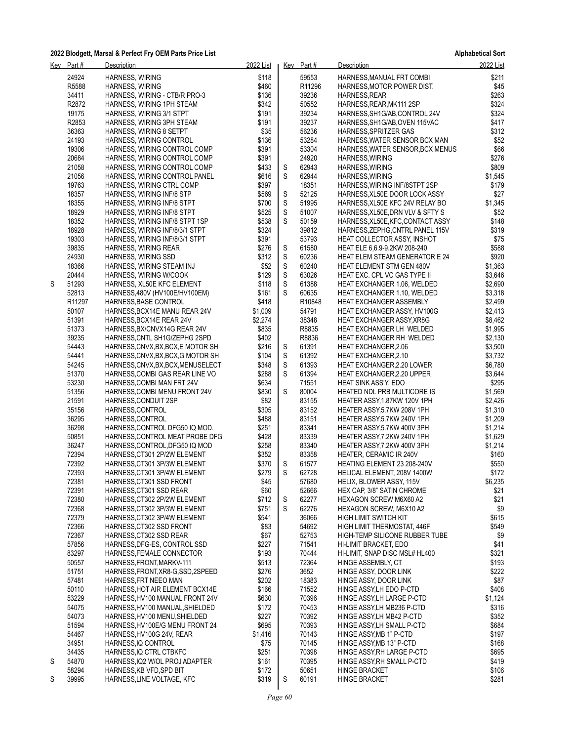| Key | Part # | Description | 2022 List |
|---|---|---|---|
| | 24924 | HARNESS, WIRING | $118 |
| | R5588 | HARNESS, WIRING | $460 |
| | 34411 | HARNESS, WIRING - CTB/R PRO-3 | $136 |
| | R2872 | HARNESS, WIRING 1PH STEAM | $342 |
| | 19175 | HARNESS, WIRING 3/1 STPT | $191 |
| | R2853 | HARNESS, WIRING 3PH STEAM | $191 |
| | 36363 | HARNESS, WIRING 8 SETPT | $35 |
| | 24193 | HARNESS, WIRING CONTROL | $136 |
| | 19306 | HARNESS, WIRING CONTROL COMP | $391 |
| | 20684 | HARNESS, WIRING CONTROL COMP | $391 |
| | 21058 | HARNESS, WIRING CONTROL COMP | $433 |
| | 21056 | HARNESS, WIRING CONTROL PANEL | $616 |
| | 19763 | HARNESS, WIRING CTRL COMP | $397 |
| | 18357 | HARNESS, WIRING INF/8 STP | $569 |
| | 18355 | HARNESS, WIRING INF/8 STPT | $700 |
| | 18929 | HARNESS, WIRING INF/8 STPT | $525 |
| | 18352 | HARNESS, WIRING INF/8 STPT 1SP | $538 |
| | 18928 | HARNESS, WIRING INF/8/3/1 STPT | $324 |
| | 19303 | HARNESS, WIRING INF/8/3/1 STPT | $391 |
| | 39835 | HARNESS, WIRING REAR | $276 |
| | 24930 | HARNESS, WIRING SSD | $312 |
| | 18366 | HARNESS, WIRING STEAM INJ | $52 |
| | 20444 | HARNESS, WIRING W/COOK | $129 |
| S | 51293 | HARNESS, XL50E KFC ELEMENT | $118 |
| | 52813 | HARNESS,480V (HV100E/HV100EM) | $161 |
| | R11297 | HARNESS,BASE CONTROL | $418 |
| | 50107 | HARNESS,BCX14E MANU REAR 24V | $1,009 |
| | 51391 | HARNESS,BCX14E REAR 24V | $2,274 |
| | 51373 | HARNESS,BX/CNVX14G REAR 24V | $835 |
| | 39235 | HARNESS,CNTL SH1G/ZEPHG 2SPD | $402 |
| | 54443 | HARNESS,CNVX,BX,BCX,E MOTOR SH | $216 |
| | 54441 | HARNESS,CNVX,BX,BCX,G MOTOR SH | $104 |
| | 54245 | HARNESS,CNVX,BX,BCX,MENUSELECT | $348 |
| | 51370 | HARNESS,COMBI GAS REAR LINE VO | $288 |
| | 53230 | HARNESS,COMBI MAN FRT 24V | $634 |
| | 51356 | HARNESS,COMBI MENU FRONT 24V | $830 |
| | 21591 | HARNESS,CONDUIT 2SP | $82 |
| | 35156 | HARNESS,CONTROL | $305 |
| | 36295 | HARNESS,CONTROL | $488 |
| | 36298 | HARNESS,CONTROL DFG50 IQ MOD. | $251 |
| | 50851 | HARNESS,CONTROL MEAT PROBE DFG | $428 |
| | 36247 | HARNESS,CONTROL,DFG50 IQ MOD | $258 |
| | 72394 | HARNESS,CT301 2P/2W ELEMENT | $352 |
| | 72392 | HARNESS,CT301 3P/3W ELEMENT | $370 |
| | 72393 | HARNESS,CT301 3P/4W ELEMENT | $279 |
| | 72381 | HARNESS,CT301 SSD FRONT | $45 |
| | 72391 | HARNESS,CT301 SSD REAR | $60 |
| | 72380 | HARNESS,CT302 2P/2W ELEMENT | $712 |
| | 72368 | HARNESS,CT302 3P/3W ELEMENT | $751 |
| | 72379 | HARNESS,CT302 3P/4W ELEMENT | $541 |
| | 72366 | HARNESS,CT302 SSD FRONT | $83 |
| | 72367 | HARNESS,CT302 SSD REAR | $67 |
| | 57856 | HARNESS,DFG-ES, CONTROL SSD | $227 |
| | 83297 | HARNESS,FEMALE CONNECTOR | $193 |
| | 50557 | HARNESS,FRONT,MARKV-111 | $513 |
| | 51751 | HARNESS,FRONT,XR8-G,SSD,2SPEED | $276 |
| | 57481 | HARNESS,FRT NEEO MAN | $202 |
| | 50110 | HARNESS,HOT AIR ELEMENT BCX14E | $166 |
| | 53229 | HARNESS,HV100 MANUAL FRONT 24V | $630 |
| | 54075 | HARNESS,HV100 MANUAL,SHIELDED | $172 |
| | 54073 | HARNESS,HV100 MENU,SHIELDED | $227 |
| | 51594 | HARNESS,HV100E/G MENU FRONT 24 | $695 |
| | 54467 | HARNESS,HV100G 24V, REAR | $1,416 |
| | 34951 | HARNESS,IQ CONTROL | $75 |
| | 34435 | HARNESS,IQ CTRL CTBKFC | $251 |
| S | 54870 | HARNESS,IQ2 W/OL PROJ ADAPTER | $161 |
| | 58294 | HARNESS,KB VFD,SPD BIT | $172 |
| S | 39995 | HARNESS,LINE VOLTAGE, KFC | $319 |
| | 59553 | HARNESS,MANUAL FRT COMBI | $211 |
| | R11296 | HARNESS,MOTOR POWER DIST. | $45 |
| | 39236 | HARNESS,REAR | $263 |
| | 50552 | HARNESS,REAR,MK111 2SP | $324 |
| | 39234 | HARNESS,SH1G/AB,CONTROL 24V | $324 |
| | 39237 | HARNESS,SH1G/AB,OVEN 115VAC | $417 |
| | 56236 | HARNESS,SPRITZER GAS | $312 |
| | 53284 | HARNESS,WATER SENSOR BCX MAN | $52 |
| | 53304 | HARNESS,WATER SENSOR,BCX MENUS | $66 |
| | 24920 | HARNESS,WIRING | $276 |
| S | 62943 | HARNESS,WIRING | $809 |
| S | 62944 | HARNESS,WIRING | $1,545 |
| | 18351 | HARNESS,WIRING INF/8STPT 2SP | $179 |
| S | 52125 | HARNESS,XL50E DOOR LOCK ASSY | $27 |
| S | 51995 | HARNESS,XL50E KFC 24V RELAY BO | $1,345 |
| S | 51007 | HARNESS,XL50E,DRN VLV & SFTY S | $52 |
| S | 50159 | HARNESS,XL50E,KFC,CONTACT ASSY | $148 |
| | 39812 | HARNESS,ZEPHG,CNTRL PANEL 115V | $319 |
| | 53793 | HEAT COLLECTOR ASSY, INSHOT | $75 |
| S | 61580 | HEAT ELE 6,6.9-9.2KW 208-240 | $588 |
| S | 60236 | HEAT ELEM STEAM GENERATOR E 24 | $920 |
| S | 60240 | HEAT ELEMENT STM GEN 480V | $1,363 |
| S | 63026 | HEAT EXC. CPL VC GAS TYPE II | $3,646 |
| S | 61388 | HEAT EXCHANGER 1.06, WELDED | $2,690 |
| S | 60635 | HEAT EXCHANGER 1.10, WELDED | $3,318 |
| | R10848 | HEAT EXCHANGER ASSEMBLY | $2,499 |
| | 54791 | HEAT EXCHANGER ASSY, HV100G | $2,413 |
| | 38348 | HEAT EXCHANGER ASSY,XR8G | $8,462 |
| | R8835 | HEAT EXCHANGER LH WELDED | $1,995 |
| | R8836 | HEAT EXCHANGER RH WELDED | $2,130 |
| S | 61391 | HEAT EXCHANGER,2.06 | $3,500 |
| S | 61392 | HEAT EXCHANGER,2.10 | $3,732 |
| S | 61393 | HEAT EXCHANGER,2.20 LOWER | $6,780 |
| S | 61394 | HEAT EXCHANGER,2.20 UPPER | $3,644 |
| | 71551 | HEAT SINK ASS'Y, EDO | $295 |
| S | 80004 | HEATED NDL PRB MULTICORE IS | $1,569 |
| | 83155 | HEATER ASSY,1.87KW 120V 1PH | $2,426 |
| | 83152 | HEATER ASSY,5.7KW 208V 1PH | $1,310 |
| | 83151 | HEATER ASSY,5.7KW 240V 1PH | $1,209 |
| | 83341 | HEATER ASSY,5.7KW 400V 3PH | $1,214 |
| | 83339 | HEATER ASSY,7.2KW 240V 1PH | $1,629 |
| | 83340 | HEATER ASSY,7.2KW 400V 3PH | $1,214 |
| | 83358 | HEATER, CERAMIC IR 240V | $160 |
| S | 61577 | HEATING ELEMENT 23 208-240V | $550 |
| S | 62728 | HELICAL ELEMENT, 208V 1400W | $172 |
| | 57680 | HELIX, BLOWER ASSY, 115V | $6,235 |
| | 52666 | HEX CAP, 3/8" SATIN CHROME | $21 |
| S | 62277 | HEXAGON SCREW M6X60 A2 | $21 |
| S | 62276 | HEXAGON SCREW, M6X10 A2 | $9 |
| | 36066 | HIGH LIMIT SWITCH KIT | $615 |
| | 54692 | HIGH LIMIT THERMOSTAT, 446F | $549 |
| | 52753 | HIGH-TEMP SILICONE RUBBER TUBE | $9 |
| | 71541 | HI-LIMIT BRACKET, EDO | $41 |
| | 70444 | HI-LIMIT, SNAP DISC MSL# HL400 | $321 |
| | 72364 | HINGE ASSEMBLY, CT | $193 |
| | 3652 | HINGE ASSY, DOOR LINK | $222 |
| | 18383 | HINGE ASSY, DOOR LINK | $87 |
| | 71552 | HINGE ASSY,LH EDO P-CTD | $408 |
| | 70396 | HINGE ASSY,LH LARGE P-CTD | $1,124 |
| | 70453 | HINGE ASSY,LH MB236 P-CTD | $316 |
| | 70392 | HINGE ASSY,LH MB42 P-CTD | $352 |
| | 70393 | HINGE ASSY,LH SMALL P-CTD | $684 |
| | 70143 | HINGE ASSY,MB 1" P-CTD | $197 |
| | 70145 | HINGE ASSY,MB 13" P-CTD | $168 |
| | 70398 | HINGE ASSY,RH LARGE P-CTD | $695 |
| | 70395 | HINGE ASSY,RH SMALL P-CTD | $419 |
| | 50651 | HINGE BRACKET | $106 |
| S | 60191 | HINGE BRACKET | $281 |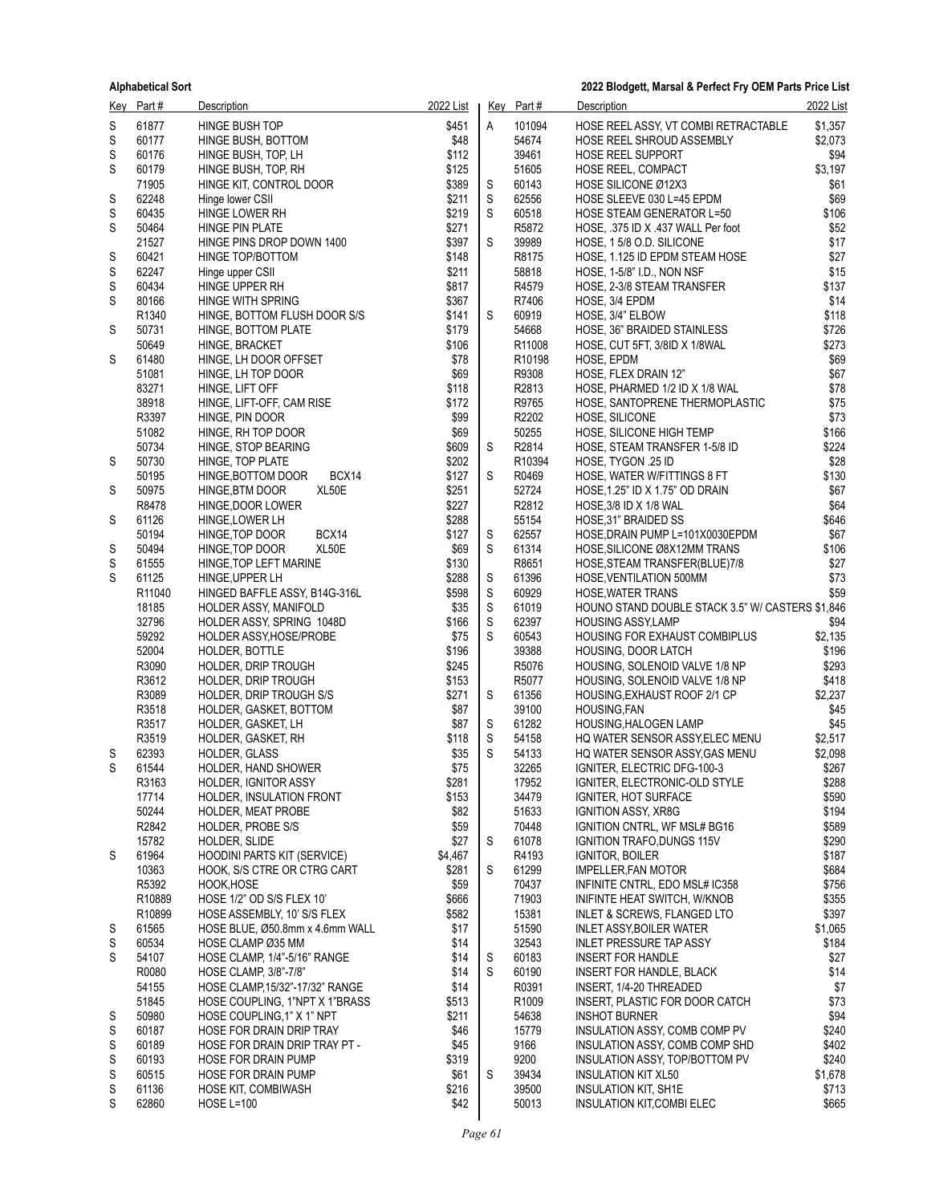| Key | Part # | Description | 2022 List |
|---|---|---|---|
| S | 61877 | HINGE BUSH TOP | $451 |
| S | 60177 | HINGE BUSH, BOTTOM | $48 |
| S | 60176 | HINGE BUSH, TOP, LH | $112 |
| S | 60179 | HINGE BUSH, TOP, RH | $125 |
| | 71905 | HINGE KIT, CONTROL DOOR | $389 |
| S | 62248 | Hinge lower CSII | $211 |
| S | 60435 | HINGE LOWER RH | $219 |
| S | 50464 | HINGE PIN PLATE | $271 |
| | 21527 | HINGE PINS DROP DOWN 1400 | $397 |
| S | 60421 | HINGE TOP/BOTTOM | $148 |
| S | 62247 | Hinge upper CSII | $211 |
| S | 60434 | HINGE UPPER RH | $817 |
| S | 80166 | HINGE WITH SPRING | $367 |
| | R1340 | HINGE, BOTTOM FLUSH DOOR S/S | $141 |
| S | 50731 | HINGE, BOTTOM PLATE | $179 |
| | 50649 | HINGE, BRACKET | $106 |
| S | 61480 | HINGE, LH DOOR OFFSET | $78 |
| | 51081 | HINGE, LH TOP DOOR | $69 |
| | 83271 | HINGE, LIFT OFF | $118 |
| | 38918 | HINGE, LIFT-OFF, CAM RISE | $172 |
| | R3397 | HINGE, PIN DOOR | $99 |
| | 51082 | HINGE, RH TOP DOOR | $69 |
| | 50734 | HINGE, STOP BEARING | $609 |
| S | 50730 | HINGE, TOP PLATE | $202 |
| | 50195 | HINGE,BOTTOM DOOR BCX14 | $127 |
| S | 50975 | HINGE,BTM DOOR XL50E | $251 |
| | R8478 | HINGE,DOOR LOWER | $227 |
| S | 61126 | HINGE,LOWER LH | $288 |
| | 50194 | HINGE,TOP DOOR BCX14 | $127 |
| S | 50494 | HINGE,TOP DOOR XL50E | $69 |
| S | 61555 | HINGE,TOP LEFT MARINE | $130 |
| S | 61125 | HINGE,UPPER LH | $288 |
| | R11040 | HINGED BAFFLE ASSY, B14G-316L | $598 |
| | 18185 | HOLDER ASSY, MANIFOLD | $35 |
| | 32796 | HOLDER ASSY, SPRING 1048D | $166 |
| | 59292 | HOLDER ASSY,HOSE/PROBE | $75 |
| | 52004 | HOLDER, BOTTLE | $196 |
| | R3090 | HOLDER, DRIP TROUGH | $245 |
| | R3612 | HOLDER, DRIP TROUGH | $153 |
| | R3089 | HOLDER, DRIP TROUGH S/S | $271 |
| | R3518 | HOLDER, GASKET, BOTTOM | $87 |
| | R3517 | HOLDER, GASKET, LH | $87 |
| | R3519 | HOLDER, GASKET, RH | $118 |
| S | 62393 | HOLDER, GLASS | $35 |
| S | 61544 | HOLDER, HAND SHOWER | $75 |
| | R3163 | HOLDER, IGNITOR ASSY | $281 |
| | 17714 | HOLDER, INSULATION FRONT | $153 |
| | 50244 | HOLDER, MEAT PROBE | $82 |
| | R2842 | HOLDER, PROBE S/S | $59 |
| | 15782 | HOLDER, SLIDE | $27 |
| S | 61964 | HOODINI PARTS KIT (SERVICE) | $4,467 |
| | 10363 | HOOK, S/S CTRE OR CTRG CART | $281 |
| | R5392 | HOOK,HOSE | $59 |
| | R10889 | HOSE 1/2" OD S/S FLEX 10' | $666 |
| | R10899 | HOSE ASSEMBLY, 10' S/S FLEX | $582 |
| S | 61565 | HOSE BLUE, Ø50.8mm x 4.6mm WALL | $17 |
| S | 60534 | HOSE CLAMP Ø35 MM | $14 |
| S | 54107 | HOSE CLAMP, 1/4"-5/16" RANGE | $14 |
| | R0080 | HOSE CLAMP, 3/8"-7/8" | $14 |
| | 54155 | HOSE CLAMP,15/32"-17/32" RANGE | $14 |
| | 51845 | HOSE COUPLING, 1"NPT X 1"BRASS | $513 |
| S | 50980 | HOSE COUPLING,1" X 1" NPT | $211 |
| S | 60187 | HOSE FOR DRAIN DRIP TRAY | $46 |
| S | 60189 | HOSE FOR DRAIN DRIP TRAY PT - | $45 |
| S | 60193 | HOSE FOR DRAIN PUMP | $319 |
| S | 60515 | HOSE FOR DRAIN PUMP | $61 |
| S | 61136 | HOSE KIT, COMBIWASH | $216 |
| S | 62860 | HOSE L=100 | $42 |
| A | 101094 | HOSE REEL ASSY, VT COMBI RETRACTABLE | $1,357 |
| | 54674 | HOSE REEL SHROUD ASSEMBLY | $2,073 |
| | 39461 | HOSE REEL SUPPORT | $94 |
| | 51605 | HOSE REEL, COMPACT | $3,197 |
| S | 60143 | HOSE SILICONE Ø12X3 | $61 |
| S | 62556 | HOSE SLEEVE 030 L=45 EPDM | $69 |
| S | 60518 | HOSE STEAM GENERATOR L=50 | $106 |
| | R5872 | HOSE, .375 ID X .437 WALL Per foot | $52 |
| S | 39989 | HOSE, 1 5/8 O.D. SILICONE | $17 |
| | R8175 | HOSE, 1.125 ID EPDM STEAM HOSE | $27 |
| | 58818 | HOSE, 1-5/8" I.D., NON NSF | $15 |
| | R4579 | HOSE, 2-3/8 STEAM TRANSFER | $137 |
| | R7406 | HOSE, 3/4 EPDM | $14 |
| S | 60919 | HOSE, 3/4" ELBOW | $118 |
| | 54668 | HOSE, 36" BRAIDED STAINLESS | $726 |
| | R11008 | HOSE, CUT 5FT, 3/8ID X 1/8WAL | $273 |
| | R10198 | HOSE, EPDM | $69 |
| | R9308 | HOSE, FLEX DRAIN 12" | $67 |
| | R2813 | HOSE, PHARMED 1/2 ID X 1/8 WAL | $78 |
| | R9765 | HOSE, SANTOPRENE THERMOPLASTIC | $75 |
| | R2202 | HOSE, SILICONE | $73 |
| | 50255 | HOSE, SILICONE HIGH TEMP | $166 |
| S | R2814 | HOSE, STEAM TRANSFER 1-5/8 ID | $224 |
| | R10394 | HOSE, TYGON .25 ID | $28 |
| S | R0469 | HOSE, WATER W/FITTINGS 8 FT | $130 |
| | 52724 | HOSE,1.25" ID X 1.75" OD DRAIN | $67 |
| | R2812 | HOSE,3/8 ID X 1/8 WAL | $64 |
| | 55154 | HOSE,31" BRAIDED SS | $646 |
| S | 62557 | HOSE,DRAIN PUMP L=101X0030EPDM | $67 |
| S | 61314 | HOSE,SILICONE Ø8X12MM TRANS | $106 |
| | R8651 | HOSE,STEAM TRANSFER(BLUE)7/8 | $27 |
| S | 61396 | HOSE,VENTILATION 500MM | $73 |
| S | 60929 | HOSE,WATER TRANS | $59 |
| S | 61019 | HOUNO STAND DOUBLE STACK 3.5" W/ CASTERS | $1,846 |
| S | 62397 | HOUSING ASSY,LAMP | $94 |
| S | 60543 | HOUSING FOR EXHAUST COMBIPLUS | $2,135 |
| | 39388 | HOUSING, DOOR LATCH | $196 |
| | R5076 | HOUSING, SOLENOID VALVE 1/8 NP | $293 |
| | R5077 | HOUSING, SOLENOID VALVE 1/8 NP | $418 |
| S | 61356 | HOUSING,EXHAUST ROOF 2/1 CP | $2,237 |
| | 39100 | HOUSING,FAN | $45 |
| S | 61282 | HOUSING,HALOGEN LAMP | $45 |
| S | 54158 | HQ WATER SENSOR ASSY,ELEC MENU | $2,517 |
| S | 54133 | HQ WATER SENSOR ASSY,GAS MENU | $2,098 |
| | 32265 | IGNITER, ELECTRIC DFG-100-3 | $267 |
| | 17952 | IGNITER, ELECTRONIC-OLD STYLE | $288 |
| | 34479 | IGNITER, HOT SURFACE | $590 |
| | 51633 | IGNITION ASSY, XR8G | $194 |
| | 70448 | IGNITION CNTRL, WF MSL# BG16 | $589 |
| S | 61078 | IGNITION TRAFO,DUNGS 115V | $290 |
| | R4193 | IGNITOR, BOILER | $187 |
| S | 61299 | IMPELLER,FAN MOTOR | $684 |
| | 70437 | INFINITE CNTRL, EDO MSL# IC358 | $756 |
| | 71903 | INIFINTE HEAT SWITCH, W/KNOB | $355 |
| | 15381 | INLET & SCREWS, FLANGED LTO | $397 |
| | 51590 | INLET ASSY,BOILER WATER | $1,065 |
| | 32543 | INLET PRESSURE TAP ASSY | $184 |
| S | 60183 | INSERT FOR HANDLE | $27 |
| S | 60190 | INSERT FOR HANDLE, BLACK | $14 |
| | R0391 | INSERT, 1/4-20 THREADED | $7 |
| | R1009 | INSERT, PLASTIC FOR DOOR CATCH | $73 |
| | 54638 | INSHOT BURNER | $94 |
| | 15779 | INSULATION ASSY, COMB COMP PV | $240 |
| | 9166 | INSULATION ASSY, COMB COMP SHD | $402 |
| | 9200 | INSULATION ASSY, TOP/BOTTOM PV | $240 |
| S | 39434 | INSULATION KIT XL50 | $1,678 |
| | 39500 | INSULATION KIT, SH1E | $713 |
| | 50013 | INSULATION KIT,COMBI ELEC | $665 |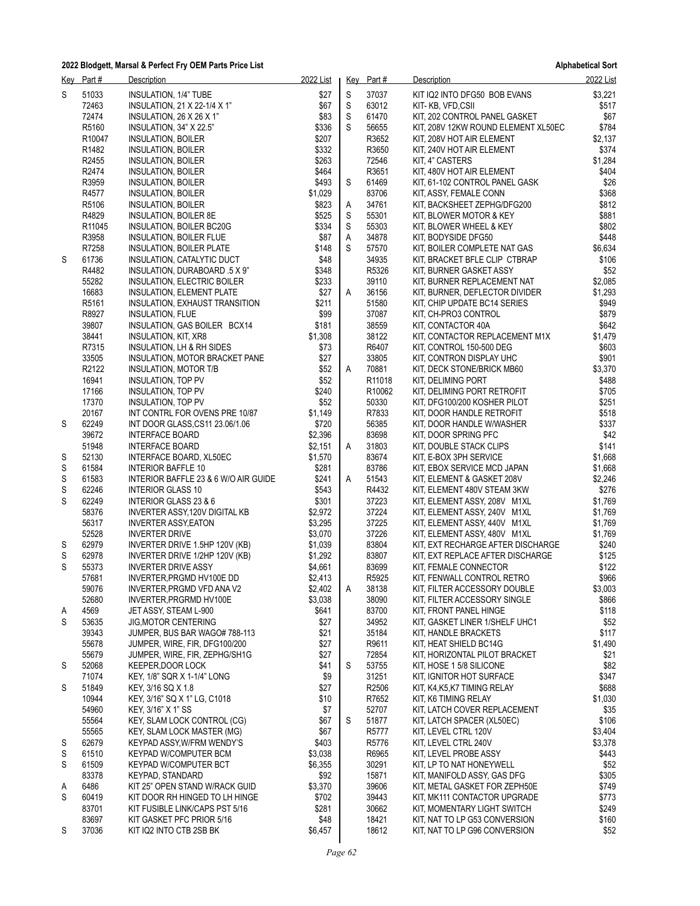**2022 Blodgett, Marsal & Perfect Fry OEM Parts Price List** — **Alphabetical Sort**

| Key | Part # | Description | 2022 List |
|---|---|---|---|
| S | 51033 | INSULATION, 1/4" TUBE | $27 |
| | 72463 | INSULATION, 21 X 22-1/4 X 1" | $67 |
| | 72474 | INSULATION, 26 X 26 X 1" | $83 |
| | R5160 | INSULATION, 34" X 22.5" | $336 |
| | R10047 | INSULATION, BOILER | $207 |
| | R1482 | INSULATION, BOILER | $332 |
| | R2455 | INSULATION, BOILER | $263 |
| | R2474 | INSULATION, BOILER | $464 |
| | R3959 | INSULATION, BOILER | $493 |
| | R4577 | INSULATION, BOILER | $1,029 |
| | R5106 | INSULATION, BOILER | $823 |
| | R4829 | INSULATION, BOILER 8E | $525 |
| | R11045 | INSULATION, BOILER BC20G | $334 |
| | R3958 | INSULATION, BOILER FLUE | $87 |
| | R7258 | INSULATION, BOILER PLATE | $148 |
| S | 61736 | INSULATION, CATALYTIC DUCT | $48 |
| | R4482 | INSULATION, DURABOARD .5 X 9" | $348 |
| | 55282 | INSULATION, ELECTRIC BOILER | $233 |
| | 16683 | INSULATION, ELEMENT PLATE | $27 |
| | R5161 | INSULATION, EXHAUST TRANSITION | $211 |
| | R8927 | INSULATION, FLUE | $99 |
| | 39807 | INSULATION, GAS BOILER BCX14 | $181 |
| | 38441 | INSULATION, KIT, XR8 | $1,308 |
| | R7315 | INSULATION, LH & RH SIDES | $73 |
| | 33505 | INSULATION, MOTOR BRACKET PANE | $27 |
| | R2122 | INSULATION, MOTOR T/B | $52 |
| | 16941 | INSULATION, TOP PV | $52 |
| | 17166 | INSULATION, TOP PV | $240 |
| | 17370 | INSULATION, TOP PV | $52 |
| | 20167 | INT CONTRL FOR OVENS PRE 10/87 | $1,149 |
| S | 62249 | INT DOOR GLASS,CS11 23.06/1.06 | $720 |
| | 39672 | INTERFACE BOARD | $2,396 |
| | 51948 | INTERFACE BOARD | $2,151 |
| S | 52130 | INTERFACE BOARD, XL50EC | $1,570 |
| S | 61584 | INTERIOR BAFFLE 10 | $281 |
| S | 61583 | INTERIOR BAFFLE 23 & 6 W/O AIR GUIDE | $241 |
| S | 62246 | INTERIOR GLASS 10 | $543 |
| S | 62249 | INTERIOR GLASS 23 & 6 | $301 |
| | 58376 | INVERTER ASSY,120V DIGITAL KB | $2,972 |
| | 56317 | INVERTER ASSY,EATON | $3,295 |
| | 52528 | INVERTER DRIVE | $3,070 |
| S | 62979 | INVERTER DRIVE 1.5HP 120V (KB) | $1,039 |
| S | 62978 | INVERTER DRIVE 1/2HP 120V (KB) | $1,292 |
| S | 55373 | INVERTER DRIVE ASSY | $4,661 |
| | 57681 | INVERTER,PRGMD HV100E DD | $2,413 |
| | 59076 | INVERTER,PRGMD VFD ANA V2 | $2,402 |
| | 52680 | INVERTER,PRGRMD HV100E | $3,038 |
| A | 4569 | JET ASSY, STEAM L-900 | $641 |
| S | 53635 | JIG,MOTOR CENTERING | $27 |
| | 39343 | JUMPER, BUS BAR WAGO# 788-113 | $21 |
| | 55678 | JUMPER, WIRE, FIR, DFG100/200 | $27 |
| | 55679 | JUMPER, WIRE, FIR, ZEPHG/SH1G | $27 |
| S | 52068 | KEEPER,DOOR LOCK | $41 |
| | 71074 | KEY, 1/8" SQR X 1-1/4" LONG | $9 |
| S | 51849 | KEY, 3/16 SQ X 1.8 | $27 |
| | 10944 | KEY, 3/16" SQ X 1" LG, C1018 | $10 |
| | 54960 | KEY, 3/16" X 1" SS | $7 |
| | 55564 | KEY, SLAM LOCK CONTROL (CG) | $67 |
| | 55565 | KEY, SLAM LOCK MASTER (MG) | $67 |
| S | 62679 | KEYPAD ASSY,W/FRM WENDY'S | $403 |
| S | 61510 | KEYPAD W/COMPUTER BCM | $3,038 |
| S | 61509 | KEYPAD W/COMPUTER BCT | $6,355 |
| | 83378 | KEYPAD, STANDARD | $92 |
| A | 6486 | KIT 25" OPEN STAND W/RACK GUID | $3,370 |
| S | 60419 | KIT DOOR RH HINGED TO LH HINGE | $702 |
| | 83701 | KIT FUSIBLE LINK/CAPS PST 5/16 | $281 |
| | 83697 | KIT GASKET PFC PRIOR 5/16 | $48 |
| S | 37036 | KIT IQ2 INTO CTB 2SB BK | $6,457 |
| S | 37037 | KIT IQ2 INTO DFG50 BOB EVANS | $3,221 |
| S | 63012 | KIT- KB, VFD,CSII | $517 |
| S | 61470 | KIT, 202 CONTROL PANEL GASKET | $67 |
| S | 56655 | KIT, 208V 12KW ROUND ELEMENT XL50EC | $784 |
| | R3652 | KIT, 208V HOT AIR ELEMENT | $2,137 |
| | R3650 | KIT, 240V HOT AIR ELEMENT | $374 |
| | 72546 | KIT, 4" CASTERS | $1,284 |
| | R3651 | KIT, 480V HOT AIR ELEMENT | $404 |
| S | 61469 | KIT, 61-102 CONTROL PANEL GASK | $26 |
| | 83706 | KIT, ASSY, FEMALE CONN | $368 |
| A | 34761 | KIT, BACKSHEET ZEPHG/DFG200 | $812 |
| S | 55301 | KIT, BLOWER MOTOR & KEY | $881 |
| S | 55303 | KIT, BLOWER WHEEL & KEY | $802 |
| A | 34878 | KIT, BODYSIDE DFG50 | $448 |
| S | 57570 | KIT, BOILER COMPLETE NAT GAS | $6,634 |
| | 34935 | KIT, BRACKET BFLE CLIP CTBRAP | $106 |
| | R5326 | KIT, BURNER GASKET ASSY | $52 |
| | 39110 | KIT, BURNER REPLACEMENT NAT | $2,085 |
| A | 36156 | KIT, BURNER, DEFLECTOR DIVIDER | $1,293 |
| | 51580 | KIT, CHIP UPDATE BC14 SERIES | $949 |
| | 37087 | KIT, CH-PRO3 CONTROL | $879 |
| | 38559 | KIT, CONTACTOR 40A | $642 |
| | 38122 | KIT, CONTACTOR REPLACEMENT M1X | $1,479 |
| | R6407 | KIT, CONTROL 150-500 DEG | $603 |
| | 33805 | KIT, CONTRON DISPLAY UHC | $901 |
| A | 70881 | KIT, DECK STONE/BRICK MB60 | $3,370 |
| | R11018 | KIT, DELIMING PORT | $488 |
| | R10062 | KIT, DELIMING PORT RETROFIT | $705 |
| | 50330 | KIT, DFG100/200 KOSHER PILOT | $251 |
| | R7833 | KIT, DOOR HANDLE RETROFIT | $518 |
| | 56385 | KIT, DOOR HANDLE W/WASHER | $337 |
| | 83698 | KIT, DOOR SPRING PFC | $42 |
| A | 31803 | KIT, DOUBLE STACK CLIPS | $141 |
| | 83674 | KIT, E-BOX 3PH SERVICE | $1,668 |
| | 83786 | KIT, EBOX SERVICE MCD JAPAN | $1,668 |
| A | 51543 | KIT, ELEMENT & GASKET 208V | $2,246 |
| | R4432 | KIT, ELEMENT 480V STEAM 3KW | $276 |
| | 37223 | KIT, ELEMENT ASSY, 208V M1XL | $1,769 |
| | 37224 | KIT, ELEMENT ASSY, 240V M1XL | $1,769 |
| | 37225 | KIT, ELEMENT ASSY, 440V M1XL | $1,769 |
| | 37226 | KIT, ELEMENT ASSY, 480V M1XL | $1,769 |
| | 83804 | KIT, EXT RECHARGE AFTER DISCHARGE | $240 |
| | 83807 | KIT, EXT REPLACE AFTER DISCHARGE | $125 |
| | 83699 | KIT, FEMALE CONNECTOR | $122 |
| | R5925 | KIT, FENWALL CONTROL RETRO | $966 |
| A | 38138 | KIT, FILTER ACCESSORY DOUBLE | $3,003 |
| | 38090 | KIT, FILTER ACCESSORY SINGLE | $866 |
| | 83700 | KIT, FRONT PANEL HINGE | $118 |
| | 34952 | KIT, GASKET LINER 1/SHELF UHC1 | $52 |
| | 35184 | KIT, HANDLE BRACKETS | $117 |
| | R9611 | KIT, HEAT SHIELD BC14G | $1,490 |
| | 72854 | KIT, HORIZONTAL PILOT BRACKET | $21 |
| S | 53755 | KIT, HOSE 1 5/8 SILICONE | $82 |
| | 31251 | KIT, IGNITOR HOT SURFACE | $347 |
| | R2506 | KIT, K4,K5,K7 TIMING RELAY | $688 |
| | R7652 | KIT, K6 TIMING RELAY | $1,030 |
| | 52707 | KIT, LATCH COVER REPLACEMENT | $35 |
| S | 51877 | KIT, LATCH SPACER (XL50EC) | $106 |
| | R5777 | KIT, LEVEL CTRL 120V | $3,404 |
| | R5776 | KIT, LEVEL CTRL 240V | $3,378 |
| | R6965 | KIT, LEVEL PROBE ASSY | $443 |
| | 30291 | KIT, LP TO NAT HONEYWELL | $52 |
| | 15871 | KIT, MANIFOLD ASSY, GAS DFG | $305 |
| | 39606 | KIT, METAL GASKET FOR ZEPH50E | $749 |
| | 39443 | KIT, MK111 CONTACTOR UPGRADE | $773 |
| | 30662 | KIT, MOMENTARY LIGHT SWITCH | $249 |
| | 18421 | KIT, NAT TO LP G53 CONVERSION | $160 |
| | 18612 | KIT, NAT TO LP G96 CONVERSION | $52 |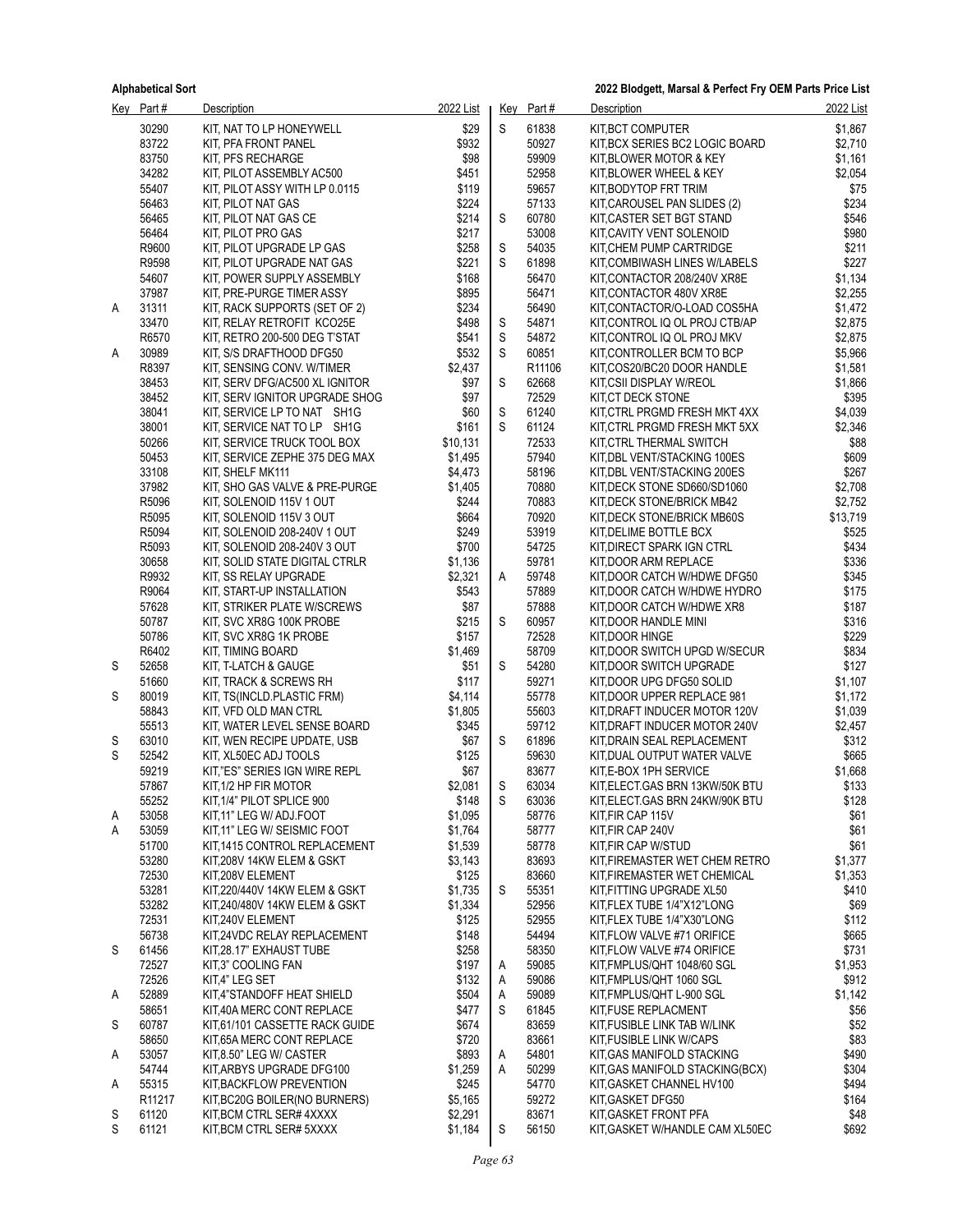| Key | Part # | Description | 2022 List |
|---|---|---|---|
| | 30290 | KIT, NAT TO LP HONEYWELL | $29 |
| | 83722 | KIT, PFA FRONT PANEL | $932 |
| | 83750 | KIT, PFS RECHARGE | $98 |
| | 34282 | KIT, PILOT ASSEMBLY AC500 | $451 |
| | 55407 | KIT, PILOT ASSY WITH LP 0.0115 | $119 |
| | 56463 | KIT, PILOT NAT GAS | $224 |
| | 56465 | KIT, PILOT NAT GAS CE | $214 |
| | 56464 | KIT, PILOT PRO GAS | $217 |
| | R9600 | KIT, PILOT UPGRADE LP GAS | $258 |
| | R9598 | KIT, PILOT UPGRADE NAT GAS | $221 |
| | 54607 | KIT, POWER SUPPLY ASSEMBLY | $168 |
| | 37987 | KIT, PRE-PURGE TIMER ASSY | $895 |
| A | 31311 | KIT, RACK SUPPORTS (SET OF 2) | $234 |
| | 33470 | KIT, RELAY RETROFIT KCO25E | $498 |
| | R6570 | KIT, RETRO 200-500 DEG T'STAT | $541 |
| A | 30989 | KIT, S/S DRAFTHOOD DFG50 | $532 |
| | R8397 | KIT, SENSING CONV. W/TIMER | $2,437 |
| | 38453 | KIT, SERV DFG/AC500 XL IGNITOR | $97 |
| | 38452 | KIT, SERV IGNITOR UPGRADE SHOG | $97 |
| | 38041 | KIT, SERVICE LP TO NAT SH1G | $60 |
| | 38001 | KIT, SERVICE NAT TO LP SH1G | $161 |
| | 50266 | KIT, SERVICE TRUCK TOOL BOX | $10,131 |
| | 50453 | KIT, SERVICE ZEPHE 375 DEG MAX | $1,495 |
| | 33108 | KIT, SHELF MK111 | $4,473 |
| | 37982 | KIT, SHO GAS VALVE & PRE-PURGE | $1,405 |
| | R5096 | KIT, SOLENOID 115V 1 OUT | $244 |
| | R5095 | KIT, SOLENOID 115V 3 OUT | $664 |
| | R5094 | KIT, SOLENOID 208-240V 1 OUT | $249 |
| | R5093 | KIT, SOLENOID 208-240V 3 OUT | $700 |
| | 30658 | KIT, SOLID STATE DIGITAL CTRLR | $1,136 |
| | R9932 | KIT, SS RELAY UPGRADE | $2,321 |
| | R9064 | KIT, START-UP INSTALLATION | $543 |
| | 57628 | KIT, STRIKER PLATE W/SCREWS | $87 |
| | 50787 | KIT, SVC XR8G 100K PROBE | $215 |
| | 50786 | KIT, SVC XR8G 1K PROBE | $157 |
| | R6402 | KIT, TIMING BOARD | $1,469 |
| S | 52658 | KIT, T-LATCH & GAUGE | $51 |
| | 51660 | KIT, TRACK & SCREWS RH | $117 |
| S | 80019 | KIT, TS(INCLD.PLASTIC FRM) | $4,114 |
| | 58843 | KIT, VFD OLD MAN CTRL | $1,805 |
| | 55513 | KIT, WATER LEVEL SENSE BOARD | $345 |
| S | 63010 | KIT, WEN RECIPE UPDATE, USB | $67 |
| S | 52542 | KIT, XL50EC ADJ TOOLS | $125 |
| | 59219 | KIT,"ES" SERIES IGN WIRE REPL | $67 |
| | 57867 | KIT,1/2 HP FIR MOTOR | $2,081 |
| | 55252 | KIT,1/4" PILOT SPLICE 900 | $148 |
| A | 53058 | KIT,11" LEG W/ ADJ.FOOT | $1,095 |
| A | 53059 | KIT,11" LEG W/ SEISMIC FOOT | $1,764 |
| | 51700 | KIT,1415 CONTROL REPLACEMENT | $1,539 |
| | 53280 | KIT,208V 14KW ELEM & GSKT | $3,143 |
| | 72530 | KIT,208V ELEMENT | $125 |
| | 53281 | KIT,220/440V 14KW ELEM & GSKT | $1,735 |
| | 53282 | KIT,240/480V 14KW ELEM & GSKT | $1,334 |
| | 72531 | KIT,240V ELEMENT | $125 |
| | 56738 | KIT,24VDC RELAY REPLACEMENT | $148 |
| S | 61456 | KIT,28.17" EXHAUST TUBE | $258 |
| | 72527 | KIT,3" COOLING FAN | $197 |
| | 72526 | KIT,4" LEG SET | $132 |
| A | 52889 | KIT,4"STANDOFF HEAT SHIELD | $504 |
| | 58651 | KIT,40A MERC CONT REPLACE | $477 |
| S | 60787 | KIT,61/101 CASSETTE RACK GUIDE | $674 |
| | 58650 | KIT,65A MERC CONT REPLACE | $720 |
| A | 53057 | KIT,8.50" LEG W/ CASTER | $893 |
| | 54744 | KIT,ARBYS UPGRADE DFG100 | $1,259 |
| A | 55315 | KIT,BACKFLOW PREVENTION | $245 |
| | R11217 | KIT,BC20G BOILER(NO BURNERS) | $5,165 |
| S | 61120 | KIT,BCM CTRL SER# 4XXXX | $2,291 |
| S | 61121 | KIT,BCM CTRL SER# 5XXXX | $1,184 |
| S | 61838 | KIT,BCT COMPUTER | $1,867 |
| | 50927 | KIT,BCX SERIES BC2 LOGIC BOARD | $2,710 |
| | 59909 | KIT,BLOWER MOTOR & KEY | $1,161 |
| | 52958 | KIT,BLOWER WHEEL & KEY | $2,054 |
| | 59657 | KIT,BODYTOP FRT TRIM | $75 |
| | 57133 | KIT,CAROUSEL PAN SLIDES (2) | $234 |
| S | 60780 | KIT,CASTER SET BGT STAND | $546 |
| | 53008 | KIT,CAVITY VENT SOLENOID | $980 |
| S | 54035 | KIT,CHEM PUMP CARTRIDGE | $211 |
| S | 61898 | KIT,COMBIWASH LINES W/LABELS | $227 |
| | 56470 | KIT,CONTACTOR 208/240V XR8E | $1,134 |
| | 56471 | KIT,CONTACTOR 480V XR8E | $2,255 |
| | 56490 | KIT,CONTACTOR/O-LOAD COS5HA | $1,472 |
| S | 54871 | KIT,CONTROL IQ OL PROJ CTB/AP | $2,875 |
| S | 54872 | KIT,CONTROL IQ OL PROJ MKV | $2,875 |
| S | 60851 | KIT,CONTROLLER BCM TO BCP | $5,966 |
| | R11106 | KIT,COS20/BC20 DOOR HANDLE | $1,581 |
| S | 62668 | KIT,CSII DISPLAY W/REOL | $1,866 |
| | 72529 | KIT,CT DECK STONE | $395 |
| S | 61240 | KIT,CTRL PRGMD FRESH MKT 4XX | $4,039 |
| S | 61124 | KIT,CTRL PRGMD FRESH MKT 5XX | $2,346 |
| | 72533 | KIT,CTRL THERMAL SWITCH | $88 |
| | 57940 | KIT,DBL VENT/STACKING 100ES | $609 |
| | 58196 | KIT,DBL VENT/STACKING 200ES | $267 |
| | 70880 | KIT,DECK STONE SD660/SD1060 | $2,708 |
| | 70883 | KIT,DECK STONE/BRICK MB42 | $2,752 |
| | 70920 | KIT,DECK STONE/BRICK MB60S | $13,719 |
| | 53919 | KIT,DELIME BOTTLE BCX | $525 |
| | 54725 | KIT,DIRECT SPARK IGN CTRL | $434 |
| | 59781 | KIT,DOOR ARM REPLACE | $336 |
| A | 59748 | KIT,DOOR CATCH W/HDWE DFG50 | $345 |
| | 57889 | KIT,DOOR CATCH W/HDWE HYDRO | $175 |
| | 57888 | KIT,DOOR CATCH W/HDWE XR8 | $187 |
| S | 60957 | KIT,DOOR HANDLE MINI | $316 |
| | 72528 | KIT,DOOR HINGE | $229 |
| | 58709 | KIT,DOOR SWITCH UPGD W/SECUR | $834 |
| S | 54280 | KIT,DOOR SWITCH UPGRADE | $127 |
| | 59271 | KIT,DOOR UPG DFG50 SOLID | $1,107 |
| | 55778 | KIT,DOOR UPPER REPLACE 981 | $1,172 |
| | 55603 | KIT,DRAFT INDUCER MOTOR 120V | $1,039 |
| | 59712 | KIT,DRAFT INDUCER MOTOR 240V | $2,457 |
| S | 61896 | KIT,DRAIN SEAL REPLACEMENT | $312 |
| | 59630 | KIT,DUAL OUTPUT WATER VALVE | $665 |
| | 83677 | KIT,E-BOX 1PH SERVICE | $1,668 |
| S | 63034 | KIT,ELECT.GAS BRN 13KW/50K BTU | $133 |
| S | 63036 | KIT,ELECT.GAS BRN 24KW/90K BTU | $128 |
| | 58776 | KIT,FIR CAP 115V | $61 |
| | 58777 | KIT,FIR CAP 240V | $61 |
| | 58778 | KIT,FIR CAP W/STUD | $61 |
| | 83693 | KIT,FIREMASTER WET CHEM RETRO | $1,377 |
| | 83660 | KIT,FIREMASTER WET CHEMICAL | $1,353 |
| S | 55351 | KIT,FITTING UPGRADE XL50 | $410 |
| | 52956 | KIT,FLEX TUBE 1/4"X12"LONG | $69 |
| | 52955 | KIT,FLEX TUBE 1/4"X30"LONG | $112 |
| | 54494 | KIT,FLOW VALVE #71 ORIFICE | $665 |
| | 58350 | KIT,FLOW VALVE #74 ORIFICE | $731 |
| A | 59085 | KIT,FMPLUS/QHT 1048/60 SGL | $1,953 |
| A | 59086 | KIT,FMPLUS/QHT 1060 SGL | $912 |
| A | 59089 | KIT,FMPLUS/QHT L-900 SGL | $1,142 |
| S | 61845 | KIT,FUSE REPLACMENT | $56 |
| | 83659 | KIT,FUSIBLE LINK TAB W/LINK | $52 |
| | 83661 | KIT,FUSIBLE LINK W/CAPS | $83 |
| A | 54801 | KIT,GAS MANIFOLD STACKING | $490 |
| A | 50299 | KIT,GAS MANIFOLD STACKING(BCX) | $304 |
| | 54770 | KIT,GASKET CHANNEL HV100 | $494 |
| | 59272 | KIT,GASKET DFG50 | $164 |
| | 83671 | KIT,GASKET FRONT PFA | $48 |
| S | 56150 | KIT,GASKET W/HANDLE CAM XL50EC | $692 |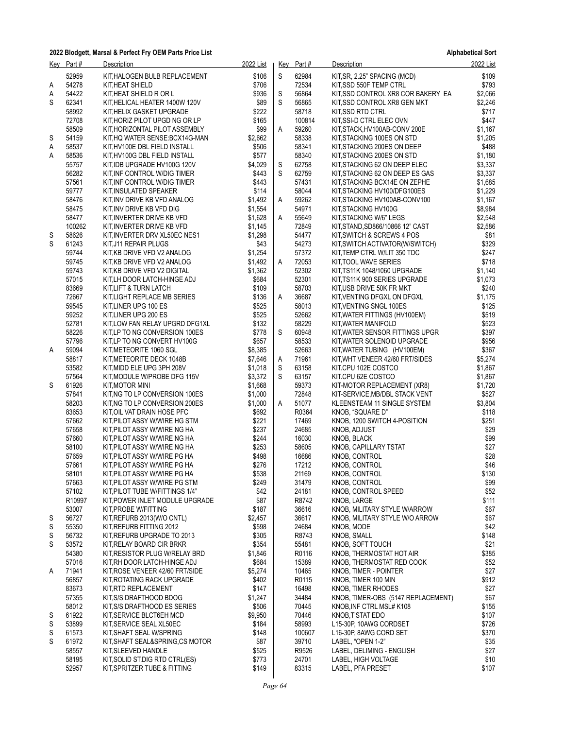| Key | Part # | Description | 2022 List |
|---|---|---|---|
| | 52959 | KIT,HALOGEN BULB REPLACEMENT | $106 |
| A | 54278 | KIT,HEAT SHIELD | $706 |
| A | 54422 | KIT,HEAT SHIELD R OR L | $936 |
| S | 62341 | KIT,HELICAL HEATER 1400W 120V | $89 |
| | 58992 | KIT,HELIX GASKET UPGRADE | $222 |
| | 72708 | KIT,HORIZ PILOT UPGD NG OR LP | $165 |
| | 58509 | KIT,HORIZONTAL PILOT ASSEMBLY | $99 |
| S | 54159 | KIT,HQ WATER SENSE:BCX14G-MAN | $2,662 |
| A | 58537 | KIT,HV100E DBL FIELD INSTALL | $506 |
| A | 58536 | KIT,HV100G DBL FIELD INSTALL | $577 |
| | 55757 | KIT,IDB UPGRADE HV100G 120V | $4,029 |
| | 56282 | KIT,INF CONTROL W/DIG TIMER | $443 |
| | 57561 | KIT,INF CONTROL W/DIG TIMER | $443 |
| | 59777 | KIT,INSULATED SPEAKER | $114 |
| | 58476 | KIT,INV DRIVE KB VFD ANALOG | $1,492 |
| | 58475 | KIT,INV DRIVE KB VFD DIG | $1,554 |
| | 58477 | KIT,INVERTER DRIVE KB VFD | $1,628 |
| | 100262 | KIT,INVERTER DRIVE KB VFD | $1,145 |
| S | 58626 | KIT,INVERTER DRV XL50EC NES1 | $1,298 |
| S | 61243 | KIT,J11 REPAIR PLUGS | $43 |
| | 59744 | KIT,KB DRIVE VFD V2 ANALOG | $1,254 |
| | 59745 | KIT,KB DRIVE VFD V2 ANALOG | $1,492 |
| | 59743 | KIT,KB DRIVE VFD V2 DIGITAL | $1,362 |
| | 57015 | KIT,LH DOOR LATCH-HINGE ADJ | $684 |
| | 83669 | KIT,LIFT & TURN LATCH | $109 |
| | 72667 | KIT,LIGHT REPLACE MB SERIES | $136 |
| | 59545 | KIT,LINER UPG 100 ES | $525 |
| | 59252 | KIT,LINER UPG 200 ES | $525 |
| | 52781 | KIT,LOW FAN RELAY UPGRD DFG1XL | $132 |
| | 58226 | KIT,LP TO NG CONVERSION 100ES | $778 |
| | 57796 | KIT,LP TO NG CONVERT HV100G | $657 |
| A | 59094 | KIT,METEORITE 1060 SGL | $8,385 |
| | 58817 | KIT,METEORITE DECK 1048B | $7,646 |
| | 53582 | KIT,MIDD ELE UPG 3PH 208V | $1,018 |
| | 57564 | KIT,MODULE W/PROBE DFG 115V | $3,372 |
| S | 61926 | KIT,MOTOR MINI | $1,668 |
| | 57841 | KIT,NG TO LP CONVERSION 100ES | $1,000 |
| | 58203 | KIT,NG TO LP CONVERSION 200ES | $1,000 |
| | 83653 | KIT,OIL VAT DRAIN HOSE PFC | $692 |
| | 57662 | KIT,PILOT ASSY W/WIRE HG STM | $221 |
| | 57658 | KIT,PILOT ASSY W/WIRE NG HA | $237 |
| | 57660 | KIT,PILOT ASSY W/WIRE NG HA | $244 |
| | 58100 | KIT,PILOT ASSY W/WIRE NG HA | $253 |
| | 57659 | KIT,PILOT ASSY W/WIRE PG HA | $498 |
| | 57661 | KIT,PILOT ASSY W/WIRE PG HA | $276 |
| | 58101 | KIT,PILOT ASSY W/WIRE PG HA | $538 |
| | 57663 | KIT,PILOT ASSY W/WIRE PG STM | $249 |
| | 57102 | KIT,PILOT TUBE W/FITTINGS 1/4" | $42 |
| | R10997 | KIT,POWER INLET MODULE UPGRADE | $87 |
| | 53007 | KIT,PROBE W/FITTING | $187 |
| S | 56727 | KIT,REFURB 2013(W/O CNTL) | $2,457 |
| S | 55350 | KIT,REFURB FITTING 2012 | $598 |
| S | 56732 | KIT,REFURB UPGRADE TO 2013 | $305 |
| S | 53572 | KIT,RELAY BOARD CIR BRKR | $354 |
| | 54380 | KIT,RESISTOR PLUG W/RELAY BRD | $1,846 |
| | 57016 | KIT,RH DOOR LATCH-HINGE ADJ | $684 |
| A | 71941 | KIT,ROSE VENEER 42/60 FRT/SIDE | $5,274 |
| | 56857 | KIT,ROTATING RACK UPGRADE | $402 |
| | 83673 | KIT,RTD REPLACEMENT | $147 |
| | 57355 | KIT,S/S DRAFTHOOD BDOG | $1,247 |
| | 58012 | KIT,S/S DRAFTHOOD ES SERIES | $506 |
| S | 61922 | KIT,SERVICE BLCT6EH MCD | $9,950 |
| S | 53899 | KIT,SERVICE SEAL XL50EC | $184 |
| S | 61573 | KIT,SHAFT SEAL W/SPRING | $148 |
| S | 61972 | KIT,SHAFT SEAL&SPRING,CS MOTOR | $87 |
| | 58557 | KIT,SLEEVED HANDLE | $525 |
| | 58195 | KIT,SOLID ST.DIG RTD CTRL(ES) | $773 |
| | 52957 | KIT,SPRITZER TUBE & FITTING | $149 |
| S | 62984 | KIT,SR, 2.25" SPACING (MCD) | $109 |
| | 72534 | KIT,SSD 550F TEMP CTRL | $793 |
| S | 56864 | KIT,SSD CONTROL XR8 COR BAKERY EA | $2,066 |
| S | 56865 | KIT,SSD CONTROL XR8 GEN MKT | $2,246 |
| | 58718 | KIT,SSD RTD CTRL | $717 |
| | 100814 | KIT,SSI-D CTRL ELEC OVN | $447 |
| A | 59260 | KIT,STACK,HV100AB-CONV 200E | $1,167 |
| | 58338 | KIT,STACKING 100ES ON STD | $1,205 |
| | 58341 | KIT,STACKING 200ES ON DEEP | $488 |
| | 58340 | KIT,STACKING 200ES ON STD | $1,180 |
| S | 62758 | KIT,STACKING 62 ON DEEP ELEC | $3,337 |
| S | 62759 | KIT,STACKING 62 ON DEEP ES GAS | $3,337 |
| | 57431 | KIT,STACKING BCX14E ON ZEPHE | $1,685 |
| | 58044 | KIT,STACKING HV100/DFG100ES | $1,229 |
| A | 59262 | KIT,STACKING HV100AB-CONV100 | $1,167 |
| | 54971 | KIT,STACKING HV100G | $8,984 |
| A | 55649 | KIT,STACKING W/6" LEGS | $2,548 |
| | 72849 | KIT,STAND,SD866/10866 12" CAST | $2,586 |
| | 54477 | KIT,SWITCH & SCREWS 4 POS | $81 |
| | 54273 | KIT,SWITCH ACTIVATOR(W/SWITCH) | $329 |
| | 57372 | KIT,TEMP CTRL W/LIT 350 TDC | $247 |
| A | 72053 | KIT,TOOL WAVE SERIES | $718 |
| | 52302 | KIT,TS11K 1048/1060 UPGRADE | $1,140 |
| | 52301 | KIT,TS11K 900 SERIES UPGRADE | $1,073 |
| | 58703 | KIT,USB DRIVE 50K FR MKT | $240 |
| A | 36687 | KIT,VENTING DFGXL ON DFGXL | $1,175 |
| | 58013 | KIT,VENTING SNGL 100ES | $125 |
| | 52662 | KIT,WATER FITTINGS (HV100EM) | $519 |
| | 58229 | KIT,WATER MANIFOLD | $523 |
| S | 60948 | KIT,WATER SENSOR FITTINGS UPGR | $397 |
| | 58533 | KIT,WATER SOLENOID UPGRADE | $956 |
| | 52663 | KIT,WATER TUBING (HV100EM) | $367 |
| A | 71961 | KIT,WHT VENEER 42/60 FRT/SIDES | $5,274 |
| S | 63158 | KIT.CPU 102E COSTCO | $1,867 |
| S | 63157 | KIT.CPU 62E COSTCO | $1,867 |
| | 59373 | KIT-MOTOR REPLACEMENT (XR8) | $1,720 |
| | 72848 | KIT-SERVICE,MB/DBL STACK VENT | $527 |
| A | 51077 | KLEENSTEAM 11 SINGLE SYSTEM | $3,804 |
| | R0364 | KNOB, "SQUARE D" | $118 |
| | 17469 | KNOB, 1200 SWITCH 4-POSITION | $251 |
| | 24685 | KNOB, ADJUST | $29 |
| | 16030 | KNOB, BLACK | $99 |
| | 58605 | KNOB, CAPILLARY TSTAT | $27 |
| | 16686 | KNOB, CONTROL | $28 |
| | 17212 | KNOB, CONTROL | $46 |
| | 21169 | KNOB, CONTROL | $130 |
| | 31479 | KNOB, CONTROL | $99 |
| | 24181 | KNOB, CONTROL SPEED | $52 |
| | R8742 | KNOB, LARGE | $111 |
| | 36616 | KNOB, MILITARY STYLE W/ARROW | $67 |
| | 36617 | KNOB, MILITARY STYLE W/O ARROW | $67 |
| | 24684 | KNOB, MODE | $42 |
| | R8743 | KNOB, SMALL | $148 |
| | 55481 | KNOB, SOFT TOUCH | $21 |
| | R0116 | KNOB, THERMOSTAT HOT AIR | $385 |
| | 15389 | KNOB, THERMOSTAT RED COOK | $52 |
| | 10465 | KNOB, TIMER - POINTER | $27 |
| | R0115 | KNOB, TIMER 100 MIN | $912 |
| | 16498 | KNOB, TIMER RHODES | $27 |
| | 34484 | KNOB, TIMER-OBS (5147 REPLACEMENT) | $67 |
| | 70445 | KNOB,INF CTRL MSL# K108 | $155 |
| | 70446 | KNOB,T'STAT EDO | $107 |
| | 58993 | L15-30P, 10AWG CORDSET | $726 |
| | 100607 | L16-30P, 8AWG CORD SET | $370 |
| | 39710 | LABEL, "OPEN 1-2" | $35 |
| | R9526 | LABEL, DELIMING - ENGLISH | $27 |
| | 24701 | LABEL, HIGH VOLTAGE | $10 |
| | 83315 | LABEL, PFA PRESET | $107 |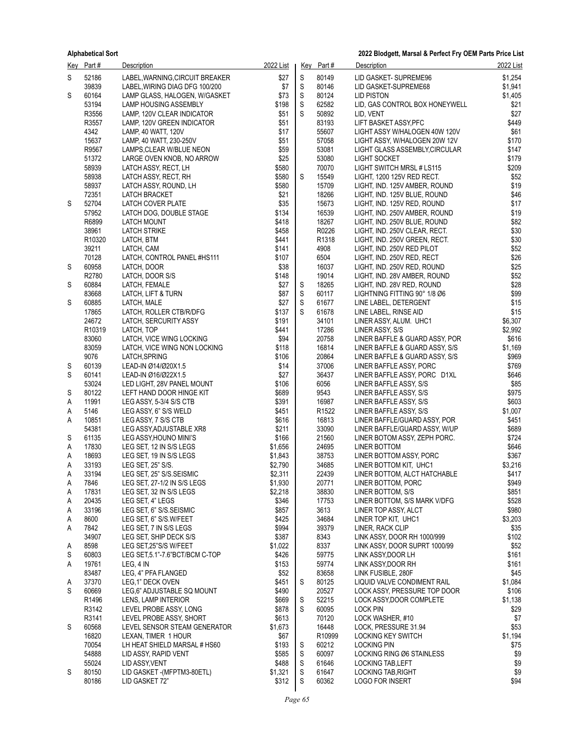| Key | Part # | Description | 2022 List |
|---|---|---|---|
| S | 52186 | LABEL,WARNING,CIRCUIT BREAKER | $27 |
| | 39839 | LABEL,WIRING DIAG DFG 100/200 | $7 |
| S | 60164 | LAMP GLASS, HALOGEN, W/GASKET | $73 |
| | 53194 | LAMP HOUSING ASSEMBLY | $198 |
| | R3556 | LAMP, 120V CLEAR INDICATOR | $51 |
| | R3557 | LAMP, 120V GREEN INDICATOR | $51 |
| | 4342 | LAMP, 40 WATT, 120V | $17 |
| | 15637 | LAMP, 40 WATT, 230-250V | $51 |
| | R9567 | LAMPS,CLEAR W/BLUE NEON | $59 |
| | 51372 | LARGE OVEN KNOB, NO ARROW | $25 |
| | 58939 | LATCH ASSY, RECT, LH | $580 |
| | 58938 | LATCH ASSY, RECT, RH | $580 |
| | 58937 | LATCH ASSY, ROUND, LH | $580 |
| | 72351 | LATCH BRACKET | $21 |
| S | 52704 | LATCH COVER PLATE | $35 |
| | 57952 | LATCH DOG, DOUBLE STAGE | $134 |
| | R6899 | LATCH MOUNT | $418 |
| | 38961 | LATCH STRIKE | $458 |
| | R10320 | LATCH, BTM | $441 |
| | 39211 | LATCH, CAM | $141 |
| | 70128 | LATCH, CONTROL PANEL #HS111 | $107 |
| S | 60958 | LATCH, DOOR | $38 |
| | R2780 | LATCH, DOOR S/S | $148 |
| S | 60884 | LATCH, FEMALE | $27 |
| | 83668 | LATCH, LIFT & TURN | $87 |
| S | 60885 | LATCH, MALE | $27 |
| | 17865 | LATCH, ROLLER CTB/R/DFG | $137 |
| | 24672 | LATCH, SERCURITY ASSY | $191 |
| | R10319 | LATCH, TOP | $441 |
| | 83060 | LATCH, VICE WING LOCKING | $94 |
| | 83059 | LATCH, VICE WING NON LOCKING | $118 |
| | 9076 | LATCH,SPRING | $106 |
| S | 60139 | LEAD-IN Ø14/Ø20X1.5 | $14 |
| S | 60141 | LEAD-IN Ø16/Ø22X1.5 | $27 |
| | 53024 | LED LIGHT, 28V PANEL MOUNT | $106 |
| S | 80122 | LEFT HAND DOOR HINGE KIT | $689 |
| A | 11991 | LEG ASSY, 5-3/4 S/S CTB | $391 |
| A | 5146 | LEG ASSY, 6" S/S WELD | $451 |
| A | 10851 | LEG ASSY, 7 S/S CTB | $616 |
| | 54381 | LEG ASSY,ADJUSTABLE XR8 | $211 |
| S | 61135 | LEG ASSY,HOUNO MINI'S | $166 |
| A | 17830 | LEG SET, 12 IN S/S LEGS | $1,656 |
| A | 18693 | LEG SET, 19 IN S/S LEGS | $1,843 |
| A | 33193 | LEG SET, 25" S/S. | $2,790 |
| A | 33194 | LEG SET, 25" S/S.SEISMIC | $2,311 |
| A | 7846 | LEG SET, 27-1/2 IN S/S LEGS | $1,930 |
| A | 17831 | LEG SET, 32 IN S/S LEGS | $2,218 |
| A | 20435 | LEG SET, 4" LEGS | $346 |
| A | 33196 | LEG SET, 6" S/S.SEISMIC | $857 |
| A | 8600 | LEG SET, 6" S/S.W/FEET | $425 |
| A | 7842 | LEG SET, 7 IN S/S LEGS | $994 |
| | 34907 | LEG SET, SHIP DECK S/S | $387 |
| A | 8598 | LEG SET,25"S/S W/FEET | $1,022 |
| S | 60803 | LEG SET,5.1"-7.6"BCT/BCM C-TOP | $426 |
| A | 19761 | LEG, 4 IN | $153 |
| | 83487 | LEG, 4" PFA FLANGED | $52 |
| A | 37370 | LEG,1" DECK OVEN | $451 |
| S | 60669 | LEG,6" ADJUSTABLE SQ MOUNT | $490 |
| | R1496 | LENS, LAMP INTERIOR | $669 |
| | R3142 | LEVEL PROBE ASSY, LONG | $878 |
| | R3141 | LEVEL PROBE ASSY, SHORT | $613 |
| S | 60568 | LEVEL SENSOR STEAM GENERATOR | $1,673 |
| | 16820 | LEXAN, TIMER 1 HOUR | $67 |
| | 70054 | LH HEAT SHIELD MARSAL # HS60 | $193 |
| | 54888 | LID ASSY, RAPID VENT | $585 |
| | 55024 | LID ASSY,VENT | $488 |
| S | 80150 | LID GASKET -(MFPTM3-80ETL) | $1,321 |
| | 80186 | LID GASKET 72" | $312 |
| S | 80149 | LID GASKET- SUPREME96 | $1,254 |
| S | 80146 | LID GASKET-SUPREME68 | $1,941 |
| S | 80124 | LID PISTON | $1,405 |
| S | 62582 | LID, GAS CONTROL BOX HONEYWELL | $21 |
| S | 50892 | LID, VENT | $27 |
| | 83193 | LIFT BASKET ASSY,PFC | $449 |
| | 55607 | LIGHT ASSY W/HALOGEN 40W 120V | $61 |
| | 57058 | LIGHT ASSY, W/HALOGEN 20W 12V | $170 |
| | 53081 | LIGHT GLASS ASSEMBLY,CIRCULAR | $147 |
| | 53080 | LIGHT SOCKET | $179 |
| | 70070 | LIGHT SWITCH MRSL # LS115 | $209 |
| S | 15549 | LIGHT, 1200 125V RED RECT. | $52 |
| | 15709 | LIGHT, IND. 125V AMBER, ROUND | $19 |
| | 18266 | LIGHT, IND. 125V BLUE, ROUND | $46 |
| | 15673 | LIGHT, IND. 125V RED, ROUND | $17 |
| | 16539 | LIGHT, IND. 250V AMBER, ROUND | $19 |
| | 18267 | LIGHT, IND. 250V BLUE, ROUND | $82 |
| | R0226 | LIGHT, IND. 250V CLEAR, RECT. | $30 |
| | R1318 | LIGHT, IND. 250V GREEN, RECT. | $30 |
| | 4908 | LIGHT, IND. 250V RED PILOT | $52 |
| | 6504 | LIGHT, IND. 250V RED, RECT | $26 |
| | 16037 | LIGHT, IND. 250V RED, ROUND | $25 |
| | 19014 | LIGHT, IND. 28V AMBER, ROUND | $52 |
| S | 18265 | LIGHT, IND. 28V RED, ROUND | $28 |
| S | 60117 | LIGHTNING FITTING 90° 1/8 Ø6 | $99 |
| S | 61677 | LINE LABEL, DETERGENT | $15 |
| S | 61678 | LINE LABEL, RINSE AID | $15 |
| | 34101 | LINER ASSY, ALUM. UHC1 | $6,307 |
| | 17286 | LINER ASSY, S/S | $2,992 |
| | 20758 | LINER BAFFLE & GUARD ASSY, POR | $616 |
| | 16814 | LINER BAFFLE & GUARD ASSY, S/S | $1,169 |
| | 20864 | LINER BAFFLE & GUARD ASSY, S/S | $969 |
| | 37006 | LINER BAFFLE ASSY, PORC | $769 |
| | 36437 | LINER BAFFLE ASSY, PORC D1XL | $646 |
| | 6056 | LINER BAFFLE ASSY, S/S | $85 |
| | 9543 | LINER BAFFLE ASSY, S/S | $975 |
| | 16987 | LINER BAFFLE ASSY, S/S | $603 |
| | R1522 | LINER BAFFLE ASSY, S/S | $1,007 |
| | 16813 | LINER BAFFLE/GUARD ASSY, POR | $451 |
| | 33090 | LINER BAFFLE/GUARD ASSY, W/UP | $689 |
| | 21560 | LINER BOTOM ASSY, ZEPH PORC. | $724 |
| | 24695 | LINER BOTTOM | $646 |
| | 38753 | LINER BOTTOM ASSY, PORC | $367 |
| | 34685 | LINER BOTTOM KIT, UHC1 | $3,216 |
| | 22439 | LINER BOTTOM, ALCT HATCHABLE | $417 |
| | 20771 | LINER BOTTOM, PORC | $949 |
| | 38830 | LINER BOTTOM, S/S | $851 |
| | 17753 | LINER BOTTOM, S/S MARK V/DFG | $528 |
| | 3613 | LINER TOP ASSY, ALCT | $980 |
| | 34684 | LINER TOP KIT, UHC1 | $3,203 |
| | 39379 | LINER, RACK CLIP | $35 |
| | 8343 | LINK ASSY, DOOR RH 1000/999 | $102 |
| | 8337 | LINK ASSY, DOOR SUPRT 1000/99 | $52 |
| | 59775 | LINK ASSY,DOOR LH | $161 |
| | 59774 | LINK ASSY,DOOR RH | $161 |
| | 83658 | LINK FUSIBLE, 280F | $45 |
| S | 80125 | LIQUID VALVE CONDIMENT RAIL | $1,084 |
| | 20527 | LOCK ASSY, PRESSURE TOP DOOR | $106 |
| S | 52215 | LOCK ASSY,DOOR COMPLETE | $1,138 |
| S | 60095 | LOCK PIN | $29 |
| | 70120 | LOCK WASHER, #10 | $7 |
| | 16448 | LOCK, PRESSURE 31.94 | $53 |
| | R10999 | LOCKING KEY SWITCH | $1,194 |
| S | 60212 | LOCKING PIN | $75 |
| S | 60097 | LOCKING RING Ø6 STAINLESS | $9 |
| S | 61646 | LOCKING TAB,LEFT | $9 |
| S | 61647 | LOCKING TAB,RIGHT | $9 |
| S | 60362 | LOGO FOR INSERT | $94 |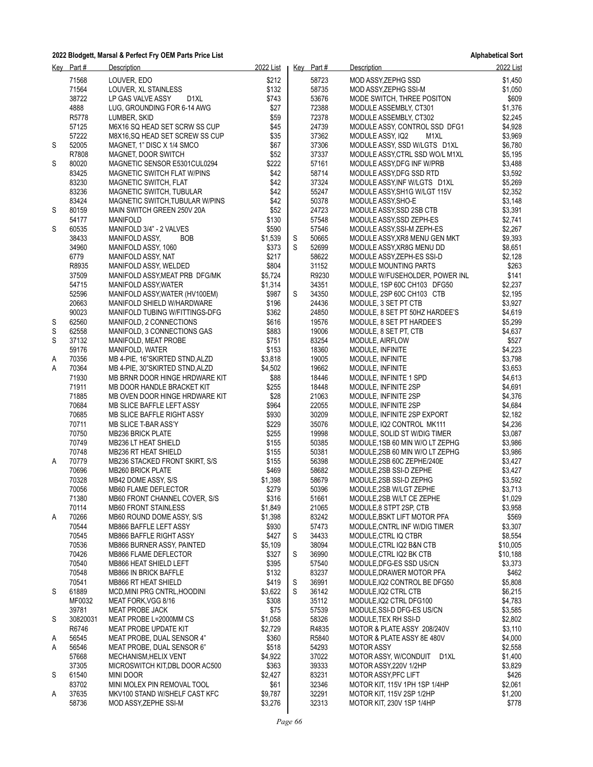**2022 Blodgett, Marsal & Perfect Fry OEM Parts Price List** — **Alphabetical Sort**

| Key | Part # | Description | 2022 List |
|---|---|---|---|
| | 71568 | LOUVER, EDO | $212 |
| | 71564 | LOUVER, XL STAINLESS | $132 |
| | 38722 | LP GAS VALVE ASSY D1XL | $743 |
| | 4888 | LUG, GROUNDING FOR 6-14 AWG | $27 |
| | R5778 | LUMBER, SKID | $59 |
| | 57125 | M6X16 SQ HEAD SET SCRW SS CUP | $45 |
| | 57222 | M8X16,SQ HEAD SET SCREW SS CUP | $35 |
| S | 52005 | MAGNET, 1" DISC X 1/4 SMCO | $67 |
| | R7808 | MAGNET, DOOR SWITCH | $52 |
| S | 80020 | MAGNETIC SENSOR E5301CUL0294 | $222 |
| | 83425 | MAGNETIC SWITCH FLAT W/PINS | $42 |
| | 83230 | MAGNETIC SWITCH, FLAT | $42 |
| | 83236 | MAGNETIC SWITCH, TUBULAR | $42 |
| | 83424 | MAGNETIC SWITCH,TUBULAR W/PINS | $42 |
| S | 80159 | MAIN SWITCH GREEN 250V 20A | $52 |
| | 54177 | MANIFOLD | $130 |
| S | 60535 | MANIFOLD 3/4" - 2 VALVES | $590 |
| | 38433 | MANIFOLD ASSY, BOB | $1,539 |
| | 34960 | MANIFOLD ASSY, 1060 | $373 |
| | 6779 | MANIFOLD ASSY, NAT | $217 |
| | R8935 | MANIFOLD ASSY, WELDED | $804 |
| | 37509 | MANIFOLD ASSY,MEAT PRB DFG/MK | $5,724 |
| | 54715 | MANIFOLD ASSY,WATER | $1,314 |
| | 52596 | MANIFOLD ASSY,WATER (HV100EM) | $987 |
| | 20663 | MANIFOLD SHIELD W/HARDWARE | $196 |
| | 90023 | MANIFOLD TUBING W/FITTINGS-DFG | $362 |
| S | 62560 | MANIFOLD, 2 CONNECTIONS | $616 |
| S | 62558 | MANIFOLD, 3 CONNECTIONS GAS | $883 |
| S | 37132 | MANIFOLD, MEAT PROBE | $751 |
| | 59176 | MANIFOLD, WATER | $153 |
| A | 70356 | MB 4-PIE, 16"SKIRTED STND,ALZD | $3,818 |
| A | 70364 | MB 4-PIE, 30"SKIRTED STND,ALZD | $4,502 |
| | 71930 | MB BRNR DOOR HINGE HRDWARE KIT | $88 |
| | 71911 | MB DOOR HANDLE BRACKET KIT | $255 |
| | 71885 | MB OVEN DOOR HINGE HRDWARE KIT | $28 |
| | 70684 | MB SLICE BAFFLE LEFT ASSY | $964 |
| | 70685 | MB SLICE BAFFLE RIGHT ASSY | $930 |
| | 70711 | MB SLICE T-BAR ASS'Y | $229 |
| | 70750 | MB236 BRICK PLATE | $255 |
| | 70749 | MB236 LT HEAT SHIELD | $155 |
| | 70748 | MB236 RT HEAT SHIELD | $155 |
| A | 70779 | MB236 STACKED FRONT SKIRT, S/S | $155 |
| | 70696 | MB260 BRICK PLATE | $469 |
| | 70328 | MB42 DOME ASSY, S/S | $1,398 |
| | 70056 | MB60 FLAME DEFLECTOR | $279 |
| | 71380 | MB60 FRONT CHANNEL COVER, S/S | $316 |
| | 70114 | MB60 FRONT STAINLESS | $1,849 |
| A | 70266 | MB60 ROUND DOME ASSY, S/S | $1,398 |
| | 70544 | MB866 BAFFLE LEFT ASSY | $930 |
| | 70545 | MB866 BAFFLE RIGHT ASSY | $427 |
| | 70536 | MB866 BURNER ASSY, PAINTED | $5,109 |
| | 70426 | MB866 FLAME DEFLECTOR | $327 |
| | 70540 | MB866 HEAT SHIELD LEFT | $395 |
| | 70548 | MB866 IN BRICK BAFFLE | $132 |
| | 70541 | MB866 RT HEAT SHIELD | $419 |
| S | 61889 | MCD,MINI PRG CNTRL,HOODINI | $3,622 |
| | MF0032 | MEAT FORK,VGG 8/16 | $308 |
| | 39781 | MEAT PROBE JACK | $75 |
| S | 30820031 | MEAT PROBE L=2000MM CS | $1,058 |
| | R6746 | MEAT PROBE UPDATE KIT | $2,729 |
| A | 56545 | MEAT PROBE, DUAL SENSOR 4" | $360 |
| A | 56546 | MEAT PROBE, DUAL SENSOR 6" | $518 |
| | 57668 | MECHANISM,HELIX VENT | $4,922 |
| | 37305 | MICROSWITCH KIT,DBL DOOR AC500 | $363 |
| S | 61540 | MINI DOOR | $2,427 |
| | 83702 | MINI MOLEX PIN REMOVAL TOOL | $61 |
| A | 37635 | MKV100 STAND W/SHELF CAST KFC | $9,787 |
| | 58736 | MOD ASSY,ZEPHE SSI-M | $3,276 |
| | 58723 | MOD ASSY,ZEPHG SSD | $1,450 |
| | 58735 | MOD ASSY,ZEPHG SSI-M | $1,050 |
| | 53676 | MODE SWITCH, THREE POSITON | $609 |
| | 72388 | MODULE ASSEMBLY, CT301 | $1,376 |
| | 72378 | MODULE ASSEMBLY, CT302 | $2,245 |
| | 24739 | MODULE ASSY, CONTROL SSD DFG1 | $4,928 |
| | 37362 | MODULE ASSY, IQ2 M1XL | $3,969 |
| | 37306 | MODULE ASSY, SSD W/LGTS D1XL | $6,780 |
| | 37337 | MODULE ASSY,CTRL SSD WO/L M1XL | $5,195 |
| | 57161 | MODULE ASSY,DFG INF W/PRB | $3,488 |
| | 58714 | MODULE ASSY,DFG SSD RTD | $3,592 |
| | 37324 | MODULE ASSY,INF W/LGTS D1XL | $5,269 |
| | 55247 | MODULE ASSY,SH1G W/LGT 115V | $2,352 |
| | 50378 | MODULE ASSY,SHO-E | $3,148 |
| | 24723 | MODULE ASSY,SSD 2SB CTB | $3,391 |
| | 57548 | MODULE ASSY,SSD ZEPH-ES | $2,741 |
| | 57546 | MODULE ASSY,SSI-M ZEPH-ES | $2,267 |
| S | 50665 | MODULE ASSY,XR8 MENU GEN MKT | $9,393 |
| S | 52699 | MODULE ASSY,XR8G MENU DD | $8,651 |
| | 58622 | MODULE ASSY,ZEPH-ES SSI-D | $2,128 |
| | 31152 | MODULE MOUNTING PARTS | $263 |
| | R9230 | MODULE W/FUSEHOLDER, POWER INL | $141 |
| | 34351 | MODULE, 1SP 60C CH103 DFG50 | $2,237 |
| S | 34350 | MODULE, 2SP 60C CH103 CTB | $2,195 |
| | 24436 | MODULE, 3 SET PT CTB | $3,927 |
| | 24850 | MODULE, 8 SET PT 50HZ HARDEE'S | $4,619 |
| | 19576 | MODULE, 8 SET PT HARDEE'S | $5,299 |
| | 19006 | MODULE, 8 SET PT, CTB | $4,637 |
| | 83254 | MODULE, AIRFLOW | $527 |
| | 18360 | MODULE, INFINITE | $4,223 |
| | 19005 | MODULE, INFINITE | $3,798 |
| | 19662 | MODULE, INFINITE | $3,653 |
| | 18446 | MODULE, INFINITE 1 SPD | $4,613 |
| | 18448 | MODULE, INFINITE 2SP | $4,691 |
| | 21063 | MODULE, INFINITE 2SP | $4,376 |
| | 22055 | MODULE, INFINITE 2SP | $4,684 |
| | 30209 | MODULE, INFINITE 2SP EXPORT | $2,182 |
| | 35076 | MODULE, IQ2 CONTROL MK111 | $4,236 |
| | 19998 | MODULE, SOLID ST W/DIG TIMER | $3,087 |
| | 50385 | MODULE,1SB 60 MIN W/O LT ZEPHG | $3,986 |
| | 50381 | MODULE,2SB 60 MIN W/O LT ZEPHG | $3,986 |
| | 56398 | MODULE,2SB 60C ZEPHE/240E | $3,427 |
| | 58682 | MODULE,2SB SSI-D ZEPHE | $3,427 |
| | 58679 | MODULE,2SB SSI-D ZEPHG | $3,592 |
| | 50396 | MODULE,2SB W/LGT ZEPHE | $3,713 |
| | 51661 | MODULE,2SB W/LT CE ZEPHE | $1,029 |
| | 21065 | MODULE,8 STPT 2SP, CTB | $3,958 |
| | 83242 | MODULE,BSKT LIFT MOTOR PFA | $569 |
| | 57473 | MODULE,CNTRL INF W/DIG TIMER | $3,307 |
| S | 34433 | MODULE,CTRL IQ CTBR | $8,554 |
| | 38094 | MODULE,CTRL IQ2 B&N CTB | $10,005 |
| S | 36990 | MODULE,CTRL IQ2 BK CTB | $10,188 |
| | 57540 | MODULE,DFG-ES SSD US/CN | $3,373 |
| | 83237 | MODULE,DRAWER MOTOR PFA | $462 |
| S | 36991 | MODULE,IQ2 CONTROL BE DFG50 | $5,808 |
| S | 36142 | MODULE,IQ2 CTRL CTB | $6,215 |
| | 35112 | MODULE,IQ2 CTRL DFG100 | $4,783 |
| | 57539 | MODULE,SSI-D DFG-ES US/CN | $3,585 |
| | 58326 | MODULE,TEX RH SSI-D | $2,802 |
| | R4835 | MOTOR & PLATE ASSY 208/240V | $3,110 |
| | R5840 | MOTOR & PLATE ASSY 8E 480V | $4,000 |
| | 54293 | MOTOR ASSY | $2,558 |
| | 37022 | MOTOR ASSY, W/CONDUIT D1XL | $1,400 |
| | 39333 | MOTOR ASSY,220V 1/2HP | $3,829 |
| | 83231 | MOTOR ASSY,PFC LIFT | $426 |
| | 32346 | MOTOR KIT, 115V 1PH 1SP 1/4HP | $2,061 |
| | 32291 | MOTOR KIT, 115V 2SP 1/2HP | $1,200 |
| | 32313 | MOTOR KIT, 230V 1SP 1/4HP | $778 |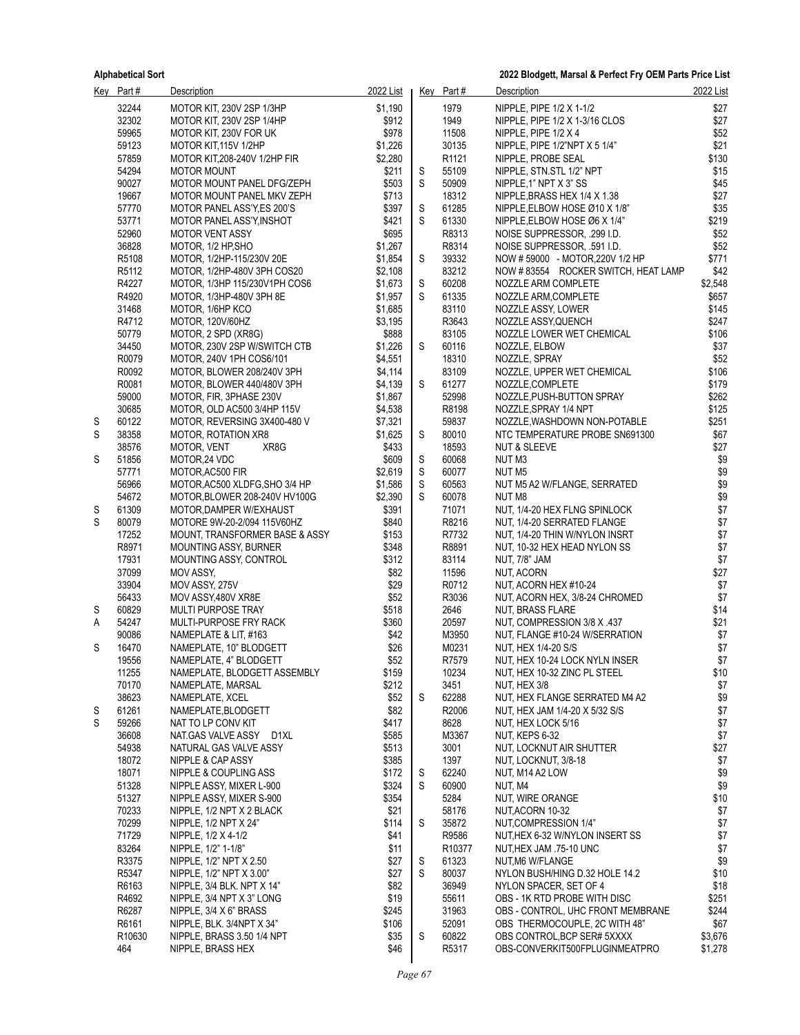| Key | Part # | Description | 2022 List |
|---|---|---|---|
| | 32244 | MOTOR KIT, 230V 2SP 1/3HP | $1,190 |
| | 32302 | MOTOR KIT, 230V 2SP 1/4HP | $912 |
| | 59965 | MOTOR KIT, 230V FOR UK | $978 |
| | 59123 | MOTOR KIT,115V 1/2HP | $1,226 |
| | 57859 | MOTOR KIT,208-240V 1/2HP FIR | $2,280 |
| | 54294 | MOTOR MOUNT | $211 |
| | 90027 | MOTOR MOUNT PANEL DFG/ZEPH | $503 |
| | 19667 | MOTOR MOUNT PANEL MKV ZEPH | $713 |
| | 57770 | MOTOR PANEL ASS'Y,ES 200'S | $397 |
| | 53771 | MOTOR PANEL ASS'Y,INSHOT | $421 |
| | 52960 | MOTOR VENT ASSY | $695 |
| | 36828 | MOTOR, 1/2 HP,SHO | $1,267 |
| | R5108 | MOTOR, 1/2HP-115/230V 20E | $1,854 |
| | R5112 | MOTOR, 1/2HP-480V 3PH COS20 | $2,108 |
| | R4227 | MOTOR, 1/3HP 115/230V1PH COS6 | $1,673 |
| | R4920 | MOTOR, 1/3HP-480V 3PH 8E | $1,957 |
| | 31468 | MOTOR, 1/6HP KCO | $1,685 |
| | R4712 | MOTOR, 120V/60HZ | $3,195 |
| | 50779 | MOTOR, 2 SPD (XR8G) | $888 |
| | 34450 | MOTOR, 230V 2SP W/SWITCH CTB | $1,226 |
| | R0079 | MOTOR, 240V 1PH COS6/101 | $4,551 |
| | R0092 | MOTOR, BLOWER 208/240V 3PH | $4,114 |
| | R0081 | MOTOR, BLOWER 440/480V 3PH | $4,139 |
| | 59000 | MOTOR, FIR, 3PHASE 230V | $1,867 |
| | 30685 | MOTOR, OLD AC500 3/4HP 115V | $4,538 |
| S | 60122 | MOTOR, REVERSING 3X400-480 V | $7,321 |
| S | 38358 | MOTOR, ROTATION XR8 | $1,625 |
| | 38576 | MOTOR, VENT XR8G | $433 |
| S | 51856 | MOTOR,24 VDC | $609 |
| | 57771 | MOTOR,AC500 FIR | $2,619 |
| | 56966 | MOTOR,AC500 XLDFG,SHO 3/4 HP | $1,586 |
| | 54672 | MOTOR,BLOWER 208-240V HV100G | $2,390 |
| S | 61309 | MOTOR,DAMPER W/EXHAUST | $391 |
| S | 80079 | MOTORE 9W-20-2/094 115V60HZ | $840 |
| | 17252 | MOUNT, TRANSFORMER BASE & ASSY | $153 |
| | R8971 | MOUNTING ASSY, BURNER | $348 |
| | 17931 | MOUNTING ASSY, CONTROL | $312 |
| | 37099 | MOV ASSY, | $82 |
| | 33904 | MOV ASSY, 275V | $29 |
| | 56433 | MOV ASSY,480V XR8E | $52 |
| S | 60829 | MULTI PURPOSE TRAY | $518 |
| A | 54247 | MULTI-PURPOSE FRY RACK | $360 |
| | 90086 | NAMEPLATE & LIT, #163 | $42 |
| S | 16470 | NAMEPLATE, 10" BLODGETT | $26 |
| | 19556 | NAMEPLATE, 4" BLODGETT | $52 |
| | 11255 | NAMEPLATE, BLODGETT ASSEMBLY | $159 |
| | 70170 | NAMEPLATE, MARSAL | $212 |
| | 38623 | NAMEPLATE, XCEL | $52 |
| S | 61261 | NAMEPLATE,BLODGETT | $82 |
| S | 59266 | NAT TO LP CONV KIT | $417 |
| | 36608 | NAT.GAS VALVE ASSY D1XL | $585 |
| | 54938 | NATURAL GAS VALVE ASSY | $513 |
| | 18072 | NIPPLE & CAP ASSY | $385 |
| | 18071 | NIPPLE & COUPLING ASS | $172 |
| | 51328 | NIPPLE ASSY, MIXER L-900 | $324 |
| | 51327 | NIPPLE ASSY, MIXER S-900 | $354 |
| | 70233 | NIPPLE, 1/2 NPT X 2 BLACK | $21 |
| | 70299 | NIPPLE, 1/2 NPT X 24" | $114 |
| | 71729 | NIPPLE, 1/2 X 4-1/2 | $41 |
| | 83264 | NIPPLE, 1/2" 1-1/8" | $11 |
| | R3375 | NIPPLE, 1/2" NPT X 2.50 | $27 |
| | R5347 | NIPPLE, 1/2" NPT X 3.00" | $27 |
| | R6163 | NIPPLE, 3/4 BLK. NPT X 14" | $82 |
| | R4692 | NIPPLE, 3/4 NPT X 3" LONG | $19 |
| | R6287 | NIPPLE, 3/4 X 6" BRASS | $245 |
| | R6161 | NIPPLE, BLK. 3/4NPT X 34" | $106 |
| | R10630 | NIPPLE, BRASS 3.50 1/4 NPT | $35 |
| | 464 | NIPPLE, BRASS HEX | $46 |
| | 1979 | NIPPLE, PIPE 1/2 X 1-1/2 | $27 |
| | 1949 | NIPPLE, PIPE 1/2 X 1-3/16 CLOS | $27 |
| | 11508 | NIPPLE, PIPE 1/2 X 4 | $52 |
| | 30135 | NIPPLE, PIPE 1/2"NPT X 5 1/4" | $21 |
| | R1121 | NIPPLE, PROBE SEAL | $130 |
| S | 55109 | NIPPLE, STN.STL 1/2" NPT | $15 |
| S | 50909 | NIPPLE,1" NPT X 3" SS | $45 |
| | 18312 | NIPPLE,BRASS HEX 1/4 X 1.38 | $27 |
| S | 61285 | NIPPLE,ELBOW HOSE Ø10 X 1/8" | $35 |
| S | 61330 | NIPPLE,ELBOW HOSE Ø6 X 1/4" | $219 |
| | R8313 | NOISE SUPPRESSOR, .299 I.D. | $52 |
| | R8314 | NOISE SUPPRESSOR, .591 I.D. | $52 |
| S | 39332 | NOW # 59000 - MOTOR,220V 1/2 HP | $771 |
| | 83212 | NOW # 83554 ROCKER SWITCH, HEAT LAMP | $42 |
| S | 60208 | NOZZLE ARM COMPLETE | $2,548 |
| S | 61335 | NOZZLE ARM,COMPLETE | $657 |
| | 83110 | NOZZLE ASSY, LOWER | $145 |
| | R3643 | NOZZLE ASSY,QUENCH | $247 |
| | 83105 | NOZZLE LOWER WET CHEMICAL | $106 |
| S | 60116 | NOZZLE, ELBOW | $37 |
| | 18310 | NOZZLE, SPRAY | $52 |
| | 83109 | NOZZLE, UPPER WET CHEMICAL | $106 |
| S | 61277 | NOZZLE,COMPLETE | $179 |
| | 52998 | NOZZLE,PUSH-BUTTON SPRAY | $262 |
| | R8198 | NOZZLE,SPRAY 1/4 NPT | $125 |
| | 59837 | NOZZLE,WASHDOWN NON-POTABLE | $251 |
| S | 80010 | NTC TEMPERATURE PROBE SN691300 | $67 |
| | 18593 | NUT & SLEEVE | $27 |
| S | 60068 | NUT M3 | $9 |
| S | 60077 | NUT M5 | $9 |
| S | 60563 | NUT M5 A2 W/FLANGE, SERRATED | $9 |
| S | 60078 | NUT M8 | $9 |
| | 71071 | NUT, 1/4-20 HEX FLNG SPINLOCK | $7 |
| | R8216 | NUT, 1/4-20 SERRATED FLANGE | $7 |
| | R7732 | NUT, 1/4-20 THIN W/NYLON INSRT | $7 |
| | R8891 | NUT, 10-32 HEX HEAD NYLON SS | $7 |
| | 83114 | NUT, 7/8" JAM | $7 |
| | 11596 | NUT, ACORN | $27 |
| | R0712 | NUT, ACORN HEX #10-24 | $7 |
| | R3036 | NUT, ACORN HEX, 3/8-24 CHROMED | $7 |
| | 2646 | NUT, BRASS FLARE | $14 |
| | 20597 | NUT, COMPRESSION 3/8 X .437 | $21 |
| | M3950 | NUT, FLANGE #10-24 W/SERRATION | $7 |
| | M0231 | NUT, HEX 1/4-20 S/S | $7 |
| | R7579 | NUT, HEX 10-24 LOCK NYLN INSER | $7 |
| | 10234 | NUT, HEX 10-32 ZINC PL STEEL | $10 |
| | 3451 | NUT, HEX 3/8 | $7 |
| S | 62288 | NUT, HEX FLANGE SERRATED M4 A2 | $9 |
| | R2006 | NUT, HEX JAM 1/4-20 X 5/32 S/S | $7 |
| | 8628 | NUT, HEX LOCK 5/16 | $7 |
| | M3367 | NUT, KEPS 6-32 | $7 |
| | 3001 | NUT, LOCKNUT AIR SHUTTER | $27 |
| | 1397 | NUT, LOCKNUT, 3/8-18 | $7 |
| S | 62240 | NUT, M14 A2 LOW | $9 |
| S | 60900 | NUT, M4 | $9 |
| | 5284 | NUT, WIRE ORANGE | $10 |
| | 58176 | NUT,ACORN 10-32 | $7 |
| S | 35872 | NUT,COMPRESSION 1/4" | $7 |
| | R9586 | NUT,HEX 6-32 W/NYLON INSERT SS | $7 |
| | R10377 | NUT,HEX JAM .75-10 UNC | $7 |
| S | 61323 | NUT,M6 W/FLANGE | $9 |
| S | 80037 | NYLON BUSH/HING D.32 HOLE 14.2 | $10 |
| | 36949 | NYLON SPACER, SET OF 4 | $18 |
| | 55611 | OBS - 1K RTD PROBE WITH DISC | $251 |
| | 31963 | OBS - CONTROL, UHC FRONT MEMBRANE | $244 |
| | 52091 | OBS THERMOCOUPLE, 2C WITH 48" | $67 |
| S | 60822 | OBS CONTROL,BCP SER# 5XXXX | $3,676 |
| | R5317 | OBS-CONVERKIT500FPLUGINMEATPRO | $1,278 |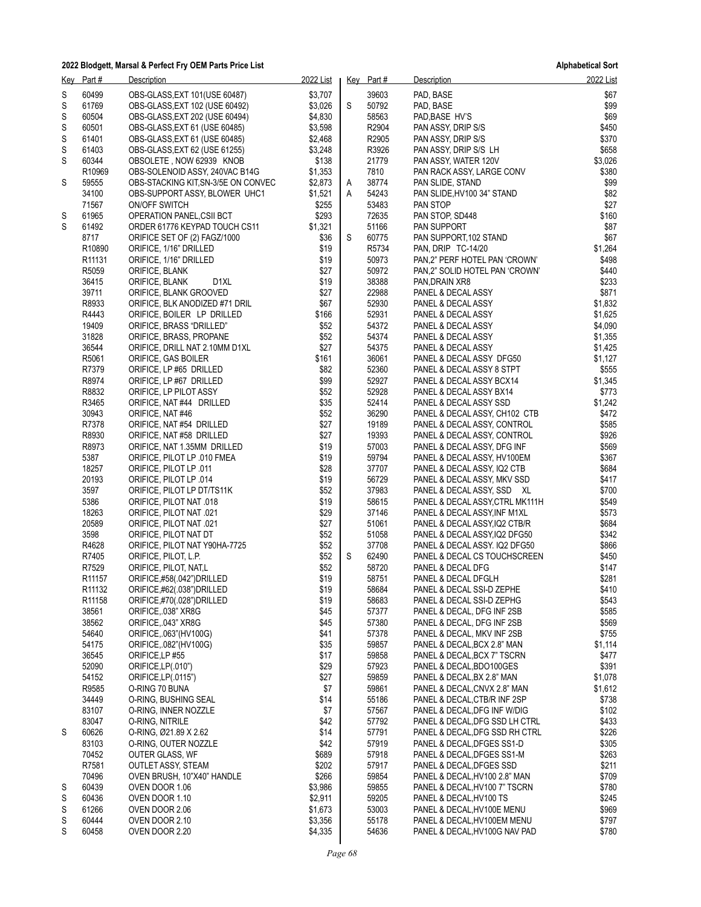# 2022 Blodgett, Marsal & Perfect Fry OEM Parts Price List

Alphabetical Sort

| Key | Part # | Description | 2022 List |
|---|---|---|---|
| S | 60499 | OBS-GLASS,EXT 101(USE 60487) | $3,707 |
| S | 61769 | OBS-GLASS,EXT 102 (USE 60492) | $3,026 |
| S | 60504 | OBS-GLASS,EXT 202 (USE 60494) | $4,830 |
| S | 60501 | OBS-GLASS,EXT 61 (USE 60485) | $3,598 |
| S | 61401 | OBS-GLASS,EXT 61 (USE 60485) | $2,468 |
| S | 61403 | OBS-GLASS,EXT 62 (USE 61255) | $3,248 |
| S | 60344 | OBSOLETE , NOW 62939 KNOB | $138 |
| | R10969 | OBS-SOLENOID ASSY, 240VAC B14G | $1,353 |
| S | 59555 | OBS-STACKING KIT,SN-3/5E ON CONVEC | $2,873 |
| | 34100 | OBS-SUPPORT ASSY, BLOWER UHC1 | $1,521 |
| | 71567 | ON/OFF SWITCH | $255 |
| S | 61965 | OPERATION PANEL,CSII BCT | $293 |
| S | 61492 | ORDER 61776 KEYPAD TOUCH CS11 | $1,321 |
| | 8717 | ORIFICE SET OF (2) FAGZ/1000 | $36 |
| | R10890 | ORIFICE, 1/16" DRILLED | $19 |
| | R11131 | ORIFICE, 1/16" DRILLED | $19 |
| | R5059 | ORIFICE, BLANK | $27 |
| | 36415 | ORIFICE, BLANK D1XL | $19 |
| | 39711 | ORIFICE, BLANK GROOVED | $27 |
| | R8933 | ORIFICE, BLK ANODIZED #71 DRIL | $67 |
| | R4443 | ORIFICE, BOILER LP DRILLED | $166 |
| | 19409 | ORIFICE, BRASS "DRILLED" | $52 |
| | 31828 | ORIFICE, BRASS, PROPANE | $52 |
| | 36544 | ORIFICE, DRILL NAT 2.10MM D1XL | $27 |
| | R5061 | ORIFICE, GAS BOILER | $161 |
| | R7379 | ORIFICE, LP #65 DRILLED | $82 |
| | R8974 | ORIFICE, LP #67 DRILLED | $99 |
| | R8832 | ORIFICE, LP PILOT ASSY | $52 |
| | R3465 | ORIFICE, NAT #44 DRILLED | $35 |
| | 30943 | ORIFICE, NAT #46 | $52 |
| | R7378 | ORIFICE, NAT #54 DRILLED | $27 |
| | R8930 | ORIFICE, NAT #58 DRILLED | $27 |
| | R8973 | ORIFICE, NAT 1.35MM DRILLED | $19 |
| | 5387 | ORIFICE, PILOT LP .010 FMEA | $19 |
| | 18257 | ORIFICE, PILOT LP .011 | $28 |
| | 20193 | ORIFICE, PILOT LP .014 | $19 |
| | 3597 | ORIFICE, PILOT LP DT/TS11K | $52 |
| | 5386 | ORIFICE, PILOT NAT .018 | $19 |
| | 18263 | ORIFICE, PILOT NAT .021 | $29 |
| | 20589 | ORIFICE, PILOT NAT .021 | $27 |
| | 3598 | ORIFICE, PILOT NAT DT | $52 |
| | R4628 | ORIFICE, PILOT NAT Y90HA-7725 | $52 |
| | R7405 | ORIFICE, PILOT, L.P. | $52 |
| | R7529 | ORIFICE, PILOT, NAT,L | $52 |
| | R11157 | ORIFICE,#58(.042")DRILLED | $19 |
| | R11132 | ORIFICE,#62(.038")DRILLED | $19 |
| | R11158 | ORIFICE,#70(.028")DRILLED | $19 |
| | 38561 | ORIFICE,.038" XR8G | $45 |
| | 38562 | ORIFICE,.043" XR8G | $45 |
| | 54640 | ORIFICE,.063"(HV100G) | $41 |
| | 54175 | ORIFICE,.082"(HV100G) | $35 |
| | 36545 | ORIFICE,LP #55 | $17 |
| | 52090 | ORIFICE,LP(.010") | $29 |
| | 54152 | ORIFICE,LP(.0115") | $27 |
| | R9585 | O-RING 70 BUNA | $7 |
| | 34449 | O-RING, BUSHING SEAL | $14 |
| | 83107 | O-RING, INNER NOZZLE | $7 |
| | 83047 | O-RING, NITRILE | $42 |
| S | 60626 | O-RING, Ø21.89 X 2.62 | $14 |
| | 83103 | O-RING, OUTER NOZZLE | $42 |
| | 70452 | OUTER GLASS, WF | $689 |
| | R7581 | OUTLET ASSY, STEAM | $202 |
| | 70496 | OVEN BRUSH, 10"X40" HANDLE | $266 |
| S | 60439 | OVEN DOOR 1.06 | $3,986 |
| S | 60436 | OVEN DOOR 1.10 | $2,911 |
| S | 61266 | OVEN DOOR 2.06 | $1,673 |
| S | 60444 | OVEN DOOR 2.10 | $3,356 |
| S | 60458 | OVEN DOOR 2.20 | $4,335 |
| | 39603 | PAD, BASE | $67 |
| S | 50792 | PAD, BASE | $99 |
| | 58563 | PAD,BASE HV'S | $69 |
| | R2904 | PAN ASSY, DRIP S/S | $450 |
| | R2905 | PAN ASSY, DRIP S/S | $370 |
| | R3926 | PAN ASSY, DRIP S/S LH | $658 |
| | 21779 | PAN ASSY, WATER 120V | $3,026 |
| | 7810 | PAN RACK ASSY, LARGE CONV | $380 |
| A | 38774 | PAN SLIDE, STAND | $99 |
| A | 54243 | PAN SLIDE,HV100 34" STAND | $82 |
| | 53483 | PAN STOP | $27 |
| | 72635 | PAN STOP, SD448 | $160 |
| | 51166 | PAN SUPPORT | $87 |
| S | 60775 | PAN SUPPORT,102 STAND | $67 |
| | R5734 | PAN, DRIP TC-14/20 | $1,264 |
| | 50973 | PAN,2" PERF HOTEL PAN 'CROWN' | $498 |
| | 50972 | PAN,2" SOLID HOTEL PAN 'CROWN' | $440 |
| | 38388 | PAN,DRAIN XR8 | $233 |
| | 22988 | PANEL & DECAL ASSY | $871 |
| | 52930 | PANEL & DECAL ASSY | $1,832 |
| | 52931 | PANEL & DECAL ASSY | $1,625 |
| | 54372 | PANEL & DECAL ASSY | $4,090 |
| | 54374 | PANEL & DECAL ASSY | $1,355 |
| | 54375 | PANEL & DECAL ASSY | $1,425 |
| | 36061 | PANEL & DECAL ASSY DFG50 | $1,127 |
| | 52360 | PANEL & DECAL ASSY 8 STPT | $555 |
| | 52927 | PANEL & DECAL ASSY BCX14 | $1,345 |
| | 52928 | PANEL & DECAL ASSY BX14 | $773 |
| | 52414 | PANEL & DECAL ASSY SSD | $1,242 |
| | 36290 | PANEL & DECAL ASSY, CH102 CTB | $472 |
| | 19189 | PANEL & DECAL ASSY, CONTROL | $585 |
| | 19393 | PANEL & DECAL ASSY, CONTROL | $926 |
| | 57003 | PANEL & DECAL ASSY, DFG INF | $569 |
| | 59794 | PANEL & DECAL ASSY, HV100EM | $367 |
| | 37707 | PANEL & DECAL ASSY, IQ2 CTB | $684 |
| | 56729 | PANEL & DECAL ASSY, MKV SSD | $417 |
| | 37983 | PANEL & DECAL ASSY, SSD XL | $700 |
| | 58615 | PANEL & DECAL ASSY,CTRL MK111H | $549 |
| | 37146 | PANEL & DECAL ASSY,INF M1XL | $573 |
| | 51061 | PANEL & DECAL ASSY,IQ2 CTB/R | $684 |
| | 51058 | PANEL & DECAL ASSY,IQ2 DFG50 | $342 |
| | 37708 | PANEL & DECAL ASSY. IQ2 DFG50 | $866 |
| S | 62490 | PANEL & DECAL CS TOUCHSCREEN | $450 |
| | 58720 | PANEL & DECAL DFG | $147 |
| | 58751 | PANEL & DECAL DFGLH | $281 |
| | 58684 | PANEL & DECAL SSI-D ZEPHE | $410 |
| | 58683 | PANEL & DECAL SSI-D ZEPHG | $543 |
| | 57377 | PANEL & DECAL, DFG INF 2SB | $585 |
| | 57380 | PANEL & DECAL, DFG INF 2SB | $569 |
| | 57378 | PANEL & DECAL, MKV INF 2SB | $755 |
| | 59857 | PANEL & DECAL,BCX 2.8" MAN | $1,114 |
| | 59858 | PANEL & DECAL,BCX 7" TSCRN | $477 |
| | 57923 | PANEL & DECAL,BDO100GES | $391 |
| | 59859 | PANEL & DECAL,BX 2.8" MAN | $1,078 |
| | 59861 | PANEL & DECAL,CNVX 2.8" MAN | $1,612 |
| | 55186 | PANEL & DECAL,CTB/R INF 2SP | $738 |
| | 57567 | PANEL & DECAL,DFG INF W/DIG | $102 |
| | 57792 | PANEL & DECAL,DFG SSD LH CTRL | $433 |
| | 57791 | PANEL & DECAL,DFG SSD RH CTRL | $226 |
| | 57919 | PANEL & DECAL,DFGES SS1-D | $305 |
| | 57918 | PANEL & DECAL,DFGES SS1-M | $263 |
| | 57917 | PANEL & DECAL,DFGES SSD | $211 |
| | 59854 | PANEL & DECAL,HV100 2.8" MAN | $709 |
| | 59855 | PANEL & DECAL,HV100 7" TSCRN | $780 |
| | 59205 | PANEL & DECAL,HV100 TS | $245 |
| | 53003 | PANEL & DECAL,HV100E MENU | $969 |
| | 55178 | PANEL & DECAL,HV100EM MENU | $797 |
| | 54636 | PANEL & DECAL,HV100G NAV PAD | $780 |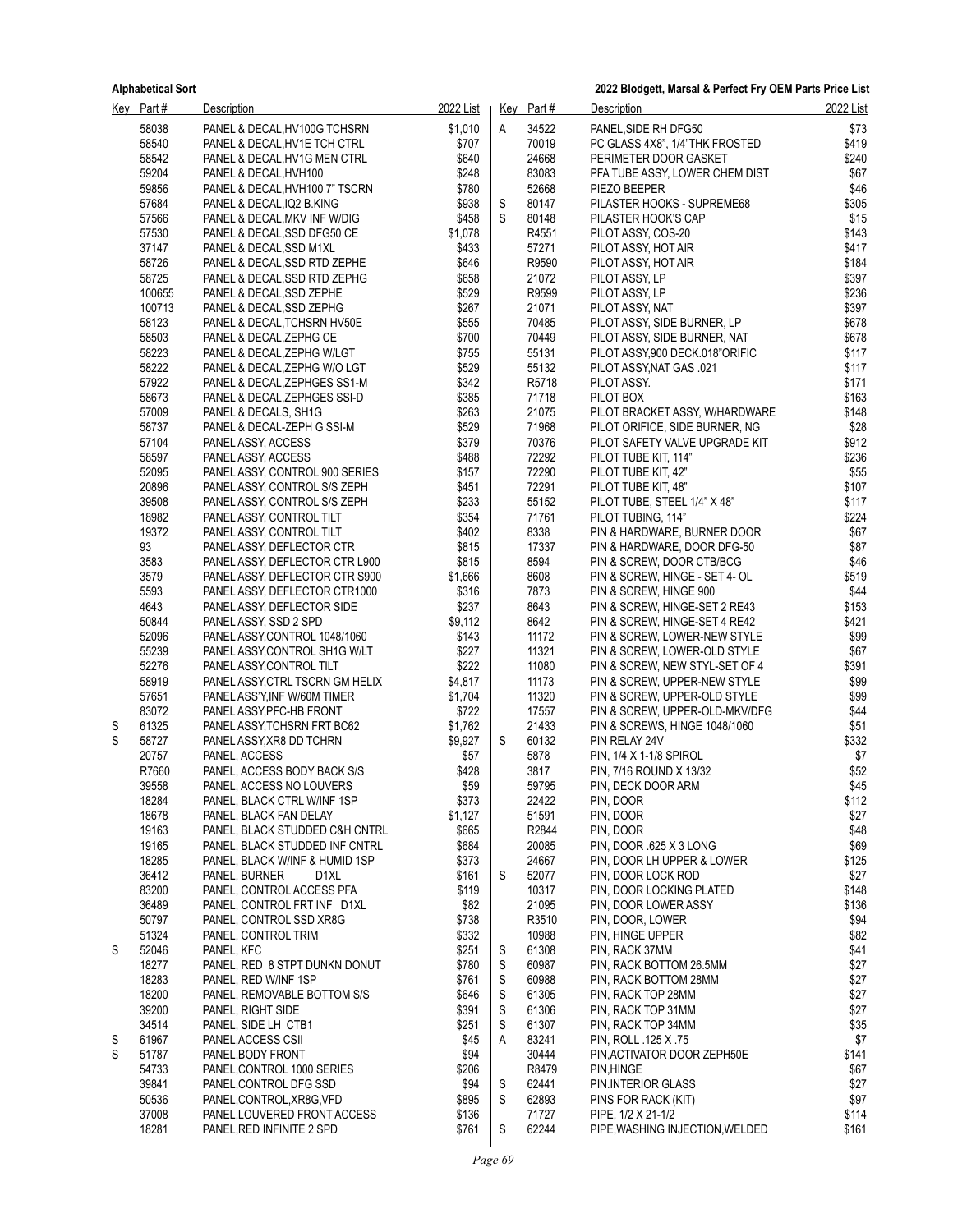| Key | Part # | Description | 2022 List |
|---|---|---|---|
| | 58038 | PANEL & DECAL,HV100G TCHSRN | $1,010 |
| | 58540 | PANEL & DECAL,HV1E TCH CTRL | $707 |
| | 58542 | PANEL & DECAL,HV1G MEN CTRL | $640 |
| | 59204 | PANEL & DECAL,HVH100 | $248 |
| | 59856 | PANEL & DECAL,HVH100 7" TSCRN | $780 |
| | 57684 | PANEL & DECAL,IQ2 B.KING | $938 |
| | 57566 | PANEL & DECAL,MKV INF W/DIG | $458 |
| | 57530 | PANEL & DECAL,SSD DFG50 CE | $1,078 |
| | 37147 | PANEL & DECAL,SSD M1XL | $433 |
| | 58726 | PANEL & DECAL,SSD RTD ZEPHE | $646 |
| | 58725 | PANEL & DECAL,SSD RTD ZEPHG | $658 |
| | 100655 | PANEL & DECAL,SSD ZEPHE | $529 |
| | 100713 | PANEL & DECAL,SSD ZEPHG | $267 |
| | 58123 | PANEL & DECAL,TCHSRN HV50E | $555 |
| | 58503 | PANEL & DECAL,ZEPHG CE | $700 |
| | 58223 | PANEL & DECAL,ZEPHG W/LGT | $755 |
| | 58222 | PANEL & DECAL,ZEPHG W/O LGT | $529 |
| | 57922 | PANEL & DECAL,ZEPHGES SS1-M | $342 |
| | 58673 | PANEL & DECAL,ZEPHGES SSI-D | $385 |
| | 57009 | PANEL & DECALS, SH1G | $263 |
| | 58737 | PANEL & DECAL-ZEPH G SSI-M | $529 |
| | 57104 | PANEL ASSY, ACCESS | $379 |
| | 58597 | PANEL ASSY, ACCESS | $488 |
| | 52095 | PANEL ASSY, CONTROL 900 SERIES | $157 |
| | 20896 | PANEL ASSY, CONTROL S/S ZEPH | $451 |
| | 39508 | PANEL ASSY, CONTROL S/S ZEPH | $233 |
| | 18982 | PANEL ASSY, CONTROL TILT | $354 |
| | 19372 | PANEL ASSY, CONTROL TILT | $402 |
| | 93 | PANEL ASSY, DEFLECTOR CTR | $815 |
| | 3583 | PANEL ASSY, DEFLECTOR CTR L900 | $815 |
| | 3579 | PANEL ASSY, DEFLECTOR CTR S900 | $1,666 |
| | 5593 | PANEL ASSY, DEFLECTOR CTR1000 | $316 |
| | 4643 | PANEL ASSY, DEFLECTOR SIDE | $237 |
| | 50844 | PANEL ASSY, SSD 2 SPD | $9,112 |
| | 52096 | PANEL ASSY,CONTROL 1048/1060 | $143 |
| | 55239 | PANEL ASSY,CONTROL SH1G W/LT | $227 |
| | 52276 | PANEL ASSY,CONTROL TILT | $222 |
| | 58919 | PANEL ASSY,CTRL TSCRN GM HELIX | $4,817 |
| | 57651 | PANEL ASS'Y,INF W/60M TIMER | $1,704 |
| | 83072 | PANEL ASSY,PFC-HB FRONT | $722 |
| S | 61325 | PANEL ASSY,TCHSRN FRT BC62 | $1,762 |
| S | 58727 | PANEL ASSY,XR8 DD TCHRN | $9,927 |
| | 20757 | PANEL, ACCESS | $57 |
| | R7660 | PANEL, ACCESS BODY BACK S/S | $428 |
| | 39558 | PANEL, ACCESS NO LOUVERS | $59 |
| | 18284 | PANEL, BLACK CTRL W/INF 1SP | $373 |
| | 18678 | PANEL, BLACK FAN DELAY | $1,127 |
| | 19163 | PANEL, BLACK STUDDED C&H CNTRL | $665 |
| | 19165 | PANEL, BLACK STUDDED INF CNTRL | $684 |
| | 18285 | PANEL, BLACK W/INF & HUMID 1SP | $373 |
| | 36412 | PANEL, BURNER D1XL | $161 |
| | 83200 | PANEL, CONTROL ACCESS PFA | $119 |
| | 36489 | PANEL, CONTROL FRT INF D1XL | $82 |
| | 50797 | PANEL, CONTROL SSD XR8G | $738 |
| | 51324 | PANEL, CONTROL TRIM | $332 |
| S | 52046 | PANEL, KFC | $251 |
| | 18277 | PANEL, RED 8 STPT DUNKN DONUT | $780 |
| | 18283 | PANEL, RED W/INF 1SP | $761 |
| | 18200 | PANEL, REMOVABLE BOTTOM S/S | $646 |
| | 39200 | PANEL, RIGHT SIDE | $391 |
| | 34514 | PANEL, SIDE LH CTB1 | $251 |
| S | 61967 | PANEL,ACCESS CSII | $45 |
| S | 51787 | PANEL,BODY FRONT | $94 |
| | 54733 | PANEL,CONTROL 1000 SERIES | $206 |
| | 39841 | PANEL,CONTROL DFG SSD | $94 |
| | 50536 | PANEL,CONTROL,XR8G,VFD | $895 |
| | 37008 | PANEL,LOUVERED FRONT ACCESS | $136 |
| | 18281 | PANEL,RED INFINITE 2 SPD | $761 |
| A | 34522 | PANEL,SIDE RH DFG50 | $73 |
| | 70019 | PC GLASS 4X8", 1/4"THK FROSTED | $419 |
| | 24668 | PERIMETER DOOR GASKET | $240 |
| | 83083 | PFA TUBE ASSY, LOWER CHEM DIST | $67 |
| | 52668 | PIEZO BEEPER | $46 |
| S | 80147 | PILASTER HOOKS - SUPREME68 | $305 |
| S | 80148 | PILASTER HOOK'S CAP | $15 |
| | R4551 | PILOT ASSY, COS-20 | $143 |
| | 57271 | PILOT ASSY, HOT AIR | $417 |
| | R9590 | PILOT ASSY, HOT AIR | $184 |
| | 21072 | PILOT ASSY, LP | $397 |
| | R9599 | PILOT ASSY, LP | $236 |
| | 21071 | PILOT ASSY, NAT | $397 |
| | 70485 | PILOT ASSY, SIDE BURNER, LP | $678 |
| | 70449 | PILOT ASSY, SIDE BURNER, NAT | $678 |
| | 55131 | PILOT ASSY,900 DECK.018"ORIFIC | $117 |
| | 55132 | PILOT ASSY,NAT GAS .021 | $117 |
| | R5718 | PILOT ASSY. | $171 |
| | 71718 | PILOT BOX | $163 |
| | 21075 | PILOT BRACKET ASSY, W/HARDWARE | $148 |
| | 71968 | PILOT ORIFICE, SIDE BURNER, NG | $28 |
| | 70376 | PILOT SAFETY VALVE UPGRADE KIT | $912 |
| | 72292 | PILOT TUBE KIT, 114" | $236 |
| | 72290 | PILOT TUBE KIT, 42" | $55 |
| | 72291 | PILOT TUBE KIT, 48" | $107 |
| | 55152 | PILOT TUBE, STEEL 1/4" X 48" | $117 |
| | 71761 | PILOT TUBING, 114" | $224 |
| | 8338 | PIN & HARDWARE, BURNER DOOR | $67 |
| | 17337 | PIN & HARDWARE, DOOR DFG-50 | $87 |
| | 8594 | PIN & SCREW, DOOR CTB/BCG | $46 |
| | 8608 | PIN & SCREW, HINGE - SET 4- OL | $519 |
| | 7873 | PIN & SCREW, HINGE 900 | $44 |
| | 8643 | PIN & SCREW, HINGE-SET 2 RE43 | $153 |
| | 8642 | PIN & SCREW, HINGE-SET 4 RE42 | $421 |
| | 11172 | PIN & SCREW, LOWER-NEW STYLE | $99 |
| | 11321 | PIN & SCREW, LOWER-OLD STYLE | $67 |
| | 11080 | PIN & SCREW, NEW STYL-SET OF 4 | $391 |
| | 11173 | PIN & SCREW, UPPER-NEW STYLE | $99 |
| | 11320 | PIN & SCREW, UPPER-OLD STYLE | $99 |
| | 17557 | PIN & SCREW, UPPER-OLD-MKV/DFG | $44 |
| | 21433 | PIN & SCREWS, HINGE 1048/1060 | $51 |
| S | 60132 | PIN RELAY 24V | $332 |
| | 5878 | PIN, 1/4 X 1-1/8 SPIROL | $7 |
| | 3817 | PIN, 7/16 ROUND X 13/32 | $52 |
| | 59795 | PIN, DECK DOOR ARM | $45 |
| | 22422 | PIN, DOOR | $112 |
| | 51591 | PIN, DOOR | $27 |
| | R2844 | PIN, DOOR | $48 |
| | 20085 | PIN, DOOR .625 X 3 LONG | $69 |
| | 24667 | PIN, DOOR LH UPPER & LOWER | $125 |
| S | 52077 | PIN, DOOR LOCK ROD | $27 |
| | 10317 | PIN, DOOR LOCKING PLATED | $148 |
| | 21095 | PIN, DOOR LOWER ASSY | $136 |
| | R3510 | PIN, DOOR, LOWER | $94 |
| | 10988 | PIN, HINGE UPPER | $82 |
| S | 61308 | PIN, RACK 37MM | $41 |
| S | 60987 | PIN, RACK BOTTOM 26.5MM | $27 |
| S | 60988 | PIN, RACK BOTTOM 28MM | $27 |
| S | 61305 | PIN, RACK TOP 28MM | $27 |
| S | 61306 | PIN, RACK TOP 31MM | $27 |
| S | 61307 | PIN, RACK TOP 34MM | $35 |
| A | 83241 | PIN, ROLL .125 X .75 | $7 |
| | 30444 | PIN,ACTIVATOR DOOR ZEPH50E | $141 |
| | R8479 | PIN,HINGE | $67 |
| S | 62441 | PIN.INTERIOR GLASS | $27 |
| S | 62893 | PINS FOR RACK (KIT) | $97 |
| | 71727 | PIPE, 1/2 X 21-1/2 | $114 |
| S | 62244 | PIPE,WASHING INJECTION,WELDED | $161 |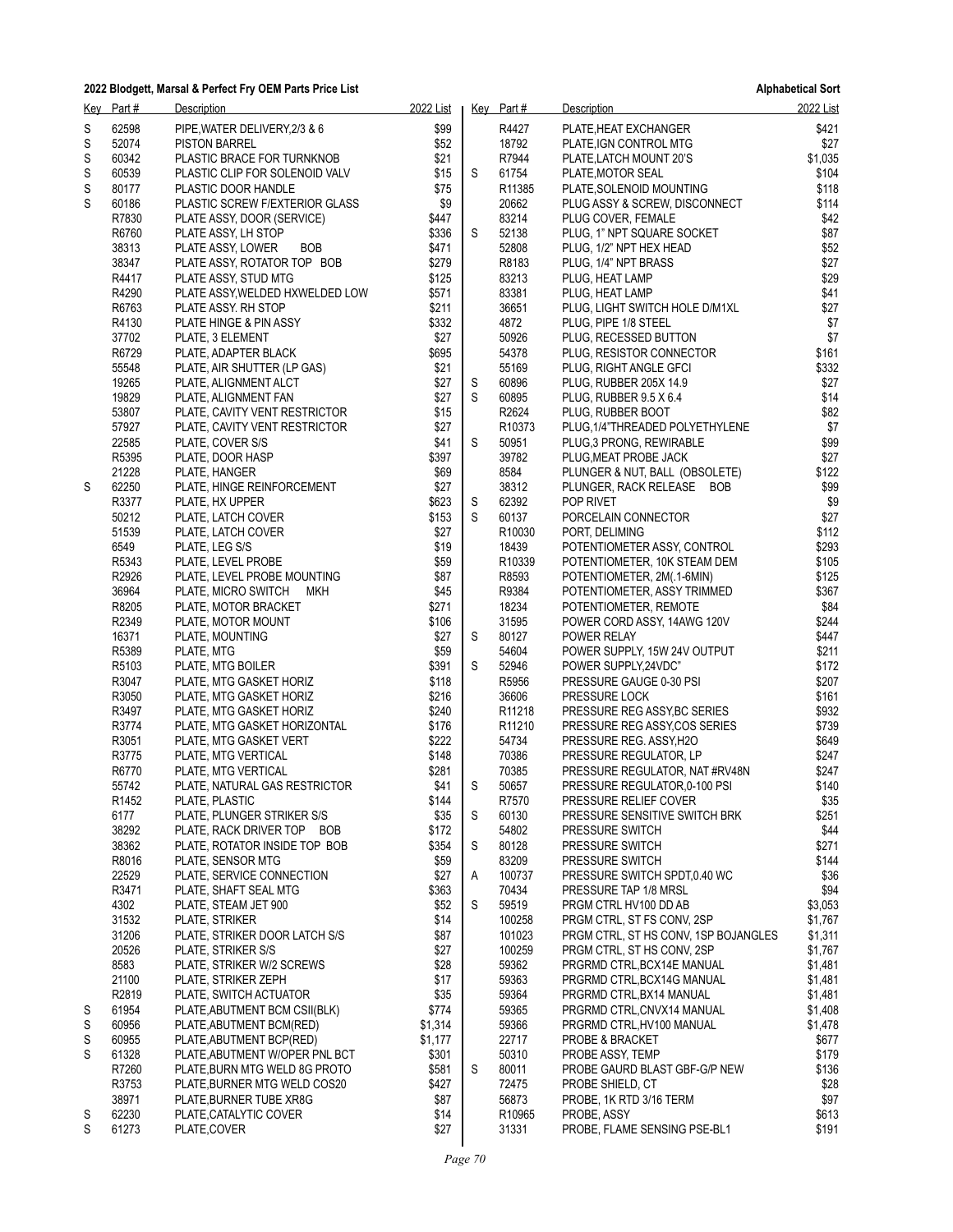## 2022 Blodgett, Marsal & Perfect Fry OEM Parts Price List

**Alphabetical Sort**

| Key | Part # | Description | 2022 List |
|---|---|---|---|
| S | 62598 | PIPE,WATER DELIVERY,2/3 & 6 | $99 |
| S | 52074 | PISTON BARREL | $52 |
| S | 60342 | PLASTIC BRACE FOR TURNKNOB | $21 |
| S | 60539 | PLASTIC CLIP FOR SOLENOID VALV | $15 |
| S | 80177 | PLASTIC DOOR HANDLE | $75 |
| S | 60186 | PLASTIC SCREW F/EXTERIOR GLASS | $9 |
| | R7830 | PLATE ASSY, DOOR (SERVICE) | $447 |
| | R6760 | PLATE ASSY, LH STOP | $336 |
| | 38313 | PLATE ASSY, LOWER BOB | $471 |
| | 38347 | PLATE ASSY, ROTATOR TOP BOB | $279 |
| | R4417 | PLATE ASSY, STUD MTG | $125 |
| | R4290 | PLATE ASSY,WELDED HXWELDED LOW | $571 |
| | R6763 | PLATE ASSY. RH STOP | $211 |
| | R4130 | PLATE HINGE & PIN ASSY | $332 |
| | 37702 | PLATE, 3 ELEMENT | $27 |
| | R6729 | PLATE, ADAPTER BLACK | $695 |
| | 55548 | PLATE, AIR SHUTTER (LP GAS) | $21 |
| | 19265 | PLATE, ALIGNMENT ALCT | $27 |
| | 19829 | PLATE, ALIGNMENT FAN | $27 |
| | 53807 | PLATE, CAVITY VENT RESTRICTOR | $15 |
| | 57927 | PLATE, CAVITY VENT RESTRICTOR | $27 |
| | 22585 | PLATE, COVER S/S | $41 |
| | R5395 | PLATE, DOOR HASP | $397 |
| | 21228 | PLATE, HANGER | $69 |
| S | 62250 | PLATE, HINGE REINFORCEMENT | $27 |
| | R3377 | PLATE, HX UPPER | $623 |
| | 50212 | PLATE, LATCH COVER | $153 |
| | 51539 | PLATE, LATCH COVER | $27 |
| | 6549 | PLATE, LEG S/S | $19 |
| | R5343 | PLATE, LEVEL PROBE | $59 |
| | R2926 | PLATE, LEVEL PROBE MOUNTING | $87 |
| | 36964 | PLATE, MICRO SWITCH MKH | $45 |
| | R8205 | PLATE, MOTOR BRACKET | $271 |
| | R2349 | PLATE, MOTOR MOUNT | $106 |
| | 16371 | PLATE, MOUNTING | $27 |
| | R5389 | PLATE, MTG | $59 |
| | R5103 | PLATE, MTG BOILER | $391 |
| | R3047 | PLATE, MTG GASKET HORIZ | $118 |
| | R3050 | PLATE, MTG GASKET HORIZ | $216 |
| | R3497 | PLATE, MTG GASKET HORIZ | $240 |
| | R3774 | PLATE, MTG GASKET HORIZONTAL | $176 |
| | R3051 | PLATE, MTG GASKET VERT | $222 |
| | R3775 | PLATE, MTG VERTICAL | $148 |
| | R6770 | PLATE, MTG VERTICAL | $281 |
| | 55742 | PLATE, NATURAL GAS RESTRICTOR | $41 |
| | R1452 | PLATE, PLASTIC | $144 |
| | 6177 | PLATE, PLUNGER STRIKER S/S | $35 |
| | 38292 | PLATE, RACK DRIVER TOP BOB | $172 |
| | 38362 | PLATE, ROTATOR INSIDE TOP BOB | $354 |
| | R8016 | PLATE, SENSOR MTG | $59 |
| | 22529 | PLATE, SERVICE CONNECTION | $27 |
| | R3471 | PLATE, SHAFT SEAL MTG | $363 |
| | 4302 | PLATE, STEAM JET 900 | $52 |
| | 31532 | PLATE, STRIKER | $14 |
| | 31206 | PLATE, STRIKER DOOR LATCH S/S | $87 |
| | 20526 | PLATE, STRIKER S/S | $27 |
| | 8583 | PLATE, STRIKER W/2 SCREWS | $28 |
| | 21100 | PLATE, STRIKER ZEPH | $17 |
| | R2819 | PLATE, SWITCH ACTUATOR | $35 |
| S | 61954 | PLATE,ABUTMENT BCM CSII(BLK) | $774 |
| S | 60956 | PLATE,ABUTMENT BCM(RED) | $1,314 |
| S | 60955 | PLATE,ABUTMENT BCP(RED) | $1,177 |
| S | 61328 | PLATE,ABUTMENT W/OPER PNL BCT | $301 |
| | R7260 | PLATE,BURN MTG WELD 8G PROTO | $581 |
| | R3753 | PLATE,BURNER MTG WELD COS20 | $427 |
| | 38971 | PLATE,BURNER TUBE XR8G | $87 |
| S | 62230 | PLATE,CATALYTIC COVER | $14 |
| S | 61273 | PLATE,COVER | $27 |
| | R4427 | PLATE,HEAT EXCHANGER | $421 |
| | 18792 | PLATE,IGN CONTROL MTG | $27 |
| | R7944 | PLATE,LATCH MOUNT 20'S | $1,035 |
| S | 61754 | PLATE,MOTOR SEAL | $104 |
| | R11385 | PLATE,SOLENOID MOUNTING | $118 |
| | 20662 | PLUG ASSY & SCREW, DISCONNECT | $114 |
| | 83214 | PLUG COVER, FEMALE | $42 |
| S | 52138 | PLUG, 1" NPT SQUARE SOCKET | $87 |
| | 52808 | PLUG, 1/2" NPT HEX HEAD | $52 |
| | R8183 | PLUG, 1/4" NPT BRASS | $27 |
| | 83213 | PLUG, HEAT LAMP | $29 |
| | 83381 | PLUG, HEAT LAMP | $41 |
| | 36651 | PLUG, LIGHT SWITCH HOLE D/M1XL | $27 |
| | 4872 | PLUG, PIPE 1/8 STEEL | $7 |
| | 50926 | PLUG, RECESSED BUTTON | $7 |
| | 54378 | PLUG, RESISTOR CONNECTOR | $161 |
| | 55169 | PLUG, RIGHT ANGLE GFCI | $332 |
| S | 60896 | PLUG, RUBBER 205X 14.9 | $27 |
| S | 60895 | PLUG, RUBBER 9.5 X 6.4 | $14 |
| | R2624 | PLUG, RUBBER BOOT | $82 |
| | R10373 | PLUG,1/4"THREADED POLYETHYLENE | $7 |
| S | 50951 | PLUG,3 PRONG, REWIRABLE | $99 |
| | 39782 | PLUG,MEAT PROBE JACK | $27 |
| | 8584 | PLUNGER & NUT, BALL (OBSOLETE) | $122 |
| | 38312 | PLUNGER, RACK RELEASE BOB | $99 |
| S | 62392 | POP RIVET | $9 |
| S | 60137 | PORCELAIN CONNECTOR | $27 |
| | R10030 | PORT, DELIMING | $112 |
| | 18439 | POTENTIOMETER ASSY, CONTROL | $293 |
| | R10339 | POTENTIOMETER, 10K STEAM DEM | $105 |
| | R8593 | POTENTIOMETER, 2M(.1-6MIN) | $125 |
| | R9384 | POTENTIOMETER, ASSY TRIMMED | $367 |
| | 18234 | POTENTIOMETER, REMOTE | $84 |
| | 31595 | POWER CORD ASSY, 14AWG 120V | $244 |
| S | 80127 | POWER RELAY | $447 |
| | 54604 | POWER SUPPLY, 15W 24V OUTPUT | $211 |
| S | 52946 | POWER SUPPLY,24VDC" | $172 |
| | R5956 | PRESSURE GAUGE 0-30 PSI | $207 |
| | 36606 | PRESSURE LOCK | $161 |
| | R11218 | PRESSURE REG ASSY,BC SERIES | $932 |
| | R11210 | PRESSURE REG ASSY,COS SERIES | $739 |
| | 54734 | PRESSURE REG. ASSY,H2O | $649 |
| | 70386 | PRESSURE REGULATOR, LP | $247 |
| | 70385 | PRESSURE REGULATOR, NAT #RV48N | $247 |
| S | 50657 | PRESSURE REGULATOR,0-100 PSI | $140 |
| | R7570 | PRESSURE RELIEF COVER | $35 |
| S | 60130 | PRESSURE SENSITIVE SWITCH BRK | $251 |
| | 54802 | PRESSURE SWITCH | $44 |
| S | 80128 | PRESSURE SWITCH | $271 |
| | 83209 | PRESSURE SWITCH | $144 |
| A | 100737 | PRESSURE SWITCH SPDT,0.40 WC | $36 |
| | 70434 | PRESSURE TAP 1/8 MRSL | $94 |
| S | 59519 | PRGM CTRL HV100 DD AB | $3,053 |
| | 100258 | PRGM CTRL, ST FS CONV, 2SP | $1,767 |
| | 101023 | PRGM CTRL, ST HS CONV, 1SP BOJANGLES | $1,311 |
| | 100259 | PRGM CTRL, ST HS CONV, 2SP | $1,767 |
| | 59362 | PRGRMD CTRL,BCX14E MANUAL | $1,481 |
| | 59363 | PRGRMD CTRL,BCX14G MANUAL | $1,481 |
| | 59364 | PRGRMD CTRL,BX14 MANUAL | $1,481 |
| | 59365 | PRGRMD CTRL,CNVX14 MANUAL | $1,408 |
| | 59366 | PRGRMD CTRL,HV100 MANUAL | $1,478 |
| | 22717 | PROBE & BRACKET | $677 |
| | 50310 | PROBE ASSY, TEMP | $179 |
| S | 80011 | PROBE GAURD BLAST GBF-G/P NEW | $136 |
| | 72475 | PROBE SHIELD, CT | $28 |
| | 56873 | PROBE, 1K RTD 3/16 TERM | $97 |
| | R10965 | PROBE, ASSY | $613 |
| | 31331 | PROBE, FLAME SENSING PSE-BL1 | $191 |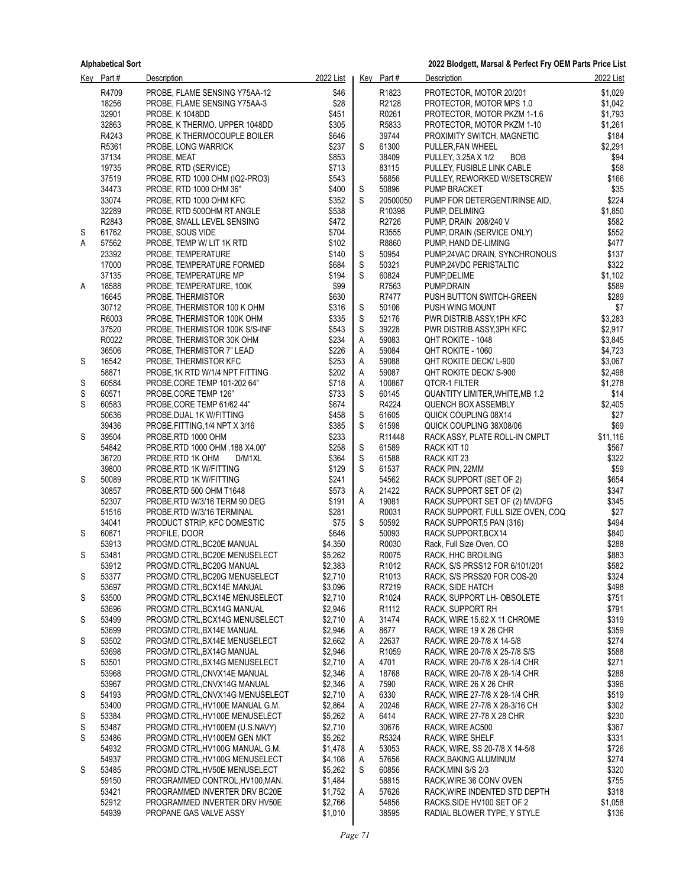| Key | Part # | Description | 2022 List |
|---|---|---|---|
| | R4709 | PROBE, FLAME SENSING Y75AA-12 | $46 |
| | 18256 | PROBE, FLAME SENSING Y75AA-3 | $28 |
| | 32901 | PROBE, K 1048DD | $451 |
| | 32863 | PROBE, K THERMO. UPPER 1048DD | $305 |
| | R4243 | PROBE, K THERMOCOUPLE BOILER | $646 |
| | R5361 | PROBE, LONG WARRICK | $237 |
| | 37134 | PROBE, MEAT | $853 |
| | 19735 | PROBE, RTD (SERVICE) | $713 |
| | 37519 | PROBE, RTD 1000 OHM (IQ2-PRO3) | $543 |
| | 34473 | PROBE, RTD 1000 OHM 36" | $400 |
| | 33074 | PROBE, RTD 1000 OHM KFC | $352 |
| | 32289 | PROBE, RTD 500OHM RT ANGLE | $538 |
| | R2843 | PROBE, SMALL LEVEL SENSING | $472 |
| S | 61762 | PROBE, SOUS VIDE | $704 |
| A | 57562 | PROBE, TEMP W/ LIT 1K RTD | $102 |
| | 23392 | PROBE, TEMPERATURE | $140 |
| | 17000 | PROBE, TEMPERATURE FORMED | $684 |
| | 37135 | PROBE, TEMPERATURE MP | $194 |
| A | 18588 | PROBE, TEMPERATURE, 100K | $99 |
| | 16645 | PROBE, THERMISTOR | $630 |
| | 30712 | PROBE, THERMISTOR 100 K OHM | $316 |
| | R6003 | PROBE, THERMISTOR 100K OHM | $335 |
| | 37520 | PROBE, THERMISTOR 100K S/S-INF | $543 |
| | R0022 | PROBE, THERMISTOR 30K OHM | $234 |
| | 36506 | PROBE, THERMISTOR 7" LEAD | $226 |
| S | 16542 | PROBE, THERMISTOR KFC | $253 |
| | 58871 | PROBE,1K RTD W/1/4 NPT FITTING | $202 |
| S | 60584 | PROBE,CORE TEMP 101-202 64" | $718 |
| S | 60571 | PROBE,CORE TEMP 126" | $733 |
| S | 60583 | PROBE,CORE TEMP 61/62 44" | $674 |
| | 50636 | PROBE,DUAL 1K W/FITTING | $458 |
| | 39436 | PROBE,FITTING,1/4 NPT X 3/16 | $385 |
| S | 39504 | PROBE,RTD 1000 OHM | $233 |
| | 54842 | PROBE,RTD 1000 OHM .188 X4.00" | $258 |
| | 36720 | PROBE,RTD 1K OHM D/M1XL | $364 |
| | 39800 | PROBE,RTD 1K W/FITTING | $129 |
| S | 50089 | PROBE,RTD 1K W/FITTING | $241 |
| | 30857 | PROBE,RTD 500 OHM T1648 | $573 |
| | 52307 | PROBE,RTD W/3/16 TERM 90 DEG | $191 |
| | 51516 | PROBE,RTD W/3/16 TERMINAL | $281 |
| | 34041 | PRODUCT STRIP, KFC DOMESTIC | $75 |
| S | 60871 | PROFILE, DOOR | $646 |
| | 53913 | PROGMD.CTRL,BC20E MANUAL | $4,350 |
| S | 53481 | PROGMD.CTRL,BC20E MENUSELECT | $5,262 |
| | 53912 | PROGMD.CTRL,BC20G MANUAL | $2,383 |
| S | 53377 | PROGMD.CTRL,BC20G MENUSELECT | $2,710 |
| | 53697 | PROGMD.CTRL,BCX14E MANUAL | $3,096 |
| S | 53500 | PROGMD.CTRL,BCX14E MENUSELECT | $2,710 |
| | 53696 | PROGMD.CTRL,BCX14G MANUAL | $2,946 |
| S | 53499 | PROGMD.CTRL,BCX14G MENUSELECT | $2,710 |
| | 53699 | PROGMD.CTRL,BX14E MANUAL | $2,946 |
| S | 53502 | PROGMD.CTRL,BX14E MENUSELECT | $2,662 |
| | 53698 | PROGMD.CTRL,BX14G MANUAL | $2,946 |
| S | 53501 | PROGMD.CTRL,BX14G MENUSELECT | $2,710 |
| | 53968 | PROGMD.CTRL,CNVX14E MANUAL | $2,346 |
| | 53967 | PROGMD.CTRL,CNVX14G MANUAL | $2,346 |
| S | 54193 | PROGMD.CTRL,CNVX14G MENUSELECT | $2,710 |
| | 53400 | PROGMD.CTRL,HV100E MANUAL G.M. | $2,864 |
| S | 53384 | PROGMD.CTRL,HV100E MENUSELECT | $5,262 |
| S | 53487 | PROGMD.CTRL,HV100EM (U.S.NAVY) | $2,710 |
| S | 53486 | PROGMD.CTRL,HV100EM GEN MKT | $5,262 |
| | 54932 | PROGMD.CTRL,HV100G MANUAL G.M. | $1,478 |
| | 54937 | PROGMD.CTRL,HV100G MENUSELECT | $4,108 |
| S | 53485 | PROGMD.CTRL,HV50E MENUSELECT | $5,262 |
| | 59150 | PROGRAMMED CONTROL,HV100,MAN. | $1,484 |
| | 53421 | PROGRAMMED INVERTER DRV BC20E | $1,752 |
| | 52912 | PROGRAMMED INVERTER DRV HV50E | $2,766 |
| | 54939 | PROPANE GAS VALVE ASSY | $1,010 |
| | R1823 | PROTECTOR, MOTOR 20/201 | $1,029 |
| | R2128 | PROTECTOR, MOTOR MPS 1.0 | $1,042 |
| | R0261 | PROTECTOR, MOTOR PKZM 1-1.6 | $1,793 |
| | R5833 | PROTECTOR, MOTOR PKZM 1-10 | $1,261 |
| | 39744 | PROXIMITY SWITCH, MAGNETIC | $184 |
| S | 61300 | PULLER,FAN WHEEL | $2,291 |
| | 38409 | PULLEY, 3.25A X 1/2 BOB | $94 |
| | 83115 | PULLEY, FUSIBLE LINK CABLE | $58 |
| | 56856 | PULLEY, REWORKED W/SETSCREW | $166 |
| S | 50896 | PUMP BRACKET | $35 |
| S | 20500050 | PUMP FOR DETERGENT/RINSE AID, | $224 |
| | R10398 | PUMP, DELIMING | $1,850 |
| | R2726 | PUMP, DRAIN 208/240 V | $582 |
| | R3555 | PUMP, DRAIN (SERVICE ONLY) | $552 |
| | R8860 | PUMP, HAND DE-LIMING | $477 |
| S | 50954 | PUMP,24VAC DRAIN, SYNCHRONOUS | $137 |
| S | 50321 | PUMP,24VDC PERISTALTIC | $322 |
| S | 60824 | PUMP,DELIME | $1,102 |
| | R7563 | PUMP,DRAIN | $589 |
| | R7477 | PUSH BUTTON SWITCH-GREEN | $289 |
| S | 50106 | PUSH WING MOUNT | $7 |
| S | 52176 | PWR DISTRIB.ASSY,1PH KFC | $3,283 |
| S | 39228 | PWR DISTRIB.ASSY,3PH KFC | $2,917 |
| A | 59083 | QHT ROKITE - 1048 | $3,845 |
| A | 59084 | QHT ROKITE - 1060 | $4,723 |
| A | 59088 | QHT ROKITE DECK/ L-900 | $3,067 |
| A | 59087 | QHT ROKITE DECK/ S-900 | $2,498 |
| A | 100867 | QTCR-1 FILTER | $1,278 |
| S | 60145 | QUANTITY LIMITER,WHITE,MB 1.2 | $14 |
| | R4224 | QUENCH BOX ASSEMBLY | $2,405 |
| S | 61605 | QUICK COUPLING 08X14 | $27 |
| S | 61598 | QUICK COUPLING 38X08/06 | $69 |
| | R11448 | RACK ASSY, PLATE ROLL-IN CMPLT | $11,116 |
| S | 61589 | RACK KIT 10 | $567 |
| S | 61588 | RACK KIT 23 | $322 |
| S | 61537 | RACK PIN, 22MM | $59 |
| | 54562 | RACK SUPPORT (SET OF 2) | $654 |
| A | 21422 | RACK SUPPORT SET OF (2) | $347 |
| A | 19081 | RACK SUPPORT SET OF (2) MV/DFG | $345 |
| | R0031 | RACK SUPPORT, FULL SIZE OVEN, COQ | $27 |
| S | 50592 | RACK SUPPORT,5 PAN (316) | $494 |
| | 50093 | RACK SUPPORT,BCX14 | $840 |
| | R0030 | Rack, Full Size Oven, CO | $288 |
| | R0075 | RACK, HHC BROILING | $883 |
| | R1012 | RACK, S/S PRSS12 FOR 6/101/201 | $582 |
| | R1013 | RACK, S/S PRSS20 FOR COS-20 | $324 |
| | R7219 | RACK, SIDE HATCH | $498 |
| | R1024 | RACK, SUPPORT LH- OBSOLETE | $751 |
| | R1112 | RACK, SUPPORT RH | $791 |
| A | 31474 | RACK, WIRE 15.62 X 11 CHROME | $319 |
| A | 8677 | RACK, WIRE 19 X 26 CHR | $359 |
| A | 22637 | RACK, WIRE 20-7/8 X 14-5/8 | $274 |
| | R1059 | RACK, WIRE 20-7/8 X 25-7/8 S/S | $588 |
| A | 4701 | RACK, WIRE 20-7/8 X 28-1/4 CHR | $271 |
| A | 18768 | RACK, WIRE 20-7/8 X 28-1/4 CHR | $288 |
| A | 7590 | RACK, WIRE 26 X 26 CHR | $396 |
| A | 6330 | RACK, WIRE 27-7/8 X 28-1/4 CHR | $519 |
| A | 20246 | RACK, WIRE 27-7/8 X 28-3/16 CH | $302 |
| A | 6414 | RACK, WIRE 27-78 X 28 CHR | $230 |
| | 30676 | RACK, WIRE AC500 | $367 |
| | R5324 | RACK, WIRE SHELF | $331 |
| A | 53053 | RACK, WIRE, SS 20-7/8 X 14-5/8 | $726 |
| A | 57656 | RACK,BAKING ALUMINUM | $274 |
| S | 60856 | RACK,MINI S/S 2/3 | $320 |
| | 58815 | RACK,WIRE 36 CONV OVEN | $755 |
| A | 57626 | RACK,WIRE INDENTED STD DEPTH | $318 |
| | 54856 | RACKS,SIDE HV100 SET OF 2 | $1,058 |
| | 38595 | RADIAL BLOWER TYPE, Y STYLE | $136 |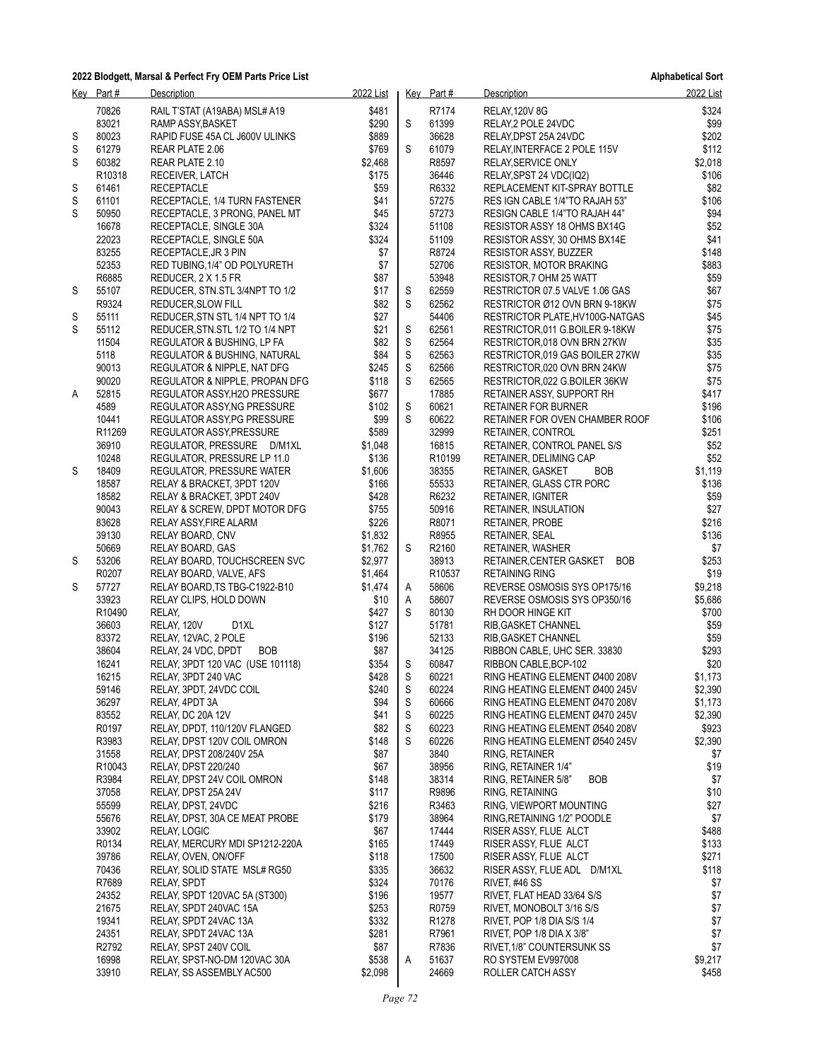## 2022 Blodgett, Marsal & Perfect Fry OEM Parts Price List

**Alphabetical Sort**

| Key | Part # | Description | 2022 List |
|---|---|---|---|
| | 70826 | RAIL T'STAT (A19ABA) MSL# A19 | $481 |
| | 83021 | RAMP ASSY,BASKET | $290 |
| S | 80023 | RAPID FUSE 45A CL J600V ULINKS | $889 |
| S | 61279 | REAR PLATE 2.06 | $769 |
| S | 60382 | REAR PLATE 2.10 | $2,468 |
| | R10318 | RECEIVER, LATCH | $175 |
| S | 61461 | RECEPTACLE | $59 |
| S | 61101 | RECEPTACLE, 1/4 TURN FASTENER | $41 |
| S | 50950 | RECEPTACLE, 3 PRONG, PANEL MT | $45 |
| | 16678 | RECEPTACLE, SINGLE 30A | $324 |
| | 22023 | RECEPTACLE, SINGLE 50A | $324 |
| | 83255 | RECEPTACLE,JR 3 PIN | $7 |
| | 52353 | RED TUBING,1/4" OD POLYURETH | $7 |
| | R6885 | REDUCER, 2 X 1.5 FR | $87 |
| S | 55107 | REDUCER, STN.STL 3/4NPT TO 1/2 | $17 |
| | R9324 | REDUCER,SLOW FILL | $82 |
| S | 55111 | REDUCER,STN STL 1/4 NPT TO 1/4 | $27 |
| S | 55112 | REDUCER,STN.STL 1/2 TO 1/4 NPT | $21 |
| | 11504 | REGULATOR & BUSHING, LP FA | $82 |
| | 5118 | REGULATOR & BUSHING, NATURAL | $84 |
| | 90013 | REGULATOR & NIPPLE, NAT DFG | $245 |
| | 90020 | REGULATOR & NIPPLE, PROPAN DFG | $118 |
| A | 52815 | REGULATOR ASSY,H2O PRESSURE | $677 |
| | 4589 | REGULATOR ASSY,NG PRESSURE | $102 |
| | 10441 | REGULATOR ASSY,PG PRESSURE | $99 |
| | R11269 | REGULATOR ASSY,PRESSURE | $589 |
| | 36910 | REGULATOR, PRESSURE D/M1XL | $1,048 |
| | 10248 | REGULATOR, PRESSURE LP 11.0 | $136 |
| S | 18409 | REGULATOR, PRESSURE WATER | $1,606 |
| | 18587 | RELAY & BRACKET, 3PDT 120V | $166 |
| | 18582 | RELAY & BRACKET, 3PDT 240V | $428 |
| | 90043 | RELAY & SCREW, DPDT MOTOR DFG | $755 |
| | 83628 | RELAY ASSY,FIRE ALARM | $226 |
| | 39130 | RELAY BOARD, CNV | $1,832 |
| | 50669 | RELAY BOARD, GAS | $1,762 |
| S | 53206 | RELAY BOARD, TOUCHSCREEN SVC | $2,977 |
| | R0207 | RELAY BOARD, VALVE, AFS | $1,464 |
| S | 57727 | RELAY BOARD,TS TBG-C1922-B10 | $1,474 |
| | 33923 | RELAY CLIPS, HOLD DOWN | $10 |
| | R10490 | RELAY, | $427 |
| | 36603 | RELAY, 120V D1XL | $127 |
| | 83372 | RELAY, 12VAC, 2 POLE | $196 |
| | 38604 | RELAY, 24 VDC, DPDT BOB | $87 |
| | 16241 | RELAY, 3PDT 120 VAC (USE 101118) | $354 |
| | 16215 | RELAY, 3PDT 240 VAC | $428 |
| | 59146 | RELAY, 3PDT, 24VDC COIL | $240 |
| | 36297 | RELAY, 4PDT 3A | $94 |
| | 83552 | RELAY, DC 20A 12V | $41 |
| | R0197 | RELAY, DPDT, 110/120V FLANGED | $82 |
| | R3983 | RELAY, DPST 120V COIL OMRON | $148 |
| | 31558 | RELAY, DPST 208/240V 25A | $87 |
| | R10043 | RELAY, DPST 220/240 | $67 |
| | R3984 | RELAY, DPST 24V COIL OMRON | $148 |
| | 37058 | RELAY, DPST 25A 24V | $117 |
| | 55599 | RELAY, DPST, 24VDC | $216 |
| | 55676 | RELAY, DPST, 30A CE MEAT PROBE | $179 |
| | 33902 | RELAY, LOGIC | $67 |
| | R0134 | RELAY, MERCURY MDI SP1212-220A | $165 |
| | 39786 | RELAY, OVEN, ON/OFF | $118 |
| | 70436 | RELAY, SOLID STATE MSL# RG50 | $335 |
| | R7689 | RELAY, SPDT | $324 |
| | 24352 | RELAY, SPDT 120VAC 5A (ST300) | $196 |
| | 21675 | RELAY, SPDT 240VAC 15A | $253 |
| | 19341 | RELAY, SPDT 24VAC 13A | $332 |
| | 24351 | RELAY, SPDT 24VAC 13A | $281 |
| | R2792 | RELAY, SPST 240V COIL | $87 |
| | 16998 | RELAY, SPST-NO-DM 120VAC 30A | $538 |
| | 33910 | RELAY, SS ASSEMBLY AC500 | $2,098 |
| | R7174 | RELAY,120V 8G | $324 |
| S | 61399 | RELAY,2 POLE 24VDC | $99 |
| | 36628 | RELAY,DPST 25A 24VDC | $202 |
| S | 61079 | RELAY,INTERFACE 2 POLE 115V | $112 |
| | R8597 | RELAY,SERVICE ONLY | $2,018 |
| | 36446 | RELAY,SPST 24 VDC(IQ2) | $106 |
| | R6332 | REPLACEMENT KIT-SPRAY BOTTLE | $82 |
| | 57275 | RES IGN CABLE 1/4"TO RAJAH 53" | $106 |
| | 57273 | RESIGN CABLE 1/4"TO RAJAH 44" | $94 |
| | 51108 | RESISTOR ASSY 18 OHMS BX14G | $52 |
| | 51109 | RESISTOR ASSY, 30 OHMS BX14E | $41 |
| | R8724 | RESISTOR ASSY, BUZZER | $148 |
| | 52706 | RESISTOR, MOTOR BRAKING | $883 |
| | 53948 | RESISTOR,7 OHM 25 WATT | $59 |
| S | 62559 | RESTRICTOR 07.5 VALVE 1.06 GAS | $67 |
| S | 62562 | RESTRICTOR Ø12 OVN BRN 9-18KW | $75 |
| | 54406 | RESTRICTOR PLATE,HV100G-NATGAS | $45 |
| S | 62561 | RESTRICTOR,011 G.BOILER 9-18KW | $75 |
| S | 62564 | RESTRICTOR,018 OVN BRN 27KW | $35 |
| S | 62563 | RESTRICTOR,019 GAS BOILER 27KW | $35 |
| S | 62566 | RESTRICTOR,020 OVN BRN 24KW | $75 |
| S | 62565 | RESTRICTOR,022 G.BOILER 36KW | $75 |
| | 17885 | RETAINER ASSY, SUPPORT RH | $417 |
| S | 60621 | RETAINER FOR BURNER | $196 |
| S | 60622 | RETAINER FOR OVEN CHAMBER ROOF | $106 |
| | 32999 | RETAINER, CONTROL | $251 |
| | 16815 | RETAINER, CONTROL PANEL S/S | $52 |
| | R10199 | RETAINER, DELIMING CAP | $52 |
| | 38355 | RETAINER, GASKET BOB | $1,119 |
| | 55533 | RETAINER, GLASS CTR PORC | $136 |
| | R6232 | RETAINER, IGNITER | $59 |
| | 50916 | RETAINER, INSULATION | $27 |
| | R8071 | RETAINER, PROBE | $216 |
| | R8955 | RETAINER, SEAL | $136 |
| S | R2160 | RETAINER, WASHER | $7 |
| | 38913 | RETAINER,CENTER GASKET BOB | $253 |
| | R10537 | RETAINING RING | $19 |
| A | 58606 | REVERSE OSMOSIS SYS OP175/16 | $9,218 |
| A | 58607 | REVERSE OSMOSIS SYS OP350/16 | $5,686 |
| S | 80130 | RH DOOR HINGE KIT | $700 |
| | 51781 | RIB,GASKET CHANNEL | $59 |
| | 52133 | RIB,GASKET CHANNEL | $59 |
| | 34125 | RIBBON CABLE, UHC SER. 33830 | $293 |
| S | 60847 | RIBBON CABLE,BCP-102 | $20 |
| S | 60221 | RING HEATING ELEMENT Ø400 208V | $1,173 |
| S | 60224 | RING HEATING ELEMENT Ø400 245V | $2,390 |
| S | 60666 | RING HEATING ELEMENT Ø470 208V | $1,173 |
| S | 60225 | RING HEATING ELEMENT Ø470 245V | $2,390 |
| S | 60223 | RING HEATING ELEMENT Ø540 208V | $923 |
| S | 60226 | RING HEATING ELEMENT Ø540 245V | $2,390 |
| | 3840 | RING, RETAINER | $7 |
| | 38956 | RING, RETAINER 1/4" | $19 |
| | 38314 | RING, RETAINER 5/8" BOB | $7 |
| | R9896 | RING, RETAINING | $10 |
| | R3463 | RING, VIEWPORT MOUNTING | $27 |
| | 38964 | RING,RETAINING 1/2" POODLE | $7 |
| | 17444 | RISER ASSY, FLUE ALCT | $488 |
| | 17449 | RISER ASSY, FLUE ALCT | $133 |
| | 17500 | RISER ASSY, FLUE ALCT | $271 |
| | 36632 | RISER ASSY, FLUE ADL D/M1XL | $118 |
| | 70176 | RIVET, #46 SS | $7 |
| | 19577 | RIVET, FLAT HEAD 33/64 S/S | $7 |
| | R0759 | RIVET, MONOBOLT 3/16 S/S | $7 |
| | R1278 | RIVET, POP 1/8 DIA S/S 1/4 | $7 |
| | R7961 | RIVET, POP 1/8 DIA X 3/8" | $7 |
| | R7836 | RIVET,1/8" COUNTERSUNK SS | $7 |
| A | 51637 | RO SYSTEM EV997008 | $9,217 |
| | 24669 | ROLLER CATCH ASSY | $458 |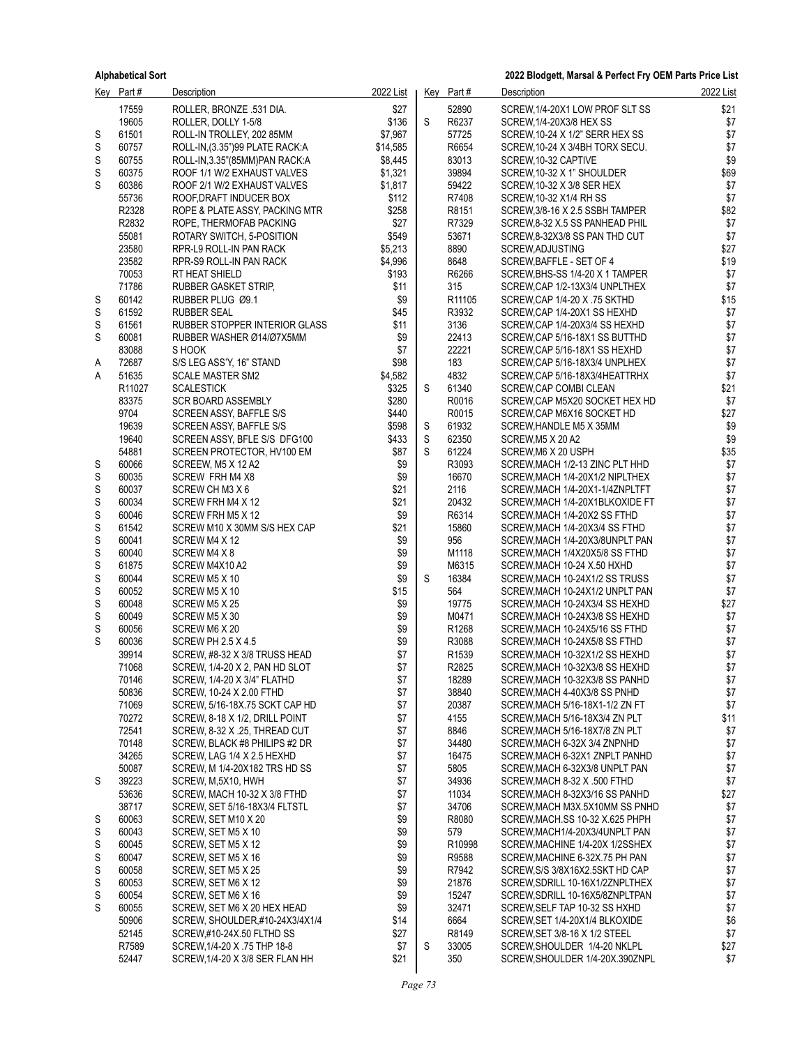| Key | Part # | Description | 2022 List |
|---|---|---|---|
| | 17559 | ROLLER, BRONZE .531 DIA. | $27 |
| | 19605 | ROLLER, DOLLY 1-5/8 | $136 |
| S | 61501 | ROLL-IN TROLLEY, 202 85MM | $7,967 |
| S | 60757 | ROLL-IN,(3.35")99 PLATE RACK:A | $14,585 |
| S | 60755 | ROLL-IN,3.35"(85MM)PAN RACK:A | $8,445 |
| S | 60375 | ROOF 1/1 W/2 EXHAUST VALVES | $1,321 |
| S | 60386 | ROOF 2/1 W/2 EXHAUST VALVES | $1,817 |
| | 55736 | ROOF,DRAFT INDUCER BOX | $112 |
| | R2328 | ROPE & PLATE ASSY, PACKING MTR | $258 |
| | R2832 | ROPE, THERMOFAB PACKING | $27 |
| | 55081 | ROTARY SWITCH, 5-POSITION | $549 |
| | 23580 | RPR-L9 ROLL-IN PAN RACK | $5,213 |
| | 23582 | RPR-S9 ROLL-IN PAN RACK | $4,996 |
| | 70053 | RT HEAT SHIELD | $193 |
| | 71786 | RUBBER GASKET STRIP, | $11 |
| S | 60142 | RUBBER PLUG Ø9.1 | $9 |
| S | 61592 | RUBBER SEAL | $45 |
| S | 61561 | RUBBER STOPPER INTERIOR GLASS | $11 |
| S | 60081 | RUBBER WASHER Ø14/Ø7X5MM | $9 |
| | 83088 | S HOOK | $7 |
| A | 72687 | S/S LEG ASS'Y, 16" STAND | $98 |
| A | 51635 | SCALE MASTER SM2 | $4,582 |
| | R11027 | SCALESTICK | $325 |
| | 83375 | SCR BOARD ASSEMBLY | $280 |
| | 9704 | SCREEN ASSY, BAFFLE S/S | $440 |
| | 19639 | SCREEN ASSY, BAFFLE S/S | $598 |
| | 19640 | SCREEN ASSY, BFLE S/S DFG100 | $433 |
| | 54881 | SCREEN PROTECTOR, HV100 EM | $87 |
| S | 60066 | SCREEW, M5 X 12 A2 | $9 |
| S | 60035 | SCREW FRH M4 X8 | $9 |
| S | 60037 | SCREW CH M3 X 6 | $21 |
| S | 60034 | SCREW FRH M4 X 12 | $21 |
| S | 60046 | SCREW FRH M5 X 12 | $9 |
| S | 61542 | SCREW M10 X 30MM S/S HEX CAP | $21 |
| S | 60041 | SCREW M4 X 12 | $9 |
| S | 60040 | SCREW M4 X 8 | $9 |
| S | 61875 | SCREW M4X10 A2 | $9 |
| S | 60044 | SCREW M5 X 10 | $9 |
| S | 60052 | SCREW M5 X 10 | $15 |
| S | 60048 | SCREW M5 X 25 | $9 |
| S | 60049 | SCREW M5 X 30 | $9 |
| S | 60056 | SCREW M6 X 20 | $9 |
| S | 60036 | SCREW PH 2.5 X 4.5 | $9 |
| | 39914 | SCREW, #8-32 X 3/8 TRUSS HEAD | $7 |
| | 71068 | SCREW, 1/4-20 X 2, PAN HD SLOT | $7 |
| | 70146 | SCREW, 1/4-20 X 3/4" FLATHD | $7 |
| | 50836 | SCREW, 10-24 X 2.00 FTHD | $7 |
| | 71069 | SCREW, 5/16-18X.75 SCKT CAP HD | $7 |
| | 70272 | SCREW, 8-18 X 1/2, DRILL POINT | $7 |
| | 72541 | SCREW, 8-32 X .25, THREAD CUT | $7 |
| | 70148 | SCREW, BLACK #8 PHILIPS #2 DR | $7 |
| | 34265 | SCREW, LAG 1/4 X 2.5 HEXHD | $7 |
| | 50087 | SCREW, M 1/4-20X182 TRS HD SS | $7 |
| S | 39223 | SCREW, M,5X10, HWH | $7 |
| | 53636 | SCREW, MACH 10-32 X 3/8 FTHD | $7 |
| | 38717 | SCREW, SET 5/16-18X3/4 FLTSTL | $7 |
| S | 60063 | SCREW, SET M10 X 20 | $9 |
| S | 60043 | SCREW, SET M5 X 10 | $9 |
| S | 60045 | SCREW, SET M5 X 12 | $9 |
| S | 60047 | SCREW, SET M5 X 16 | $9 |
| S | 60058 | SCREW, SET M5 X 25 | $9 |
| S | 60053 | SCREW, SET M6 X 12 | $9 |
| S | 60054 | SCREW, SET M6 X 16 | $9 |
| S | 60055 | SCREW, SET M6 X 20 HEX HEAD | $9 |
| | 50906 | SCREW, SHOULDER,#10-24X3/4X1/4 | $14 |
| | 52145 | SCREW,#10-24X.50 FLTHD SS | $27 |
| | R7589 | SCREW,1/4-20 X .75 THP 18-8 | $7 |
| | 52447 | SCREW,1/4-20 X 3/8 SER FLAN HH | $21 |
| | 52890 | SCREW,1/4-20X1 LOW PROF SLT SS | $21 |
| S | R6237 | SCREW,1/4-20X3/8 HEX SS | $7 |
| | 57725 | SCREW,10-24 X 1/2" SERR HEX SS | $7 |
| | R6654 | SCREW,10-24 X 3/4BH TORX SECU. | $7 |
| | 83013 | SCREW,10-32 CAPTIVE | $9 |
| | 39894 | SCREW,10-32 X 1" SHOULDER | $69 |
| | 59422 | SCREW,10-32 X 3/8 SER HEX | $7 |
| | R7408 | SCREW,10-32 X1/4 RH SS | $7 |
| | R8151 | SCREW,3/8-16 X 2.5 SSBH TAMPER | $82 |
| | R7329 | SCREW,8-32 X.5 SS PANHEAD PHIL | $7 |
| | 53671 | SCREW,8-32X3/8 SS PAN THD CUT | $7 |
| | 8890 | SCREW,ADJUSTING | $27 |
| | 8648 | SCREW,BAFFLE - SET OF 4 | $19 |
| | R6266 | SCREW,BHS-SS 1/4-20 X 1 TAMPER | $7 |
| | 315 | SCREW,CAP 1/2-13X3/4 UNPLTHEX | $7 |
| | R11105 | SCREW,CAP 1/4-20 X .75 SKTHD | $15 |
| | R3932 | SCREW,CAP 1/4-20X1 SS HEXHD | $7 |
| | 3136 | SCREW,CAP 1/4-20X3/4 SS HEXHD | $7 |
| | 22413 | SCREW,CAP 5/16-18X1 SS BUTTHD | $7 |
| | 22221 | SCREW,CAP 5/16-18X1 SS HEXHD | $7 |
| | 183 | SCREW,CAP 5/16-18X3/4 UNPLHEX | $7 |
| | 4832 | SCREW,CAP 5/16-18X3/4HEATTRHX | $7 |
| S | 61340 | SCREW,CAP COMBI CLEAN | $21 |
| | R0016 | SCREW,CAP M5X20 SOCKET HEX HD | $7 |
| | R0015 | SCREW,CAP M6X16 SOCKET HD | $27 |
| S | 61932 | SCREW,HANDLE M5 X 35MM | $9 |
| S | 62350 | SCREW,M5 X 20 A2 | $9 |
| S | 61224 | SCREW,M6 X 20 USPH | $35 |
| | R3093 | SCREW,MACH 1/2-13 ZINC PLT HHD | $7 |
| | 16670 | SCREW,MACH 1/4-20X1/2 NIPLTHEX | $7 |
| | 2116 | SCREW,MACH 1/4-20X1-1/4ZNPLTFT | $7 |
| | 20432 | SCREW,MACH 1/4-20X1BLKOXIDE FT | $7 |
| | R6314 | SCREW,MACH 1/4-20X2 SS FTHD | $7 |
| | 15860 | SCREW,MACH 1/4-20X3/4 SS FTHD | $7 |
| | 956 | SCREW,MACH 1/4-20X3/8UNPLT PAN | $7 |
| | M1118 | SCREW,MACH 1/4X20X5/8 SS FTHD | $7 |
| | M6315 | SCREW,MACH 10-24 X.50 HXHD | $7 |
| S | 16384 | SCREW,MACH 10-24X1/2 SS TRUSS | $7 |
| | 564 | SCREW,MACH 10-24X1/2 UNPLT PAN | $7 |
| | 19775 | SCREW,MACH 10-24X3/4 SS HEXHD | $27 |
| | M0471 | SCREW,MACH 10-24X3/8 SS HEXHD | $7 |
| | R1268 | SCREW,MACH 10-24X5/16 SS FTHD | $7 |
| | R3088 | SCREW,MACH 10-24X5/8 SS FTHD | $7 |
| | R1539 | SCREW,MACH 10-32X1/2 SS HEXHD | $7 |
| | R2825 | SCREW,MACH 10-32X3/8 SS HEXHD | $7 |
| | 18289 | SCREW,MACH 10-32X3/8 SS PANHD | $7 |
| | 38840 | SCREW,MACH 4-40X3/8 SS PNHD | $7 |
| | 20387 | SCREW,MACH 5/16-18X1-1/2 ZN FT | $7 |
| | 4155 | SCREW,MACH 5/16-18X3/4 ZN PLT | $11 |
| | 8846 | SCREW,MACH 5/16-18X7/8 ZN PLT | $7 |
| | 34480 | SCREW,MACH 6-32X 3/4 ZNPNHD | $7 |
| | 16475 | SCREW,MACH 6-32X1 ZNPLT PANHD | $7 |
| | 5805 | SCREW,MACH 6-32X3/8 UNPLT PAN | $7 |
| | 34936 | SCREW,MACH 8-32 X .500 FTHD | $7 |
| | 11034 | SCREW,MACH 8-32X3/16 SS PANHD | $27 |
| | 34706 | SCREW,MACH M3X.5X10MM SS PNHD | $7 |
| | R8080 | SCREW,MACH.SS 10-32 X.625 PHPH | $7 |
| | 579 | SCREW,MACH1/4-20X3/4UNPLT PAN | $7 |
| | R10998 | SCREW,MACHINE 1/4-20X 1/2SSHEX | $7 |
| | R9588 | SCREW,MACHINE 6-32X.75 PH PAN | $7 |
| | R7942 | SCREW,S/S 3/8X16X2.5SKT HD CAP | $7 |
| | 21876 | SCREW,SDRILL 10-16X1/2ZNPLTHEX | $7 |
| | 15247 | SCREW,SDRILL 10-16X5/8ZNPLTPAN | $7 |
| | 32471 | SCREW,SELF TAP 10-32 SS HXHD | $7 |
| | 6664 | SCREW,SET 1/4-20X1/4 BLKOXIDE | $6 |
| | R8149 | SCREW,SET 3/8-16 X 1/2 STEEL | $7 |
| S | 33005 | SCREW,SHOULDER 1/4-20 NKLPL | $27 |
| | 350 | SCREW,SHOULDER 1/4-20X.390ZNPL | $7 |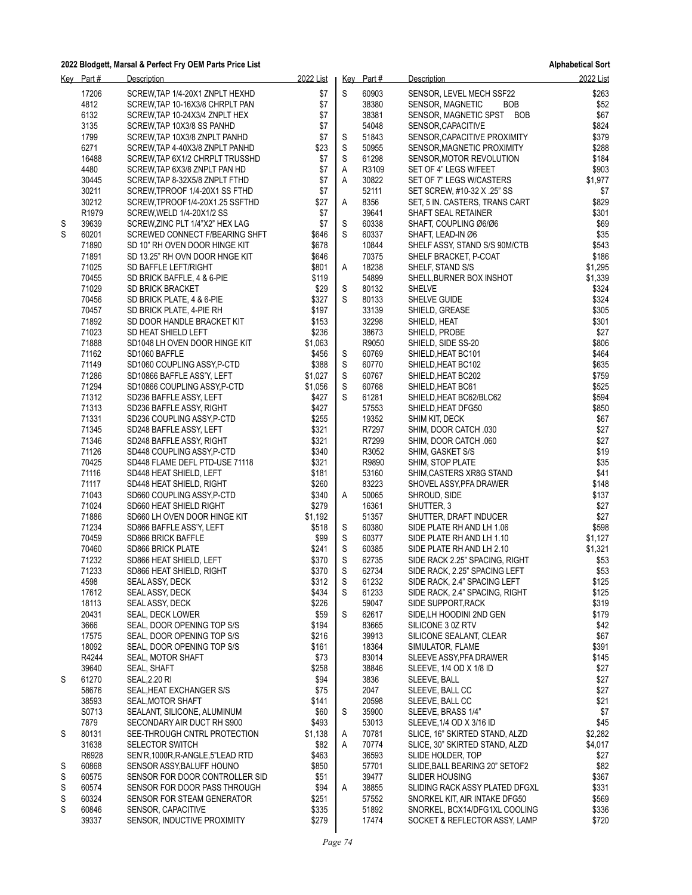| Key | Part # | Description | 2022 List |
|---|---|---|---|
| | 17206 | SCREW,TAP 1/4-20X1 ZNPLT HEXHD | $7 |
| | 4812 | SCREW,TAP 10-16X3/8 CHRPLT PAN | $7 |
| | 6132 | SCREW,TAP 10-24X3/4 ZNPLT HEX | $7 |
| | 3135 | SCREW,TAP 10X3/8 SS PANHD | $7 |
| | 1799 | SCREW,TAP 10X3/8 ZNPLT PANHD | $7 |
| | 6271 | SCREW,TAP 4-40X3/8 ZNPLT PANHD | $23 |
| | 16488 | SCREW,TAP 6X1/2 CHRPLT TRUSSHD | $7 |
| | 4480 | SCREW,TAP 6X3/8 ZNPLT PAN HD | $7 |
| | 30445 | SCREW,TAP 8-32X5/8 ZNPLT FTHD | $7 |
| | 30211 | SCREW,TPROOF 1/4-20X1 SS FTHD | $7 |
| | 30212 | SCREW,TPROOF1/4-20X1.25 SSFTHD | $27 |
| | R1979 | SCREW,WELD 1/4-20X1/2 SS | $7 |
| S | 39639 | SCREW,ZINC PLT 1/4"X2" HEX LAG | $7 |
| S | 60201 | SCREWED CONNECT F/BEARING SHFT | $646 |
| | 71890 | SD 10" RH OVEN DOOR HINGE KIT | $678 |
| | 71891 | SD 13.25" RH OVN DOOR HNGE KIT | $646 |
| | 71025 | SD BAFFLE LEFT/RIGHT | $801 |
| | 70455 | SD BRICK BAFFLE, 4 & 6-PIE | $119 |
| | 71029 | SD BRICK BRACKET | $29 |
| | 70456 | SD BRICK PLATE, 4 & 6-PIE | $327 |
| | 70457 | SD BRICK PLATE, 4-PIE RH | $197 |
| | 71892 | SD DOOR HANDLE BRACKET KIT | $153 |
| | 71023 | SD HEAT SHIELD LEFT | $236 |
| | 71888 | SD1048 LH OVEN DOOR HINGE KIT | $1,063 |
| | 71162 | SD1060 BAFFLE | $456 |
| | 71149 | SD1060 COUPLING ASSY,P-CTD | $388 |
| | 71286 | SD10866 BAFFLE ASS'Y, LEFT | $1,027 |
| | 71294 | SD10866 COUPLING ASSY,P-CTD | $1,056 |
| | 71312 | SD236 BAFFLE ASSY, LEFT | $427 |
| | 71313 | SD236 BAFFLE ASSY, RIGHT | $427 |
| | 71331 | SD236 COUPLING ASSY,P-CTD | $255 |
| | 71345 | SD248 BAFFLE ASSY, LEFT | $321 |
| | 71346 | SD248 BAFFLE ASSY, RIGHT | $321 |
| | 71126 | SD448 COUPLING ASSY,P-CTD | $340 |
| | 70425 | SD448 FLAME DEFL PTD-USE 71118 | $321 |
| | 71116 | SD448 HEAT SHIELD, LEFT | $181 |
| | 71117 | SD448 HEAT SHIELD, RIGHT | $260 |
| | 71043 | SD660 COUPLING ASSY,P-CTD | $340 |
| | 71024 | SD660 HEAT SHIELD RIGHT | $279 |
| | 71886 | SD660 LH OVEN DOOR HINGE KIT | $1,192 |
| | 71234 | SD866 BAFFLE ASS'Y, LEFT | $518 |
| | 70459 | SD866 BRICK BAFFLE | $99 |
| | 70460 | SD866 BRICK PLATE | $241 |
| | 71232 | SD866 HEAT SHIELD, LEFT | $370 |
| | 71233 | SD866 HEAT SHIELD, RIGHT | $370 |
| | 4598 | SEAL ASSY, DECK | $312 |
| | 17612 | SEAL ASSY, DECK | $434 |
| | 18113 | SEAL ASSY, DECK | $226 |
| | 20431 | SEAL, DECK LOWER | $59 |
| | 3666 | SEAL, DOOR OPENING TOP S/S | $194 |
| | 17575 | SEAL, DOOR OPENING TOP S/S | $216 |
| | 18092 | SEAL, DOOR OPENING TOP S/S | $161 |
| | R4244 | SEAL, MOTOR SHAFT | $73 |
| | 39640 | SEAL, SHAFT | $258 |
| S | 61270 | SEAL,2.20 RI | $94 |
| | 58676 | SEAL,HEAT EXCHANGER S/S | $75 |
| | 38593 | SEAL,MOTOR SHAFT | $141 |
| | S0713 | SEALANT, SILICONE, ALUMINUM | $60 |
| | 7879 | SECONDARY AIR DUCT RH S900 | $493 |
| S | 80131 | SEE-THROUGH CNTRL PROTECTION | $1,138 |
| | 31638 | SELECTOR SWITCH | $82 |
| | R6928 | SEN'R,1000R,R-ANGLE,5"LEAD RTD | $463 |
| S | 60868 | SENSOR ASSY,BALUFF HOUNO | $850 |
| S | 60575 | SENSOR FOR DOOR CONTROLLER SID | $51 |
| S | 60574 | SENSOR FOR DOOR PASS THROUGH | $94 |
| S | 60324 | SENSOR FOR STEAM GENERATOR | $251 |
| S | 60846 | SENSOR, CAPACITIVE | $335 |
| | 39337 | SENSOR, INDUCTIVE PROXIMITY | $279 |
| S | 60903 | SENSOR, LEVEL MECH SSF22 | $263 |
| | 38380 | SENSOR, MAGNETIC BOB | $52 |
| | 38381 | SENSOR, MAGNETIC SPST BOB | $67 |
| | 54048 | SENSOR,CAPACITIVE | $824 |
| S | 51843 | SENSOR,CAPACITIVE PROXIMITY | $379 |
| S | 50955 | SENSOR,MAGNETIC PROXIMITY | $288 |
| S | 61298 | SENSOR,MOTOR REVOLUTION | $184 |
| A | R3109 | SET OF 4" LEGS W/FEET | $903 |
| A | 30822 | SET OF 7" LEGS W/CASTERS | $1,977 |
| | 52111 | SET SCREW, #10-32 X .25" SS | $7 |
| A | 8356 | SET, 5 IN. CASTERS, TRANS CART | $829 |
| | 39641 | SHAFT SEAL RETAINER | $301 |
| S | 60338 | SHAFT, COUPLING Ø6/Ø6 | $69 |
| S | 60337 | SHAFT, LEAD-IN Ø6 | $35 |
| | 10844 | SHELF ASSY, STAND S/S 90M/CTB | $543 |
| | 70375 | SHELF BRACKET, P-COAT | $186 |
| A | 18238 | SHELF, STAND S/S | $1,295 |
| | 54899 | SHELL,BURNER BOX INSHOT | $1,339 |
| S | 80132 | SHELVE | $324 |
| S | 80133 | SHELVE GUIDE | $324 |
| | 33139 | SHIELD, GREASE | $305 |
| | 32298 | SHIELD, HEAT | $301 |
| | 38673 | SHIELD, PROBE | $27 |
| | R9050 | SHIELD, SIDE SS-20 | $806 |
| S | 60769 | SHIELD,HEAT BC101 | $464 |
| S | 60770 | SHIELD,HEAT BC102 | $635 |
| S | 60767 | SHIELD,HEAT BC202 | $759 |
| S | 60768 | SHIELD,HEAT BC61 | $525 |
| S | 61281 | SHIELD,HEAT BC62/BLC62 | $594 |
| | 57553 | SHIELD,HEAT DFG50 | $850 |
| | 19352 | SHIM KIT, DECK | $67 |
| | R7297 | SHIM, DOOR CATCH .030 | $27 |
| | R7299 | SHIM, DOOR CATCH .060 | $27 |
| | R3052 | SHIM, GASKET S/S | $19 |
| | R9890 | SHIM, STOP PLATE | $35 |
| | 53160 | SHIM,CASTERS XR8G STAND | $41 |
| | 83223 | SHOVEL ASSY,PFA DRAWER | $148 |
| A | 50065 | SHROUD, SIDE | $137 |
| | 16361 | SHUTTER, 3 | $27 |
| | 51357 | SHUTTER, DRAFT INDUCER | $27 |
| S | 60380 | SIDE PLATE RH AND LH 1.06 | $598 |
| S | 60377 | SIDE PLATE RH AND LH 1.10 | $1,127 |
| S | 60385 | SIDE PLATE RH AND LH 2.10 | $1,321 |
| S | 62735 | SIDE RACK 2.25" SPACING, RIGHT | $53 |
| S | 62734 | SIDE RACK, 2.25" SPACING LEFT | $53 |
| S | 61232 | SIDE RACK, 2.4" SPACING LEFT | $125 |
| S | 61233 | SIDE RACK, 2.4" SPACING, RIGHT | $125 |
| | 59047 | SIDE SUPPORT,RACK | $319 |
| S | 62617 | SIDE,LH HOODINI 2ND GEN | $179 |
| | 83665 | SILICONE 3 0Z RTV | $42 |
| | 39913 | SILICONE SEALANT, CLEAR | $67 |
| | 18364 | SIMULATOR, FLAME | $391 |
| | 83014 | SLEEVE ASSY,PFA DRAWER | $145 |
| | 38846 | SLEEVE, 1/4 OD X 1/8 ID | $27 |
| | 3836 | SLEEVE, BALL | $27 |
| | 2047 | SLEEVE, BALL CC | $27 |
| | 20598 | SLEEVE, BALL CC | $21 |
| S | 35900 | SLEEVE, BRASS 1/4" | $7 |
| | 53013 | SLEEVE,1/4 OD X 3/16 ID | $45 |
| A | 70781 | SLICE, 16" SKIRTED STAND, ALZD | $2,282 |
| A | 70774 | SLICE, 30" SKIRTED STAND, ALZD | $4,017 |
| | 36593 | SLIDE HOLDER, TOP | $27 |
| | 57701 | SLIDE,BALL BEARING 20" SETOF2 | $82 |
| | 39477 | SLIDER HOUSING | $367 |
| A | 38855 | SLIDING RACK ASSY PLATED DFGXL | $331 |
| | 57552 | SNORKEL KIT, AIR INTAKE DFG50 | $569 |
| | 51892 | SNORKEL, BCX14/DFG1XL COOLING | $336 |
| | 17474 | SOCKET & REFLECTOR ASSY, LAMP | $720 |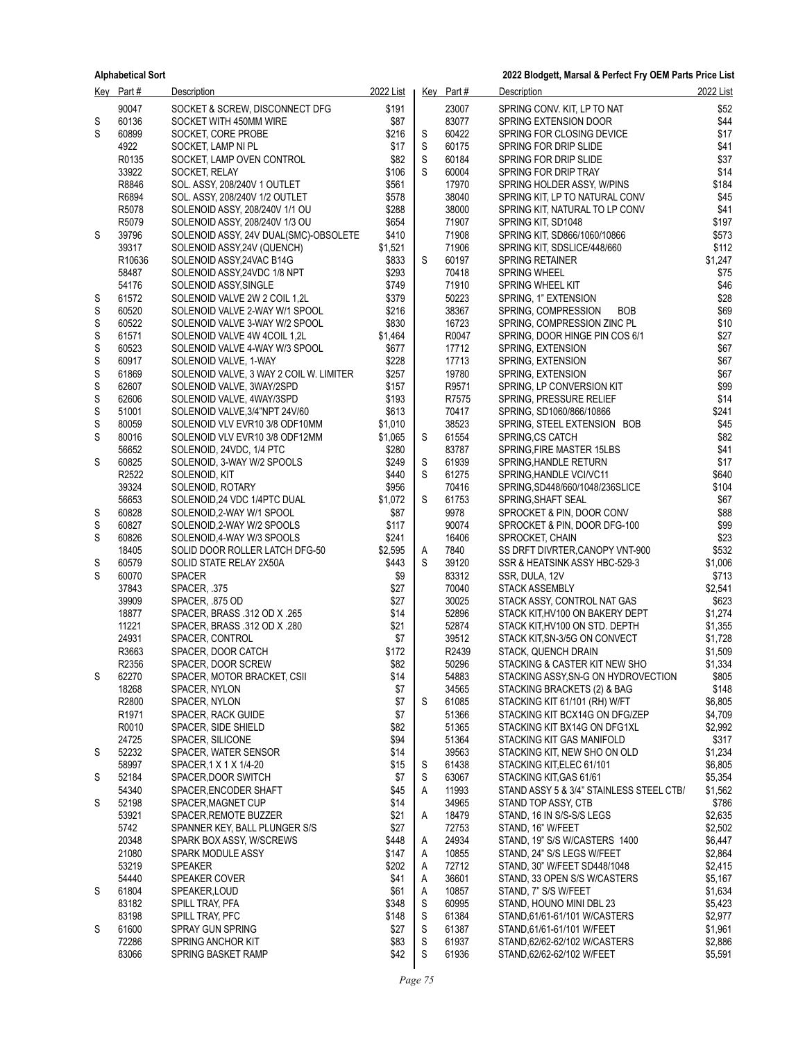| Key | Part # | Description | 2022 List |
|---|---|---|---|
| | 90047 | SOCKET & SCREW, DISCONNECT DFG | $191 |
| S | 60136 | SOCKET WITH 450MM WIRE | $87 |
| S | 60899 | SOCKET, CORE PROBE | $216 |
| | 4922 | SOCKET, LAMP NI PL | $17 |
| | R0135 | SOCKET, LAMP OVEN CONTROL | $82 |
| | 33922 | SOCKET, RELAY | $106 |
| | R8846 | SOL. ASSY, 208/240V 1 OUTLET | $561 |
| | R6894 | SOL. ASSY, 208/240V 1/2 OUTLET | $578 |
| | R5078 | SOLENOID ASSY, 208/240V 1/1 OU | $288 |
| | R5079 | SOLENOID ASSY, 208/240V 1/3 OU | $654 |
| S | 39796 | SOLENOID ASSY, 24V DUAL(SMC)-OBSOLETE | $410 |
| | 39317 | SOLENOID ASSY,24V (QUENCH) | $1,521 |
| | R10636 | SOLENOID ASSY,24VAC B14G | $833 |
| | 58487 | SOLENOID ASSY,24VDC 1/8 NPT | $293 |
| | 54176 | SOLENOID ASSY,SINGLE | $749 |
| S | 61572 | SOLENOID VALVE 2W 2 COIL 1,2L | $379 |
| S | 60520 | SOLENOID VALVE 2-WAY W/1 SPOOL | $216 |
| S | 60522 | SOLENOID VALVE 3-WAY W/2 SPOOL | $830 |
| S | 61571 | SOLENOID VALVE 4W 4COIL 1,2L | $1,464 |
| S | 60523 | SOLENOID VALVE 4-WAY W/3 SPOOL | $677 |
| S | 60917 | SOLENOID VALVE, 1-WAY | $228 |
| S | 61869 | SOLENOID VALVE, 3 WAY 2 COIL W. LIMITER | $257 |
| S | 62607 | SOLENOID VALVE, 3WAY/2SPD | $157 |
| S | 62606 | SOLENOID VALVE, 4WAY/3SPD | $193 |
| S | 51001 | SOLENOID VALVE,3/4"NPT 24V/60 | $613 |
| S | 80059 | SOLENOID VLV EVR10 3/8 ODF10MM | $1,010 |
| S | 80016 | SOLENOID VLV EVR10 3/8 ODF12MM | $1,065 |
| | 56652 | SOLENOID, 24VDC, 1/4 PTC | $280 |
| S | 60825 | SOLENOID, 3-WAY W/2 SPOOLS | $249 |
| | R2522 | SOLENOID, KIT | $440 |
| | 39324 | SOLENOID, ROTARY | $956 |
| | 56653 | SOLENOID,24 VDC 1/4PTC DUAL | $1,072 |
| S | 60828 | SOLENOID,2-WAY W/1 SPOOL | $87 |
| S | 60827 | SOLENOID,2-WAY W/2 SPOOLS | $117 |
| S | 60826 | SOLENOID,4-WAY W/3 SPOOLS | $241 |
| | 18405 | SOLID DOOR ROLLER LATCH DFG-50 | $2,595 |
| S | 60579 | SOLID STATE RELAY 2X50A | $443 |
| S | 60070 | SPACER | $9 |
| | 37843 | SPACER, .375 | $27 |
| | 39909 | SPACER, .875 OD | $27 |
| | 18877 | SPACER, BRASS .312 OD X .265 | $14 |
| | 11221 | SPACER, BRASS .312 OD X .280 | $21 |
| | 24931 | SPACER, CONTROL | $7 |
| | R3663 | SPACER, DOOR CATCH | $172 |
| | R2356 | SPACER, DOOR SCREW | $82 |
| S | 62270 | SPACER, MOTOR BRACKET, CSII | $14 |
| | 18268 | SPACER, NYLON | $7 |
| | R2800 | SPACER, NYLON | $7 |
| | R1971 | SPACER, RACK GUIDE | $7 |
| | R0010 | SPACER, SIDE SHIELD | $82 |
| | 24725 | SPACER, SILICONE | $94 |
| S | 52232 | SPACER, WATER SENSOR | $14 |
| | 58997 | SPACER,1 X 1 1/4-20 | $15 |
| S | 52184 | SPACER,DOOR SWITCH | $7 |
| | 54340 | SPACER,ENCODER SHAFT | $45 |
| S | 52198 | SPACER,MAGNET CUP | $14 |
| | 53921 | SPACER,REMOTE BUZZER | $21 |
| | 5742 | SPANNER KEY, BALL PLUNGER S/S | $27 |
| | 20348 | SPARK BOX ASSY, W/SCREWS | $448 |
| | 21080 | SPARK MODULE ASSY | $147 |
| | 53219 | SPEAKER | $202 |
| | 54440 | SPEAKER COVER | $41 |
| S | 61804 | SPEAKER,LOUD | $61 |
| | 83182 | SPILL TRAY, PFA | $348 |
| | 83198 | SPILL TRAY, PFC | $148 |
| S | 61600 | SPRAY GUN SPRING | $27 |
| | 72286 | SPRING ANCHOR KIT | $83 |
| | 83066 | SPRING BASKET RAMP | $42 |
| | 23007 | SPRING CONV. KIT, LP TO NAT | $52 |
| | 83077 | SPRING EXTENSION DOOR | $44 |
| S | 60422 | SPRING FOR CLOSING DEVICE | $17 |
| S | 60175 | SPRING FOR DRIP SLIDE | $41 |
| S | 60184 | SPRING FOR DRIP SLIDE | $37 |
| S | 60004 | SPRING FOR DRIP TRAY | $14 |
| | 17970 | SPRING HOLDER ASSY, W/PINS | $184 |
| | 38040 | SPRING KIT, LP TO NATURAL CONV | $45 |
| | 38000 | SPRING KIT, NATURAL TO LP CONV | $41 |
| | 71907 | SPRING KIT, SD1048 | $197 |
| | 71908 | SPRING KIT, SD866/1060/10866 | $573 |
| | 71906 | SPRING KIT, SDSLICE/448/660 | $112 |
| S | 60197 | SPRING RETAINER | $1,247 |
| | 70418 | SPRING WHEEL | $75 |
| | 71910 | SPRING WHEEL KIT | $46 |
| | 50223 | SPRING, 1" EXTENSION | $28 |
| | 38367 | SPRING, COMPRESSION BOB | $69 |
| | 16723 | SPRING, COMPRESSION ZINC PL | $10 |
| | R0047 | SPRING, DOOR HINGE PIN COS 6/1 | $27 |
| | 17712 | SPRING, EXTENSION | $67 |
| | 17713 | SPRING, EXTENSION | $67 |
| | 19780 | SPRING, EXTENSION | $67 |
| | R9571 | SPRING, LP CONVERSION KIT | $99 |
| | R7575 | SPRING, PRESSURE RELIEF | $14 |
| | 70417 | SPRING, SD1060/866/10866 | $241 |
| | 38523 | SPRING, STEEL EXTENSION BOB | $45 |
| S | 61554 | SPRING,CS CATCH | $82 |
| | 83787 | SPRING,FIRE MASTER 15LBS | $41 |
| S | 61939 | SPRING,HANDLE RETURN | $17 |
| S | 61275 | SPRING,HANDLE VCI/VC11 | $640 |
| | 70416 | SPRING,SD448/660/1048/236SLICE | $104 |
| S | 61753 | SPRING,SHAFT SEAL | $67 |
| | 9978 | SPROCKET & PIN, DOOR CONV | $88 |
| | 90074 | SPROCKET & PIN, DOOR DFG-100 | $99 |
| | 16406 | SPROCKET, CHAIN | $23 |
| A | 7840 | SS DRFT DIVRTER,CANOPY VNT-900 | $532 |
| S | 39120 | SSR & HEATSINK ASSY HBC-529-3 | $1,006 |
| | 83312 | SSR, DULA, 12V | $713 |
| | 70040 | STACK ASSEMBLY | $2,541 |
| | 30025 | STACK ASSY, CONTROL NAT GAS | $623 |
| | 52896 | STACK KIT,HV100 ON BAKERY DEPT | $1,274 |
| | 52874 | STACK KIT,HV100 ON STD. DEPTH | $1,355 |
| | 39512 | STACK KIT,SN-3/5G ON CONVECT | $1,728 |
| | R2439 | STACK, QUENCH DRAIN | $1,509 |
| | 50296 | STACKING & CASTER KIT NEW SHO | $1,334 |
| | 54883 | STACKING ASSY,SN-G ON HYDROVECTION | $805 |
| | 34565 | STACKING BRACKETS (2) & BAG | $148 |
| S | 61085 | STACKING KIT 61/101 (RH) W/FT | $6,805 |
| | 51366 | STACKING KIT BCX14G ON DFG/ZEP | $4,709 |
| | 51365 | STACKING KIT BX14G ON DFG1XL | $2,992 |
| | 51364 | STACKING KIT GAS MANIFOLD | $317 |
| | 39563 | STACKING KIT, NEW SHO ON OLD | $1,234 |
| S | 61438 | STACKING KIT,ELEC 61/101 | $6,805 |
| S | 63067 | STACKING KIT,GAS 61/61 | $5,354 |
| A | 11993 | STAND ASSY 5 & 3/4" STAINLESS STEEL CTB/ | $1,562 |
| | 34965 | STAND TOP ASSY, CTB | $786 |
| A | 18479 | STAND, 16 IN S/S-S/S LEGS | $2,635 |
| | 72753 | STAND, 16" W/FEET | $2,502 |
| A | 24934 | STAND, 19" S/S W/CASTERS 1400 | $6,447 |
| A | 10855 | STAND, 24" S/S LEGS W/FEET | $2,864 |
| A | 72712 | STAND, 30" W/FEET SD448/1048 | $2,415 |
| A | 36601 | STAND, 33 OPEN S/S W/CASTERS | $5,167 |
| A | 10857 | STAND, 7" S/S W/FEET | $1,634 |
| S | 60995 | STAND, HOUNO MINI DBL 23 | $5,423 |
| S | 61384 | STAND,61/61-61/101 W/CASTERS | $2,977 |
| S | 61387 | STAND,61/61-61/101 W/FEET | $1,961 |
| S | 61937 | STAND,62/62-62/102 W/CASTERS | $2,886 |
| S | 61936 | STAND,62/62-62/102 W/FEET | $5,591 |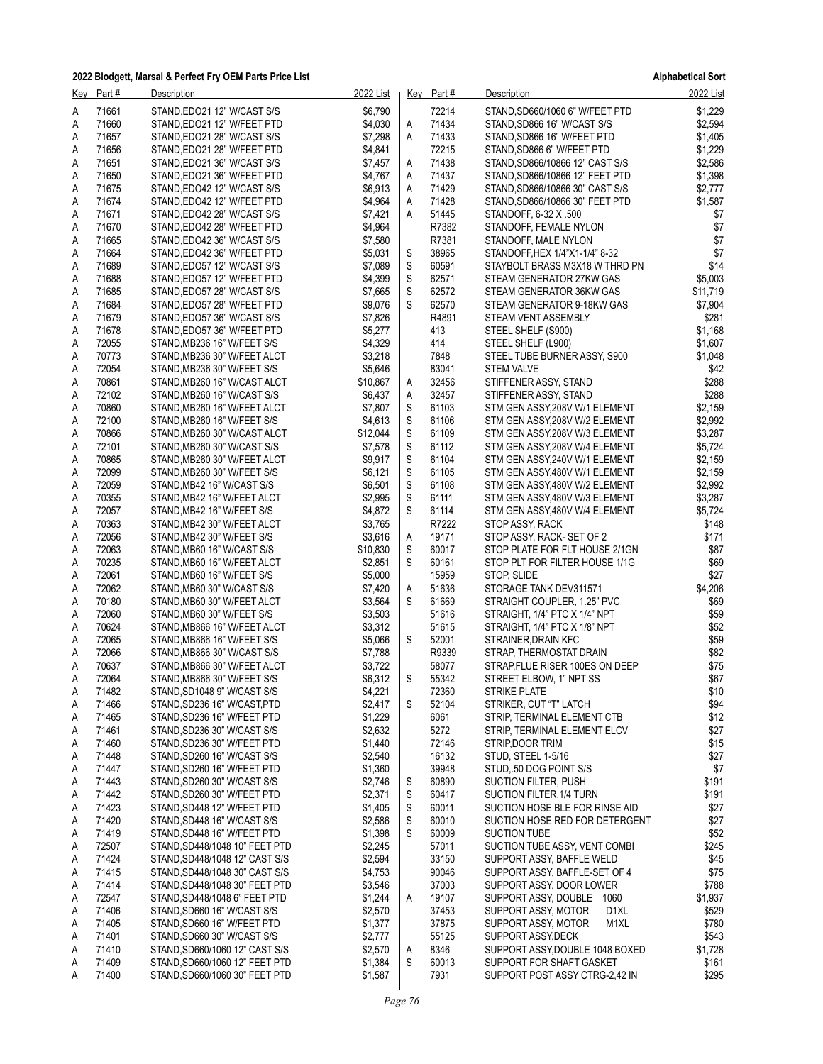| Key | Part # | Description | 2022 List |
|---|---|---|---|
| A | 71661 | STAND,EDO21 12" W/CAST S/S | $6,790 |
| A | 71660 | STAND,EDO21 12" W/FEET PTD | $4,030 |
| A | 71657 | STAND,EDO21 28" W/CAST S/S | $7,298 |
| A | 71656 | STAND,EDO21 28" W/FEET PTD | $4,841 |
| A | 71651 | STAND,EDO21 36" W/CAST S/S | $7,457 |
| A | 71650 | STAND,EDO21 36" W/FEET PTD | $4,767 |
| A | 71675 | STAND,EDO42 12" W/CAST S/S | $6,913 |
| A | 71674 | STAND,EDO42 12" W/FEET PTD | $4,964 |
| A | 71671 | STAND,EDO42 28" W/CAST S/S | $7,421 |
| A | 71670 | STAND,EDO42 28" W/FEET PTD | $4,964 |
| A | 71665 | STAND,EDO42 36" W/CAST S/S | $7,580 |
| A | 71664 | STAND,EDO42 36" W/FEET PTD | $5,031 |
| A | 71689 | STAND,EDO57 12" W/CAST S/S | $7,089 |
| A | 71688 | STAND,EDO57 12" W/FEET PTD | $4,399 |
| A | 71685 | STAND,EDO57 28" W/CAST S/S | $7,665 |
| A | 71684 | STAND,EDO57 28" W/FEET PTD | $9,076 |
| A | 71679 | STAND,EDO57 36" W/CAST S/S | $7,826 |
| A | 71678 | STAND,EDO57 36" W/FEET PTD | $5,277 |
| A | 72055 | STAND,MB236 16" W/FEET S/S | $4,329 |
| A | 70773 | STAND,MB236 30" W/FEET ALCT | $3,218 |
| A | 72054 | STAND,MB236 30" W/FEET S/S | $5,646 |
| A | 70861 | STAND,MB260 16" W/CAST ALCT | $10,867 |
| A | 72102 | STAND,MB260 16" W/CAST S/S | $6,437 |
| A | 70860 | STAND,MB260 16" W/FEET ALCT | $7,807 |
| A | 72100 | STAND,MB260 16" W/FEET S/S | $4,613 |
| A | 70866 | STAND,MB260 30" W/CAST ALCT | $12,044 |
| A | 72101 | STAND,MB260 30" W/CAST S/S | $7,578 |
| A | 70865 | STAND,MB260 30" W/FEET ALCT | $9,917 |
| A | 72099 | STAND,MB260 30" W/FEET S/S | $6,121 |
| A | 72059 | STAND,MB42 16" W/CAST S/S | $6,501 |
| A | 70355 | STAND,MB42 16" W/FEET ALCT | $2,995 |
| A | 72057 | STAND,MB42 16" W/FEET S/S | $4,872 |
| A | 70363 | STAND,MB42 30" W/FEET ALCT | $3,765 |
| A | 72056 | STAND,MB42 30" W/FEET S/S | $3,616 |
| A | 72063 | STAND,MB60 16" W/CAST S/S | $10,830 |
| A | 70235 | STAND,MB60 16" W/FEET ALCT | $2,851 |
| A | 72061 | STAND,MB60 16" W/FEET S/S | $5,000 |
| A | 72062 | STAND,MB60 30" W/CAST S/S | $7,420 |
| A | 70180 | STAND,MB60 30" W/FEET ALCT | $3,564 |
| A | 72060 | STAND,MB60 30" W/FEET S/S | $3,503 |
| A | 70624 | STAND,MB866 16" W/FEET ALCT | $3,312 |
| A | 72065 | STAND,MB866 16" W/FEET S/S | $5,066 |
| A | 72066 | STAND,MB866 30" W/CAST S/S | $7,788 |
| A | 70637 | STAND,MB866 30" W/FEET ALCT | $3,722 |
| A | 72064 | STAND,MB866 30" W/FEET S/S | $6,312 |
| A | 71482 | STAND,SD1048 9" W/CAST S/S | $4,221 |
| A | 71466 | STAND,SD236 16" W/CAST,PTD | $2,417 |
| A | 71465 | STAND,SD236 16" W/FEET PTD | $1,229 |
| A | 71461 | STAND,SD236 30" W/CAST S/S | $2,632 |
| A | 71460 | STAND,SD236 30" W/FEET PTD | $1,440 |
| A | 71448 | STAND,SD260 16" W/CAST S/S | $2,540 |
| A | 71447 | STAND,SD260 16" W/FEET PTD | $1,360 |
| A | 71443 | STAND,SD260 30" W/CAST S/S | $2,746 |
| A | 71442 | STAND,SD260 30" W/FEET PTD | $2,371 |
| A | 71423 | STAND,SD448 12" W/FEET PTD | $1,405 |
| A | 71420 | STAND,SD448 16" W/CAST S/S | $2,586 |
| A | 71419 | STAND,SD448 16" W/FEET PTD | $1,398 |
| A | 72507 | STAND,SD448/1048 10" FEET PTD | $2,245 |
| A | 71424 | STAND,SD448/1048 12" CAST S/S | $2,594 |
| A | 71415 | STAND,SD448/1048 30" CAST S/S | $4,753 |
| A | 71414 | STAND,SD448/1048 30" FEET PTD | $3,546 |
| A | 72547 | STAND,SD448/1048 6" FEET PTD | $1,244 |
| A | 71406 | STAND,SD660 16" W/CAST S/S | $2,570 |
| A | 71405 | STAND,SD660 16" W/FEET PTD | $1,377 |
| A | 71401 | STAND,SD660 30" W/CAST S/S | $2,777 |
| A | 71410 | STAND,SD660/1060 12" CAST S/S | $2,570 |
| A | 71409 | STAND,SD660/1060 12" FEET PTD | $1,384 |
| A | 71400 | STAND,SD660/1060 30" FEET PTD | $1,587 |
| | 72214 | STAND,SD660/1060 6" W/FEET PTD | $1,229 |
| A | 71434 | STAND,SD866 16" W/CAST S/S | $2,594 |
| A | 71433 | STAND,SD866 16" W/FEET PTD | $1,405 |
| | 72215 | STAND,SD866 6" W/FEET PTD | $1,229 |
| A | 71438 | STAND,SD866/10866 12" CAST S/S | $2,586 |
| A | 71437 | STAND,SD866/10866 12" FEET PTD | $1,398 |
| A | 71429 | STAND,SD866/10866 30" CAST S/S | $2,777 |
| A | 71428 | STAND,SD866/10866 30" FEET PTD | $1,587 |
| A | 51445 | STANDOFF, 6-32 X .500 | $7 |
| | R7382 | STANDOFF, FEMALE NYLON | $7 |
| | R7381 | STANDOFF, MALE NYLON | $7 |
| S | 38965 | STANDOFF,HEX 1/4"X1-1/4" 8-32 | $7 |
| S | 60591 | STAYBOLT BRASS M3X18 W THRD PN | $14 |
| S | 62571 | STEAM GENERATOR 27KW GAS | $5,003 |
| S | 62572 | STEAM GENERATOR 36KW GAS | $11,719 |
| S | 62570 | STEAM GENERATOR 9-18KW GAS | $7,904 |
| | R4891 | STEAM VENT ASSEMBLY | $281 |
| | 413 | STEEL SHELF (S900) | $1,168 |
| | 414 | STEEL SHELF (L900) | $1,607 |
| | 7848 | STEEL TUBE BURNER ASSY, S900 | $1,048 |
| | 83041 | STEM VALVE | $42 |
| A | 32456 | STIFFENER ASSY, STAND | $288 |
| A | 32457 | STIFFENER ASSY, STAND | $288 |
| S | 61103 | STM GEN ASSY,208V W/1 ELEMENT | $2,159 |
| S | 61106 | STM GEN ASSY,208V W/2 ELEMENT | $2,992 |
| S | 61109 | STM GEN ASSY,208V W/3 ELEMENT | $3,287 |
| S | 61112 | STM GEN ASSY,208V W/4 ELEMENT | $5,724 |
| S | 61104 | STM GEN ASSY,240V W/1 ELEMENT | $2,159 |
| S | 61105 | STM GEN ASSY,480V W/1 ELEMENT | $2,159 |
| S | 61108 | STM GEN ASSY,480V W/2 ELEMENT | $2,992 |
| S | 61111 | STM GEN ASSY,480V W/3 ELEMENT | $3,287 |
| S | 61114 | STM GEN ASSY,480V W/4 ELEMENT | $5,724 |
| | R7222 | STOP ASSY, RACK | $148 |
| A | 19171 | STOP ASSY, RACK- SET OF 2 | $171 |
| S | 60017 | STOP PLATE FOR FLT HOUSE 2/1GN | $87 |
| S | 60161 | STOP PLT FOR FILTER HOUSE 1/1G | $69 |
| | 15959 | STOP, SLIDE | $27 |
| A | 51636 | STORAGE TANK DEV311571 | $4,206 |
| S | 61669 | STRAIGHT COUPLER, 1.25" PVC | $69 |
| | 51616 | STRAIGHT, 1/4" PTC X 1/4" NPT | $59 |
| | 51615 | STRAIGHT, 1/4" PTC X 1/8" NPT | $52 |
| S | 52001 | STRAINER,DRAIN KFC | $59 |
| | R9339 | STRAP, THERMOSTAT DRAIN | $82 |
| | 58077 | STRAP,FLUE RISER 100ES ON DEEP | $75 |
| S | 55342 | STREET ELBOW, 1" NPT SS | $67 |
| | 72360 | STRIKE PLATE | $10 |
| S | 52104 | STRIKER, CUT "T" LATCH | $94 |
| | 6061 | STRIP, TERMINAL ELEMENT CTB | $12 |
| | 5272 | STRIP, TERMINAL ELEMENT ELCV | $27 |
| | 72146 | STRIP,DOOR TRIM | $15 |
| | 16132 | STUD, STEEL 1-5/16 | $27 |
| | 39948 | STUD,.50 DOG POINT S/S | $7 |
| S | 60890 | SUCTION FILTER, PUSH | $191 |
| S | 60417 | SUCTION FILTER,1/4 TURN | $191 |
| S | 60011 | SUCTION HOSE BLE FOR RINSE AID | $27 |
| S | 60010 | SUCTION HOSE RED FOR DETERGENT | $27 |
| S | 60009 | SUCTION TUBE | $52 |
| | 57011 | SUCTION TUBE ASSY, VENT COMBI | $245 |
| | 33150 | SUPPORT ASSY, BAFFLE WELD | $45 |
| | 90046 | SUPPORT ASSY, BAFFLE-SET OF 4 | $75 |
| | 37003 | SUPPORT ASSY, DOOR LOWER | $788 |
| A | 19107 | SUPPORT ASSY, DOUBLE 1060 | $1,937 |
| | 37453 | SUPPORT ASSY, MOTOR D1XL | $529 |
| | 37875 | SUPPORT ASSY, MOTOR M1XL | $780 |
| | 55125 | SUPPORT ASSY,DECK | $543 |
| A | 8346 | SUPPORT ASSY,DOUBLE 1048 BOXED | $1,728 |
| S | 60013 | SUPPORT FOR SHAFT GASKET | $161 |
| | 7931 | SUPPORT POST ASSY CTRG-2,42 IN | $295 |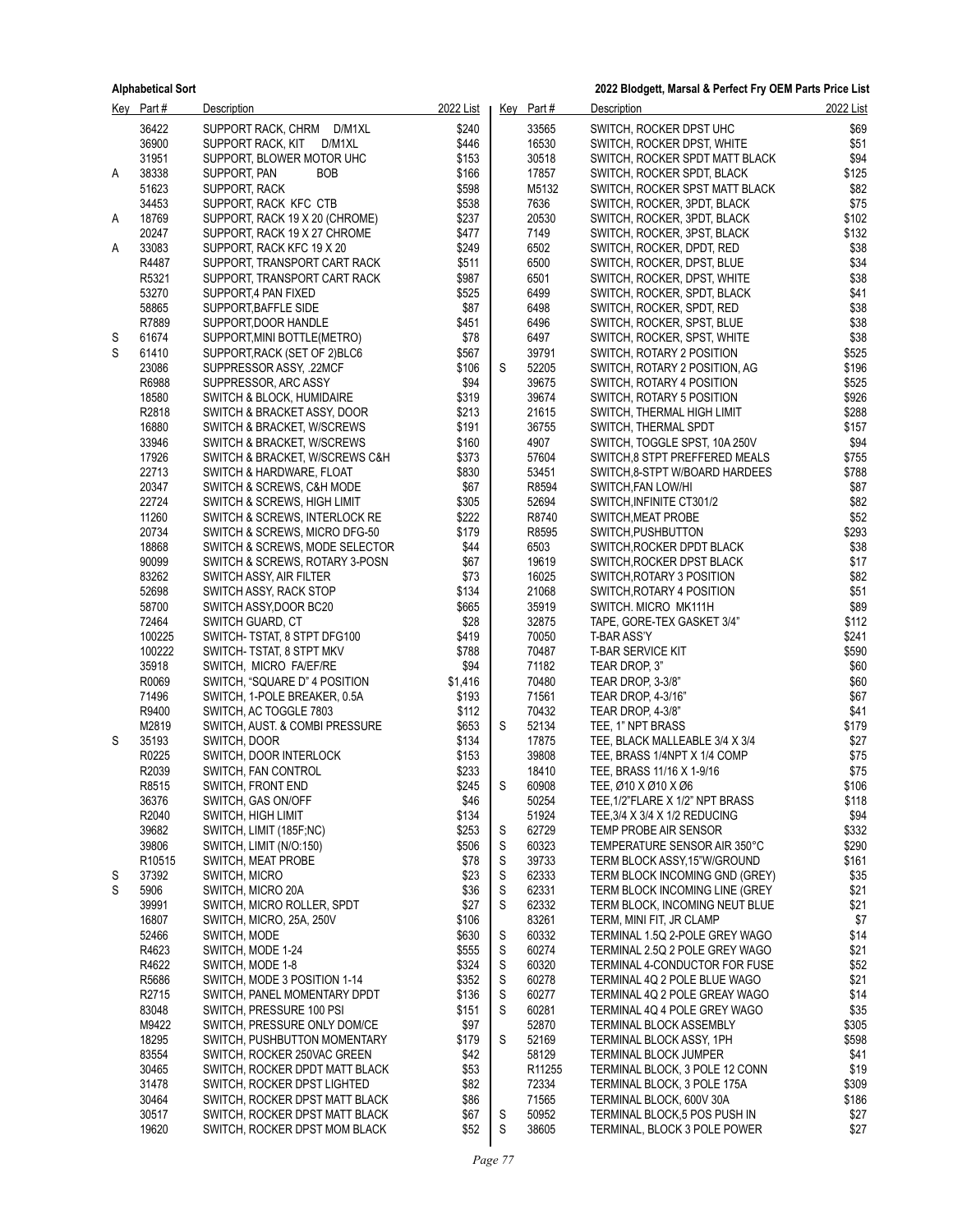**Alphabetical Sort** — **2022 Blodgett, Marsal & Perfect Fry OEM Parts Price List**

| Key | Part # | Description | 2022 List |
|---|---|---|---|
| | 36422 | SUPPORT RACK, CHRM D/M1XL | $240 |
| | 36900 | SUPPORT RACK, KIT D/M1XL | $446 |
| | 31951 | SUPPORT, BLOWER MOTOR UHC | $153 |
| A | 38338 | SUPPORT, PAN BOB | $166 |
| | 51623 | SUPPORT, RACK | $598 |
| | 34453 | SUPPORT, RACK KFC CTB | $538 |
| A | 18769 | SUPPORT, RACK 19 X 20 (CHROME) | $237 |
| | 20247 | SUPPORT, RACK 19 X 27 CHROME | $477 |
| A | 33083 | SUPPORT, RACK KFC 19 X 20 | $249 |
| | R4487 | SUPPORT, TRANSPORT CART RACK | $511 |
| | R5321 | SUPPORT, TRANSPORT CART RACK | $987 |
| | 53270 | SUPPORT,4 PAN FIXED | $525 |
| | 58865 | SUPPORT,BAFFLE SIDE | $87 |
| | R7889 | SUPPORT,DOOR HANDLE | $451 |
| S | 61674 | SUPPORT,MINI BOTTLE(METRO) | $78 |
| S | 61410 | SUPPORT,RACK (SET OF 2)BLC6 | $567 |
| | 23086 | SUPPRESSOR ASSY, .22MCF | $106 |
| | R6988 | SUPPRESSOR, ARC ASSY | $94 |
| | 18580 | SWITCH & BLOCK, HUMIDAIRE | $319 |
| | R2818 | SWITCH & BRACKET ASSY, DOOR | $213 |
| | 16880 | SWITCH & BRACKET, W/SCREWS | $191 |
| | 33946 | SWITCH & BRACKET, W/SCREWS | $160 |
| | 17926 | SWITCH & BRACKET, W/SCREWS C&H | $373 |
| | 22713 | SWITCH & HARDWARE, FLOAT | $830 |
| | 20347 | SWITCH & SCREWS, C&H MODE | $67 |
| | 22724 | SWITCH & SCREWS, HIGH LIMIT | $305 |
| | 11260 | SWITCH & SCREWS, INTERLOCK RE | $222 |
| | 20734 | SWITCH & SCREWS, MICRO DFG-50 | $179 |
| | 18868 | SWITCH & SCREWS, MODE SELECTOR | $44 |
| | 90099 | SWITCH & SCREWS, ROTARY 3-POSN | $67 |
| | 83262 | SWITCH ASSY, AIR FILTER | $73 |
| | 52698 | SWITCH ASSY, RACK STOP | $134 |
| | 58700 | SWITCH ASSY,DOOR BC20 | $665 |
| | 72464 | SWITCH GUARD, CT | $28 |
| | 100225 | SWITCH- TSTAT, 8 STPT DFG100 | $419 |
| | 100222 | SWITCH- TSTAT, 8 STPT MKV | $788 |
| | 35918 | SWITCH, MICRO FA/EF/RE | $94 |
| | R0069 | SWITCH, "SQUARE D" 4 POSITION | $1,416 |
| | 71496 | SWITCH, 1-POLE BREAKER, 0.5A | $193 |
| | R9400 | SWITCH, AC TOGGLE 7803 | $112 |
| | M2819 | SWITCH, AUST. & COMBI PRESSURE | $653 |
| S | 35193 | SWITCH, DOOR | $134 |
| | R0225 | SWITCH, DOOR INTERLOCK | $153 |
| | R2039 | SWITCH, FAN CONTROL | $233 |
| | R8515 | SWITCH, FRONT END | $245 |
| | 36376 | SWITCH, GAS ON/OFF | $46 |
| | R2040 | SWITCH, HIGH LIMIT | $134 |
| | 39682 | SWITCH, LIMIT (185F;NC) | $253 |
| | 39806 | SWITCH, LIMIT (N/O:150) | $506 |
| | R10515 | SWITCH, MEAT PROBE | $78 |
| S | 37392 | SWITCH, MICRO | $23 |
| S | 5906 | SWITCH, MICRO 20A | $36 |
| | 39991 | SWITCH, MICRO ROLLER, SPDT | $27 |
| | 16807 | SWITCH, MICRO, 25A, 250V | $106 |
| | 52466 | SWITCH, MODE | $630 |
| | R4623 | SWITCH, MODE 1-24 | $555 |
| | R4622 | SWITCH, MODE 1-8 | $324 |
| | R5686 | SWITCH, MODE 3 POSITION 1-14 | $352 |
| | R2715 | SWITCH, PANEL MOMENTARY DPDT | $136 |
| | 83048 | SWITCH, PRESSURE 100 PSI | $151 |
| | M9422 | SWITCH, PRESSURE ONLY DOM/CE | $97 |
| | 18295 | SWITCH, PUSHBUTTON MOMENTARY | $179 |
| | 83554 | SWITCH, ROCKER 250VAC GREEN | $42 |
| | 30465 | SWITCH, ROCKER DPDT MATT BLACK | $53 |
| | 31478 | SWITCH, ROCKER DPST LIGHTED | $82 |
| | 30464 | SWITCH, ROCKER DPST MATT BLACK | $86 |
| | 30517 | SWITCH, ROCKER DPST MATT BLACK | $67 |
| | 19620 | SWITCH, ROCKER DPST MOM BLACK | $52 |
| | 33565 | SWITCH, ROCKER DPST UHC | $69 |
| | 16530 | SWITCH, ROCKER DPST, WHITE | $51 |
| | 30518 | SWITCH, ROCKER SPDT MATT BLACK | $94 |
| | 17857 | SWITCH, ROCKER SPDT, BLACK | $125 |
| | M5132 | SWITCH, ROCKER SPST MATT BLACK | $82 |
| | 7636 | SWITCH, ROCKER, 3PDT, BLACK | $75 |
| | 20530 | SWITCH, ROCKER, 3PDT, BLACK | $102 |
| | 7149 | SWITCH, ROCKER, 3PST, BLACK | $132 |
| | 6502 | SWITCH, ROCKER, DPDT, RED | $38 |
| | 6500 | SWITCH, ROCKER, DPST, BLUE | $34 |
| | 6501 | SWITCH, ROCKER, DPST, WHITE | $38 |
| | 6499 | SWITCH, ROCKER, SPDT, BLACK | $41 |
| | 6498 | SWITCH, ROCKER, SPDT, RED | $38 |
| | 6496 | SWITCH, ROCKER, SPST, BLUE | $38 |
| | 6497 | SWITCH, ROCKER, SPST, WHITE | $38 |
| | 39791 | SWITCH, ROTARY 2 POSITION | $525 |
| S | 52205 | SWITCH, ROTARY 2 POSITION, AG | $196 |
| | 39675 | SWITCH, ROTARY 4 POSITION | $525 |
| | 39674 | SWITCH, ROTARY 5 POSITION | $926 |
| | 21615 | SWITCH, THERMAL HIGH LIMIT | $288 |
| | 36755 | SWITCH, THERMAL SPDT | $157 |
| | 4907 | SWITCH, TOGGLE SPST, 10A 250V | $94 |
| | 57604 | SWITCH,8 STPT PREFFERED MEALS | $755 |
| | 53451 | SWITCH,8-STPT W/BOARD HARDEES | $788 |
| | R8594 | SWITCH,FAN LOW/HI | $87 |
| | 52694 | SWITCH,INFINITE CT301/2 | $82 |
| | R8740 | SWITCH,MEAT PROBE | $52 |
| | R8595 | SWITCH,PUSHBUTTON | $293 |
| | 6503 | SWITCH,ROCKER DPDT BLACK | $38 |
| | 19619 | SWITCH,ROCKER DPST BLACK | $17 |
| | 16025 | SWITCH,ROTARY 3 POSITION | $82 |
| | 21068 | SWITCH,ROTARY 4 POSITION | $51 |
| | 35919 | SWITCH. MICRO MK111H | $89 |
| | 32875 | TAPE, GORE-TEX GASKET 3/4" | $112 |
| | 70050 | T-BAR ASS'Y | $241 |
| | 70487 | T-BAR SERVICE KIT | $590 |
| | 71182 | TEAR DROP, 3" | $60 |
| | 70480 | TEAR DROP, 3-3/8" | $60 |
| | 71561 | TEAR DROP, 4-3/16" | $67 |
| | 70432 | TEAR DROP, 4-3/8" | $41 |
| S | 52134 | TEE, 1" NPT BRASS | $179 |
| | 17875 | TEE, BLACK MALLEABLE 3/4 X 3/4 | $27 |
| | 39808 | TEE, BRASS 1/4NPT X 1/4 COMP | $75 |
| | 18410 | TEE, BRASS 11/16 X 1-9/16 | $75 |
| S | 60908 | TEE, Ø10 X Ø10 X Ø6 | $106 |
| | 50254 | TEE,1/2"FLARE X 1/2" NPT BRASS | $118 |
| | 51924 | TEE,3/4 X 3/4 X 1/2 REDUCING | $94 |
| S | 62729 | TEMP PROBE AIR SENSOR | $332 |
| S | 60323 | TEMPERATURE SENSOR AIR 350°C | $290 |
| S | 39733 | TERM BLOCK ASSY,15"W/GROUND | $161 |
| S | 62333 | TERM BLOCK INCOMING GND (GREY) | $35 |
| S | 62331 | TERM BLOCK INCOMING LINE (GREY | $21 |
| S | 62332 | TERM BLOCK, INCOMING NEUT BLUE | $21 |
| | 83261 | TERM, MINI FIT, JR CLAMP | $7 |
| S | 60332 | TERMINAL 1.5Q 2-POLE GREY WAGO | $14 |
| S | 60274 | TERMINAL 2.5Q 2 POLE GREY WAGO | $21 |
| S | 60320 | TERMINAL 4-CONDUCTOR FOR FUSE | $52 |
| S | 60278 | TERMINAL 4Q 2 POLE BLUE WAGO | $21 |
| S | 60277 | TERMINAL 4Q 2 POLE GREAY WAGO | $14 |
| S | 60281 | TERMINAL 4Q 4 POLE GREY WAGO | $35 |
| | 52870 | TERMINAL BLOCK ASSEMBLY | $305 |
| S | 52169 | TERMINAL BLOCK ASSY, 1PH | $598 |
| | 58129 | TERMINAL BLOCK JUMPER | $41 |
| | R11255 | TERMINAL BLOCK, 3 POLE 12 CONN | $19 |
| | 72334 | TERMINAL BLOCK, 3 POLE 175A | $309 |
| | 71565 | TERMINAL BLOCK, 600V 30A | $186 |
| S | 50952 | TERMINAL BLOCK,5 POS PUSH IN | $27 |
| S | 38605 | TERMINAL, BLOCK 3 POLE POWER | $27 |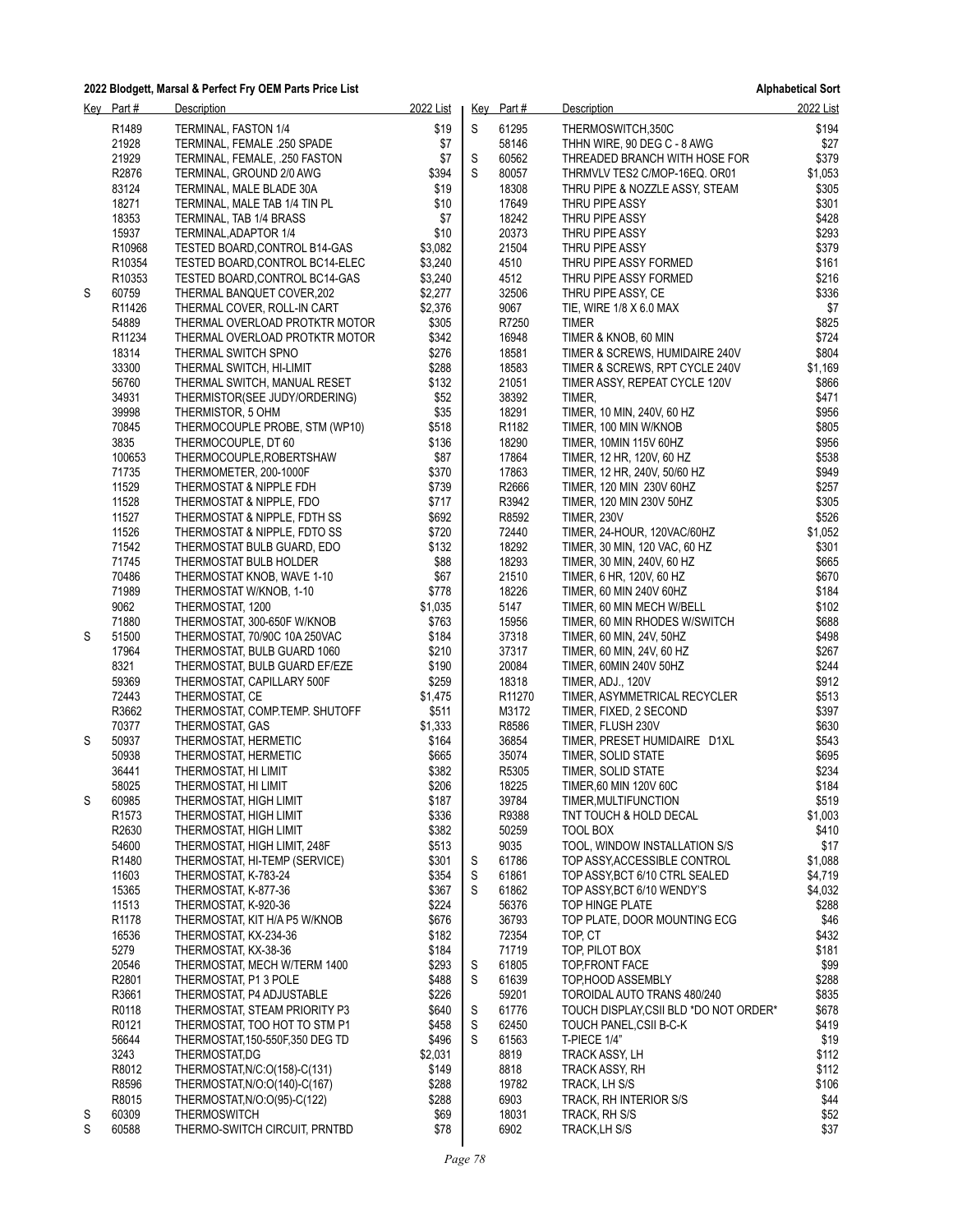## 2022 Blodgett, Marsal & Perfect Fry OEM Parts Price List

**Alphabetical Sort**

| Key | Part # | Description | 2022 List |
|---|---|---|---|
| | R1489 | TERMINAL, FASTON 1/4 | $19 |
| | 21928 | TERMINAL, FEMALE .250 SPADE | $7 |
| | 21929 | TERMINAL, FEMALE, .250 FASTON | $7 |
| | R2876 | TERMINAL, GROUND 2/0 AWG | $394 |
| | 83124 | TERMINAL, MALE BLADE 30A | $19 |
| | 18271 | TERMINAL, MALE TAB 1/4 TIN PL | $10 |
| | 18353 | TERMINAL, TAB 1/4 BRASS | $7 |
| | 15937 | TERMINAL,ADAPTOR 1/4 | $10 |
| | R10968 | TESTED BOARD,CONTROL B14-GAS | $3,082 |
| | R10354 | TESTED BOARD,CONTROL BC14-ELEC | $3,240 |
| | R10353 | TESTED BOARD,CONTROL BC14-GAS | $3,240 |
| S | 60759 | THERMAL BANQUET COVER,202 | $2,277 |
| | R11426 | THERMAL COVER, ROLL-IN CART | $2,376 |
| | 54889 | THERMAL OVERLOAD PROTKTR MOTOR | $305 |
| | R11234 | THERMAL OVERLOAD PROTKTR MOTOR | $342 |
| | 18314 | THERMAL SWITCH SPNO | $276 |
| | 33300 | THERMAL SWITCH, HI-LIMIT | $288 |
| | 56760 | THERMAL SWITCH, MANUAL RESET | $132 |
| | 34931 | THERMISTOR(SEE JUDY/ORDERING) | $52 |
| | 39998 | THERMISTOR, 5 OHM | $35 |
| | 70845 | THERMOCOUPLE PROBE, STM (WP10) | $518 |
| | 3835 | THERMOCOUPLE, DT 60 | $136 |
| | 100653 | THERMOCOUPLE,ROBERTSHAW | $87 |
| | 71735 | THERMOMETER, 200-1000F | $370 |
| | 11529 | THERMOSTAT & NIPPLE FDH | $739 |
| | 11528 | THERMOSTAT & NIPPLE, FDO | $717 |
| | 11527 | THERMOSTAT & NIPPLE, FDTH SS | $692 |
| | 11526 | THERMOSTAT & NIPPLE, FDTO SS | $720 |
| | 71542 | THERMOSTAT BULB GUARD, EDO | $132 |
| | 71745 | THERMOSTAT BULB HOLDER | $88 |
| | 70486 | THERMOSTAT KNOB, WAVE 1-10 | $67 |
| | 71989 | THERMOSTAT W/KNOB, 1-10 | $778 |
| | 9062 | THERMOSTAT, 1200 | $1,035 |
| | 71880 | THERMOSTAT, 300-650F W/KNOB | $763 |
| S | 51500 | THERMOSTAT, 70/90C 10A 250VAC | $184 |
| | 17964 | THERMOSTAT, BULB GUARD 1060 | $210 |
| | 8321 | THERMOSTAT, BULB GUARD EF/EZE | $190 |
| | 59369 | THERMOSTAT, CAPILLARY 500F | $259 |
| | 72443 | THERMOSTAT, CE | $1,475 |
| | R3662 | THERMOSTAT, COMP.TEMP. SHUTOFF | $511 |
| | 70377 | THERMOSTAT, GAS | $1,333 |
| S | 50937 | THERMOSTAT, HERMETIC | $164 |
| | 50938 | THERMOSTAT, HERMETIC | $665 |
| | 36441 | THERMOSTAT, HI LIMIT | $382 |
| | 58025 | THERMOSTAT, HI LIMIT | $206 |
| S | 60985 | THERMOSTAT, HIGH LIMIT | $187 |
| | R1573 | THERMOSTAT, HIGH LIMIT | $336 |
| | R2630 | THERMOSTAT, HIGH LIMIT | $382 |
| | 54600 | THERMOSTAT, HIGH LIMIT, 248F | $513 |
| | R1480 | THERMOSTAT, HI-TEMP (SERVICE) | $301 |
| | 11603 | THERMOSTAT, K-783-24 | $354 |
| | 15365 | THERMOSTAT, K-877-36 | $367 |
| | 11513 | THERMOSTAT, K-920-36 | $224 |
| | R1178 | THERMOSTAT, KIT H/A P5 W/KNOB | $676 |
| | 16536 | THERMOSTAT, KX-234-36 | $182 |
| | 5279 | THERMOSTAT, KX-38-36 | $184 |
| | 20546 | THERMOSTAT, MECH W/TERM 1400 | $293 |
| | R2801 | THERMOSTAT, P1 3 POLE | $488 |
| | R3661 | THERMOSTAT, P4 ADJUSTABLE | $226 |
| | R0118 | THERMOSTAT, STEAM PRIORITY P3 | $640 |
| | R0121 | THERMOSTAT, TOO HOT TO STM P1 | $458 |
| | 56644 | THERMOSTAT,150-550F,350 DEG TD | $496 |
| | 3243 | THERMOSTAT,DG | $2,031 |
| | R8012 | THERMOSTAT,N/C:O(158)-C(131) | $149 |
| | R8596 | THERMOSTAT,N/O:O(140)-C(167) | $288 |
| | R8015 | THERMOSTAT,N/O:O(95)-C(122) | $288 |
| S | 60309 | THERMOSWITCH | $69 |
| S | 60588 | THERMO-SWITCH CIRCUIT, PRNTBD | $78 |
| S | 61295 | THERMOSWITCH,350C | $194 |
| | 58146 | THHN WIRE, 90 DEG C - 8 AWG | $27 |
| S | 60562 | THREADED BRANCH WITH HOSE FOR | $379 |
| S | 80057 | THRMVLV TES2 C/MOP-16EQ. OR01 | $1,053 |
| | 18308 | THRU PIPE & NOZZLE ASSY, STEAM | $305 |
| | 17649 | THRU PIPE ASSY | $301 |
| | 18242 | THRU PIPE ASSY | $428 |
| | 20373 | THRU PIPE ASSY | $293 |
| | 21504 | THRU PIPE ASSY | $379 |
| | 4510 | THRU PIPE ASSY FORMED | $161 |
| | 4512 | THRU PIPE ASSY FORMED | $216 |
| | 32506 | THRU PIPE ASSY, CE | $336 |
| | 9067 | TIE, WIRE 1/8 X 6.0 MAX | $7 |
| | R7250 | TIMER | $825 |
| | 16948 | TIMER & KNOB, 60 MIN | $724 |
| | 18581 | TIMER & SCREWS, HUMIDAIRE 240V | $804 |
| | 18583 | TIMER & SCREWS, RPT CYCLE 240V | $1,169 |
| | 21051 | TIMER ASSY, REPEAT CYCLE 120V | $866 |
| | 38392 | TIMER, | $471 |
| | 18291 | TIMER, 10 MIN, 240V, 60 HZ | $956 |
| | R1182 | TIMER, 100 MIN W/KNOB | $805 |
| | 18290 | TIMER, 10MIN 115V 60HZ | $956 |
| | 17864 | TIMER, 12 HR, 120V, 60 HZ | $538 |
| | 17863 | TIMER, 12 HR, 240V, 50/60 HZ | $949 |
| | R2666 | TIMER, 120 MIN 230V 60HZ | $257 |
| | R3942 | TIMER, 120 MIN 230V 50HZ | $305 |
| | R8592 | TIMER, 230V | $526 |
| | 72440 | TIMER, 24-HOUR, 120VAC/60HZ | $1,052 |
| | 18292 | TIMER, 30 MIN, 120 VAC, 60 HZ | $301 |
| | 18293 | TIMER, 30 MIN, 240V, 60 HZ | $665 |
| | 21510 | TIMER, 6 HR, 120V, 60 HZ | $670 |
| | 18226 | TIMER, 60 MIN 240V 60HZ | $184 |
| | 5147 | TIMER, 60 MIN MECH W/BELL | $102 |
| | 15956 | TIMER, 60 MIN RHODES W/SWITCH | $688 |
| | 37318 | TIMER, 60 MIN, 24V, 50HZ | $498 |
| | 37317 | TIMER, 60 MIN, 24V, 60 HZ | $267 |
| | 20084 | TIMER, 60MIN 240V 50HZ | $244 |
| | 18318 | TIMER, ADJ., 120V | $912 |
| | R11270 | TIMER, ASYMMETRICAL RECYCLER | $513 |
| | M3172 | TIMER, FIXED, 2 SECOND | $397 |
| | R8586 | TIMER, FLUSH 230V | $630 |
| | 36854 | TIMER, PRESET HUMIDAIRE D1XL | $543 |
| | 35074 | TIMER, SOLID STATE | $695 |
| | R5305 | TIMER, SOLID STATE | $234 |
| | 18225 | TIMER,60 MIN 120V 60C | $184 |
| | 39784 | TIMER,MULTIFUNCTION | $519 |
| | R9388 | TNT TOUCH & HOLD DECAL | $1,003 |
| | 50259 | TOOL BOX | $410 |
| | 9035 | TOOL, WINDOW INSTALLATION S/S | $17 |
| S | 61786 | TOP ASSY,ACCESSIBLE CONTROL | $1,088 |
| S | 61861 | TOP ASSY,BCT 6/10 CTRL SEALED | $4,719 |
| S | 61862 | TOP ASSY,BCT 6/10 WENDY'S | $4,032 |
| | 56376 | TOP HINGE PLATE | $288 |
| | 36793 | TOP PLATE, DOOR MOUNTING ECG | $46 |
| | 72354 | TOP, CT | $432 |
| | 71719 | TOP, PILOT BOX | $181 |
| S | 61805 | TOP,FRONT FACE | $99 |
| S | 61639 | TOP,HOOD ASSEMBLY | $288 |
| | 59201 | TOROIDAL AUTO TRANS 480/240 | $835 |
| S | 61776 | TOUCH DISPLAY,CSII BLD *DO NOT ORDER* | $678 |
| S | 62450 | TOUCH PANEL,CSII B-C-K | $419 |
| S | 61563 | T-PIECE 1/4" | $19 |
| | 8819 | TRACK ASSY, LH | $112 |
| | 8818 | TRACK ASSY, RH | $112 |
| | 19782 | TRACK, LH S/S | $106 |
| | 6903 | TRACK, RH INTERIOR S/S | $44 |
| | 18031 | TRACK, RH S/S | $52 |
| | 6902 | TRACK,LH S/S | $37 |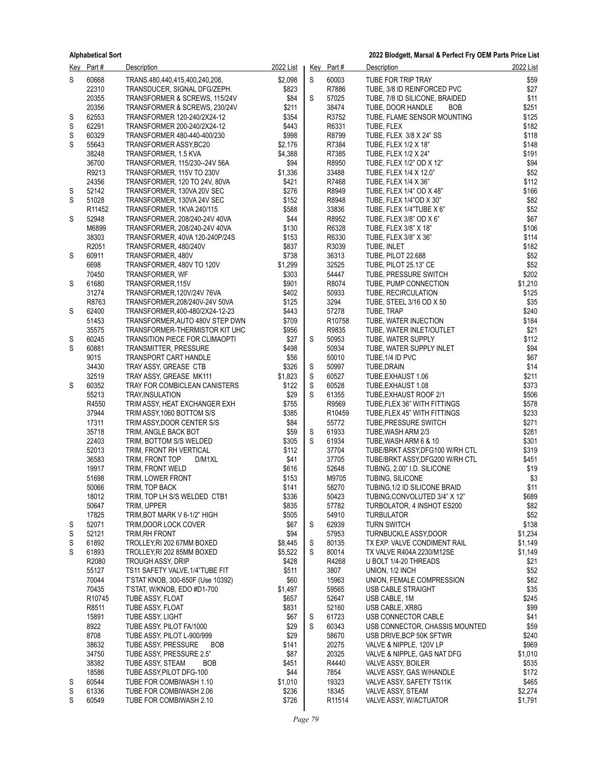| Key | Part # | Description | 2022 List |
|---|---|---|---|
| S | 60668 | TRANS.480,440,415,400,240,208, | $2,098 |
|  | 22310 | TRANSDUCER, SIGNAL DFG/ZEPH. | $823 |
|  | 20355 | TRANSFORMER & SCREWS, 115/24V | $84 |
|  | 20356 | TRANSFORMER & SCREWS, 230/24V | $211 |
| S | 62553 | TRANSFORMER 120-240/2X24-12 | $354 |
| S | 62291 | TRANSFORMER 200-240/2X24-12 | $443 |
| S | 60329 | TRANSFORMER 480-440-400/230 | $998 |
| S | 55643 | TRANSFORMER ASSY,BC20 | $2,176 |
|  | 38248 | TRANSFORMER, 1.5 KVA | $4,388 |
|  | 36700 | TRANSFORMER, 115/230--24V 56A | $94 |
|  | R9213 | TRANSFORMER, 115V TO 230V | $1,336 |
|  | 24356 | TRANSFORMER, 120 TO 24V, 80VA | $421 |
| S | 52142 | TRANSFORMER, 130VA 20V SEC | $276 |
| S | 51028 | TRANSFORMER, 130VA 24V SEC | $152 |
|  | R11452 | TRANSFORMER, 1KVA 240/115 | $588 |
| S | 52948 | TRANSFORMER, 208/240-24V 40VA | $44 |
|  | M6899 | TRANSFORMER, 208/240-24V 40VA | $130 |
|  | 38303 | TRANSFORMER, 40VA 120-240P/24S | $153 |
|  | R2051 | TRANSFORMER, 480/240V | $837 |
| S | 60911 | TRANSFORMER, 480V | $738 |
|  | 6698 | TRANSFORMER, 480V TO 120V | $1,299 |
|  | 70450 | TRANSFORMER, WF | $303 |
| S | 61680 | TRANSFORMER,115V | $901 |
|  | 31274 | TRANSFORMER,120V/24V 76VA | $402 |
|  | R8763 | TRANSFORMER,208/240V-24V 50VA | $125 |
| S | 62400 | TRANSFORMER,400-480/2X24-12-23 | $443 |
|  | 51453 | TRANSFORMER,AUTO 480V STEP DWN | $709 |
|  | 35575 | TRANSFORMER-THERMISTOR KIT UHC | $956 |
| S | 60245 | TRANSITION PIECE FOR CLIMAOPTI | $27 |
| S | 60881 | TRANSMITTER, PRESSURE | $498 |
|  | 9015 | TRANSPORT CART HANDLE | $56 |
|  | 34430 | TRAY ASSY, GREASE CTB | $326 |
|  | 32519 | TRAY ASSY, GREASE MK111 | $1,823 |
| S | 60352 | TRAY FOR COMBICLEAN CANISTERS | $122 |
|  | 55213 | TRAY,INSULATION | $29 |
|  | R4550 | TRIM ASSY, HEAT EXCHANGER EXH | $755 |
|  | 37944 | TRIM ASSY,1060 BOTTOM S/S | $385 |
|  | 17311 | TRIM ASSY,DOOR CENTER S/S | $84 |
|  | 35718 | TRIM, ANGLE BACK BOT | $59 |
|  | 22403 | TRIM, BOTTOM S/S WELDED | $305 |
|  | 52013 | TRIM, FRONT RH VERTICAL | $112 |
|  | 36583 | TRIM, FRONT TOP D/M1XL | $41 |
|  | 19917 | TRIM, FRONT WELD | $616 |
|  | 51698 | TRIM, LOWER FRONT | $153 |
|  | 50066 | TRIM, TOP BACK | $141 |
|  | 18012 | TRIM, TOP LH S/S WELDED CTB1 | $336 |
|  | 50647 | TRIM, UPPER | $835 |
|  | 17825 | TRIM,BOT MARK V 6-1/2" HIGH | $505 |
| S | 52071 | TRIM,DOOR LOCK COVER | $67 |
| S | 52121 | TRIM,RH FRONT | $94 |
| S | 61892 | TROLLEY,RI 202 67MM BOXED | $8,445 |
| S | 61893 | TROLLEY,RI 202 85MM BOXED | $5,522 |
|  | R2080 | TROUGH ASSY, DRIP | $428 |
|  | 55127 | TS11 SAFETY VALVE,1/4"TUBE FIT | $511 |
|  | 70044 | T'STAT KNOB, 300-650F (Use 10392) | $60 |
|  | 70435 | T'STAT, W/KNOB, EDO #D1-700 | $1,497 |
|  | R10745 | TUBE ASSY, FLOAT | $657 |
|  | R8511 | TUBE ASSY, FLOAT | $831 |
|  | 15891 | TUBE ASSY, LIGHT | $67 |
|  | 8922 | TUBE ASSY, PILOT FA/1000 | $29 |
|  | 8708 | TUBE ASSY, PILOT L-900/999 | $29 |
|  | 38632 | TUBE ASSY, PRESSURE BOB | $141 |
|  | 34750 | TUBE ASSY, PRESSURE 2.5" | $87 |
|  | 38382 | TUBE ASSY, STEAM BOB | $451 |
|  | 18586 | TUBE ASSY,PILOT DFG-100 | $44 |
| S | 60544 | TUBE FOR COMBIWASH 1.10 | $1,010 |
| S | 61336 | TUBE FOR COMBIWASH 2.06 | $236 |
| S | 60549 | TUBE FOR COMBIWASH 2.10 | $726 |
| S | 60003 | TUBE FOR TRIP TRAY | $59 |
|  | R7886 | TUBE, 3/8 ID REINFORCED PVC | $27 |
| S | 57025 | TUBE, 7/8 ID SILICONE, BRAIDED | $11 |
|  | 38474 | TUBE, DOOR HANDLE BOB | $251 |
|  | R3752 | TUBE, FLAME SENSOR MOUNTING | $125 |
|  | R6331 | TUBE, FLEX | $182 |
|  | R8799 | TUBE, FLEX 3/8 X 24" SS | $118 |
|  | R7384 | TUBE, FLEX 1/2 X 18" | $148 |
|  | R7385 | TUBE, FLEX 1/2 X 24" | $191 |
|  | R8950 | TUBE, FLEX 1/2" OD X 12" | $94 |
|  | 33488 | TUBE, FLEX 1/4 X 12.0" | $52 |
|  | R7468 | TUBE, FLEX 1/4 X 36" | $112 |
|  | R8949 | TUBE, FLEX 1/4" OD X 48" | $166 |
|  | R8948 | TUBE, FLEX 1/4"OD X 30" | $82 |
|  | 33836 | TUBE, FLEX 1/4"TUBE X 6" | $52 |
|  | R8952 | TUBE, FLEX 3/8" OD X 6" | $67 |
|  | R6328 | TUBE, FLEX 3/8" X 18" | $106 |
|  | R6330 | TUBE, FLEX 3/8" X 36" | $114 |
|  | R3039 | TUBE, INLET | $182 |
|  | 36313 | TUBE, PILOT 22.688 | $52 |
|  | 32525 | TUBE, PILOT 25.13" CE | $52 |
|  | 54447 | TUBE, PRESSURE SWITCH | $202 |
|  | R8074 | TUBE, PUMP CONNECTION | $1,210 |
|  | 50933 | TUBE, RECIRCULATION | $125 |
|  | 3294 | TUBE, STEEL 3/16 OD X 50 | $35 |
|  | 57278 | TUBE, TRAP | $240 |
|  | R10758 | TUBE, WATER INJECTION | $184 |
|  | R9835 | TUBE, WATER INLET/OUTLET | $21 |
| S | 50953 | TUBE, WATER SUPPLY | $112 |
|  | 50934 | TUBE, WATER SUPPLY INLET | $94 |
|  | 50010 | TUBE,1/4 ID PVC | $67 |
| S | 50997 | TUBE,DRAIN | $14 |
| S | 60527 | TUBE,EXHAUST 1.06 | $211 |
| S | 60528 | TUBE,EXHAUST 1.08 | $373 |
| S | 61355 | TUBE,EXHAUST ROOF 2/1 | $506 |
|  | R9569 | TUBE,FLEX 36" WITH FITTINGS | $578 |
|  | R10459 | TUBE,FLEX 45" WITH FITTINGS | $233 |
|  | 55772 | TUBE,PRESSURE SWITCH | $271 |
| S | 61933 | TUBE,WASH ARM 2/3 | $281 |
| S | 61934 | TUBE,WASH ARM 6 & 10 | $301 |
|  | 37704 | TUBE/BRKT ASSY,DFG100 W/RH CTL | $319 |
|  | 37705 | TUBE/BRKT ASSY,DFG200 W/RH CTL | $451 |
|  | 52648 | TUBING, 2.00" I.D. SILICONE | $19 |
|  | M9705 | TUBING, SILICONE | $3 |
|  | 58270 | TUBING,1/2 ID SILICONE BRAID | $11 |
|  | 50423 | TUBING,CONVOLUTED 3/4" X 12" | $689 |
|  | 57782 | TURBOLATOR, 4 INSHOT ES200 | $82 |
|  | 54910 | TURBULATOR | $52 |
| S | 62939 | TURN SWITCH | $138 |
|  | 57953 | TURNBUCKLE ASSY,DOOR | $1,234 |
| S | 80135 | TX EXP. VALVE CONDIMENT RAIL | $1,149 |
| S | 80014 | TX VALVE R404A 2230/M12SE | $1,149 |
|  | R4268 | U BOLT 1/4-20 THREADS | $21 |
|  | 3807 | UNION, 1/2 INCH | $52 |
|  | 15963 | UNION, FEMALE COMPRESSION | $82 |
|  | 59565 | USB CABLE STRAIGHT | $35 |
|  | 52647 | USB CABLE, 1M | $245 |
|  | 52160 | USB CABLE, XR8G | $99 |
| S | 61723 | USB CONNECTOR CABLE | $41 |
| S | 60343 | USB CONNECTOR, CHASSIS MOUNTED | $59 |
|  | 58670 | USB DRIVE,BCP 50K SFTWR | $240 |
|  | 20275 | VALVE & NIPPLE, 120V LP | $969 |
|  | 20325 | VALVE & NIPPLE, GAS NAT DFG | $1,010 |
|  | R4440 | VALVE ASSY, BOILER | $535 |
|  | 7854 | VALVE ASSY, GAS W/HANDLE | $172 |
|  | 19323 | VALVE ASSY, SAFETY TS11K | $465 |
|  | 18345 | VALVE ASSY, STEAM | $2,274 |
|  | R11514 | VALVE ASSY, W/ACTUATOR | $1,791 |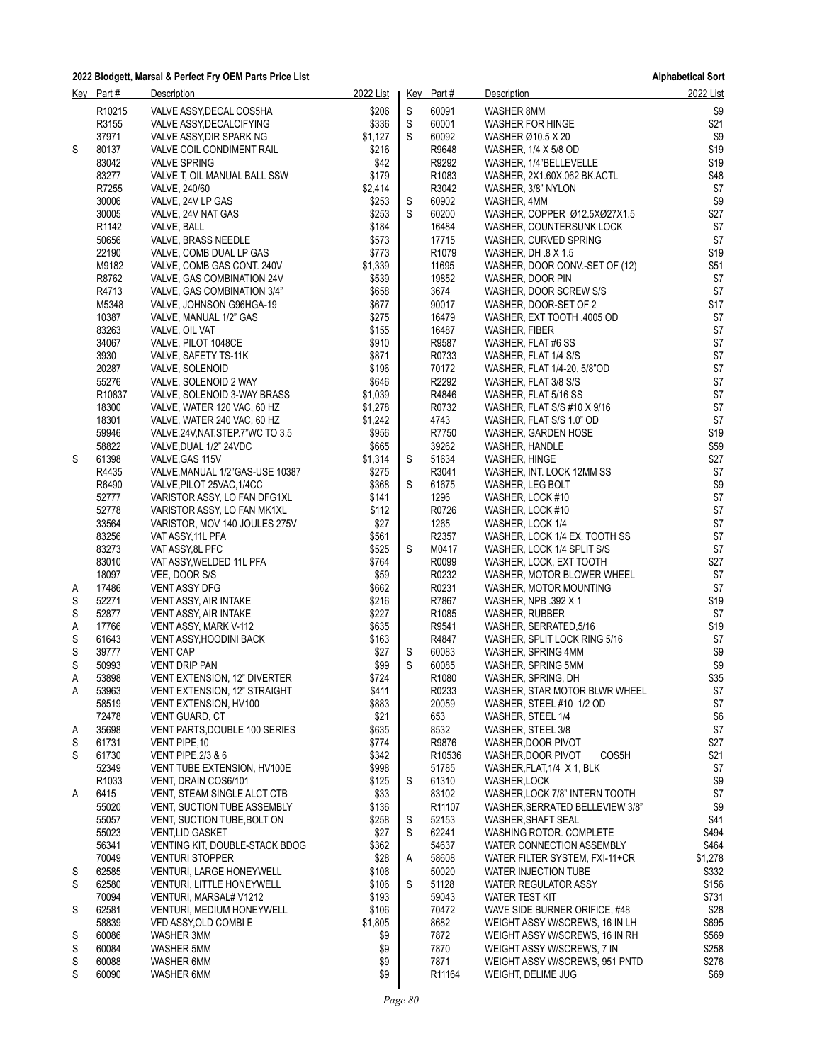**2022 Blodgett, Marsal & Perfect Fry OEM Parts Price List** — **Alphabetical Sort**

| Key | Part # | Description | 2022 List |
|---|---|---|---|
| | R10215 | VALVE ASSY,DECAL COS5HA | $206 |
| | R3155 | VALVE ASSY,DECALCIFYING | $336 |
| | 37971 | VALVE ASSY,DIR SPARK NG | $1,127 |
| S | 80137 | VALVE COIL CONDIMENT RAIL | $216 |
| | 83042 | VALVE SPRING | $42 |
| | 83277 | VALVE T, OIL MANUAL BALL SSW | $179 |
| | R7255 | VALVE, 240/60 | $2,414 |
| | 30006 | VALVE, 24V LP GAS | $253 |
| | 30005 | VALVE, 24V NAT GAS | $253 |
| | R1142 | VALVE, BALL | $184 |
| | 50656 | VALVE, BRASS NEEDLE | $573 |
| | 22190 | VALVE, COMB DUAL LP GAS | $773 |
| | M9182 | VALVE, COMB GAS CONT. 240V | $1,339 |
| | R8762 | VALVE, GAS COMBINATION 24V | $539 |
| | R4713 | VALVE, GAS COMBINATION 3/4" | $658 |
| | M5348 | VALVE, JOHNSON G96HGA-19 | $677 |
| | 10387 | VALVE, MANUAL 1/2" GAS | $275 |
| | 83263 | VALVE, OIL VAT | $155 |
| | 34067 | VALVE, PILOT 1048CE | $910 |
| | 3930 | VALVE, SAFETY TS-11K | $871 |
| | 20287 | VALVE, SOLENOID | $196 |
| | 55276 | VALVE, SOLENOID 2 WAY | $646 |
| | R10837 | VALVE, SOLENOID 3-WAY BRASS | $1,039 |
| | 18300 | VALVE, WATER 120 VAC, 60 HZ | $1,278 |
| | 18301 | VALVE, WATER 240 VAC, 60 HZ | $1,242 |
| | 59946 | VALVE,24V,NAT.STEP.7"WC TO 3.5 | $956 |
| | 58822 | VALVE,DUAL 1/2" 24VDC | $665 |
| S | 61398 | VALVE,GAS 115V | $1,314 |
| | R4435 | VALVE,MANUAL 1/2"GAS-USE 10387 | $275 |
| | R6490 | VALVE,PILOT 25VAC,1/4CC | $368 |
| | 52777 | VARISTOR ASSY, LO FAN DFG1XL | $141 |
| | 52778 | VARISTOR ASSY, LO FAN MK1XL | $112 |
| | 33564 | VARISTOR, MOV 140 JOULES 275V | $27 |
| | 83256 | VAT ASSY,11L PFA | $561 |
| | 83273 | VAT ASSY,8L PFC | $525 |
| | 83010 | VAT ASSY,WELDED 11L PFA | $764 |
| | 18097 | VEE, DOOR S/S | $59 |
| A | 17486 | VENT ASSY DFG | $662 |
| S | 52271 | VENT ASSY, AIR INTAKE | $216 |
| S | 52877 | VENT ASSY, AIR INTAKE | $227 |
| A | 17766 | VENT ASSY, MARK V-112 | $635 |
| S | 61643 | VENT ASSY,HOODINI BACK | $163 |
| S | 39777 | VENT CAP | $27 |
| S | 50993 | VENT DRIP PAN | $99 |
| A | 53898 | VENT EXTENSION, 12" DIVERTER | $724 |
| A | 53963 | VENT EXTENSION, 12" STRAIGHT | $411 |
| | 58519 | VENT EXTENSION, HV100 | $883 |
| | 72478 | VENT GUARD, CT | $21 |
| A | 35698 | VENT PARTS,DOUBLE 100 SERIES | $635 |
| S | 61731 | VENT PIPE,10 | $774 |
| S | 61730 | VENT PIPE,2/3 & 6 | $342 |
| | 52349 | VENT TUBE EXTENSION, HV100E | $998 |
| | R1033 | VENT, DRAIN COS6/101 | $125 |
| A | 6415 | VENT, STEAM SINGLE ALCT CTB | $33 |
| | 55020 | VENT, SUCTION TUBE ASSEMBLY | $136 |
| | 55057 | VENT, SUCTION TUBE,BOLT ON | $258 |
| | 55023 | VENT,LID GASKET | $27 |
| | 56341 | VENTING KIT, DOUBLE-STACK BDOG | $362 |
| | 70049 | VENTURI STOPPER | $28 |
| S | 62585 | VENTURI, LARGE HONEYWELL | $106 |
| S | 62580 | VENTURI, LITTLE HONEYWELL | $106 |
| | 70094 | VENTURI, MARSAL# V1212 | $193 |
| S | 62581 | VENTURI, MEDIUM HONEYWELL | $106 |
| | 58839 | VFD ASSY,OLD COMBI E | $1,805 |
| S | 60086 | WASHER 3MM | $9 |
| S | 60084 | WASHER 5MM | $9 |
| S | 60088 | WASHER 6MM | $9 |
| S | 60090 | WASHER 6MM | $9 |
| S | 60091 | WASHER 8MM | $9 |
| S | 60001 | WASHER FOR HINGE | $21 |
| S | 60092 | WASHER Ø10.5 X 20 | $9 |
| | R9648 | WASHER, 1/4 X 5/8 OD | $19 |
| | R9292 | WASHER, 1/4"BELLEVELLE | $19 |
| | R1083 | WASHER, 2X1.60X.062 BK.ACTL | $48 |
| | R3042 | WASHER, 3/8" NYLON | $7 |
| S | 60902 | WASHER, 4MM | $9 |
| S | 60200 | WASHER, COPPER Ø12.5XØ27X1.5 | $27 |
| | 16484 | WASHER, COUNTERSUNK LOCK | $7 |
| | 17715 | WASHER, CURVED SPRING | $7 |
| | R1079 | WASHER, DH .8 X 1.5 | $19 |
| | 11695 | WASHER, DOOR CONV.-SET OF (12) | $51 |
| | 19852 | WASHER, DOOR PIN | $7 |
| | 3674 | WASHER, DOOR SCREW S/S | $7 |
| | 90017 | WASHER, DOOR-SET OF 2 | $17 |
| | 16479 | WASHER, EXT TOOTH .4005 OD | $7 |
| | 16487 | WASHER, FIBER | $7 |
| | R9587 | WASHER, FLAT #6 SS | $7 |
| | R0733 | WASHER, FLAT 1/4 S/S | $7 |
| | 70172 | WASHER, FLAT 1/4-20, 5/8"OD | $7 |
| | R2292 | WASHER, FLAT 3/8 S/S | $7 |
| | R4846 | WASHER, FLAT 5/16 SS | $7 |
| | R0732 | WASHER, FLAT S/S #10 X 9/16 | $7 |
| | 4743 | WASHER, FLAT S/S 1.0" OD | $7 |
| | R7750 | WASHER, GARDEN HOSE | $19 |
| | 39262 | WASHER, HANDLE | $59 |
| S | 51634 | WASHER, HINGE | $27 |
| | R3041 | WASHER, INT. LOCK 12MM SS | $7 |
| S | 61675 | WASHER, LEG BOLT | $9 |
| | 1296 | WASHER, LOCK #10 | $7 |
| | R0726 | WASHER, LOCK #10 | $7 |
| | 1265 | WASHER, LOCK 1/4 | $7 |
| | R2357 | WASHER, LOCK 1/4 EX. TOOTH SS | $7 |
| S | M0417 | WASHER, LOCK 1/4 SPLIT S/S | $7 |
| | R0099 | WASHER, LOCK, EXT TOOTH | $27 |
| | R0232 | WASHER, MOTOR BLOWER WHEEL | $7 |
| | R0231 | WASHER, MOTOR MOUNTING | $7 |
| | R7867 | WASHER, NPB .392 X 1 | $19 |
| | R1085 | WASHER, RUBBER | $7 |
| | R9541 | WASHER, SERRATED,5/16 | $19 |
| | R4847 | WASHER, SPLIT LOCK RING 5/16 | $7 |
| S | 60083 | WASHER, SPRING 4MM | $9 |
| S | 60085 | WASHER, SPRING 5MM | $9 |
| | R1080 | WASHER, SPRING, DH | $35 |
| | R0233 | WASHER, STAR MOTOR BLWR WHEEL | $7 |
| | 20059 | WASHER, STEEL #10 1/2 OD | $7 |
| | 653 | WASHER, STEEL 1/4 | $6 |
| | 8532 | WASHER, STEEL 3/8 | $7 |
| | R9876 | WASHER,DOOR PIVOT | $27 |
| | R10536 | WASHER,DOOR PIVOT COS5H | $21 |
| | 51785 | WASHER,FLAT,1/4 X 1, BLK | $7 |
| S | 61310 | WASHER,LOCK | $9 |
| | 83102 | WASHER,LOCK 7/8" INTERN TOOTH | $7 |
| | R11107 | WASHER,SERRATED BELLEVIEW 3/8" | $9 |
| S | 52153 | WASHER,SHAFT SEAL | $41 |
| S | 62241 | WASHING ROTOR. COMPLETE | $494 |
| | 54637 | WATER CONNECTION ASSEMBLY | $464 |
| A | 58608 | WATER FILTER SYSTEM, FXI-11+CR | $1,278 |
| | 50020 | WATER INJECTION TUBE | $332 |
| S | 51128 | WATER REGULATOR ASSY | $156 |
| | 59043 | WATER TEST KIT | $731 |
| | 70472 | WAVE SIDE BURNER ORIFICE, #48 | $28 |
| | 8682 | WEIGHT ASSY W/SCREWS, 16 IN LH | $695 |
| | 7872 | WEIGHT ASSY W/SCREWS, 16 IN RH | $569 |
| | 7870 | WEIGHT ASSY W/SCREWS, 7 IN | $258 |
| | 7871 | WEIGHT ASSY W/SCREWS, 951 PNTD | $276 |
| | R11164 | WEIGHT, DELIME JUG | $69 |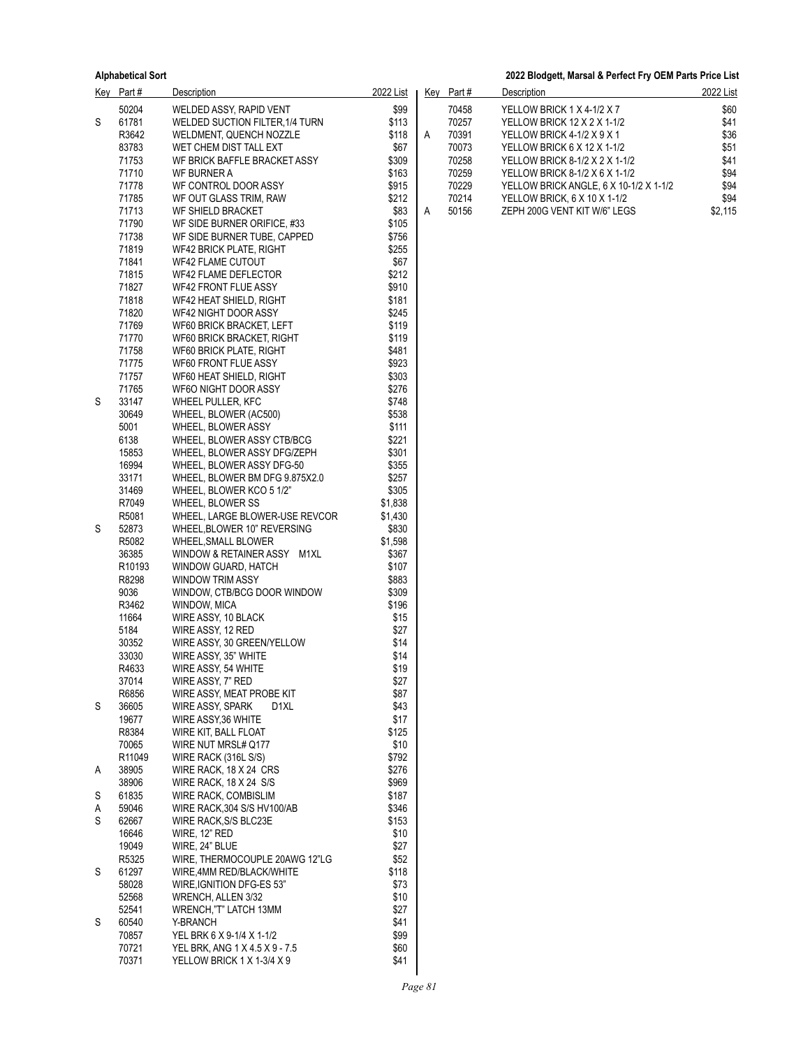| Key | Part # | Description | 2022 List |
|---|---|---|---|
| | 50204 | WELDED ASSY, RAPID VENT | $99 |
| S | 61781 | WELDED SUCTION FILTER,1/4 TURN | $113 |
| | R3642 | WELDMENT, QUENCH NOZZLE | $118 |
| | 83783 | WET CHEM DIST TALL EXT | $67 |
| | 71753 | WF BRICK BAFFLE BRACKET ASSY | $309 |
| | 71710 | WF BURNER A | $163 |
| | 71778 | WF CONTROL DOOR ASSY | $915 |
| | 71785 | WF OUT GLASS TRIM, RAW | $212 |
| | 71713 | WF SHIELD BRACKET | $83 |
| | 71790 | WF SIDE BURNER ORIFICE, #33 | $105 |
| | 71738 | WF SIDE BURNER TUBE, CAPPED | $756 |
| | 71819 | WF42 BRICK PLATE, RIGHT | $255 |
| | 71841 | WF42 FLAME CUTOUT | $67 |
| | 71815 | WF42 FLAME DEFLECTOR | $212 |
| | 71827 | WF42 FRONT FLUE ASSY | $910 |
| | 71818 | WF42 HEAT SHIELD, RIGHT | $181 |
| | 71820 | WF42 NIGHT DOOR ASSY | $245 |
| | 71769 | WF60 BRICK BRACKET, LEFT | $119 |
| | 71770 | WF60 BRICK BRACKET, RIGHT | $119 |
| | 71758 | WF60 BRICK PLATE, RIGHT | $481 |
| | 71775 | WF60 FRONT FLUE ASSY | $923 |
| | 71757 | WF60 HEAT SHIELD, RIGHT | $303 |
| | 71765 | WF6O NIGHT DOOR ASSY | $276 |
| S | 33147 | WHEEL PULLER, KFC | $748 |
| | 30649 | WHEEL, BLOWER (AC500) | $538 |
| | 5001 | WHEEL, BLOWER ASSY | $111 |
| | 6138 | WHEEL, BLOWER ASSY CTB/BCG | $221 |
| | 15853 | WHEEL, BLOWER ASSY DFG/ZEPH | $301 |
| | 16994 | WHEEL, BLOWER ASSY DFG-50 | $355 |
| | 33171 | WHEEL, BLOWER BM DFG 9.875X2.0 | $257 |
| | 31469 | WHEEL, BLOWER KCO 5 1/2" | $305 |
| | R7049 | WHEEL, BLOWER SS | $1,838 |
| | R5081 | WHEEL, LARGE BLOWER-USE REVCOR | $1,430 |
| S | 52873 | WHEEL,BLOWER 10" REVERSING | $830 |
| | R5082 | WHEEL,SMALL BLOWER | $1,598 |
| | 36385 | WINDOW & RETAINER ASSY M1XL | $367 |
| | R10193 | WINDOW GUARD, HATCH | $107 |
| | R8298 | WINDOW TRIM ASSY | $883 |
| | 9036 | WINDOW, CTB/BCG DOOR WINDOW | $309 |
| | R3462 | WINDOW, MICA | $196 |
| | 11664 | WIRE ASSY, 10 BLACK | $15 |
| | 5184 | WIRE ASSY, 12 RED | $27 |
| | 30352 | WIRE ASSY, 30 GREEN/YELLOW | $14 |
| | 33030 | WIRE ASSY, 35" WHITE | $14 |
| | R4633 | WIRE ASSY, 54 WHITE | $19 |
| | 37014 | WIRE ASSY, 7" RED | $27 |
| | R6856 | WIRE ASSY, MEAT PROBE KIT | $87 |
| S | 36605 | WIRE ASSY, SPARK D1XL | $43 |
| | 19677 | WIRE ASSY,36 WHITE | $17 |
| | R8384 | WIRE KIT, BALL FLOAT | $125 |
| | 70065 | WIRE NUT MRSL# Q177 | $10 |
| | R11049 | WIRE RACK (316L S/S) | $792 |
| A | 38905 | WIRE RACK, 18 X 24 CRS | $276 |
| | 38906 | WIRE RACK, 18 X 24 S/S | $969 |
| S | 61835 | WIRE RACK, COMBISLIM | $187 |
| A | 59046 | WIRE RACK,304 S/S HV100/AB | $346 |
| S | 62667 | WIRE RACK,S/S BLC23E | $153 |
| | 16646 | WIRE, 12" RED | $10 |
| | 19049 | WIRE, 24" BLUE | $27 |
| | R5325 | WIRE, THERMOCOUPLE 20AWG 12"LG | $52 |
| S | 61297 | WIRE,4MM RED/BLACK/WHITE | $118 |
| | 58028 | WIRE,IGNITION DFG-ES 53" | $73 |
| | 52568 | WRENCH, ALLEN 3/32 | $10 |
| | 52541 | WRENCH,"T" LATCH 13MM | $27 |
| S | 60540 | Y-BRANCH | $41 |
| | 70857 | YEL BRK 6 X 9-1/4 X 1-1/2 | $99 |
| | 70721 | YEL BRK, ANG 1 X 4.5 X 9 - 7.5 | $60 |
| | 70371 | YELLOW BRICK 1 X 1-3/4 X 9 | $41 |
| | 70458 | YELLOW BRICK 1 X 4-1/2 X 7 | $60 |
| | 70257 | YELLOW BRICK 12 X 2 X 1-1/2 | $41 |
| A | 70391 | YELLOW BRICK 4-1/2 X 9 X 1 | $36 |
| | 70073 | YELLOW BRICK 6 X 12 X 1-1/2 | $51 |
| | 70258 | YELLOW BRICK 8-1/2 X 2 X 1-1/2 | $41 |
| | 70259 | YELLOW BRICK 8-1/2 X 6 X 1-1/2 | $94 |
| | 70229 | YELLOW BRICK ANGLE, 6 X 10-1/2 X 1-1/2 | $94 |
| | 70214 | YELLOW BRICK, 6 X 10 X 1-1/2 | $94 |
| A | 50156 | ZEPH 200G VENT KIT W/6" LEGS | $2,115 |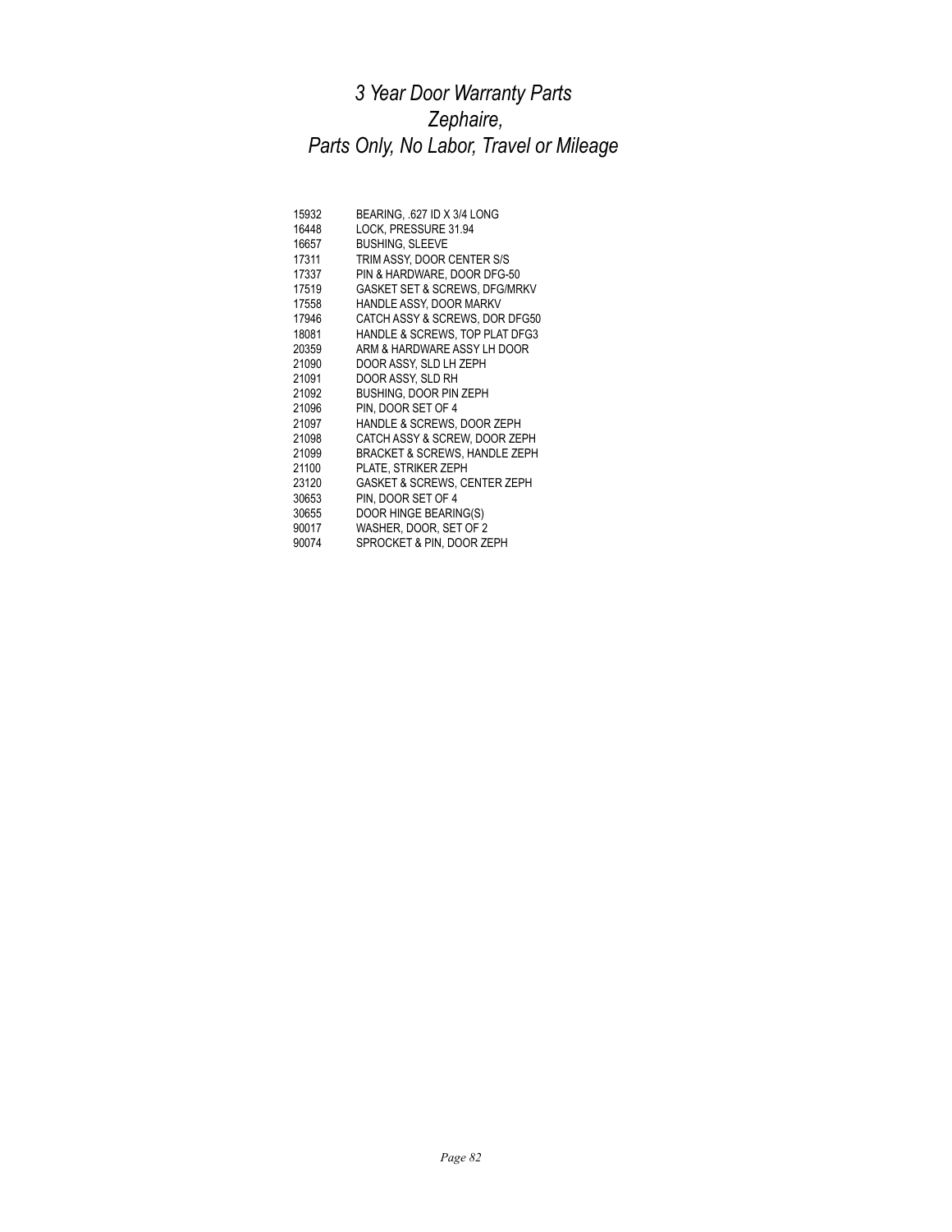# *3 Year Door Warranty Parts*
# *Zephaire,*
# *Parts Only, No Labor, Travel or Mileage*

| | |
|---|---|
| 15932 | BEARING, .627 ID X 3/4 LONG |
| 16448 | LOCK, PRESSURE 31.94 |
| 16657 | BUSHING, SLEEVE |
| 17311 | TRIM ASSY, DOOR CENTER S/S |
| 17337 | PIN & HARDWARE, DOOR DFG-50 |
| 17519 | GASKET SET & SCREWS, DFG/MRKV |
| 17558 | HANDLE ASSY, DOOR MARKV |
| 17946 | CATCH ASSY & SCREWS, DOR DFG50 |
| 18081 | HANDLE & SCREWS, TOP PLAT DFG3 |
| 20359 | ARM & HARDWARE ASSY LH DOOR |
| 21090 | DOOR ASSY, SLD LH ZEPH |
| 21091 | DOOR ASSY, SLD RH |
| 21092 | BUSHING, DOOR PIN ZEPH |
| 21096 | PIN, DOOR SET OF 4 |
| 21097 | HANDLE & SCREWS, DOOR ZEPH |
| 21098 | CATCH ASSY & SCREW, DOOR ZEPH |
| 21099 | BRACKET & SCREWS, HANDLE ZEPH |
| 21100 | PLATE, STRIKER ZEPH |
| 23120 | GASKET & SCREWS, CENTER ZEPH |
| 30653 | PIN, DOOR SET OF 4 |
| 30655 | DOOR HINGE BEARING(S) |
| 90017 | WASHER, DOOR, SET OF 2 |
| 90074 | SPROCKET & PIN, DOOR ZEPH |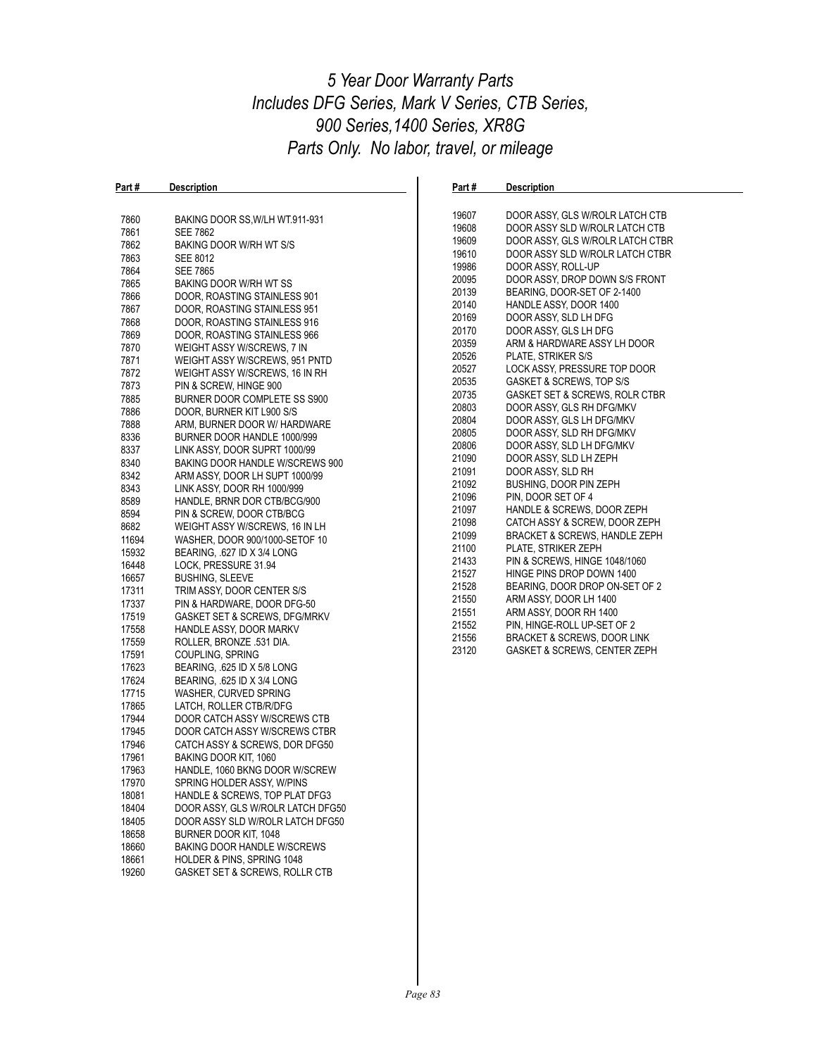# *5 Year Door Warranty Parts*
# *Includes DFG Series, Mark V Series, CTB Series, 900 Series,1400 Series, XR8G*
# *Parts Only. No labor, travel, or mileage*

| Part # | Description |
|---|---|
| 7860 | BAKING DOOR SS,W/LH WT.911-931 |
| 7861 | SEE 7862 |
| 7862 | BAKING DOOR W/RH WT S/S |
| 7863 | SEE 8012 |
| 7864 | SEE 7865 |
| 7865 | BAKING DOOR W/RH WT SS |
| 7866 | DOOR, ROASTING STAINLESS 901 |
| 7867 | DOOR, ROASTING STAINLESS 951 |
| 7868 | DOOR, ROASTING STAINLESS 916 |
| 7869 | DOOR, ROASTING STAINLESS 966 |
| 7870 | WEIGHT ASSY W/SCREWS, 7 IN |
| 7871 | WEIGHT ASSY W/SCREWS, 951 PNTD |
| 7872 | WEIGHT ASSY W/SCREWS, 16 IN RH |
| 7873 | PIN & SCREW, HINGE 900 |
| 7885 | BURNER DOOR COMPLETE SS S900 |
| 7886 | DOOR, BURNER KIT L900 S/S |
| 7888 | ARM, BURNER DOOR W/ HARDWARE |
| 8336 | BURNER DOOR HANDLE 1000/999 |
| 8337 | LINK ASSY, DOOR SUPRT 1000/99 |
| 8340 | BAKING DOOR HANDLE W/SCREWS 900 |
| 8342 | ARM ASSY, DOOR LH SUPT 1000/99 |
| 8343 | LINK ASSY, DOOR RH 1000/999 |
| 8589 | HANDLE, BRNR DOR CTB/BCG/900 |
| 8594 | PIN & SCREW, DOOR CTB/BCG |
| 8682 | WEIGHT ASSY W/SCREWS, 16 IN LH |
| 11694 | WASHER, DOOR 900/1000-SETOF 10 |
| 15932 | BEARING, .627 ID X 3/4 LONG |
| 16448 | LOCK, PRESSURE 31.94 |
| 16657 | BUSHING, SLEEVE |
| 17311 | TRIM ASSY, DOOR CENTER S/S |
| 17337 | PIN & HARDWARE, DOOR DFG-50 |
| 17519 | GASKET SET & SCREWS, DFG/MRKV |
| 17558 | HANDLE ASSY, DOOR MARKV |
| 17559 | ROLLER, BRONZE .531 DIA. |
| 17591 | COUPLING, SPRING |
| 17623 | BEARING, .625 ID X 5/8 LONG |
| 17624 | BEARING, .625 ID X 3/4 LONG |
| 17715 | WASHER, CURVED SPRING |
| 17865 | LATCH, ROLLER CTB/R/DFG |
| 17944 | DOOR CATCH ASSY W/SCREWS CTB |
| 17945 | DOOR CATCH ASSY W/SCREWS CTBR |
| 17946 | CATCH ASSY & SCREWS, DOR DFG50 |
| 17961 | BAKING DOOR KIT, 1060 |
| 17963 | HANDLE, 1060 BKNG DOOR W/SCREW |
| 17970 | SPRING HOLDER ASSY, W/PINS |
| 18081 | HANDLE & SCREWS, TOP PLAT DFG3 |
| 18404 | DOOR ASSY, GLS W/ROLR LATCH DFG50 |
| 18405 | DOOR ASSY SLD W/ROLR LATCH DFG50 |
| 18658 | BURNER DOOR KIT, 1048 |
| 18660 | BAKING DOOR HANDLE W/SCREWS |
| 18661 | HOLDER & PINS, SPRING 1048 |
| 19260 | GASKET SET & SCREWS, ROLLR CTB |
| 19607 | DOOR ASSY, GLS W/ROLR LATCH CTB |
| 19608 | DOOR ASSY SLD W/ROLR LATCH CTB |
| 19609 | DOOR ASSY, GLS W/ROLR LATCH CTBR |
| 19610 | DOOR ASSY SLD W/ROLR LATCH CTBR |
| 19986 | DOOR ASSY, ROLL-UP |
| 20095 | DOOR ASSY, DROP DOWN S/S FRONT |
| 20139 | BEARING, DOOR-SET OF 2-1400 |
| 20140 | HANDLE ASSY, DOOR 1400 |
| 20169 | DOOR ASSY, SLD LH DFG |
| 20170 | DOOR ASSY, GLS LH DFG |
| 20359 | ARM & HARDWARE ASSY LH DOOR |
| 20526 | PLATE, STRIKER S/S |
| 20527 | LOCK ASSY, PRESSURE TOP DOOR |
| 20535 | GASKET & SCREWS, TOP S/S |
| 20735 | GASKET SET & SCREWS, ROLR CTBR |
| 20803 | DOOR ASSY, GLS RH DFG/MKV |
| 20804 | DOOR ASSY, GLS LH DFG/MKV |
| 20805 | DOOR ASSY, SLD RH DFG/MKV |
| 20806 | DOOR ASSY, SLD LH DFG/MKV |
| 21090 | DOOR ASSY, SLD LH ZEPH |
| 21091 | DOOR ASSY, SLD RH |
| 21092 | BUSHING, DOOR PIN ZEPH |
| 21096 | PIN, DOOR SET OF 4 |
| 21097 | HANDLE & SCREWS, DOOR ZEPH |
| 21098 | CATCH ASSY & SCREW, DOOR ZEPH |
| 21099 | BRACKET & SCREWS, HANDLE ZEPH |
| 21100 | PLATE, STRIKER ZEPH |
| 21433 | PIN & SCREWS, HINGE 1048/1060 |
| 21527 | HINGE PINS DROP DOWN 1400 |
| 21528 | BEARING, DOOR DROP ON-SET OF 2 |
| 21550 | ARM ASSY, DOOR LH 1400 |
| 21551 | ARM ASSY, DOOR RH 1400 |
| 21552 | PIN, HINGE-ROLL UP-SET OF 2 |
| 21556 | BRACKET & SCREWS, DOOR LINK |
| 23120 | GASKET & SCREWS, CENTER ZEPH |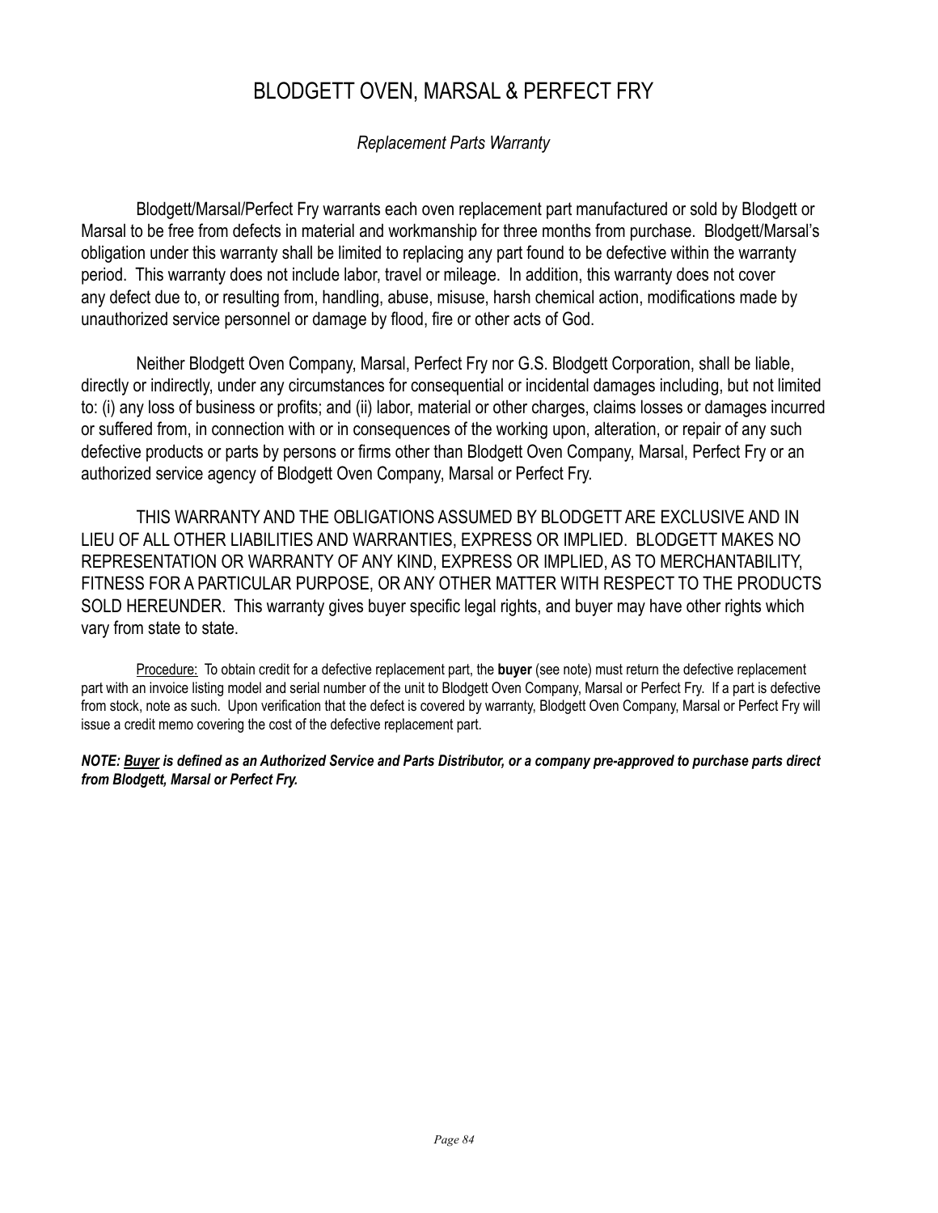# BLODGETT OVEN, MARSAL & PERFECT FRY

*Replacement Parts Warranty*

Blodgett/Marsal/Perfect Fry warrants each oven replacement part manufactured or sold by Blodgett or Marsal to be free from defects in material and workmanship for three months from purchase. Blodgett/Marsal's obligation under this warranty shall be limited to replacing any part found to be defective within the warranty period. This warranty does not include labor, travel or mileage. In addition, this warranty does not cover any defect due to, or resulting from, handling, abuse, misuse, harsh chemical action, modifications made by unauthorized service personnel or damage by flood, fire or other acts of God.

Neither Blodgett Oven Company, Marsal, Perfect Fry nor G.S. Blodgett Corporation, shall be liable, directly or indirectly, under any circumstances for consequential or incidental damages including, but not limited to: (i) any loss of business or profits; and (ii) labor, material or other charges, claims losses or damages incurred or suffered from, in connection with or in consequences of the working upon, alteration, or repair of any such defective products or parts by persons or firms other than Blodgett Oven Company, Marsal, Perfect Fry or an authorized service agency of Blodgett Oven Company, Marsal or Perfect Fry.

THIS WARRANTY AND THE OBLIGATIONS ASSUMED BY BLODGETT ARE EXCLUSIVE AND IN LIEU OF ALL OTHER LIABILITIES AND WARRANTIES, EXPRESS OR IMPLIED. BLODGETT MAKES NO REPRESENTATION OR WARRANTY OF ANY KIND, EXPRESS OR IMPLIED, AS TO MERCHANTABILITY, FITNESS FOR A PARTICULAR PURPOSE, OR ANY OTHER MATTER WITH RESPECT TO THE PRODUCTS SOLD HEREUNDER. This warranty gives buyer specific legal rights, and buyer may have other rights which vary from state to state.

Procedure: To obtain credit for a defective replacement part, the **buyer** (see note) must return the defective replacement part with an invoice listing model and serial number of the unit to Blodgett Oven Company, Marsal or Perfect Fry. If a part is defective from stock, note as such. Upon verification that the defect is covered by warranty, Blodgett Oven Company, Marsal or Perfect Fry will issue a credit memo covering the cost of the defective replacement part.

***NOTE: Buyer is defined as an Authorized Service and Parts Distributor, or a company pre-approved to purchase parts direct from Blodgett, Marsal or Perfect Fry.***